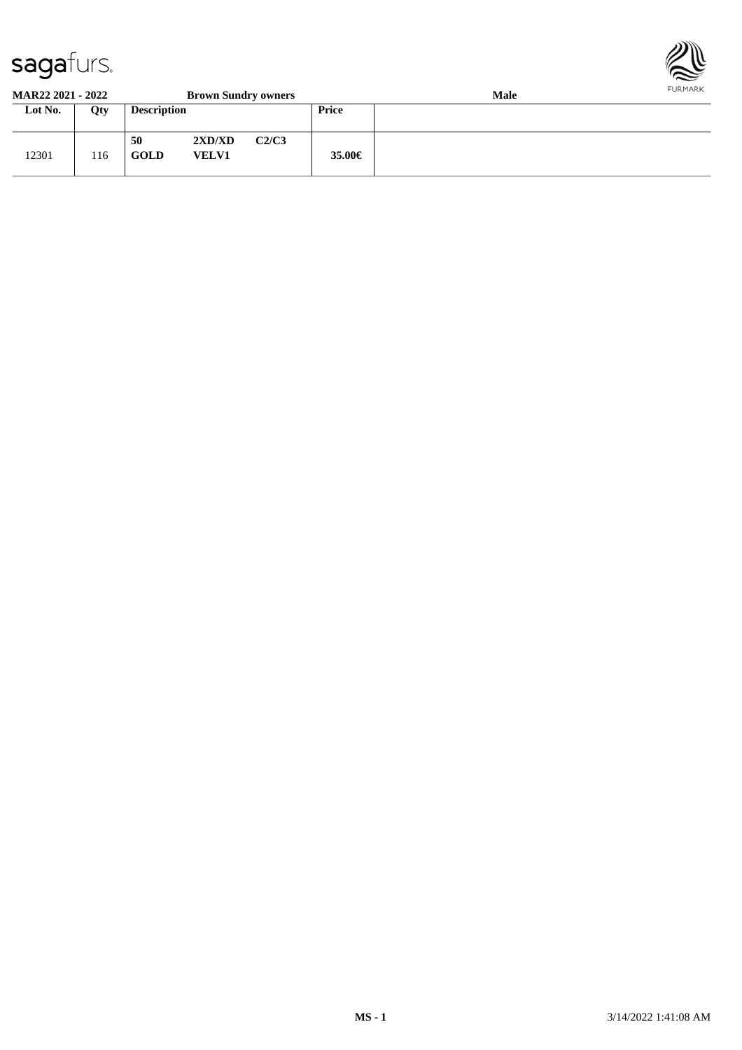sagafurs.

**MAR22 2021 - 2022** **Brown Sundry owners** **Male**

| Lot No. | Qty | Description | | | Price | |
|---|---|---|---|---|---|---|
| 12301 | 116 | **50** **GOLD** | **2XD/XD** **VELV1** | **C2/C3** | **35.00€** | |

**MS - 1** 3/14/2022 1:41:08 AM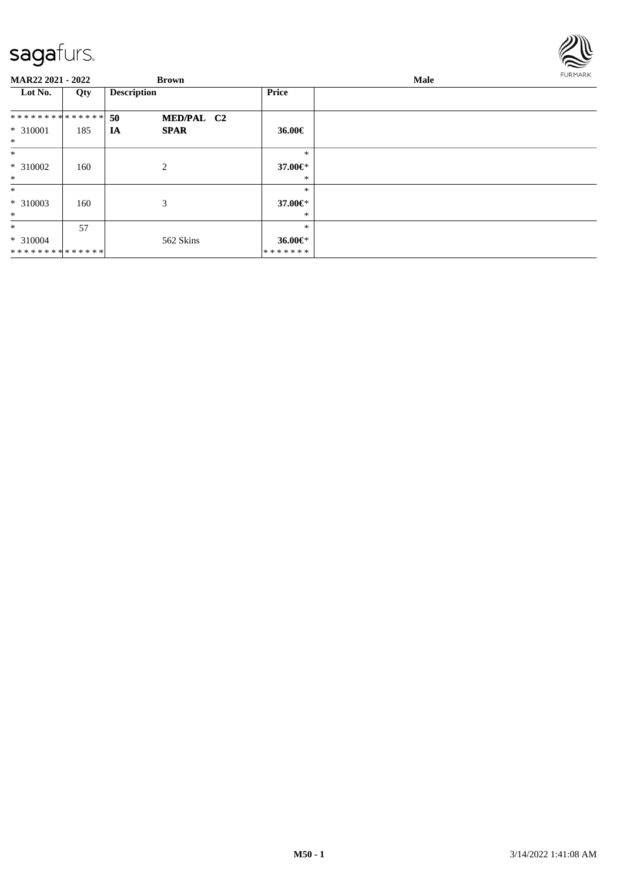| MAR22 2021 - 2022 | | Brown | | Male |
|---|---|---|---|---|
| **Lot No.** | **Qty** | **Description** | **Price** | |
| ************** | | **50** **MED/PAL C2** | | |
| * 310001 | 185 | **IA** **SPAR** | **36.00€** | |
| * | | | | |
| * | | | * | |
| * 310002 | 160 | 2 | **37.00€*** | |
| * | | | * | |
| * | | | * | |
| * 310003 | 160 | 3 | **37.00€*** | |
| * | | | * | |
| * | 57 | | * | |
| * 310004 | | 562 Skins | **36.00€*** | |
| ************** | | | ******* | |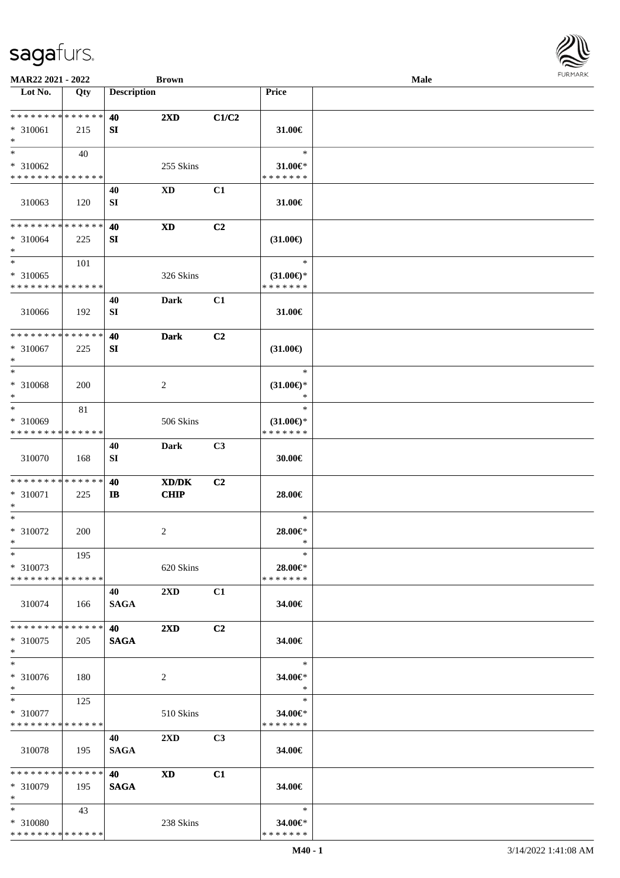| Lot No. | Qty | Description | | | Price | |
|---|---|---|---|---|---|---|
| * * * * * * * * * * * * * * | | 40 | 2XD | C1/C2 | | |
| * 310061 | 215 | SI | | | 31.00€ | |
| * | | | | | | |
| * | 40 | | | | * | |
| * 310062 | | | 255 Skins | | 31.00€* | |
| * * * * * * * * * * * * * * | | | | | * * * * * * * | |
| | | 40 | XD | C1 | | |
| 310063 | 120 | SI | | | 31.00€ | |
| * * * * * * * * * * * * * * | | 40 | XD | C2 | | |
| * 310064 | 225 | SI | | | (31.00€) | |
| * | | | | | | |
| * | 101 | | | | * | |
| * 310065 | | | 326 Skins | | (31.00€)* | |
| * * * * * * * * * * * * * * | | | | | * * * * * * * | |
| | | 40 | Dark | C1 | | |
| 310066 | 192 | SI | | | 31.00€ | |
| * * * * * * * * * * * * * * | | 40 | Dark | C2 | | |
| * 310067 | 225 | SI | | | (31.00€) | |
| * | | | | | | |
| * | | | | | * | |
| * 310068 | 200 | | 2 | | (31.00€)* | |
| * | | | | | * | |
| * | 81 | | | | * | |
| * 310069 | | | 506 Skins | | (31.00€)* | |
| * * * * * * * * * * * * * * | | | | | * * * * * * * | |
| | | 40 | Dark | C3 | | |
| 310070 | 168 | SI | | | 30.00€ | |
| * * * * * * * * * * * * * * | | 40 | XD/DK | C2 | | |
| * 310071 | 225 | IB | CHIP | | 28.00€ | |
| * | | | | | | |
| * | | | | | * | |
| * 310072 | 200 | | 2 | | 28.00€* | |
| * | | | | | * | |
| * | 195 | | | | * | |
| * 310073 | | | 620 Skins | | 28.00€* | |
| * * * * * * * * * * * * * * | | | | | * * * * * * * | |
| | | 40 | 2XD | C1 | | |
| 310074 | 166 | SAGA | | | 34.00€ | |
| * * * * * * * * * * * * * * | | 40 | 2XD | C2 | | |
| * 310075 | 205 | SAGA | | | 34.00€ | |
| * | | | | | | |
| * | | | | | * | |
| * 310076 | 180 | | 2 | | 34.00€* | |
| * | | | | | * | |
| * | 125 | | | | * | |
| * 310077 | | | 510 Skins | | 34.00€* | |
| * * * * * * * * * * * * * * | | | | | * * * * * * * | |
| | | 40 | 2XD | C3 | | |
| 310078 | 195 | SAGA | | | 34.00€ | |
| * * * * * * * * * * * * * * | | 40 | XD | C1 | | |
| * 310079 | 195 | SAGA | | | 34.00€ | |
| * | | | | | | |
| * | 43 | | | | * | |
| * 310080 | | | 238 Skins | | 34.00€* | |
| * * * * * * * * * * * * * * | | | | | * * * * * * * | |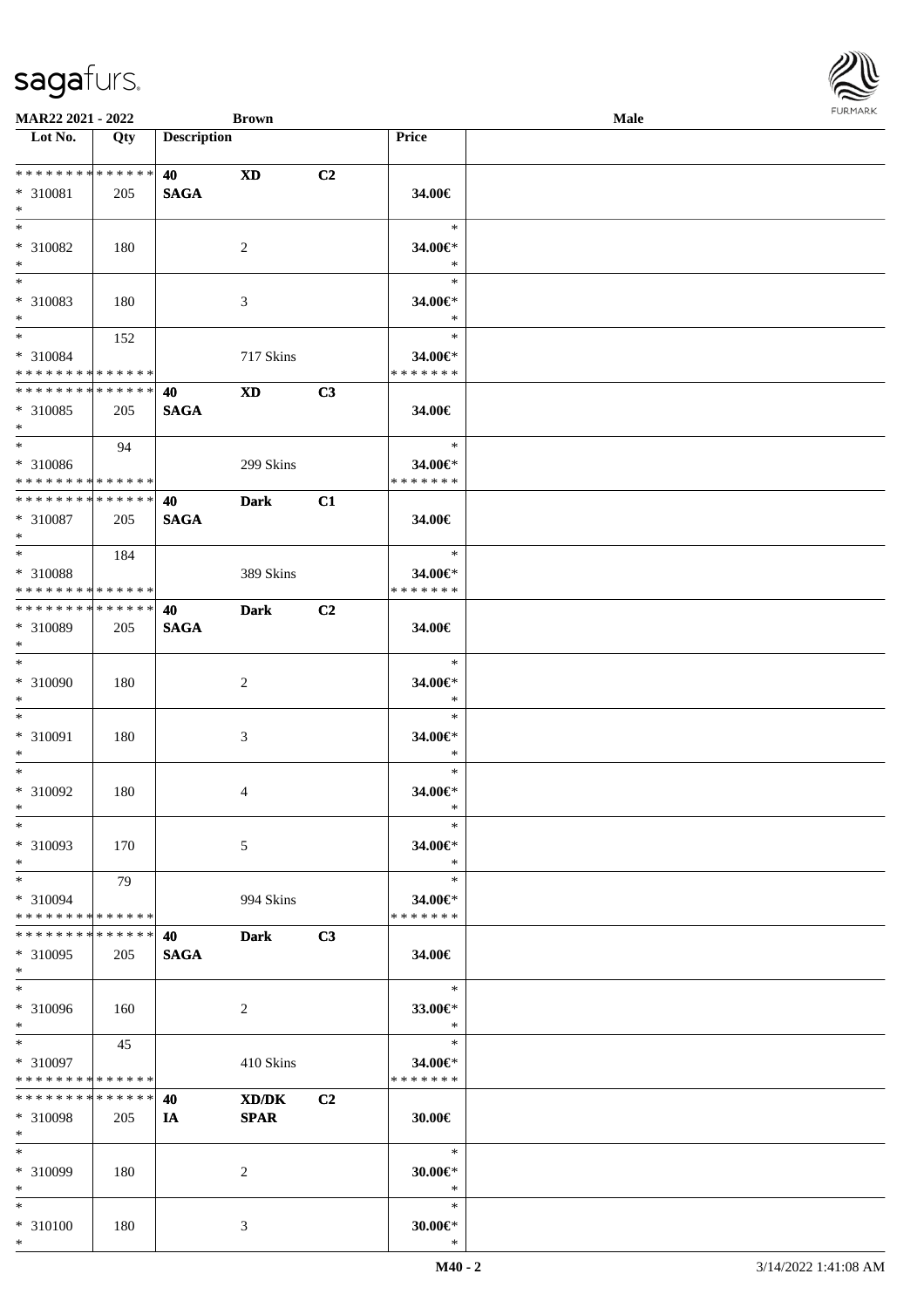MAR22 2021 - 2022 — Brown — Male

| Lot No. | Qty | Description | | | Price | |
|---|---|---|---|---|---|---|
| * * * * * * * * * * * * * * | | 40 | XD | C2 | | |
| * 310081 | 205 | SAGA | | | 34.00€ | |
| * | | | | | | |
| * | | | | | * | |
| * 310082 | 180 | | 2 | | 34.00€* | |
| * | | | | | * | |
| * | | | | | * | |
| * 310083 | 180 | | 3 | | 34.00€* | |
| * | | | | | * | |
| * | 152 | | | | * | |
| * 310084 | | | 717 Skins | | 34.00€* | |
| * * * * * * * * * * * * * * | | | | | * * * * * * * | |
| * * * * * * * * * * * * * * | | 40 | XD | C3 | | |
| * 310085 | 205 | SAGA | | | 34.00€ | |
| * | | | | | | |
| * | 94 | | | | * | |
| * 310086 | | | 299 Skins | | 34.00€* | |
| * * * * * * * * * * * * * * | | | | | * * * * * * * | |
| * * * * * * * * * * * * * * | | 40 | Dark | C1 | | |
| * 310087 | 205 | SAGA | | | 34.00€ | |
| * | | | | | | |
| * | 184 | | | | * | |
| * 310088 | | | 389 Skins | | 34.00€* | |
| * * * * * * * * * * * * * * | | | | | * * * * * * * | |
| * * * * * * * * * * * * * * | | 40 | Dark | C2 | | |
| * 310089 | 205 | SAGA | | | 34.00€ | |
| * | | | | | | |
| * | | | | | * | |
| * 310090 | 180 | | 2 | | 34.00€* | |
| * | | | | | * | |
| * | | | | | * | |
| * 310091 | 180 | | 3 | | 34.00€* | |
| * | | | | | * | |
| * | | | | | * | |
| * 310092 | 180 | | 4 | | 34.00€* | |
| * | | | | | * | |
| * | | | | | * | |
| * 310093 | 170 | | 5 | | 34.00€* | |
| * | | | | | * | |
| * | 79 | | | | * | |
| * 310094 | | | 994 Skins | | 34.00€* | |
| * * * * * * * * * * * * * * | | | | | * * * * * * * | |
| * * * * * * * * * * * * * * | | 40 | Dark | C3 | | |
| * 310095 | 205 | SAGA | | | 34.00€ | |
| * | | | | | | |
| * | | | | | * | |
| * 310096 | 160 | | 2 | | 33.00€* | |
| * | | | | | * | |
| * | 45 | | | | * | |
| * 310097 | | | 410 Skins | | 34.00€* | |
| * * * * * * * * * * * * * * | | | | | * * * * * * * | |
| * * * * * * * * * * * * * * | | 40 | XD/DK | C2 | | |
| * 310098 | 205 | IA | SPAR | | 30.00€ | |
| * | | | | | | |
| * | | | | | * | |
| * 310099 | 180 | | 2 | | 30.00€* | |
| * | | | | | * | |
| * | | | | | * | |
| * 310100 | 180 | | 3 | | 30.00€* | |
| * | | | | | * | |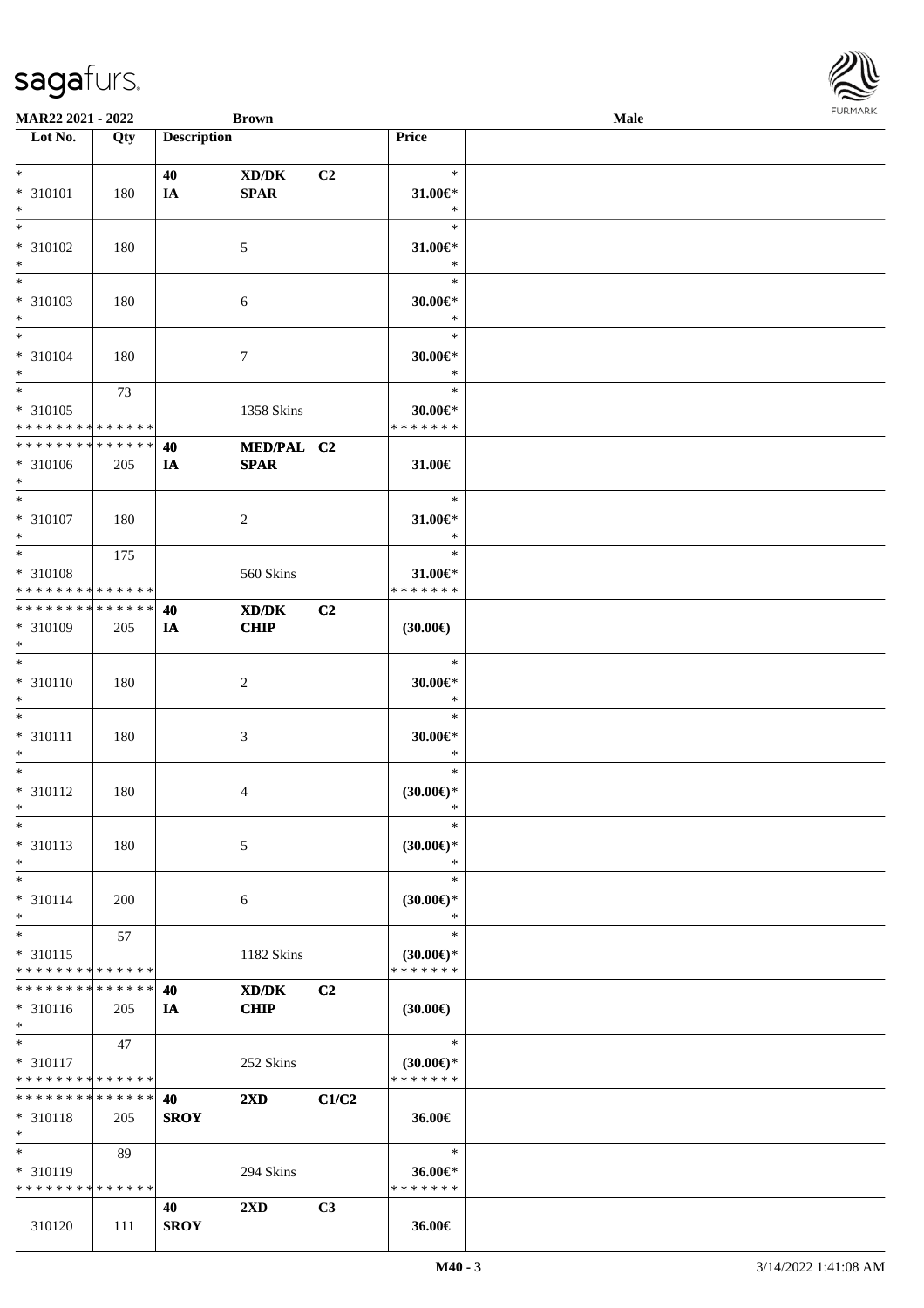**MAR22 2021 - 2022** **Brown** **Male**

| Lot No. | Qty | Description | | | Price |
|---|---|---|---|---|---|
| * | | 40 | XD/DK | C2 | * |
| * 310101 | 180 | IA | SPAR | | 31.00€* |
| * | | | | | * |
| * | | | | | * |
| * 310102 | 180 | | 5 | | 31.00€* |
| * | | | | | * |
| * | | | | | * |
| * 310103 | 180 | | 6 | | 30.00€* |
| * | | | | | * |
| * | | | | | * |
| * 310104 | 180 | | 7 | | 30.00€* |
| * | | | | | * |
| * | 73 | | | | * |
| * 310105 | | | 1358 Skins | | 30.00€* |
| * * * * * * * * * * * * * * | | | | | * * * * * * * |
| * * * * * * * * * * * * * * | | 40 | MED/PAL | C2 | |
| * 310106 | 205 | IA | SPAR | | 31.00€ |
| * | | | | | |
| * | | | | | * |
| * 310107 | 180 | | 2 | | 31.00€* |
| * | | | | | * |
| * | 175 | | | | * |
| * 310108 | | | 560 Skins | | 31.00€* |
| * * * * * * * * * * * * * * | | | | | * * * * * * * |
| * * * * * * * * * * * * * * | | 40 | XD/DK | C2 | |
| * 310109 | 205 | IA | CHIP | | (30.00€) |
| * | | | | | |
| * | | | | | * |
| * 310110 | 180 | | 2 | | 30.00€* |
| * | | | | | * |
| * | | | | | * |
| * 310111 | 180 | | 3 | | 30.00€* |
| * | | | | | * |
| * | | | | | * |
| * 310112 | 180 | | 4 | | (30.00€)* |
| * | | | | | * |
| * | | | | | * |
| * 310113 | 180 | | 5 | | (30.00€)* |
| * | | | | | * |
| * | | | | | * |
| * 310114 | 200 | | 6 | | (30.00€)* |
| * | | | | | * |
| * | 57 | | | | * |
| * 310115 | | | 1182 Skins | | (30.00€)* |
| * * * * * * * * * * * * * * | | | | | * * * * * * * |
| * * * * * * * * * * * * * * | | 40 | XD/DK | C2 | |
| * 310116 | 205 | IA | CHIP | | (30.00€) |
| * | | | | | |
| * | 47 | | | | * |
| * 310117 | | | 252 Skins | | (30.00€)* |
| * * * * * * * * * * * * * * | | | | | * * * * * * * |
| * * * * * * * * * * * * * * | | 40 | 2XD | C1/C2 | |
| * 310118 | 205 | SROY | | | 36.00€ |
| * | | | | | |
| * | 89 | | | | * |
| * 310119 | | | 294 Skins | | 36.00€* |
| * * * * * * * * * * * * * * | | | | | * * * * * * * |
| | | 40 | 2XD | C3 | |
| 310120 | 111 | SROY | | | 36.00€ |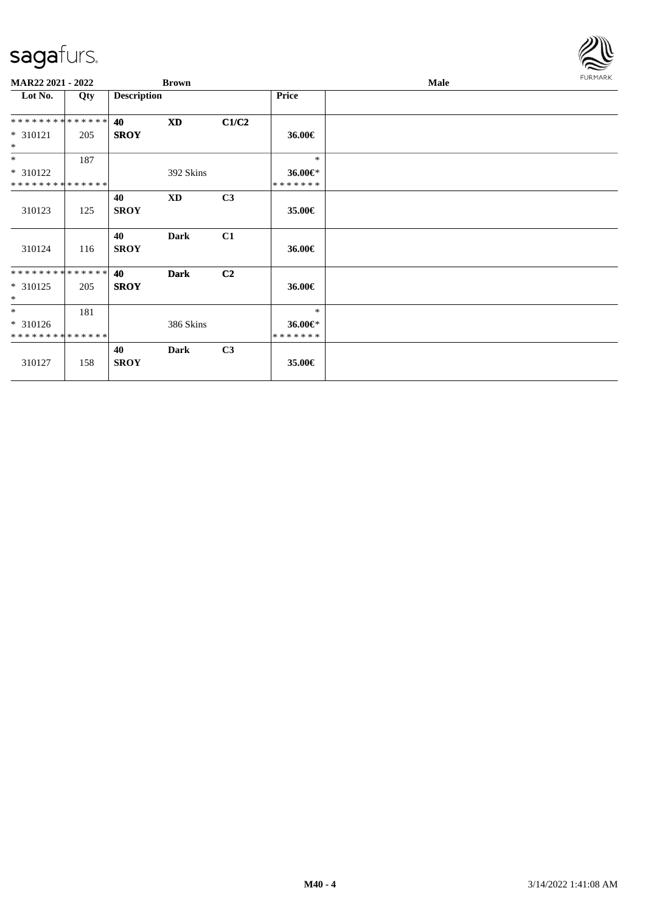| Lot No. | Qty | Description | | | Price | |
|---|---|---|---|---|---|---|
| ************** | | 40 | XD | C1/C2 | | |
| * 310121 | 205 | SROY | | | 36.00€ | |
| * | | | | | | |
| * | 187 | | | | * | |
| * 310122 | | | 392 Skins | | 36.00€* | |
| ************** | | | | | ******* | |
| | | 40 | XD | C3 | | |
| 310123 | 125 | SROY | | | 35.00€ | |
| | | 40 | Dark | C1 | | |
| 310124 | 116 | SROY | | | 36.00€ | |
| ************** | | 40 | Dark | C2 | | |
| * 310125 | 205 | SROY | | | 36.00€ | |
| * | | | | | | |
| * | 181 | | | | * | |
| * 310126 | | | 386 Skins | | 36.00€* | |
| ************** | | | | | ******* | |
| | | 40 | Dark | C3 | | |
| 310127 | 158 | SROY | | | 35.00€ | |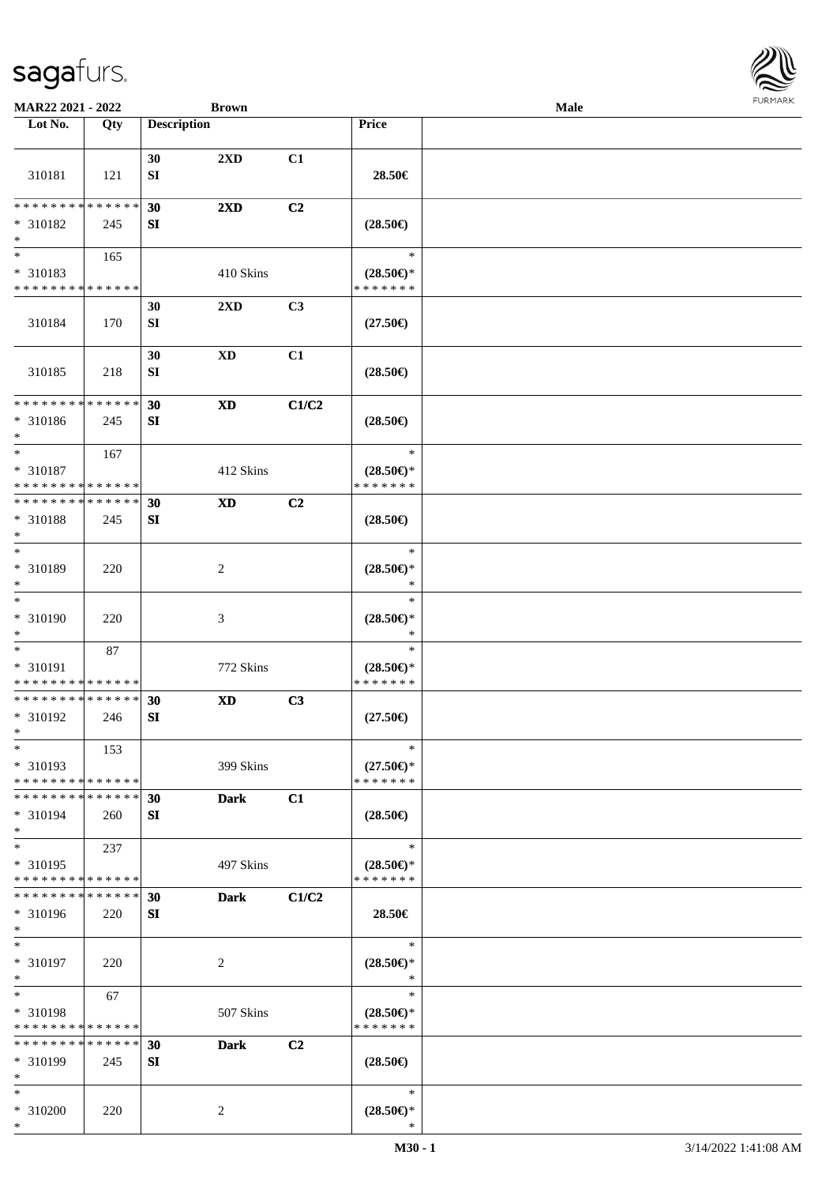MAR22 2021 - 2022 | Brown | Male

| Lot No. | Qty | Description | | | Price | |
|---|---|---|---|---|---|---|
| 310181 | 121 | 30 SI | 2XD | C1 | 28.50€ | |
| * * * * * * * * * * * * * * * 310182 * | 245 | 30 SI | 2XD | C2 | (28.50€) | |
| * * 310183 * * * * * * * * * * * * * * | 165 | | 410 Skins | | * (28.50€)* * * * * * * * | |
| 310184 | 170 | 30 SI | 2XD | C3 | (27.50€) | |
| 310185 | 218 | 30 SI | XD | C1 | (28.50€) | |
| * * * * * * * * * * * * * * * 310186 * | 245 | 30 SI | XD | C1/C2 | (28.50€) | |
| * * 310187 * * * * * * * * * * * * * * | 167 | | 412 Skins | | * (28.50€)* * * * * * * * | |
| * * * * * * * * * * * * * * * 310188 * | 245 | 30 SI | XD | C2 | (28.50€) | |
| * * 310189 * | 220 | | 2 | | * (28.50€)* * | |
| * * 310190 * | 220 | | 3 | | * (28.50€)* * | |
| * * 310191 * * * * * * * * * * * * * * | 87 | | 772 Skins | | * (28.50€)* * * * * * * * | |
| * * * * * * * * * * * * * * * 310192 * | 246 | 30 SI | XD | C3 | (27.50€) | |
| * * 310193 * * * * * * * * * * * * * * | 153 | | 399 Skins | | * (27.50€)* * * * * * * * | |
| * * * * * * * * * * * * * * * 310194 * | 260 | 30 SI | Dark | C1 | (28.50€) | |
| * * 310195 * * * * * * * * * * * * * * | 237 | | 497 Skins | | * (28.50€)* * * * * * * * | |
| * * * * * * * * * * * * * * * 310196 * | 220 | 30 SI | Dark | C1/C2 | 28.50€ | |
| * * 310197 * | 220 | | 2 | | * (28.50€)* * | |
| * * 310198 * * * * * * * * * * * * * * | 67 | | 507 Skins | | * (28.50€)* * * * * * * * | |
| * * * * * * * * * * * * * * * 310199 * | 245 | 30 SI | Dark | C2 | (28.50€) | |
| * * 310200 * | 220 | | 2 | | * (28.50€)* * | |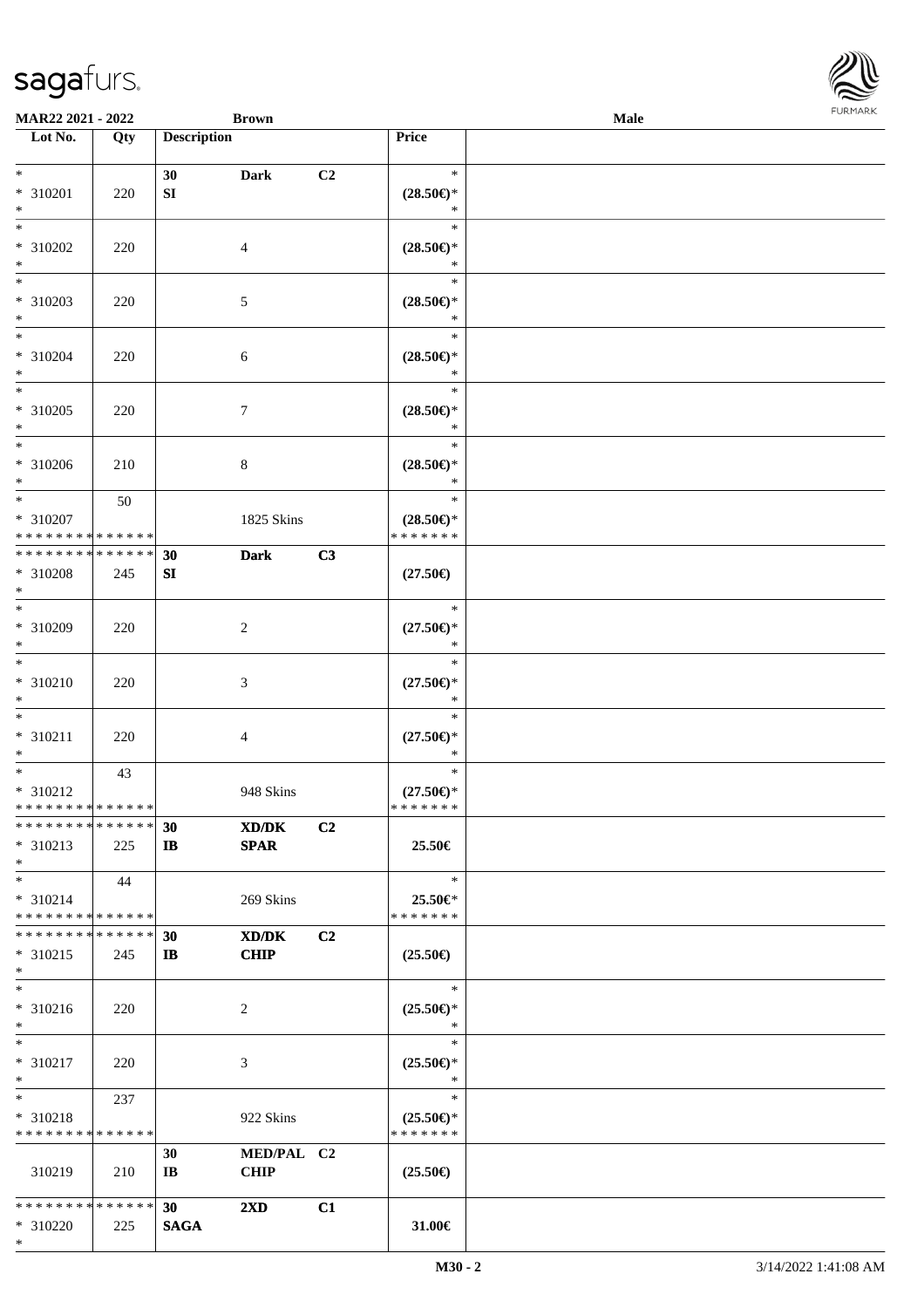| Lot No. | Qty | Description | | | Price | |
|---|---|---|---|---|---|---|
| * | | 30 | Dark | C2 | * | |
| * 310201 | 220 | SI | | | (28.50€)* | |
| * | | | | | * | |
| * | | | | | * | |
| * 310202 | 220 | | 4 | | (28.50€)* | |
| * | | | | | * | |
| * | | | | | * | |
| * 310203 | 220 | | 5 | | (28.50€)* | |
| * | | | | | * | |
| * | | | | | * | |
| * 310204 | 220 | | 6 | | (28.50€)* | |
| * | | | | | * | |
| * | | | | | * | |
| * 310205 | 220 | | 7 | | (28.50€)* | |
| * | | | | | * | |
| * | | | | | * | |
| * 310206 | 210 | | 8 | | (28.50€)* | |
| * | | | | | * | |
| * | 50 | | | | * | |
| * 310207 | | | 1825 Skins | | (28.50€)* | |
| * * * * * * * * * * * * * * | | | | | * * * * * * * | |
| * * * * * * * * * * * * * * | | 30 | Dark | C3 | | |
| * 310208 | 245 | SI | | | (27.50€) | |
| * | | | | | | |
| * | | | | | * | |
| * 310209 | 220 | | 2 | | (27.50€)* | |
| * | | | | | * | |
| * | | | | | * | |
| * 310210 | 220 | | 3 | | (27.50€)* | |
| * | | | | | * | |
| * | | | | | * | |
| * 310211 | 220 | | 4 | | (27.50€)* | |
| * | | | | | * | |
| * | 43 | | | | * | |
| * 310212 | | | 948 Skins | | (27.50€)* | |
| * * * * * * * * * * * * * * | | | | | * * * * * * * | |
| * * * * * * * * * * * * * * | | 30 | XD/DK | C2 | | |
| * 310213 | 225 | IB | SPAR | | 25.50€ | |
| * | | | | | | |
| * | 44 | | | | * | |
| * 310214 | | | 269 Skins | | 25.50€* | |
| * * * * * * * * * * * * * * | | | | | * * * * * * * | |
| * * * * * * * * * * * * * * | | 30 | XD/DK | C2 | | |
| * 310215 | 245 | IB | CHIP | | (25.50€) | |
| * | | | | | | |
| * | | | | | * | |
| * 310216 | 220 | | 2 | | (25.50€)* | |
| * | | | | | * | |
| * | | | | | * | |
| * 310217 | 220 | | 3 | | (25.50€)* | |
| * | | | | | * | |
| * | 237 | | | | * | |
| * 310218 | | | 922 Skins | | (25.50€)* | |
| * * * * * * * * * * * * * * | | | | | * * * * * * * | |
| | | 30 | MED/PAL | C2 | | |
| 310219 | 210 | IB | CHIP | | (25.50€) | |
| * * * * * * * * * * * * * * | | 30 | 2XD | C1 | | |
| * 310220 | 225 | SAGA | | | 31.00€ | |
| * | | | | | | |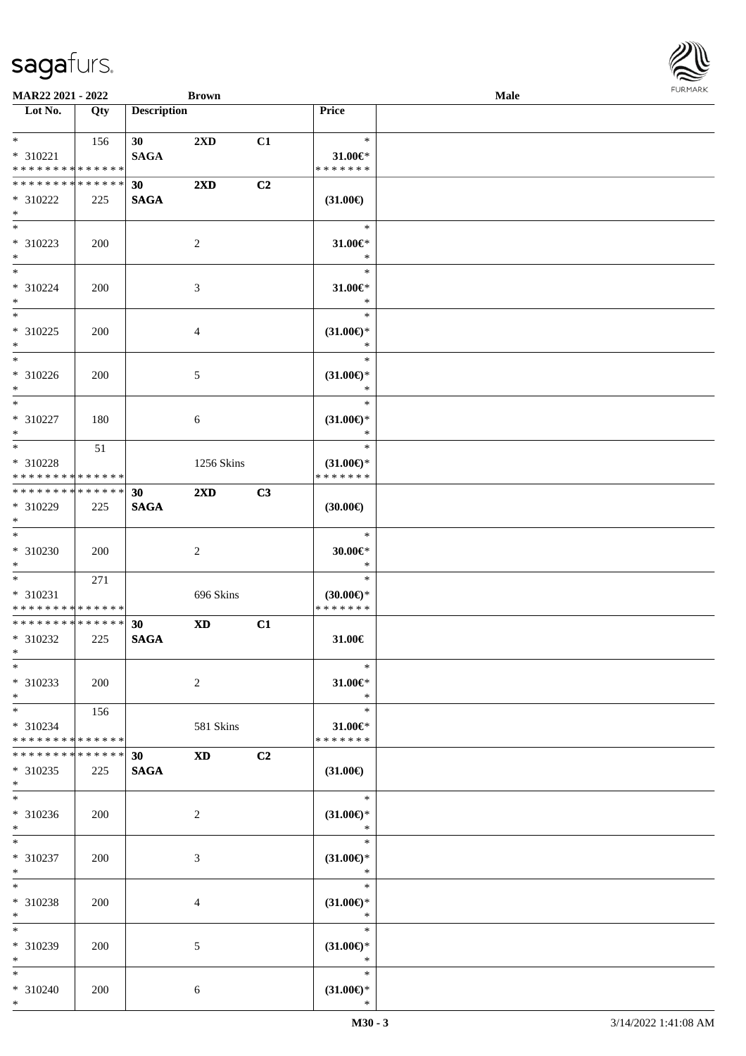| Lot No. | Qty | Description | | | Price | |
|---|---|---|---|---|---|---|
| * | 156 | 30 | 2XD | C1 | * | |
| * 310221 | | SAGA | | | 31.00€* | |
| * * * * * * * * * * * * * * | | | | | * * * * * * * | |
| * * * * * * * * * * * * * * | | 30 | 2XD | C2 | | |
| * 310222 | 225 | SAGA | | | (31.00€) | |
| * | | | | | | |
| * | | | | | * | |
| * 310223 | 200 | | 2 | | 31.00€* | |
| * | | | | | * | |
| * | | | | | * | |
| * 310224 | 200 | | 3 | | 31.00€* | |
| * | | | | | * | |
| * | | | | | * | |
| * 310225 | 200 | | 4 | | (31.00€)* | |
| * | | | | | * | |
| * | | | | | * | |
| * 310226 | 200 | | 5 | | (31.00€)* | |
| * | | | | | * | |
| * | | | | | * | |
| * 310227 | 180 | | 6 | | (31.00€)* | |
| * | | | | | * | |
| * | 51 | | | | * | |
| * 310228 | | | 1256 Skins | | (31.00€)* | |
| * * * * * * * * * * * * * * | | | | | * * * * * * * | |
| * * * * * * * * * * * * * * | | 30 | 2XD | C3 | | |
| * 310229 | 225 | SAGA | | | (30.00€) | |
| * | | | | | | |
| * | | | | | * | |
| * 310230 | 200 | | 2 | | 30.00€* | |
| * | | | | | * | |
| * | 271 | | | | * | |
| * 310231 | | | 696 Skins | | (30.00€)* | |
| * * * * * * * * * * * * * * | | | | | * * * * * * * | |
| * * * * * * * * * * * * * * | | 30 | XD | C1 | | |
| * 310232 | 225 | SAGA | | | 31.00€ | |
| * | | | | | | |
| * | | | | | * | |
| * 310233 | 200 | | 2 | | 31.00€* | |
| * | | | | | * | |
| * | 156 | | | | * | |
| * 310234 | | | 581 Skins | | 31.00€* | |
| * * * * * * * * * * * * * * | | | | | * * * * * * * | |
| * * * * * * * * * * * * * * | | 30 | XD | C2 | | |
| * 310235 | 225 | SAGA | | | (31.00€) | |
| * | | | | | | |
| * | | | | | * | |
| * 310236 | 200 | | 2 | | (31.00€)* | |
| * | | | | | * | |
| * | | | | | * | |
| * 310237 | 200 | | 3 | | (31.00€)* | |
| * | | | | | * | |
| * | | | | | * | |
| * 310238 | 200 | | 4 | | (31.00€)* | |
| * | | | | | * | |
| * | | | | | * | |
| * 310239 | 200 | | 5 | | (31.00€)* | |
| * | | | | | * | |
| * | | | | | * | |
| * 310240 | 200 | | 6 | | (31.00€)* | |
| * | | | | | * | |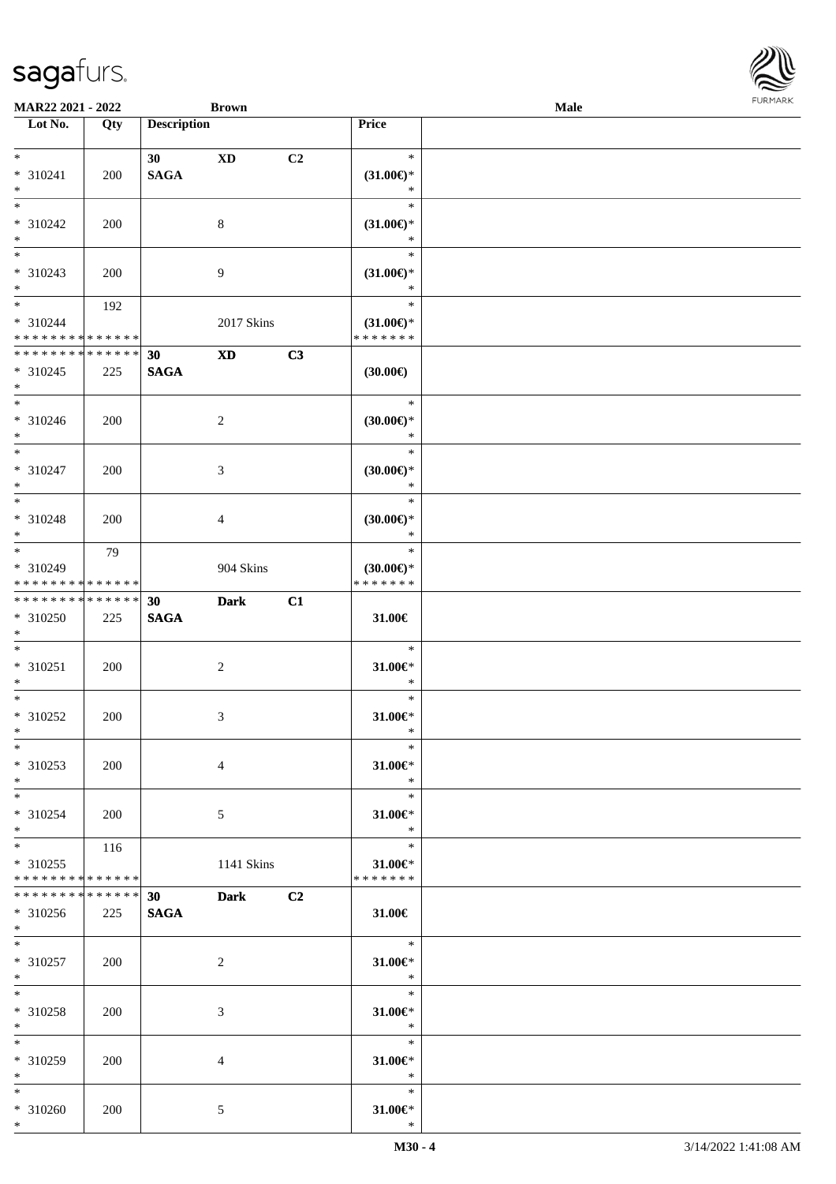| Lot No. | Qty | Description | | | Price |
|---|---|---|---|---|---|
| * <br> * 310241 <br> * | 200 | 30 <br> **SAGA** | **XD** | C2 | * <br> **(31.00€)*** <br> * |
| * <br> * 310242 <br> * | 200 | | 8 | | * <br> **(31.00€)*** <br> * |
| * <br> * 310243 <br> * | 200 | | 9 | | * <br> **(31.00€)*** <br> * |
| * <br> * 310244 <br> * * * * * * * * * * * * * * | 192 | | 2017 Skins | | * <br> **(31.00€)*** <br> * * * * * * * |
| * * * * * * * * * * * * * * <br> * 310245 <br> * | 225 | **30** <br> **SAGA** | **XD** | **C3** | **(30.00€)** |
| * <br> * 310246 <br> * | 200 | | 2 | | * <br> **(30.00€)*** <br> * |
| * <br> * 310247 <br> * | 200 | | 3 | | * <br> **(30.00€)*** <br> * |
| * <br> * 310248 <br> * | 200 | | 4 | | * <br> **(30.00€)*** <br> * |
| * <br> * 310249 <br> * * * * * * * * * * * * * * | 79 | | 904 Skins | | * <br> **(30.00€)*** <br> * * * * * * * |
| * * * * * * * * * * * * * * <br> * 310250 <br> * | 225 | **30** <br> **SAGA** | **Dark** | **C1** | **31.00€** |
| * <br> * 310251 <br> * | 200 | | 2 | | * <br> **31.00€*** <br> * |
| * <br> * 310252 <br> * | 200 | | 3 | | * <br> **31.00€*** <br> * |
| * <br> * 310253 <br> * | 200 | | 4 | | * <br> **31.00€*** <br> * |
| * <br> * 310254 <br> * | 200 | | 5 | | * <br> **31.00€*** <br> * |
| * <br> * 310255 <br> * * * * * * * * * * * * * * | 116 | | 1141 Skins | | * <br> **31.00€*** <br> * * * * * * * |
| * * * * * * * * * * * * * * <br> * 310256 <br> * | 225 | **30** <br> **SAGA** | **Dark** | **C2** | **31.00€** |
| * <br> * 310257 <br> * | 200 | | 2 | | * <br> **31.00€*** <br> * |
| * <br> * 310258 <br> * | 200 | | 3 | | * <br> **31.00€*** <br> * |
| * <br> * 310259 <br> * | 200 | | 4 | | * <br> **31.00€*** <br> * |
| * <br> * 310260 <br> * | 200 | | 5 | | * <br> **31.00€*** <br> * |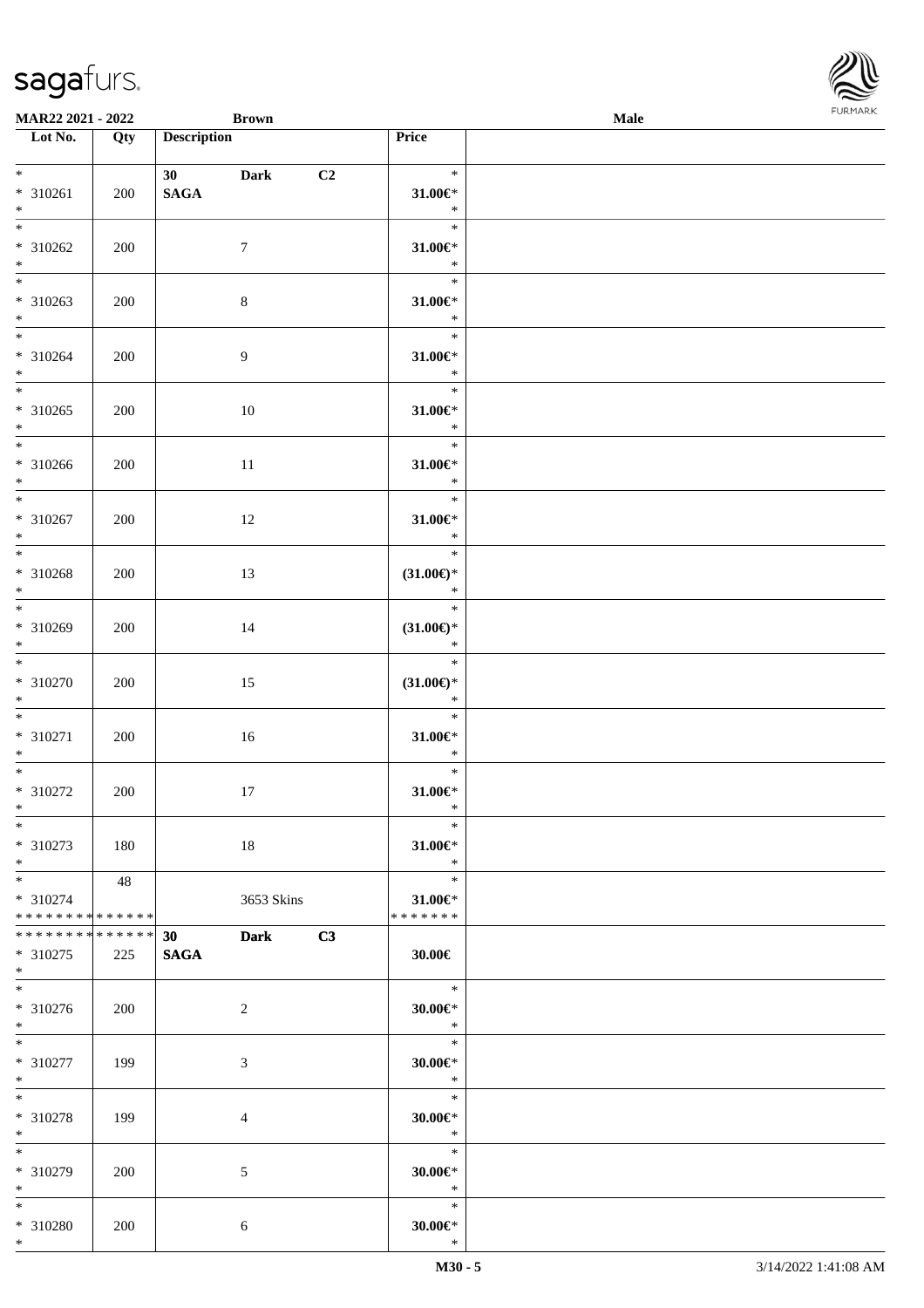MAR22 2021 - 2022 | Brown | Male

| Lot No. | Qty | Description | Price | |
|---|---|---|---|---|
| * <br> * 310261 <br> * | 200 | 30 Dark C2 <br> SAGA | * <br> 31.00€* <br> * | |
| * <br> * 310262 <br> * | 200 | 7 | * <br> 31.00€* <br> * | |
| * <br> * 310263 <br> * | 200 | 8 | * <br> 31.00€* <br> * | |
| * <br> * 310264 <br> * | 200 | 9 | * <br> 31.00€* <br> * | |
| * <br> * 310265 <br> * | 200 | 10 | * <br> 31.00€* <br> * | |
| * <br> * 310266 <br> * | 200 | 11 | * <br> 31.00€* <br> * | |
| * <br> * 310267 <br> * | 200 | 12 | * <br> 31.00€* <br> * | |
| * <br> * 310268 <br> * | 200 | 13 | * <br> (31.00€)* <br> * | |
| * <br> * 310269 <br> * | 200 | 14 | * <br> (31.00€)* <br> * | |
| * <br> * 310270 <br> * | 200 | 15 | * <br> (31.00€)* <br> * | |
| * <br> * 310271 <br> * | 200 | 16 | * <br> 31.00€* <br> * | |
| * <br> * 310272 <br> * | 200 | 17 | * <br> 31.00€* <br> * | |
| * <br> * 310273 <br> * | 180 | 18 | * <br> 31.00€* <br> * | |
| * <br> * 310274 <br> ************** | 48 | 3653 Skins | * <br> 31.00€* <br> ******* | |
| ************** <br> * 310275 <br> * | 225 | 30 Dark C3 <br> SAGA | 30.00€ | |
| * <br> * 310276 <br> * | 200 | 2 | * <br> 30.00€* <br> * | |
| * <br> * 310277 <br> * | 199 | 3 | * <br> 30.00€* <br> * | |
| * <br> * 310278 <br> * | 199 | 4 | * <br> 30.00€* <br> * | |
| * <br> * 310279 <br> * | 200 | 5 | * <br> 30.00€* <br> * | |
| * <br> * 310280 <br> * | 200 | 6 | * <br> 30.00€* <br> * | |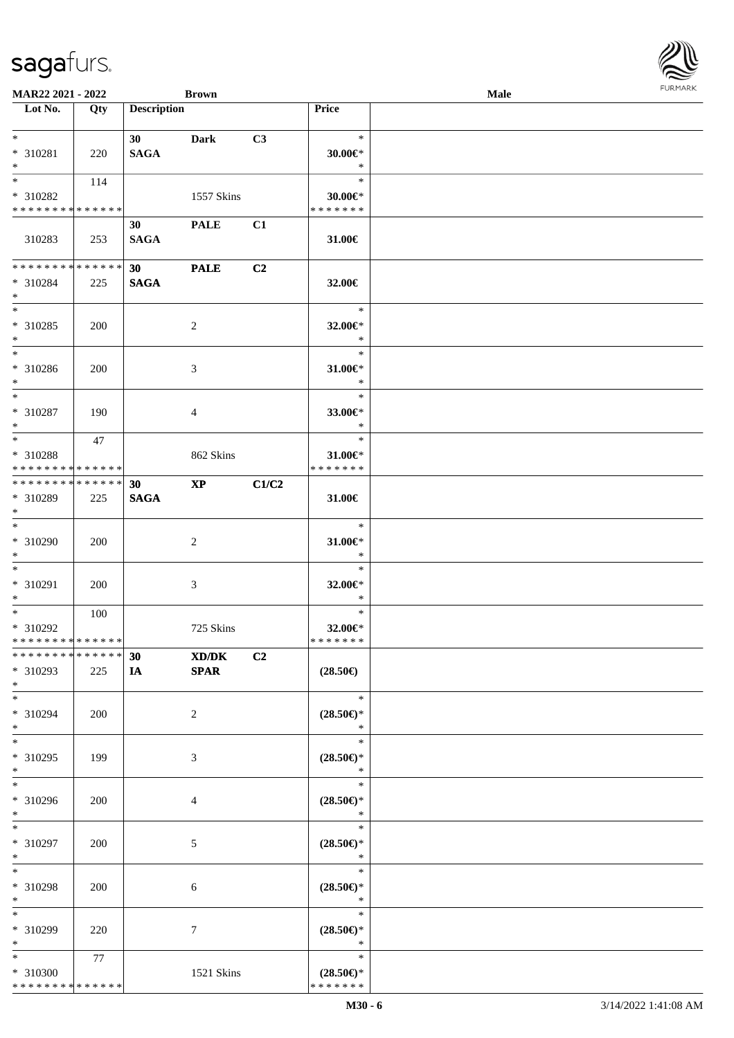| Lot No. | Qty | Description | | | Price | |
|---|---|---|---|---|---|---|
| *<br>* 310281<br>* | 220 | 30<br>**SAGA** | **Dark** | **C3** | *<br>**30.00€***<br>* | |
| *<br>* 310282<br>* * * * * * * * * * * * * * | 114 | | 1557 Skins | | *<br>**30.00€***<br>* * * * * * * | |
| 310283 | 253 | 30<br>**SAGA** | **PALE** | **C1** | **31.00€** | |
| * * * * * * * * * * * * * *<br>* 310284<br>* | 225 | 30<br>**SAGA** | **PALE** | **C2** | **32.00€** | |
| *<br>* 310285<br>* | 200 | | 2 | | *<br>**32.00€***<br>* | |
| *<br>* 310286<br>* | 200 | | 3 | | *<br>**31.00€***<br>* | |
| *<br>* 310287<br>* | 190 | | 4 | | *<br>**33.00€***<br>* | |
| *<br>* 310288<br>* * * * * * * * * * * * * * | 47 | | 862 Skins | | *<br>**31.00€***<br>* * * * * * * | |
| * * * * * * * * * * * * * *<br>* 310289<br>* | 225 | 30<br>**SAGA** | **XP** | **C1/C2** | **31.00€** | |
| *<br>* 310290<br>* | 200 | | 2 | | *<br>**31.00€***<br>* | |
| *<br>* 310291<br>* | 200 | | 3 | | *<br>**32.00€***<br>* | |
| *<br>* 310292<br>* * * * * * * * * * * * * * | 100 | | 725 Skins | | *<br>**32.00€***<br>* * * * * * * | |
| * * * * * * * * * * * * * *<br>* 310293<br>* | 225 | 30<br>**IA** | **XD/DK**<br>**SPAR** | **C2** | **(28.50€)** | |
| *<br>* 310294<br>* | 200 | | 2 | | *<br>**(28.50€)***<br>* | |
| *<br>* 310295<br>* | 199 | | 3 | | *<br>**(28.50€)***<br>* | |
| *<br>* 310296<br>* | 200 | | 4 | | *<br>**(28.50€)***<br>* | |
| *<br>* 310297<br>* | 200 | | 5 | | *<br>**(28.50€)***<br>* | |
| *<br>* 310298<br>* | 200 | | 6 | | *<br>**(28.50€)***<br>* | |
| *<br>* 310299<br>* | 220 | | 7 | | *<br>**(28.50€)***<br>* | |
| *<br>* 310300<br>* * * * * * * * * * * * * * | 77 | | 1521 Skins | | *<br>**(28.50€)***<br>* * * * * * * | |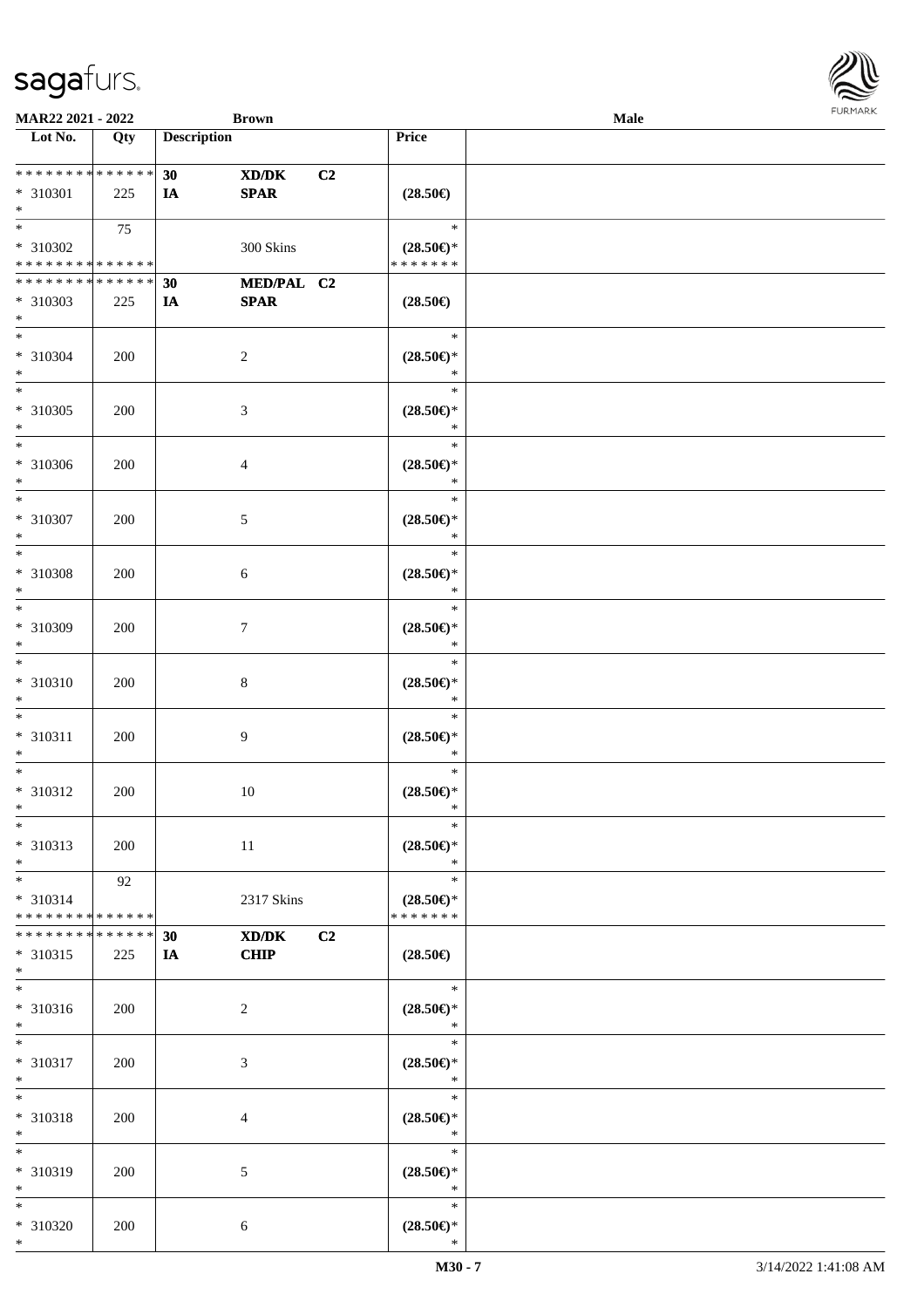**MAR22 2021 - 2022** **Brown** **Male**

| Lot No. | Qty | Description | | | Price | |
|---|---|---|---|---|---|---|
| * * * * * * * * * * * * * * | | 30 | XD/DK | C2 | | |
| * 310301 | 225 | IA | SPAR | | (28.50€) | |
| * | | | | | | |
| * | 75 | | | | * | |
| * 310302 | | | 300 Skins | | (28.50€)* | |
| * * * * * * * * * * * * * * | | | | | * * * * * * * | |
| * * * * * * * * * * * * * * | | 30 | MED/PAL | C2 | | |
| * 310303 | 225 | IA | SPAR | | (28.50€) | |
| * | | | | | | |
| * | | | | | * | |
| * 310304 | 200 | | 2 | | (28.50€)* | |
| * | | | | | * | |
| * | | | | | * | |
| * 310305 | 200 | | 3 | | (28.50€)* | |
| * | | | | | * | |
| * | | | | | * | |
| * 310306 | 200 | | 4 | | (28.50€)* | |
| * | | | | | * | |
| * | | | | | * | |
| * 310307 | 200 | | 5 | | (28.50€)* | |
| * | | | | | * | |
| * | | | | | * | |
| * 310308 | 200 | | 6 | | (28.50€)* | |
| * | | | | | * | |
| * | | | | | * | |
| * 310309 | 200 | | 7 | | (28.50€)* | |
| * | | | | | * | |
| * | | | | | * | |
| * 310310 | 200 | | 8 | | (28.50€)* | |
| * | | | | | * | |
| * | | | | | * | |
| * 310311 | 200 | | 9 | | (28.50€)* | |
| * | | | | | * | |
| * | | | | | * | |
| * 310312 | 200 | | 10 | | (28.50€)* | |
| * | | | | | * | |
| * | | | | | * | |
| * 310313 | 200 | | 11 | | (28.50€)* | |
| * | | | | | * | |
| * | 92 | | | | * | |
| * 310314 | | | 2317 Skins | | (28.50€)* | |
| * * * * * * * * * * * * * * | | | | | * * * * * * * | |
| * * * * * * * * * * * * * * | | 30 | XD/DK | C2 | | |
| * 310315 | 225 | IA | CHIP | | (28.50€) | |
| * | | | | | | |
| * | | | | | * | |
| * 310316 | 200 | | 2 | | (28.50€)* | |
| * | | | | | * | |
| * | | | | | * | |
| * 310317 | 200 | | 3 | | (28.50€)* | |
| * | | | | | * | |
| * | | | | | * | |
| * 310318 | 200 | | 4 | | (28.50€)* | |
| * | | | | | * | |
| * | | | | | * | |
| * 310319 | 200 | | 5 | | (28.50€)* | |
| * | | | | | * | |
| * | | | | | * | |
| * 310320 | 200 | | 6 | | (28.50€)* | |
| * | | | | | * | |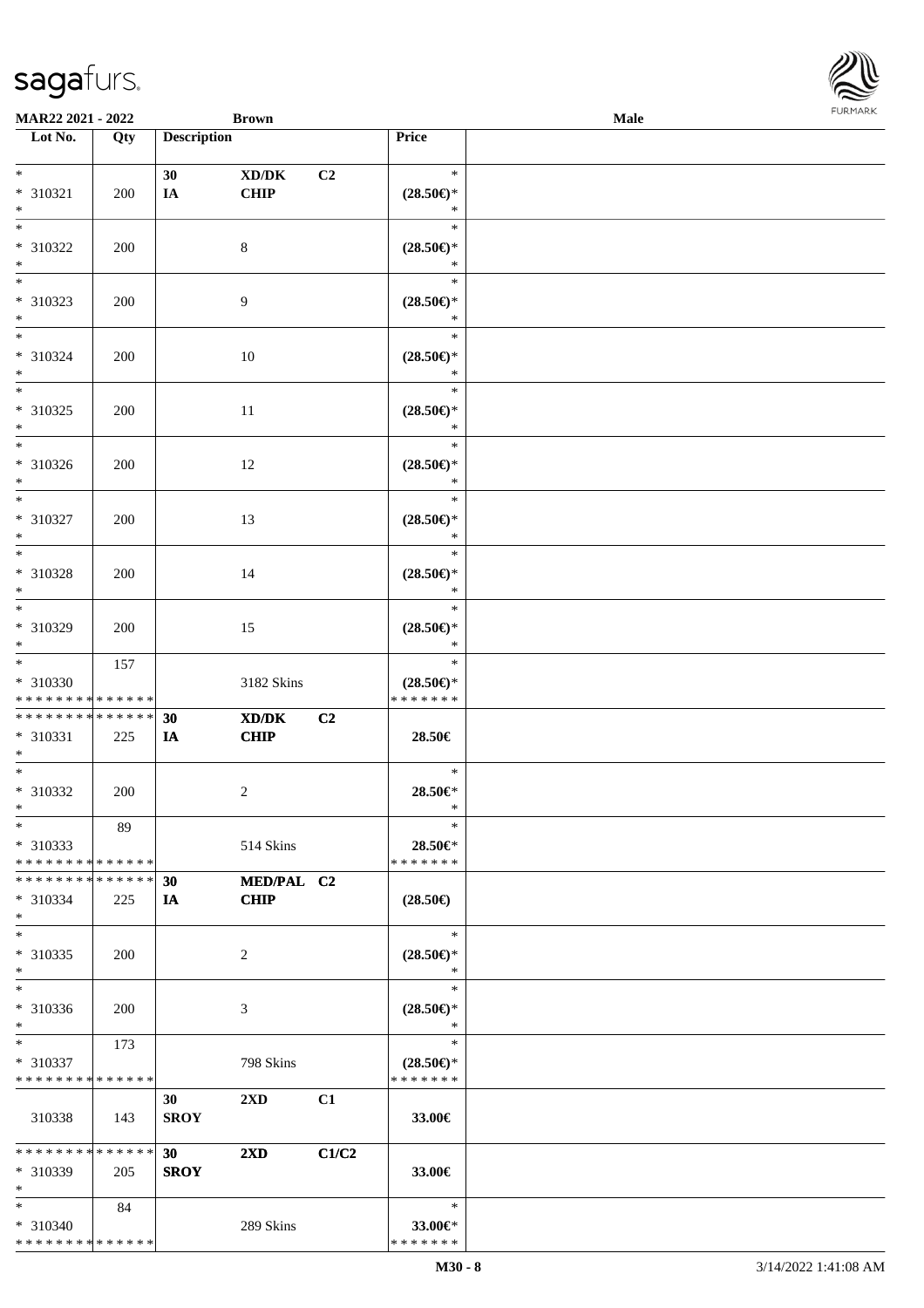| Lot No. | Qty | Description | | | Price |
|---|---|---|---|---|---|
| * * 310321 * | 200 | 30 IA | XD/DK CHIP | C2 | * (28.50€)* * |
| * * 310322 * | 200 | | 8 | | * (28.50€)* * |
| * * 310323 * | 200 | | 9 | | * (28.50€)* * |
| * * 310324 * | 200 | | 10 | | * (28.50€)* * |
| * * 310325 * | 200 | | 11 | | * (28.50€)* * |
| * * 310326 * | 200 | | 12 | | * (28.50€)* * |
| * * 310327 * | 200 | | 13 | | * (28.50€)* * |
| * * 310328 * | 200 | | 14 | | * (28.50€)* * |
| * * 310329 * | 200 | | 15 | | * (28.50€)* * |
| * * 310330 * * * * * * * * * * * * * * | 157 | | 3182 Skins | | * (28.50€)* * * * * * * * |
| * * * * * * * * * * * * * * * 310331 * | 225 | 30 IA | XD/DK CHIP | C2 | 28.50€ |
| * * 310332 * | 200 | | 2 | | * 28.50€* * |
| * * 310333 * * * * * * * * * * * * * * | 89 | | 514 Skins | | * 28.50€* * * * * * * * |
| * * * * * * * * * * * * * * * 310334 * | 225 | 30 IA | MED/PAL CHIP | C2 | (28.50€) |
| * * 310335 * | 200 | | 2 | | * (28.50€)* * |
| * * 310336 * | 200 | | 3 | | * (28.50€)* * |
| * * 310337 * * * * * * * * * * * * * * | 173 | | 798 Skins | | * (28.50€)* * * * * * * * |
| 310338 | 143 | 30 SROY | 2XD | C1 | 33.00€ |
| * * * * * * * * * * * * * * * 310339 * | 205 | 30 SROY | 2XD | C1/C2 | 33.00€ |
| * * 310340 * * * * * * * * * * * * * * | 84 | | 289 Skins | | * 33.00€* * * * * * * * |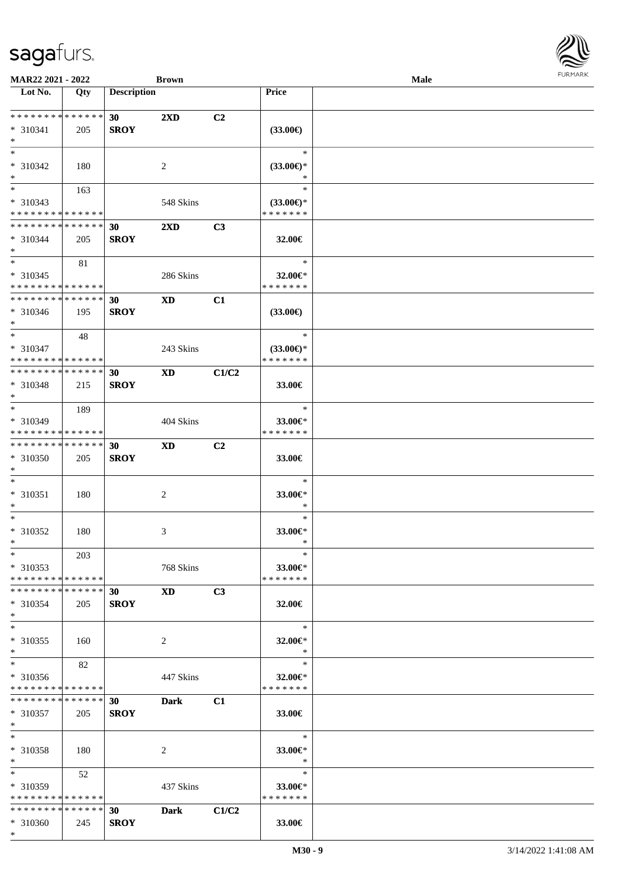| Lot No. | Qty | Description | | | Price | |
|---|---|---|---|---|---|---|
| * * * * * * * * * * * * * * | | 30 | 2XD | C2 | | |
| * 310341 | 205 | SROY | | | (33.00€) | |
| * | | | | | | |
| * | | | | | * | |
| * 310342 | 180 | | 2 | | (33.00€)* | |
| * | | | | | * | |
| * | 163 | | | | * | |
| * 310343 | | | 548 Skins | | (33.00€)* | |
| * * * * * * * * * * * * * * | | | | | * * * * * * * | |
| * * * * * * * * * * * * * * | | 30 | 2XD | C3 | | |
| * 310344 | 205 | SROY | | | 32.00€ | |
| * | | | | | | |
| * | 81 | | | | * | |
| * 310345 | | | 286 Skins | | 32.00€* | |
| * * * * * * * * * * * * * * | | | | | * * * * * * * | |
| * * * * * * * * * * * * * * | | 30 | XD | C1 | | |
| * 310346 | 195 | SROY | | | (33.00€) | |
| * | | | | | | |
| * | 48 | | | | * | |
| * 310347 | | | 243 Skins | | (33.00€)* | |
| * * * * * * * * * * * * * * | | | | | * * * * * * * | |
| * * * * * * * * * * * * * * | | 30 | XD | C1/C2 | | |
| * 310348 | 215 | SROY | | | 33.00€ | |
| * | | | | | | |
| * | 189 | | | | * | |
| * 310349 | | | 404 Skins | | 33.00€* | |
| * * * * * * * * * * * * * * | | | | | * * * * * * * | |
| * * * * * * * * * * * * * * | | 30 | XD | C2 | | |
| * 310350 | 205 | SROY | | | 33.00€ | |
| * | | | | | | |
| * | | | | | * | |
| * 310351 | 180 | | 2 | | 33.00€* | |
| * | | | | | * | |
| * | | | | | * | |
| * 310352 | 180 | | 3 | | 33.00€* | |
| * | | | | | * | |
| * | 203 | | | | * | |
| * 310353 | | | 768 Skins | | 33.00€* | |
| * * * * * * * * * * * * * * | | | | | * * * * * * * | |
| * * * * * * * * * * * * * * | | 30 | XD | C3 | | |
| * 310354 | 205 | SROY | | | 32.00€ | |
| * | | | | | | |
| * | | | | | * | |
| * 310355 | 160 | | 2 | | 32.00€* | |
| * | | | | | * | |
| * | 82 | | | | * | |
| * 310356 | | | 447 Skins | | 32.00€* | |
| * * * * * * * * * * * * * * | | | | | * * * * * * * | |
| * * * * * * * * * * * * * * | | 30 | Dark | C1 | | |
| * 310357 | 205 | SROY | | | 33.00€ | |
| * | | | | | | |
| * | | | | | * | |
| * 310358 | 180 | | 2 | | 33.00€* | |
| * | | | | | * | |
| * | 52 | | | | * | |
| * 310359 | | | 437 Skins | | 33.00€* | |
| * * * * * * * * * * * * * * | | | | | * * * * * * * | |
| * * * * * * * * * * * * * * | | 30 | Dark | C1/C2 | | |
| * 310360 | 245 | SROY | | | 33.00€ | |
| * | | | | | | |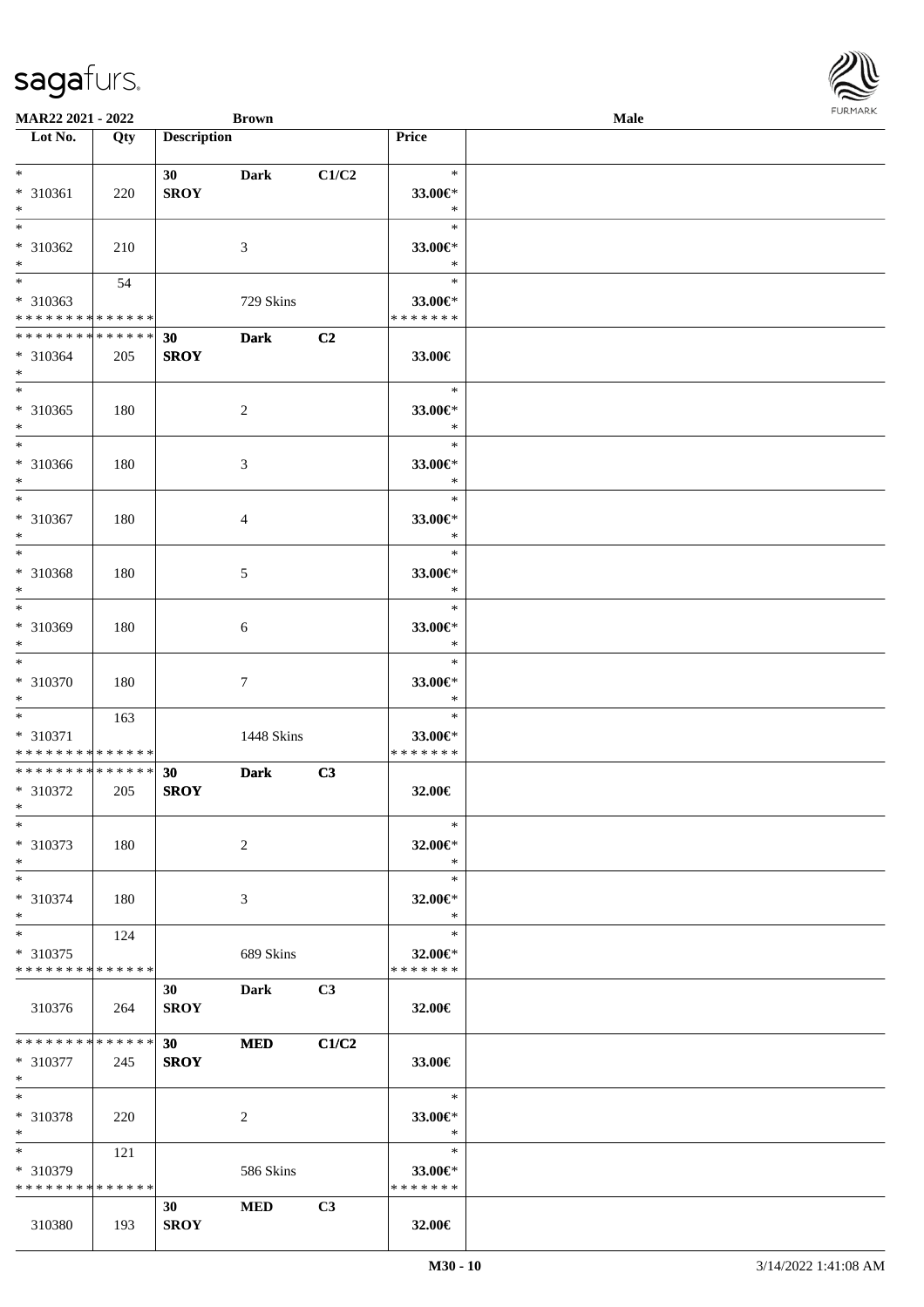**MAR22 2021 - 2022** **Brown** **Male**

| Lot No. | Qty | Description | | | Price |
|---|---|---|---|---|---|
| * <br> * 310361 <br> * | 220 | **30** <br> **SROY** | **Dark** | **C1/C2** | * <br> **33.00€*** <br> * |
| * <br> * 310362 <br> * | 210 | | 3 | | * <br> **33.00€*** <br> * |
| * <br> * 310363 <br> * * * * * * * * * * * * * * | 54 | | 729 Skins | | * <br> **33.00€*** <br> * * * * * * * |
| * * * * * * * * * * * * * * <br> * 310364 <br> * | 205 | **30** <br> **SROY** | **Dark** | **C2** | **33.00€** |
| * <br> * 310365 <br> * | 180 | | 2 | | * <br> **33.00€*** <br> * |
| * <br> * 310366 <br> * | 180 | | 3 | | * <br> **33.00€*** <br> * |
| * <br> * 310367 <br> * | 180 | | 4 | | * <br> **33.00€*** <br> * |
| * <br> * 310368 <br> * | 180 | | 5 | | * <br> **33.00€*** <br> * |
| * <br> * 310369 <br> * | 180 | | 6 | | * <br> **33.00€*** <br> * |
| * <br> * 310370 <br> * | 180 | | 7 | | * <br> **33.00€*** <br> * |
| * <br> * 310371 <br> * * * * * * * * * * * * * * | 163 | | 1448 Skins | | * <br> **33.00€*** <br> * * * * * * * |
| * * * * * * * * * * * * * * <br> * 310372 <br> * | 205 | **30** <br> **SROY** | **Dark** | **C3** | **32.00€** |
| * <br> * 310373 <br> * | 180 | | 2 | | * <br> **32.00€*** <br> * |
| * <br> * 310374 <br> * | 180 | | 3 | | * <br> **32.00€*** <br> * |
| * <br> * 310375 <br> * * * * * * * * * * * * * * | 124 | | 689 Skins | | * <br> **32.00€*** <br> * * * * * * * |
| 310376 | 264 | **30** <br> **SROY** | **Dark** | **C3** | **32.00€** |
| * * * * * * * * * * * * * * <br> * 310377 <br> * | 245 | **30** <br> **SROY** | **MED** | **C1/C2** | **33.00€** |
| * <br> * 310378 <br> * | 220 | | 2 | | * <br> **33.00€*** <br> * |
| * <br> * 310379 <br> * * * * * * * * * * * * * * | 121 | | 586 Skins | | * <br> **33.00€*** <br> * * * * * * * |
| 310380 | 193 | **30** <br> **SROY** | **MED** | **C3** | **32.00€** |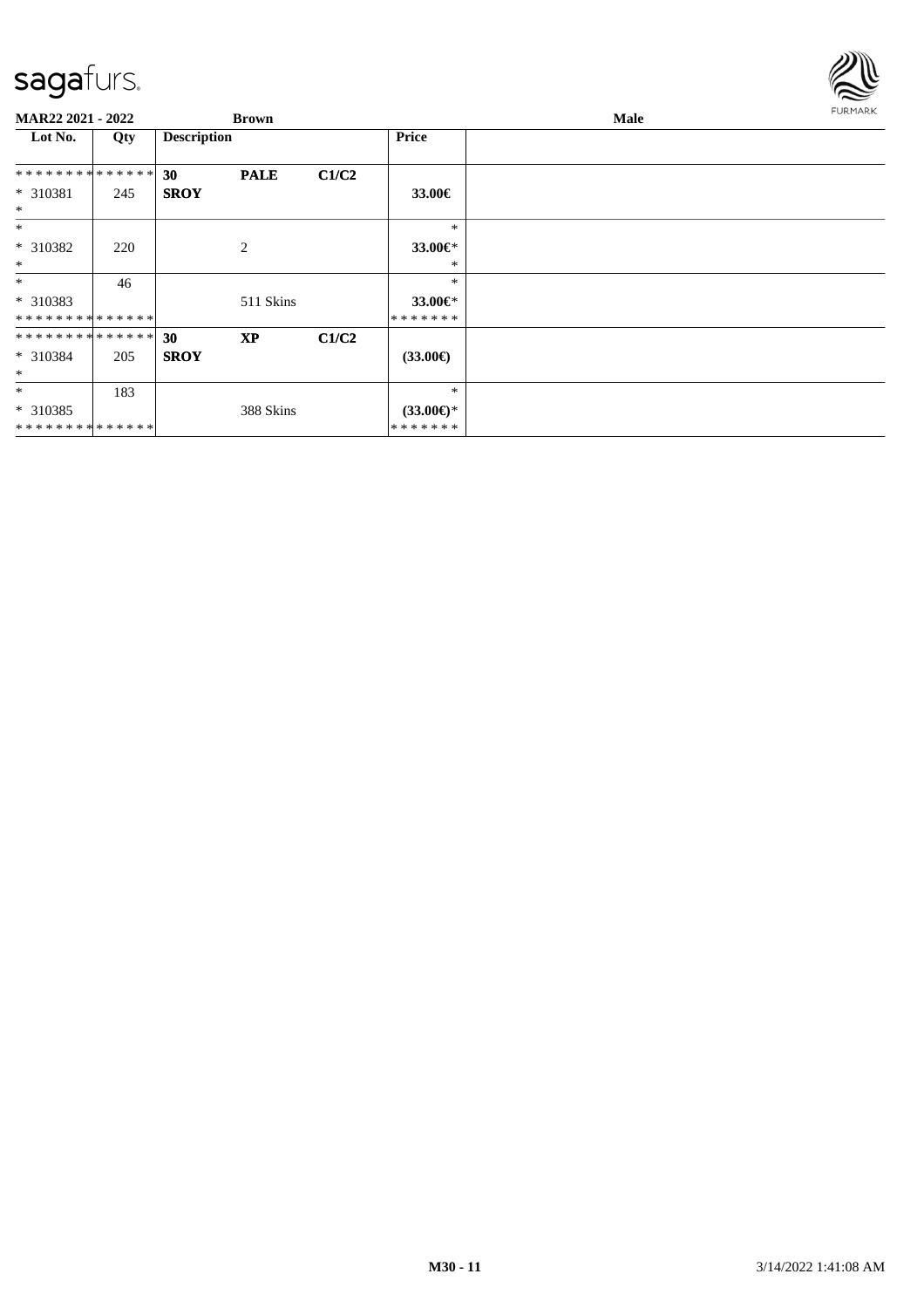| MAR22 2021 - 2022 | | Brown | | | Male |
|---|---|---|---|---|---|
| **Lot No.** | **Qty** | **Description** | | | **Price** |
| * * * * * * * * * * * * * * | | **30** | **PALE** | **C1/C2** | |
| * 310381 | 245 | **SROY** | | | **33.00€** |
| * | | | | | |
| * | | | | | * |
| * 310382 | 220 | | 2 | | **33.00€*** |
| * | | | | | * |
| * | 46 | | | | * |
| * 310383 | | | 511 Skins | | **33.00€*** |
| * * * * * * * * * * * * * * | | | | | * * * * * * * |
| * * * * * * * * * * * * * * | | **30** | **XP** | **C1/C2** | |
| * 310384 | 205 | **SROY** | | | **(33.00€)** |
| * | | | | | |
| * | 183 | | | | * |
| * 310385 | | | 388 Skins | | **(33.00€)*** |
| * * * * * * * * * * * * * * | | | | | * * * * * * * |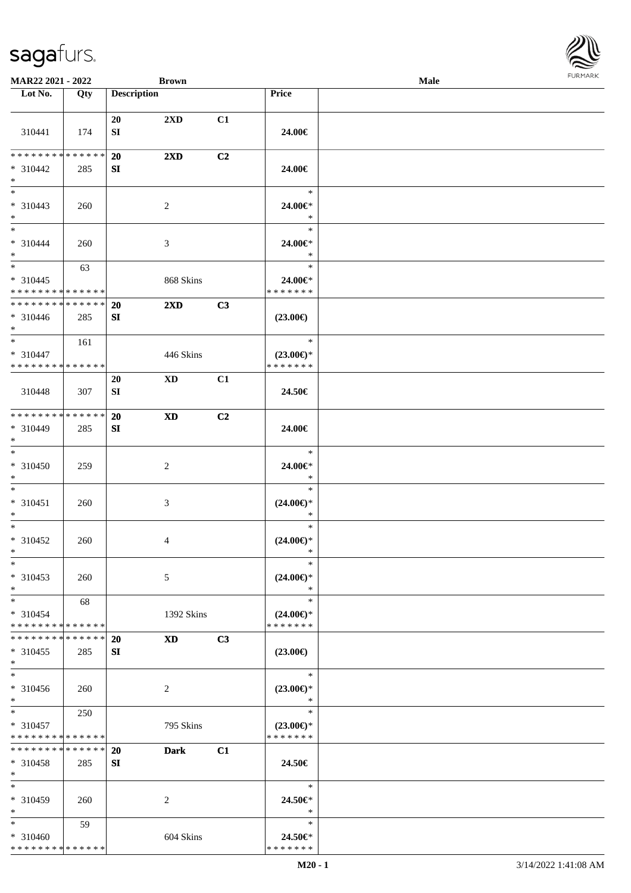**MAR22 2021 - 2022** **Brown** **Male**

| Lot No. | Qty | Description | | | Price | |
|---|---|---|---|---|---|---|
| 310441 | 174 | **20** SI | **2XD** | **C1** | **24.00€** | |
| * * * * * * * * * * * * * * * 310442 * | 285 | **20** SI | **2XD** | **C2** | **24.00€** | |
| * * 310443 * | 260 | | 2 | | * 24.00€* * | |
| * * 310444 * | 260 | | 3 | | * 24.00€* * | |
| * * 310445 * * * * * * * * * * * * * * | 63 | | 868 Skins | | * 24.00€* * * * * * * * | |
| * * * * * * * * * * * * * * * 310446 * | 285 | **20** SI | **2XD** | **C3** | **(23.00€)** | |
| * * 310447 * * * * * * * * * * * * * * | 161 | | 446 Skins | | * (23.00€)* * * * * * * * | |
| 310448 | 307 | **20** SI | **XD** | **C1** | **24.50€** | |
| * * * * * * * * * * * * * * * 310449 * | 285 | **20** SI | **XD** | **C2** | **24.00€** | |
| * * 310450 * | 259 | | 2 | | * 24.00€* * | |
| * * 310451 * | 260 | | 3 | | * (24.00€)* * | |
| * * 310452 * | 260 | | 4 | | * (24.00€)* * | |
| * * 310453 * | 260 | | 5 | | * (24.00€)* * | |
| * * 310454 * * * * * * * * * * * * * * | 68 | | 1392 Skins | | * (24.00€)* * * * * * * * | |
| * * * * * * * * * * * * * * * 310455 * | 285 | **20** SI | **XD** | **C3** | **(23.00€)** | |
| * * 310456 * | 260 | | 2 | | * (23.00€)* * | |
| * * 310457 * * * * * * * * * * * * * * | 250 | | 795 Skins | | * (23.00€)* * * * * * * * | |
| * * * * * * * * * * * * * * * 310458 * | 285 | **20** SI | **Dark** | **C1** | **24.50€** | |
| * * 310459 * | 260 | | 2 | | * 24.50€* * | |
| * * 310460 * * * * * * * * * * * * * * | 59 | | 604 Skins | | * 24.50€* * * * * * * * | |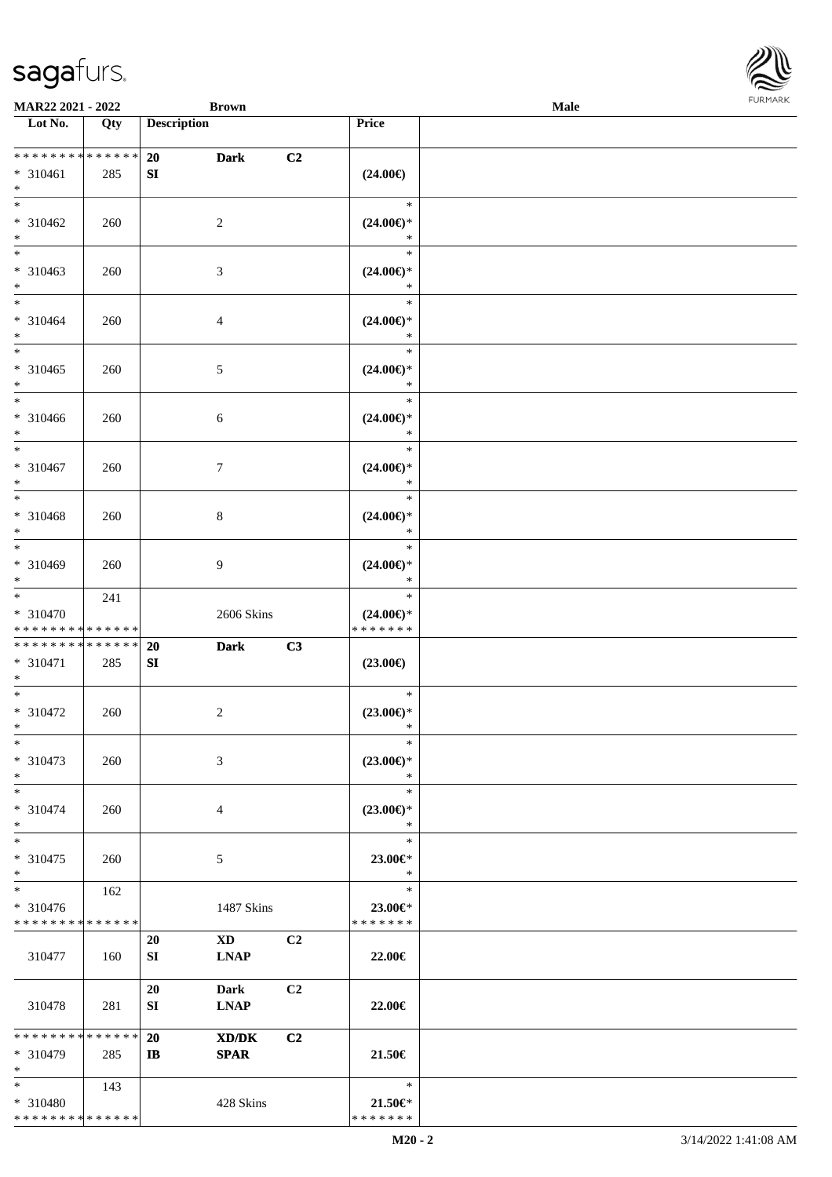MAR22 2021 - 2022 | Brown | Male

| Lot No. | Qty | Description | | | Price | |
|---|---|---|---|---|---|---|
| * * * * * * * * * * * * * * | | 20 | Dark | C2 | | |
| * 310461 | 285 | SI | | | (24.00€) | |
| * | | | | | | |
| * | | | | | * | |
| * 310462 | 260 | | 2 | | (24.00€)* | |
| * | | | | | * | |
| * | | | | | * | |
| * 310463 | 260 | | 3 | | (24.00€)* | |
| * | | | | | * | |
| * | | | | | * | |
| * 310464 | 260 | | 4 | | (24.00€)* | |
| * | | | | | * | |
| * | | | | | * | |
| * 310465 | 260 | | 5 | | (24.00€)* | |
| * | | | | | * | |
| * | | | | | * | |
| * 310466 | 260 | | 6 | | (24.00€)* | |
| * | | | | | * | |
| * | | | | | * | |
| * 310467 | 260 | | 7 | | (24.00€)* | |
| * | | | | | * | |
| * | | | | | * | |
| * 310468 | 260 | | 8 | | (24.00€)* | |
| * | | | | | * | |
| * | | | | | * | |
| * 310469 | 260 | | 9 | | (24.00€)* | |
| * | | | | | * | |
| * | 241 | | | | * | |
| * 310470 | | | 2606 Skins | | (24.00€)* | |
| * * * * * * * * * * * * * * | | | | | * * * * * * * | |
| * * * * * * * * * * * * * * | | 20 | Dark | C3 | | |
| * 310471 | 285 | SI | | | (23.00€) | |
| * | | | | | | |
| * | | | | | * | |
| * 310472 | 260 | | 2 | | (23.00€)* | |
| * | | | | | * | |
| * | | | | | * | |
| * 310473 | 260 | | 3 | | (23.00€)* | |
| * | | | | | * | |
| * | | | | | * | |
| * 310474 | 260 | | 4 | | (23.00€)* | |
| * | | | | | * | |
| * | | | | | * | |
| * 310475 | 260 | | 5 | | 23.00€* | |
| * | | | | | * | |
| * | 162 | | | | * | |
| * 310476 | | | 1487 Skins | | 23.00€* | |
| * * * * * * * * * * * * * * | | | | | * * * * * * * | |
| | | 20 | XD | C2 | | |
| 310477 | 160 | SI | LNAP | | 22.00€ | |
| | | 20 | Dark | C2 | | |
| 310478 | 281 | SI | LNAP | | 22.00€ | |
| * * * * * * * * * * * * * * | | 20 | XD/DK | C2 | | |
| * 310479 | 285 | IB | SPAR | | 21.50€ | |
| * | | | | | | |
| * | 143 | | | | * | |
| * 310480 | | | 428 Skins | | 21.50€* | |
| * * * * * * * * * * * * * * | | | | | * * * * * * * | |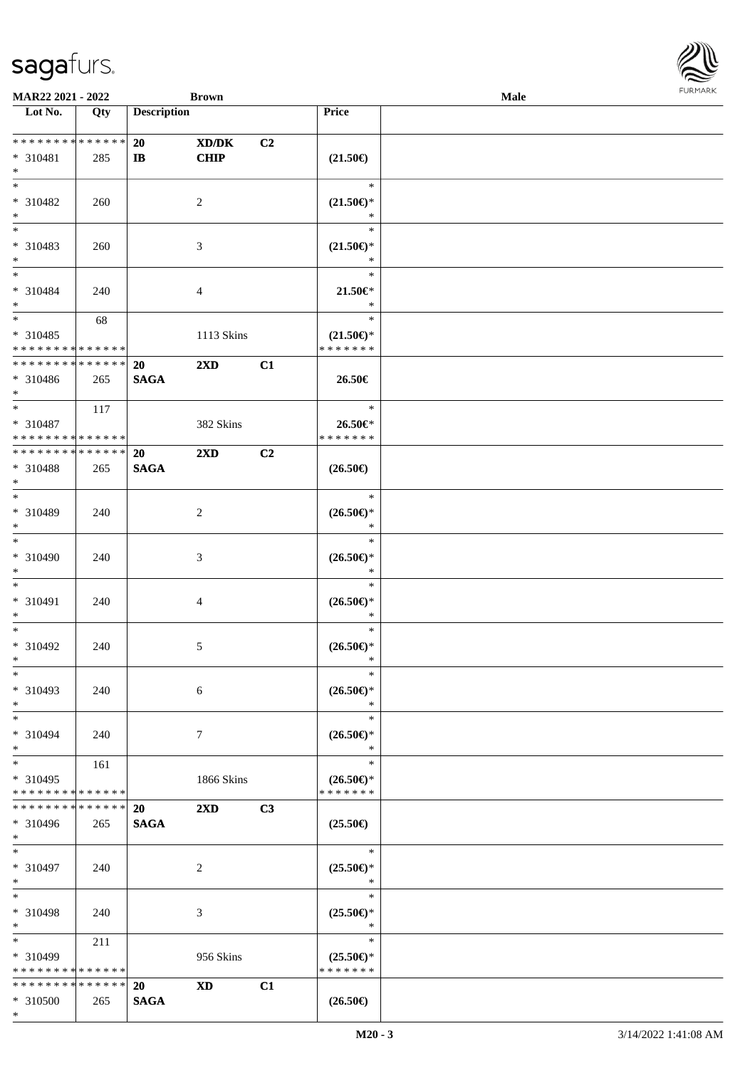**MAR22 2021 - 2022** | **Brown** | **Male**

| Lot No. | Qty | Description | | | Price | |
|---|---|---|---|---|---|---|
| * * * * * * * * * * * * * * | | **20** | **XD/DK** | **C2** | | |
| * 310481 | 285 | **IB** | **CHIP** | | **(21.50€)** | |
| * | | | | | | |
| * | | | | | * | |
| * 310482 | 260 | | 2 | | **(21.50€)*** | |
| * | | | | | * | |
| * | | | | | * | |
| * 310483 | 260 | | 3 | | **(21.50€)*** | |
| * | | | | | * | |
| * | | | | | * | |
| * 310484 | 240 | | 4 | | **21.50€*** | |
| * | | | | | * | |
| * | 68 | | | | * | |
| * 310485 | | | 1113 Skins | | **(21.50€)*** | |
| * * * * * * * * * * * * * * | | | | | * * * * * * * | |
| * * * * * * * * * * * * * * | | **20** | **2XD** | **C1** | | |
| * 310486 | 265 | **SAGA** | | | **26.50€** | |
| * | | | | | | |
| * | 117 | | | | * | |
| * 310487 | | | 382 Skins | | **26.50€*** | |
| * * * * * * * * * * * * * * | | | | | * * * * * * * | |
| * * * * * * * * * * * * * * | | **20** | **2XD** | **C2** | | |
| * 310488 | 265 | **SAGA** | | | **(26.50€)** | |
| * | | | | | | |
| * | | | | | * | |
| * 310489 | 240 | | 2 | | **(26.50€)*** | |
| * | | | | | * | |
| * | | | | | * | |
| * 310490 | 240 | | 3 | | **(26.50€)*** | |
| * | | | | | * | |
| * | | | | | * | |
| * 310491 | 240 | | 4 | | **(26.50€)*** | |
| * | | | | | * | |
| * | | | | | * | |
| * 310492 | 240 | | 5 | | **(26.50€)*** | |
| * | | | | | * | |
| * | | | | | * | |
| * 310493 | 240 | | 6 | | **(26.50€)*** | |
| * | | | | | * | |
| * | | | | | * | |
| * 310494 | 240 | | 7 | | **(26.50€)*** | |
| * | | | | | * | |
| * | 161 | | | | * | |
| * 310495 | | | 1866 Skins | | **(26.50€)*** | |
| * * * * * * * * * * * * * * | | | | | * * * * * * * | |
| * * * * * * * * * * * * * * | | **20** | **2XD** | **C3** | | |
| * 310496 | 265 | **SAGA** | | | **(25.50€)** | |
| * | | | | | | |
| * | | | | | * | |
| * 310497 | 240 | | 2 | | **(25.50€)*** | |
| * | | | | | * | |
| * | | | | | * | |
| * 310498 | 240 | | 3 | | **(25.50€)*** | |
| * | | | | | * | |
| * | 211 | | | | * | |
| * 310499 | | | 956 Skins | | **(25.50€)*** | |
| * * * * * * * * * * * * * * | | | | | * * * * * * * | |
| * * * * * * * * * * * * * * | | **20** | **XD** | **C1** | | |
| * 310500 | 265 | **SAGA** | | | **(26.50€)** | |
| * | | | | | | |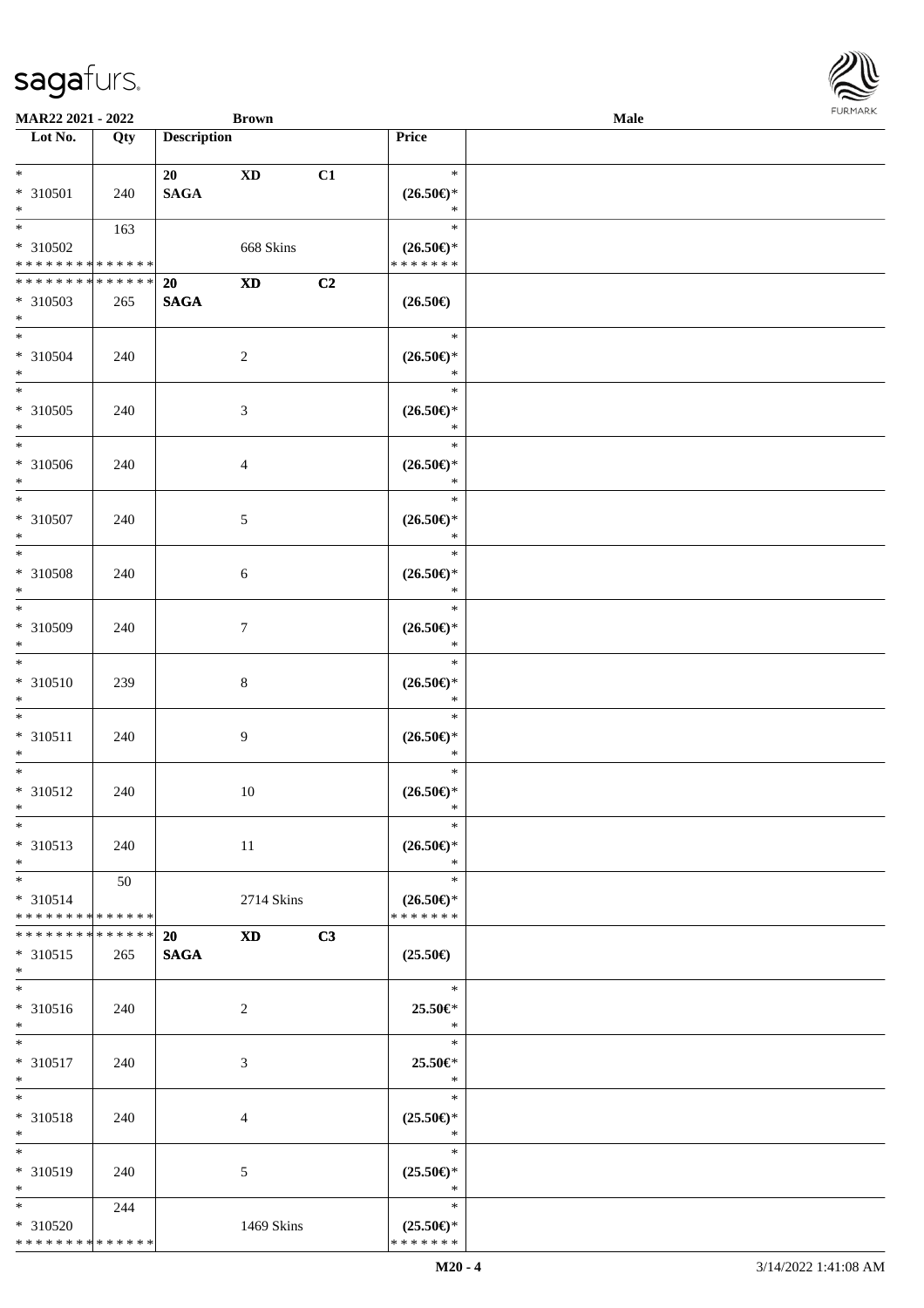**MAR22 2021 - 2022** **Brown** **Male**

| Lot No. | Qty | Description | | | Price | |
|---|---|---|---|---|---|---|
| * | | 20 | XD | C1 | * | |
| * 310501 | 240 | SAGA | | | (26.50€)* | |
| * | | | | | * | |
| * | 163 | | | | * | |
| * 310502 | | | 668 Skins | | (26.50€)* | |
| * * * * * * * * * * * * * * | | | | | * * * * * * * | |
| * * * * * * * * * * * * * * | | 20 | XD | C2 | | |
| * 310503 | 265 | SAGA | | | (26.50€) | |
| * | | | | | | |
| * | | | | | * | |
| * 310504 | 240 | | 2 | | (26.50€)* | |
| * | | | | | * | |
| * | | | | | * | |
| * 310505 | 240 | | 3 | | (26.50€)* | |
| * | | | | | * | |
| * | | | | | * | |
| * 310506 | 240 | | 4 | | (26.50€)* | |
| * | | | | | * | |
| * | | | | | * | |
| * 310507 | 240 | | 5 | | (26.50€)* | |
| * | | | | | * | |
| * | | | | | * | |
| * 310508 | 240 | | 6 | | (26.50€)* | |
| * | | | | | * | |
| * | | | | | * | |
| * 310509 | 240 | | 7 | | (26.50€)* | |
| * | | | | | * | |
| * | | | | | * | |
| * 310510 | 239 | | 8 | | (26.50€)* | |
| * | | | | | * | |
| * | | | | | * | |
| * 310511 | 240 | | 9 | | (26.50€)* | |
| * | | | | | * | |
| * | | | | | * | |
| * 310512 | 240 | | 10 | | (26.50€)* | |
| * | | | | | * | |
| * | | | | | * | |
| * 310513 | 240 | | 11 | | (26.50€)* | |
| * | | | | | * | |
| * | 50 | | | | * | |
| * 310514 | | | 2714 Skins | | (26.50€)* | |
| * * * * * * * * * * * * * * | | | | | * * * * * * * | |
| * * * * * * * * * * * * * * | | 20 | XD | C3 | | |
| * 310515 | 265 | SAGA | | | (25.50€) | |
| * | | | | | | |
| * | | | | | * | |
| * 310516 | 240 | | 2 | | 25.50€* | |
| * | | | | | * | |
| * | | | | | * | |
| * 310517 | 240 | | 3 | | 25.50€* | |
| * | | | | | * | |
| * | | | | | * | |
| * 310518 | 240 | | 4 | | (25.50€)* | |
| * | | | | | * | |
| * | | | | | * | |
| * 310519 | 240 | | 5 | | (25.50€)* | |
| * | | | | | * | |
| * | 244 | | | | * | |
| * 310520 | | | 1469 Skins | | (25.50€)* | |
| * * * * * * * * * * * * * * | | | | | * * * * * * * | |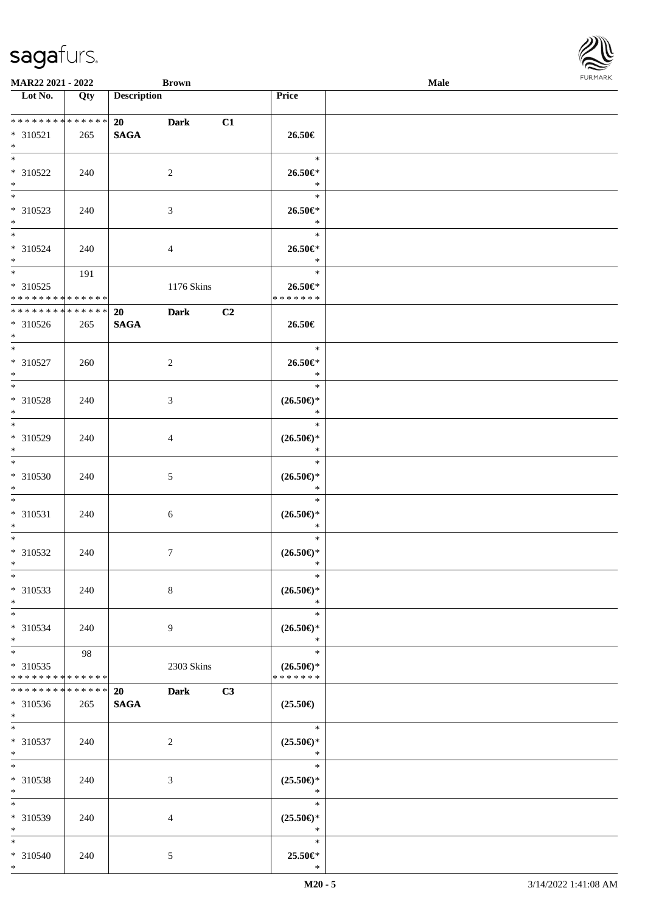**MAR22 2021 - 2022** **Brown** **Male**

| Lot No. | Qty | Description | Price | |
|---|---|---|---|---|
| * * * * * * * * * * * * * * | | **20** **Dark** **C1** | | |
| * 310521 | 265 | **SAGA** | **26.50€** | |
| * | | | | |
| * | | | * | |
| * 310522 | 240 | 2 | **26.50€*** | |
| * | | | * | |
| * | | | * | |
| * 310523 | 240 | 3 | **26.50€*** | |
| * | | | * | |
| * | | | * | |
| * 310524 | 240 | 4 | **26.50€*** | |
| * | | | * | |
| * | 191 | | * | |
| * 310525 | | 1176 Skins | **26.50€*** | |
| * * * * * * * * * * * * * * | | | * * * * * * * | |
| * * * * * * * * * * * * * * | | **20** **Dark** **C2** | | |
| * 310526 | 265 | **SAGA** | **26.50€** | |
| * | | | | |
| * | | | * | |
| * 310527 | 260 | 2 | **26.50€*** | |
| * | | | * | |
| * | | | * | |
| * 310528 | 240 | 3 | **(26.50€)*** | |
| * | | | * | |
| * | | | * | |
| * 310529 | 240 | 4 | **(26.50€)*** | |
| * | | | * | |
| * | | | * | |
| * 310530 | 240 | 5 | **(26.50€)*** | |
| * | | | * | |
| * | | | * | |
| * 310531 | 240 | 6 | **(26.50€)*** | |
| * | | | * | |
| * | | | * | |
| * 310532 | 240 | 7 | **(26.50€)*** | |
| * | | | * | |
| * | | | * | |
| * 310533 | 240 | 8 | **(26.50€)*** | |
| * | | | * | |
| * | | | * | |
| * 310534 | 240 | 9 | **(26.50€)*** | |
| * | | | * | |
| * | 98 | | * | |
| * 310535 | | 2303 Skins | **(26.50€)*** | |
| * * * * * * * * * * * * * * | | | * * * * * * * | |
| * * * * * * * * * * * * * * | | **20** **Dark** **C3** | | |
| * 310536 | 265 | **SAGA** | **(25.50€)** | |
| * | | | | |
| * | | | * | |
| * 310537 | 240 | 2 | **(25.50€)*** | |
| * | | | * | |
| * | | | * | |
| * 310538 | 240 | 3 | **(25.50€)*** | |
| * | | | * | |
| * | | | * | |
| * 310539 | 240 | 4 | **(25.50€)*** | |
| * | | | * | |
| * | | | * | |
| * 310540 | 240 | 5 | **25.50€*** | |
| * | | | * | |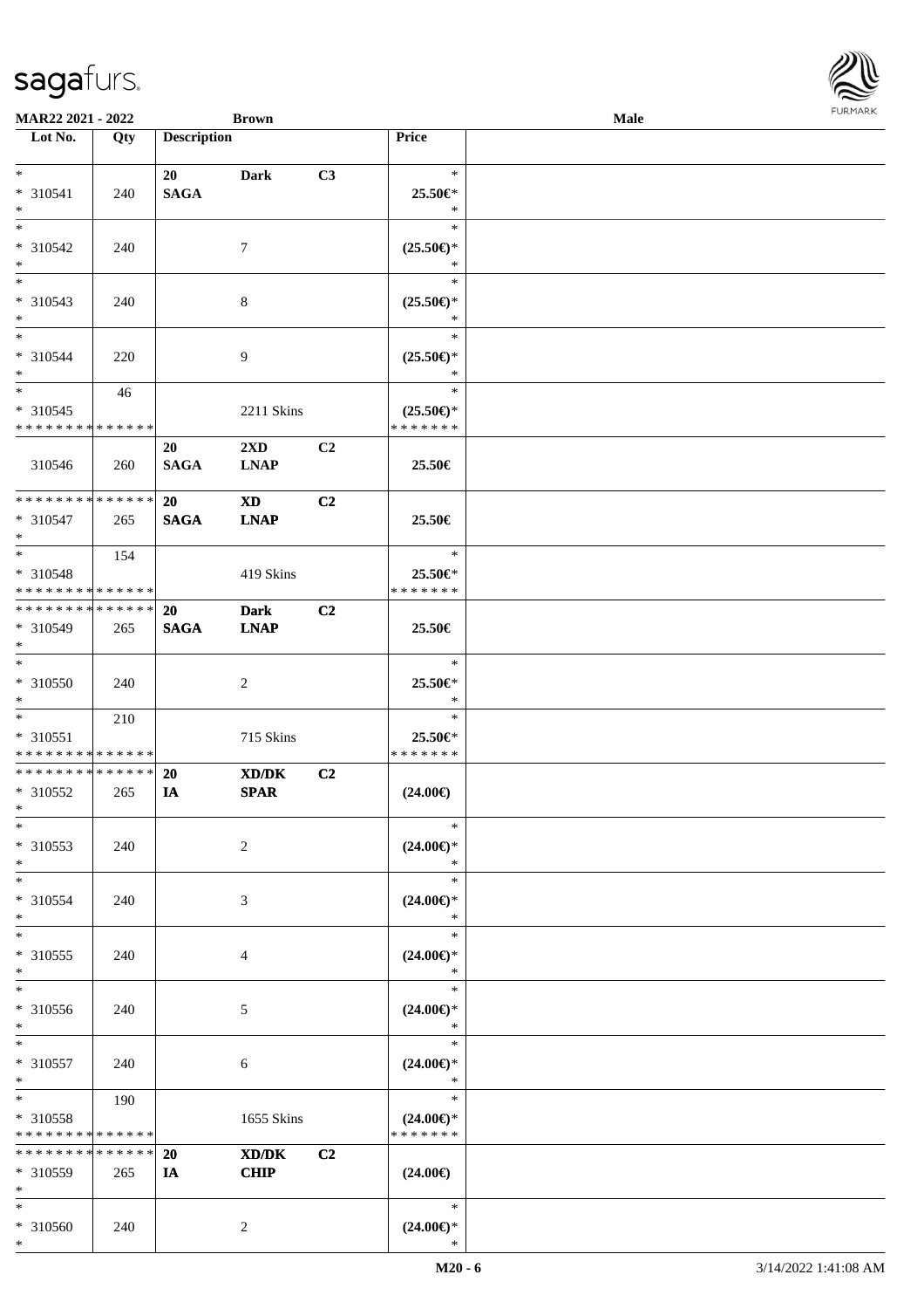| Lot No. | Qty | Description | | | Price | |
|---|---|---|---|---|---|---|
| *<br>* 310541<br>* | 240 | 20<br>SAGA | Dark | C3 | *<br>25.50€*<br>* | |
| *<br>* 310542<br>* | 240 | | 7 | | *<br>(25.50€)*<br>* | |
| *<br>* 310543<br>* | 240 | | 8 | | *<br>(25.50€)*<br>* | |
| *<br>* 310544<br>* | 220 | | 9 | | *<br>(25.50€)*<br>* | |
| *<br>* 310545<br>* * * * * * * * * * * * * * | 46 | | 2211 Skins | | *<br>(25.50€)*<br>* * * * * * * | |
| 310546 | 260 | 20<br>SAGA | 2XD<br>LNAP | C2 | 25.50€ | |
| * * * * * * * * * * * * * *<br>* 310547<br>* | 265 | 20<br>SAGA | XD<br>LNAP | C2 | 25.50€ | |
| *<br>* 310548<br>* * * * * * * * * * * * * * | 154 | | 419 Skins | | *<br>25.50€*<br>* * * * * * * | |
| * * * * * * * * * * * * * *<br>* 310549<br>* | 265 | 20<br>SAGA | Dark<br>LNAP | C2 | 25.50€ | |
| *<br>* 310550<br>* | 240 | | 2 | | *<br>25.50€*<br>* | |
| *<br>* 310551<br>* * * * * * * * * * * * * * | 210 | | 715 Skins | | *<br>25.50€*<br>* * * * * * * | |
| * * * * * * * * * * * * * *<br>* 310552<br>* | 265 | 20<br>IA | XD/DK<br>SPAR | C2 | (24.00€) | |
| *<br>* 310553<br>* | 240 | | 2 | | *<br>(24.00€)*<br>* | |
| *<br>* 310554<br>* | 240 | | 3 | | *<br>(24.00€)*<br>* | |
| *<br>* 310555<br>* | 240 | | 4 | | *<br>(24.00€)*<br>* | |
| *<br>* 310556<br>* | 240 | | 5 | | *<br>(24.00€)*<br>* | |
| *<br>* 310557<br>* | 240 | | 6 | | *<br>(24.00€)*<br>* | |
| *<br>* 310558<br>* * * * * * * * * * * * * * | 190 | | 1655 Skins | | *<br>(24.00€)*<br>* * * * * * * | |
| * * * * * * * * * * * * * *<br>* 310559<br>* | 265 | 20<br>IA | XD/DK<br>CHIP | C2 | (24.00€) | |
| *<br>* 310560<br>* | 240 | | 2 | | *<br>(24.00€)*<br>* | |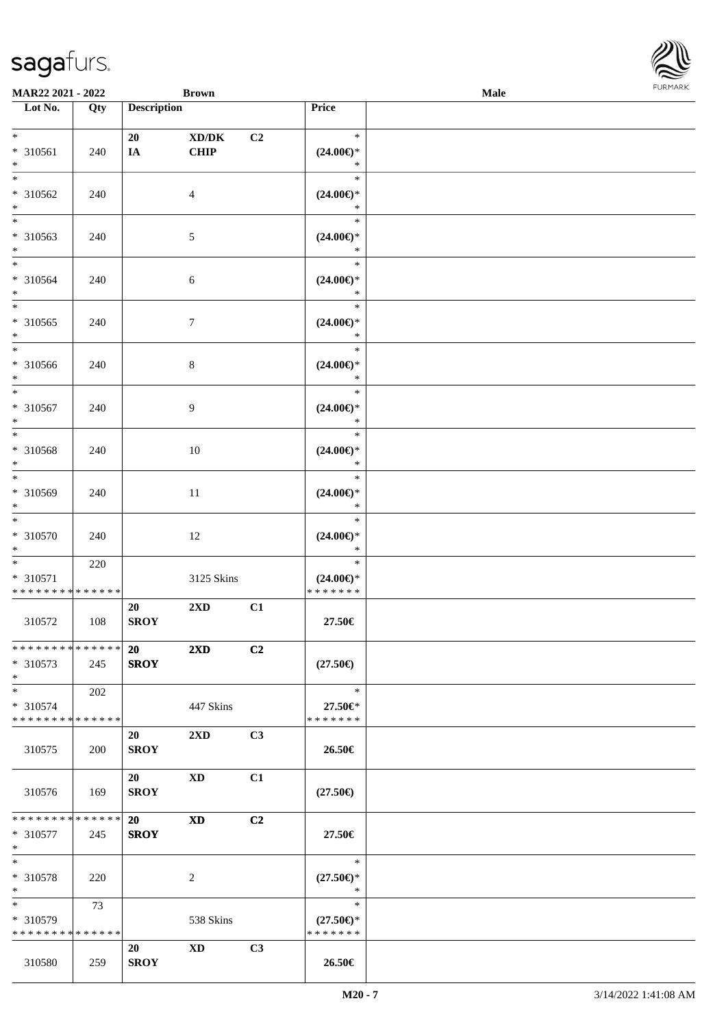**MAR22 2021 - 2022** **Brown** **Male**

| Lot No. | Qty | Description | | | Price |
|---|---|---|---|---|---|
| * <br> * 310561 <br> * | 240 | 20 <br> IA | XD/DK <br> CHIP | C2 | * <br> (24.00€)* <br> * |
| * <br> * 310562 <br> * | 240 | | 4 | | * <br> (24.00€)* <br> * |
| * <br> * 310563 <br> * | 240 | | 5 | | * <br> (24.00€)* <br> * |
| * <br> * 310564 <br> * | 240 | | 6 | | * <br> (24.00€)* <br> * |
| * <br> * 310565 <br> * | 240 | | 7 | | * <br> (24.00€)* <br> * |
| * <br> * 310566 <br> * | 240 | | 8 | | * <br> (24.00€)* <br> * |
| * <br> * 310567 <br> * | 240 | | 9 | | * <br> (24.00€)* <br> * |
| * <br> * 310568 <br> * | 240 | | 10 | | * <br> (24.00€)* <br> * |
| * <br> * 310569 <br> * | 240 | | 11 | | * <br> (24.00€)* <br> * |
| * <br> * 310570 <br> * | 240 | | 12 | | * <br> (24.00€)* <br> * |
| * <br> * 310571 <br> * * * * * * * * * * * * * * | 220 | | 3125 Skins | | * <br> (24.00€)* <br> * * * * * * * |
| 310572 | 108 | 20 <br> SROY | 2XD | C1 | 27.50€ |
| * * * * * * * * * * * * * * <br> * 310573 <br> * | 245 | 20 <br> SROY | 2XD | C2 | (27.50€) |
| * <br> * 310574 <br> * * * * * * * * * * * * * * | 202 | | 447 Skins | | * <br> 27.50€* <br> * * * * * * * |
| 310575 | 200 | 20 <br> SROY | 2XD | C3 | 26.50€ |
| 310576 | 169 | 20 <br> SROY | XD | C1 | (27.50€) |
| * * * * * * * * * * * * * * <br> * 310577 <br> * | 245 | 20 <br> SROY | XD | C2 | 27.50€ |
| * <br> * 310578 <br> * | 220 | | 2 | | * <br> (27.50€)* <br> * |
| * <br> * 310579 <br> * * * * * * * * * * * * * * | 73 | | 538 Skins | | * <br> (27.50€)* <br> * * * * * * * |
| 310580 | 259 | 20 <br> SROY | XD | C3 | 26.50€ |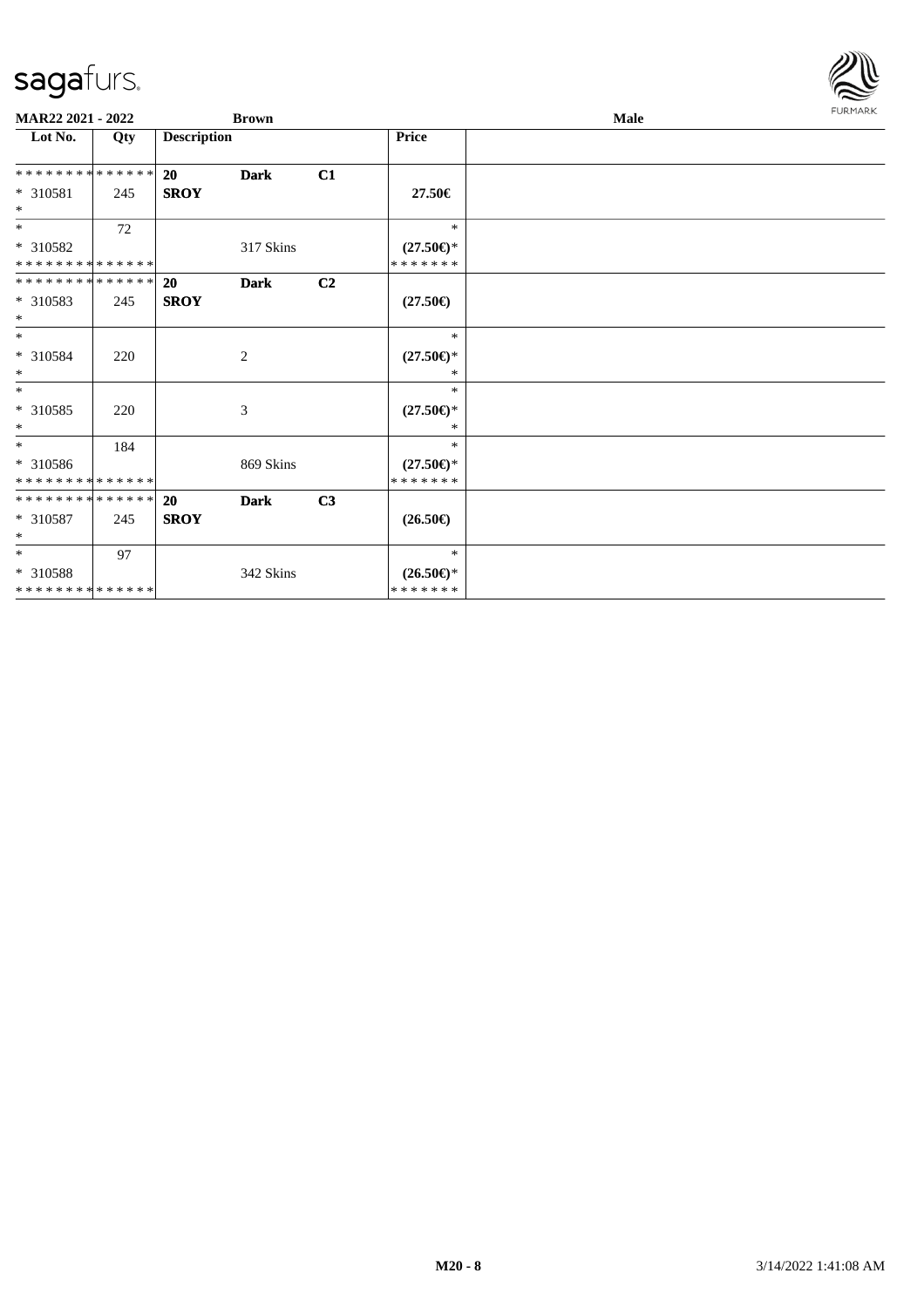**MAR22 2021 - 2022** **Brown** **Male**

| Lot No. | Qty | Description | | | Price | |
|---|---|---|---|---|---|---|
| * * * * * * * * * * * * * * | | **20** | **Dark** | **C1** | | |
| * 310581 | 245 | **SROY** | | | **27.50€** | |
| * | | | | | | |
| * | 72 | | | | * | |
| * 310582 | | | 317 Skins | | **(27.50€)*** | |
| * * * * * * * * * * * * * * | | | | | * * * * * * * | |
| * * * * * * * * * * * * * * | | **20** | **Dark** | **C2** | | |
| * 310583 | 245 | **SROY** | | | **(27.50€)** | |
| * | | | | | | |
| * | | | | | * | |
| * 310584 | 220 | | 2 | | **(27.50€)*** | |
| * | | | | | * | |
| * | | | | | * | |
| * 310585 | 220 | | 3 | | **(27.50€)*** | |
| * | | | | | * | |
| * | 184 | | | | * | |
| * 310586 | | | 869 Skins | | **(27.50€)*** | |
| * * * * * * * * * * * * * * | | | | | * * * * * * * | |
| * * * * * * * * * * * * * * | | **20** | **Dark** | **C3** | | |
| * 310587 | 245 | **SROY** | | | **(26.50€)** | |
| * | | | | | | |
| * | 97 | | | | * | |
| * 310588 | | | 342 Skins | | **(26.50€)*** | |
| * * * * * * * * * * * * * * | | | | | * * * * * * * | |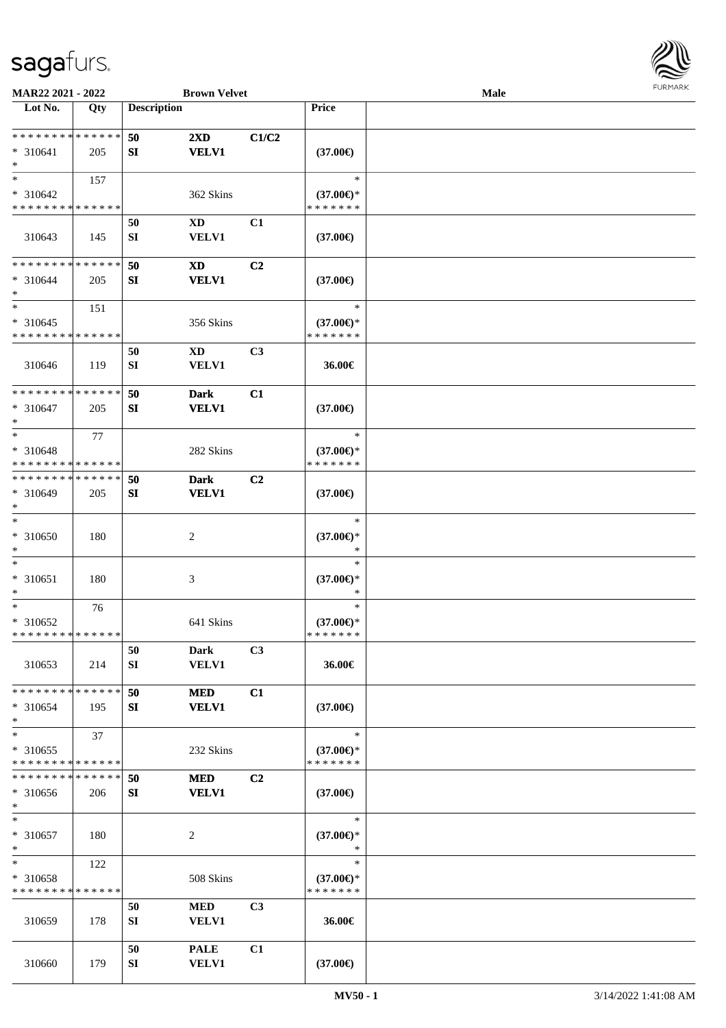**MAR22 2021 - 2022** **Brown Velvet** **Male**

| Lot No. | Qty | Description | | | Price | |
|---|---|---|---|---|---|---|
| * * * * * * * * * * * * * * | | 50 | 2XD | C1/C2 | | |
| * 310641 | 205 | SI | VELV1 | | (37.00€) | |
| * | | | | | | |
| * | 157 | | | | * | |
| * 310642 | | | 362 Skins | | (37.00€)* | |
| * * * * * * * * * * * * * * | | | | | * * * * * * * | |
| | | 50 | XD | C1 | | |
| 310643 | 145 | SI | VELV1 | | (37.00€) | |
| * * * * * * * * * * * * * * | | 50 | XD | C2 | | |
| * 310644 | 205 | SI | VELV1 | | (37.00€) | |
| * | | | | | | |
| * | 151 | | | | * | |
| * 310645 | | | 356 Skins | | (37.00€)* | |
| * * * * * * * * * * * * * * | | | | | * * * * * * * | |
| | | 50 | XD | C3 | | |
| 310646 | 119 | SI | VELV1 | | 36.00€ | |
| * * * * * * * * * * * * * * | | 50 | Dark | C1 | | |
| * 310647 | 205 | SI | VELV1 | | (37.00€) | |
| * | | | | | | |
| * | 77 | | | | * | |
| * 310648 | | | 282 Skins | | (37.00€)* | |
| * * * * * * * * * * * * * * | | | | | * * * * * * * | |
| * * * * * * * * * * * * * * | | 50 | Dark | C2 | | |
| * 310649 | 205 | SI | VELV1 | | (37.00€) | |
| * | | | | | | |
| * | | | | | * | |
| * 310650 | 180 | | 2 | | (37.00€)* | |
| * | | | | | * | |
| * | | | | | * | |
| * 310651 | 180 | | 3 | | (37.00€)* | |
| * | | | | | * | |
| * | 76 | | | | * | |
| * 310652 | | | 641 Skins | | (37.00€)* | |
| * * * * * * * * * * * * * * | | | | | * * * * * * * | |
| | | 50 | Dark | C3 | | |
| 310653 | 214 | SI | VELV1 | | 36.00€ | |
| * * * * * * * * * * * * * * | | 50 | MED | C1 | | |
| * 310654 | 195 | SI | VELV1 | | (37.00€) | |
| * | | | | | | |
| * | 37 | | | | * | |
| * 310655 | | | 232 Skins | | (37.00€)* | |
| * * * * * * * * * * * * * * | | | | | * * * * * * * | |
| * * * * * * * * * * * * * * | | 50 | MED | C2 | | |
| * 310656 | 206 | SI | VELV1 | | (37.00€) | |
| * | | | | | | |
| * | | | | | * | |
| * 310657 | 180 | | 2 | | (37.00€)* | |
| * | | | | | * | |
| * | 122 | | | | * | |
| * 310658 | | | 508 Skins | | (37.00€)* | |
| * * * * * * * * * * * * * * | | | | | * * * * * * * | |
| | | 50 | MED | C3 | | |
| 310659 | 178 | SI | VELV1 | | 36.00€ | |
| | | 50 | PALE | C1 | | |
| 310660 | 179 | SI | VELV1 | | (37.00€) | |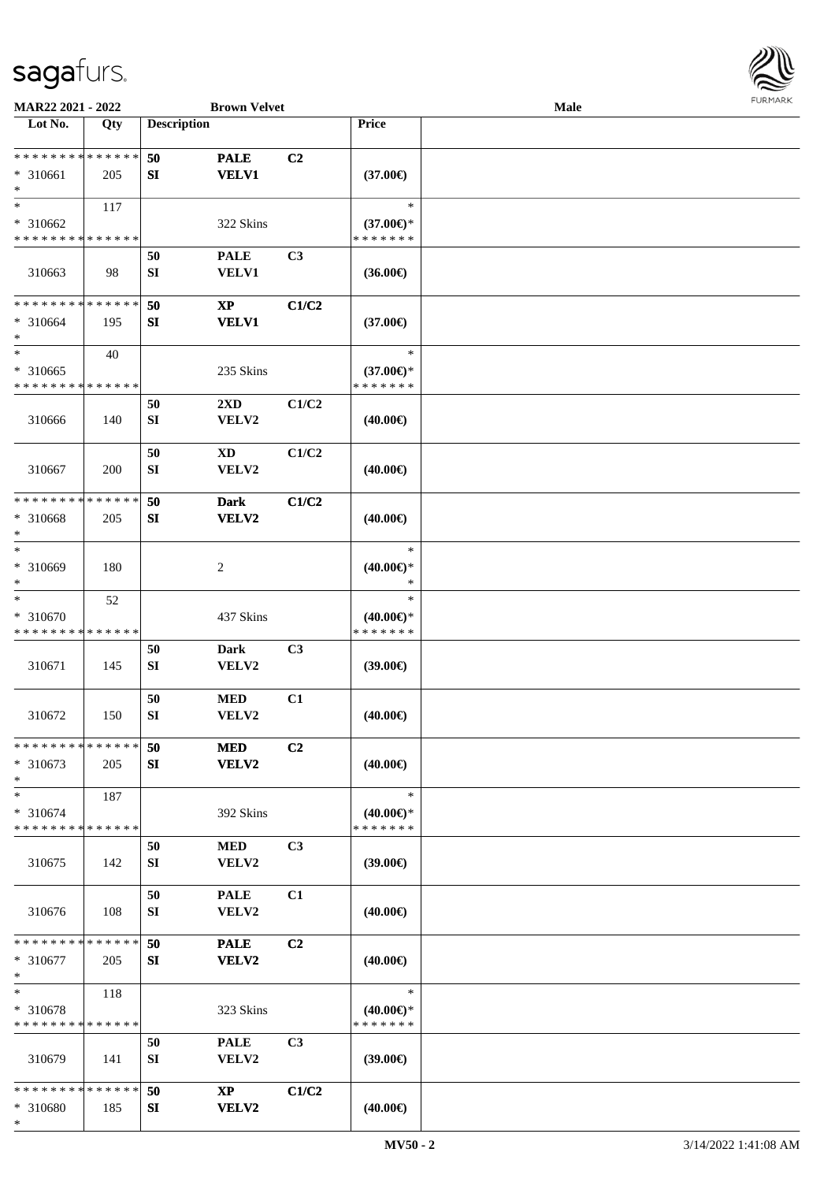MAR22 2021 - 2022 | Brown Velvet | Male

| Lot No. | Qty | Description | | | Price | |
|---|---|---|---|---|---|---|
| * * * * * * * * * * * * * * | | 50 | PALE | C2 | | |
| * 310661 | 205 | SI | VELV1 | | (37.00€) | |
| * | | | | | | |
| * | 117 | | | | * | |
| * 310662 | | | 322 Skins | | (37.00€)* | |
| * * * * * * * * * * * * * * | | | | | * * * * * * * | |
| | | 50 | PALE | C3 | | |
| 310663 | 98 | SI | VELV1 | | (36.00€) | |
| * * * * * * * * * * * * * * | | 50 | XP | C1/C2 | | |
| * 310664 | 195 | SI | VELV1 | | (37.00€) | |
| * | | | | | | |
| * | 40 | | | | * | |
| * 310665 | | | 235 Skins | | (37.00€)* | |
| * * * * * * * * * * * * * * | | | | | * * * * * * * | |
| | | 50 | 2XD | C1/C2 | | |
| 310666 | 140 | SI | VELV2 | | (40.00€) | |
| | | 50 | XD | C1/C2 | | |
| 310667 | 200 | SI | VELV2 | | (40.00€) | |
| * * * * * * * * * * * * * * | | 50 | Dark | C1/C2 | | |
| * 310668 | 205 | SI | VELV2 | | (40.00€) | |
| * | | | | | | |
| * | | | | | * | |
| * 310669 | 180 | | 2 | | (40.00€)* | |
| * | | | | | * | |
| * | 52 | | | | * | |
| * 310670 | | | 437 Skins | | (40.00€)* | |
| * * * * * * * * * * * * * * | | | | | * * * * * * * | |
| | | 50 | Dark | C3 | | |
| 310671 | 145 | SI | VELV2 | | (39.00€) | |
| | | 50 | MED | C1 | | |
| 310672 | 150 | SI | VELV2 | | (40.00€) | |
| * * * * * * * * * * * * * * | | 50 | MED | C2 | | |
| * 310673 | 205 | SI | VELV2 | | (40.00€) | |
| * | | | | | | |
| * | 187 | | | | * | |
| * 310674 | | | 392 Skins | | (40.00€)* | |
| * * * * * * * * * * * * * * | | | | | * * * * * * * | |
| | | 50 | MED | C3 | | |
| 310675 | 142 | SI | VELV2 | | (39.00€) | |
| | | 50 | PALE | C1 | | |
| 310676 | 108 | SI | VELV2 | | (40.00€) | |
| * * * * * * * * * * * * * * | | 50 | PALE | C2 | | |
| * 310677 | 205 | SI | VELV2 | | (40.00€) | |
| * | | | | | | |
| * | 118 | | | | * | |
| * 310678 | | | 323 Skins | | (40.00€)* | |
| * * * * * * * * * * * * * * | | | | | * * * * * * * | |
| | | 50 | PALE | C3 | | |
| 310679 | 141 | SI | VELV2 | | (39.00€) | |
| * * * * * * * * * * * * * * | | 50 | XP | C1/C2 | | |
| * 310680 | 185 | SI | VELV2 | | (40.00€) | |
| * | | | | | | |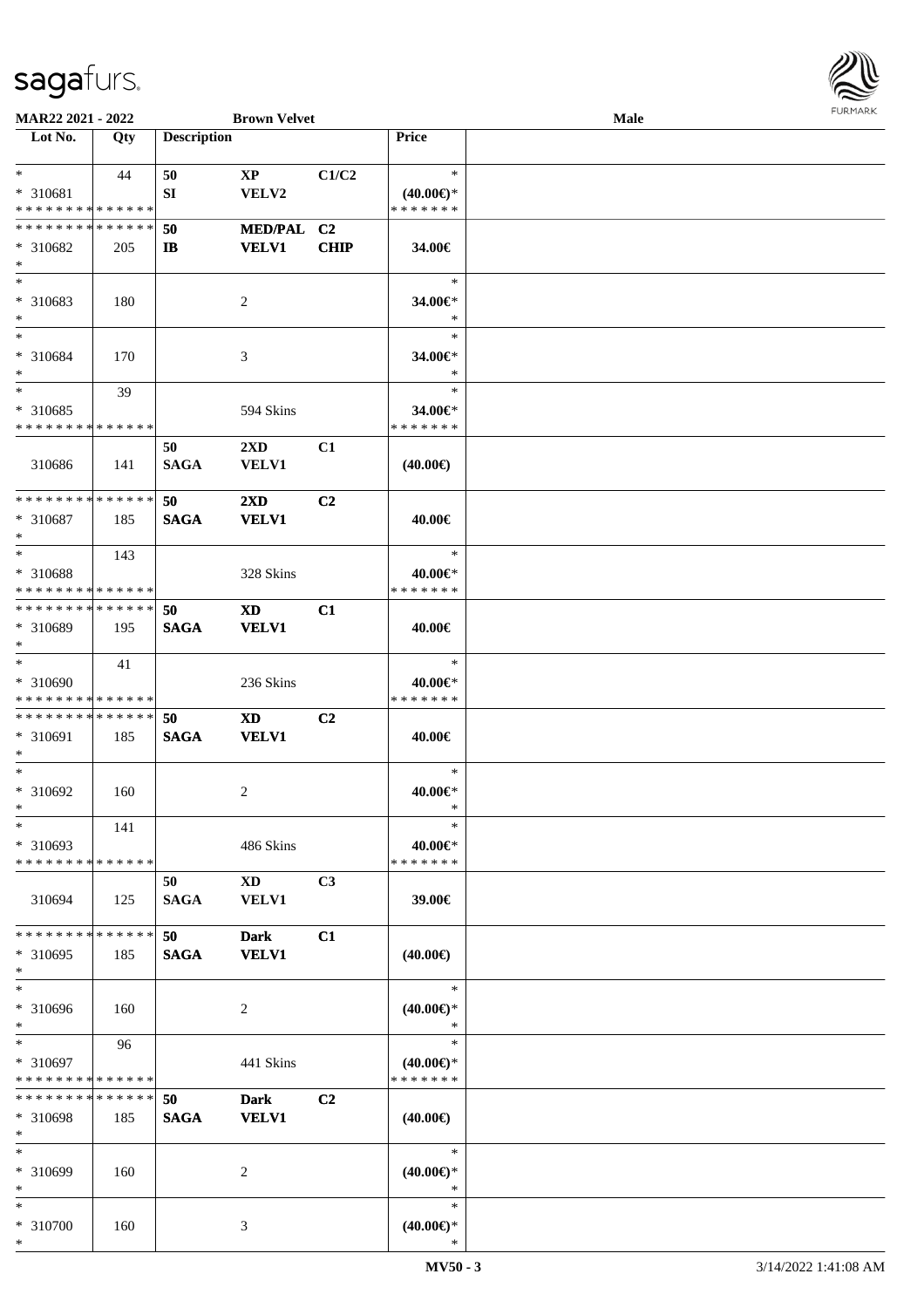**MAR22 2021 - 2022** | **Brown Velvet** | **Male**

| Lot No. | Qty | Description | | | Price | |
|---|---|---|---|---|---|---|
| * | 44 | 50 | XP | C1/C2 | * | |
| * 310681 | | SI | VELV2 | | (40.00€)* | |
| * * * * * * * * * * * * * * | | | | | * * * * * * * | |
| * * * * * * * * * * * * * * | | 50 | MED/PAL | C2 | | |
| * 310682 | 205 | IB | VELV1 | CHIP | 34.00€ | |
| * | | | | | | |
| * | | | | | * | |
| * 310683 | 180 | | 2 | | 34.00€* | |
| * | | | | | * | |
| * | | | | | * | |
| * 310684 | 170 | | 3 | | 34.00€* | |
| * | | | | | * | |
| * | 39 | | | | * | |
| * 310685 | | | 594 Skins | | 34.00€* | |
| * * * * * * * * * * * * * * | | | | | * * * * * * * | |
| | | 50 | 2XD | C1 | | |
| 310686 | 141 | SAGA | VELV1 | | (40.00€) | |
| * * * * * * * * * * * * * * | | 50 | 2XD | C2 | | |
| * 310687 | 185 | SAGA | VELV1 | | 40.00€ | |
| * | | | | | | |
| * | 143 | | | | * | |
| * 310688 | | | 328 Skins | | 40.00€* | |
| * * * * * * * * * * * * * * | | | | | * * * * * * * | |
| * * * * * * * * * * * * * * | | 50 | XD | C1 | | |
| * 310689 | 195 | SAGA | VELV1 | | 40.00€ | |
| * | | | | | | |
| * | 41 | | | | * | |
| * 310690 | | | 236 Skins | | 40.00€* | |
| * * * * * * * * * * * * * * | | | | | * * * * * * * | |
| * * * * * * * * * * * * * * | | 50 | XD | C2 | | |
| * 310691 | 185 | SAGA | VELV1 | | 40.00€ | |
| * | | | | | | |
| * | | | | | * | |
| * 310692 | 160 | | 2 | | 40.00€* | |
| * | | | | | * | |
| * | 141 | | | | * | |
| * 310693 | | | 486 Skins | | 40.00€* | |
| * * * * * * * * * * * * * * | | | | | * * * * * * * | |
| | | 50 | XD | C3 | | |
| 310694 | 125 | SAGA | VELV1 | | 39.00€ | |
| * * * * * * * * * * * * * * | | 50 | Dark | C1 | | |
| * 310695 | 185 | SAGA | VELV1 | | (40.00€) | |
| * | | | | | | |
| * | | | | | * | |
| * 310696 | 160 | | 2 | | (40.00€)* | |
| * | | | | | * | |
| * | 96 | | | | * | |
| * 310697 | | | 441 Skins | | (40.00€)* | |
| * * * * * * * * * * * * * * | | | | | * * * * * * * | |
| * * * * * * * * * * * * * * | | 50 | Dark | C2 | | |
| * 310698 | 185 | SAGA | VELV1 | | (40.00€) | |
| * | | | | | | |
| * | | | | | * | |
| * 310699 | 160 | | 2 | | (40.00€)* | |
| * | | | | | * | |
| * | | | | | * | |
| * 310700 | 160 | | 3 | | (40.00€)* | |
| * | | | | | * | |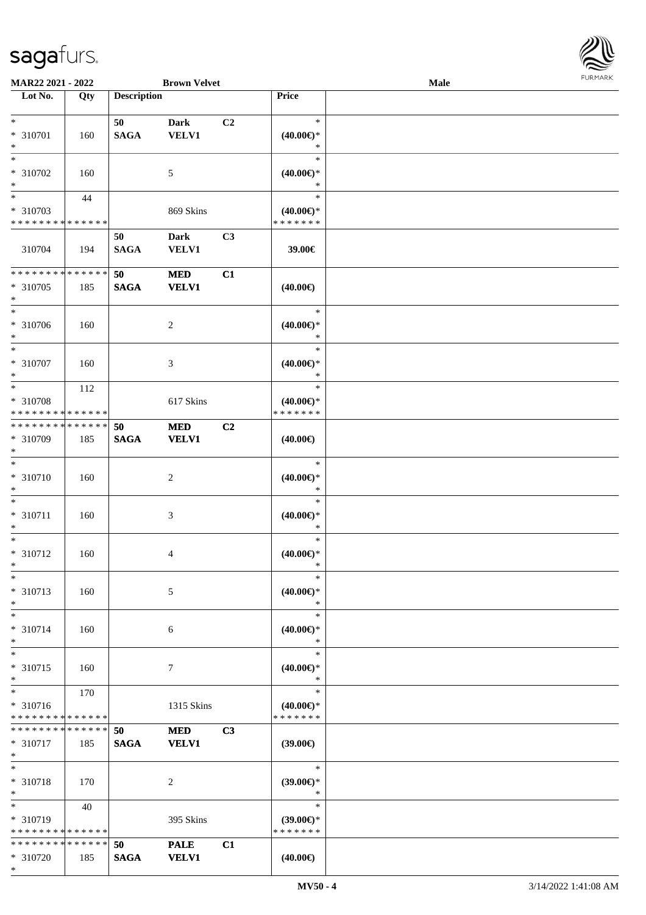| Lot No. | Qty | Description | | | Price | |
|---|---|---|---|---|---|---|
| * | | 50 | Dark | C2 | * | |
| * 310701 | 160 | SAGA | VELV1 | | (40.00€)* | |
| * | | | | | * | |
| * | | | | | * | |
| * 310702 | 160 | | 5 | | (40.00€)* | |
| * | | | | | * | |
| * | 44 | | | | * | |
| * 310703 | | | 869 Skins | | (40.00€)* | |
| * * * * * * * * * * * * * * | | | | | * * * * * * * | |
| | | 50 | Dark | C3 | | |
| 310704 | 194 | SAGA | VELV1 | | 39.00€ | |
| * * * * * * * * * * * * * * | | 50 | MED | C1 | | |
| * 310705 | 185 | SAGA | VELV1 | | (40.00€) | |
| * | | | | | | |
| * | | | | | * | |
| * 310706 | 160 | | 2 | | (40.00€)* | |
| * | | | | | * | |
| * | | | | | * | |
| * 310707 | 160 | | 3 | | (40.00€)* | |
| * | | | | | * | |
| * | 112 | | | | * | |
| * 310708 | | | 617 Skins | | (40.00€)* | |
| * * * * * * * * * * * * * * | | | | | * * * * * * * | |
| * * * * * * * * * * * * * * | | 50 | MED | C2 | | |
| * 310709 | 185 | SAGA | VELV1 | | (40.00€) | |
| * | | | | | | |
| * | | | | | * | |
| * 310710 | 160 | | 2 | | (40.00€)* | |
| * | | | | | * | |
| * | | | | | * | |
| * 310711 | 160 | | 3 | | (40.00€)* | |
| * | | | | | * | |
| * | | | | | * | |
| * 310712 | 160 | | 4 | | (40.00€)* | |
| * | | | | | * | |
| * | | | | | * | |
| * 310713 | 160 | | 5 | | (40.00€)* | |
| * | | | | | * | |
| * | | | | | * | |
| * 310714 | 160 | | 6 | | (40.00€)* | |
| * | | | | | * | |
| * | | | | | * | |
| * 310715 | 160 | | 7 | | (40.00€)* | |
| * | | | | | * | |
| * | 170 | | | | * | |
| * 310716 | | | 1315 Skins | | (40.00€)* | |
| * * * * * * * * * * * * * * | | | | | * * * * * * * | |
| * * * * * * * * * * * * * * | | 50 | MED | C3 | | |
| * 310717 | 185 | SAGA | VELV1 | | (39.00€) | |
| * | | | | | | |
| * | | | | | * | |
| * 310718 | 170 | | 2 | | (39.00€)* | |
| * | | | | | * | |
| * | 40 | | | | * | |
| * 310719 | | | 395 Skins | | (39.00€)* | |
| * * * * * * * * * * * * * * | | | | | * * * * * * * | |
| * * * * * * * * * * * * * * | | 50 | PALE | C1 | | |
| * 310720 | 185 | SAGA | VELV1 | | (40.00€) | |
| * | | | | | | |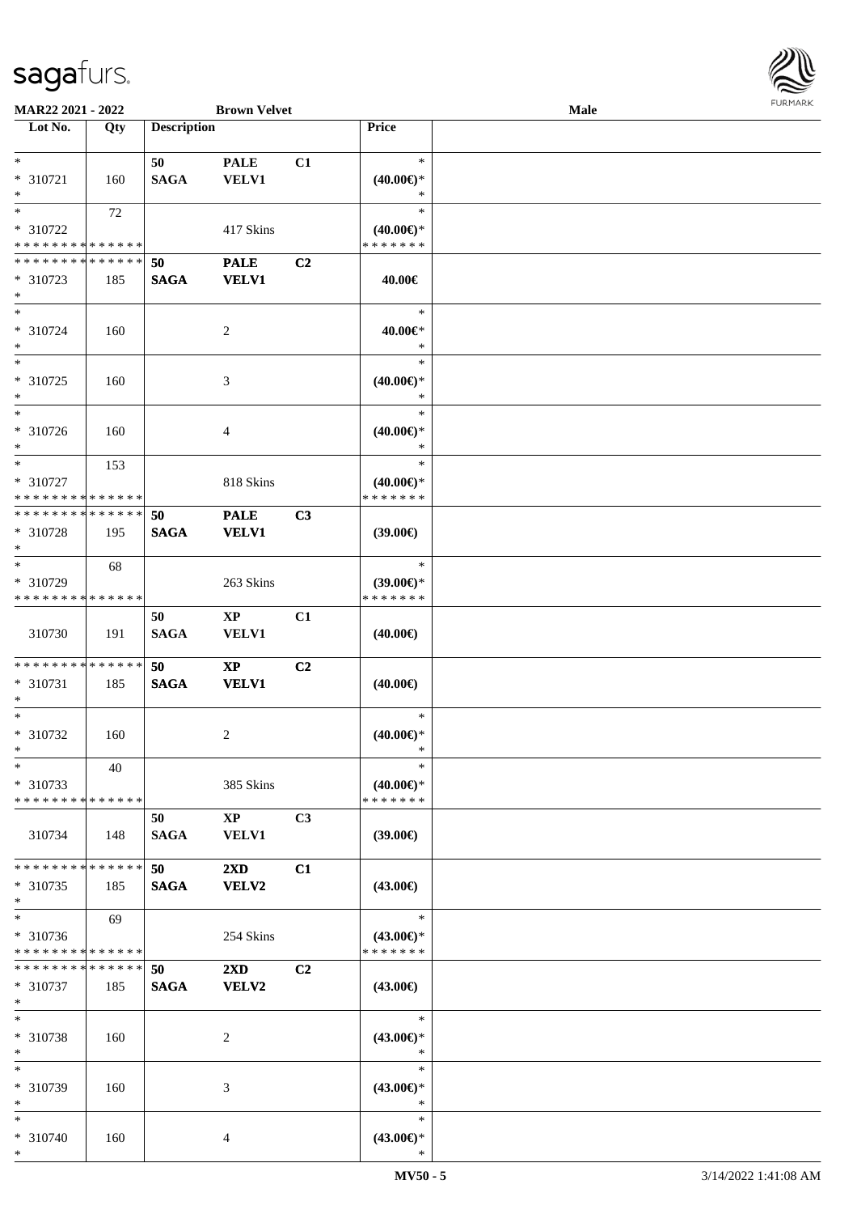**MAR22 2021 - 2022** **Brown Velvet** **Male**

| Lot No. | Qty | Description | | | Price |
|---|---|---|---|---|---|
| * <br> * 310721 <br> * | 160 | 50 <br> SAGA | PALE <br> VELV1 | C1 | * <br> (40.00€)* <br> * |
| * <br> * 310722 <br> * * * * * * * * * * * * * * | 72 | | 417 Skins | | * <br> (40.00€)* <br> * * * * * * * |
| * * * * * * * * * * * * * * <br> * 310723 <br> * | 185 | 50 <br> SAGA | PALE <br> VELV1 | C2 | 40.00€ |
| * <br> * 310724 <br> * | 160 | | 2 | | * <br> 40.00€* <br> * |
| * <br> * 310725 <br> * | 160 | | 3 | | * <br> (40.00€)* <br> * |
| * <br> * 310726 <br> * | 160 | | 4 | | * <br> (40.00€)* <br> * |
| * <br> * 310727 <br> * * * * * * * * * * * * * * | 153 | | 818 Skins | | * <br> (40.00€)* <br> * * * * * * * |
| * * * * * * * * * * * * * * <br> * 310728 <br> * | 195 | 50 <br> SAGA | PALE <br> VELV1 | C3 | (39.00€) |
| * <br> * 310729 <br> * * * * * * * * * * * * * * | 68 | | 263 Skins | | * <br> (39.00€)* <br> * * * * * * * |
| 310730 | 191 | 50 <br> SAGA | XP <br> VELV1 | C1 | (40.00€) |
| * * * * * * * * * * * * * * <br> * 310731 <br> * | 185 | 50 <br> SAGA | XP <br> VELV1 | C2 | (40.00€) |
| * <br> * 310732 <br> * | 160 | | 2 | | * <br> (40.00€)* <br> * |
| * <br> * 310733 <br> * * * * * * * * * * * * * * | 40 | | 385 Skins | | * <br> (40.00€)* <br> * * * * * * * |
| 310734 | 148 | 50 <br> SAGA | XP <br> VELV1 | C3 | (39.00€) |
| * * * * * * * * * * * * * * <br> * 310735 <br> * | 185 | 50 <br> SAGA | 2XD <br> VELV2 | C1 | (43.00€) |
| * <br> * 310736 <br> * * * * * * * * * * * * * * | 69 | | 254 Skins | | * <br> (43.00€)* <br> * * * * * * * |
| * * * * * * * * * * * * * * <br> * 310737 <br> * | 185 | 50 <br> SAGA | 2XD <br> VELV2 | C2 | (43.00€) |
| * <br> * 310738 <br> * | 160 | | 2 | | * <br> (43.00€)* <br> * |
| * <br> * 310739 <br> * | 160 | | 3 | | * <br> (43.00€)* <br> * |
| * <br> * 310740 <br> * | 160 | | 4 | | * <br> (43.00€)* <br> * |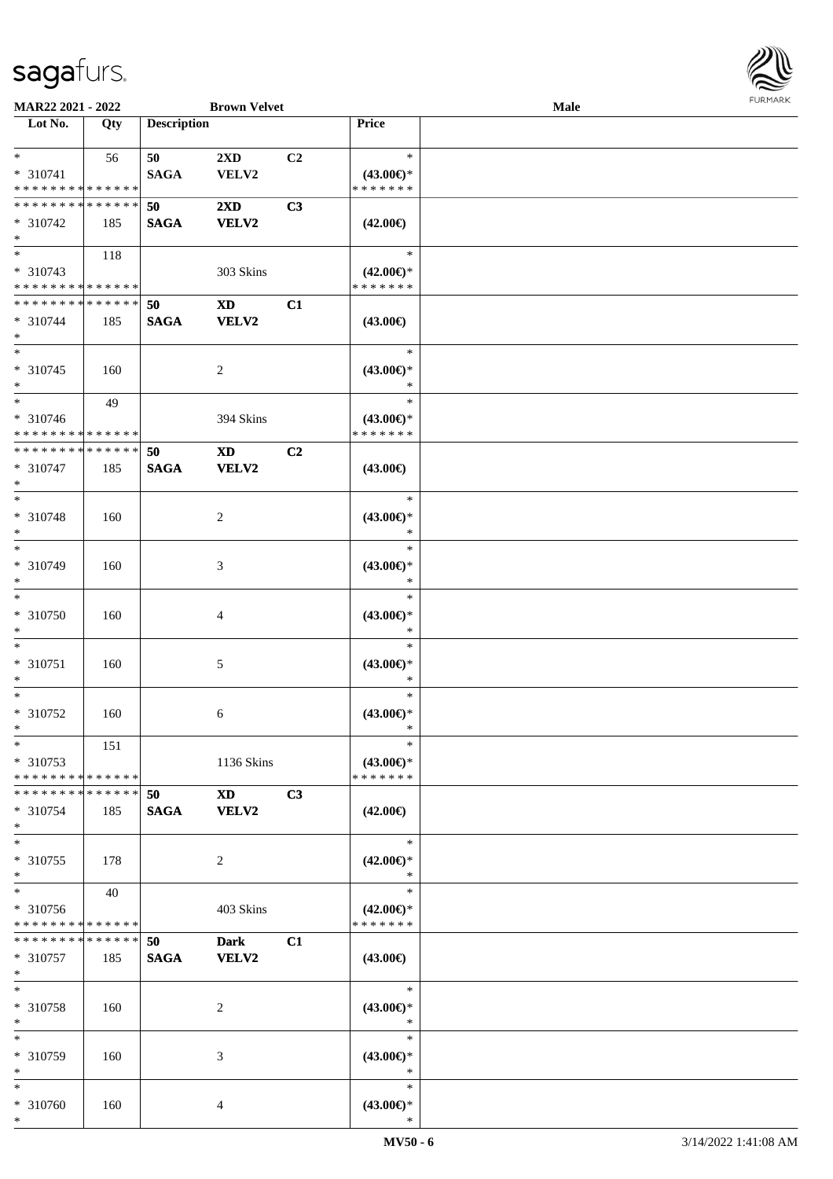**MAR22 2021 - 2022** **Brown Velvet** **Male**

| Lot No. | Qty | Description | | | Price | |
|---|---|---|---|---|---|---|
| * <br> * 310741 <br> * * * * * * * * * * * * * * | 56 | **50** <br> **SAGA** | **2XD** <br> **VELV2** | **C2** | * <br> **(43.00€)*** <br> * * * * * * * | |
| * * * * * * * * * * * * * * <br> * 310742 <br> * | 185 | **50** <br> **SAGA** | **2XD** <br> **VELV2** | **C3** | **(42.00€)** | |
| * <br> * 310743 <br> * * * * * * * * * * * * * * | 118 | | 303 Skins | | * <br> **(42.00€)*** <br> * * * * * * * | |
| * * * * * * * * * * * * * * <br> * 310744 <br> * | 185 | **50** <br> **SAGA** | **XD** <br> **VELV2** | **C1** | **(43.00€)** | |
| * <br> * 310745 <br> * | 160 | | 2 | | * <br> **(43.00€)*** <br> * | |
| * <br> * 310746 <br> * * * * * * * * * * * * * * | 49 | | 394 Skins | | * <br> **(43.00€)*** <br> * * * * * * * | |
| * * * * * * * * * * * * * * <br> * 310747 <br> * | 185 | **50** <br> **SAGA** | **XD** <br> **VELV2** | **C2** | **(43.00€)** | |
| * <br> * 310748 <br> * | 160 | | 2 | | * <br> **(43.00€)*** <br> * | |
| * <br> * 310749 <br> * | 160 | | 3 | | * <br> **(43.00€)*** <br> * | |
| * <br> * 310750 <br> * | 160 | | 4 | | * <br> **(43.00€)*** <br> * | |
| * <br> * 310751 <br> * | 160 | | 5 | | * <br> **(43.00€)*** <br> * | |
| * <br> * 310752 <br> * | 160 | | 6 | | * <br> **(43.00€)*** <br> * | |
| * <br> * 310753 <br> * * * * * * * * * * * * * * | 151 | | 1136 Skins | | * <br> **(43.00€)*** <br> * * * * * * * | |
| * * * * * * * * * * * * * * <br> * 310754 <br> * | 185 | **50** <br> **SAGA** | **XD** <br> **VELV2** | **C3** | **(42.00€)** | |
| * <br> * 310755 <br> * | 178 | | 2 | | * <br> **(42.00€)*** <br> * | |
| * <br> * 310756 <br> * * * * * * * * * * * * * * | 40 | | 403 Skins | | * <br> **(42.00€)*** <br> * * * * * * * | |
| * * * * * * * * * * * * * * <br> * 310757 <br> * | 185 | **50** <br> **SAGA** | **Dark** <br> **VELV2** | **C1** | **(43.00€)** | |
| * <br> * 310758 <br> * | 160 | | 2 | | * <br> **(43.00€)*** <br> * | |
| * <br> * 310759 <br> * | 160 | | 3 | | * <br> **(43.00€)*** <br> * | |
| * <br> * 310760 <br> * | 160 | | 4 | | * <br> **(43.00€)*** <br> * | |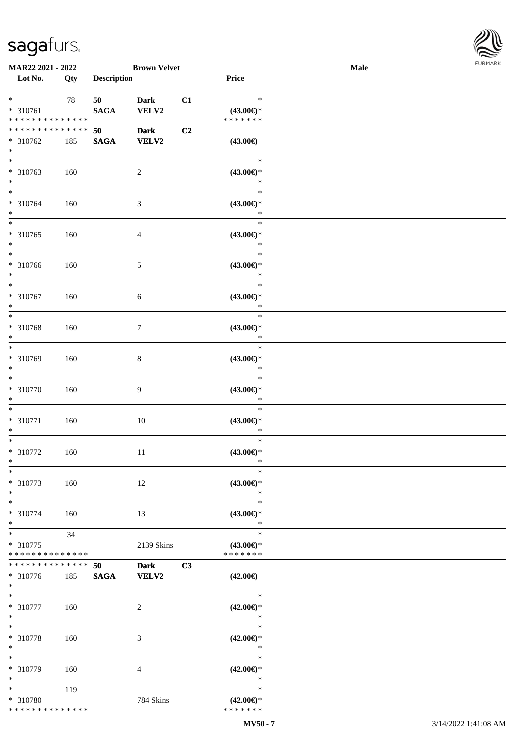MAR22 2021 - 2022 | Brown Velvet | Male

| Lot No. | Qty | Description | | | Price | |
|---|---|---|---|---|---|---|
| * | 78 | 50 | Dark | C1 | * | |
| * 310761 | | SAGA | VELV2 | | (43.00€)* | |
| * * * * * * * * * * * * * * | | | | | * * * * * * * | |
| * * * * * * * * * * * * * * | | 50 | Dark | C2 | | |
| * 310762 | 185 | SAGA | VELV2 | | (43.00€) | |
| * | | | | | | |
| * | | | | | * | |
| * 310763 | 160 | | 2 | | (43.00€)* | |
| * | | | | | * | |
| * | | | | | * | |
| * 310764 | 160 | | 3 | | (43.00€)* | |
| * | | | | | * | |
| * | | | | | * | |
| * 310765 | 160 | | 4 | | (43.00€)* | |
| * | | | | | * | |
| * | | | | | * | |
| * 310766 | 160 | | 5 | | (43.00€)* | |
| * | | | | | * | |
| * | | | | | * | |
| * 310767 | 160 | | 6 | | (43.00€)* | |
| * | | | | | * | |
| * | | | | | * | |
| * 310768 | 160 | | 7 | | (43.00€)* | |
| * | | | | | * | |
| * | | | | | * | |
| * 310769 | 160 | | 8 | | (43.00€)* | |
| * | | | | | * | |
| * | | | | | * | |
| * 310770 | 160 | | 9 | | (43.00€)* | |
| * | | | | | * | |
| * | | | | | * | |
| * 310771 | 160 | | 10 | | (43.00€)* | |
| * | | | | | * | |
| * | | | | | * | |
| * 310772 | 160 | | 11 | | (43.00€)* | |
| * | | | | | * | |
| * | | | | | * | |
| * 310773 | 160 | | 12 | | (43.00€)* | |
| * | | | | | * | |
| * | | | | | * | |
| * 310774 | 160 | | 13 | | (43.00€)* | |
| * | | | | | * | |
| * | 34 | | | | * | |
| * 310775 | | | 2139 Skins | | (43.00€)* | |
| * * * * * * * * * * * * * * | | | | | * * * * * * * | |
| * * * * * * * * * * * * * * | | 50 | Dark | C3 | | |
| * 310776 | 185 | SAGA | VELV2 | | (42.00€) | |
| * | | | | | | |
| * | | | | | * | |
| * 310777 | 160 | | 2 | | (42.00€)* | |
| * | | | | | * | |
| * | | | | | * | |
| * 310778 | 160 | | 3 | | (42.00€)* | |
| * | | | | | * | |
| * | | | | | * | |
| * 310779 | 160 | | 4 | | (42.00€)* | |
| * | | | | | * | |
| * | 119 | | | | * | |
| * 310780 | | | 784 Skins | | (42.00€)* | |
| * * * * * * * * * * * * * * | | | | | * * * * * * * | |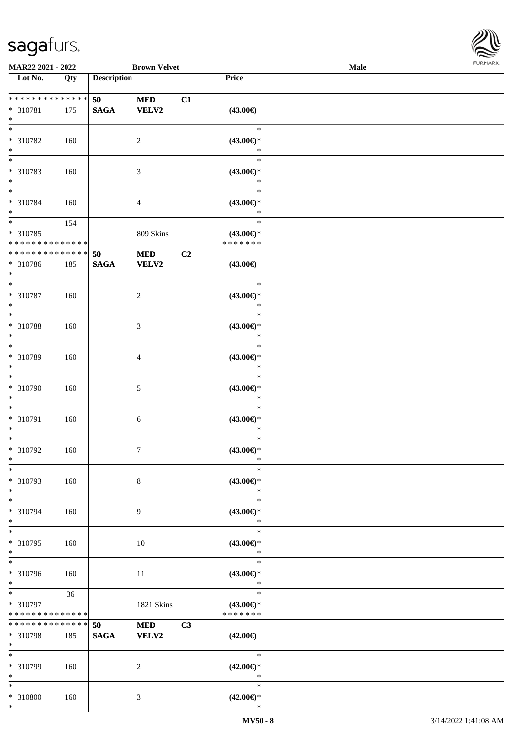| Lot No. | Qty | Description | | | Price | |
|---|---|---|---|---|---|---|
| * * * * * * * * * * * * * * | | 50 | MED | C1 | | |
| * 310781 | 175 | SAGA | VELV2 | | (43.00€) | |
| * | | | | | | |
| * | | | | | * | |
| * 310782 | 160 | | 2 | | (43.00€)* | |
| * | | | | | * | |
| * | | | | | * | |
| * 310783 | 160 | | 3 | | (43.00€)* | |
| * | | | | | * | |
| * | | | | | * | |
| * 310784 | 160 | | 4 | | (43.00€)* | |
| * | | | | | * | |
| * | 154 | | | | * | |
| * 310785 | | | 809 Skins | | (43.00€)* | |
| * * * * * * * * * * * * * * | | | | | * * * * * * * | |
| * * * * * * * * * * * * * * | | 50 | MED | C2 | | |
| * 310786 | 185 | SAGA | VELV2 | | (43.00€) | |
| * | | | | | | |
| * | | | | | * | |
| * 310787 | 160 | | 2 | | (43.00€)* | |
| * | | | | | * | |
| * | | | | | * | |
| * 310788 | 160 | | 3 | | (43.00€)* | |
| * | | | | | * | |
| * | | | | | * | |
| * 310789 | 160 | | 4 | | (43.00€)* | |
| * | | | | | * | |
| * | | | | | * | |
| * 310790 | 160 | | 5 | | (43.00€)* | |
| * | | | | | * | |
| * | | | | | * | |
| * 310791 | 160 | | 6 | | (43.00€)* | |
| * | | | | | * | |
| * | | | | | * | |
| * 310792 | 160 | | 7 | | (43.00€)* | |
| * | | | | | * | |
| * | | | | | * | |
| * 310793 | 160 | | 8 | | (43.00€)* | |
| * | | | | | * | |
| * | | | | | * | |
| * 310794 | 160 | | 9 | | (43.00€)* | |
| * | | | | | * | |
| * | | | | | * | |
| * 310795 | 160 | | 10 | | (43.00€)* | |
| * | | | | | * | |
| * | | | | | * | |
| * 310796 | 160 | | 11 | | (43.00€)* | |
| * | | | | | * | |
| * | 36 | | | | * | |
| * 310797 | | | 1821 Skins | | (43.00€)* | |
| * * * * * * * * * * * * * * | | | | | * * * * * * * | |
| * * * * * * * * * * * * * * | | 50 | MED | C3 | | |
| * 310798 | 185 | SAGA | VELV2 | | (42.00€) | |
| * | | | | | | |
| * | | | | | * | |
| * 310799 | 160 | | 2 | | (42.00€)* | |
| * | | | | | * | |
| * | | | | | * | |
| * 310800 | 160 | | 3 | | (42.00€)* | |
| * | | | | | * | |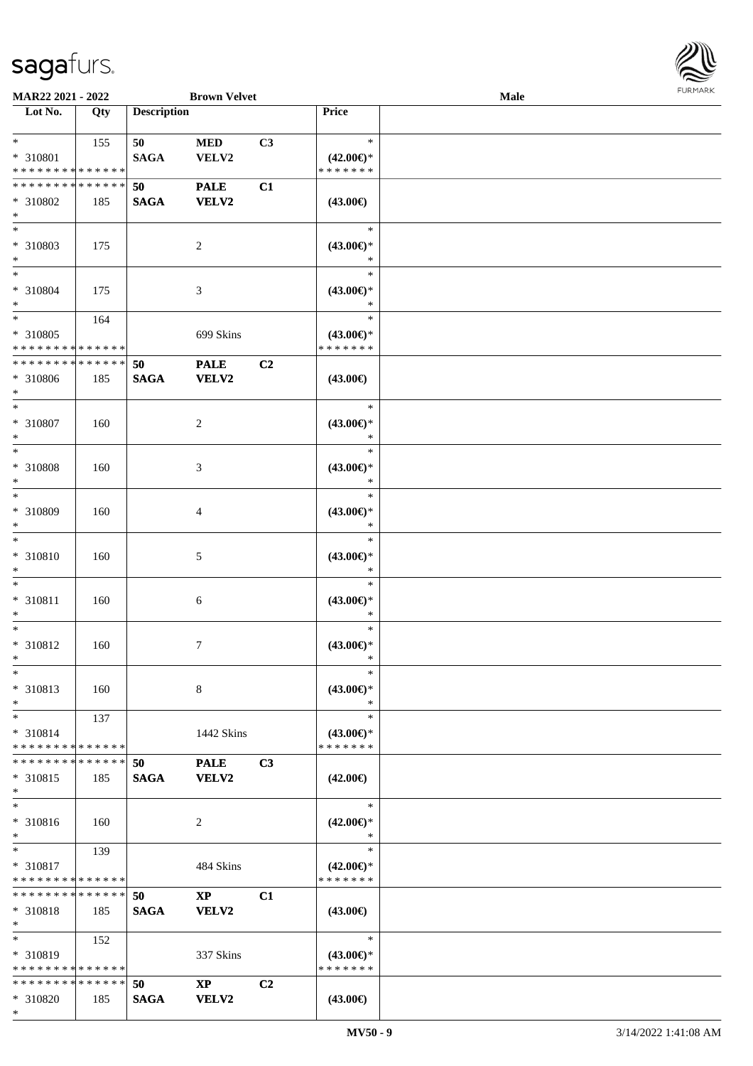**MAR22 2021 - 2022** **Brown Velvet** **Male**

| Lot No. | Qty | Description | | | Price |
|---|---|---|---|---|---|
| * | 155 | 50 | MED | C3 | * |
| * 310801 | | SAGA | VELV2 | | (42.00€)* |
| * * * * * * * * * * * * * * | | | | | * * * * * * * |
| * * * * * * * * * * * * * * | | 50 | PALE | C1 | |
| * 310802 | 185 | SAGA | VELV2 | | (43.00€) |
| * | | | | | |
| * | | | | | * |
| * 310803 | 175 | | 2 | | (43.00€)* |
| * | | | | | * |
| * | | | | | * |
| * 310804 | 175 | | 3 | | (43.00€)* |
| * | | | | | * |
| * | 164 | | | | * |
| * 310805 | | | 699 Skins | | (43.00€)* |
| * * * * * * * * * * * * * * | | | | | * * * * * * * |
| * * * * * * * * * * * * * * | | 50 | PALE | C2 | |
| * 310806 | 185 | SAGA | VELV2 | | (43.00€) |
| * | | | | | |
| * | | | | | * |
| * 310807 | 160 | | 2 | | (43.00€)* |
| * | | | | | * |
| * | | | | | * |
| * 310808 | 160 | | 3 | | (43.00€)* |
| * | | | | | * |
| * | | | | | * |
| * 310809 | 160 | | 4 | | (43.00€)* |
| * | | | | | * |
| * | | | | | * |
| * 310810 | 160 | | 5 | | (43.00€)* |
| * | | | | | * |
| * | | | | | * |
| * 310811 | 160 | | 6 | | (43.00€)* |
| * | | | | | * |
| * | | | | | * |
| * 310812 | 160 | | 7 | | (43.00€)* |
| * | | | | | * |
| * | | | | | * |
| * 310813 | 160 | | 8 | | (43.00€)* |
| * | | | | | * |
| * | 137 | | | | * |
| * 310814 | | | 1442 Skins | | (43.00€)* |
| * * * * * * * * * * * * * * | | | | | * * * * * * * |
| * * * * * * * * * * * * * * | | 50 | PALE | C3 | |
| * 310815 | 185 | SAGA | VELV2 | | (42.00€) |
| * | | | | | |
| * | | | | | * |
| * 310816 | 160 | | 2 | | (42.00€)* |
| * | | | | | * |
| * | 139 | | | | * |
| * 310817 | | | 484 Skins | | (42.00€)* |
| * * * * * * * * * * * * * * | | | | | * * * * * * * |
| * * * * * * * * * * * * * * | | 50 | XP | C1 | |
| * 310818 | 185 | SAGA | VELV2 | | (43.00€) |
| * | | | | | |
| * | 152 | | | | * |
| * 310819 | | | 337 Skins | | (43.00€)* |
| * * * * * * * * * * * * * * | | | | | * * * * * * * |
| * * * * * * * * * * * * * * | | 50 | XP | C2 | |
| * 310820 | 185 | SAGA | VELV2 | | (43.00€) |
| * | | | | | |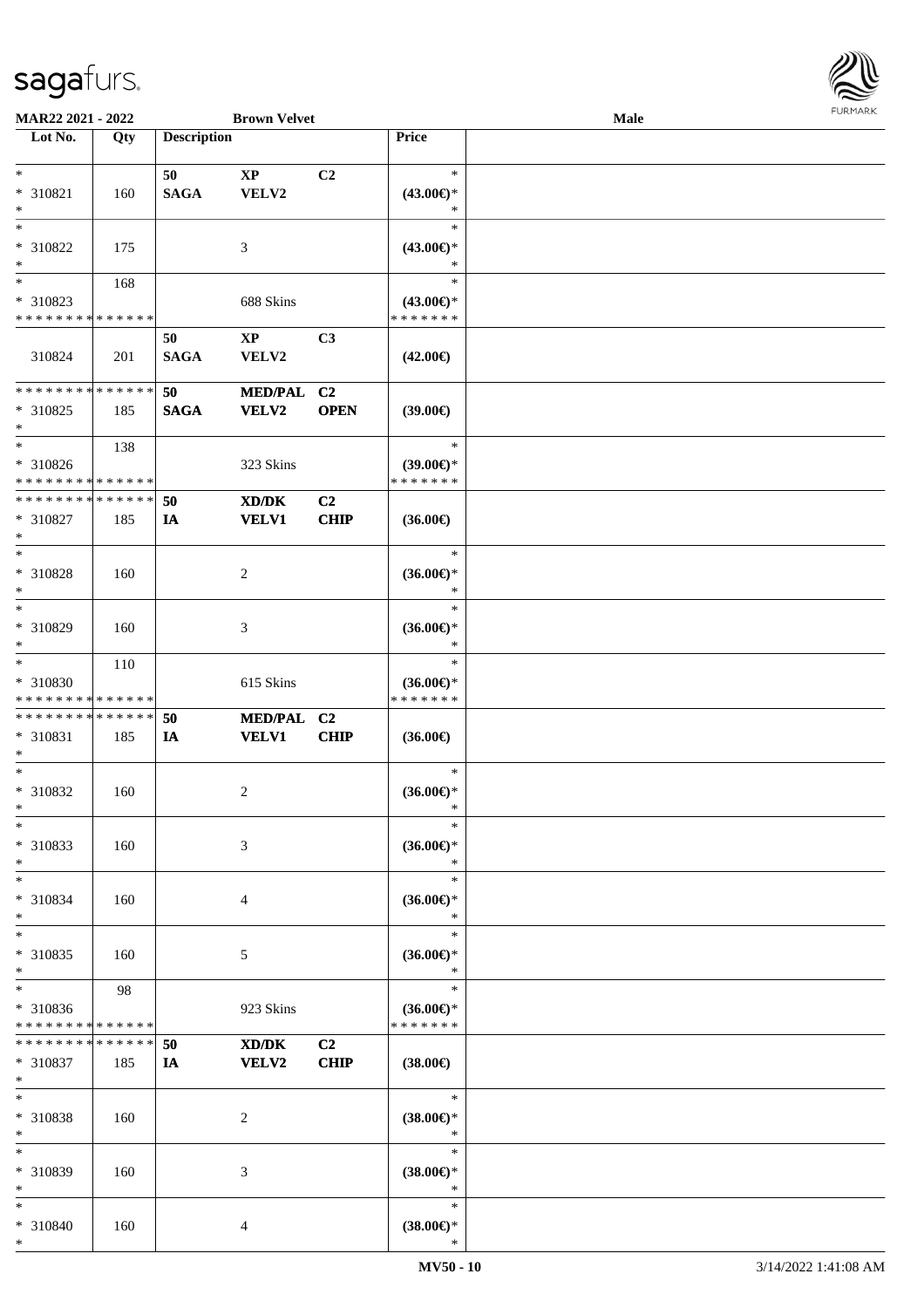**MAR22 2021 - 2022** **Brown Velvet** **Male**

| Lot No. | Qty | Description | | | Price | |
|---|---|---|---|---|---|---|
| * | | 50 | XP | C2 | * | |
| * 310821 | 160 | SAGA | VELV2 | | (43.00€)* | |
| * | | | | | * | |
| * | | | | | * | |
| * 310822 | 175 | | 3 | | (43.00€)* | |
| * | | | | | * | |
| * | 168 | | | | * | |
| * 310823 | | | 688 Skins | | (43.00€)* | |
| * * * * * * * * * * * * * * | | | | | * * * * * * * | |
| | | 50 | XP | C3 | | |
| 310824 | 201 | SAGA | VELV2 | | (42.00€) | |
| * * * * * * * * * * * * * * | | 50 | MED/PAL | C2 | | |
| * 310825 | 185 | SAGA | VELV2 | OPEN | (39.00€) | |
| * | | | | | | |
| * | 138 | | | | * | |
| * 310826 | | | 323 Skins | | (39.00€)* | |
| * * * * * * * * * * * * * * | | | | | * * * * * * * | |
| * * * * * * * * * * * * * * | | 50 | XD/DK | C2 | | |
| * 310827 | 185 | IA | VELV1 | CHIP | (36.00€) | |
| * | | | | | | |
| * | | | | | * | |
| * 310828 | 160 | | 2 | | (36.00€)* | |
| * | | | | | * | |
| * | | | | | * | |
| * 310829 | 160 | | 3 | | (36.00€)* | |
| * | | | | | * | |
| * | 110 | | | | * | |
| * 310830 | | | 615 Skins | | (36.00€)* | |
| * * * * * * * * * * * * * * | | | | | * * * * * * * | |
| * * * * * * * * * * * * * * | | 50 | MED/PAL | C2 | | |
| * 310831 | 185 | IA | VELV1 | CHIP | (36.00€) | |
| * | | | | | | |
| * | | | | | * | |
| * 310832 | 160 | | 2 | | (36.00€)* | |
| * | | | | | * | |
| * | | | | | * | |
| * 310833 | 160 | | 3 | | (36.00€)* | |
| * | | | | | * | |
| * | | | | | * | |
| * 310834 | 160 | | 4 | | (36.00€)* | |
| * | | | | | * | |
| * | | | | | * | |
| * 310835 | 160 | | 5 | | (36.00€)* | |
| * | | | | | * | |
| * | 98 | | | | * | |
| * 310836 | | | 923 Skins | | (36.00€)* | |
| * * * * * * * * * * * * * * | | | | | * * * * * * * | |
| * * * * * * * * * * * * * * | | 50 | XD/DK | C2 | | |
| * 310837 | 185 | IA | VELV2 | CHIP | (38.00€) | |
| * | | | | | | |
| * | | | | | * | |
| * 310838 | 160 | | 2 | | (38.00€)* | |
| * | | | | | * | |
| * | | | | | * | |
| * 310839 | 160 | | 3 | | (38.00€)* | |
| * | | | | | * | |
| * | | | | | * | |
| * 310840 | 160 | | 4 | | (38.00€)* | |
| * | | | | | * | |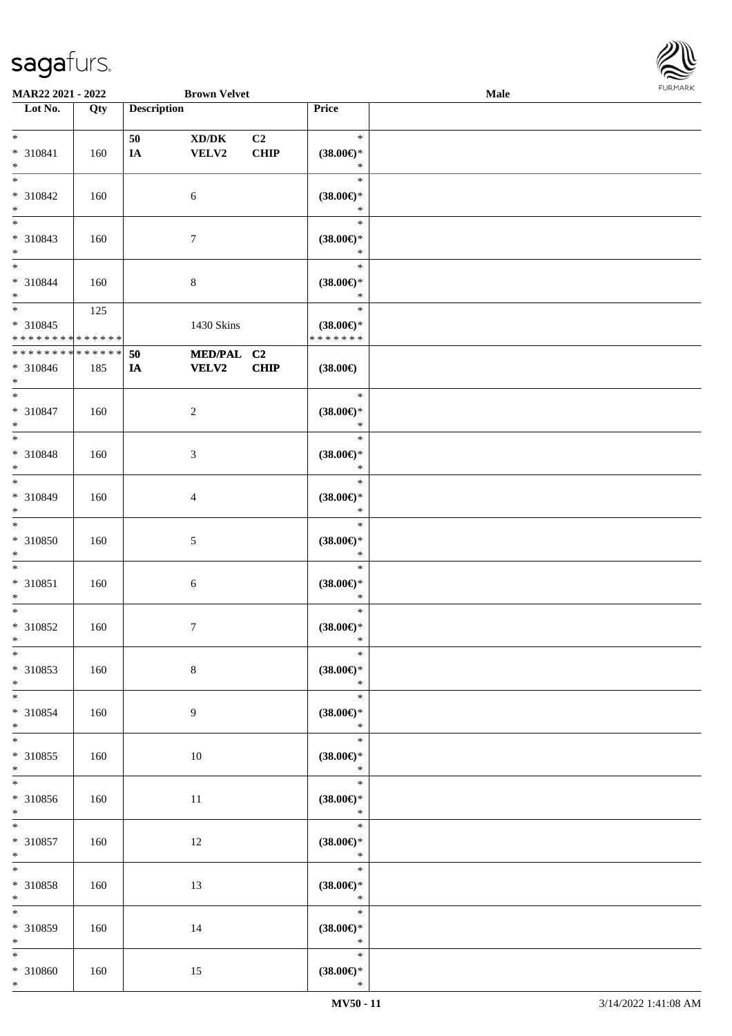| Lot No. | Qty | Description | | | Price | |
|---|---|---|---|---|---|---|
| * | | 50 | XD/DK | C2 | * | |
| * 310841 | 160 | IA | VELV2 | CHIP | (38.00€)* | |
| * | | | | | * | |
| * | | | | | * | |
| * 310842 | 160 | | 6 | | (38.00€)* | |
| * | | | | | * | |
| * | | | | | * | |
| * 310843 | 160 | | 7 | | (38.00€)* | |
| * | | | | | * | |
| * | | | | | * | |
| * 310844 | 160 | | 8 | | (38.00€)* | |
| * | | | | | * | |
| * | 125 | | | | * | |
| * 310845 | | | 1430 Skins | | (38.00€)* | |
| * * * * * * * * * * * * * * | | | | | * * * * * * * | |
| * * * * * * * * * * * * * * | | 50 | MED/PAL | C2 | | |
| * 310846 | 185 | IA | VELV2 | CHIP | (38.00€) | |
| * | | | | | | |
| * | | | | | * | |
| * 310847 | 160 | | 2 | | (38.00€)* | |
| * | | | | | * | |
| * | | | | | * | |
| * 310848 | 160 | | 3 | | (38.00€)* | |
| * | | | | | * | |
| * | | | | | * | |
| * 310849 | 160 | | 4 | | (38.00€)* | |
| * | | | | | * | |
| * | | | | | * | |
| * 310850 | 160 | | 5 | | (38.00€)* | |
| * | | | | | * | |
| * | | | | | * | |
| * 310851 | 160 | | 6 | | (38.00€)* | |
| * | | | | | * | |
| * | | | | | * | |
| * 310852 | 160 | | 7 | | (38.00€)* | |
| * | | | | | * | |
| * | | | | | * | |
| * 310853 | 160 | | 8 | | (38.00€)* | |
| * | | | | | * | |
| * | | | | | * | |
| * 310854 | 160 | | 9 | | (38.00€)* | |
| * | | | | | * | |
| * | | | | | * | |
| * 310855 | 160 | | 10 | | (38.00€)* | |
| * | | | | | * | |
| * | | | | | * | |
| * 310856 | 160 | | 11 | | (38.00€)* | |
| * | | | | | * | |
| * | | | | | * | |
| * 310857 | 160 | | 12 | | (38.00€)* | |
| * | | | | | * | |
| * | | | | | * | |
| * 310858 | 160 | | 13 | | (38.00€)* | |
| * | | | | | * | |
| * | | | | | * | |
| * 310859 | 160 | | 14 | | (38.00€)* | |
| * | | | | | * | |
| * | | | | | * | |
| * 310860 | 160 | | 15 | | (38.00€)* | |
| * | | | | | * | |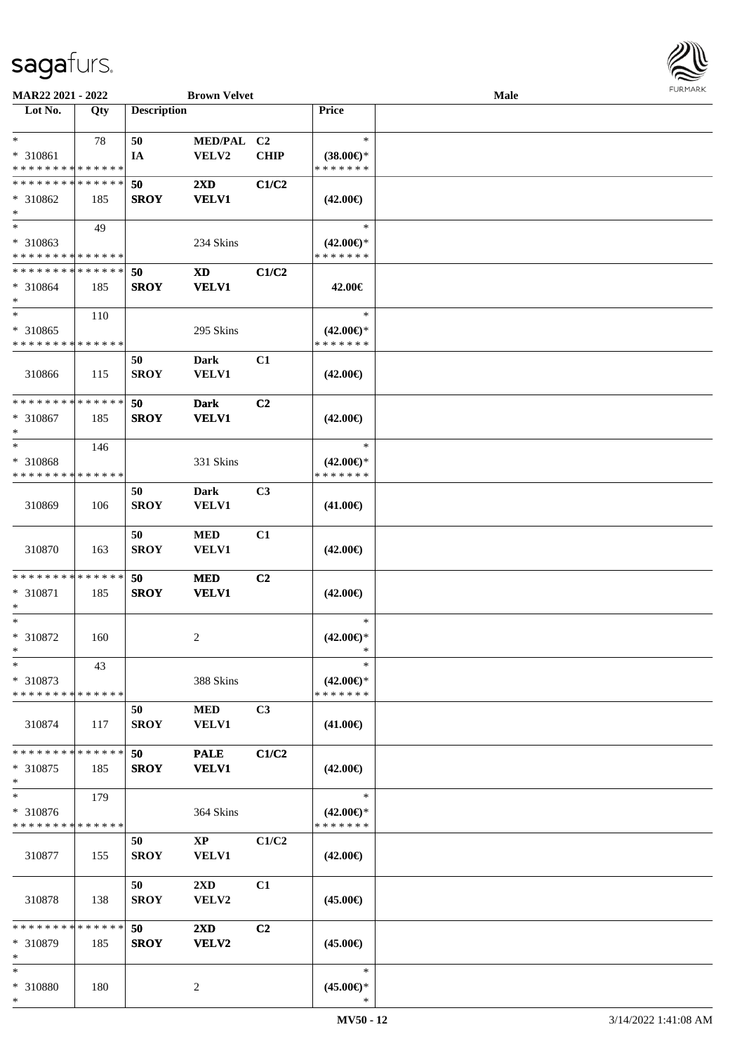**MAR22 2021 - 2022 — Brown Velvet — Male**

| Lot No. | Qty | Description | | | Price | |
|---|---|---|---|---|---|---|
| * <br> * 310861 <br> * * * * * * * * * * * * * * | 78 | 50 <br> IA | MED/PAL <br> VELV2 | C2 <br> CHIP | * <br> (38.00€)* <br> * * * * * * * | |
| * * * * * * * * * * * * * * <br> * 310862 <br> * | 185 | 50 <br> **SROY** | **2XD** <br> **VELV1** | **C1/C2** | (42.00€) | |
| * <br> * 310863 <br> * * * * * * * * * * * * * * | 49 | | 234 Skins | | * <br> (42.00€)* <br> * * * * * * * | |
| * * * * * * * * * * * * * * <br> * 310864 <br> * | 185 | 50 <br> **SROY** | **XD** <br> **VELV1** | **C1/C2** | 42.00€ | |
| * <br> * 310865 <br> * * * * * * * * * * * * * * | 110 | | 295 Skins | | * <br> (42.00€)* <br> * * * * * * * | |
| 310866 | 115 | 50 <br> **SROY** | **Dark** <br> **VELV1** | C1 | (42.00€) | |
| * * * * * * * * * * * * * * <br> * 310867 <br> * | 185 | 50 <br> **SROY** | **Dark** <br> **VELV1** | C2 | (42.00€) | |
| * <br> * 310868 <br> * * * * * * * * * * * * * * | 146 | | 331 Skins | | * <br> (42.00€)* <br> * * * * * * * | |
| 310869 | 106 | 50 <br> **SROY** | **Dark** <br> **VELV1** | C3 | (41.00€) | |
| 310870 | 163 | 50 <br> **SROY** | **MED** <br> **VELV1** | C1 | (42.00€) | |
| * * * * * * * * * * * * * * <br> * 310871 <br> * | 185 | 50 <br> **SROY** | **MED** <br> **VELV1** | C2 | (42.00€) | |
| * <br> * 310872 <br> * | 160 | | 2 | | * <br> (42.00€)* <br> * | |
| * <br> * 310873 <br> * * * * * * * * * * * * * * | 43 | | 388 Skins | | * <br> (42.00€)* <br> * * * * * * * | |
| 310874 | 117 | 50 <br> **SROY** | **MED** <br> **VELV1** | C3 | (41.00€) | |
| * * * * * * * * * * * * * * <br> * 310875 <br> * | 185 | 50 <br> **SROY** | **PALE** <br> **VELV1** | **C1/C2** | (42.00€) | |
| * <br> * 310876 <br> * * * * * * * * * * * * * * | 179 | | 364 Skins | | * <br> (42.00€)* <br> * * * * * * * | |
| 310877 | 155 | 50 <br> **SROY** | **XP** <br> **VELV1** | C1/C2 | (42.00€) | |
| 310878 | 138 | 50 <br> **SROY** | **2XD** <br> **VELV2** | C1 | (45.00€) | |
| * * * * * * * * * * * * * * <br> * 310879 <br> * | 185 | 50 <br> **SROY** | **2XD** <br> **VELV2** | C2 | (45.00€) | |
| * <br> * 310880 <br> * | 180 | | 2 | | * <br> (45.00€)* <br> * | |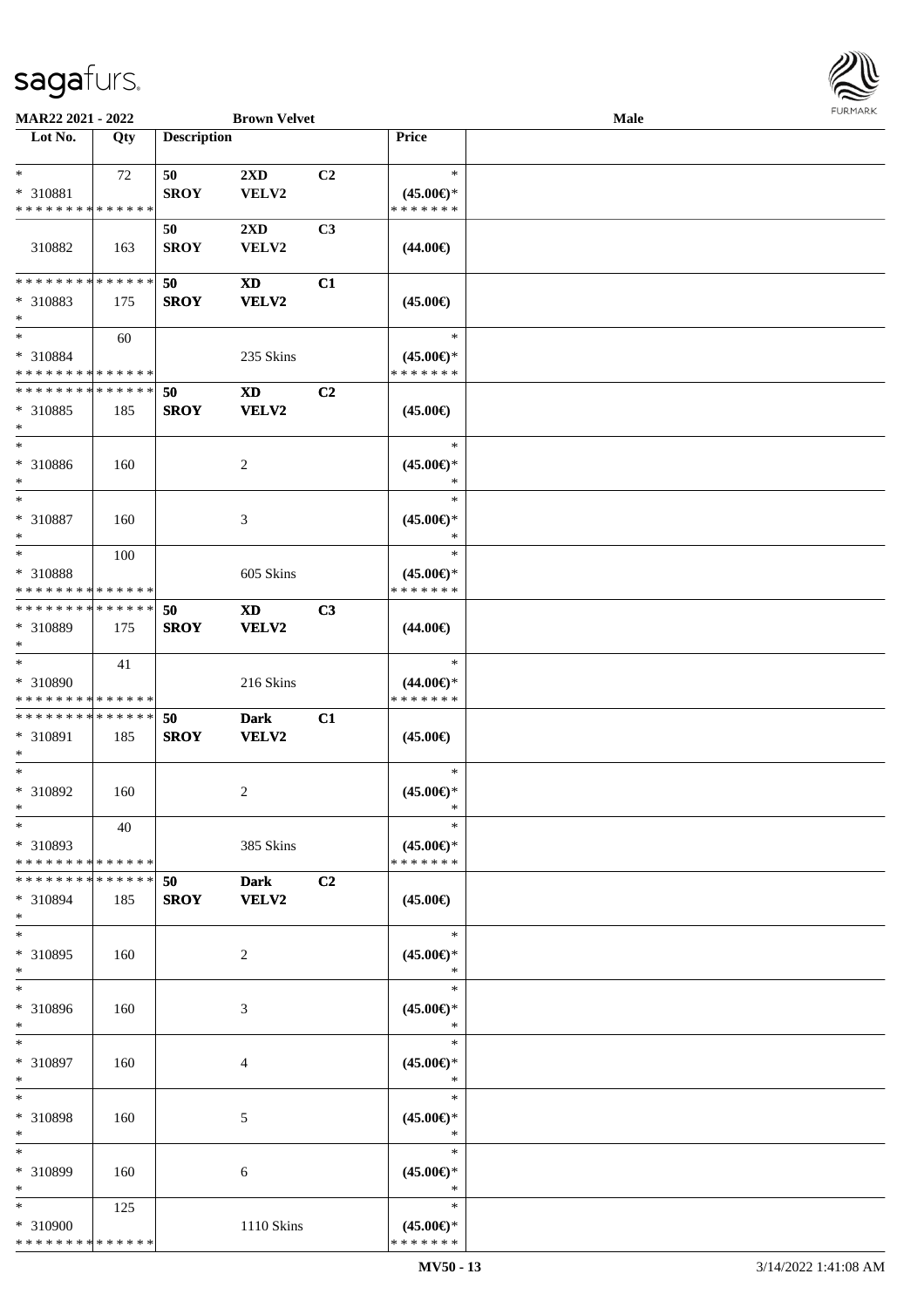| Lot No. | Qty | Description | | | Price | |
|---|---|---|---|---|---|---|
| * | 72 | 50 | 2XD | C2 | * | |
| * 310881 | | SROY | VELV2 | | (45.00€)* | |
| * * * * * * * * * * * * * * | | | | | * * * * * * * | |
| | | 50 | 2XD | C3 | | |
| 310882 | 163 | SROY | VELV2 | | (44.00€) | |
| * * * * * * * * * * * * * * | | 50 | XD | C1 | | |
| * 310883 | 175 | SROY | VELV2 | | (45.00€) | |
| * | | | | | | |
| * | 60 | | | | * | |
| * 310884 | | | 235 Skins | | (45.00€)* | |
| * * * * * * * * * * * * * * | | | | | * * * * * * * | |
| * * * * * * * * * * * * * * | | 50 | XD | C2 | | |
| * 310885 | 185 | SROY | VELV2 | | (45.00€) | |
| * | | | | | | |
| * | | | | | * | |
| * 310886 | 160 | | 2 | | (45.00€)* | |
| * | | | | | * | |
| * | | | | | * | |
| * 310887 | 160 | | 3 | | (45.00€)* | |
| * | | | | | * | |
| * | 100 | | | | * | |
| * 310888 | | | 605 Skins | | (45.00€)* | |
| * * * * * * * * * * * * * * | | | | | * * * * * * * | |
| * * * * * * * * * * * * * * | | 50 | XD | C3 | | |
| * 310889 | 175 | SROY | VELV2 | | (44.00€) | |
| * | | | | | | |
| * | 41 | | | | * | |
| * 310890 | | | 216 Skins | | (44.00€)* | |
| * * * * * * * * * * * * * * | | | | | * * * * * * * | |
| * * * * * * * * * * * * * * | | 50 | Dark | C1 | | |
| * 310891 | 185 | SROY | VELV2 | | (45.00€) | |
| * | | | | | | |
| * | | | | | * | |
| * 310892 | 160 | | 2 | | (45.00€)* | |
| * | | | | | * | |
| * | 40 | | | | * | |
| * 310893 | | | 385 Skins | | (45.00€)* | |
| * * * * * * * * * * * * * * | | | | | * * * * * * * | |
| * * * * * * * * * * * * * * | | 50 | Dark | C2 | | |
| * 310894 | 185 | SROY | VELV2 | | (45.00€) | |
| * | | | | | | |
| * | | | | | * | |
| * 310895 | 160 | | 2 | | (45.00€)* | |
| * | | | | | * | |
| * | | | | | * | |
| * 310896 | 160 | | 3 | | (45.00€)* | |
| * | | | | | * | |
| * | | | | | * | |
| * 310897 | 160 | | 4 | | (45.00€)* | |
| * | | | | | * | |
| * | | | | | * | |
| * 310898 | 160 | | 5 | | (45.00€)* | |
| * | | | | | * | |
| * | | | | | * | |
| * 310899 | 160 | | 6 | | (45.00€)* | |
| * | | | | | * | |
| * | 125 | | | | * | |
| * 310900 | | | 1110 Skins | | (45.00€)* | |
| * * * * * * * * * * * * * * | | | | | * * * * * * * | |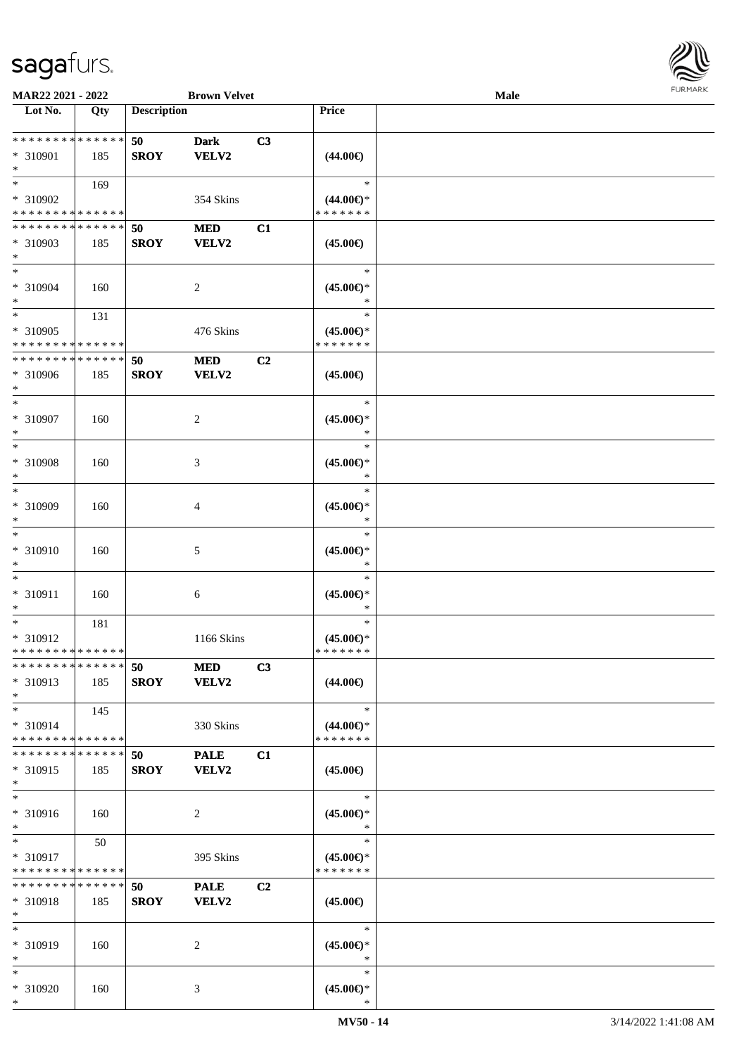| Lot No. | Qty | Description | | | Price | |
|---|---|---|---|---|---|---|
| * * * * * * * * * * * * * * | | 50 | Dark | C3 | | |
| * 310901 | 185 | SROY | VELV2 | | (44.00€) | |
| * | | | | | | |
| * | 169 | | | | * | |
| * 310902 | | | 354 Skins | | (44.00€)* | |
| * * * * * * * * * * * * * * | | | | | * * * * * * * | |
| * * * * * * * * * * * * * * | | 50 | MED | C1 | | |
| * 310903 | 185 | SROY | VELV2 | | (45.00€) | |
| * | | | | | | |
| * | | | | | * | |
| * 310904 | 160 | | 2 | | (45.00€)* | |
| * | | | | | * | |
| * | 131 | | | | * | |
| * 310905 | | | 476 Skins | | (45.00€)* | |
| * * * * * * * * * * * * * * | | | | | * * * * * * * | |
| * * * * * * * * * * * * * * | | 50 | MED | C2 | | |
| * 310906 | 185 | SROY | VELV2 | | (45.00€) | |
| * | | | | | | |
| * | | | | | * | |
| * 310907 | 160 | | 2 | | (45.00€)* | |
| * | | | | | * | |
| * | | | | | * | |
| * 310908 | 160 | | 3 | | (45.00€)* | |
| * | | | | | * | |
| * | | | | | * | |
| * 310909 | 160 | | 4 | | (45.00€)* | |
| * | | | | | * | |
| * | | | | | * | |
| * 310910 | 160 | | 5 | | (45.00€)* | |
| * | | | | | * | |
| * | | | | | * | |
| * 310911 | 160 | | 6 | | (45.00€)* | |
| * | | | | | * | |
| * | 181 | | | | * | |
| * 310912 | | | 1166 Skins | | (45.00€)* | |
| * * * * * * * * * * * * * * | | | | | * * * * * * * | |
| * * * * * * * * * * * * * * | | 50 | MED | C3 | | |
| * 310913 | 185 | SROY | VELV2 | | (44.00€) | |
| * | | | | | | |
| * | 145 | | | | * | |
| * 310914 | | | 330 Skins | | (44.00€)* | |
| * * * * * * * * * * * * * * | | | | | * * * * * * * | |
| * * * * * * * * * * * * * * | | 50 | PALE | C1 | | |
| * 310915 | 185 | SROY | VELV2 | | (45.00€) | |
| * | | | | | | |
| * | | | | | * | |
| * 310916 | 160 | | 2 | | (45.00€)* | |
| * | | | | | * | |
| * | 50 | | | | * | |
| * 310917 | | | 395 Skins | | (45.00€)* | |
| * * * * * * * * * * * * * * | | | | | * * * * * * * | |
| * * * * * * * * * * * * * * | | 50 | PALE | C2 | | |
| * 310918 | 185 | SROY | VELV2 | | (45.00€) | |
| * | | | | | | |
| * | | | | | * | |
| * 310919 | 160 | | 2 | | (45.00€)* | |
| * | | | | | * | |
| * | | | | | * | |
| * 310920 | 160 | | 3 | | (45.00€)* | |
| * | | | | | * | |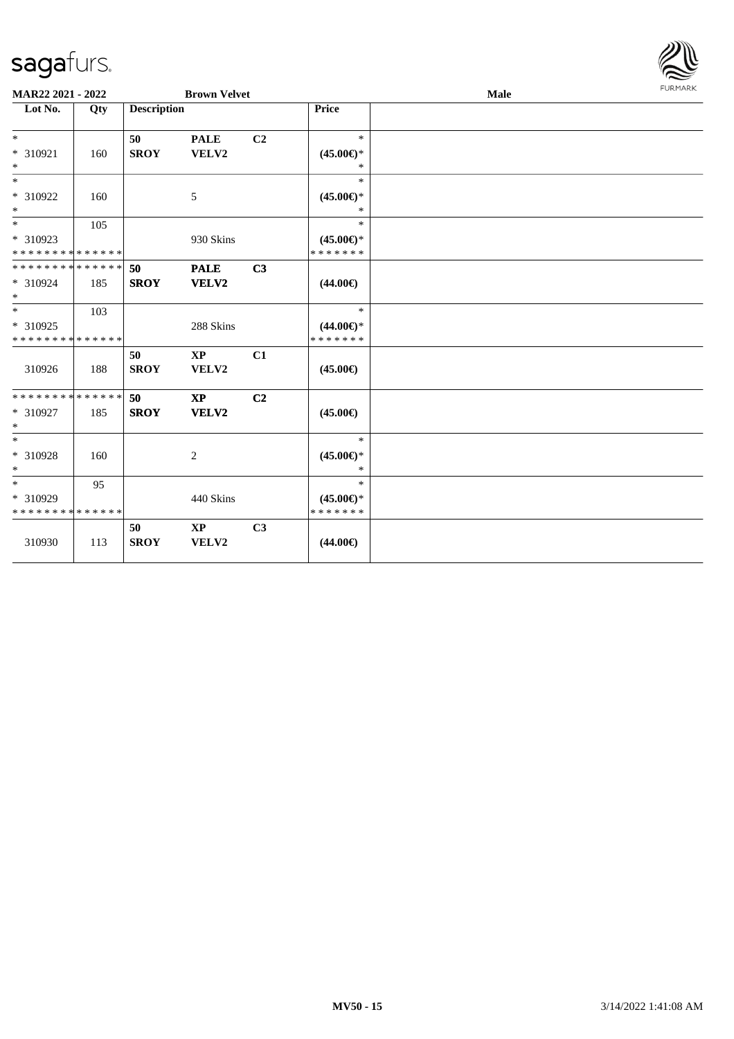**MAR22 2021 - 2022** **Brown Velvet** **Male**

| Lot No. | Qty | Description | | | Price | |
|---|---|---|---|---|---|---|
| * | | 50 | PALE | C2 | * | |
| * 310921 | 160 | SROY | VELV2 | | (45.00€)* | |
| * | | | | | * | |
| * | | | | | * | |
| * 310922 | 160 | | 5 | | (45.00€)* | |
| * | | | | | * | |
| * | 105 | | | | * | |
| * 310923 | | | 930 Skins | | (45.00€)* | |
| * * * * * * * * * * * * * * | | | | | * * * * * * * | |
| * * * * * * * * * * * * * * | | 50 | PALE | C3 | | |
| * 310924 | 185 | SROY | VELV2 | | (44.00€) | |
| * | | | | | | |
| * | 103 | | | | * | |
| * 310925 | | | 288 Skins | | (44.00€)* | |
| * * * * * * * * * * * * * * | | | | | * * * * * * * | |
| | | 50 | XP | C1 | | |
| 310926 | 188 | SROY | VELV2 | | (45.00€) | |
| * * * * * * * * * * * * * * | | 50 | XP | C2 | | |
| * 310927 | 185 | SROY | VELV2 | | (45.00€) | |
| * | | | | | | |
| * | | | | | * | |
| * 310928 | 160 | | 2 | | (45.00€)* | |
| * | | | | | * | |
| * | 95 | | | | * | |
| * 310929 | | | 440 Skins | | (45.00€)* | |
| * * * * * * * * * * * * * * | | | | | * * * * * * * | |
| | | 50 | XP | C3 | | |
| 310930 | 113 | SROY | VELV2 | | (44.00€) | |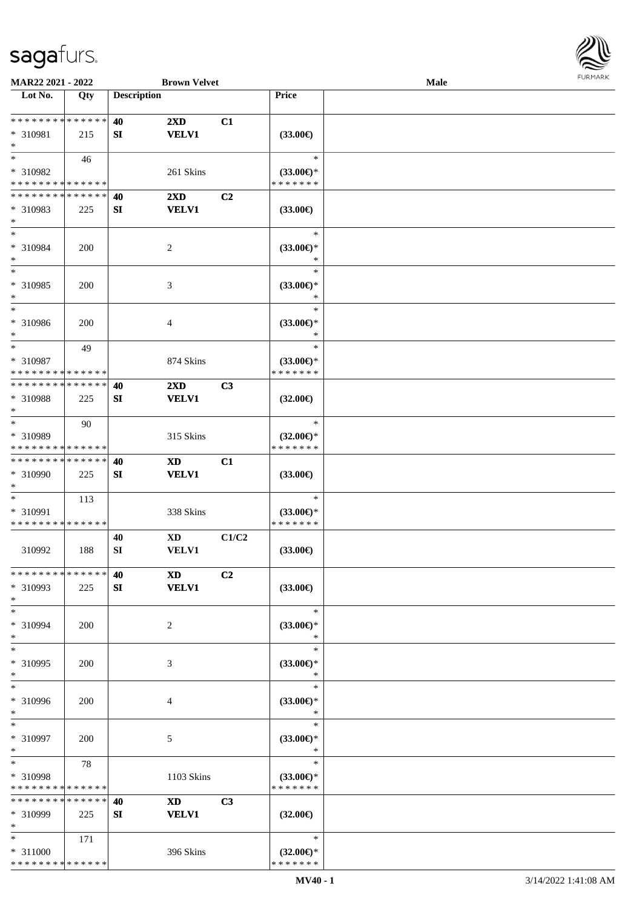MAR22 2021 - 2022 | Brown Velvet | Male

| Lot No. | Qty | Description | | | Price | |
|---|---|---|---|---|---|---|
| * * * * * * * * * * * * * * | | 40 | 2XD | C1 | | |
| * 310981 | 215 | SI | VELV1 | | (33.00€) | |
| * | | | | | | |
| * | 46 | | | | * | |
| * 310982 | | | 261 Skins | | (33.00€)* | |
| * * * * * * * * * * * * * * | | | | | * * * * * * * | |
| * * * * * * * * * * * * * * | | 40 | 2XD | C2 | | |
| * 310983 | 225 | SI | VELV1 | | (33.00€) | |
| * | | | | | | |
| * | | | | | * | |
| * 310984 | 200 | | 2 | | (33.00€)* | |
| * | | | | | * | |
| * | | | | | * | |
| * 310985 | 200 | | 3 | | (33.00€)* | |
| * | | | | | * | |
| * | | | | | * | |
| * 310986 | 200 | | 4 | | (33.00€)* | |
| * | | | | | * | |
| * | 49 | | | | * | |
| * 310987 | | | 874 Skins | | (33.00€)* | |
| * * * * * * * * * * * * * * | | | | | * * * * * * * | |
| * * * * * * * * * * * * * * | | 40 | 2XD | C3 | | |
| * 310988 | 225 | SI | VELV1 | | (32.00€) | |
| * | | | | | | |
| * | 90 | | | | * | |
| * 310989 | | | 315 Skins | | (32.00€)* | |
| * * * * * * * * * * * * * * | | | | | * * * * * * * | |
| * * * * * * * * * * * * * * | | 40 | XD | C1 | | |
| * 310990 | 225 | SI | VELV1 | | (33.00€) | |
| * | | | | | | |
| * | 113 | | | | * | |
| * 310991 | | | 338 Skins | | (33.00€)* | |
| * * * * * * * * * * * * * * | | | | | * * * * * * * | |
| | | 40 | XD | C1/C2 | | |
| 310992 | 188 | SI | VELV1 | | (33.00€) | |
| * * * * * * * * * * * * * * | | 40 | XD | C2 | | |
| * 310993 | 225 | SI | VELV1 | | (33.00€) | |
| * | | | | | | |
| * | | | | | * | |
| * 310994 | 200 | | 2 | | (33.00€)* | |
| * | | | | | * | |
| * | | | | | * | |
| * 310995 | 200 | | 3 | | (33.00€)* | |
| * | | | | | * | |
| * | | | | | * | |
| * 310996 | 200 | | 4 | | (33.00€)* | |
| * | | | | | * | |
| * | | | | | * | |
| * 310997 | 200 | | 5 | | (33.00€)* | |
| * | | | | | * | |
| * | 78 | | | | * | |
| * 310998 | | | 1103 Skins | | (33.00€)* | |
| * * * * * * * * * * * * * * | | | | | * * * * * * * | |
| * * * * * * * * * * * * * * | | 40 | XD | C3 | | |
| * 310999 | 225 | SI | VELV1 | | (32.00€) | |
| * | | | | | | |
| * | 171 | | | | * | |
| * 311000 | | | 396 Skins | | (32.00€)* | |
| * * * * * * * * * * * * * * | | | | | * * * * * * * | |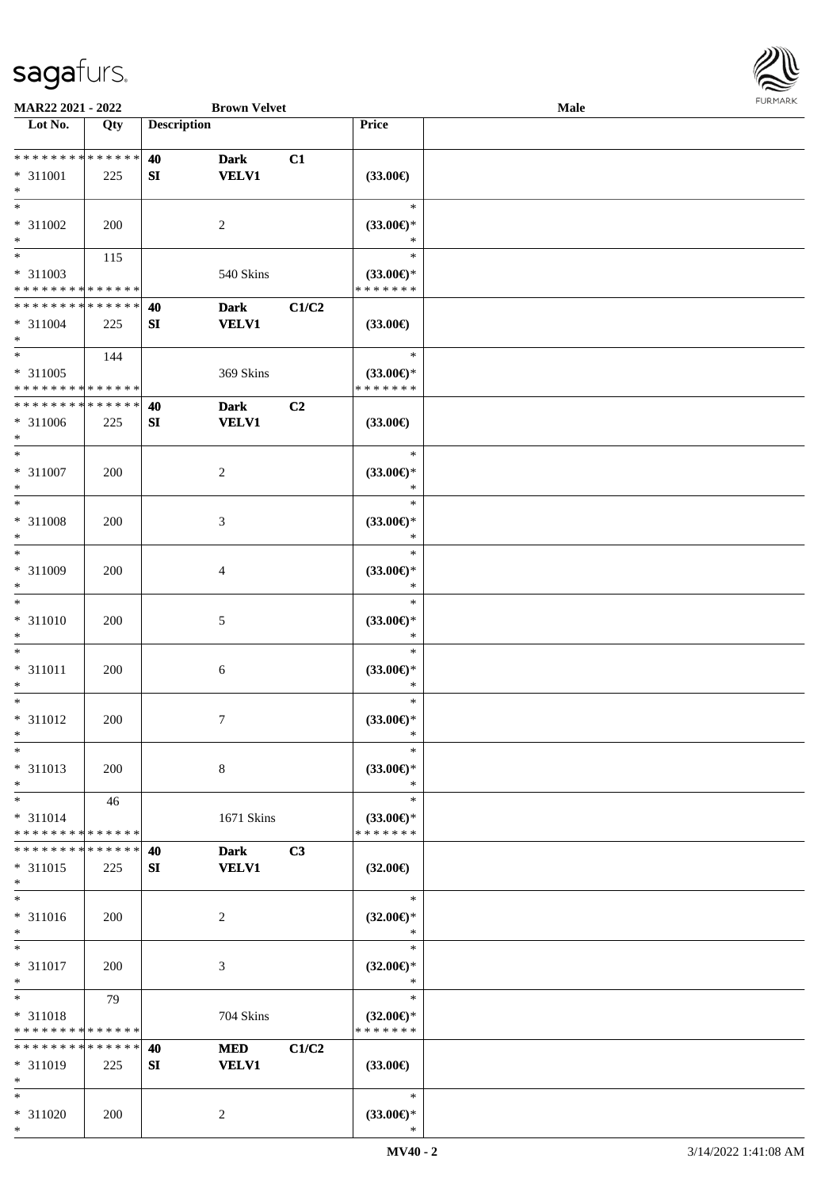| Lot No. | Qty | Description | | | Price | |
|---|---|---|---|---|---|---|
| * * * * * * * * * * * * * * | | 40 | Dark | C1 | | |
| * 311001 | 225 | SI | VELV1 | | (33.00€) | |
| * | | | | | | |
| * | | | | | * | |
| * 311002 | 200 | | 2 | | (33.00€)* | |
| * | | | | | * | |
| * | 115 | | | | * | |
| * 311003 | | | 540 Skins | | (33.00€)* | |
| * * * * * * * * * * * * * * | | | | | * * * * * * * | |
| * * * * * * * * * * * * * * | | 40 | Dark | C1/C2 | | |
| * 311004 | 225 | SI | VELV1 | | (33.00€) | |
| * | | | | | | |
| * | 144 | | | | * | |
| * 311005 | | | 369 Skins | | (33.00€)* | |
| * * * * * * * * * * * * * * | | | | | * * * * * * * | |
| * * * * * * * * * * * * * * | | 40 | Dark | C2 | | |
| * 311006 | 225 | SI | VELV1 | | (33.00€) | |
| * | | | | | | |
| * | | | | | * | |
| * 311007 | 200 | | 2 | | (33.00€)* | |
| * | | | | | * | |
| * | | | | | * | |
| * 311008 | 200 | | 3 | | (33.00€)* | |
| * | | | | | * | |
| * | | | | | * | |
| * 311009 | 200 | | 4 | | (33.00€)* | |
| * | | | | | * | |
| * | | | | | * | |
| * 311010 | 200 | | 5 | | (33.00€)* | |
| * | | | | | * | |
| * | | | | | * | |
| * 311011 | 200 | | 6 | | (33.00€)* | |
| * | | | | | * | |
| * | | | | | * | |
| * 311012 | 200 | | 7 | | (33.00€)* | |
| * | | | | | * | |
| * | | | | | * | |
| * 311013 | 200 | | 8 | | (33.00€)* | |
| * | | | | | * | |
| * | 46 | | | | * | |
| * 311014 | | | 1671 Skins | | (33.00€)* | |
| * * * * * * * * * * * * * * | | | | | * * * * * * * | |
| * * * * * * * * * * * * * * | | 40 | Dark | C3 | | |
| * 311015 | 225 | SI | VELV1 | | (32.00€) | |
| * | | | | | | |
| * | | | | | * | |
| * 311016 | 200 | | 2 | | (32.00€)* | |
| * | | | | | * | |
| * | | | | | * | |
| * 311017 | 200 | | 3 | | (32.00€)* | |
| * | | | | | * | |
| * | 79 | | | | * | |
| * 311018 | | | 704 Skins | | (32.00€)* | |
| * * * * * * * * * * * * * * | | | | | * * * * * * * | |
| * * * * * * * * * * * * * * | | 40 | MED | C1/C2 | | |
| * 311019 | 225 | SI | VELV1 | | (33.00€) | |
| * | | | | | | |
| * | | | | | * | |
| * 311020 | 200 | | 2 | | (33.00€)* | |
| * | | | | | * | |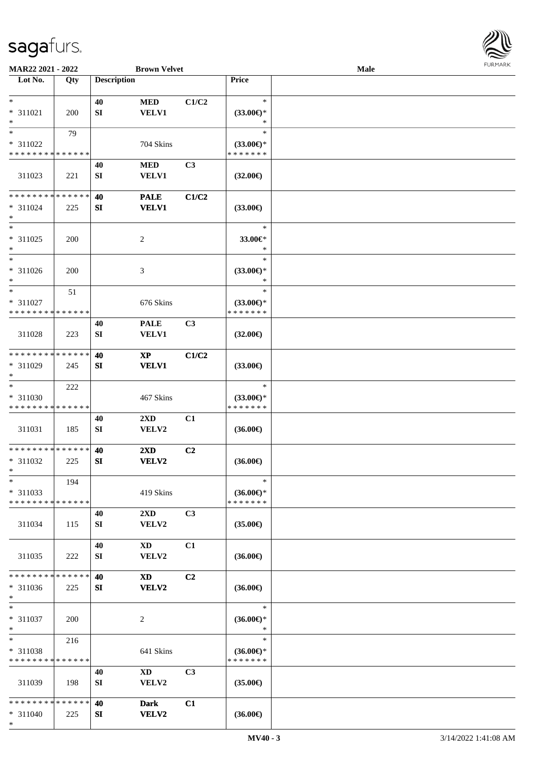**MAR22 2021 - 2022** **Brown Velvet** **Male**

| Lot No. | Qty | Description | | | Price | |
|---|---|---|---|---|---|---|
| * | | 40 | MED | C1/C2 | * | |
| * 311021 | 200 | SI | VELV1 | | (33.00€)* | |
| * | | | | | * | |
| * | 79 | | | | * | |
| * 311022 | | | 704 Skins | | (33.00€)* | |
| * * * * * * * * * * * * * * | | | | | * * * * * * * | |
| | | 40 | MED | C3 | | |
| 311023 | 221 | SI | VELV1 | | (32.00€) | |
| * * * * * * * * * * * * * * | | 40 | PALE | C1/C2 | | |
| * 311024 | 225 | SI | VELV1 | | (33.00€) | |
| * | | | | | | |
| * | | | | | * | |
| * 311025 | 200 | | 2 | | 33.00€* | |
| * | | | | | * | |
| * | | | | | * | |
| * 311026 | 200 | | 3 | | (33.00€)* | |
| * | | | | | * | |
| * | 51 | | | | * | |
| * 311027 | | | 676 Skins | | (33.00€)* | |
| * * * * * * * * * * * * * * | | | | | * * * * * * * | |
| | | 40 | PALE | C3 | | |
| 311028 | 223 | SI | VELV1 | | (32.00€) | |
| * * * * * * * * * * * * * * | | 40 | XP | C1/C2 | | |
| * 311029 | 245 | SI | VELV1 | | (33.00€) | |
| * | | | | | | |
| * | 222 | | | | * | |
| * 311030 | | | 467 Skins | | (33.00€)* | |
| * * * * * * * * * * * * * * | | | | | * * * * * * * | |
| | | 40 | 2XD | C1 | | |
| 311031 | 185 | SI | VELV2 | | (36.00€) | |
| * * * * * * * * * * * * * * | | 40 | 2XD | C2 | | |
| * 311032 | 225 | SI | VELV2 | | (36.00€) | |
| * | | | | | | |
| * | 194 | | | | * | |
| * 311033 | | | 419 Skins | | (36.00€)* | |
| * * * * * * * * * * * * * * | | | | | * * * * * * * | |
| | | 40 | 2XD | C3 | | |
| 311034 | 115 | SI | VELV2 | | (35.00€) | |
| | | 40 | XD | C1 | | |
| 311035 | 222 | SI | VELV2 | | (36.00€) | |
| * * * * * * * * * * * * * * | | 40 | XD | C2 | | |
| * 311036 | 225 | SI | VELV2 | | (36.00€) | |
| * | | | | | | |
| * | | | | | * | |
| * 311037 | 200 | | 2 | | (36.00€)* | |
| * | | | | | * | |
| * | 216 | | | | * | |
| * 311038 | | | 641 Skins | | (36.00€)* | |
| * * * * * * * * * * * * * * | | | | | * * * * * * * | |
| | | 40 | XD | C3 | | |
| 311039 | 198 | SI | VELV2 | | (35.00€) | |
| * * * * * * * * * * * * * * | | 40 | Dark | C1 | | |
| * 311040 | 225 | SI | VELV2 | | (36.00€) | |
| * | | | | | | |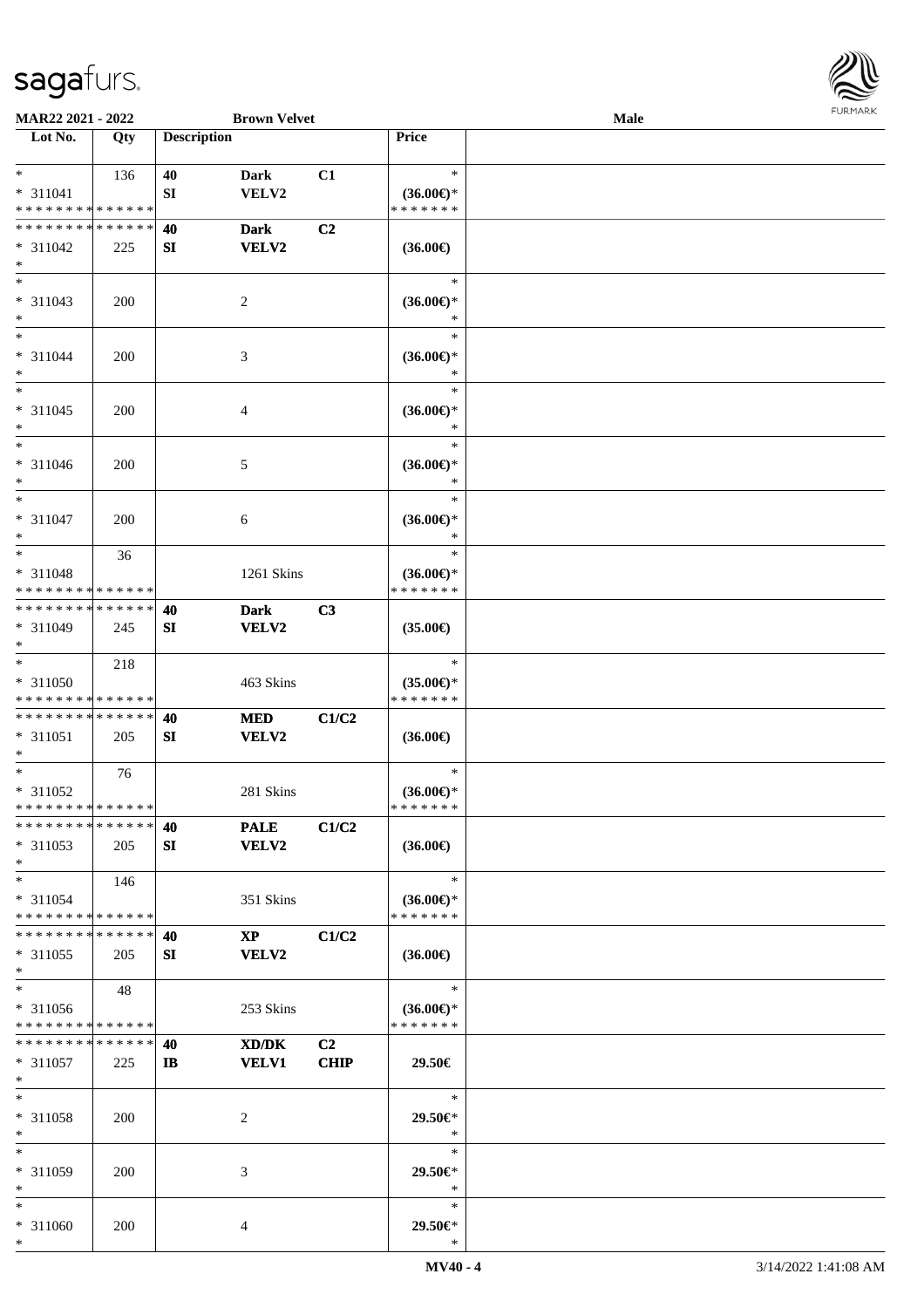MAR22 2021 - 2022 | Brown Velvet | Male

| Lot No. | Qty | Description | | | Price | |
|---|---|---|---|---|---|---|
| * <br> * 311041 <br> * * * * * * * * * * * * * * | 136 | 40 <br> SI | Dark <br> VELV2 | C1 | * <br> (36.00€)* <br> * * * * * * * | |
| * * * * * * * * * * * * * * <br> * 311042 <br> * | 225 | 40 <br> SI | Dark <br> VELV2 | C2 | (36.00€) | |
| * <br> * 311043 <br> * | 200 | | 2 | | * <br> (36.00€)* <br> * | |
| * <br> * 311044 <br> * | 200 | | 3 | | * <br> (36.00€)* <br> * | |
| * <br> * 311045 <br> * | 200 | | 4 | | * <br> (36.00€)* <br> * | |
| * <br> * 311046 <br> * | 200 | | 5 | | * <br> (36.00€)* <br> * | |
| * <br> * 311047 <br> * | 200 | | 6 | | * <br> (36.00€)* <br> * | |
| * <br> * 311048 <br> * * * * * * * * * * * * * * | 36 | | 1261 Skins | | * <br> (36.00€)* <br> * * * * * * * | |
| * * * * * * * * * * * * * * <br> * 311049 <br> * | 245 | 40 <br> SI | Dark <br> VELV2 | C3 | (35.00€) | |
| * <br> * 311050 <br> * * * * * * * * * * * * * * | 218 | | 463 Skins | | * <br> (35.00€)* <br> * * * * * * * | |
| * * * * * * * * * * * * * * <br> * 311051 <br> * | 205 | 40 <br> SI | MED <br> VELV2 | C1/C2 | (36.00€) | |
| * <br> * 311052 <br> * * * * * * * * * * * * * * | 76 | | 281 Skins | | * <br> (36.00€)* <br> * * * * * * * | |
| * * * * * * * * * * * * * * <br> * 311053 <br> * | 205 | 40 <br> SI | PALE <br> VELV2 | C1/C2 | (36.00€) | |
| * <br> * 311054 <br> * * * * * * * * * * * * * * | 146 | | 351 Skins | | * <br> (36.00€)* <br> * * * * * * * | |
| * * * * * * * * * * * * * * <br> * 311055 <br> * | 205 | 40 <br> SI | XP <br> VELV2 | C1/C2 | (36.00€) | |
| * <br> * 311056 <br> * * * * * * * * * * * * * * | 48 | | 253 Skins | | * <br> (36.00€)* <br> * * * * * * * | |
| * * * * * * * * * * * * * * <br> * 311057 <br> * | 225 | 40 <br> IB | XD/DK <br> VELV1 | C2 <br> CHIP | 29.50€ | |
| * <br> * 311058 <br> * | 200 | | 2 | | * <br> 29.50€* <br> * | |
| * <br> * 311059 <br> * | 200 | | 3 | | * <br> 29.50€* <br> * | |
| * <br> * 311060 <br> * | 200 | | 4 | | * <br> 29.50€* <br> * | |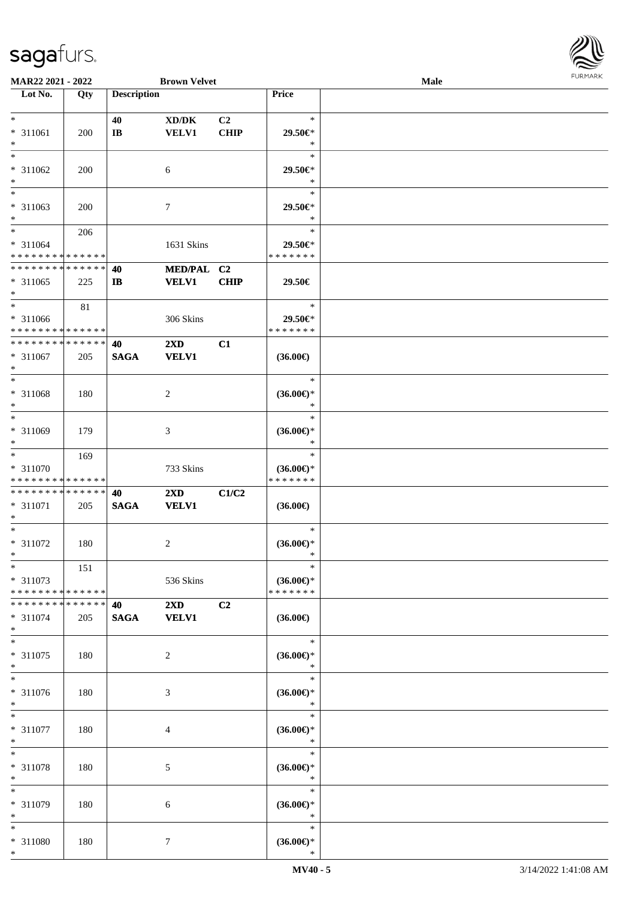**MAR22 2021 - 2022** **Brown Velvet** **Male**

| Lot No. | Qty | Description | | | Price |
|---|---|---|---|---|---|
| * <br> * 311061 <br> * | 200 | 40 <br> IB | XD/DK <br> VELV1 | C2 <br> CHIP | * <br> 29.50€* <br> * |
| * <br> * 311062 <br> * | 200 | | 6 | | * <br> 29.50€* <br> * |
| * <br> * 311063 <br> * | 200 | | 7 | | * <br> 29.50€* <br> * |
| * <br> * 311064 <br> * * * * * * * * * * * * * * | 206 | | 1631 Skins | | * <br> 29.50€* <br> * * * * * * * |
| * * * * * * * * * * * * * * <br> * 311065 <br> * | 225 | 40 <br> IB | MED/PAL <br> VELV1 | C2 <br> CHIP | 29.50€ |
| * <br> * 311066 <br> * * * * * * * * * * * * * * | 81 | | 306 Skins | | * <br> 29.50€* <br> * * * * * * * |
| * * * * * * * * * * * * * * <br> * 311067 <br> * | 205 | 40 <br> SAGA | 2XD <br> VELV1 | C1 | (36.00€) |
| * <br> * 311068 <br> * | 180 | | 2 | | * <br> (36.00€)* <br> * |
| * <br> * 311069 <br> * | 179 | | 3 | | * <br> (36.00€)* <br> * |
| * <br> * 311070 <br> * * * * * * * * * * * * * * | 169 | | 733 Skins | | * <br> (36.00€)* <br> * * * * * * * |
| * * * * * * * * * * * * * * <br> * 311071 <br> * | 205 | 40 <br> SAGA | 2XD <br> VELV1 | C1/C2 | (36.00€) |
| * <br> * 311072 <br> * | 180 | | 2 | | * <br> (36.00€)* <br> * |
| * <br> * 311073 <br> * * * * * * * * * * * * * * | 151 | | 536 Skins | | * <br> (36.00€)* <br> * * * * * * * |
| * * * * * * * * * * * * * * <br> * 311074 <br> * | 205 | 40 <br> SAGA | 2XD <br> VELV1 | C2 | (36.00€) |
| * <br> * 311075 <br> * | 180 | | 2 | | * <br> (36.00€)* <br> * |
| * <br> * 311076 <br> * | 180 | | 3 | | * <br> (36.00€)* <br> * |
| * <br> * 311077 <br> * | 180 | | 4 | | * <br> (36.00€)* <br> * |
| * <br> * 311078 <br> * | 180 | | 5 | | * <br> (36.00€)* <br> * |
| * <br> * 311079 <br> * | 180 | | 6 | | * <br> (36.00€)* <br> * |
| * <br> * 311080 <br> * | 180 | | 7 | | * <br> (36.00€)* <br> * |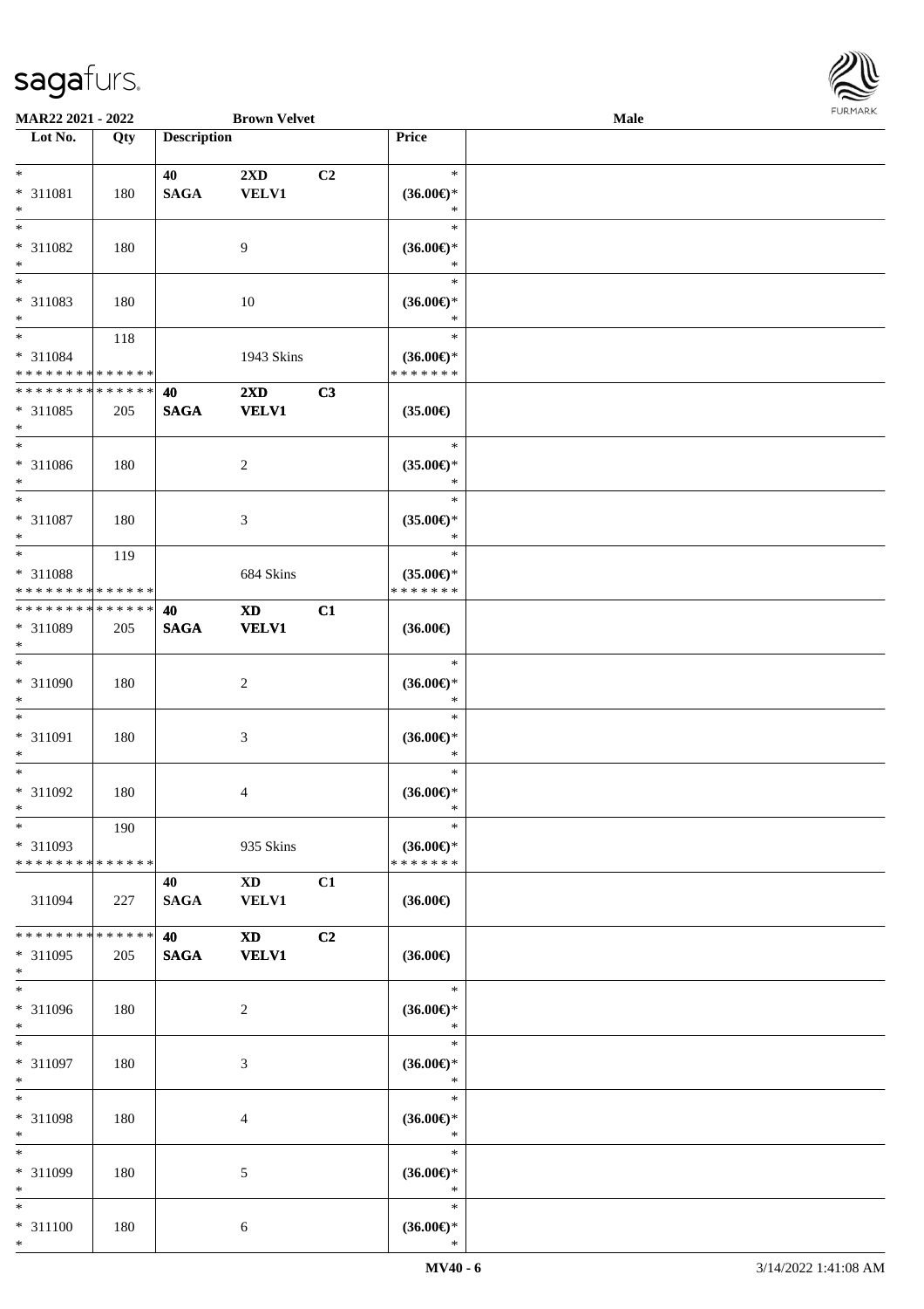**MAR22 2021 - 2022** **Brown Velvet** **Male**

| Lot No. | Qty | Description | | | Price | |
|---|---|---|---|---|---|---|
| * | | **40** | **2XD** | **C2** | * | |
| * 311081 | 180 | **SAGA** | **VELV1** | | **(36.00€)*** | |
| * | | | | | * | |
| * | | | | | * | |
| * 311082 | 180 | | 9 | | **(36.00€)*** | |
| * | | | | | * | |
| * | | | | | * | |
| * 311083 | 180 | | 10 | | **(36.00€)*** | |
| * | | | | | * | |
| * | 118 | | | | * | |
| * 311084 | | | 1943 Skins | | **(36.00€)*** | |
| * * * * * * * * * * * * * * | | | | | * * * * * * * | |
| * * * * * * * * * * * * * * | | **40** | **2XD** | **C3** | | |
| * 311085 | 205 | **SAGA** | **VELV1** | | **(35.00€)** | |
| * | | | | | | |
| * | | | | | * | |
| * 311086 | 180 | | 2 | | **(35.00€)*** | |
| * | | | | | * | |
| * | | | | | * | |
| * 311087 | 180 | | 3 | | **(35.00€)*** | |
| * | | | | | * | |
| * | 119 | | | | * | |
| * 311088 | | | 684 Skins | | **(35.00€)*** | |
| * * * * * * * * * * * * * * | | | | | * * * * * * * | |
| * * * * * * * * * * * * * * | | **40** | **XD** | **C1** | | |
| * 311089 | 205 | **SAGA** | **VELV1** | | **(36.00€)** | |
| * | | | | | | |
| * | | | | | * | |
| * 311090 | 180 | | 2 | | **(36.00€)*** | |
| * | | | | | * | |
| * | | | | | * | |
| * 311091 | 180 | | 3 | | **(36.00€)*** | |
| * | | | | | * | |
| * | | | | | * | |
| * 311092 | 180 | | 4 | | **(36.00€)*** | |
| * | | | | | * | |
| * | 190 | | | | * | |
| * 311093 | | | 935 Skins | | **(36.00€)*** | |
| * * * * * * * * * * * * * * | | | | | * * * * * * * | |
| | | **40** | **XD** | **C1** | | |
| 311094 | 227 | **SAGA** | **VELV1** | | **(36.00€)** | |
| * * * * * * * * * * * * * * | | **40** | **XD** | **C2** | | |
| * 311095 | 205 | **SAGA** | **VELV1** | | **(36.00€)** | |
| * | | | | | | |
| * | | | | | * | |
| * 311096 | 180 | | 2 | | **(36.00€)*** | |
| * | | | | | * | |
| * | | | | | * | |
| * 311097 | 180 | | 3 | | **(36.00€)*** | |
| * | | | | | * | |
| * | | | | | * | |
| * 311098 | 180 | | 4 | | **(36.00€)*** | |
| * | | | | | * | |
| * | | | | | * | |
| * 311099 | 180 | | 5 | | **(36.00€)*** | |
| * | | | | | * | |
| * | | | | | * | |
| * 311100 | 180 | | 6 | | **(36.00€)*** | |
| * | | | | | * | |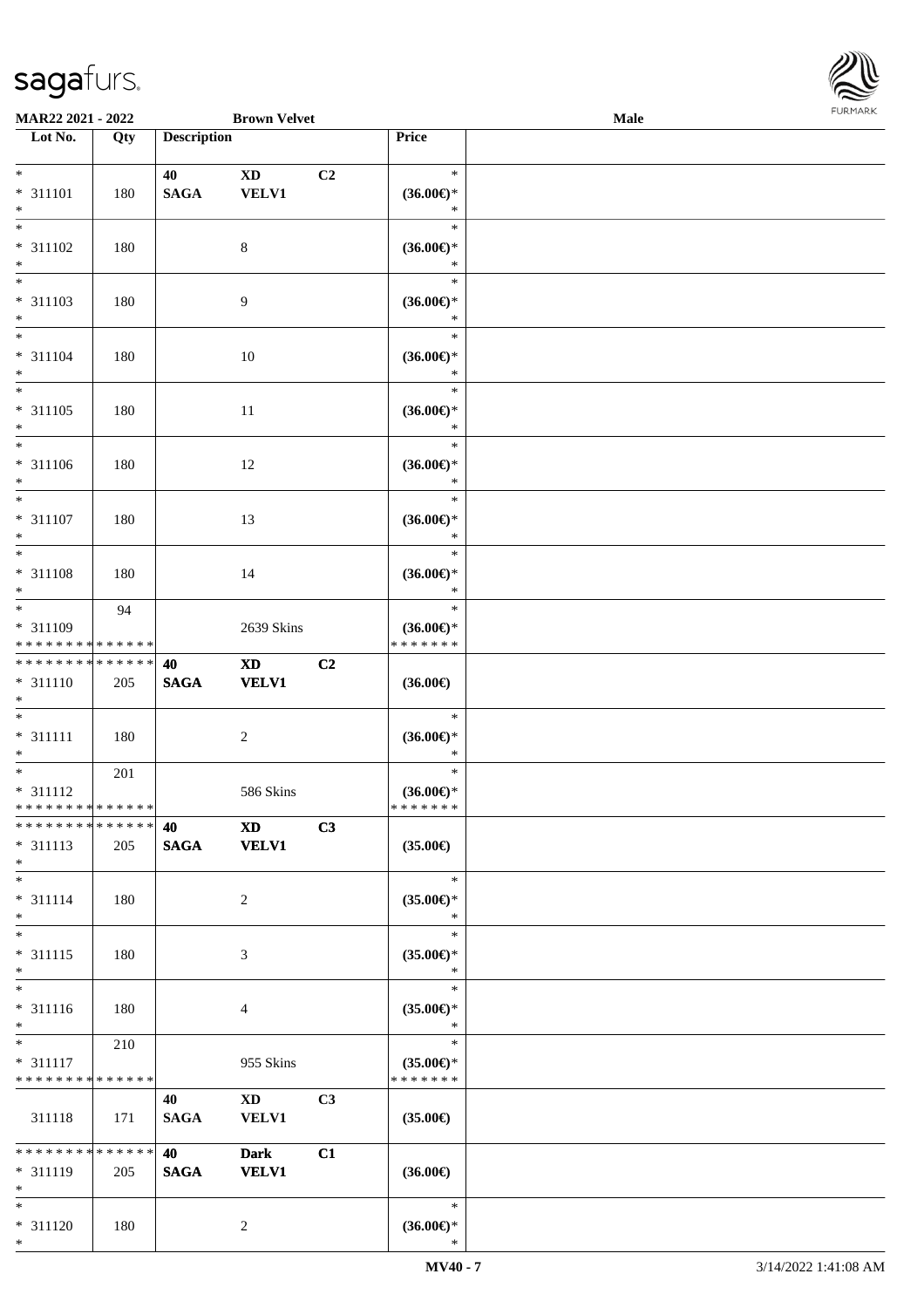MAR22 2021 - 2022 | Brown Velvet | Male

| Lot No. | Qty | Description | | | Price | |
|---|---|---|---|---|---|---|
| * 311101 * | 180 | 40 SAGA | XD VELV1 | C2 | * (36.00€)* * | |
| * 311102 * | 180 | | 8 | | * (36.00€)* * | |
| * 311103 * | 180 | | 9 | | * (36.00€)* * | |
| * 311104 * | 180 | | 10 | | * (36.00€)* * | |
| * 311105 * | 180 | | 11 | | * (36.00€)* * | |
| * 311106 * | 180 | | 12 | | * (36.00€)* * | |
| * 311107 * | 180 | | 13 | | * (36.00€)* * | |
| * 311108 * | 180 | | 14 | | * (36.00€)* * | |
| * 311109 * * * * * * * * * * * * * * | 94 | | 2639 Skins | | * (36.00€)* * * * * * * * | |
| * * * * * * * * * * * * * * 311110 * | 205 | 40 SAGA | XD VELV1 | C2 | (36.00€) | |
| * 311111 * | 180 | | 2 | | * (36.00€)* * | |
| * 311112 * * * * * * * * * * * * * * | 201 | | 586 Skins | | * (36.00€)* * * * * * * * | |
| * * * * * * * * * * * * * * 311113 * | 205 | 40 SAGA | XD VELV1 | C3 | (35.00€) | |
| * 311114 * | 180 | | 2 | | * (35.00€)* * | |
| * 311115 * | 180 | | 3 | | * (35.00€)* * | |
| * 311116 * | 180 | | 4 | | * (35.00€)* * | |
| * 311117 * * * * * * * * * * * * * * | 210 | | 955 Skins | | * (35.00€)* * * * * * * * | |
| 311118 | 171 | 40 SAGA | XD VELV1 | C3 | (35.00€) | |
| * * * * * * * * * * * * * * 311119 * | 205 | 40 SAGA | Dark VELV1 | C1 | (36.00€) | |
| * 311120 * | 180 | | 2 | | * (36.00€)* * | |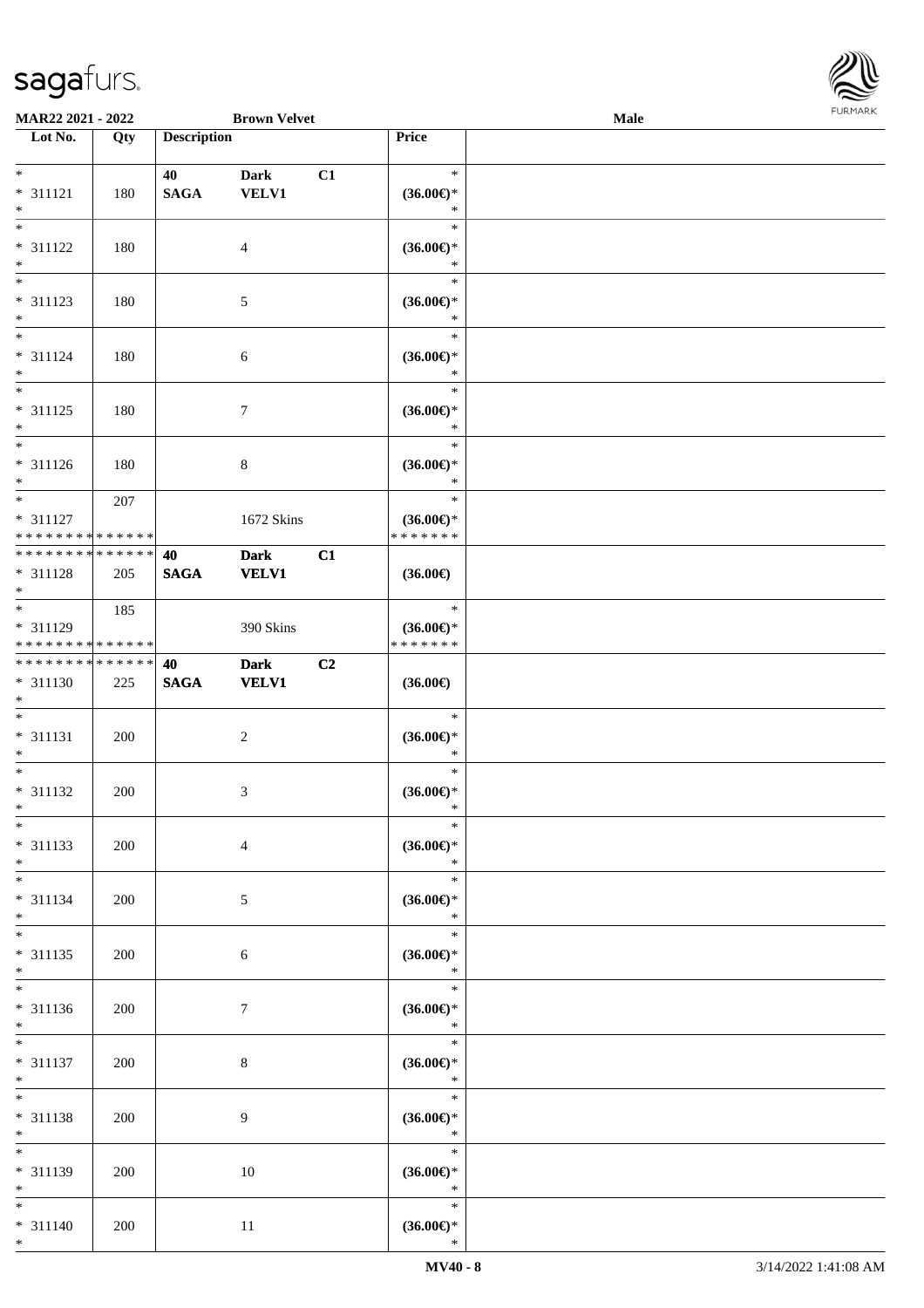| Lot No. | Qty | Description | | | Price | |
|---|---|---|---|---|---|---|
| * | | 40 | Dark | C1 | * | |
| * 311121 | 180 | SAGA | VELV1 | | (36.00€)* | |
| * | | | | | * | |
| * | | | | | * | |
| * 311122 | 180 | | 4 | | (36.00€)* | |
| * | | | | | * | |
| * | | | | | * | |
| * 311123 | 180 | | 5 | | (36.00€)* | |
| * | | | | | * | |
| * | | | | | * | |
| * 311124 | 180 | | 6 | | (36.00€)* | |
| * | | | | | * | |
| * | | | | | * | |
| * 311125 | 180 | | 7 | | (36.00€)* | |
| * | | | | | * | |
| * | | | | | * | |
| * 311126 | 180 | | 8 | | (36.00€)* | |
| * | | | | | * | |
| * | 207 | | | | * | |
| * 311127 | | | 1672 Skins | | (36.00€)* | |
| * * * * * * * * * * * * * * | | | | | * * * * * * * | |
| * * * * * * * * * * * * * * | | 40 | Dark | C1 | | |
| * 311128 | 205 | SAGA | VELV1 | | (36.00€) | |
| * | | | | | | |
| * | 185 | | | | * | |
| * 311129 | | | 390 Skins | | (36.00€)* | |
| * * * * * * * * * * * * * * | | | | | * * * * * * * | |
| * * * * * * * * * * * * * * | | 40 | Dark | C2 | | |
| * 311130 | 225 | SAGA | VELV1 | | (36.00€) | |
| * | | | | | | |
| * | | | | | * | |
| * 311131 | 200 | | 2 | | (36.00€)* | |
| * | | | | | * | |
| * | | | | | * | |
| * 311132 | 200 | | 3 | | (36.00€)* | |
| * | | | | | * | |
| * | | | | | * | |
| * 311133 | 200 | | 4 | | (36.00€)* | |
| * | | | | | * | |
| * | | | | | * | |
| * 311134 | 200 | | 5 | | (36.00€)* | |
| * | | | | | * | |
| * | | | | | * | |
| * 311135 | 200 | | 6 | | (36.00€)* | |
| * | | | | | * | |
| * | | | | | * | |
| * 311136 | 200 | | 7 | | (36.00€)* | |
| * | | | | | * | |
| * | | | | | * | |
| * 311137 | 200 | | 8 | | (36.00€)* | |
| * | | | | | * | |
| * | | | | | * | |
| * 311138 | 200 | | 9 | | (36.00€)* | |
| * | | | | | * | |
| * | | | | | * | |
| * 311139 | 200 | | 10 | | (36.00€)* | |
| * | | | | | * | |
| * | | | | | * | |
| * 311140 | 200 | | 11 | | (36.00€)* | |
| * | | | | | * | |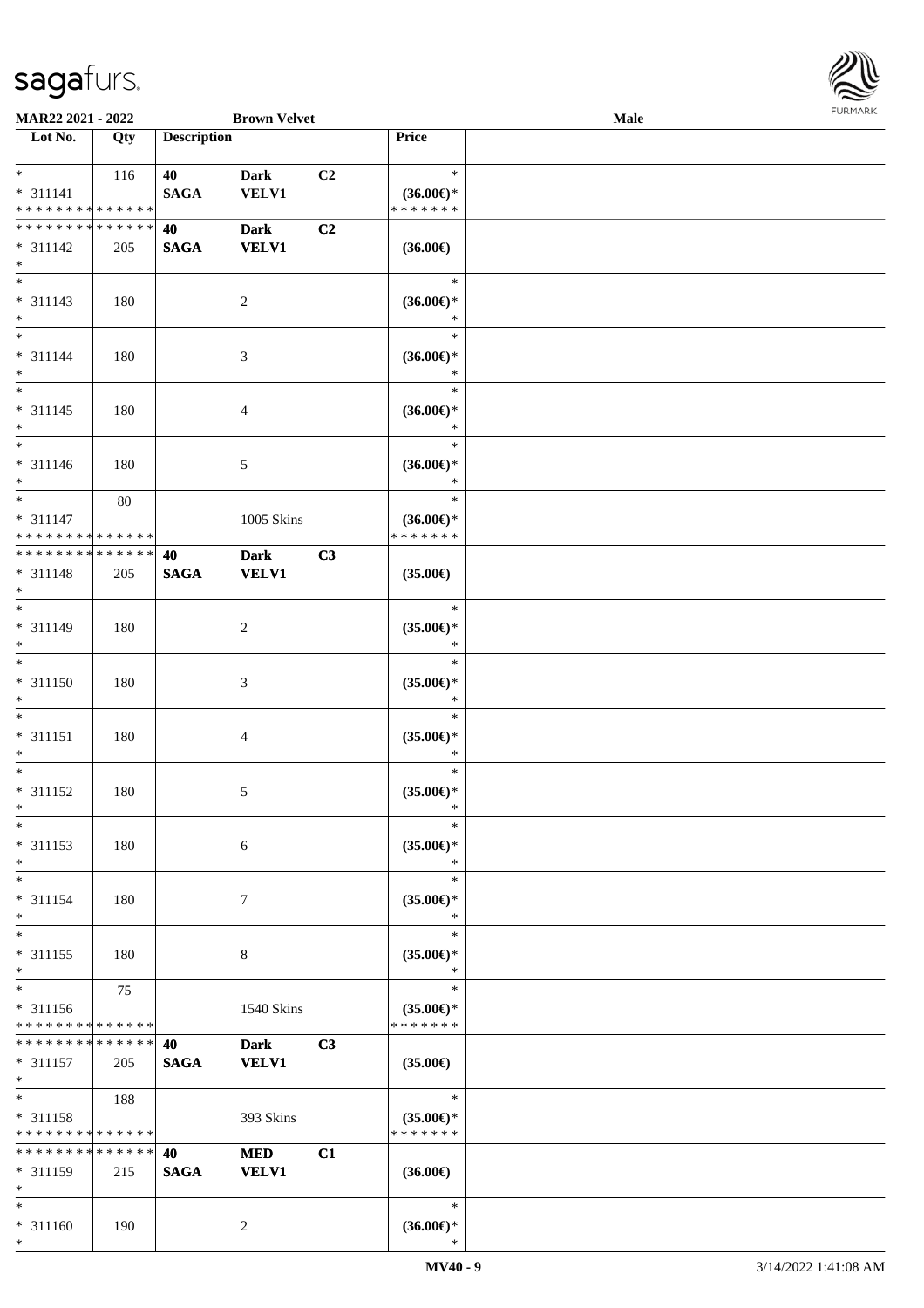**MAR22 2021 - 2022** **Brown Velvet** **Male**

| Lot No. | Qty | Description | | | Price | |
|---|---|---|---|---|---|---|
| * <br> * 311141 <br> * * * * * * * * * * * * * * | 116 | **40** <br> **SAGA** | **Dark** <br> **VELV1** | **C2** | * <br> **(36.00€)*** <br> * * * * * * * | |
| * * * * * * * * * * * * * * <br> * 311142 <br> * | 205 | **40** <br> **SAGA** | **Dark** <br> **VELV1** | **C2** | **(36.00€)** | |
| * <br> * 311143 <br> * | 180 | | 2 | | * <br> **(36.00€)*** <br> * | |
| * <br> * 311144 <br> * | 180 | | 3 | | * <br> **(36.00€)*** <br> * | |
| * <br> * 311145 <br> * | 180 | | 4 | | * <br> **(36.00€)*** <br> * | |
| * <br> * 311146 <br> * | 180 | | 5 | | * <br> **(36.00€)*** <br> * | |
| * <br> * 311147 <br> * * * * * * * * * * * * * * | 80 | | 1005 Skins | | * <br> **(36.00€)*** <br> * * * * * * * | |
| * * * * * * * * * * * * * * <br> * 311148 <br> * | 205 | **40** <br> **SAGA** | **Dark** <br> **VELV1** | **C3** | **(35.00€)** | |
| * <br> * 311149 <br> * | 180 | | 2 | | * <br> **(35.00€)*** <br> * | |
| * <br> * 311150 <br> * | 180 | | 3 | | * <br> **(35.00€)*** <br> * | |
| * <br> * 311151 <br> * | 180 | | 4 | | * <br> **(35.00€)*** <br> * | |
| * <br> * 311152 <br> * | 180 | | 5 | | * <br> **(35.00€)*** <br> * | |
| * <br> * 311153 <br> * | 180 | | 6 | | * <br> **(35.00€)*** <br> * | |
| * <br> * 311154 <br> * | 180 | | 7 | | * <br> **(35.00€)*** <br> * | |
| * <br> * 311155 <br> * | 180 | | 8 | | * <br> **(35.00€)*** <br> * | |
| * <br> * 311156 <br> * * * * * * * * * * * * * * | 75 | | 1540 Skins | | * <br> **(35.00€)*** <br> * * * * * * * | |
| * * * * * * * * * * * * * * <br> * 311157 <br> * | 205 | **40** <br> **SAGA** | **Dark** <br> **VELV1** | **C3** | **(35.00€)** | |
| * <br> * 311158 <br> * * * * * * * * * * * * * * | 188 | | 393 Skins | | * <br> **(35.00€)*** <br> * * * * * * * | |
| * * * * * * * * * * * * * * <br> * 311159 <br> * | 215 | **40** <br> **SAGA** | **MED** <br> **VELV1** | **C1** | **(36.00€)** | |
| * <br> * 311160 <br> * | 190 | | 2 | | * <br> **(36.00€)*** <br> * | |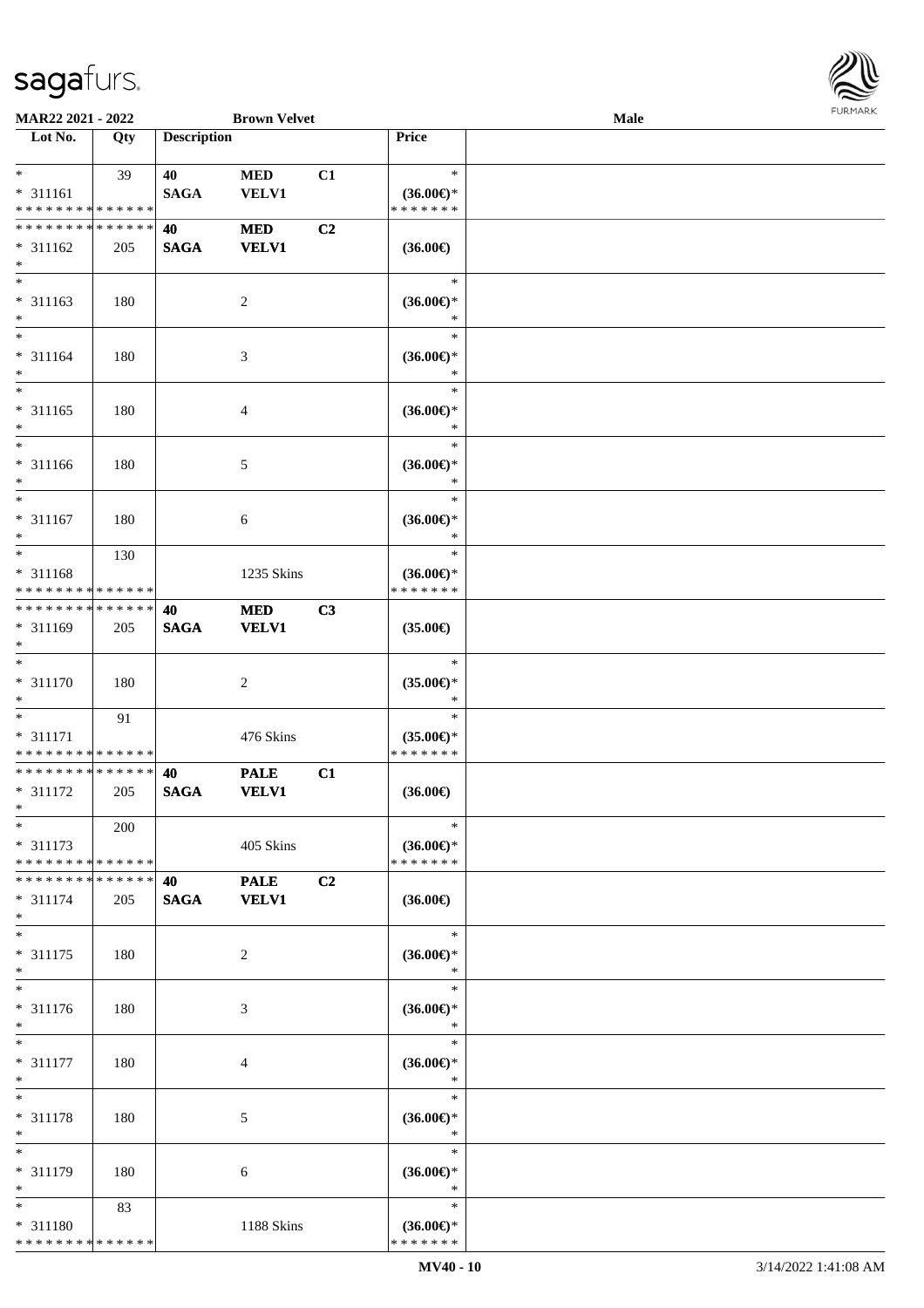MAR22 2021 - 2022 | Brown Velvet | Male

| Lot No. | Qty | Description | | | Price | |
|---|---|---|---|---|---|---|
| * | 39 | 40 | MED | C1 | * | |
| * 311161 | | SAGA | VELV1 | | (36.00€)* | |
| * * * * * * * * * * * * * * | | | | | * * * * * * * | |
| * * * * * * * * * * * * * * | | 40 | MED | C2 | | |
| * 311162 | 205 | SAGA | VELV1 | | (36.00€) | |
| * | | | | | | |
| * | | | | | * | |
| * 311163 | 180 | | 2 | | (36.00€)* | |
| * | | | | | * | |
| * | | | | | * | |
| * 311164 | 180 | | 3 | | (36.00€)* | |
| * | | | | | * | |
| * | | | | | * | |
| * 311165 | 180 | | 4 | | (36.00€)* | |
| * | | | | | * | |
| * | | | | | * | |
| * 311166 | 180 | | 5 | | (36.00€)* | |
| * | | | | | * | |
| * | | | | | * | |
| * 311167 | 180 | | 6 | | (36.00€)* | |
| * | | | | | * | |
| * | 130 | | | | * | |
| * 311168 | | | 1235 Skins | | (36.00€)* | |
| * * * * * * * * * * * * * * | | | | | * * * * * * * | |
| * * * * * * * * * * * * * * | | 40 | MED | C3 | | |
| * 311169 | 205 | SAGA | VELV1 | | (35.00€) | |
| * | | | | | | |
| * | | | | | * | |
| * 311170 | 180 | | 2 | | (35.00€)* | |
| * | | | | | * | |
| * | 91 | | | | * | |
| * 311171 | | | 476 Skins | | (35.00€)* | |
| * * * * * * * * * * * * * * | | | | | * * * * * * * | |
| * * * * * * * * * * * * * * | | 40 | PALE | C1 | | |
| * 311172 | 205 | SAGA | VELV1 | | (36.00€) | |
| * | | | | | | |
| * | 200 | | | | * | |
| * 311173 | | | 405 Skins | | (36.00€)* | |
| * * * * * * * * * * * * * * | | | | | * * * * * * * | |
| * * * * * * * * * * * * * * | | 40 | PALE | C2 | | |
| * 311174 | 205 | SAGA | VELV1 | | (36.00€) | |
| * | | | | | | |
| * | | | | | * | |
| * 311175 | 180 | | 2 | | (36.00€)* | |
| * | | | | | * | |
| * | | | | | * | |
| * 311176 | 180 | | 3 | | (36.00€)* | |
| * | | | | | * | |
| * | | | | | * | |
| * 311177 | 180 | | 4 | | (36.00€)* | |
| * | | | | | * | |
| * | | | | | * | |
| * 311178 | 180 | | 5 | | (36.00€)* | |
| * | | | | | * | |
| * | | | | | * | |
| * 311179 | 180 | | 6 | | (36.00€)* | |
| * | | | | | * | |
| * | 83 | | | | * | |
| * 311180 | | | 1188 Skins | | (36.00€)* | |
| * * * * * * * * * * * * * * | | | | | * * * * * * * | |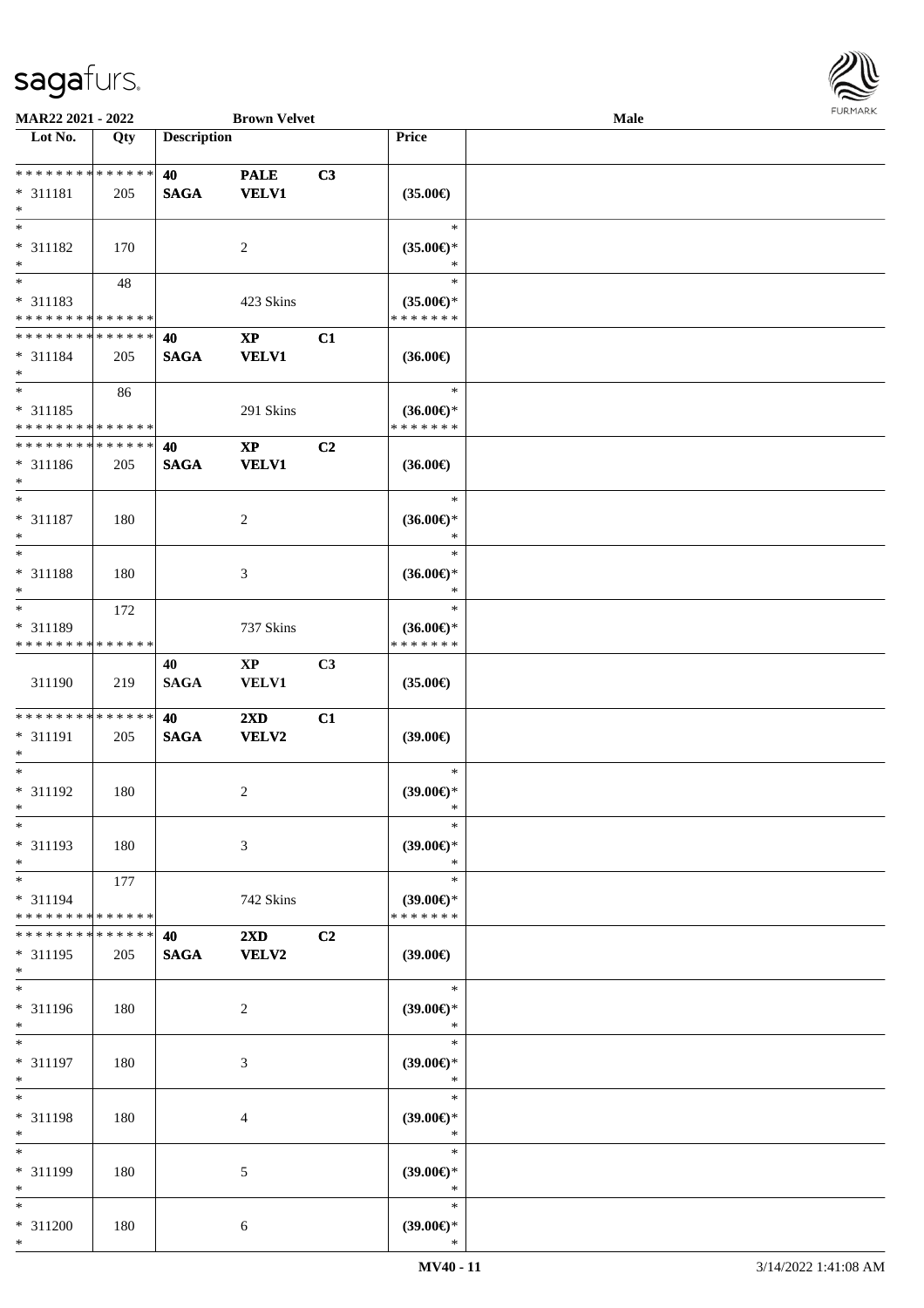**MAR22 2021 - 2022** | **Brown Velvet** | **Male**

| Lot No. | Qty | Description | | | Price | |
|---|---|---|---|---|---|---|
| * * * * * * * * * * * * * * | | 40 | PALE | C3 | | |
| * 311181 | 205 | SAGA | VELV1 | | (35.00€) | |
| * | | | | | | |
| * | | | | | * | |
| * 311182 | 170 | | 2 | | (35.00€)* | |
| * | | | | | * | |
| * | 48 | | | | * | |
| * 311183 | | | 423 Skins | | (35.00€)* | |
| * * * * * * * * * * * * * * | | | | | * * * * * * * | |
| * * * * * * * * * * * * * * | | 40 | XP | C1 | | |
| * 311184 | 205 | SAGA | VELV1 | | (36.00€) | |
| * | | | | | | |
| * | 86 | | | | * | |
| * 311185 | | | 291 Skins | | (36.00€)* | |
| * * * * * * * * * * * * * * | | | | | * * * * * * * | |
| * * * * * * * * * * * * * * | | 40 | XP | C2 | | |
| * 311186 | 205 | SAGA | VELV1 | | (36.00€) | |
| * | | | | | | |
| * | | | | | * | |
| * 311187 | 180 | | 2 | | (36.00€)* | |
| * | | | | | * | |
| * | | | | | * | |
| * 311188 | 180 | | 3 | | (36.00€)* | |
| * | | | | | * | |
| * | 172 | | | | * | |
| * 311189 | | | 737 Skins | | (36.00€)* | |
| * * * * * * * * * * * * * * | | | | | * * * * * * * | |
| | | 40 | XP | C3 | | |
| 311190 | 219 | SAGA | VELV1 | | (35.00€) | |
| * * * * * * * * * * * * * * | | 40 | 2XD | C1 | | |
| * 311191 | 205 | SAGA | VELV2 | | (39.00€) | |
| * | | | | | | |
| * | | | | | * | |
| * 311192 | 180 | | 2 | | (39.00€)* | |
| * | | | | | * | |
| * | | | | | * | |
| * 311193 | 180 | | 3 | | (39.00€)* | |
| * | | | | | * | |
| * | 177 | | | | * | |
| * 311194 | | | 742 Skins | | (39.00€)* | |
| * * * * * * * * * * * * * * | | | | | * * * * * * * | |
| * * * * * * * * * * * * * * | | 40 | 2XD | C2 | | |
| * 311195 | 205 | SAGA | VELV2 | | (39.00€) | |
| * | | | | | | |
| * | | | | | * | |
| * 311196 | 180 | | 2 | | (39.00€)* | |
| * | | | | | * | |
| * | | | | | * | |
| * 311197 | 180 | | 3 | | (39.00€)* | |
| * | | | | | * | |
| * | | | | | * | |
| * 311198 | 180 | | 4 | | (39.00€)* | |
| * | | | | | * | |
| * | | | | | * | |
| * 311199 | 180 | | 5 | | (39.00€)* | |
| * | | | | | * | |
| * | | | | | * | |
| * 311200 | 180 | | 6 | | (39.00€)* | |
| * | | | | | * | |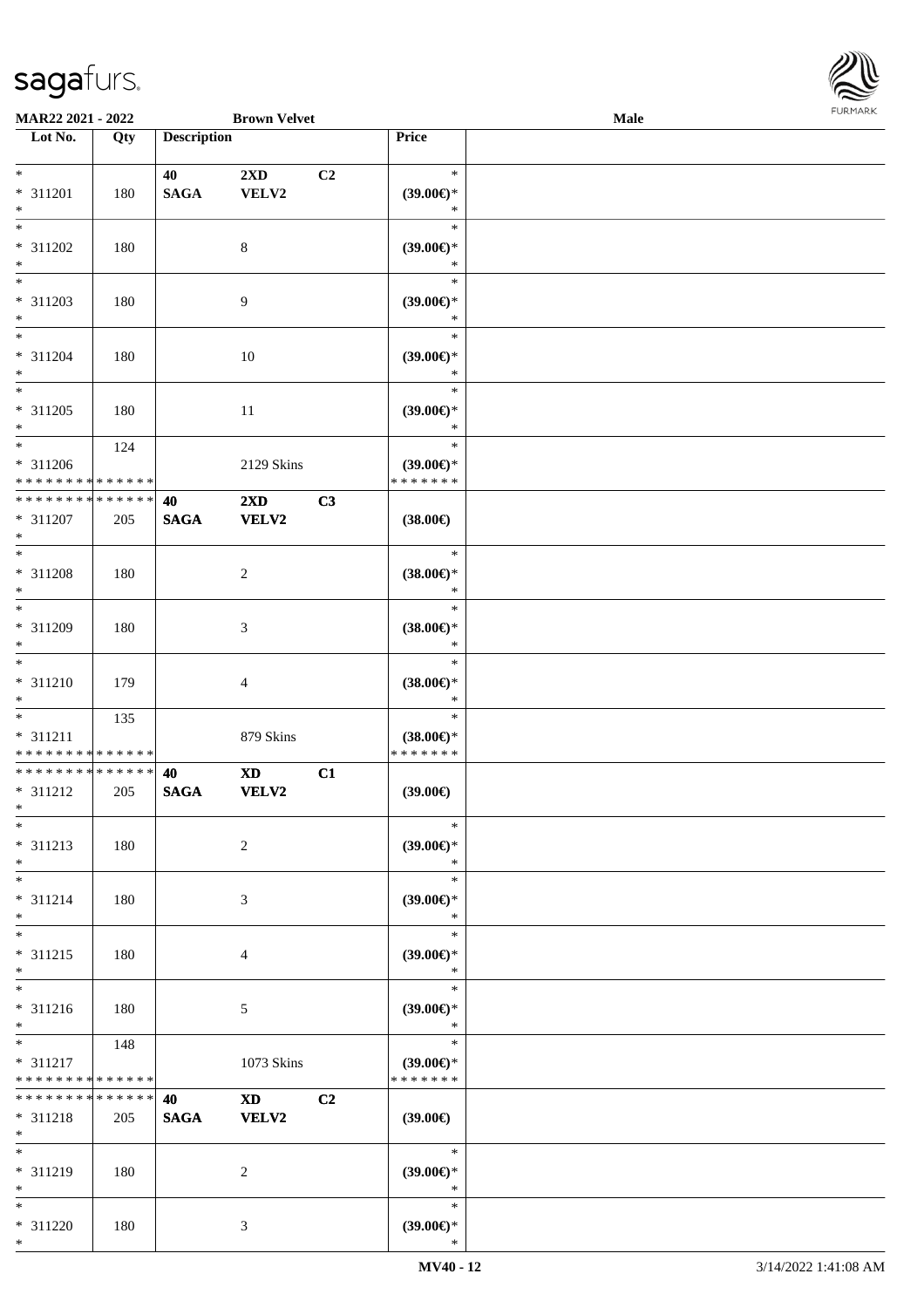**MAR22 2021 - 2022** — **Brown Velvet** — **Male**

| Lot No. | Qty | Description | | | Price | |
|---|---|---|---|---|---|---|
| * <br> * 311201 <br> * | 180 | 40 <br> SAGA | 2XD <br> VELV2 | C2 | * <br> (39.00€)* <br> * | |
| * <br> * 311202 <br> * | 180 | | 8 | | * <br> (39.00€)* <br> * | |
| * <br> * 311203 <br> * | 180 | | 9 | | * <br> (39.00€)* <br> * | |
| * <br> * 311204 <br> * | 180 | | 10 | | * <br> (39.00€)* <br> * | |
| * <br> * 311205 <br> * | 180 | | 11 | | * <br> (39.00€)* <br> * | |
| * <br> * 311206 <br> * * * * * * * * * * * * * * | 124 | | 2129 Skins | | * <br> (39.00€)* <br> * * * * * * * | |
| * * * * * * * * * * * * * * <br> * 311207 <br> * | 205 | 40 <br> SAGA | 2XD <br> VELV2 | C3 | (38.00€) | |
| * <br> * 311208 <br> * | 180 | | 2 | | * <br> (38.00€)* <br> * | |
| * <br> * 311209 <br> * | 180 | | 3 | | * <br> (38.00€)* <br> * | |
| * <br> * 311210 <br> * | 179 | | 4 | | * <br> (38.00€)* <br> * | |
| * <br> * 311211 <br> * * * * * * * * * * * * * * | 135 | | 879 Skins | | * <br> (38.00€)* <br> * * * * * * * | |
| * * * * * * * * * * * * * * <br> * 311212 <br> * | 205 | 40 <br> SAGA | XD <br> VELV2 | C1 | (39.00€) | |
| * <br> * 311213 <br> * | 180 | | 2 | | * <br> (39.00€)* <br> * | |
| * <br> * 311214 <br> * | 180 | | 3 | | * <br> (39.00€)* <br> * | |
| * <br> * 311215 <br> * | 180 | | 4 | | * <br> (39.00€)* <br> * | |
| * <br> * 311216 <br> * | 180 | | 5 | | * <br> (39.00€)* <br> * | |
| * <br> * 311217 <br> * * * * * * * * * * * * * * | 148 | | 1073 Skins | | * <br> (39.00€)* <br> * * * * * * * | |
| * * * * * * * * * * * * * * <br> * 311218 <br> * | 205 | 40 <br> SAGA | XD <br> VELV2 | C2 | (39.00€) | |
| * <br> * 311219 <br> * | 180 | | 2 | | * <br> (39.00€)* <br> * | |
| * <br> * 311220 <br> * | 180 | | 3 | | * <br> (39.00€)* <br> * | |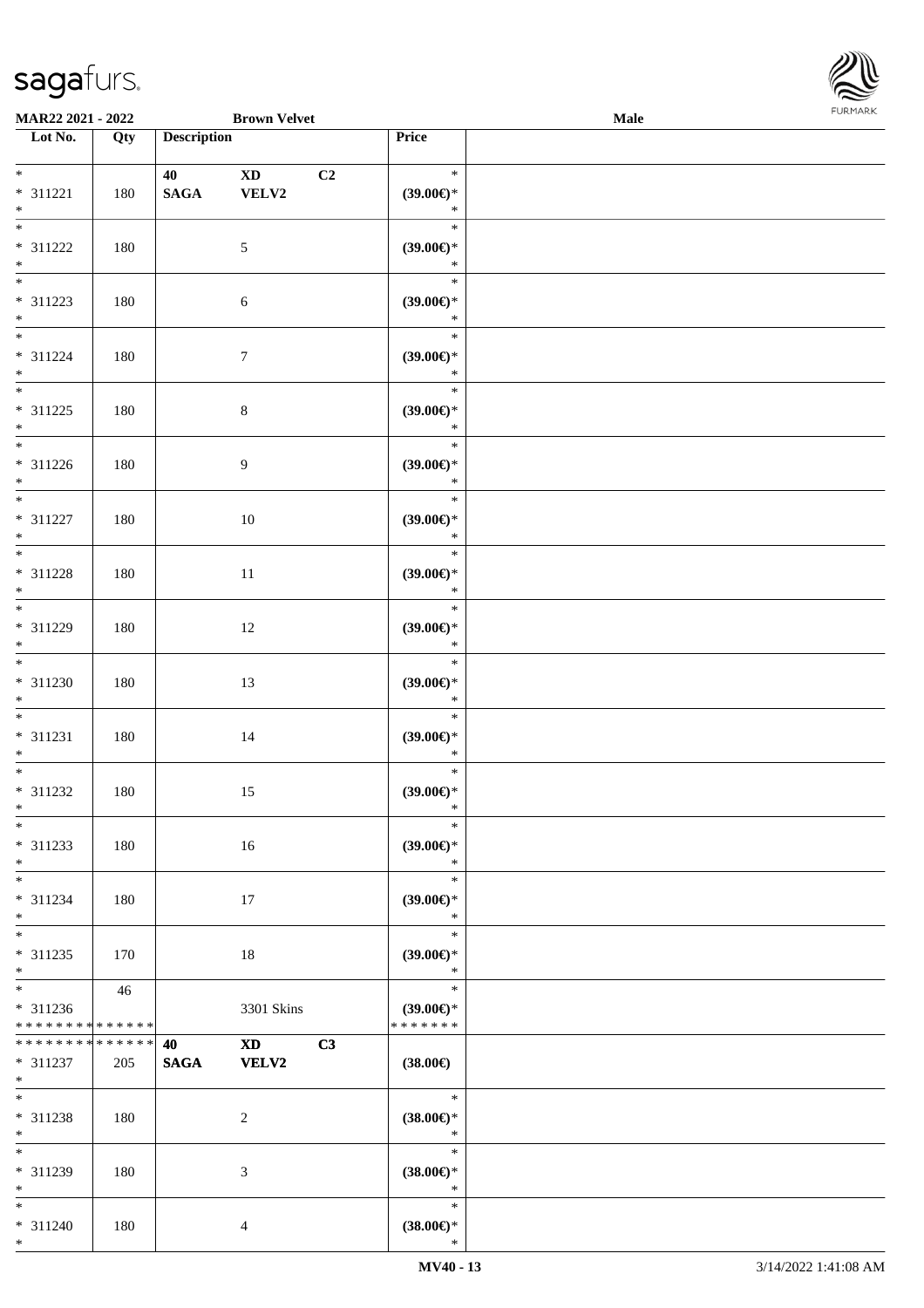MAR22 2021 - 2022 Brown Velvet Male

| Lot No. | Qty | Description | | | Price | |
|---|---|---|---|---|---|---|
| * | | 40 | XD | C2 | * | |
| * 311221 | 180 | SAGA | VELV2 | | (39.00€)* | |
| * | | | | | * | |
| * | | | | | * | |
| * 311222 | 180 | | 5 | | (39.00€)* | |
| * | | | | | * | |
| * | | | | | * | |
| * 311223 | 180 | | 6 | | (39.00€)* | |
| * | | | | | * | |
| * | | | | | * | |
| * 311224 | 180 | | 7 | | (39.00€)* | |
| * | | | | | * | |
| * | | | | | * | |
| * 311225 | 180 | | 8 | | (39.00€)* | |
| * | | | | | * | |
| * | | | | | * | |
| * 311226 | 180 | | 9 | | (39.00€)* | |
| * | | | | | * | |
| * | | | | | * | |
| * 311227 | 180 | | 10 | | (39.00€)* | |
| * | | | | | * | |
| * | | | | | * | |
| * 311228 | 180 | | 11 | | (39.00€)* | |
| * | | | | | * | |
| * | | | | | * | |
| * 311229 | 180 | | 12 | | (39.00€)* | |
| * | | | | | * | |
| * | | | | | * | |
| * 311230 | 180 | | 13 | | (39.00€)* | |
| * | | | | | * | |
| * | | | | | * | |
| * 311231 | 180 | | 14 | | (39.00€)* | |
| * | | | | | * | |
| * | | | | | * | |
| * 311232 | 180 | | 15 | | (39.00€)* | |
| * | | | | | * | |
| * | | | | | * | |
| * 311233 | 180 | | 16 | | (39.00€)* | |
| * | | | | | * | |
| * | | | | | * | |
| * 311234 | 180 | | 17 | | (39.00€)* | |
| * | | | | | * | |
| * | | | | | * | |
| * 311235 | 170 | | 18 | | (39.00€)* | |
| * | | | | | * | |
| * | 46 | | | | * | |
| * 311236 | | | 3301 Skins | | (39.00€)* | |
| ************** | | | | | ******* | |
| ************** | | 40 | XD | C3 | | |
| * 311237 | 205 | SAGA | VELV2 | | (38.00€) | |
| * | | | | | | |
| * | | | | | * | |
| * 311238 | 180 | | 2 | | (38.00€)* | |
| * | | | | | * | |
| * | | | | | * | |
| * 311239 | 180 | | 3 | | (38.00€)* | |
| * | | | | | * | |
| * | | | | | * | |
| * 311240 | 180 | | 4 | | (38.00€)* | |
| * | | | | | * | |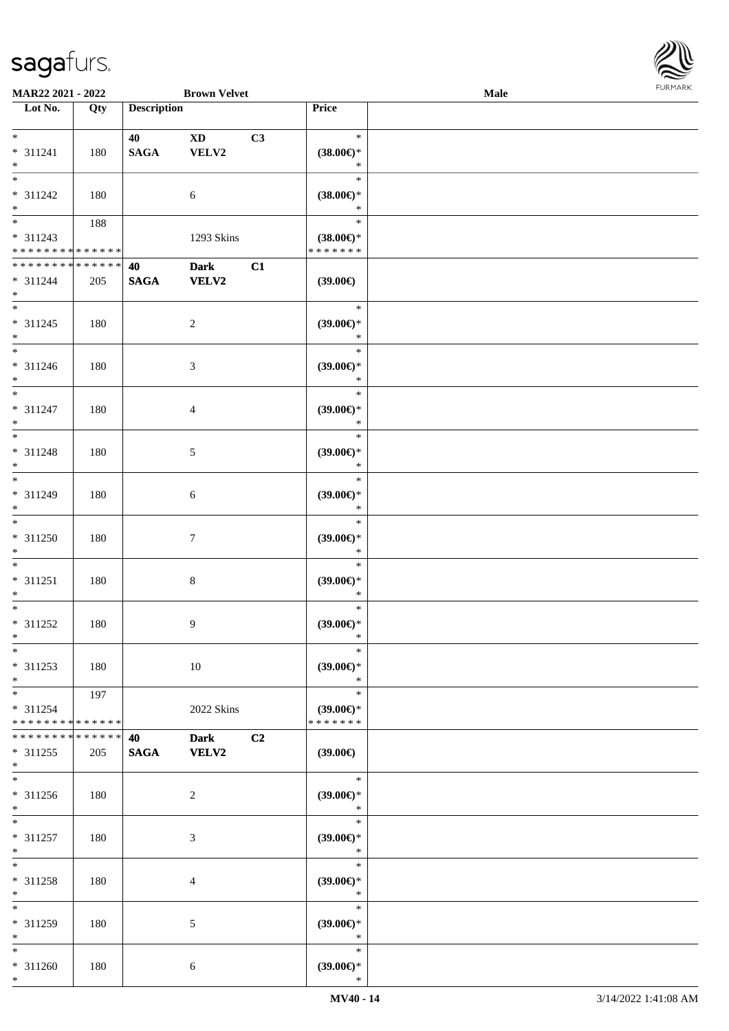| Lot No. | Qty | Description | | | Price | |
|---|---|---|---|---|---|---|
| * | | 40 | XD | C3 | * | |
| * 311241 | 180 | SAGA | VELV2 | | (38.00€)* | |
| * | | | | | * | |
| * | | | | | * | |
| * 311242 | 180 | | 6 | | (38.00€)* | |
| * | | | | | * | |
| * | 188 | | | | * | |
| * 311243 | | | 1293 Skins | | (38.00€)* | |
| * * * * * * * * * * * * * * | | | | | * * * * * * * | |
| * * * * * * * * * * * * * * | | 40 | Dark | C1 | | |
| * 311244 | 205 | SAGA | VELV2 | | (39.00€) | |
| * | | | | | | |
| * | | | | | * | |
| * 311245 | 180 | | 2 | | (39.00€)* | |
| * | | | | | * | |
| * | | | | | * | |
| * 311246 | 180 | | 3 | | (39.00€)* | |
| * | | | | | * | |
| * | | | | | * | |
| * 311247 | 180 | | 4 | | (39.00€)* | |
| * | | | | | * | |
| * | | | | | * | |
| * 311248 | 180 | | 5 | | (39.00€)* | |
| * | | | | | * | |
| * | | | | | * | |
| * 311249 | 180 | | 6 | | (39.00€)* | |
| * | | | | | * | |
| * | | | | | * | |
| * 311250 | 180 | | 7 | | (39.00€)* | |
| * | | | | | * | |
| * | | | | | * | |
| * 311251 | 180 | | 8 | | (39.00€)* | |
| * | | | | | * | |
| * | | | | | * | |
| * 311252 | 180 | | 9 | | (39.00€)* | |
| * | | | | | * | |
| * | | | | | * | |
| * 311253 | 180 | | 10 | | (39.00€)* | |
| * | | | | | * | |
| * | 197 | | | | * | |
| * 311254 | | | 2022 Skins | | (39.00€)* | |
| * * * * * * * * * * * * * * | | | | | * * * * * * * | |
| * * * * * * * * * * * * * * | | 40 | Dark | C2 | | |
| * 311255 | 205 | SAGA | VELV2 | | (39.00€) | |
| * | | | | | | |
| * | | | | | * | |
| * 311256 | 180 | | 2 | | (39.00€)* | |
| * | | | | | * | |
| * | | | | | * | |
| * 311257 | 180 | | 3 | | (39.00€)* | |
| * | | | | | * | |
| * | | | | | * | |
| * 311258 | 180 | | 4 | | (39.00€)* | |
| * | | | | | * | |
| * | | | | | * | |
| * 311259 | 180 | | 5 | | (39.00€)* | |
| * | | | | | * | |
| * | | | | | * | |
| * 311260 | 180 | | 6 | | (39.00€)* | |
| * | | | | | * | |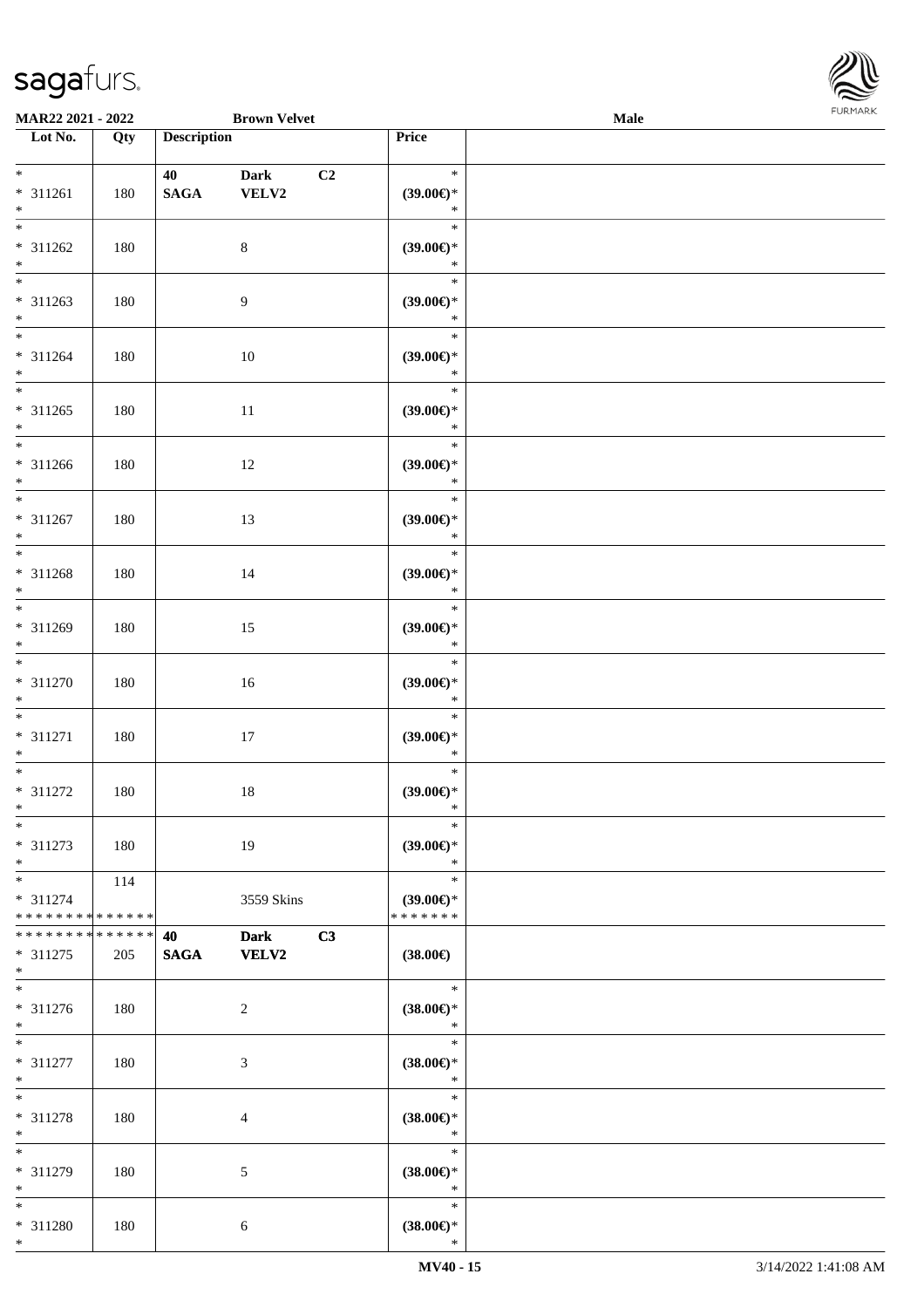MAR22 2021 - 2022 Brown Velvet Male

| Lot No. | Qty | Description | | | Price | |
|---|---|---|---|---|---|---|
| * 311261 * | 180 | 40 SAGA | Dark VELV2 | C2 | * (39.00€)* * | |
| * 311262 * | 180 | | 8 | | * (39.00€)* * | |
| * 311263 * | 180 | | 9 | | * (39.00€)* * | |
| * 311264 * | 180 | | 10 | | * (39.00€)* * | |
| * 311265 * | 180 | | 11 | | * (39.00€)* * | |
| * 311266 * | 180 | | 12 | | * (39.00€)* * | |
| * 311267 * | 180 | | 13 | | * (39.00€)* * | |
| * 311268 * | 180 | | 14 | | * (39.00€)* * | |
| * 311269 * | 180 | | 15 | | * (39.00€)* * | |
| * 311270 * | 180 | | 16 | | * (39.00€)* * | |
| * 311271 * | 180 | | 17 | | * (39.00€)* * | |
| * 311272 * | 180 | | 18 | | * (39.00€)* * | |
| * 311273 * | 180 | | 19 | | * (39.00€)* * | |
| * 311274 * * * * * * * * * * * * * * | 114 | | 3559 Skins | | * (39.00€)* * * * * * * * | |
| * * * * * * * * * * * * * * 311275 * | 205 | 40 SAGA | Dark VELV2 | C3 | (38.00€) | |
| * 311276 * | 180 | | 2 | | * (38.00€)* * | |
| * 311277 * | 180 | | 3 | | * (38.00€)* * | |
| * 311278 * | 180 | | 4 | | * (38.00€)* * | |
| * 311279 * | 180 | | 5 | | * (38.00€)* * | |
| * 311280 * | 180 | | 6 | | * (38.00€)* * | |

MV40 - 15 3/14/2022 1:41:08 AM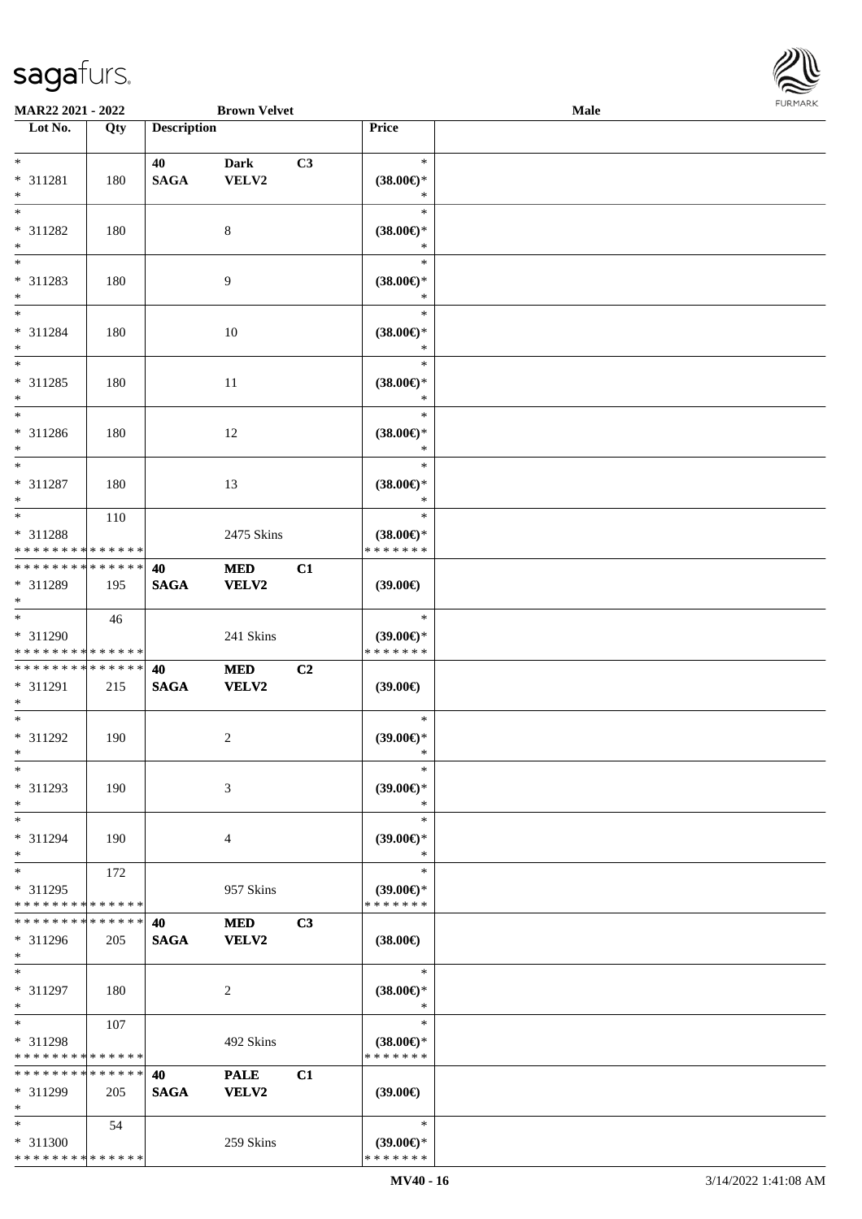**MAR22 2021 - 2022** **Brown Velvet** **Male**

| Lot No. | Qty | Description | | | Price | |
|---|---|---|---|---|---|---|
| * | | 40 | Dark | C3 | * | |
| * 311281 | 180 | SAGA | VELV2 | | (38.00€)* | |
| * | | | | | * | |
| * | | | | | * | |
| * 311282 | 180 | | 8 | | (38.00€)* | |
| * | | | | | * | |
| * | | | | | * | |
| * 311283 | 180 | | 9 | | (38.00€)* | |
| * | | | | | * | |
| * | | | | | * | |
| * 311284 | 180 | | 10 | | (38.00€)* | |
| * | | | | | * | |
| * | | | | | * | |
| * 311285 | 180 | | 11 | | (38.00€)* | |
| * | | | | | * | |
| * | | | | | * | |
| * 311286 | 180 | | 12 | | (38.00€)* | |
| * | | | | | * | |
| * | | | | | * | |
| * 311287 | 180 | | 13 | | (38.00€)* | |
| * | | | | | * | |
| * | 110 | | | | * | |
| * 311288 | | | 2475 Skins | | (38.00€)* | |
| * * * * * * * * * * * * * * | | | | | * * * * * * * | |
| * * * * * * * * * * * * * * | | 40 | MED | C1 | | |
| * 311289 | 195 | SAGA | VELV2 | | (39.00€) | |
| * | | | | | | |
| * | 46 | | | | * | |
| * 311290 | | | 241 Skins | | (39.00€)* | |
| * * * * * * * * * * * * * * | | | | | * * * * * * * | |
| * * * * * * * * * * * * * * | | 40 | MED | C2 | | |
| * 311291 | 215 | SAGA | VELV2 | | (39.00€) | |
| * | | | | | | |
| * | | | | | * | |
| * 311292 | 190 | | 2 | | (39.00€)* | |
| * | | | | | * | |
| * | | | | | * | |
| * 311293 | 190 | | 3 | | (39.00€)* | |
| * | | | | | * | |
| * | | | | | * | |
| * 311294 | 190 | | 4 | | (39.00€)* | |
| * | | | | | * | |
| * | 172 | | | | * | |
| * 311295 | | | 957 Skins | | (39.00€)* | |
| * * * * * * * * * * * * * * | | | | | * * * * * * * | |
| * * * * * * * * * * * * * * | | 40 | MED | C3 | | |
| * 311296 | 205 | SAGA | VELV2 | | (38.00€) | |
| * | | | | | | |
| * | | | | | * | |
| * 311297 | 180 | | 2 | | (38.00€)* | |
| * | | | | | * | |
| * | 107 | | | | * | |
| * 311298 | | | 492 Skins | | (38.00€)* | |
| * * * * * * * * * * * * * * | | | | | * * * * * * * | |
| * * * * * * * * * * * * * * | | 40 | PALE | C1 | | |
| * 311299 | 205 | SAGA | VELV2 | | (39.00€) | |
| * | | | | | | |
| * | 54 | | | | * | |
| * 311300 | | | 259 Skins | | (39.00€)* | |
| * * * * * * * * * * * * * * | | | | | * * * * * * * | |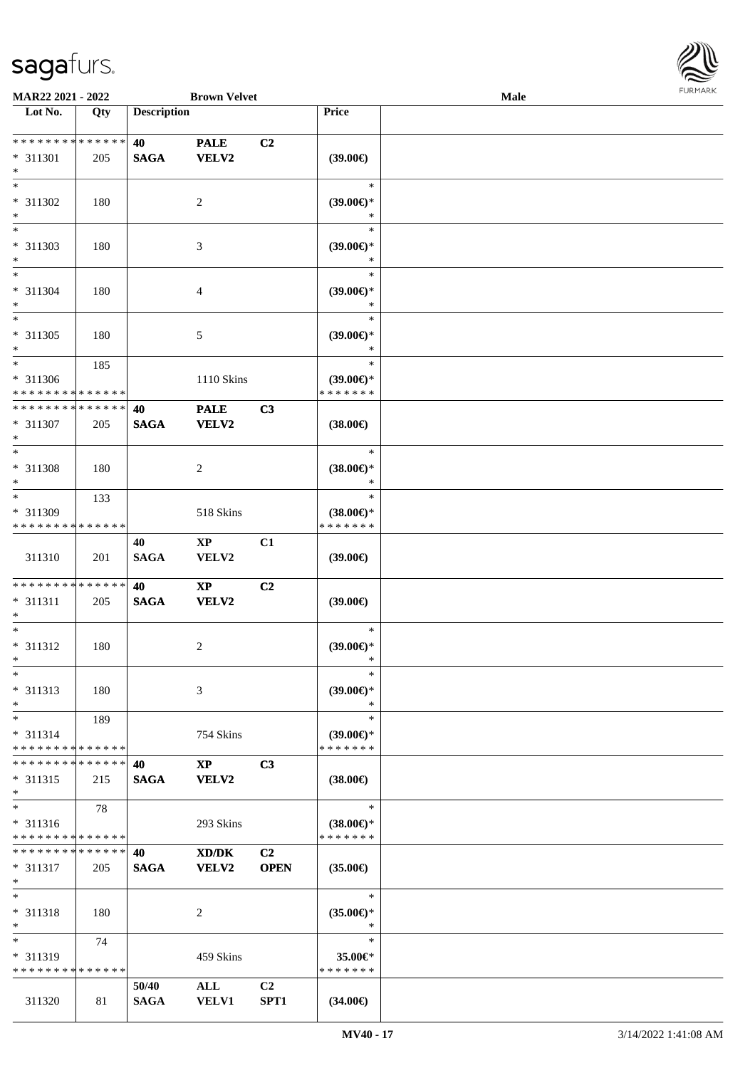**MAR22 2021 - 2022** **Brown Velvet** **Male**

| Lot No. | Qty | Description | | | Price | |
|---|---|---|---|---|---|---|
| * * * * * * * * * * * * * * | | 40 | PALE | C2 | | |
| * 311301 | 205 | SAGA | VELV2 | | (39.00€) | |
| * | | | | | | |
| * 311302 | 180 | | 2 | | (39.00€)* | |
| * | | | | | | |
| * 311303 | 180 | | 3 | | (39.00€)* | |
| * | | | | | | |
| * 311304 | 180 | | 4 | | (39.00€)* | |
| * | | | | | | |
| * 311305 | 180 | | 5 | | (39.00€)* | |
| * | 185 | | | | | |
| * 311306 | | | 1110 Skins | | (39.00€)* | |
| * * * * * * * * * * * * * * | | | | | * * * * * * * | |
| * * * * * * * * * * * * * * | | 40 | PALE | C3 | | |
| * 311307 | 205 | SAGA | VELV2 | | (38.00€) | |
| * | | | | | | |
| * 311308 | 180 | | 2 | | (38.00€)* | |
| * | 133 | | | | | |
| * 311309 | | | 518 Skins | | (38.00€)* | |
| * * * * * * * * * * * * * * | | | | | * * * * * * * | |
| | | 40 | XP | C1 | | |
| 311310 | 201 | SAGA | VELV2 | | (39.00€) | |
| * * * * * * * * * * * * * * | | 40 | XP | C2 | | |
| * 311311 | 205 | SAGA | VELV2 | | (39.00€) | |
| * | | | | | | |
| * 311312 | 180 | | 2 | | (39.00€)* | |
| * | | | | | | |
| * 311313 | 180 | | 3 | | (39.00€)* | |
| * | 189 | | | | | |
| * 311314 | | | 754 Skins | | (39.00€)* | |
| * * * * * * * * * * * * * * | | | | | * * * * * * * | |
| * * * * * * * * * * * * * * | | 40 | XP | C3 | | |
| * 311315 | 215 | SAGA | VELV2 | | (38.00€) | |
| * | 78 | | | | | |
| * 311316 | | | 293 Skins | | (38.00€)* | |
| * * * * * * * * * * * * * * | | | | | * * * * * * * | |
| * * * * * * * * * * * * * * | | 40 | XD/DK | C2 | | |
| * 311317 | 205 | SAGA | VELV2 | OPEN | (35.00€) | |
| * | | | | | | |
| * 311318 | 180 | | 2 | | (35.00€)* | |
| * | 74 | | | | | |
| * 311319 | | | 459 Skins | | 35.00€* | |
| * * * * * * * * * * * * * * | | | | | * * * * * * * | |
| | | 50/40 | ALL | C2 | | |
| 311320 | 81 | SAGA | VELV1 | SPT1 | (34.00€) | |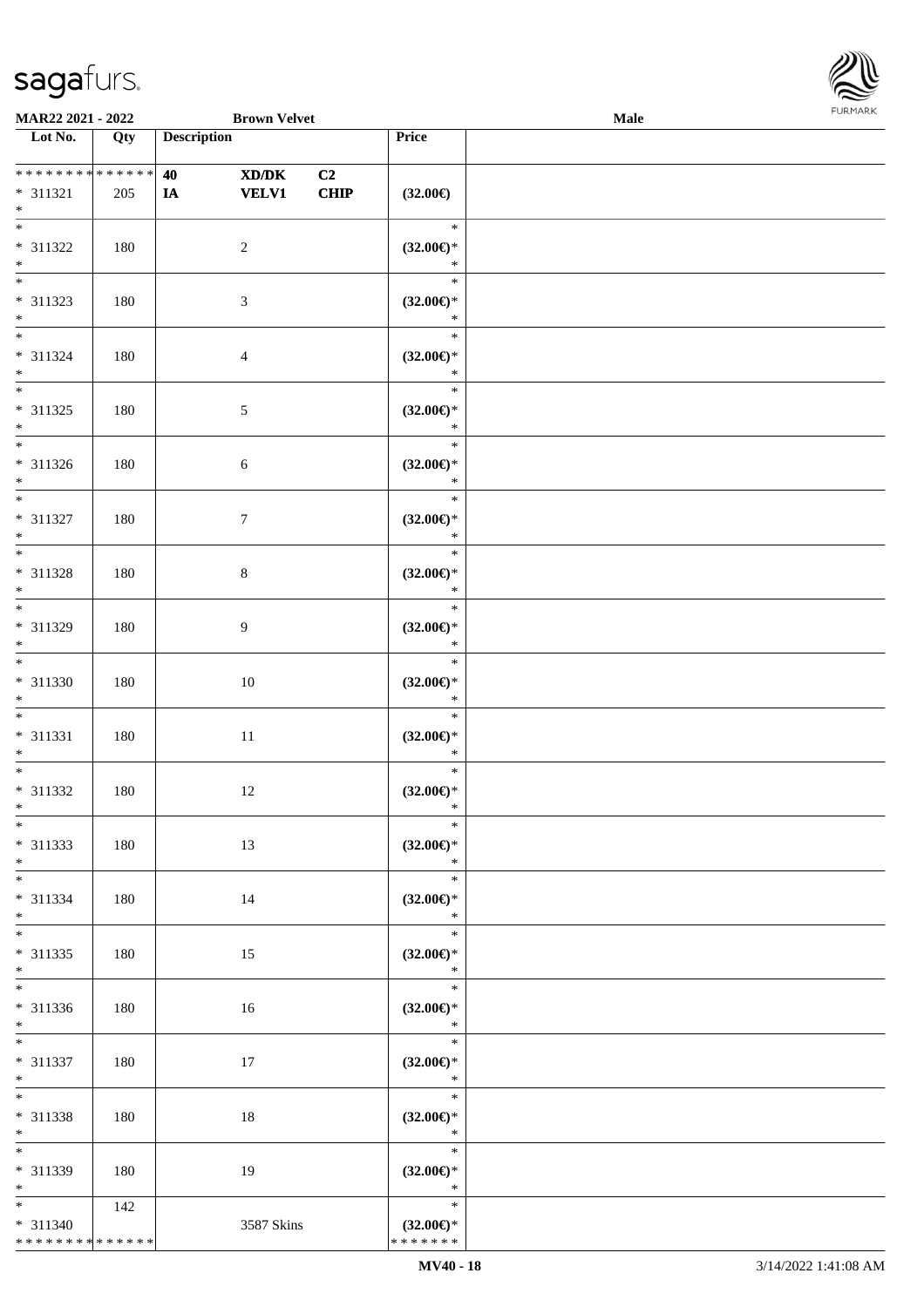MAR22 2021 - 2022 — Brown Velvet — Male

| Lot No. | Qty | Description | | | Price | |
|---|---|---|---|---|---|---|
| * * * * * * * * * * * * * * | | 40 | XD/DK | C2 | | |
| * 311321 | 205 | IA | VELV1 | CHIP | (32.00€) | |
| * | | | | | | |
| * | | | | | * | |
| * 311322 | 180 | | 2 | | (32.00€)* | |
| * | | | | | * | |
| * | | | | | * | |
| * 311323 | 180 | | 3 | | (32.00€)* | |
| * | | | | | * | |
| * | | | | | * | |
| * 311324 | 180 | | 4 | | (32.00€)* | |
| * | | | | | * | |
| * | | | | | * | |
| * 311325 | 180 | | 5 | | (32.00€)* | |
| * | | | | | * | |
| * | | | | | * | |
| * 311326 | 180 | | 6 | | (32.00€)* | |
| * | | | | | * | |
| * | | | | | * | |
| * 311327 | 180 | | 7 | | (32.00€)* | |
| * | | | | | * | |
| * | | | | | * | |
| * 311328 | 180 | | 8 | | (32.00€)* | |
| * | | | | | * | |
| * | | | | | * | |
| * 311329 | 180 | | 9 | | (32.00€)* | |
| * | | | | | * | |
| * | | | | | * | |
| * 311330 | 180 | | 10 | | (32.00€)* | |
| * | | | | | * | |
| * | | | | | * | |
| * 311331 | 180 | | 11 | | (32.00€)* | |
| * | | | | | * | |
| * | | | | | * | |
| * 311332 | 180 | | 12 | | (32.00€)* | |
| * | | | | | * | |
| * | | | | | * | |
| * 311333 | 180 | | 13 | | (32.00€)* | |
| * | | | | | * | |
| * | | | | | * | |
| * 311334 | 180 | | 14 | | (32.00€)* | |
| * | | | | | * | |
| * | | | | | * | |
| * 311335 | 180 | | 15 | | (32.00€)* | |
| * | | | | | * | |
| * | | | | | * | |
| * 311336 | 180 | | 16 | | (32.00€)* | |
| * | | | | | * | |
| * | | | | | * | |
| * 311337 | 180 | | 17 | | (32.00€)* | |
| * | | | | | * | |
| * | | | | | * | |
| * 311338 | 180 | | 18 | | (32.00€)* | |
| * | | | | | * | |
| * | | | | | * | |
| * 311339 | 180 | | 19 | | (32.00€)* | |
| * | | | | | * | |
| * | 142 | | | | * | |
| * 311340 | | | 3587 Skins | | (32.00€)* | |
| * * * * * * * * * * * * * * | | | | | * * * * * * * | |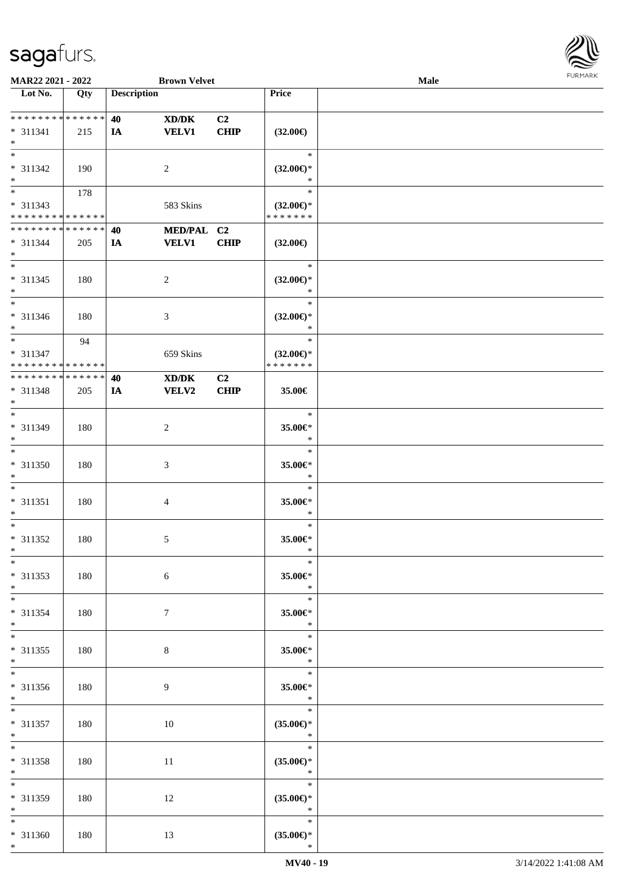**MAR22 2021 - 2022** **Brown Velvet** **Male**

| Lot No. | Qty | Description | | | Price | |
|---|---|---|---|---|---|---|
| * * * * * * * * * * * * * * | | 40 | XD/DK | C2 | | |
| * 311341 | 215 | IA | VELV1 | CHIP | (32.00€) | |
| * | | | | | | |
| * | | | | | * | |
| * 311342 | 190 | | 2 | | (32.00€)* | |
| * | | | | | * | |
| * | 178 | | | | * | |
| * 311343 | | | 583 Skins | | (32.00€)* | |
| * * * * * * * * * * * * * * | | | | | * * * * * * * | |
| * * * * * * * * * * * * * * | | 40 | MED/PAL | C2 | | |
| * 311344 | 205 | IA | VELV1 | CHIP | (32.00€) | |
| * | | | | | | |
| * | | | | | * | |
| * 311345 | 180 | | 2 | | (32.00€)* | |
| * | | | | | * | |
| * | | | | | * | |
| * 311346 | 180 | | 3 | | (32.00€)* | |
| * | | | | | * | |
| * | 94 | | | | * | |
| * 311347 | | | 659 Skins | | (32.00€)* | |
| * * * * * * * * * * * * * * | | | | | * * * * * * * | |
| * * * * * * * * * * * * * * | | 40 | XD/DK | C2 | | |
| * 311348 | 205 | IA | VELV2 | CHIP | 35.00€ | |
| * | | | | | | |
| * | | | | | * | |
| * 311349 | 180 | | 2 | | 35.00€* | |
| * | | | | | * | |
| * | | | | | * | |
| * 311350 | 180 | | 3 | | 35.00€* | |
| * | | | | | * | |
| * | | | | | * | |
| * 311351 | 180 | | 4 | | 35.00€* | |
| * | | | | | * | |
| * | | | | | * | |
| * 311352 | 180 | | 5 | | 35.00€* | |
| * | | | | | * | |
| * | | | | | * | |
| * 311353 | 180 | | 6 | | 35.00€* | |
| * | | | | | * | |
| * | | | | | * | |
| * 311354 | 180 | | 7 | | 35.00€* | |
| * | | | | | * | |
| * | | | | | * | |
| * 311355 | 180 | | 8 | | 35.00€* | |
| * | | | | | * | |
| * | | | | | * | |
| * 311356 | 180 | | 9 | | 35.00€* | |
| * | | | | | * | |
| * | | | | | * | |
| * 311357 | 180 | | 10 | | (35.00€)* | |
| * | | | | | * | |
| * | | | | | * | |
| * 311358 | 180 | | 11 | | (35.00€)* | |
| * | | | | | * | |
| * | | | | | * | |
| * 311359 | 180 | | 12 | | (35.00€)* | |
| * | | | | | * | |
| * | | | | | * | |
| * 311360 | 180 | | 13 | | (35.00€)* | |
| * | | | | | * | |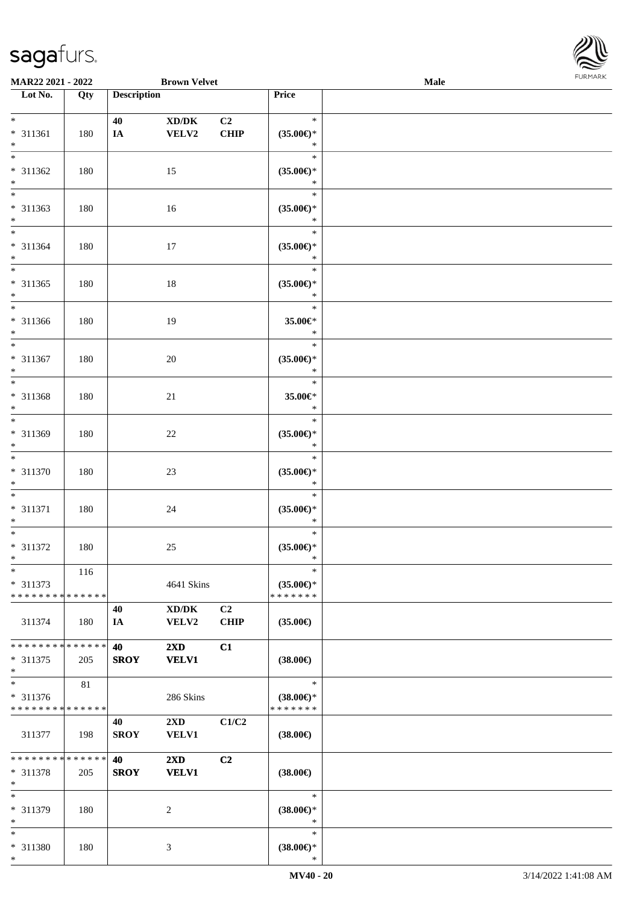MAR22 2021 - 2022 Brown Velvet Male

| Lot No. | Qty | Description | | | Price | |
|---|---|---|---|---|---|---|
| * <br> * 311361 <br> * | 180 | 40 <br> IA | XD/DK <br> VELV2 | C2 <br> CHIP | * <br> (35.00€)* <br> * | |
| * <br> * 311362 <br> * | 180 | | 15 | | * <br> (35.00€)* <br> * | |
| * <br> * 311363 <br> * | 180 | | 16 | | * <br> (35.00€)* <br> * | |
| * <br> * 311364 <br> * | 180 | | 17 | | * <br> (35.00€)* <br> * | |
| * <br> * 311365 <br> * | 180 | | 18 | | * <br> (35.00€)* <br> * | |
| * <br> * 311366 <br> * | 180 | | 19 | | * <br> 35.00€* <br> * | |
| * <br> * 311367 <br> * | 180 | | 20 | | * <br> (35.00€)* <br> * | |
| * <br> * 311368 <br> * | 180 | | 21 | | * <br> 35.00€* <br> * | |
| * <br> * 311369 <br> * | 180 | | 22 | | * <br> (35.00€)* <br> * | |
| * <br> * 311370 <br> * | 180 | | 23 | | * <br> (35.00€)* <br> * | |
| * <br> * 311371 <br> * | 180 | | 24 | | * <br> (35.00€)* <br> * | |
| * <br> * 311372 <br> * | 180 | | 25 | | * <br> (35.00€)* <br> * | |
| * <br> * 311373 <br> * * * * * * * * * * * * * * | 116 | | 4641 Skins | | * <br> (35.00€)* <br> * * * * * * * | |
| 311374 | 180 | 40 <br> IA | XD/DK <br> VELV2 | C2 <br> CHIP | (35.00€) | |
| * * * * * * * * * * * * * * <br> * 311375 <br> * | 205 | 40 <br> SROY | 2XD <br> VELV1 | C1 | (38.00€) | |
| * <br> * 311376 <br> * * * * * * * * * * * * * * | 81 | | 286 Skins | | * <br> (38.00€)* <br> * * * * * * * | |
| 311377 | 198 | 40 <br> SROY | 2XD <br> VELV1 | C1/C2 | (38.00€) | |
| * * * * * * * * * * * * * * <br> * 311378 <br> * | 205 | 40 <br> SROY | 2XD <br> VELV1 | C2 | (38.00€) | |
| * <br> * 311379 <br> * | 180 | | 2 | | * <br> (38.00€)* <br> * | |
| * <br> * 311380 <br> * | 180 | | 3 | | * <br> (38.00€)* <br> * | |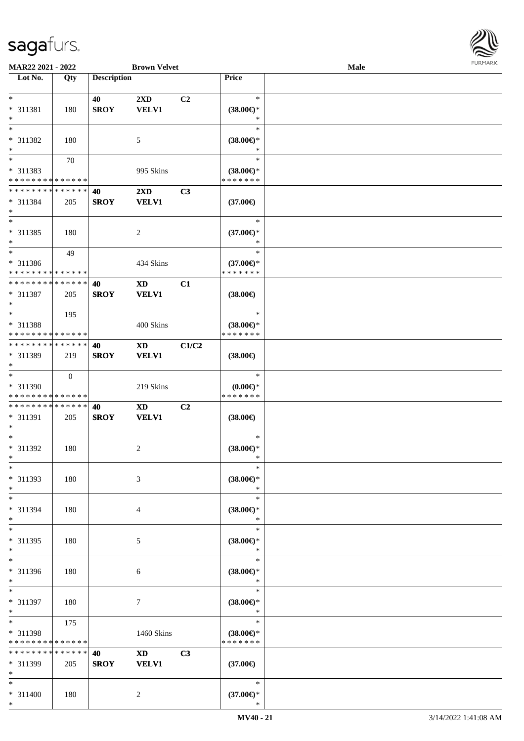| Lot No. | Qty | Description | | | Price | |
|---|---|---|---|---|---|---|
| * | | 40 | 2XD | C2 | * | |
| * 311381 | 180 | SROY | VELV1 | | (38.00€)* | |
| * | | | | | * | |
| * | | | | | * | |
| * 311382 | 180 | | 5 | | (38.00€)* | |
| * | | | | | * | |
| * | 70 | | | | * | |
| * 311383 | | | 995 Skins | | (38.00€)* | |
| * * * * * * * * * * * * * * | | | | | * * * * * * * | |
| * * * * * * * * * * * * * * | | 40 | 2XD | C3 | | |
| * 311384 | 205 | SROY | VELV1 | | (37.00€) | |
| * | | | | | | |
| * | | | | | * | |
| * 311385 | 180 | | 2 | | (37.00€)* | |
| * | | | | | * | |
| * | 49 | | | | * | |
| * 311386 | | | 434 Skins | | (37.00€)* | |
| * * * * * * * * * * * * * * | | | | | * * * * * * * | |
| * * * * * * * * * * * * * * | | 40 | XD | C1 | | |
| * 311387 | 205 | SROY | VELV1 | | (38.00€) | |
| * | | | | | | |
| * | 195 | | | | * | |
| * 311388 | | | 400 Skins | | (38.00€)* | |
| * * * * * * * * * * * * * * | | | | | * * * * * * * | |
| * * * * * * * * * * * * * * | | 40 | XD | C1/C2 | | |
| * 311389 | 219 | SROY | VELV1 | | (38.00€) | |
| * | | | | | | |
| * | 0 | | | | * | |
| * 311390 | | | 219 Skins | | (0.00€)* | |
| * * * * * * * * * * * * * * | | | | | * * * * * * * | |
| * * * * * * * * * * * * * * | | 40 | XD | C2 | | |
| * 311391 | 205 | SROY | VELV1 | | (38.00€) | |
| * | | | | | | |
| * | | | | | * | |
| * 311392 | 180 | | 2 | | (38.00€)* | |
| * | | | | | * | |
| * | | | | | * | |
| * 311393 | 180 | | 3 | | (38.00€)* | |
| * | | | | | * | |
| * | | | | | * | |
| * 311394 | 180 | | 4 | | (38.00€)* | |
| * | | | | | * | |
| * | | | | | * | |
| * 311395 | 180 | | 5 | | (38.00€)* | |
| * | | | | | * | |
| * | | | | | * | |
| * 311396 | 180 | | 6 | | (38.00€)* | |
| * | | | | | * | |
| * | | | | | * | |
| * 311397 | 180 | | 7 | | (38.00€)* | |
| * | | | | | * | |
| * | 175 | | | | * | |
| * 311398 | | | 1460 Skins | | (38.00€)* | |
| * * * * * * * * * * * * * * | | | | | * * * * * * * | |
| * * * * * * * * * * * * * * | | 40 | XD | C3 | | |
| * 311399 | 205 | SROY | VELV1 | | (37.00€) | |
| * | | | | | | |
| * | | | | | * | |
| * 311400 | 180 | | 2 | | (37.00€)* | |
| * | | | | | * | |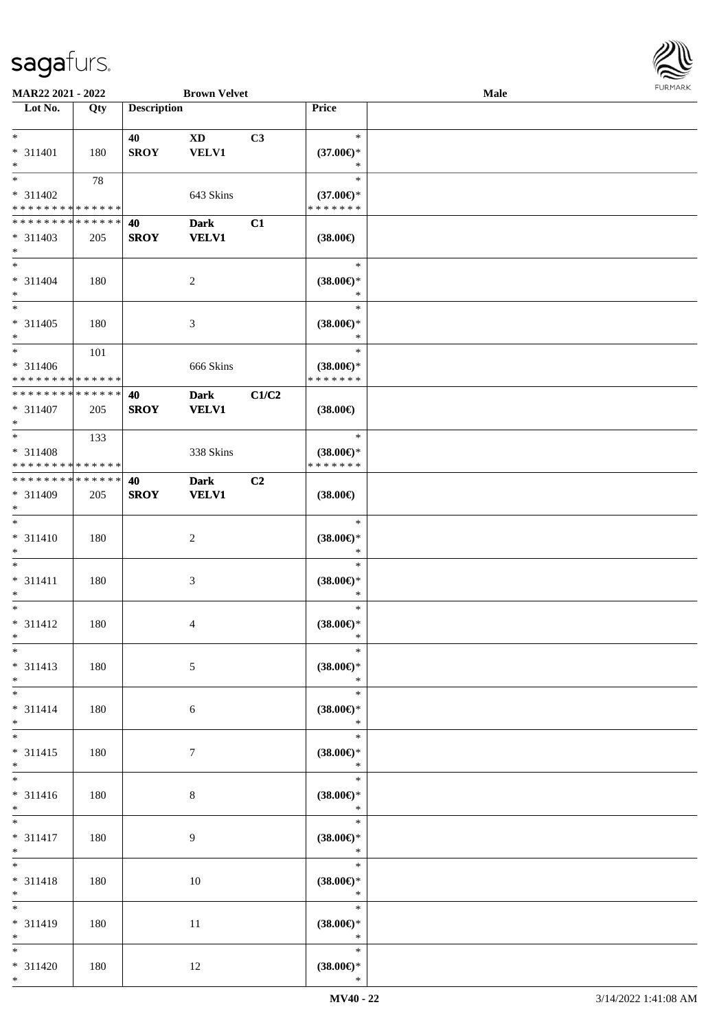**MAR22 2021 - 2022** **Brown Velvet** **Male**

| Lot No. | Qty | Description | | | Price | |
|---|---|---|---|---|---|---|
| * | | 40 | XD | C3 | * | |
| * 311401 | 180 | SROY | VELV1 | | (37.00€)* | |
| * | | | | | * | |
| * | 78 | | | | * | |
| * 311402 | | | 643 Skins | | (37.00€)* | |
| * * * * * * * * * * * * * * | | | | | * * * * * * * | |
| * * * * * * * * * * * * * * | | 40 | Dark | C1 | | |
| * 311403 | 205 | SROY | VELV1 | | (38.00€) | |
| * | | | | | | |
| * | | | | | * | |
| * 311404 | 180 | | 2 | | (38.00€)* | |
| * | | | | | * | |
| * | | | | | * | |
| * 311405 | 180 | | 3 | | (38.00€)* | |
| * | | | | | * | |
| * | 101 | | | | * | |
| * 311406 | | | 666 Skins | | (38.00€)* | |
| * * * * * * * * * * * * * * | | | | | * * * * * * * | |
| * * * * * * * * * * * * * * | | 40 | Dark | C1/C2 | | |
| * 311407 | 205 | SROY | VELV1 | | (38.00€) | |
| * | | | | | | |
| * | 133 | | | | * | |
| * 311408 | | | 338 Skins | | (38.00€)* | |
| * * * * * * * * * * * * * * | | | | | * * * * * * * | |
| * * * * * * * * * * * * * * | | 40 | Dark | C2 | | |
| * 311409 | 205 | SROY | VELV1 | | (38.00€) | |
| * | | | | | | |
| * | | | | | * | |
| * 311410 | 180 | | 2 | | (38.00€)* | |
| * | | | | | * | |
| * | | | | | * | |
| * 311411 | 180 | | 3 | | (38.00€)* | |
| * | | | | | * | |
| * | | | | | * | |
| * 311412 | 180 | | 4 | | (38.00€)* | |
| * | | | | | * | |
| * | | | | | * | |
| * 311413 | 180 | | 5 | | (38.00€)* | |
| * | | | | | * | |
| * | | | | | * | |
| * 311414 | 180 | | 6 | | (38.00€)* | |
| * | | | | | * | |
| * | | | | | * | |
| * 311415 | 180 | | 7 | | (38.00€)* | |
| * | | | | | * | |
| * | | | | | * | |
| * 311416 | 180 | | 8 | | (38.00€)* | |
| * | | | | | * | |
| * | | | | | * | |
| * 311417 | 180 | | 9 | | (38.00€)* | |
| * | | | | | * | |
| * | | | | | * | |
| * 311418 | 180 | | 10 | | (38.00€)* | |
| * | | | | | * | |
| * | | | | | * | |
| * 311419 | 180 | | 11 | | (38.00€)* | |
| * | | | | | * | |
| * | | | | | * | |
| * 311420 | 180 | | 12 | | (38.00€)* | |
| * | | | | | * | |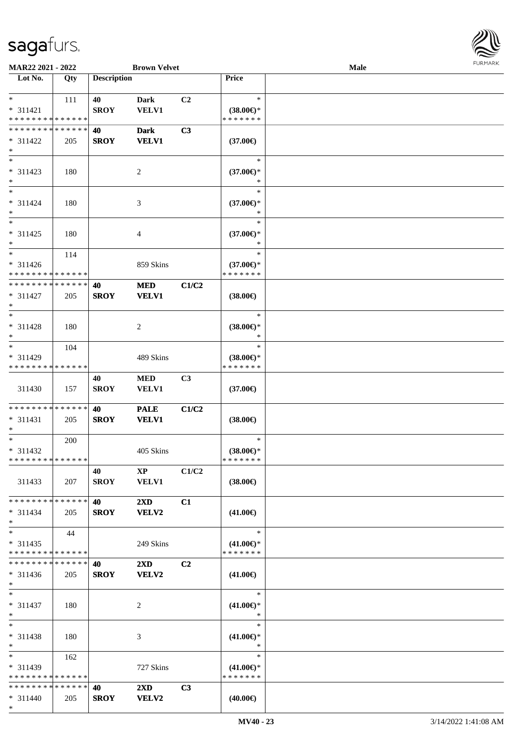MAR22 2021 - 2022 | Brown Velvet | Male

| Lot No. | Qty | Description | | | Price | |
|---|---|---|---|---|---|---|
| * | 111 | 40 | Dark | C2 | * | |
| * 311421 | | SROY | VELV1 | | (38.00€)* | |
| * * * * * * * * * * * * * * | | | | | * * * * * * * | |
| * * * * * * * * * * * * * * | | 40 | Dark | C3 | | |
| * 311422 | 205 | SROY | VELV1 | | (37.00€) | |
| * | | | | | | |
| * | | | | | * | |
| * 311423 | 180 | | 2 | | (37.00€)* | |
| * | | | | | * | |
| * | | | | | * | |
| * 311424 | 180 | | 3 | | (37.00€)* | |
| * | | | | | * | |
| * | | | | | * | |
| * 311425 | 180 | | 4 | | (37.00€)* | |
| * | | | | | * | |
| * | 114 | | | | * | |
| * 311426 | | | 859 Skins | | (37.00€)* | |
| * * * * * * * * * * * * * * | | | | | * * * * * * * | |
| * * * * * * * * * * * * * * | | 40 | MED | C1/C2 | | |
| * 311427 | 205 | SROY | VELV1 | | (38.00€) | |
| * | | | | | | |
| * | | | | | * | |
| * 311428 | 180 | | 2 | | (38.00€)* | |
| * | | | | | * | |
| * | 104 | | | | * | |
| * 311429 | | | 489 Skins | | (38.00€)* | |
| * * * * * * * * * * * * * * | | | | | * * * * * * * | |
| | | 40 | MED | C3 | | |
| 311430 | 157 | SROY | VELV1 | | (37.00€) | |
| * * * * * * * * * * * * * * | | 40 | PALE | C1/C2 | | |
| * 311431 | 205 | SROY | VELV1 | | (38.00€) | |
| * | | | | | | |
| * | 200 | | | | * | |
| * 311432 | | | 405 Skins | | (38.00€)* | |
| * * * * * * * * * * * * * * | | | | | * * * * * * * | |
| | | 40 | XP | C1/C2 | | |
| 311433 | 207 | SROY | VELV1 | | (38.00€) | |
| * * * * * * * * * * * * * * | | 40 | 2XD | C1 | | |
| * 311434 | 205 | SROY | VELV2 | | (41.00€) | |
| * | | | | | | |
| * | 44 | | | | * | |
| * 311435 | | | 249 Skins | | (41.00€)* | |
| * * * * * * * * * * * * * * | | | | | * * * * * * * | |
| * * * * * * * * * * * * * * | | 40 | 2XD | C2 | | |
| * 311436 | 205 | SROY | VELV2 | | (41.00€) | |
| * | | | | | | |
| * | | | | | * | |
| * 311437 | 180 | | 2 | | (41.00€)* | |
| * | | | | | * | |
| * | | | | | * | |
| * 311438 | 180 | | 3 | | (41.00€)* | |
| * | | | | | * | |
| * | 162 | | | | * | |
| * 311439 | | | 727 Skins | | (41.00€)* | |
| * * * * * * * * * * * * * * | | | | | * * * * * * * | |
| * * * * * * * * * * * * * * | | 40 | 2XD | C3 | | |
| * 311440 | 205 | SROY | VELV2 | | (40.00€) | |
| * | | | | | | |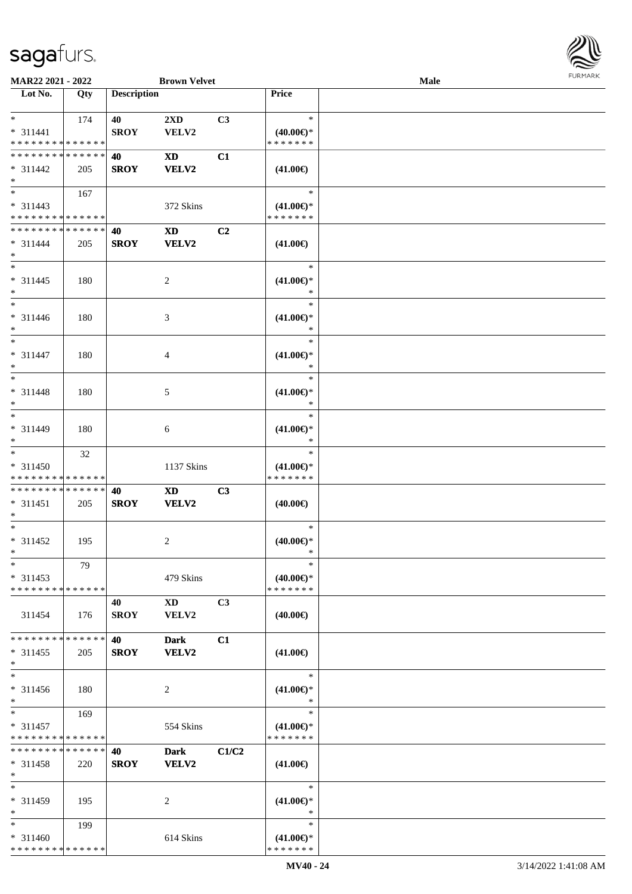MAR22 2021 - 2022 Brown Velvet Male

| Lot No. | Qty | Description | | | Price | |
|---|---|---|---|---|---|---|
| * <br> * 311441 <br> * * * * * * * * * * * * * * | 174 | 40 <br> SROY | 2XD <br> VELV2 | C3 | * <br> (40.00€)* <br> * * * * * * * | |
| * * * * * * * * * * * * * * <br> * 311442 <br> * | 205 | 40 <br> SROY | XD <br> VELV2 | C1 | (41.00€) | |
| * <br> * 311443 <br> * * * * * * * * * * * * * * | 167 | | 372 Skins | | * <br> (41.00€)* <br> * * * * * * * | |
| * * * * * * * * * * * * * * <br> * 311444 <br> * | 205 | 40 <br> SROY | XD <br> VELV2 | C2 | (41.00€) | |
| * <br> * 311445 <br> * | 180 | | 2 | | * <br> (41.00€)* <br> * | |
| * <br> * 311446 <br> * | 180 | | 3 | | * <br> (41.00€)* <br> * | |
| * <br> * 311447 <br> * | 180 | | 4 | | * <br> (41.00€)* <br> * | |
| * <br> * 311448 <br> * | 180 | | 5 | | * <br> (41.00€)* <br> * | |
| * <br> * 311449 <br> * | 180 | | 6 | | * <br> (41.00€)* <br> * | |
| * <br> * 311450 <br> * * * * * * * * * * * * * * | 32 | | 1137 Skins | | * <br> (41.00€)* <br> * * * * * * * | |
| * * * * * * * * * * * * * * <br> * 311451 <br> * | 205 | 40 <br> SROY | XD <br> VELV2 | C3 | (40.00€) | |
| * <br> * 311452 <br> * | 195 | | 2 | | * <br> (40.00€)* <br> * | |
| * <br> * 311453 <br> * * * * * * * * * * * * * * | 79 | | 479 Skins | | * <br> (40.00€)* <br> * * * * * * * | |
| 311454 | 176 | 40 <br> SROY | XD <br> VELV2 | C3 | (40.00€) | |
| * * * * * * * * * * * * * * <br> * 311455 <br> * | 205 | 40 <br> SROY | Dark <br> VELV2 | C1 | (41.00€) | |
| * <br> * 311456 <br> * | 180 | | 2 | | * <br> (41.00€)* <br> * | |
| * <br> * 311457 <br> * * * * * * * * * * * * * * | 169 | | 554 Skins | | * <br> (41.00€)* <br> * * * * * * * | |
| * * * * * * * * * * * * * * <br> * 311458 <br> * | 220 | 40 <br> SROY | Dark <br> VELV2 | C1/C2 | (41.00€) | |
| * <br> * 311459 <br> * | 195 | | 2 | | * <br> (41.00€)* <br> * | |
| * <br> * 311460 <br> * * * * * * * * * * * * * * | 199 | | 614 Skins | | * <br> (41.00€)* <br> * * * * * * * | |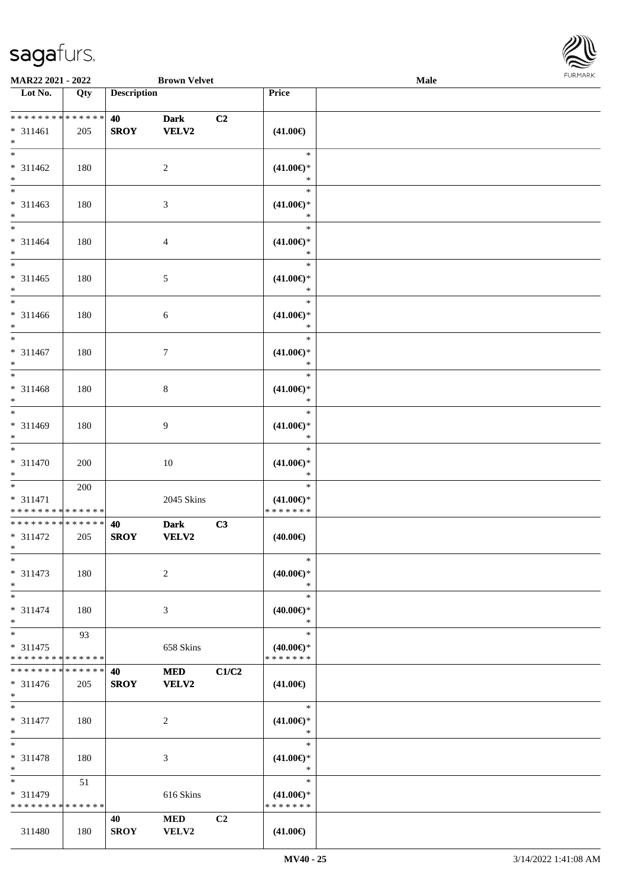**MAR22 2021 - 2022** **Brown Velvet** **Male**

| Lot No. | Qty | Description | | | Price | |
|---|---|---|---|---|---|---|
| * * * * * * * * * * * * * * | | **40** | **Dark** | **C2** | | |
| * 311461 | 205 | **SROY** | **VELV2** | | **(41.00€)** | |
| * | | | | | | |
| * | | | | | * | |
| * 311462 | 180 | | 2 | | **(41.00€)*** | |
| * | | | | | * | |
| * | | | | | * | |
| * 311463 | 180 | | 3 | | **(41.00€)*** | |
| * | | | | | * | |
| * | | | | | * | |
| * 311464 | 180 | | 4 | | **(41.00€)*** | |
| * | | | | | * | |
| * | | | | | * | |
| * 311465 | 180 | | 5 | | **(41.00€)*** | |
| * | | | | | * | |
| * | | | | | * | |
| * 311466 | 180 | | 6 | | **(41.00€)*** | |
| * | | | | | * | |
| * | | | | | * | |
| * 311467 | 180 | | 7 | | **(41.00€)*** | |
| * | | | | | * | |
| * | | | | | * | |
| * 311468 | 180 | | 8 | | **(41.00€)*** | |
| * | | | | | * | |
| * | | | | | * | |
| * 311469 | 180 | | 9 | | **(41.00€)*** | |
| * | | | | | * | |
| * | | | | | * | |
| * 311470 | 200 | | 10 | | **(41.00€)*** | |
| * | | | | | * | |
| * | 200 | | | | * | |
| * 311471 | | | 2045 Skins | | **(41.00€)*** | |
| * * * * * * * * * * * * * * | | | | | * * * * * * * | |
| * * * * * * * * * * * * * * | | **40** | **Dark** | **C3** | | |
| * 311472 | 205 | **SROY** | **VELV2** | | **(40.00€)** | |
| * | | | | | | |
| * | | | | | * | |
| * 311473 | 180 | | 2 | | **(40.00€)*** | |
| * | | | | | * | |
| * | | | | | * | |
| * 311474 | 180 | | 3 | | **(40.00€)*** | |
| * | | | | | * | |
| * | 93 | | | | * | |
| * 311475 | | | 658 Skins | | **(40.00€)*** | |
| * * * * * * * * * * * * * * | | | | | * * * * * * * | |
| * * * * * * * * * * * * * * | | **40** | **MED** | **C1/C2** | | |
| * 311476 | 205 | **SROY** | **VELV2** | | **(41.00€)** | |
| * | | | | | | |
| * | | | | | * | |
| * 311477 | 180 | | 2 | | **(41.00€)*** | |
| * | | | | | * | |
| * | | | | | * | |
| * 311478 | 180 | | 3 | | **(41.00€)*** | |
| * | | | | | * | |
| * | 51 | | | | * | |
| * 311479 | | | 616 Skins | | **(41.00€)*** | |
| * * * * * * * * * * * * * * | | | | | * * * * * * * | |
| | | **40** | **MED** | **C2** | | |
| 311480 | 180 | **SROY** | **VELV2** | | **(41.00€)** | |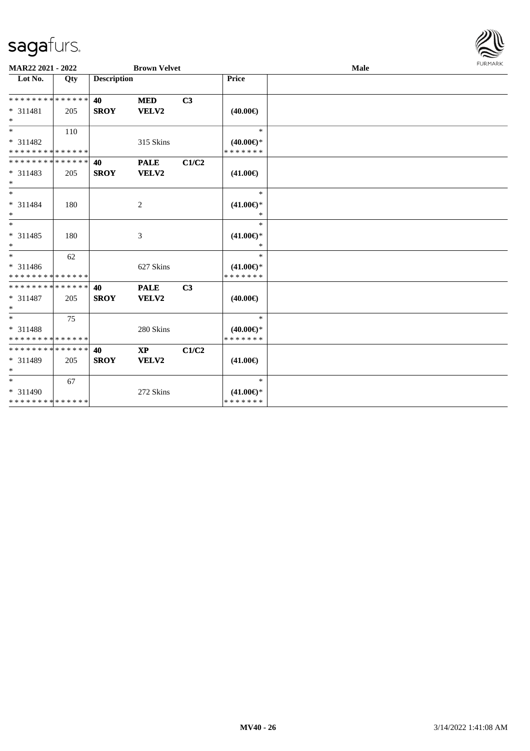**MAR22 2021 - 2022** **Brown Velvet** **Male**

| Lot No. | Qty | Description | | | Price | |
|---|---|---|---|---|---|---|
| * * * * * * * * * * * * * * | | **40** | **MED** | **C3** | | |
| * 311481 | 205 | **SROY** | **VELV2** | | **(40.00€)** | |
| * | | | | | | |
| * | 110 | | | | * | |
| * 311482 | | | 315 Skins | | **(40.00€)*** | |
| * * * * * * * * * * * * * * | | | | | * * * * * * * | |
| * * * * * * * * * * * * * * | | **40** | **PALE** | **C1/C2** | | |
| * 311483 | 205 | **SROY** | **VELV2** | | **(41.00€)** | |
| * | | | | | | |
| * | | | | | * | |
| * 311484 | 180 | | 2 | | **(41.00€)*** | |
| * | | | | | * | |
| * | | | | | * | |
| * 311485 | 180 | | 3 | | **(41.00€)*** | |
| * | | | | | * | |
| * | 62 | | | | * | |
| * 311486 | | | 627 Skins | | **(41.00€)*** | |
| * * * * * * * * * * * * * * | | | | | * * * * * * * | |
| * * * * * * * * * * * * * * | | **40** | **PALE** | **C3** | | |
| * 311487 | 205 | **SROY** | **VELV2** | | **(40.00€)** | |
| * | | | | | | |
| * | 75 | | | | * | |
| * 311488 | | | 280 Skins | | **(40.00€)*** | |
| * * * * * * * * * * * * * * | | | | | * * * * * * * | |
| * * * * * * * * * * * * * * | | **40** | **XP** | **C1/C2** | | |
| * 311489 | 205 | **SROY** | **VELV2** | | **(41.00€)** | |
| * | | | | | | |
| * | 67 | | | | * | |
| * 311490 | | | 272 Skins | | **(41.00€)*** | |
| * * * * * * * * * * * * * * | | | | | * * * * * * * | |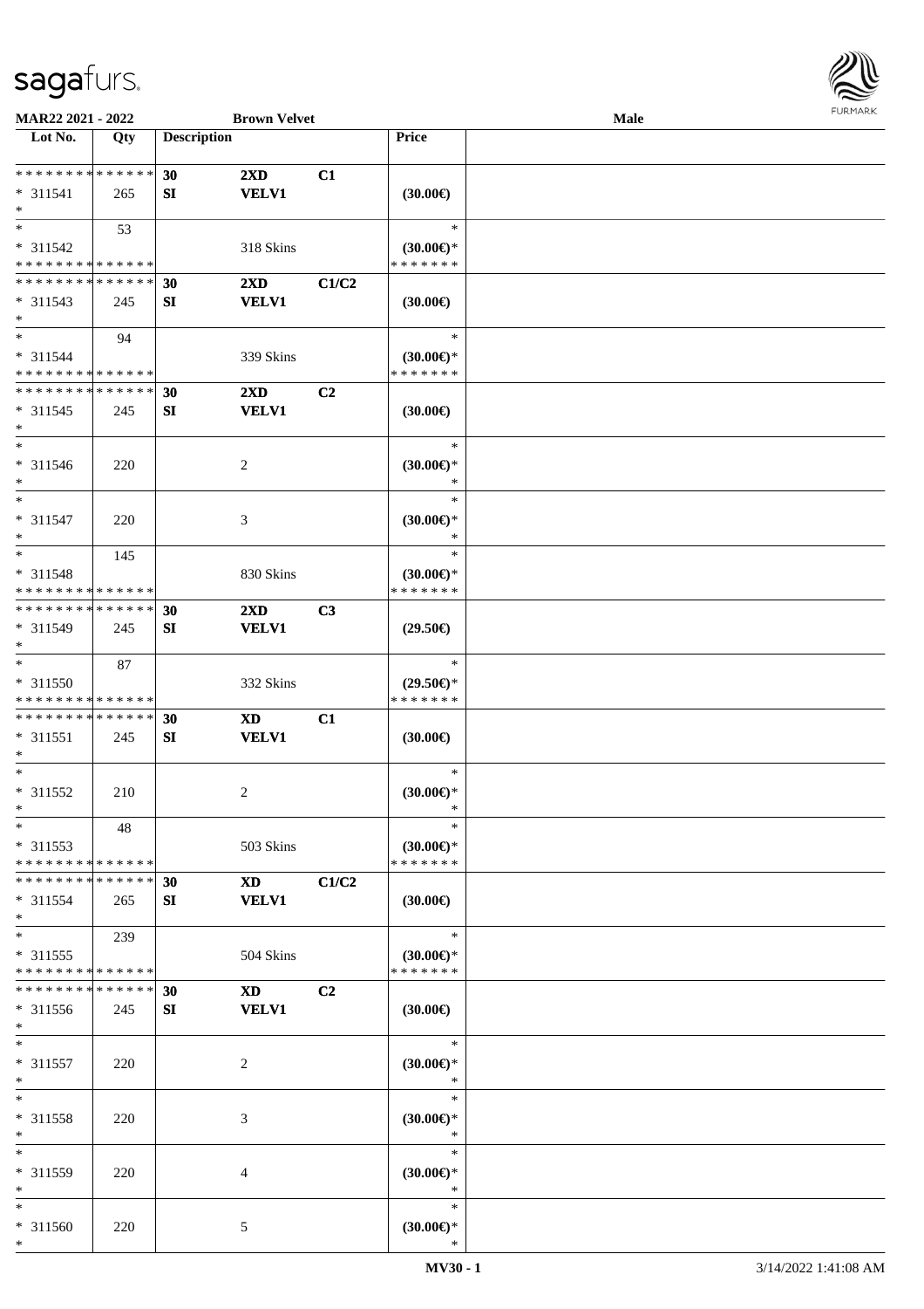**MAR22 2021 - 2022** **Brown Velvet** **Male**

| Lot No. | Qty | Description | | | Price |
|---|---|---|---|---|---|
| * * * * * * * * * * * * * * | | 30 | 2XD | C1 | |
| * 311541 | 265 | SI | VELV1 | | (30.00€) |
| * | | | | | |
| * | 53 | | | | * |
| * 311542 | | | 318 Skins | | (30.00€)* |
| * * * * * * * * * * * * * * | | | | | * * * * * * * |
| * * * * * * * * * * * * * * | | 30 | 2XD | C1/C2 | |
| * 311543 | 245 | SI | VELV1 | | (30.00€) |
| * | | | | | |
| * | 94 | | | | * |
| * 311544 | | | 339 Skins | | (30.00€)* |
| * * * * * * * * * * * * * * | | | | | * * * * * * * |
| * * * * * * * * * * * * * * | | 30 | 2XD | C2 | |
| * 311545 | 245 | SI | VELV1 | | (30.00€) |
| * | | | | | |
| * | | | | | * |
| * 311546 | 220 | | 2 | | (30.00€)* |
| * | | | | | * |
| * | | | | | * |
| * 311547 | 220 | | 3 | | (30.00€)* |
| * | | | | | * |
| * | 145 | | | | * |
| * 311548 | | | 830 Skins | | (30.00€)* |
| * * * * * * * * * * * * * * | | | | | * * * * * * * |
| * * * * * * * * * * * * * * | | 30 | 2XD | C3 | |
| * 311549 | 245 | SI | VELV1 | | (29.50€) |
| * | | | | | |
| * | 87 | | | | * |
| * 311550 | | | 332 Skins | | (29.50€)* |
| * * * * * * * * * * * * * * | | | | | * * * * * * * |
| * * * * * * * * * * * * * * | | 30 | XD | C1 | |
| * 311551 | 245 | SI | VELV1 | | (30.00€) |
| * | | | | | |
| * | | | | | * |
| * 311552 | 210 | | 2 | | (30.00€)* |
| * | | | | | * |
| * | 48 | | | | * |
| * 311553 | | | 503 Skins | | (30.00€)* |
| * * * * * * * * * * * * * * | | | | | * * * * * * * |
| * * * * * * * * * * * * * * | | 30 | XD | C1/C2 | |
| * 311554 | 265 | SI | VELV1 | | (30.00€) |
| * | | | | | |
| * | 239 | | | | * |
| * 311555 | | | 504 Skins | | (30.00€)* |
| * * * * * * * * * * * * * * | | | | | * * * * * * * |
| * * * * * * * * * * * * * * | | 30 | XD | C2 | |
| * 311556 | 245 | SI | VELV1 | | (30.00€) |
| * | | | | | |
| * | | | | | * |
| * 311557 | 220 | | 2 | | (30.00€)* |
| * | | | | | * |
| * | | | | | * |
| * 311558 | 220 | | 3 | | (30.00€)* |
| * | | | | | * |
| * | | | | | * |
| * 311559 | 220 | | 4 | | (30.00€)* |
| * | | | | | * |
| * | | | | | * |
| * 311560 | 220 | | 5 | | (30.00€)* |
| * | | | | | * |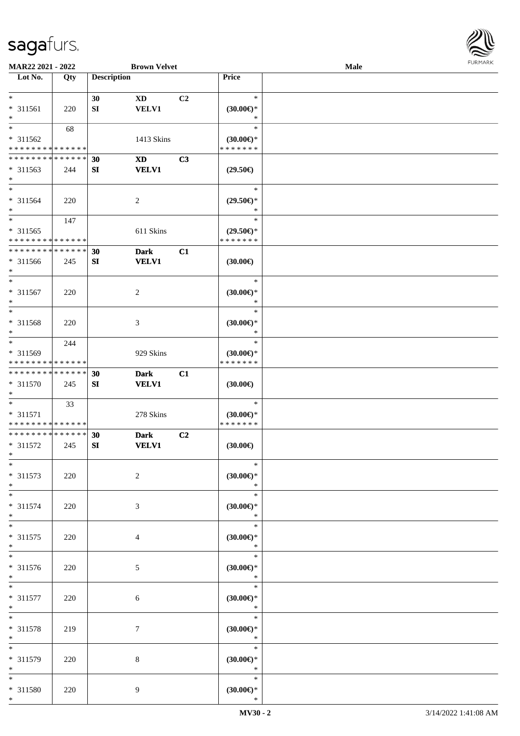| Lot No. | Qty | Description | | | Price | |
|---|---|---|---|---|---|---|
| * | | 30 | XD | C2 | * | |
| * 311561 | 220 | SI | VELV1 | | (30.00€)* | |
| * | | | | | * | |
| * | 68 | | | | * | |
| * 311562 | | | 1413 Skins | | (30.00€)* | |
| * * * * * * * * * * * * * * | | | | | * * * * * * * | |
| * * * * * * * * * * * * * * | | 30 | XD | C3 | | |
| * 311563 | 244 | SI | VELV1 | | (29.50€) | |
| * | | | | | | |
| * | | | | | * | |
| * 311564 | 220 | | 2 | | (29.50€)* | |
| * | | | | | * | |
| * | 147 | | | | * | |
| * 311565 | | | 611 Skins | | (29.50€)* | |
| * * * * * * * * * * * * * * | | | | | * * * * * * * | |
| * * * * * * * * * * * * * * | | 30 | Dark | C1 | | |
| * 311566 | 245 | SI | VELV1 | | (30.00€) | |
| * | | | | | | |
| * | | | | | * | |
| * 311567 | 220 | | 2 | | (30.00€)* | |
| * | | | | | * | |
| * | | | | | * | |
| * 311568 | 220 | | 3 | | (30.00€)* | |
| * | | | | | * | |
| * | 244 | | | | * | |
| * 311569 | | | 929 Skins | | (30.00€)* | |
| * * * * * * * * * * * * * * | | | | | * * * * * * * | |
| * * * * * * * * * * * * * * | | 30 | Dark | C1 | | |
| * 311570 | 245 | SI | VELV1 | | (30.00€) | |
| * | | | | | | |
| * | 33 | | | | * | |
| * 311571 | | | 278 Skins | | (30.00€)* | |
| * * * * * * * * * * * * * * | | | | | * * * * * * * | |
| * * * * * * * * * * * * * * | | 30 | Dark | C2 | | |
| * 311572 | 245 | SI | VELV1 | | (30.00€) | |
| * | | | | | | |
| * | | | | | * | |
| * 311573 | 220 | | 2 | | (30.00€)* | |
| * | | | | | * | |
| * | | | | | * | |
| * 311574 | 220 | | 3 | | (30.00€)* | |
| * | | | | | * | |
| * | | | | | * | |
| * 311575 | 220 | | 4 | | (30.00€)* | |
| * | | | | | * | |
| * | | | | | * | |
| * 311576 | 220 | | 5 | | (30.00€)* | |
| * | | | | | * | |
| * | | | | | * | |
| * 311577 | 220 | | 6 | | (30.00€)* | |
| * | | | | | * | |
| * | | | | | * | |
| * 311578 | 219 | | 7 | | (30.00€)* | |
| * | | | | | * | |
| * | | | | | * | |
| * 311579 | 220 | | 8 | | (30.00€)* | |
| * | | | | | * | |
| * | | | | | * | |
| * 311580 | 220 | | 9 | | (30.00€)* | |
| * | | | | | * | |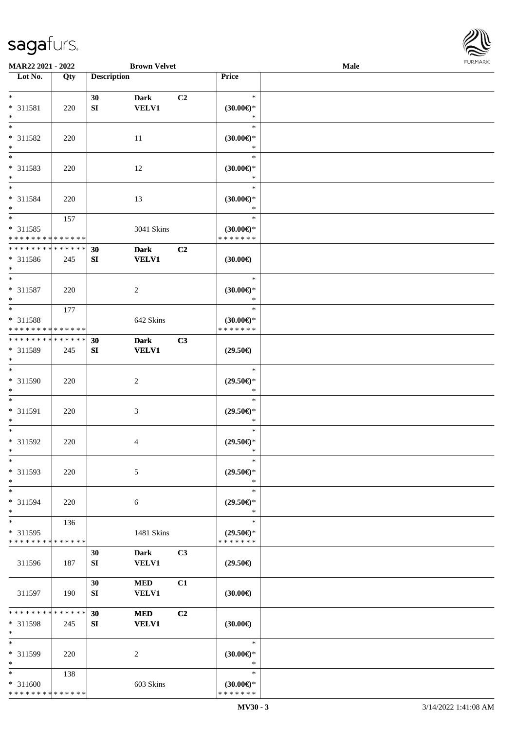| Lot No. | Qty | Description | | | Price | |
|---|---|---|---|---|---|---|
| * | | 30 | Dark | C2 | * | |
| * 311581 | 220 | SI | VELV1 | | (30.00€)* | |
| * | | | | | * | |
| * | | | | | * | |
| * 311582 | 220 | | 11 | | (30.00€)* | |
| * | | | | | * | |
| * | | | | | * | |
| * 311583 | 220 | | 12 | | (30.00€)* | |
| * | | | | | * | |
| * | | | | | * | |
| * 311584 | 220 | | 13 | | (30.00€)* | |
| * | | | | | * | |
| * | 157 | | | | * | |
| * 311585 | | | 3041 Skins | | (30.00€)* | |
| * * * * * * * * * * * * * * | | | | | * * * * * * * | |
| * * * * * * * * * * * * * * | | 30 | Dark | C2 | | |
| * 311586 | 245 | SI | VELV1 | | (30.00€) | |
| * | | | | | | |
| * | | | | | * | |
| * 311587 | 220 | | 2 | | (30.00€)* | |
| * | | | | | * | |
| * | 177 | | | | * | |
| * 311588 | | | 642 Skins | | (30.00€)* | |
| * * * * * * * * * * * * * * | | | | | * * * * * * * | |
| * * * * * * * * * * * * * * | | 30 | Dark | C3 | | |
| * 311589 | 245 | SI | VELV1 | | (29.50€) | |
| * | | | | | | |
| * | | | | | * | |
| * 311590 | 220 | | 2 | | (29.50€)* | |
| * | | | | | * | |
| * | | | | | * | |
| * 311591 | 220 | | 3 | | (29.50€)* | |
| * | | | | | * | |
| * | | | | | * | |
| * 311592 | 220 | | 4 | | (29.50€)* | |
| * | | | | | * | |
| * | | | | | * | |
| * 311593 | 220 | | 5 | | (29.50€)* | |
| * | | | | | * | |
| * | | | | | * | |
| * 311594 | 220 | | 6 | | (29.50€)* | |
| * | | | | | * | |
| * | 136 | | | | * | |
| * 311595 | | | 1481 Skins | | (29.50€)* | |
| * * * * * * * * * * * * * * | | | | | * * * * * * * | |
| | | 30 | Dark | C3 | | |
| 311596 | 187 | SI | VELV1 | | (29.50€) | |
| | | 30 | MED | C1 | | |
| 311597 | 190 | SI | VELV1 | | (30.00€) | |
| * * * * * * * * * * * * * * | | 30 | MED | C2 | | |
| * 311598 | 245 | SI | VELV1 | | (30.00€) | |
| * | | | | | | |
| * | | | | | * | |
| * 311599 | 220 | | 2 | | (30.00€)* | |
| * | | | | | * | |
| * | 138 | | | | * | |
| * 311600 | | | 603 Skins | | (30.00€)* | |
| * * * * * * * * * * * * * * | | | | | * * * * * * * | |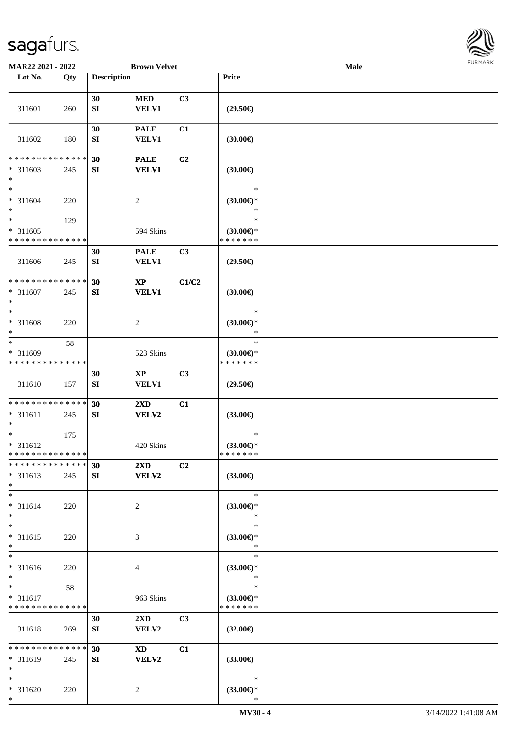**MAR22 2021 - 2022** **Brown Velvet** **Male**

| Lot No. | Qty | Description | | | Price | |
|---|---|---|---|---|---|---|
| 311601 | 260 | 30<br>SI | MED<br>VELV1 | C3 | (29.50€) | |
| 311602 | 180 | 30<br>SI | PALE<br>VELV1 | C1 | (30.00€) | |
| * * * * * * * * * * * * * *<br>* 311603<br>* | 245 | 30<br>SI | PALE<br>VELV1 | C2 | (30.00€) | |
| *<br>* 311604<br>* | 220 | | 2 | | *<br>(30.00€)*<br>* | |
| *<br>* 311605<br>* * * * * * * * * * * * * * | 129 | | 594 Skins | | *<br>(30.00€)*<br>* * * * * * * | |
| 311606 | 245 | 30<br>SI | PALE<br>VELV1 | C3 | (29.50€) | |
| * * * * * * * * * * * * * *<br>* 311607<br>* | 245 | 30<br>SI | XP<br>VELV1 | C1/C2 | (30.00€) | |
| *<br>* 311608<br>* | 220 | | 2 | | *<br>(30.00€)*<br>* | |
| *<br>* 311609<br>* * * * * * * * * * * * * * | 58 | | 523 Skins | | *<br>(30.00€)*<br>* * * * * * * | |
| 311610 | 157 | 30<br>SI | XP<br>VELV1 | C3 | (29.50€) | |
| * * * * * * * * * * * * * *<br>* 311611<br>* | 245 | 30<br>SI | 2XD<br>VELV2 | C1 | (33.00€) | |
| *<br>* 311612<br>* * * * * * * * * * * * * * | 175 | | 420 Skins | | *<br>(33.00€)*<br>* * * * * * * | |
| * * * * * * * * * * * * * *<br>* 311613<br>* | 245 | 30<br>SI | 2XD<br>VELV2 | C2 | (33.00€) | |
| *<br>* 311614<br>* | 220 | | 2 | | *<br>(33.00€)*<br>* | |
| *<br>* 311615<br>* | 220 | | 3 | | *<br>(33.00€)*<br>* | |
| *<br>* 311616<br>* | 220 | | 4 | | *<br>(33.00€)*<br>* | |
| *<br>* 311617<br>* * * * * * * * * * * * * * | 58 | | 963 Skins | | *<br>(33.00€)*<br>* * * * * * * | |
| 311618 | 269 | 30<br>SI | 2XD<br>VELV2 | C3 | (32.00€) | |
| * * * * * * * * * * * * * *<br>* 311619<br>* | 245 | 30<br>SI | XD<br>VELV2 | C1 | (33.00€) | |
| *<br>* 311620<br>* | 220 | | 2 | | *<br>(33.00€)*<br>* | |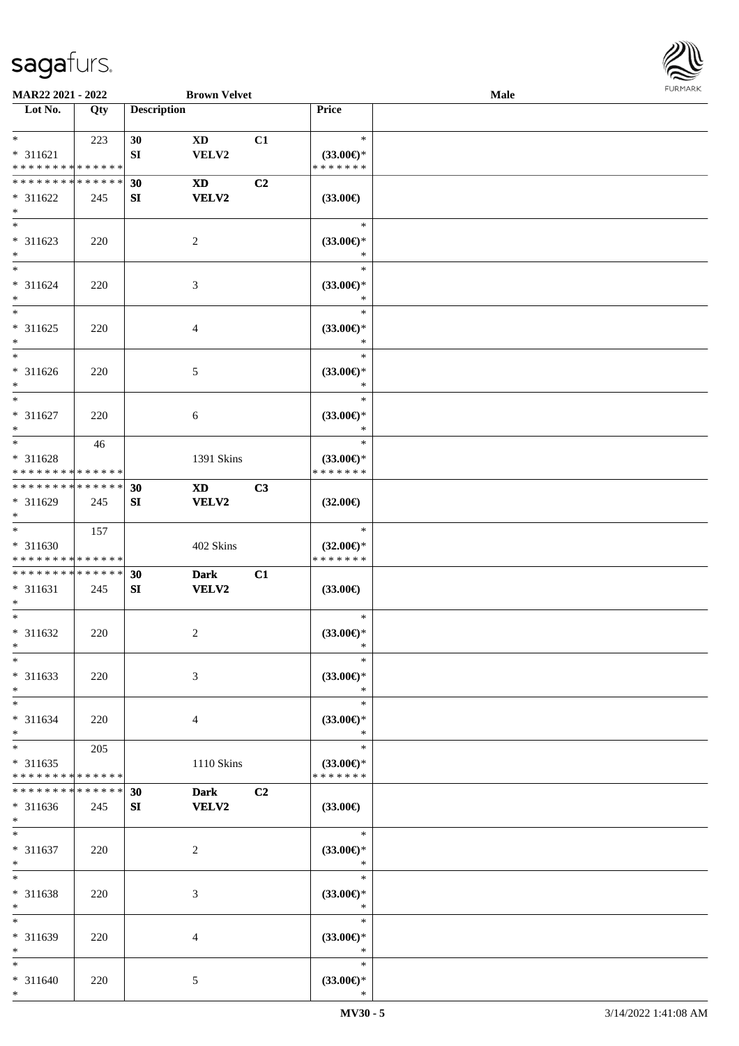| Lot No. | Qty | Description | | | Price | |
|---|---|---|---|---|---|---|
| * | 223 | 30 | XD | C1 | * | |
| * 311621 | | SI | VELV2 | | (33.00€)* | |
| * * * * * * * * * * * * * * | | | | | * * * * * * * | |
| * * * * * * * * * * * * * * | | 30 | XD | C2 | | |
| * 311622 | 245 | SI | VELV2 | | (33.00€) | |
| * | | | | | | |
| * | | | | | * | |
| * 311623 | 220 | | 2 | | (33.00€)* | |
| * | | | | | * | |
| * | | | | | * | |
| * 311624 | 220 | | 3 | | (33.00€)* | |
| * | | | | | * | |
| * | | | | | * | |
| * 311625 | 220 | | 4 | | (33.00€)* | |
| * | | | | | * | |
| * | | | | | * | |
| * 311626 | 220 | | 5 | | (33.00€)* | |
| * | | | | | * | |
| * | | | | | * | |
| * 311627 | 220 | | 6 | | (33.00€)* | |
| * | | | | | * | |
| * | 46 | | | | * | |
| * 311628 | | | 1391 Skins | | (33.00€)* | |
| * * * * * * * * * * * * * * | | | | | * * * * * * * | |
| * * * * * * * * * * * * * * | | 30 | XD | C3 | | |
| * 311629 | 245 | SI | VELV2 | | (32.00€) | |
| * | | | | | | |
| * | 157 | | | | * | |
| * 311630 | | | 402 Skins | | (32.00€)* | |
| * * * * * * * * * * * * * * | | | | | * * * * * * * | |
| * * * * * * * * * * * * * * | | 30 | Dark | C1 | | |
| * 311631 | 245 | SI | VELV2 | | (33.00€) | |
| * | | | | | | |
| * | | | | | * | |
| * 311632 | 220 | | 2 | | (33.00€)* | |
| * | | | | | * | |
| * | | | | | * | |
| * 311633 | 220 | | 3 | | (33.00€)* | |
| * | | | | | * | |
| * | | | | | * | |
| * 311634 | 220 | | 4 | | (33.00€)* | |
| * | | | | | * | |
| * | 205 | | | | * | |
| * 311635 | | | 1110 Skins | | (33.00€)* | |
| * * * * * * * * * * * * * * | | | | | * * * * * * * | |
| * * * * * * * * * * * * * * | | 30 | Dark | C2 | | |
| * 311636 | 245 | SI | VELV2 | | (33.00€) | |
| * | | | | | | |
| * | | | | | * | |
| * 311637 | 220 | | 2 | | (33.00€)* | |
| * | | | | | * | |
| * | | | | | * | |
| * 311638 | 220 | | 3 | | (33.00€)* | |
| * | | | | | * | |
| * | | | | | * | |
| * 311639 | 220 | | 4 | | (33.00€)* | |
| * | | | | | * | |
| * | | | | | * | |
| * 311640 | 220 | | 5 | | (33.00€)* | |
| * | | | | | * | |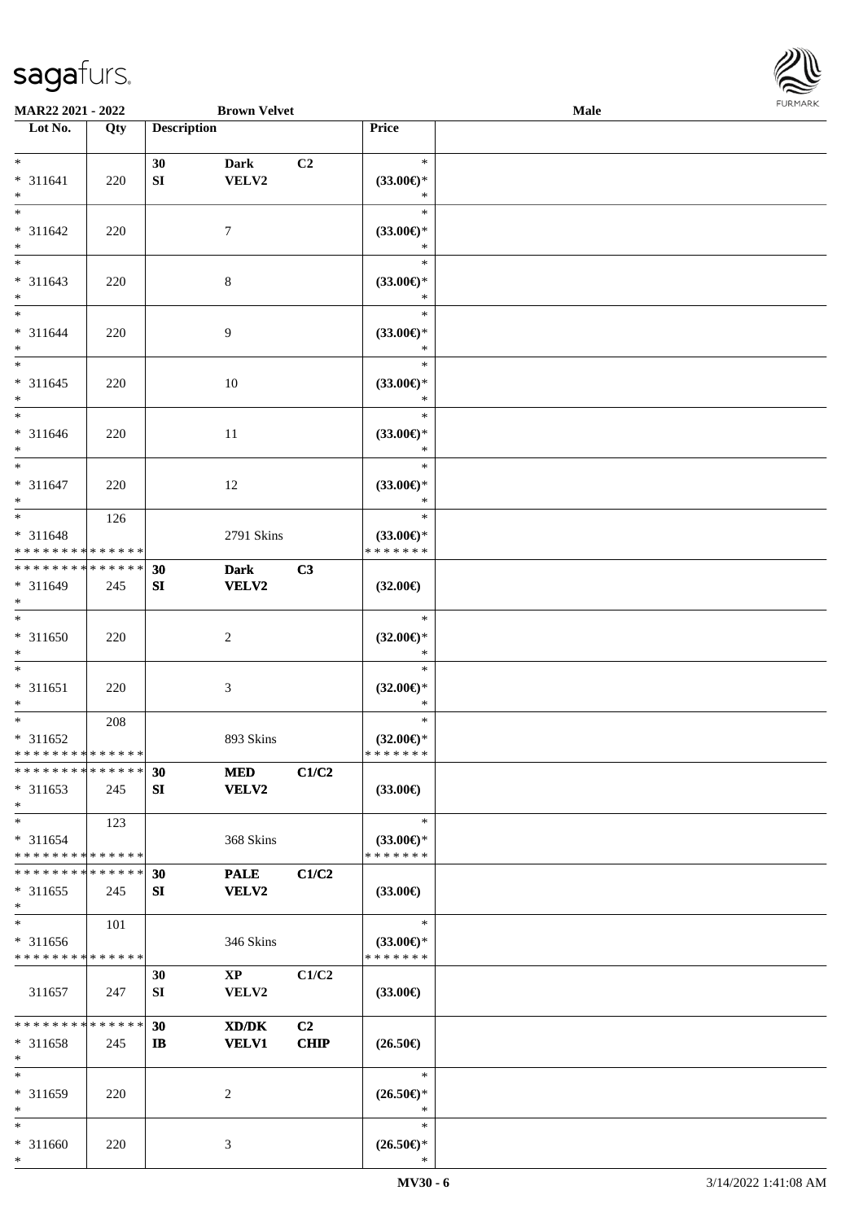| Lot No. | Qty | Description | | | Price | |
|---|---|---|---|---|---|---|
| * <br> * 311641 <br> * | 220 | 30 <br> SI | Dark <br> VELV2 | C2 | * <br> (33.00€)* <br> * | |
| * <br> * 311642 <br> * | 220 | | 7 | | * <br> (33.00€)* <br> * | |
| * <br> * 311643 <br> * | 220 | | 8 | | * <br> (33.00€)* <br> * | |
| * <br> * 311644 <br> * | 220 | | 9 | | * <br> (33.00€)* <br> * | |
| * <br> * 311645 <br> * | 220 | | 10 | | * <br> (33.00€)* <br> * | |
| * <br> * 311646 <br> * | 220 | | 11 | | * <br> (33.00€)* <br> * | |
| * <br> * 311647 <br> * | 220 | | 12 | | * <br> (33.00€)* <br> * | |
| * <br> * 311648 <br> * * * * * * * * * * * * * * | 126 | | 2791 Skins | | * <br> (33.00€)* <br> * * * * * * * | |
| * * * * * * * * * * * * * * <br> * 311649 <br> * | 245 | 30 <br> SI | Dark <br> VELV2 | C3 | (32.00€) | |
| * <br> * 311650 <br> * | 220 | | 2 | | * <br> (32.00€)* <br> * | |
| * <br> * 311651 <br> * | 220 | | 3 | | * <br> (32.00€)* <br> * | |
| * <br> * 311652 <br> * * * * * * * * * * * * * * | 208 | | 893 Skins | | * <br> (32.00€)* <br> * * * * * * * | |
| * * * * * * * * * * * * * * <br> * 311653 <br> * | 245 | 30 <br> SI | MED <br> VELV2 | C1/C2 | (33.00€) | |
| * <br> * 311654 <br> * * * * * * * * * * * * * * | 123 | | 368 Skins | | * <br> (33.00€)* <br> * * * * * * * | |
| * * * * * * * * * * * * * * <br> * 311655 <br> * | 245 | 30 <br> SI | PALE <br> VELV2 | C1/C2 | (33.00€) | |
| * <br> * 311656 <br> * * * * * * * * * * * * * * | 101 | | 346 Skins | | * <br> (33.00€)* <br> * * * * * * * | |
| 311657 | 247 | 30 <br> SI | XP <br> VELV2 | C1/C2 | (33.00€) | |
| * * * * * * * * * * * * * * <br> * 311658 <br> * | 245 | 30 <br> IB | XD/DK <br> VELV1 | C2 <br> CHIP | (26.50€) | |
| * <br> * 311659 <br> * | 220 | | 2 | | * <br> (26.50€)* <br> * | |
| * <br> * 311660 <br> * | 220 | | 3 | | * <br> (26.50€)* <br> * | |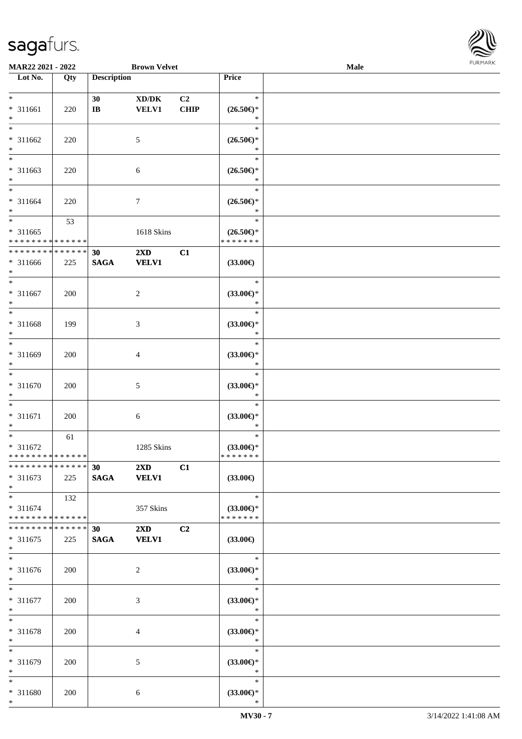| Lot No. | Qty | Description | | | Price | |
|---|---|---|---|---|---|---|
| * | | 30 | XD/DK | C2 | * | |
| * 311661 | 220 | IB | VELV1 | CHIP | (26.50€)* | |
| * | | | | | * | |
| * | | | | | * | |
| * 311662 | 220 | | 5 | | (26.50€)* | |
| * | | | | | * | |
| * | | | | | * | |
| * 311663 | 220 | | 6 | | (26.50€)* | |
| * | | | | | * | |
| * | | | | | * | |
| * 311664 | 220 | | 7 | | (26.50€)* | |
| * | | | | | * | |
| * | 53 | | | | * | |
| * 311665 | | | 1618 Skins | | (26.50€)* | |
| * * * * * * * * * * * * * * | | | | | * * * * * * * | |
| * * * * * * * * * * * * * * | | 30 | 2XD | C1 | | |
| * 311666 | 225 | SAGA | VELV1 | | (33.00€) | |
| * | | | | | | |
| * | | | | | * | |
| * 311667 | 200 | | 2 | | (33.00€)* | |
| * | | | | | * | |
| * | | | | | * | |
| * 311668 | 199 | | 3 | | (33.00€)* | |
| * | | | | | * | |
| * | | | | | * | |
| * 311669 | 200 | | 4 | | (33.00€)* | |
| * | | | | | * | |
| * | | | | | * | |
| * 311670 | 200 | | 5 | | (33.00€)* | |
| * | | | | | * | |
| * | | | | | * | |
| * 311671 | 200 | | 6 | | (33.00€)* | |
| * | | | | | * | |
| * | 61 | | | | * | |
| * 311672 | | | 1285 Skins | | (33.00€)* | |
| * * * * * * * * * * * * * * | | | | | * * * * * * * | |
| * * * * * * * * * * * * * * | | 30 | 2XD | C1 | | |
| * 311673 | 225 | SAGA | VELV1 | | (33.00€) | |
| * | | | | | | |
| * | 132 | | | | * | |
| * 311674 | | | 357 Skins | | (33.00€)* | |
| * * * * * * * * * * * * * * | | | | | * * * * * * * | |
| * * * * * * * * * * * * * * | | 30 | 2XD | C2 | | |
| * 311675 | 225 | SAGA | VELV1 | | (33.00€) | |
| * | | | | | | |
| * | | | | | * | |
| * 311676 | 200 | | 2 | | (33.00€)* | |
| * | | | | | * | |
| * | | | | | * | |
| * 311677 | 200 | | 3 | | (33.00€)* | |
| * | | | | | * | |
| * | | | | | * | |
| * 311678 | 200 | | 4 | | (33.00€)* | |
| * | | | | | * | |
| * | | | | | * | |
| * 311679 | 200 | | 5 | | (33.00€)* | |
| * | | | | | * | |
| * | | | | | * | |
| * 311680 | 200 | | 6 | | (33.00€)* | |
| * | | | | | * | |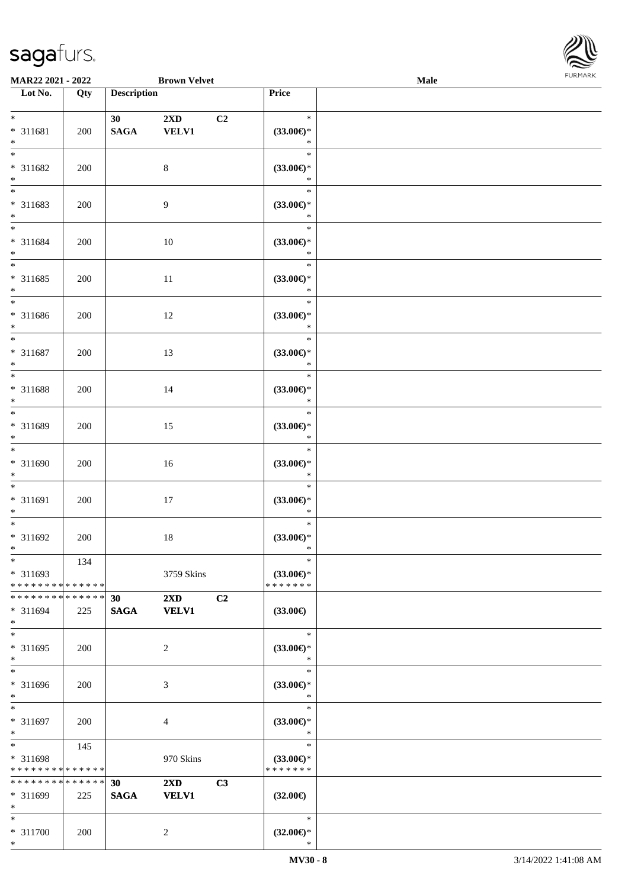MAR22 2021 - 2022 Brown Velvet Male

| Lot No. | Qty | Description | | | Price |
|---|---|---|---|---|---|
| * <br> * 311681 <br> * | 200 | 30 <br> SAGA | 2XD <br> VELV1 | C2 | * <br> (33.00€)* <br> * |
| * <br> * 311682 <br> * | 200 | | 8 | | * <br> (33.00€)* <br> * |
| * <br> * 311683 <br> * | 200 | | 9 | | * <br> (33.00€)* <br> * |
| * <br> * 311684 <br> * | 200 | | 10 | | * <br> (33.00€)* <br> * |
| * <br> * 311685 <br> * | 200 | | 11 | | * <br> (33.00€)* <br> * |
| * <br> * 311686 <br> * | 200 | | 12 | | * <br> (33.00€)* <br> * |
| * <br> * 311687 <br> * | 200 | | 13 | | * <br> (33.00€)* <br> * |
| * <br> * 311688 <br> * | 200 | | 14 | | * <br> (33.00€)* <br> * |
| * <br> * 311689 <br> * | 200 | | 15 | | * <br> (33.00€)* <br> * |
| * <br> * 311690 <br> * | 200 | | 16 | | * <br> (33.00€)* <br> * |
| * <br> * 311691 <br> * | 200 | | 17 | | * <br> (33.00€)* <br> * |
| * <br> * 311692 <br> * | 200 | | 18 | | * <br> (33.00€)* <br> * |
| * <br> * 311693 <br> * * * * * * * * * * * * * * | 134 | | 3759 Skins | | * <br> (33.00€)* <br> * * * * * * * |
| * * * * * * * * * * * * * * <br> * 311694 <br> * | 225 | 30 <br> SAGA | 2XD <br> VELV1 | C2 | (33.00€) |
| * <br> * 311695 <br> * | 200 | | 2 | | * <br> (33.00€)* <br> * |
| * <br> * 311696 <br> * | 200 | | 3 | | * <br> (33.00€)* <br> * |
| * <br> * 311697 <br> * | 200 | | 4 | | * <br> (33.00€)* <br> * |
| * <br> * 311698 <br> * * * * * * * * * * * * * * | 145 | | 970 Skins | | * <br> (33.00€)* <br> * * * * * * * |
| * * * * * * * * * * * * * * <br> * 311699 <br> * | 225 | 30 <br> SAGA | 2XD <br> VELV1 | C3 | (32.00€) |
| * <br> * 311700 <br> * | 200 | | 2 | | * <br> (32.00€)* <br> * |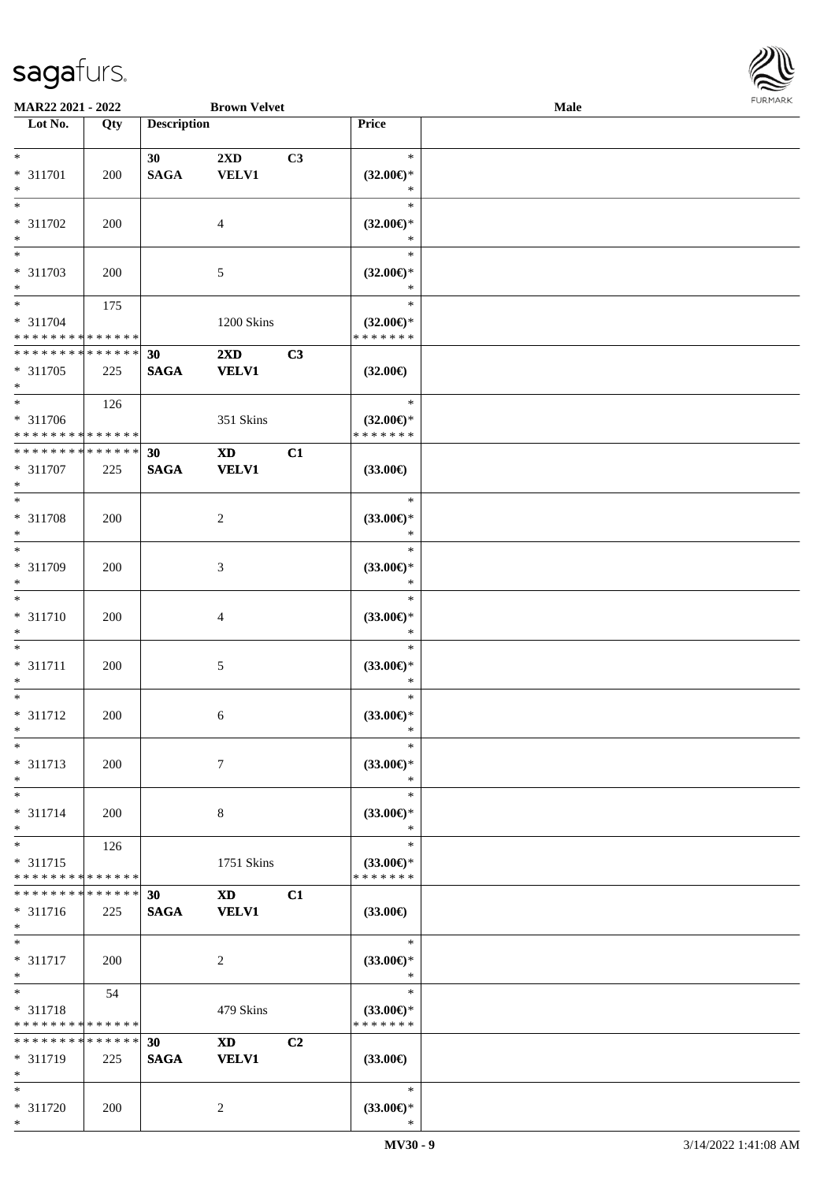MAR22 2021 - 2022 | Brown Velvet | Male

| Lot No. | Qty | Description | | | Price | |
|---|---|---|---|---|---|---|
| * | | 30 | 2XD | C3 | * | |
| * 311701 | 200 | SAGA | VELV1 | | (32.00€)* | |
| * | | | | | * | |
| * | | | | | * | |
| * 311702 | 200 | | 4 | | (32.00€)* | |
| * | | | | | * | |
| * | | | | | * | |
| * 311703 | 200 | | 5 | | (32.00€)* | |
| * | | | | | * | |
| * | 175 | | | | * | |
| * 311704 | | | 1200 Skins | | (32.00€)* | |
| * * * * * * * * * * * * * * | | | | | * * * * * * * | |
| * * * * * * * * * * * * * * | | 30 | 2XD | C3 | | |
| * 311705 | 225 | SAGA | VELV1 | | (32.00€) | |
| * | | | | | | |
| * | 126 | | | | * | |
| * 311706 | | | 351 Skins | | (32.00€)* | |
| * * * * * * * * * * * * * * | | | | | * * * * * * * | |
| * * * * * * * * * * * * * * | | 30 | XD | C1 | | |
| * 311707 | 225 | SAGA | VELV1 | | (33.00€) | |
| * | | | | | | |
| * | | | | | * | |
| * 311708 | 200 | | 2 | | (33.00€)* | |
| * | | | | | * | |
| * | | | | | * | |
| * 311709 | 200 | | 3 | | (33.00€)* | |
| * | | | | | * | |
| * | | | | | * | |
| * 311710 | 200 | | 4 | | (33.00€)* | |
| * | | | | | * | |
| * | | | | | * | |
| * 311711 | 200 | | 5 | | (33.00€)* | |
| * | | | | | * | |
| * | | | | | * | |
| * 311712 | 200 | | 6 | | (33.00€)* | |
| * | | | | | * | |
| * | | | | | * | |
| * 311713 | 200 | | 7 | | (33.00€)* | |
| * | | | | | * | |
| * | | | | | * | |
| * 311714 | 200 | | 8 | | (33.00€)* | |
| * | | | | | * | |
| * | 126 | | | | * | |
| * 311715 | | | 1751 Skins | | (33.00€)* | |
| * * * * * * * * * * * * * * | | | | | * * * * * * * | |
| * * * * * * * * * * * * * * | | 30 | XD | C1 | | |
| * 311716 | 225 | SAGA | VELV1 | | (33.00€) | |
| * | | | | | | |
| * | | | | | * | |
| * 311717 | 200 | | 2 | | (33.00€)* | |
| * | | | | | * | |
| * | 54 | | | | * | |
| * 311718 | | | 479 Skins | | (33.00€)* | |
| * * * * * * * * * * * * * * | | | | | * * * * * * * | |
| * * * * * * * * * * * * * * | | 30 | XD | C2 | | |
| * 311719 | 225 | SAGA | VELV1 | | (33.00€) | |
| * | | | | | | |
| * | | | | | * | |
| * 311720 | 200 | | 2 | | (33.00€)* | |
| * | | | | | * | |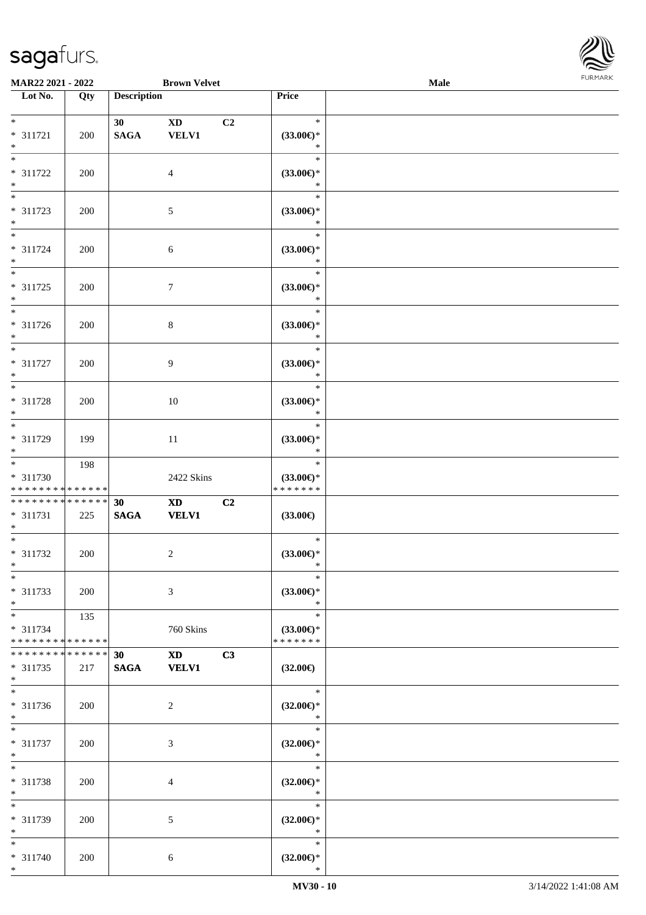**MAR22 2021 - 2022** **Brown Velvet** **Male**

| Lot No. | Qty | Description | | | Price | |
|---|---|---|---|---|---|---|
| * <br> * 311721 <br> * | 200 | 30 <br> **SAGA** | **XD** <br> **VELV1** | C2 | * <br> **(33.00€)*** <br> * | |
| * <br> * 311722 <br> * | 200 | | 4 | | * <br> **(33.00€)*** <br> * | |
| * <br> * 311723 <br> * | 200 | | 5 | | * <br> **(33.00€)*** <br> * | |
| * <br> * 311724 <br> * | 200 | | 6 | | * <br> **(33.00€)*** <br> * | |
| * <br> * 311725 <br> * | 200 | | 7 | | * <br> **(33.00€)*** <br> * | |
| * <br> * 311726 <br> * | 200 | | 8 | | * <br> **(33.00€)*** <br> * | |
| * <br> * 311727 <br> * | 200 | | 9 | | * <br> **(33.00€)*** <br> * | |
| * <br> * 311728 <br> * | 200 | | 10 | | * <br> **(33.00€)*** <br> * | |
| * <br> * 311729 <br> * | 199 | | 11 | | * <br> **(33.00€)*** <br> * | |
| * <br> * 311730 <br> * * * * * * * * * * * * * * | 198 | | 2422 Skins | | * <br> **(33.00€)*** <br> * * * * * * * | |
| * * * * * * * * * * * * * * <br> * 311731 <br> * | 225 | **30** <br> **SAGA** | **XD** <br> **VELV1** | **C2** | **(33.00€)** | |
| * <br> * 311732 <br> * | 200 | | 2 | | * <br> **(33.00€)*** <br> * | |
| * <br> * 311733 <br> * | 200 | | 3 | | * <br> **(33.00€)*** <br> * | |
| * <br> * 311734 <br> * * * * * * * * * * * * * * | 135 | | 760 Skins | | * <br> **(33.00€)*** <br> * * * * * * * | |
| * * * * * * * * * * * * * * <br> * 311735 <br> * | 217 | **30** <br> **SAGA** | **XD** <br> **VELV1** | **C3** | **(32.00€)** | |
| * <br> * 311736 <br> * | 200 | | 2 | | * <br> **(32.00€)*** <br> * | |
| * <br> * 311737 <br> * | 200 | | 3 | | * <br> **(32.00€)*** <br> * | |
| * <br> * 311738 <br> * | 200 | | 4 | | * <br> **(32.00€)*** <br> * | |
| * <br> * 311739 <br> * | 200 | | 5 | | * <br> **(32.00€)*** <br> * | |
| * <br> * 311740 <br> * | 200 | | 6 | | * <br> **(32.00€)*** <br> * | |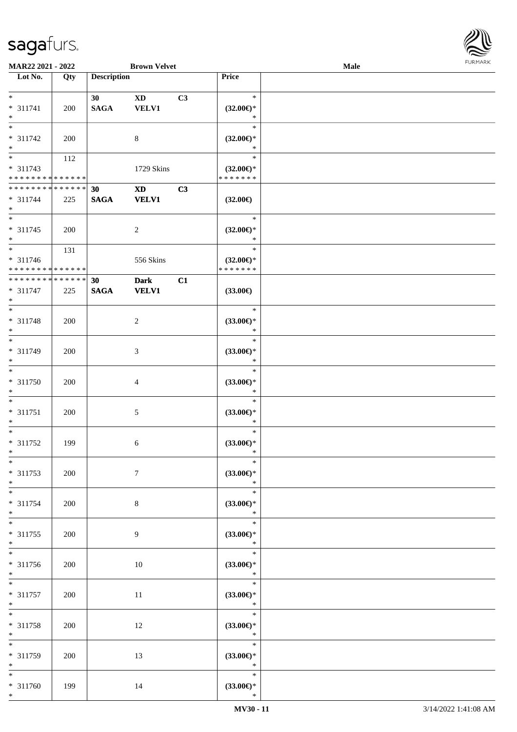| Lot No. | Qty | Description | | | Price | |
|---|---|---|---|---|---|---|
| * <br> * 311741 <br> * | 200 | 30 <br> SAGA | XD <br> VELV1 | C3 | * <br> (32.00€)* <br> * | |
| * <br> * 311742 <br> * | 200 | | 8 | | * <br> (32.00€)* <br> * | |
| * <br> * 311743 <br> * * * * * * * * * * * * * * | 112 | | 1729 Skins | | * <br> (32.00€)* <br> * * * * * * * | |
| * * * * * * * * * * * * * * <br> * 311744 <br> * | 225 | 30 <br> SAGA | XD <br> VELV1 | C3 | (32.00€) | |
| * <br> * 311745 <br> * | 200 | | 2 | | * <br> (32.00€)* <br> * | |
| * <br> * 311746 <br> * * * * * * * * * * * * * * | 131 | | 556 Skins | | * <br> (32.00€)* <br> * * * * * * * | |
| * * * * * * * * * * * * * * <br> * 311747 <br> * | 225 | 30 <br> SAGA | Dark <br> VELV1 | C1 | (33.00€) | |
| * <br> * 311748 <br> * | 200 | | 2 | | * <br> (33.00€)* <br> * | |
| * <br> * 311749 <br> * | 200 | | 3 | | * <br> (33.00€)* <br> * | |
| * <br> * 311750 <br> * | 200 | | 4 | | * <br> (33.00€)* <br> * | |
| * <br> * 311751 <br> * | 200 | | 5 | | * <br> (33.00€)* <br> * | |
| * <br> * 311752 <br> * | 199 | | 6 | | * <br> (33.00€)* <br> * | |
| * <br> * 311753 <br> * | 200 | | 7 | | * <br> (33.00€)* <br> * | |
| * <br> * 311754 <br> * | 200 | | 8 | | * <br> (33.00€)* <br> * | |
| * <br> * 311755 <br> * | 200 | | 9 | | * <br> (33.00€)* <br> * | |
| * <br> * 311756 <br> * | 200 | | 10 | | * <br> (33.00€)* <br> * | |
| * <br> * 311757 <br> * | 200 | | 11 | | * <br> (33.00€)* <br> * | |
| * <br> * 311758 <br> * | 200 | | 12 | | * <br> (33.00€)* <br> * | |
| * <br> * 311759 <br> * | 200 | | 13 | | * <br> (33.00€)* <br> * | |
| * <br> * 311760 <br> * | 199 | | 14 | | * <br> (33.00€)* <br> * | |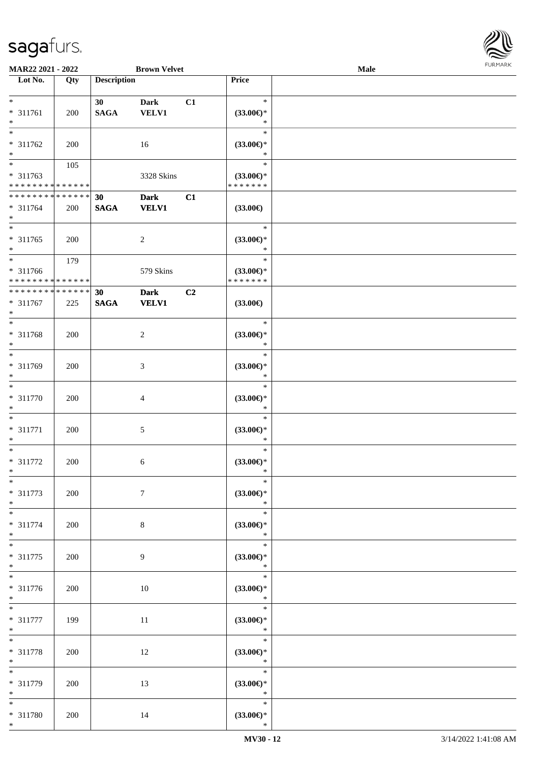| Lot No. | Qty | Description | | | Price | |
|---|---|---|---|---|---|---|
| * | | 30 | Dark | C1 | * | |
| * 311761 | 200 | SAGA | VELV1 | | (33.00€)* | |
| * | | | | | * | |
| * | | | | | * | |
| * 311762 | 200 | | 16 | | (33.00€)* | |
| * | | | | | * | |
| * | 105 | | | | * | |
| * 311763 | | | 3328 Skins | | (33.00€)* | |
| * * * * * * * * * * * * * * | | | | | * * * * * * * | |
| * * * * * * * * * * * * * * | | 30 | Dark | C1 | | |
| * 311764 | 200 | SAGA | VELV1 | | (33.00€) | |
| * | | | | | | |
| * | | | | | * | |
| * 311765 | 200 | | 2 | | (33.00€)* | |
| * | | | | | * | |
| * | 179 | | | | * | |
| * 311766 | | | 579 Skins | | (33.00€)* | |
| * * * * * * * * * * * * * * | | | | | * * * * * * * | |
| * * * * * * * * * * * * * * | | 30 | Dark | C2 | | |
| * 311767 | 225 | SAGA | VELV1 | | (33.00€) | |
| * | | | | | | |
| * | | | | | * | |
| * 311768 | 200 | | 2 | | (33.00€)* | |
| * | | | | | * | |
| * | | | | | * | |
| * 311769 | 200 | | 3 | | (33.00€)* | |
| * | | | | | * | |
| * | | | | | * | |
| * 311770 | 200 | | 4 | | (33.00€)* | |
| * | | | | | * | |
| * | | | | | * | |
| * 311771 | 200 | | 5 | | (33.00€)* | |
| * | | | | | * | |
| * | | | | | * | |
| * 311772 | 200 | | 6 | | (33.00€)* | |
| * | | | | | * | |
| * | | | | | * | |
| * 311773 | 200 | | 7 | | (33.00€)* | |
| * | | | | | * | |
| * | | | | | * | |
| * 311774 | 200 | | 8 | | (33.00€)* | |
| * | | | | | * | |
| * | | | | | * | |
| * 311775 | 200 | | 9 | | (33.00€)* | |
| * | | | | | * | |
| * | | | | | * | |
| * 311776 | 200 | | 10 | | (33.00€)* | |
| * | | | | | * | |
| * | | | | | * | |
| * 311777 | 199 | | 11 | | (33.00€)* | |
| * | | | | | * | |
| * | | | | | * | |
| * 311778 | 200 | | 12 | | (33.00€)* | |
| * | | | | | * | |
| * | | | | | * | |
| * 311779 | 200 | | 13 | | (33.00€)* | |
| * | | | | | * | |
| * | | | | | * | |
| * 311780 | 200 | | 14 | | (33.00€)* | |
| * | | | | | * | |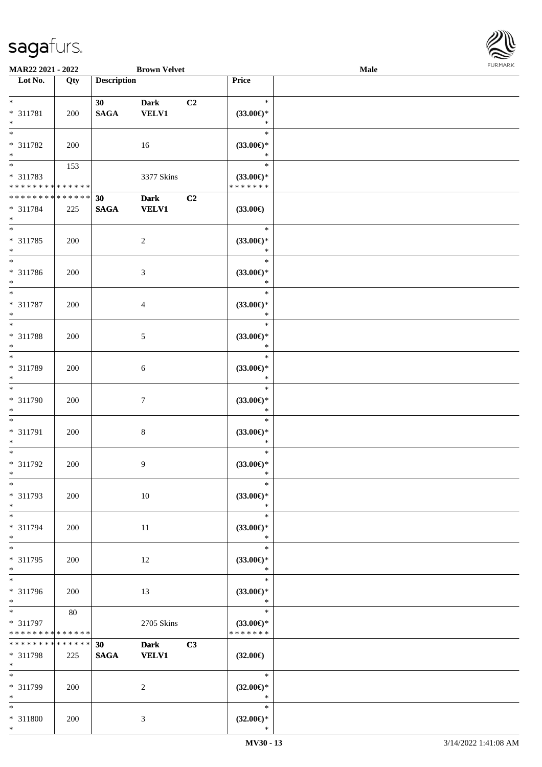| Lot No. | Qty | Description | | | Price | |
|---|---|---|---|---|---|---|
| * | | 30 | Dark | C2 | * | |
| * 311781 | 200 | SAGA | VELV1 | | (33.00€)* | |
| * | | | | | * | |
| * | | | | | * | |
| * 311782 | 200 | | 16 | | (33.00€)* | |
| * | | | | | * | |
| * | 153 | | | | * | |
| * 311783 | | | 3377 Skins | | (33.00€)* | |
| * * * * * * * * * * * * * * | | | | | * * * * * * * | |
| * * * * * * * * * * * * * * | | 30 | Dark | C2 | | |
| * 311784 | 225 | SAGA | VELV1 | | (33.00€) | |
| * | | | | | | |
| * | | | | | * | |
| * 311785 | 200 | | 2 | | (33.00€)* | |
| * | | | | | * | |
| * | | | | | * | |
| * 311786 | 200 | | 3 | | (33.00€)* | |
| * | | | | | * | |
| * | | | | | * | |
| * 311787 | 200 | | 4 | | (33.00€)* | |
| * | | | | | * | |
| * | | | | | * | |
| * 311788 | 200 | | 5 | | (33.00€)* | |
| * | | | | | * | |
| * | | | | | * | |
| * 311789 | 200 | | 6 | | (33.00€)* | |
| * | | | | | * | |
| * | | | | | * | |
| * 311790 | 200 | | 7 | | (33.00€)* | |
| * | | | | | * | |
| * | | | | | * | |
| * 311791 | 200 | | 8 | | (33.00€)* | |
| * | | | | | * | |
| * | | | | | * | |
| * 311792 | 200 | | 9 | | (33.00€)* | |
| * | | | | | * | |
| * | | | | | * | |
| * 311793 | 200 | | 10 | | (33.00€)* | |
| * | | | | | * | |
| * | | | | | * | |
| * 311794 | 200 | | 11 | | (33.00€)* | |
| * | | | | | * | |
| * | | | | | * | |
| * 311795 | 200 | | 12 | | (33.00€)* | |
| * | | | | | * | |
| * | | | | | * | |
| * 311796 | 200 | | 13 | | (33.00€)* | |
| * | | | | | * | |
| * | 80 | | | | * | |
| * 311797 | | | 2705 Skins | | (33.00€)* | |
| * * * * * * * * * * * * * * | | | | | * * * * * * * | |
| * * * * * * * * * * * * * * | | 30 | Dark | C3 | | |
| * 311798 | 225 | SAGA | VELV1 | | (32.00€) | |
| * | | | | | | |
| * | | | | | * | |
| * 311799 | 200 | | 2 | | (32.00€)* | |
| * | | | | | * | |
| * | | | | | * | |
| * 311800 | 200 | | 3 | | (32.00€)* | |
| * | | | | | * | |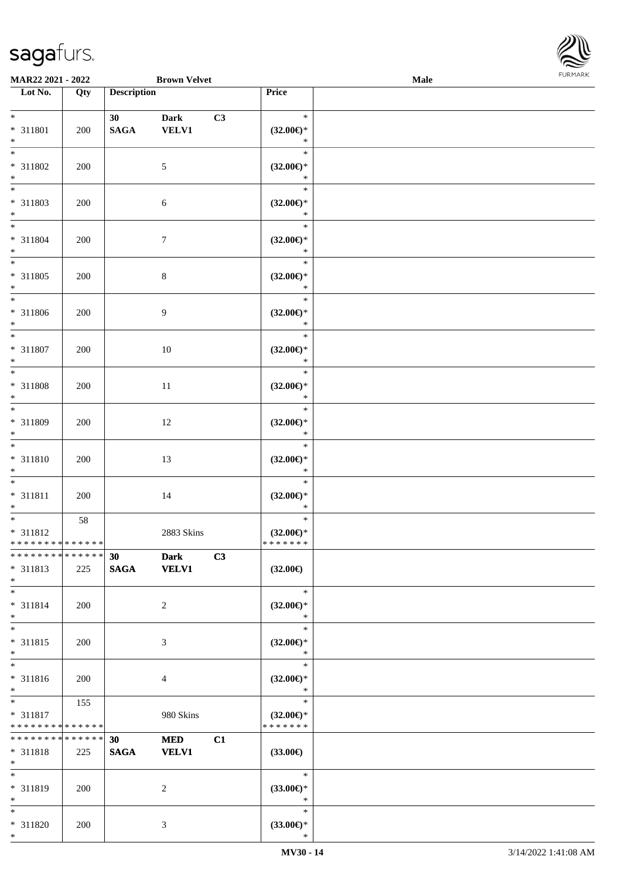| Lot No. | Qty | Description | | | Price | |
|---|---|---|---|---|---|---|
| * | | 30 | Dark | C3 | * | |
| * 311801 | 200 | SAGA | VELV1 | | (32.00€)* | |
| * | | | | | * | |
| * 311802 | 200 | | 5 | | (32.00€)* | |
| * | | | | | * | |
| * 311803 | 200 | | 6 | | (32.00€)* | |
| * | | | | | * | |
| * 311804 | 200 | | 7 | | (32.00€)* | |
| * | | | | | * | |
| * 311805 | 200 | | 8 | | (32.00€)* | |
| * | | | | | * | |
| * 311806 | 200 | | 9 | | (32.00€)* | |
| * | | | | | * | |
| * 311807 | 200 | | 10 | | (32.00€)* | |
| * | | | | | * | |
| * 311808 | 200 | | 11 | | (32.00€)* | |
| * | | | | | * | |
| * 311809 | 200 | | 12 | | (32.00€)* | |
| * | | | | | * | |
| * 311810 | 200 | | 13 | | (32.00€)* | |
| * | | | | | * | |
| * 311811 | 200 | | 14 | | (32.00€)* | |
| * | 58 | | | | * | |
| * 311812 | | | 2883 Skins | | (32.00€)* | |
| * * * * * * * * * * * * * * | | | | | * * * * * * * | |
| * * * * * * * * * * * * * * | | 30 | Dark | C3 | | |
| * 311813 | 225 | SAGA | VELV1 | | (32.00€) | |
| * | | | | | * | |
| * 311814 | 200 | | 2 | | (32.00€)* | |
| * | | | | | * | |
| * 311815 | 200 | | 3 | | (32.00€)* | |
| * | | | | | * | |
| * 311816 | 200 | | 4 | | (32.00€)* | |
| * | 155 | | | | * | |
| * 311817 | | | 980 Skins | | (32.00€)* | |
| * * * * * * * * * * * * * * | | | | | * * * * * * * | |
| * * * * * * * * * * * * * * | | 30 | MED | C1 | | |
| * 311818 | 225 | SAGA | VELV1 | | (33.00€) | |
| * | | | | | * | |
| * 311819 | 200 | | 2 | | (33.00€)* | |
| * | | | | | * | |
| * 311820 | 200 | | 3 | | (33.00€)* | |
| * | | | | | * | |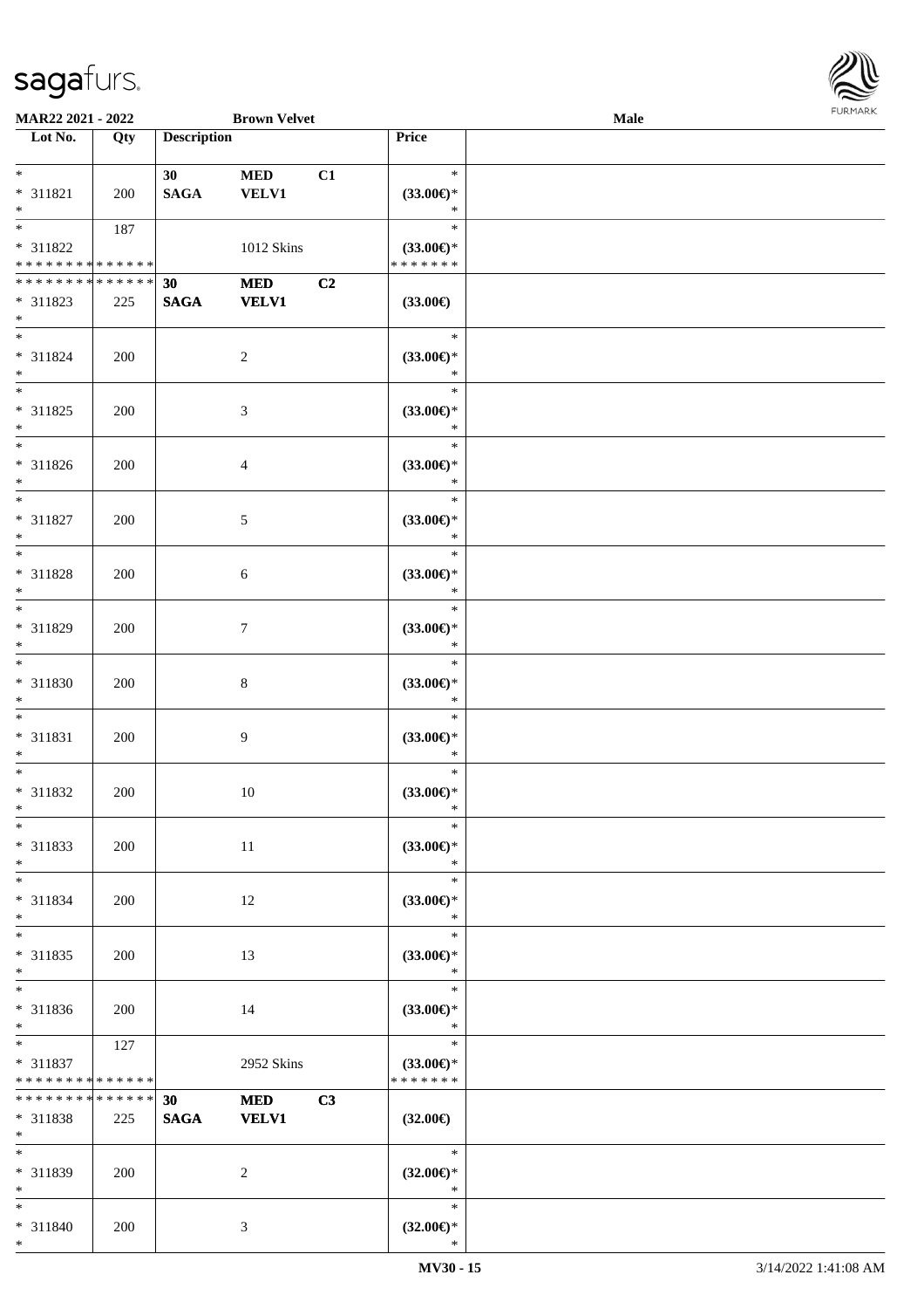**MAR22 2021 - 2022** **Brown Velvet** **Male**

| Lot No. | Qty | Description | | | Price |
|---|---|---|---|---|---|
| * | | **30** | **MED** | **C1** | * |
| * 311821 | 200 | **SAGA** | **VELV1** | | **(33.00€)*** |
| * | | | | | * |
| * | 187 | | | | * |
| * 311822 | | | 1012 Skins | | **(33.00€)*** |
| * * * * * * * * * * * * * * | | | | | * * * * * * * |
| * * * * * * * * * * * * * * | | **30** | **MED** | **C2** | |
| * 311823 | 225 | **SAGA** | **VELV1** | | **(33.00€)** |
| * | | | | | |
| * | | | | | * |
| * 311824 | 200 | | 2 | | **(33.00€)*** |
| * | | | | | * |
| * | | | | | * |
| * 311825 | 200 | | 3 | | **(33.00€)*** |
| * | | | | | * |
| * | | | | | * |
| * 311826 | 200 | | 4 | | **(33.00€)*** |
| * | | | | | * |
| * | | | | | * |
| * 311827 | 200 | | 5 | | **(33.00€)*** |
| * | | | | | * |
| * | | | | | * |
| * 311828 | 200 | | 6 | | **(33.00€)*** |
| * | | | | | * |
| * | | | | | * |
| * 311829 | 200 | | 7 | | **(33.00€)*** |
| * | | | | | * |
| * | | | | | * |
| * 311830 | 200 | | 8 | | **(33.00€)*** |
| * | | | | | * |
| * | | | | | * |
| * 311831 | 200 | | 9 | | **(33.00€)*** |
| * | | | | | * |
| * | | | | | * |
| * 311832 | 200 | | 10 | | **(33.00€)*** |
| * | | | | | * |
| * | | | | | * |
| * 311833 | 200 | | 11 | | **(33.00€)*** |
| * | | | | | * |
| * | | | | | * |
| * 311834 | 200 | | 12 | | **(33.00€)*** |
| * | | | | | * |
| * | | | | | * |
| * 311835 | 200 | | 13 | | **(33.00€)*** |
| * | | | | | * |
| * | | | | | * |
| * 311836 | 200 | | 14 | | **(33.00€)*** |
| * | | | | | * |
| * | 127 | | | | * |
| * 311837 | | | 2952 Skins | | **(33.00€)*** |
| * * * * * * * * * * * * * * | | | | | * * * * * * * |
| * * * * * * * * * * * * * * | | **30** | **MED** | **C3** | |
| * 311838 | 225 | **SAGA** | **VELV1** | | **(32.00€)** |
| * | | | | | |
| * | | | | | * |
| * 311839 | 200 | | 2 | | **(32.00€)*** |
| * | | | | | * |
| * | | | | | * |
| * 311840 | 200 | | 3 | | **(32.00€)*** |
| * | | | | | * |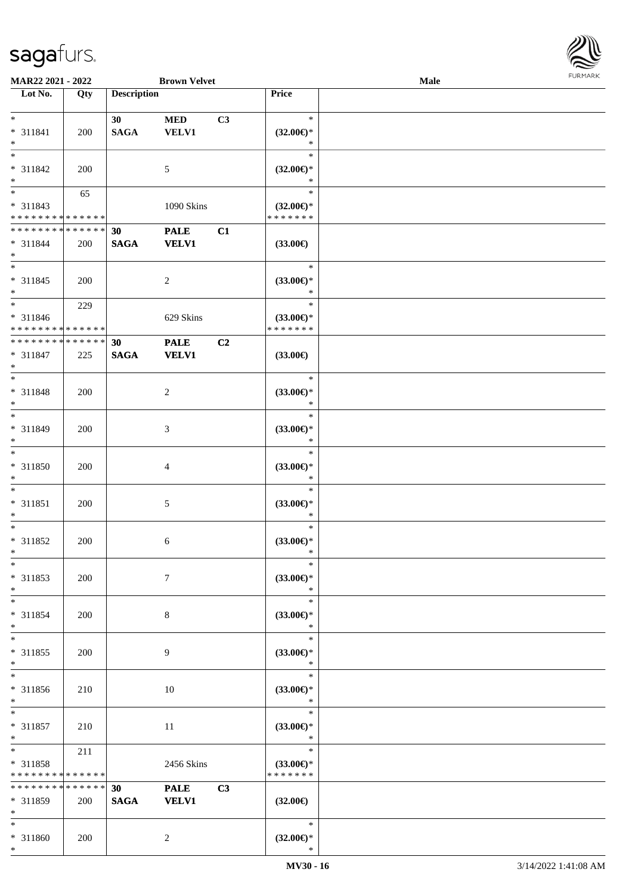| Lot No. | Qty | Description | | | Price | |
|---|---|---|---|---|---|---|
| * | | 30 | MED | C3 | * | |
| * 311841 | 200 | SAGA | VELV1 | | (32.00€)* | |
| * | | | | | * | |
| * | | | | | * | |
| * 311842 | 200 | | 5 | | (32.00€)* | |
| * | | | | | * | |
| * | 65 | | | | * | |
| * 311843 | | | 1090 Skins | | (32.00€)* | |
| * * * * * * * * * * * * * * | | | | | * * * * * * * | |
| * * * * * * * * * * * * * * | | 30 | PALE | C1 | | |
| * 311844 | 200 | SAGA | VELV1 | | (33.00€) | |
| * | | | | | | |
| * | | | | | * | |
| * 311845 | 200 | | 2 | | (33.00€)* | |
| * | | | | | * | |
| * | 229 | | | | * | |
| * 311846 | | | 629 Skins | | (33.00€)* | |
| * * * * * * * * * * * * * * | | | | | * * * * * * * | |
| * * * * * * * * * * * * * * | | 30 | PALE | C2 | | |
| * 311847 | 225 | SAGA | VELV1 | | (33.00€) | |
| * | | | | | | |
| * | | | | | * | |
| * 311848 | 200 | | 2 | | (33.00€)* | |
| * | | | | | * | |
| * | | | | | * | |
| * 311849 | 200 | | 3 | | (33.00€)* | |
| * | | | | | * | |
| * | | | | | * | |
| * 311850 | 200 | | 4 | | (33.00€)* | |
| * | | | | | * | |
| * | | | | | * | |
| * 311851 | 200 | | 5 | | (33.00€)* | |
| * | | | | | * | |
| * | | | | | * | |
| * 311852 | 200 | | 6 | | (33.00€)* | |
| * | | | | | * | |
| * | | | | | * | |
| * 311853 | 200 | | 7 | | (33.00€)* | |
| * | | | | | * | |
| * | | | | | * | |
| * 311854 | 200 | | 8 | | (33.00€)* | |
| * | | | | | * | |
| * | | | | | * | |
| * 311855 | 200 | | 9 | | (33.00€)* | |
| * | | | | | * | |
| * | | | | | * | |
| * 311856 | 210 | | 10 | | (33.00€)* | |
| * | | | | | * | |
| * | | | | | * | |
| * 311857 | 210 | | 11 | | (33.00€)* | |
| * | | | | | * | |
| * | 211 | | | | * | |
| * 311858 | | | 2456 Skins | | (33.00€)* | |
| * * * * * * * * * * * * * * | | | | | * * * * * * * | |
| * * * * * * * * * * * * * * | | 30 | PALE | C3 | | |
| * 311859 | 200 | SAGA | VELV1 | | (32.00€) | |
| * | | | | | | |
| * | | | | | * | |
| * 311860 | 200 | | 2 | | (32.00€)* | |
| * | | | | | * | |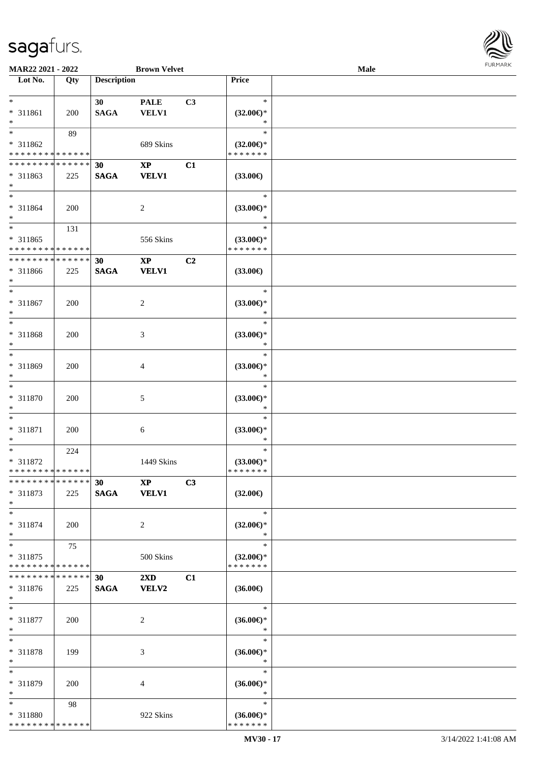MAR22 2021 - 2022 Brown Velvet Male

| Lot No. | Qty | Description | | | Price | |
|---|---|---|---|---|---|---|
| * | | 30 | PALE | C3 | * | |
| * 311861 | 200 | SAGA | VELV1 | | (32.00€)* | |
| * | | | | | * | |
| * | 89 | | | | * | |
| * 311862 | | | 689 Skins | | (32.00€)* | |
| * * * * * * * * * * * * * * | | | | | * * * * * * * | |
| * * * * * * * * * * * * * * | | 30 | XP | C1 | | |
| * 311863 | 225 | SAGA | VELV1 | | (33.00€) | |
| * | | | | | | |
| * | | | | | * | |
| * 311864 | 200 | | 2 | | (33.00€)* | |
| * | | | | | * | |
| * | 131 | | | | * | |
| * 311865 | | | 556 Skins | | (33.00€)* | |
| * * * * * * * * * * * * * * | | | | | * * * * * * * | |
| * * * * * * * * * * * * * * | | 30 | XP | C2 | | |
| * 311866 | 225 | SAGA | VELV1 | | (33.00€) | |
| * | | | | | | |
| * | | | | | * | |
| * 311867 | 200 | | 2 | | (33.00€)* | |
| * | | | | | * | |
| * | | | | | * | |
| * 311868 | 200 | | 3 | | (33.00€)* | |
| * | | | | | * | |
| * | | | | | * | |
| * 311869 | 200 | | 4 | | (33.00€)* | |
| * | | | | | * | |
| * | | | | | * | |
| * 311870 | 200 | | 5 | | (33.00€)* | |
| * | | | | | * | |
| * | | | | | * | |
| * 311871 | 200 | | 6 | | (33.00€)* | |
| * | | | | | * | |
| * | 224 | | | | * | |
| * 311872 | | | 1449 Skins | | (33.00€)* | |
| * * * * * * * * * * * * * * | | | | | * * * * * * * | |
| * * * * * * * * * * * * * * | | 30 | XP | C3 | | |
| * 311873 | 225 | SAGA | VELV1 | | (32.00€) | |
| * | | | | | | |
| * | | | | | * | |
| * 311874 | 200 | | 2 | | (32.00€)* | |
| * | | | | | * | |
| * | 75 | | | | * | |
| * 311875 | | | 500 Skins | | (32.00€)* | |
| * * * * * * * * * * * * * * | | | | | * * * * * * * | |
| * * * * * * * * * * * * * * | | 30 | 2XD | C1 | | |
| * 311876 | 225 | SAGA | VELV2 | | (36.00€) | |
| * | | | | | | |
| * | | | | | * | |
| * 311877 | 200 | | 2 | | (36.00€)* | |
| * | | | | | * | |
| * | | | | | * | |
| * 311878 | 199 | | 3 | | (36.00€)* | |
| * | | | | | * | |
| * | | | | | * | |
| * 311879 | 200 | | 4 | | (36.00€)* | |
| * | | | | | * | |
| * | 98 | | | | * | |
| * 311880 | | | 922 Skins | | (36.00€)* | |
| * * * * * * * * * * * * * * | | | | | * * * * * * * | |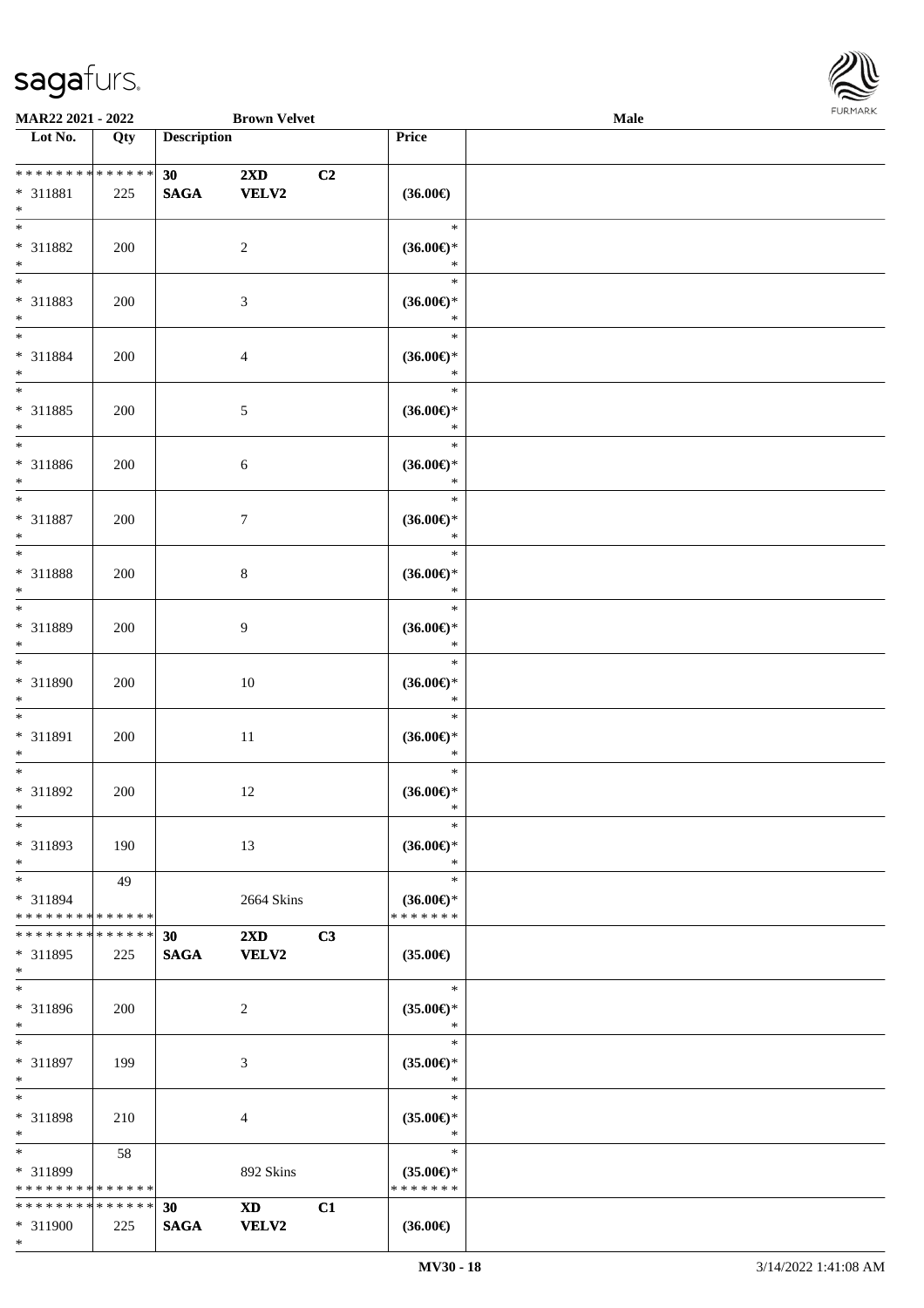**MAR22 2021 - 2022** | **Brown Velvet** | **Male**

| Lot No. | Qty | Description | | | Price | |
|---|---|---|---|---|---|---|
| * * * * * * * * * * * * * * | | 30 | 2XD | C2 | | |
| * 311881 | 225 | SAGA | VELV2 | | (36.00€) | |
| * | | | | | | |
| * | | | | | * | |
| * 311882 | 200 | | 2 | | (36.00€)* | |
| * | | | | | * | |
| * | | | | | * | |
| * 311883 | 200 | | 3 | | (36.00€)* | |
| * | | | | | * | |
| * | | | | | * | |
| * 311884 | 200 | | 4 | | (36.00€)* | |
| * | | | | | * | |
| * | | | | | * | |
| * 311885 | 200 | | 5 | | (36.00€)* | |
| * | | | | | * | |
| * | | | | | * | |
| * 311886 | 200 | | 6 | | (36.00€)* | |
| * | | | | | * | |
| * | | | | | * | |
| * 311887 | 200 | | 7 | | (36.00€)* | |
| * | | | | | * | |
| * | | | | | * | |
| * 311888 | 200 | | 8 | | (36.00€)* | |
| * | | | | | * | |
| * | | | | | * | |
| * 311889 | 200 | | 9 | | (36.00€)* | |
| * | | | | | * | |
| * | | | | | * | |
| * 311890 | 200 | | 10 | | (36.00€)* | |
| * | | | | | * | |
| * | | | | | * | |
| * 311891 | 200 | | 11 | | (36.00€)* | |
| * | | | | | * | |
| * | | | | | * | |
| * 311892 | 200 | | 12 | | (36.00€)* | |
| * | | | | | * | |
| * | | | | | * | |
| * 311893 | 190 | | 13 | | (36.00€)* | |
| * | | | | | * | |
| * | 49 | | | | * | |
| * 311894 | | | 2664 Skins | | (36.00€)* | |
| * * * * * * * * * * * * * * | | | | | * * * * * * * | |
| * * * * * * * * * * * * * * | | 30 | 2XD | C3 | | |
| * 311895 | 225 | SAGA | VELV2 | | (35.00€) | |
| * | | | | | | |
| * | | | | | * | |
| * 311896 | 200 | | 2 | | (35.00€)* | |
| * | | | | | * | |
| * | | | | | * | |
| * 311897 | 199 | | 3 | | (35.00€)* | |
| * | | | | | * | |
| * | | | | | * | |
| * 311898 | 210 | | 4 | | (35.00€)* | |
| * | | | | | * | |
| * | 58 | | | | * | |
| * 311899 | | | 892 Skins | | (35.00€)* | |
| * * * * * * * * * * * * * * | | | | | * * * * * * * | |
| * * * * * * * * * * * * * * | | 30 | XD | C1 | | |
| * 311900 | 225 | SAGA | VELV2 | | (36.00€) | |
| * | | | | | | |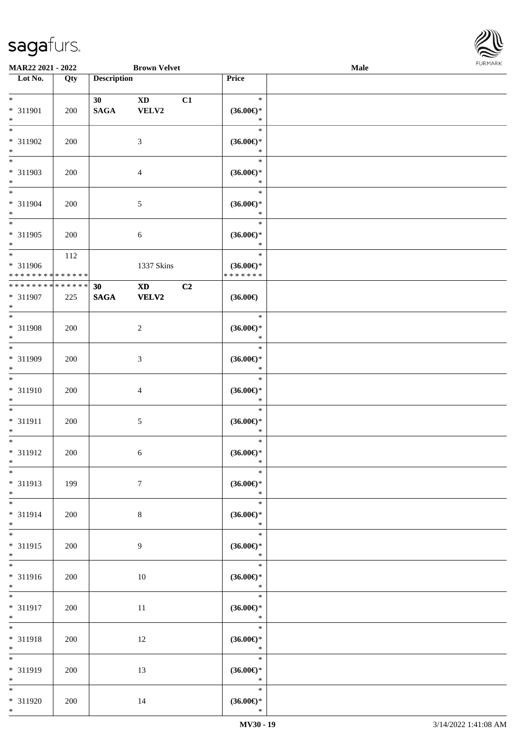MAR22 2021 - 2022 | Brown Velvet | Male

| Lot No. | Qty | Description | | | Price | |
|---|---|---|---|---|---|---|
| * 311901 * | 200 | 30 SAGA | XD VELV2 | C1 | * (36.00€)* * | |
| * 311902 * | 200 | | 3 | | * (36.00€)* * | |
| * 311903 * | 200 | | 4 | | * (36.00€)* * | |
| * 311904 * | 200 | | 5 | | * (36.00€)* * | |
| * 311905 * | 200 | | 6 | | * (36.00€)* * | |
| * 311906 * * * * * * * * * * * * * * | 112 | | 1337 Skins | | * (36.00€)* * * * * * * * | |
| * * * * * * * * * * * * * * 311907 * | 225 | 30 SAGA | XD VELV2 | C2 | (36.00€) | |
| * 311908 * | 200 | | 2 | | * (36.00€)* * | |
| * 311909 * | 200 | | 3 | | * (36.00€)* * | |
| * 311910 * | 200 | | 4 | | * (36.00€)* * | |
| * 311911 * | 200 | | 5 | | * (36.00€)* * | |
| * 311912 * | 200 | | 6 | | * (36.00€)* * | |
| * 311913 * | 199 | | 7 | | * (36.00€)* * | |
| * 311914 * | 200 | | 8 | | * (36.00€)* * | |
| * 311915 * | 200 | | 9 | | * (36.00€)* * | |
| * 311916 * | 200 | | 10 | | * (36.00€)* * | |
| * 311917 * | 200 | | 11 | | * (36.00€)* * | |
| * 311918 * | 200 | | 12 | | * (36.00€)* * | |
| * 311919 * | 200 | | 13 | | * (36.00€)* * | |
| * 311920 * | 200 | | 14 | | * (36.00€)* * | |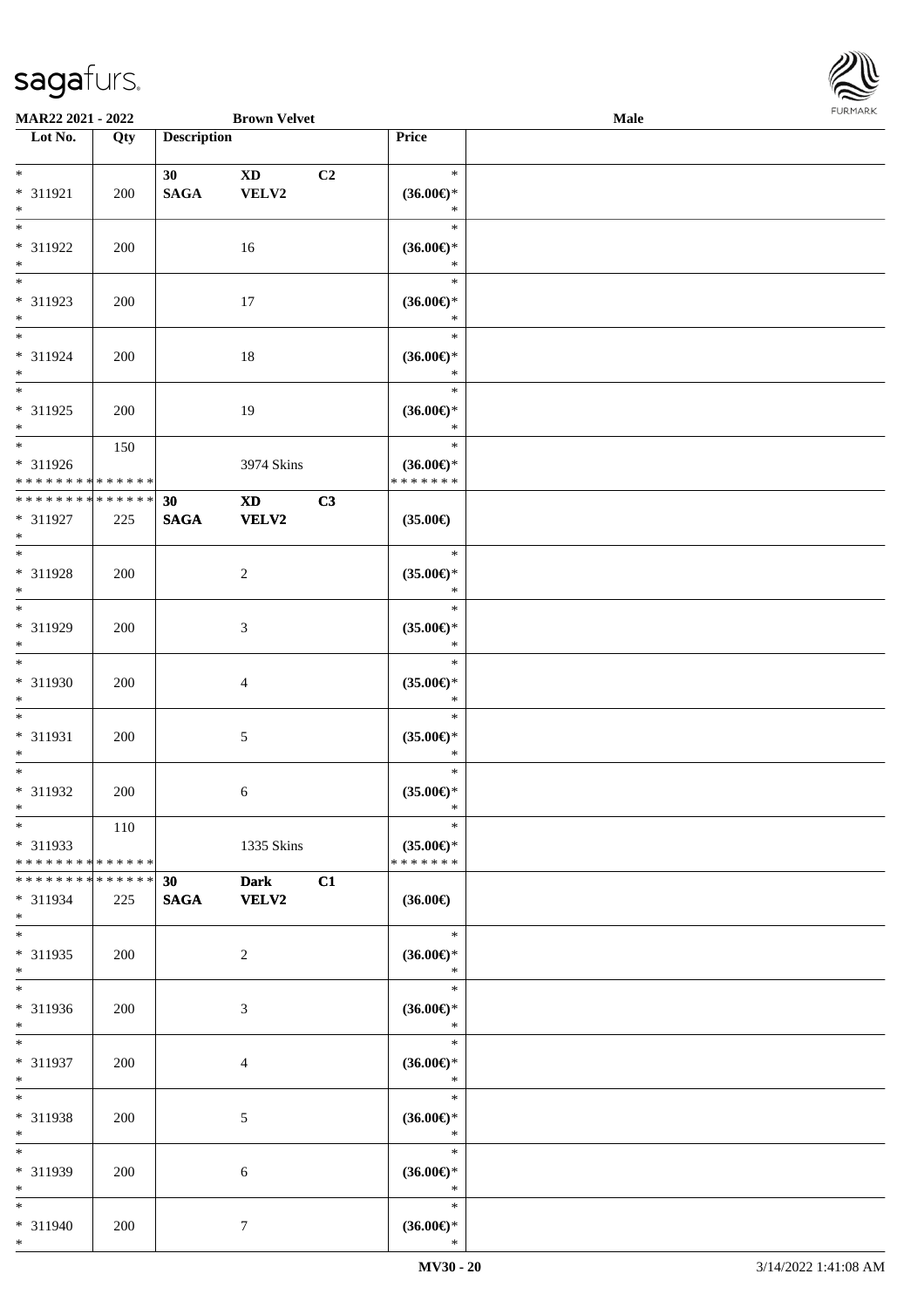| Lot No. | Qty | Description | | | Price | |
|---|---|---|---|---|---|---|
| *<br>* 311921<br>* | 200 | 30<br>SAGA | XD<br>VELV2 | C2 | *<br>(36.00€)*<br>* | |
| *<br>* 311922<br>* | 200 | | 16 | | *<br>(36.00€)*<br>* | |
| *<br>* 311923<br>* | 200 | | 17 | | *<br>(36.00€)*<br>* | |
| *<br>* 311924<br>* | 200 | | 18 | | *<br>(36.00€)*<br>* | |
| *<br>* 311925<br>* | 200 | | 19 | | *<br>(36.00€)*<br>* | |
| *<br>* 311926<br>* * * * * * * * * * * * * * | 150 | | 3974 Skins | | *<br>(36.00€)*<br>* * * * * * * | |
| * * * * * * * * * * * * * *<br>* 311927<br>* | 225 | 30<br>SAGA | XD<br>VELV2 | C3 | (35.00€) | |
| *<br>* 311928<br>* | 200 | | 2 | | *<br>(35.00€)*<br>* | |
| *<br>* 311929<br>* | 200 | | 3 | | *<br>(35.00€)*<br>* | |
| *<br>* 311930<br>* | 200 | | 4 | | *<br>(35.00€)*<br>* | |
| *<br>* 311931<br>* | 200 | | 5 | | *<br>(35.00€)*<br>* | |
| *<br>* 311932<br>* | 200 | | 6 | | *<br>(35.00€)*<br>* | |
| *<br>* 311933<br>* * * * * * * * * * * * * * | 110 | | 1335 Skins | | *<br>(35.00€)*<br>* * * * * * * | |
| * * * * * * * * * * * * * *<br>* 311934<br>* | 225 | 30<br>SAGA | Dark<br>VELV2 | C1 | (36.00€) | |
| *<br>* 311935<br>* | 200 | | 2 | | *<br>(36.00€)*<br>* | |
| *<br>* 311936<br>* | 200 | | 3 | | *<br>(36.00€)*<br>* | |
| *<br>* 311937<br>* | 200 | | 4 | | *<br>(36.00€)*<br>* | |
| *<br>* 311938<br>* | 200 | | 5 | | *<br>(36.00€)*<br>* | |
| *<br>* 311939<br>* | 200 | | 6 | | *<br>(36.00€)*<br>* | |
| *<br>* 311940<br>* | 200 | | 7 | | *<br>(36.00€)*<br>* | |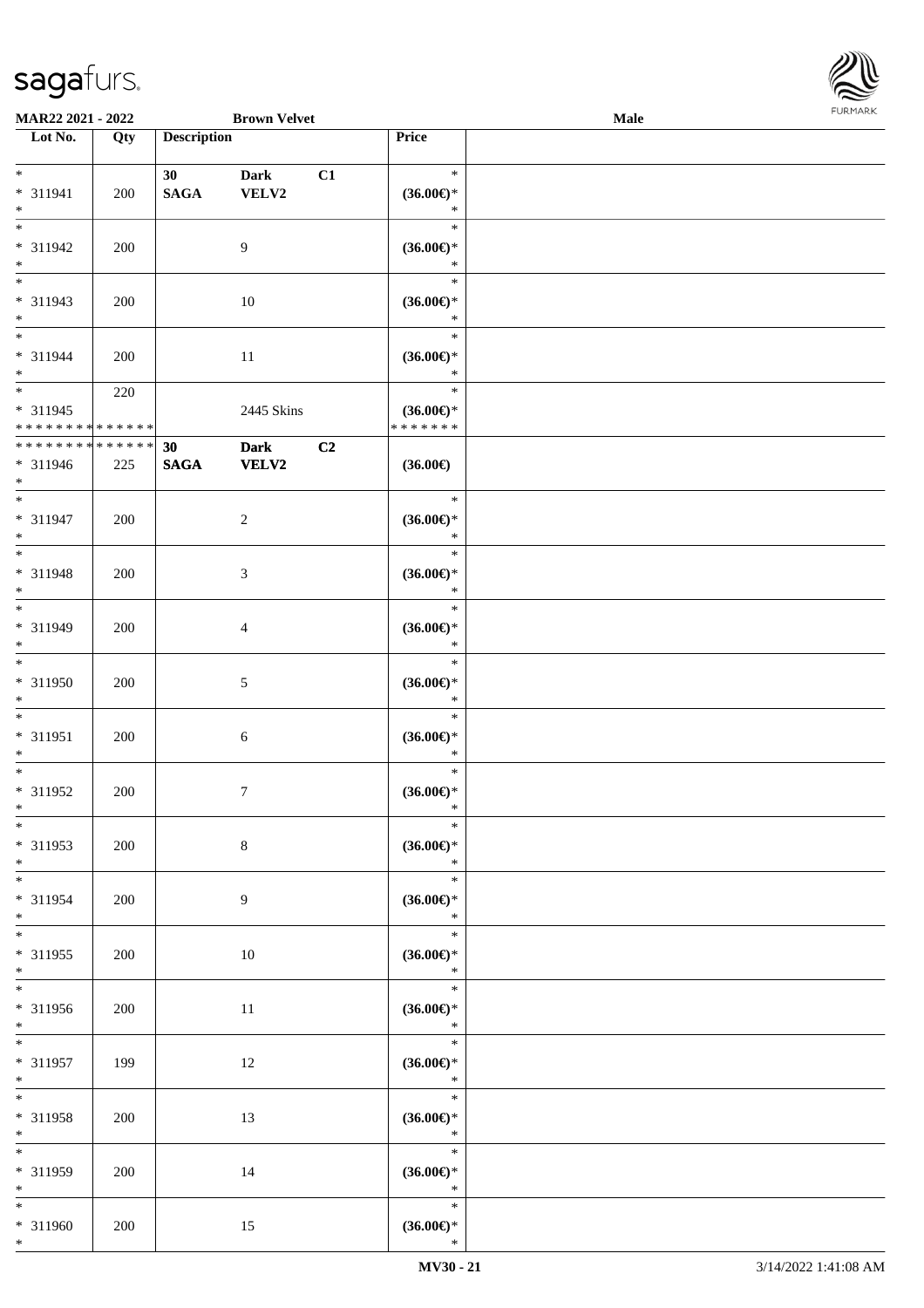**MAR22 2021 - 2022** **Brown Velvet** **Male**

| Lot No. | Qty | Description | Price | |
|---|---|---|---|---|
| * <br> * 311941 <br> * | 200 | **30 SAGA** **Dark VELV2** **C1** | * <br> **(36.00€)*** <br> * | |
| * <br> * 311942 <br> * | 200 | 9 | * <br> **(36.00€)*** <br> * | |
| * <br> * 311943 <br> * | 200 | 10 | * <br> **(36.00€)*** <br> * | |
| * <br> * 311944 <br> * | 200 | 11 | * <br> **(36.00€)*** <br> * | |
| * <br> * 311945 <br> * * * * * * * * * * * * * * | 220 | 2445 Skins | * <br> **(36.00€)*** <br> * * * * * * * | |
| * * * * * * * * * * * * * * <br> * 311946 <br> * | 225 | **30 SAGA** **Dark VELV2** **C2** | **(36.00€)** | |
| * <br> * 311947 <br> * | 200 | 2 | * <br> **(36.00€)*** <br> * | |
| * <br> * 311948 <br> * | 200 | 3 | * <br> **(36.00€)*** <br> * | |
| * <br> * 311949 <br> * | 200 | 4 | * <br> **(36.00€)*** <br> * | |
| * <br> * 311950 <br> * | 200 | 5 | * <br> **(36.00€)*** <br> * | |
| * <br> * 311951 <br> * | 200 | 6 | * <br> **(36.00€)*** <br> * | |
| * <br> * 311952 <br> * | 200 | 7 | * <br> **(36.00€)*** <br> * | |
| * <br> * 311953 <br> * | 200 | 8 | * <br> **(36.00€)*** <br> * | |
| * <br> * 311954 <br> * | 200 | 9 | * <br> **(36.00€)*** <br> * | |
| * <br> * 311955 <br> * | 200 | 10 | * <br> **(36.00€)*** <br> * | |
| * <br> * 311956 <br> * | 200 | 11 | * <br> **(36.00€)*** <br> * | |
| * <br> * 311957 <br> * | 199 | 12 | * <br> **(36.00€)*** <br> * | |
| * <br> * 311958 <br> * | 200 | 13 | * <br> **(36.00€)*** <br> * | |
| * <br> * 311959 <br> * | 200 | 14 | * <br> **(36.00€)*** <br> * | |
| * <br> * 311960 <br> * | 200 | 15 | * <br> **(36.00€)*** <br> * | |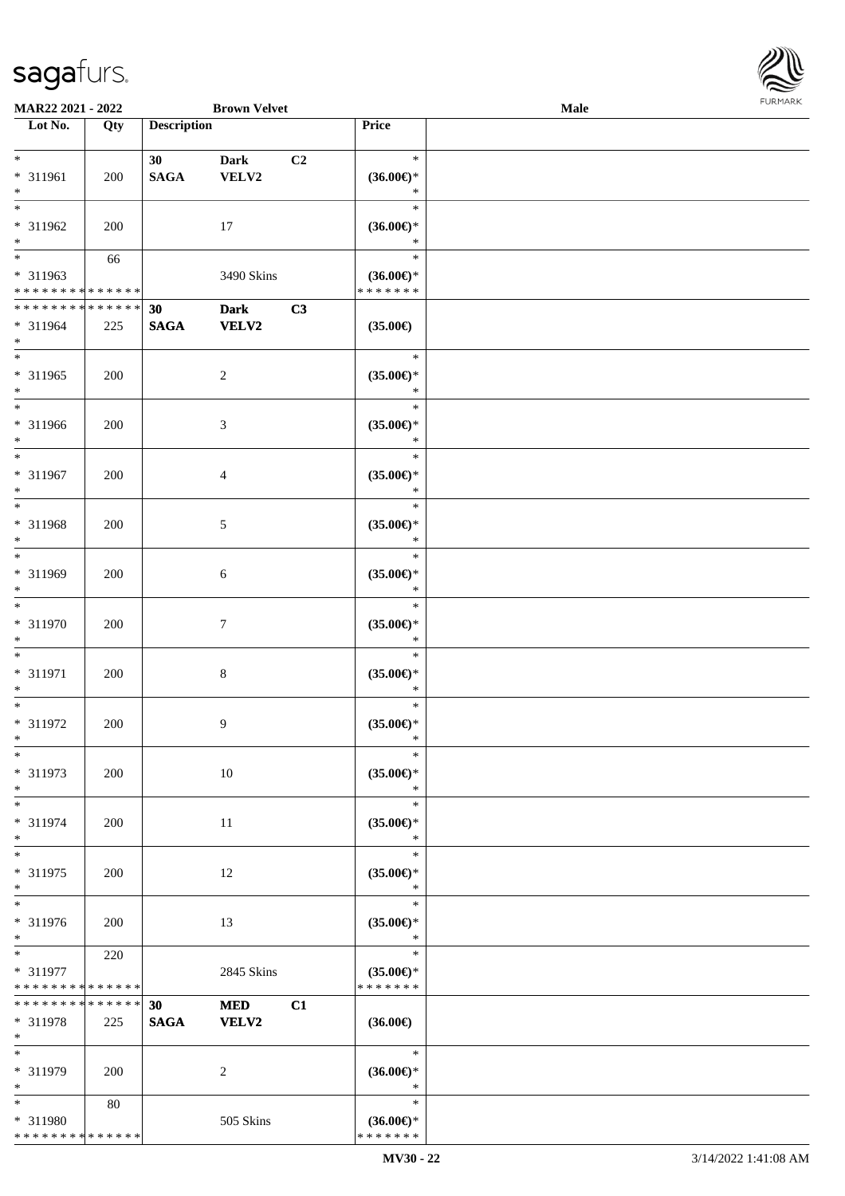MAR22 2021 - 2022 | Brown Velvet | Male

| Lot No. | Qty | Description | | | Price |
|---|---|---|---|---|---|
| * <br> * 311961 <br> * | 200 | 30 <br> SAGA | Dark <br> VELV2 | C2 | * <br> (36.00€)* <br> * |
| * <br> * 311962 <br> * | 200 | | 17 | | * <br> (36.00€)* <br> * |
| * <br> * 311963 <br> * * * * * * * * * * * * * * | 66 | | 3490 Skins | | * <br> (36.00€)* <br> * * * * * * * |
| * * * * * * * * * * * * * * <br> * 311964 <br> * | 225 | 30 <br> SAGA | Dark <br> VELV2 | C3 | (35.00€) |
| * <br> * 311965 <br> * | 200 | | 2 | | * <br> (35.00€)* <br> * |
| * <br> * 311966 <br> * | 200 | | 3 | | * <br> (35.00€)* <br> * |
| * <br> * 311967 <br> * | 200 | | 4 | | * <br> (35.00€)* <br> * |
| * <br> * 311968 <br> * | 200 | | 5 | | * <br> (35.00€)* <br> * |
| * <br> * 311969 <br> * | 200 | | 6 | | * <br> (35.00€)* <br> * |
| * <br> * 311970 <br> * | 200 | | 7 | | * <br> (35.00€)* <br> * |
| * <br> * 311971 <br> * | 200 | | 8 | | * <br> (35.00€)* <br> * |
| * <br> * 311972 <br> * | 200 | | 9 | | * <br> (35.00€)* <br> * |
| * <br> * 311973 <br> * | 200 | | 10 | | * <br> (35.00€)* <br> * |
| * <br> * 311974 <br> * | 200 | | 11 | | * <br> (35.00€)* <br> * |
| * <br> * 311975 <br> * | 200 | | 12 | | * <br> (35.00€)* <br> * |
| * <br> * 311976 <br> * | 200 | | 13 | | * <br> (35.00€)* <br> * |
| * <br> * 311977 <br> * * * * * * * * * * * * * * | 220 | | 2845 Skins | | * <br> (35.00€)* <br> * * * * * * * |
| * * * * * * * * * * * * * * <br> * 311978 <br> * | 225 | 30 <br> SAGA | MED <br> VELV2 | C1 | (36.00€) |
| * <br> * 311979 <br> * | 200 | | 2 | | * <br> (36.00€)* <br> * |
| * <br> * 311980 <br> * * * * * * * * * * * * * * | 80 | | 505 Skins | | * <br> (36.00€)* <br> * * * * * * * |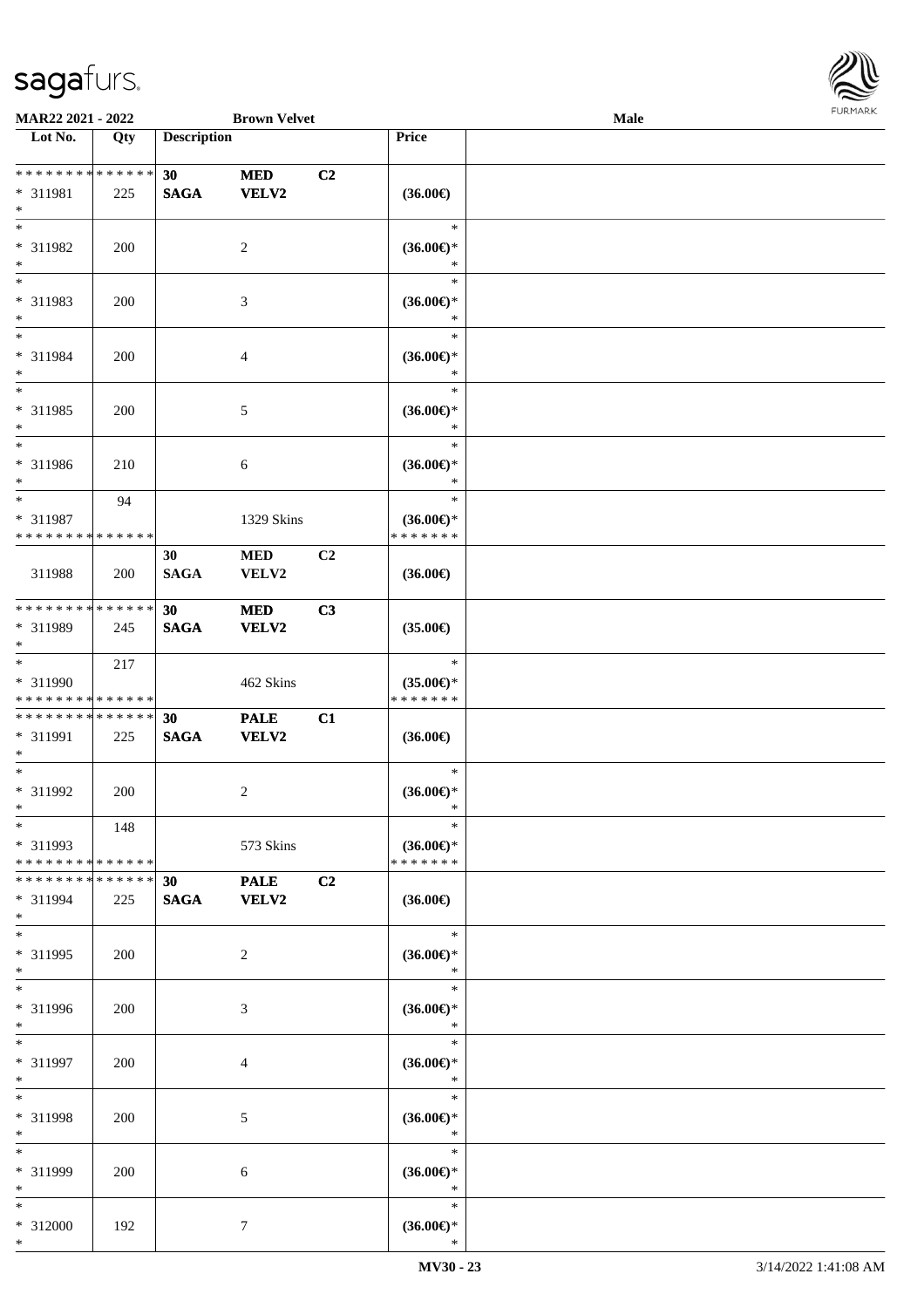| Lot No. | Qty | Description | | | Price | |
|---|---|---|---|---|---|---|
| * * * * * * * * * * * * * * | | 30 | MED | C2 | | |
| * 311981 | 225 | SAGA | VELV2 | | (36.00€) | |
| * | | | | | | |
| * | | | | | * | |
| * 311982 | 200 | | 2 | | (36.00€)* | |
| * | | | | | * | |
| * | | | | | * | |
| * 311983 | 200 | | 3 | | (36.00€)* | |
| * | | | | | * | |
| * | | | | | * | |
| * 311984 | 200 | | 4 | | (36.00€)* | |
| * | | | | | * | |
| * | | | | | * | |
| * 311985 | 200 | | 5 | | (36.00€)* | |
| * | | | | | * | |
| * | | | | | * | |
| * 311986 | 210 | | 6 | | (36.00€)* | |
| * | | | | | * | |
| * | 94 | | | | * | |
| * 311987 | | | 1329 Skins | | (36.00€)* | |
| * * * * * * * * * * * * * * | | | | | * * * * * * * | |
| | | 30 | MED | C2 | | |
| 311988 | 200 | SAGA | VELV2 | | (36.00€) | |
| * * * * * * * * * * * * * * | | 30 | MED | C3 | | |
| * 311989 | 245 | SAGA | VELV2 | | (35.00€) | |
| * | | | | | | |
| * | 217 | | | | * | |
| * 311990 | | | 462 Skins | | (35.00€)* | |
| * * * * * * * * * * * * * * | | | | | * * * * * * * | |
| * * * * * * * * * * * * * * | | 30 | PALE | C1 | | |
| * 311991 | 225 | SAGA | VELV2 | | (36.00€) | |
| * | | | | | | |
| * | | | | | * | |
| * 311992 | 200 | | 2 | | (36.00€)* | |
| * | | | | | * | |
| * | 148 | | | | * | |
| * 311993 | | | 573 Skins | | (36.00€)* | |
| * * * * * * * * * * * * * * | | | | | * * * * * * * | |
| * * * * * * * * * * * * * * | | 30 | PALE | C2 | | |
| * 311994 | 225 | SAGA | VELV2 | | (36.00€) | |
| * | | | | | | |
| * | | | | | * | |
| * 311995 | 200 | | 2 | | (36.00€)* | |
| * | | | | | * | |
| * | | | | | * | |
| * 311996 | 200 | | 3 | | (36.00€)* | |
| * | | | | | * | |
| * | | | | | * | |
| * 311997 | 200 | | 4 | | (36.00€)* | |
| * | | | | | * | |
| * | | | | | * | |
| * 311998 | 200 | | 5 | | (36.00€)* | |
| * | | | | | * | |
| * | | | | | * | |
| * 311999 | 200 | | 6 | | (36.00€)* | |
| * | | | | | * | |
| * | | | | | * | |
| * 312000 | 192 | | 7 | | (36.00€)* | |
| * | | | | | * | |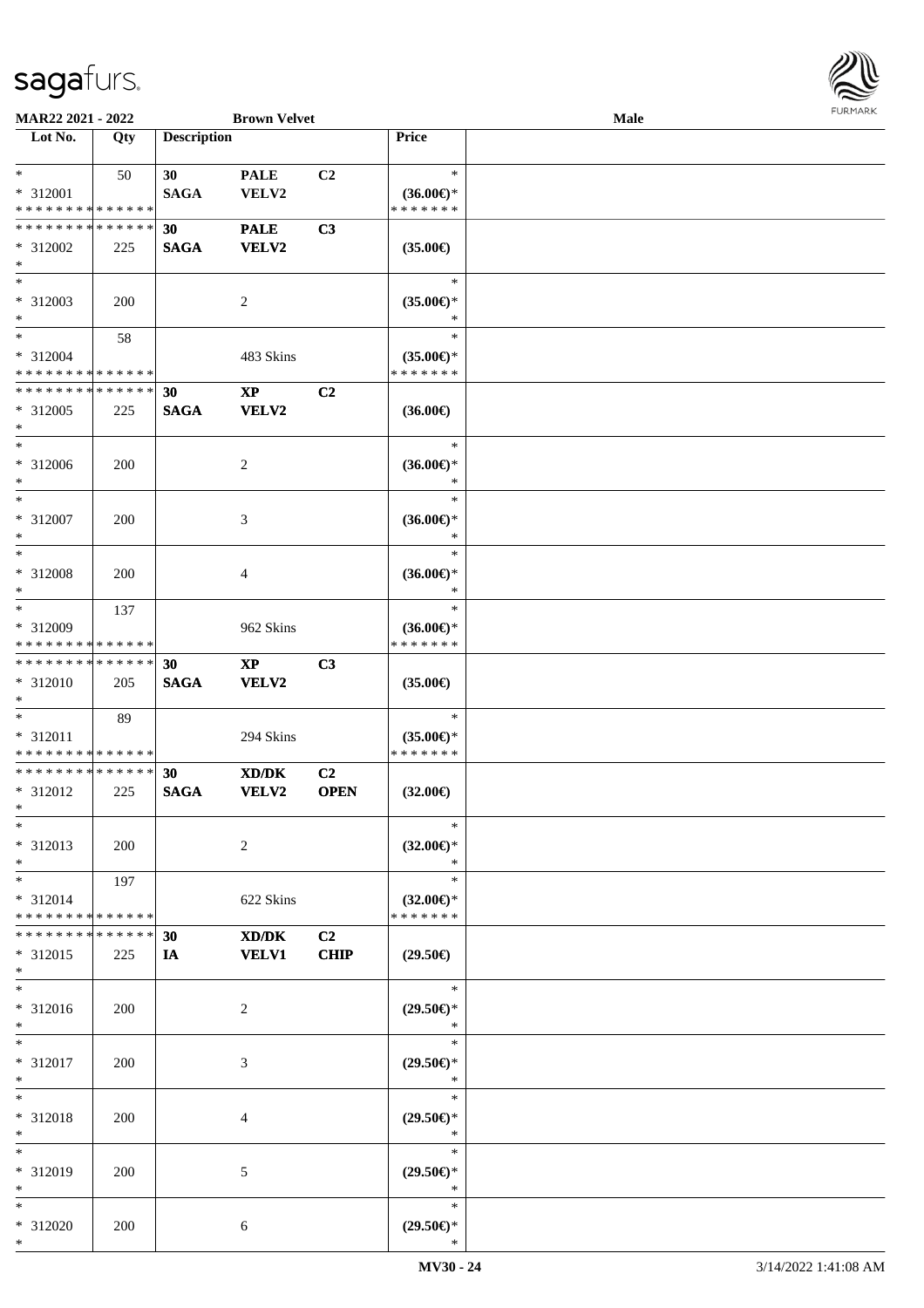MAR22 2021 - 2022 | Brown Velvet | Male

| Lot No. | Qty | Description | | | Price | |
|---|---|---|---|---|---|---|
| * | 50 | 30 | PALE | C2 | * | |
| * 312001 | | SAGA | VELV2 | | (36.00€)* | |
| * * * * * * * * * * * * * * | | | | | * * * * * * * | |
| * * * * * * * * * * * * * * | | 30 | PALE | C3 | | |
| * 312002 | 225 | SAGA | VELV2 | | (35.00€) | |
| * | | | | | | |
| * | | | | | * | |
| * 312003 | 200 | | 2 | | (35.00€)* | |
| * | | | | | * | |
| * | 58 | | | | * | |
| * 312004 | | | 483 Skins | | (35.00€)* | |
| * * * * * * * * * * * * * * | | | | | * * * * * * * | |
| * * * * * * * * * * * * * * | | 30 | XP | C2 | | |
| * 312005 | 225 | SAGA | VELV2 | | (36.00€) | |
| * | | | | | | |
| * | | | | | * | |
| * 312006 | 200 | | 2 | | (36.00€)* | |
| * | | | | | * | |
| * | | | | | * | |
| * 312007 | 200 | | 3 | | (36.00€)* | |
| * | | | | | * | |
| * | | | | | * | |
| * 312008 | 200 | | 4 | | (36.00€)* | |
| * | | | | | * | |
| * | 137 | | | | * | |
| * 312009 | | | 962 Skins | | (36.00€)* | |
| * * * * * * * * * * * * * * | | | | | * * * * * * * | |
| * * * * * * * * * * * * * * | | 30 | XP | C3 | | |
| * 312010 | 205 | SAGA | VELV2 | | (35.00€) | |
| * | | | | | | |
| * | 89 | | | | * | |
| * 312011 | | | 294 Skins | | (35.00€)* | |
| * * * * * * * * * * * * * * | | | | | * * * * * * * | |
| * * * * * * * * * * * * * * | | 30 | XD/DK | C2 | | |
| * 312012 | 225 | SAGA | VELV2 | OPEN | (32.00€) | |
| * | | | | | | |
| * | | | | | * | |
| * 312013 | 200 | | 2 | | (32.00€)* | |
| * | | | | | * | |
| * | 197 | | | | * | |
| * 312014 | | | 622 Skins | | (32.00€)* | |
| * * * * * * * * * * * * * * | | | | | * * * * * * * | |
| * * * * * * * * * * * * * * | | 30 | XD/DK | C2 | | |
| * 312015 | 225 | IA | VELV1 | CHIP | (29.50€) | |
| * | | | | | | |
| * | | | | | * | |
| * 312016 | 200 | | 2 | | (29.50€)* | |
| * | | | | | * | |
| * | | | | | * | |
| * 312017 | 200 | | 3 | | (29.50€)* | |
| * | | | | | * | |
| * | | | | | * | |
| * 312018 | 200 | | 4 | | (29.50€)* | |
| * | | | | | * | |
| * | | | | | * | |
| * 312019 | 200 | | 5 | | (29.50€)* | |
| * | | | | | * | |
| * | | | | | * | |
| * 312020 | 200 | | 6 | | (29.50€)* | |
| * | | | | | * | |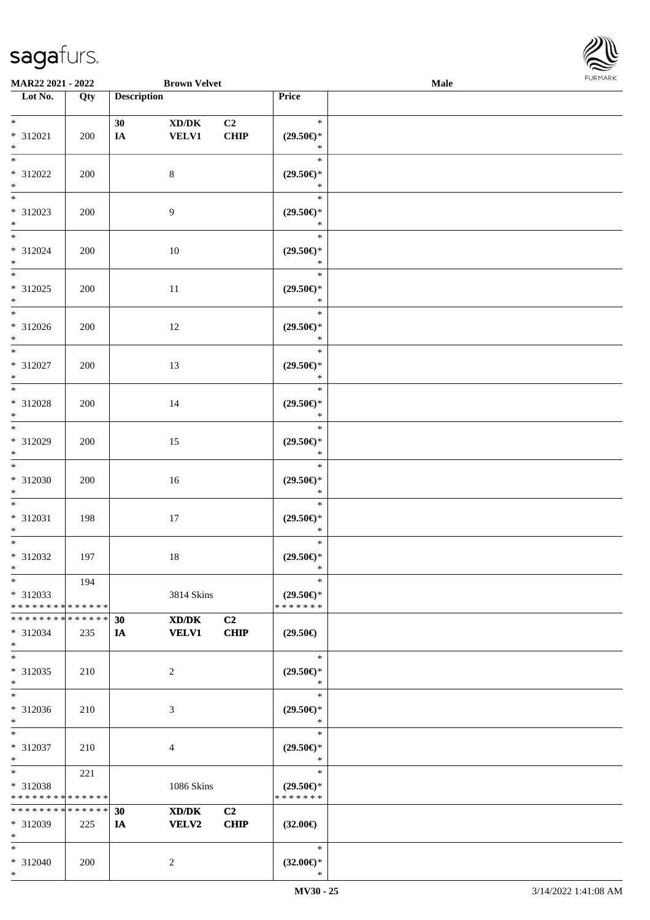**MAR22 2021 - 2022** | **Brown Velvet** | **Male**

| Lot No. | Qty | Description | | | Price | |
|---|---|---|---|---|---|---|
| * | | 30 | XD/DK | C2 | * | |
| * 312021 | 200 | IA | VELV1 | CHIP | (29.50€)* | |
| * | | | | | * | |
| * 312022 | 200 | | 8 | | (29.50€)* | |
| * | | | | | * | |
| * 312023 | 200 | | 9 | | (29.50€)* | |
| * | | | | | * | |
| * 312024 | 200 | | 10 | | (29.50€)* | |
| * | | | | | * | |
| * 312025 | 200 | | 11 | | (29.50€)* | |
| * | | | | | * | |
| * 312026 | 200 | | 12 | | (29.50€)* | |
| * | | | | | * | |
| * 312027 | 200 | | 13 | | (29.50€)* | |
| * | | | | | * | |
| * 312028 | 200 | | 14 | | (29.50€)* | |
| * | | | | | * | |
| * 312029 | 200 | | 15 | | (29.50€)* | |
| * | | | | | * | |
| * 312030 | 200 | | 16 | | (29.50€)* | |
| * | | | | | * | |
| * 312031 | 198 | | 17 | | (29.50€)* | |
| * | | | | | * | |
| * 312032 | 197 | | 18 | | (29.50€)* | |
| * | 194 | | | | * | |
| * 312033 | | | 3814 Skins | | (29.50€)* | |
| * * * * * * * * * * * * * * | | | | | * * * * * * * | |
| * * * * * * * * * * * * * * | | 30 | XD/DK | C2 | | |
| * 312034 | 235 | IA | VELV1 | CHIP | (29.50€) | |
| * | | | | | * | |
| * 312035 | 210 | | 2 | | (29.50€)* | |
| * | | | | | * | |
| * 312036 | 210 | | 3 | | (29.50€)* | |
| * | | | | | * | |
| * 312037 | 210 | | 4 | | (29.50€)* | |
| * | 221 | | | | * | |
| * 312038 | | | 1086 Skins | | (29.50€)* | |
| * * * * * * * * * * * * * * | | | | | * * * * * * * | |
| * * * * * * * * * * * * * * | | 30 | XD/DK | C2 | | |
| * 312039 | 225 | IA | VELV2 | CHIP | (32.00€) | |
| * | | | | | * | |
| * 312040 | 200 | | 2 | | (32.00€)* | |
| * | | | | | * | |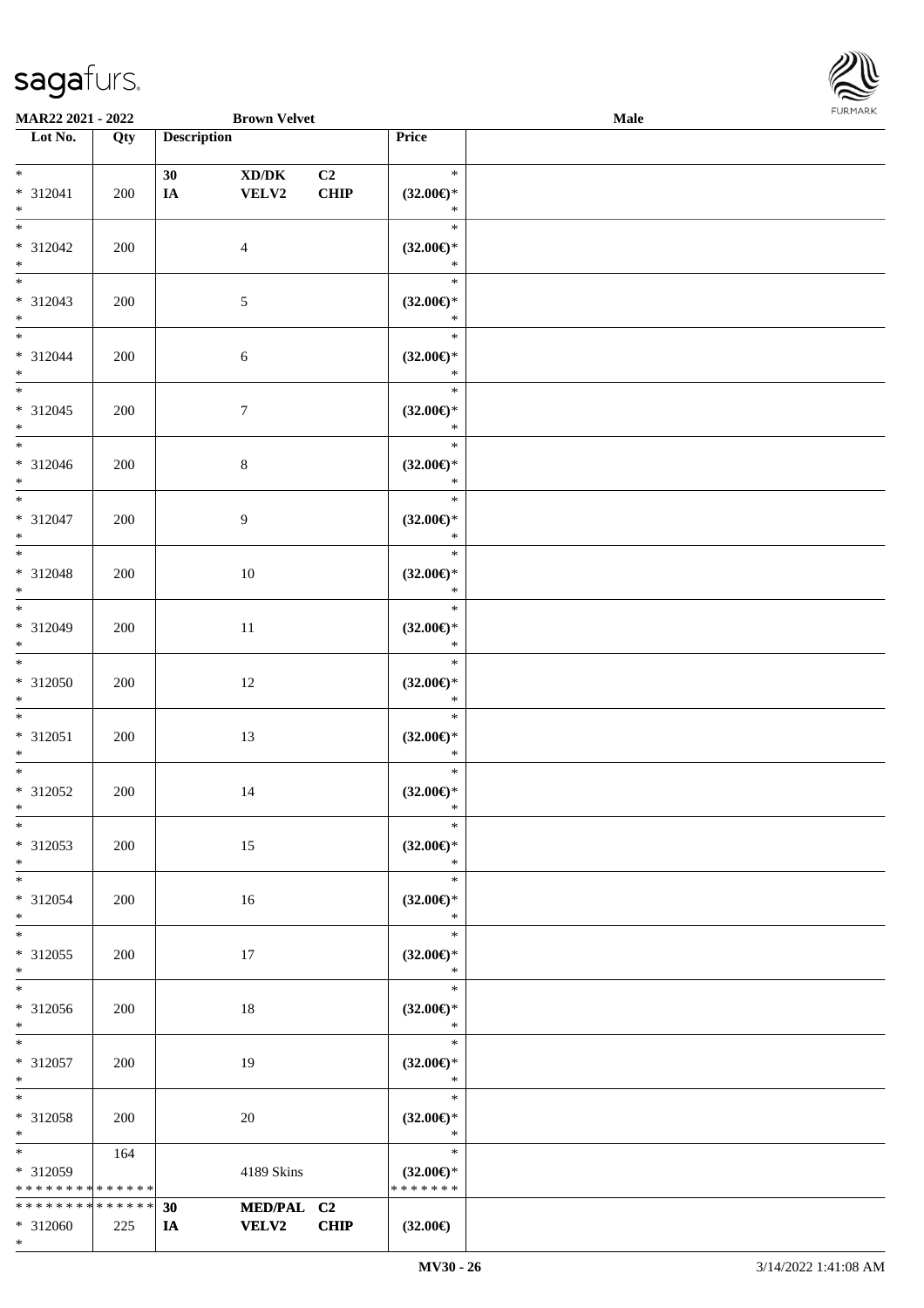**MAR22 2021 - 2022** **Brown Velvet** **Male**

| Lot No. | Qty | Description | | | Price | |
|---|---|---|---|---|---|---|
| * <br> * 312041 <br> * | 200 | 30 <br> IA | XD/DK <br> VELV2 | C2 <br> CHIP | * <br> (32.00€)* <br> * | |
| * <br> * 312042 <br> * | 200 | | 4 | | * <br> (32.00€)* <br> * | |
| * <br> * 312043 <br> * | 200 | | 5 | | * <br> (32.00€)* <br> * | |
| * <br> * 312044 <br> * | 200 | | 6 | | * <br> (32.00€)* <br> * | |
| * <br> * 312045 <br> * | 200 | | 7 | | * <br> (32.00€)* <br> * | |
| * <br> * 312046 <br> * | 200 | | 8 | | * <br> (32.00€)* <br> * | |
| * <br> * 312047 <br> * | 200 | | 9 | | * <br> (32.00€)* <br> * | |
| * <br> * 312048 <br> * | 200 | | 10 | | * <br> (32.00€)* <br> * | |
| * <br> * 312049 <br> * | 200 | | 11 | | * <br> (32.00€)* <br> * | |
| * <br> * 312050 <br> * | 200 | | 12 | | * <br> (32.00€)* <br> * | |
| * <br> * 312051 <br> * | 200 | | 13 | | * <br> (32.00€)* <br> * | |
| * <br> * 312052 <br> * | 200 | | 14 | | * <br> (32.00€)* <br> * | |
| * <br> * 312053 <br> * | 200 | | 15 | | * <br> (32.00€)* <br> * | |
| * <br> * 312054 <br> * | 200 | | 16 | | * <br> (32.00€)* <br> * | |
| * <br> * 312055 <br> * | 200 | | 17 | | * <br> (32.00€)* <br> * | |
| * <br> * 312056 <br> * | 200 | | 18 | | * <br> (32.00€)* <br> * | |
| * <br> * 312057 <br> * | 200 | | 19 | | * <br> (32.00€)* <br> * | |
| * <br> * 312058 <br> * | 200 | | 20 | | * <br> (32.00€)* <br> * | |
| * <br> * 312059 <br> * * * * * * * * * * * * * * | 164 | | 4189 Skins | | * <br> (32.00€)* <br> * * * * * * * | |
| * * * * * * * * * * * * * * <br> * 312060 <br> * | 225 | 30 <br> IA | MED/PAL <br> VELV2 | C2 <br> CHIP | (32.00€) | |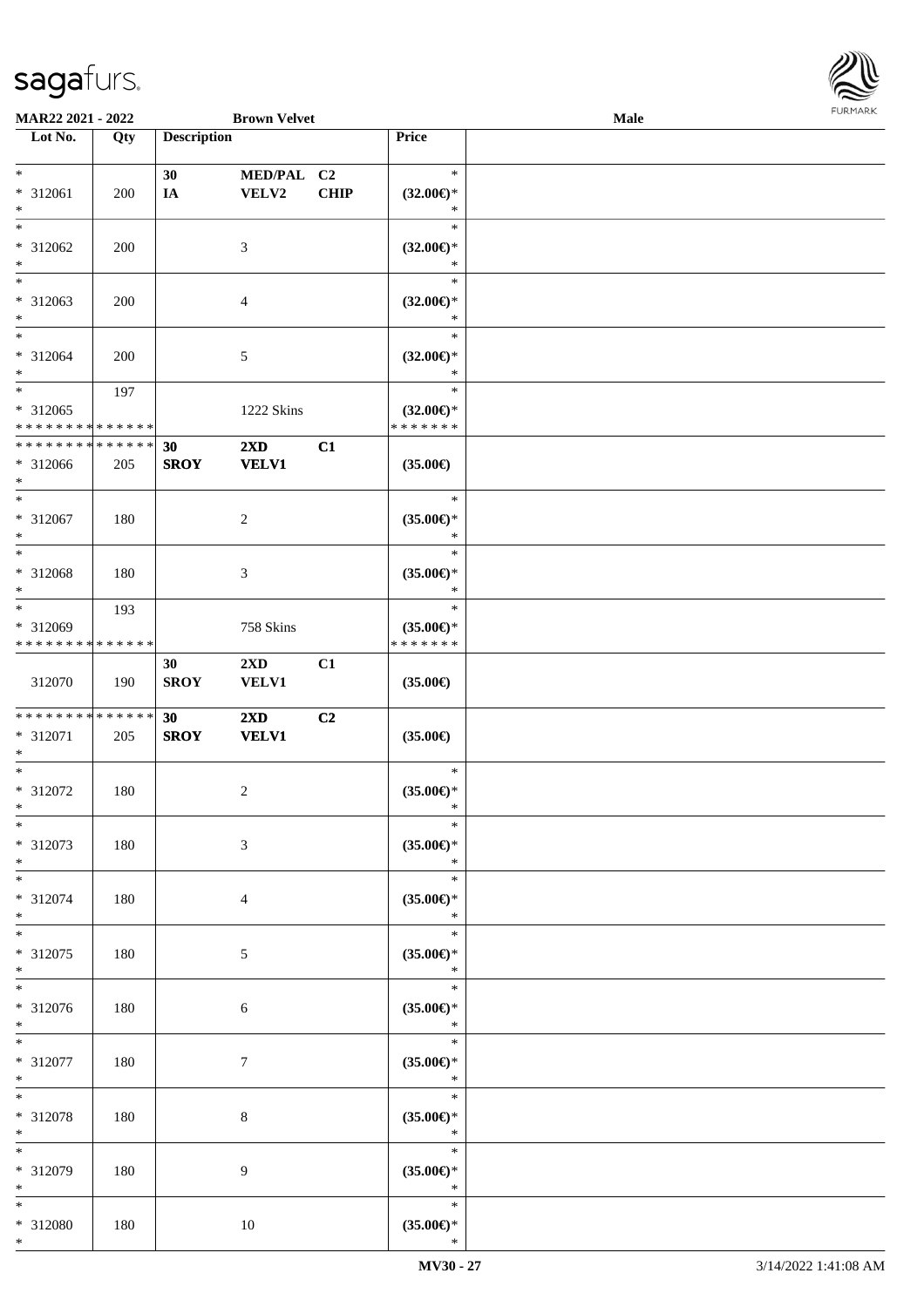MAR22 2021 - 2022 | Brown Velvet | Male

| Lot No. | Qty | Description | | | Price | |
|---|---|---|---|---|---|---|
| * <br> * 312061 <br> * | 200 | 30 <br> IA | MED/PAL <br> VELV2 | C2 <br> CHIP | * <br> (32.00€)* <br> * | |
| * <br> * 312062 <br> * | 200 | | 3 | | * <br> (32.00€)* <br> * | |
| * <br> * 312063 <br> * | 200 | | 4 | | * <br> (32.00€)* <br> * | |
| * <br> * 312064 <br> * | 200 | | 5 | | * <br> (32.00€)* <br> * | |
| * <br> * 312065 <br> * * * * * * * * * * * * * * | 197 | | 1222 Skins | | * <br> (32.00€)* <br> * * * * * * * | |
| * * * * * * * * * * * * * * <br> * 312066 <br> * | 205 | 30 <br> SROY | 2XD <br> VELV1 | C1 | (35.00€) | |
| * <br> * 312067 <br> * | 180 | | 2 | | * <br> (35.00€)* <br> * | |
| * <br> * 312068 <br> * | 180 | | 3 | | * <br> (35.00€)* <br> * | |
| * <br> * 312069 <br> * * * * * * * * * * * * * * | 193 | | 758 Skins | | * <br> (35.00€)* <br> * * * * * * * | |
| 312070 | 190 | 30 <br> SROY | 2XD <br> VELV1 | C1 | (35.00€) | |
| * * * * * * * * * * * * * * <br> * 312071 <br> * | 205 | 30 <br> SROY | 2XD <br> VELV1 | C2 | (35.00€) | |
| * <br> * 312072 <br> * | 180 | | 2 | | * <br> (35.00€)* <br> * | |
| * <br> * 312073 <br> * | 180 | | 3 | | * <br> (35.00€)* <br> * | |
| * <br> * 312074 <br> * | 180 | | 4 | | * <br> (35.00€)* <br> * | |
| * <br> * 312075 <br> * | 180 | | 5 | | * <br> (35.00€)* <br> * | |
| * <br> * 312076 <br> * | 180 | | 6 | | * <br> (35.00€)* <br> * | |
| * <br> * 312077 <br> * | 180 | | 7 | | * <br> (35.00€)* <br> * | |
| * <br> * 312078 <br> * | 180 | | 8 | | * <br> (35.00€)* <br> * | |
| * <br> * 312079 <br> * | 180 | | 9 | | * <br> (35.00€)* <br> * | |
| * <br> * 312080 <br> * | 180 | | 10 | | * <br> (35.00€)* <br> * | |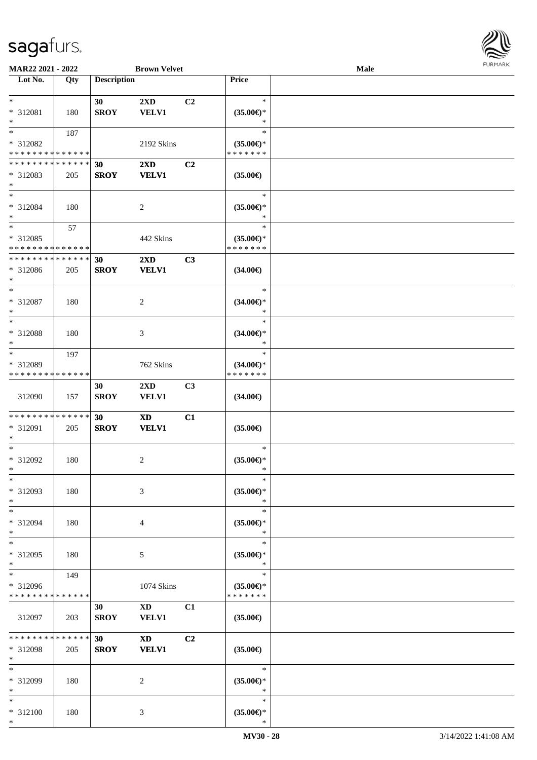MAR22 2021 - 2022 | Brown Velvet | Male

| Lot No. | Qty | Description | | | Price | |
|---|---|---|---|---|---|---|
| * | | 30 | 2XD | C2 | * | |
| * 312081 | 180 | SROY | VELV1 | | (35.00€)* | |
| * | | | | | * | |
| * | 187 | | | | * | |
| * 312082 | | | 2192 Skins | | (35.00€)* | |
| * * * * * * * * * * * * * * | | | | | * * * * * * * | |
| * * * * * * * * * * * * * * | | 30 | 2XD | C2 | | |
| * 312083 | 205 | SROY | VELV1 | | (35.00€) | |
| * | | | | | | |
| * | | | | | * | |
| * 312084 | 180 | | 2 | | (35.00€)* | |
| * | | | | | * | |
| * | 57 | | | | * | |
| * 312085 | | | 442 Skins | | (35.00€)* | |
| * * * * * * * * * * * * * * | | | | | * * * * * * * | |
| * * * * * * * * * * * * * * | | 30 | 2XD | C3 | | |
| * 312086 | 205 | SROY | VELV1 | | (34.00€) | |
| * | | | | | | |
| * | | | | | * | |
| * 312087 | 180 | | 2 | | (34.00€)* | |
| * | | | | | * | |
| * | | | | | * | |
| * 312088 | 180 | | 3 | | (34.00€)* | |
| * | | | | | * | |
| * | 197 | | | | * | |
| * 312089 | | | 762 Skins | | (34.00€)* | |
| * * * * * * * * * * * * * * | | | | | * * * * * * * | |
| | | 30 | 2XD | C3 | | |
| 312090 | 157 | SROY | VELV1 | | (34.00€) | |
| * * * * * * * * * * * * * * | | 30 | XD | C1 | | |
| * 312091 | 205 | SROY | VELV1 | | (35.00€) | |
| * | | | | | | |
| * | | | | | * | |
| * 312092 | 180 | | 2 | | (35.00€)* | |
| * | | | | | * | |
| * | | | | | * | |
| * 312093 | 180 | | 3 | | (35.00€)* | |
| * | | | | | * | |
| * | | | | | * | |
| * 312094 | 180 | | 4 | | (35.00€)* | |
| * | | | | | * | |
| * | | | | | * | |
| * 312095 | 180 | | 5 | | (35.00€)* | |
| * | | | | | * | |
| * | 149 | | | | * | |
| * 312096 | | | 1074 Skins | | (35.00€)* | |
| * * * * * * * * * * * * * * | | | | | * * * * * * * | |
| | | 30 | XD | C1 | | |
| 312097 | 203 | SROY | VELV1 | | (35.00€) | |
| * * * * * * * * * * * * * * | | 30 | XD | C2 | | |
| * 312098 | 205 | SROY | VELV1 | | (35.00€) | |
| * | | | | | | |
| * | | | | | * | |
| * 312099 | 180 | | 2 | | (35.00€)* | |
| * | | | | | * | |
| * | | | | | * | |
| * 312100 | 180 | | 3 | | (35.00€)* | |
| * | | | | | * | |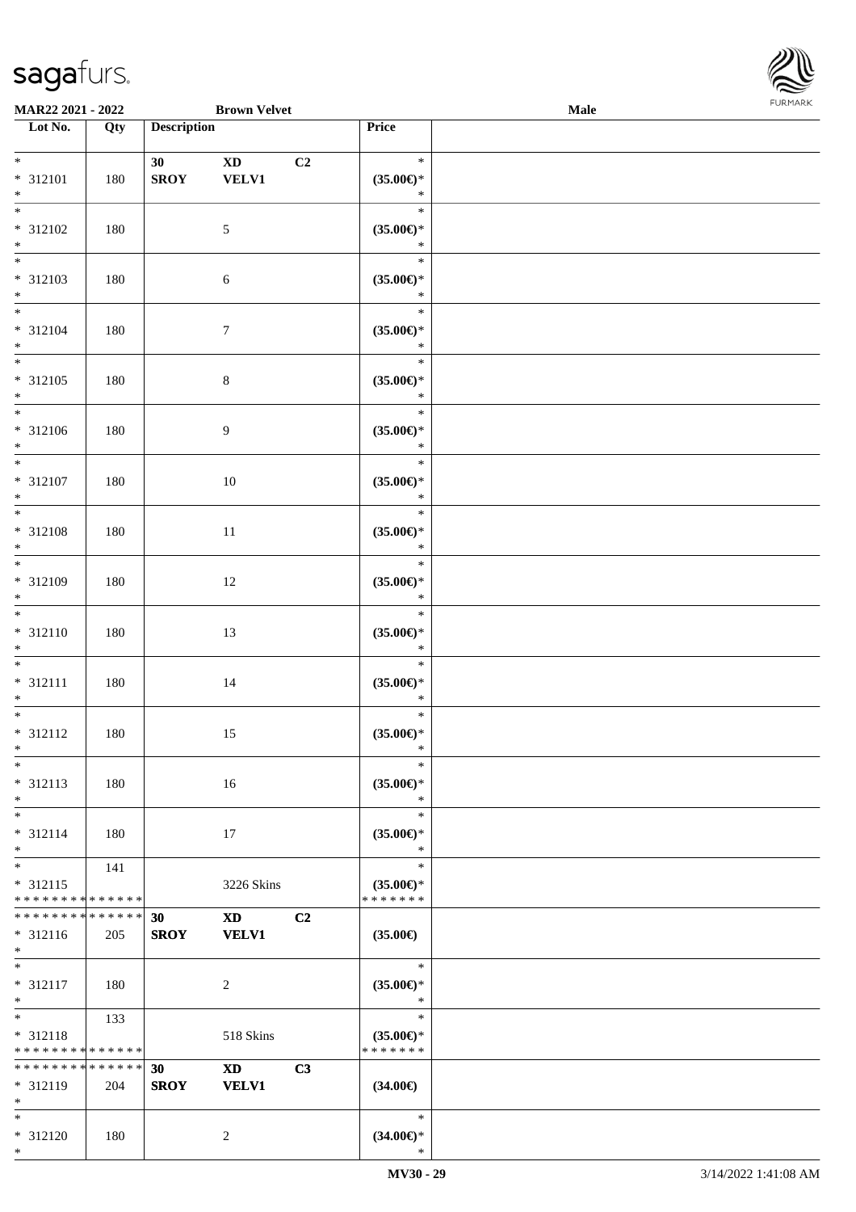**MAR22 2021 - 2022** **Brown Velvet** **Male**

| Lot No. | Qty | Description | | | Price |
|---|---|---|---|---|---|
| * <br> * 312101 <br> * | 180 | **30** <br> **SROY** | **XD** <br> **VELV1** | **C2** | * <br> **(35.00€)*** <br> * |
| * <br> * 312102 <br> * | 180 | | 5 | | * <br> **(35.00€)*** <br> * |
| * <br> * 312103 <br> * | 180 | | 6 | | * <br> **(35.00€)*** <br> * |
| * <br> * 312104 <br> * | 180 | | 7 | | * <br> **(35.00€)*** <br> * |
| * <br> * 312105 <br> * | 180 | | 8 | | * <br> **(35.00€)*** <br> * |
| * <br> * 312106 <br> * | 180 | | 9 | | * <br> **(35.00€)*** <br> * |
| * <br> * 312107 <br> * | 180 | | 10 | | * <br> **(35.00€)*** <br> * |
| * <br> * 312108 <br> * | 180 | | 11 | | * <br> **(35.00€)*** <br> * |
| * <br> * 312109 <br> * | 180 | | 12 | | * <br> **(35.00€)*** <br> * |
| * <br> * 312110 <br> * | 180 | | 13 | | * <br> **(35.00€)*** <br> * |
| * <br> * 312111 <br> * | 180 | | 14 | | * <br> **(35.00€)*** <br> * |
| * <br> * 312112 <br> * | 180 | | 15 | | * <br> **(35.00€)*** <br> * |
| * <br> * 312113 <br> * | 180 | | 16 | | * <br> **(35.00€)*** <br> * |
| * <br> * 312114 <br> * | 180 | | 17 | | * <br> **(35.00€)*** <br> * |
| * <br> * 312115 <br> * * * * * * * * * * * * * * | 141 | | 3226 Skins | | * <br> **(35.00€)*** <br> * * * * * * * |
| * * * * * * * * * * * * * * <br> * 312116 <br> * | 205 | **30** <br> **SROY** | **XD** <br> **VELV1** | **C2** | **(35.00€)** |
| * <br> * 312117 <br> * | 180 | | 2 | | * <br> **(35.00€)*** <br> * |
| * <br> * 312118 <br> * * * * * * * * * * * * * * | 133 | | 518 Skins | | * <br> **(35.00€)*** <br> * * * * * * * |
| * * * * * * * * * * * * * * <br> * 312119 <br> * | 204 | **30** <br> **SROY** | **XD** <br> **VELV1** | **C3** | **(34.00€)** |
| * <br> * 312120 <br> * | 180 | | 2 | | * <br> **(34.00€)*** <br> * |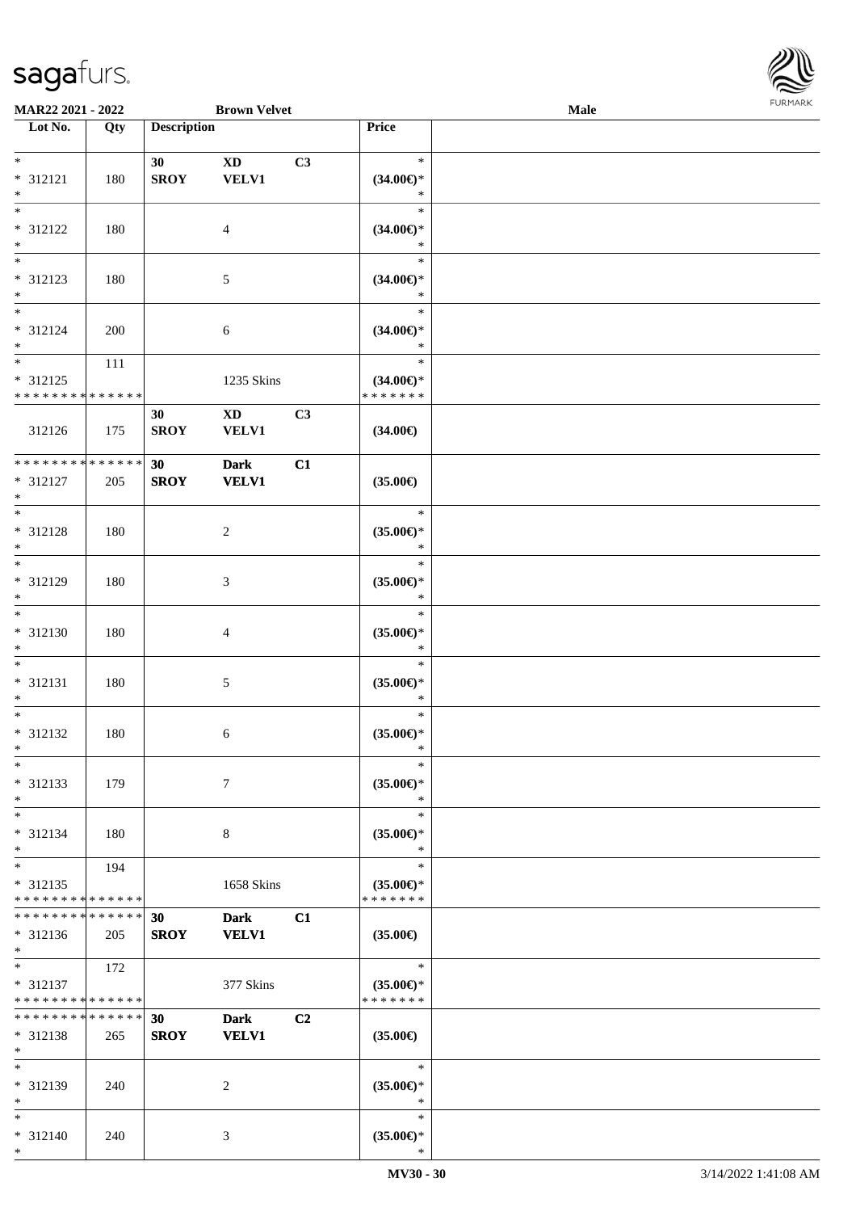MAR22 2021 - 2022 | Brown Velvet | Male

| Lot No. | Qty | Description | | | Price | |
|---|---|---|---|---|---|---|
| *<br>* 312121<br>* | 180 | 30<br>SROY | XD<br>VELV1 | C3 | *<br>(34.00€)*<br>* | |
| *<br>* 312122<br>* | 180 | | 4 | | *<br>(34.00€)*<br>* | |
| *<br>* 312123<br>* | 180 | | 5 | | *<br>(34.00€)*<br>* | |
| *<br>* 312124<br>* | 200 | | 6 | | *<br>(34.00€)*<br>* | |
| *<br>* 312125<br>* * * * * * * * * * * * * * | 111 | | 1235 Skins | | *<br>(34.00€)*<br>* * * * * * * | |
| 312126 | 175 | 30<br>SROY | XD<br>VELV1 | C3 | (34.00€) | |
| * * * * * * * * * * * * * *<br>* 312127<br>* | 205 | 30<br>SROY | Dark<br>VELV1 | C1 | (35.00€) | |
| *<br>* 312128<br>* | 180 | | 2 | | *<br>(35.00€)*<br>* | |
| *<br>* 312129<br>* | 180 | | 3 | | *<br>(35.00€)*<br>* | |
| *<br>* 312130<br>* | 180 | | 4 | | *<br>(35.00€)*<br>* | |
| *<br>* 312131<br>* | 180 | | 5 | | *<br>(35.00€)*<br>* | |
| *<br>* 312132<br>* | 180 | | 6 | | *<br>(35.00€)*<br>* | |
| *<br>* 312133<br>* | 179 | | 7 | | *<br>(35.00€)*<br>* | |
| *<br>* 312134<br>* | 180 | | 8 | | *<br>(35.00€)*<br>* | |
| *<br>* 312135<br>* * * * * * * * * * * * * * | 194 | | 1658 Skins | | *<br>(35.00€)*<br>* * * * * * * | |
| * * * * * * * * * * * * * *<br>* 312136<br>* | 205 | 30<br>SROY | Dark<br>VELV1 | C1 | (35.00€) | |
| *<br>* 312137<br>* * * * * * * * * * * * * * | 172 | | 377 Skins | | *<br>(35.00€)*<br>* * * * * * * | |
| * * * * * * * * * * * * * *<br>* 312138<br>* | 265 | 30<br>SROY | Dark<br>VELV1 | C2 | (35.00€) | |
| *<br>* 312139<br>* | 240 | | 2 | | *<br>(35.00€)*<br>* | |
| *<br>* 312140<br>* | 240 | | 3 | | *<br>(35.00€)*<br>* | |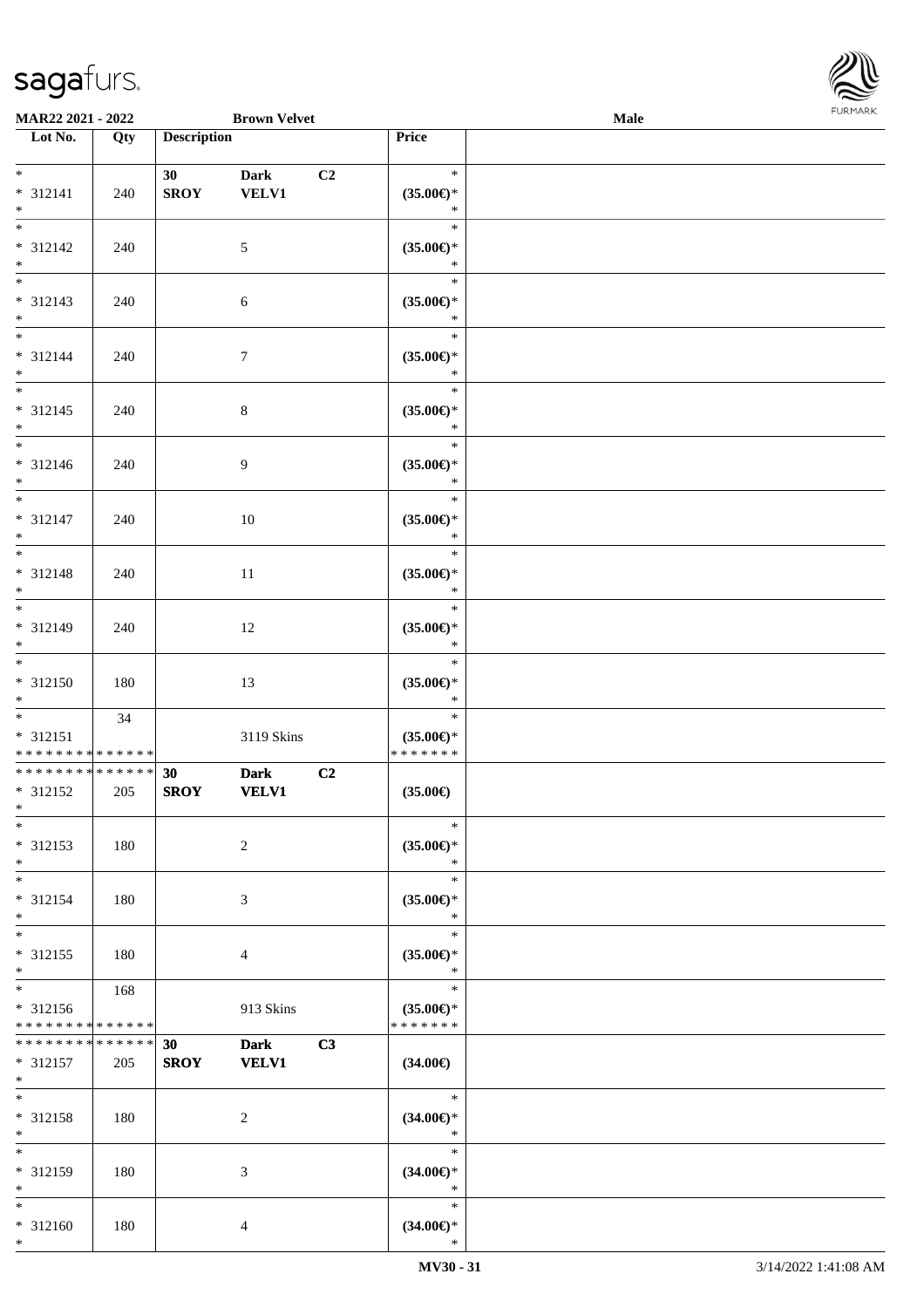| Lot No. | Qty | Description | | | Price | |
|---|---|---|---|---|---|---|
| * | | 30 | Dark | C2 | * | |
| * 312141 | 240 | SROY | VELV1 | | (35.00€)* | |
| * | | | | | * | |
| * | | | | | * | |
| * 312142 | 240 | | 5 | | (35.00€)* | |
| * | | | | | * | |
| * | | | | | * | |
| * 312143 | 240 | | 6 | | (35.00€)* | |
| * | | | | | * | |
| * | | | | | * | |
| * 312144 | 240 | | 7 | | (35.00€)* | |
| * | | | | | * | |
| * | | | | | * | |
| * 312145 | 240 | | 8 | | (35.00€)* | |
| * | | | | | * | |
| * | | | | | * | |
| * 312146 | 240 | | 9 | | (35.00€)* | |
| * | | | | | * | |
| * | | | | | * | |
| * 312147 | 240 | | 10 | | (35.00€)* | |
| * | | | | | * | |
| * | | | | | * | |
| * 312148 | 240 | | 11 | | (35.00€)* | |
| * | | | | | * | |
| * | | | | | * | |
| * 312149 | 240 | | 12 | | (35.00€)* | |
| * | | | | | * | |
| * | | | | | * | |
| * 312150 | 180 | | 13 | | (35.00€)* | |
| * | | | | | * | |
| * | 34 | | | | * | |
| * 312151 | | | 3119 Skins | | (35.00€)* | |
| * * * * * * * * * * * * * * | | | | | * * * * * * * | |
| * * * * * * * * * * * * * * | | 30 | Dark | C2 | | |
| * 312152 | 205 | SROY | VELV1 | | (35.00€) | |
| * | | | | | | |
| * | | | | | * | |
| * 312153 | 180 | | 2 | | (35.00€)* | |
| * | | | | | * | |
| * | | | | | * | |
| * 312154 | 180 | | 3 | | (35.00€)* | |
| * | | | | | * | |
| * | | | | | * | |
| * 312155 | 180 | | 4 | | (35.00€)* | |
| * | | | | | * | |
| * | 168 | | | | * | |
| * 312156 | | | 913 Skins | | (35.00€)* | |
| * * * * * * * * * * * * * * | | | | | * * * * * * * | |
| * * * * * * * * * * * * * * | | 30 | Dark | C3 | | |
| * 312157 | 205 | SROY | VELV1 | | (34.00€) | |
| * | | | | | | |
| * | | | | | * | |
| * 312158 | 180 | | 2 | | (34.00€)* | |
| * | | | | | * | |
| * | | | | | * | |
| * 312159 | 180 | | 3 | | (34.00€)* | |
| * | | | | | * | |
| * | | | | | * | |
| * 312160 | 180 | | 4 | | (34.00€)* | |
| * | | | | | * | |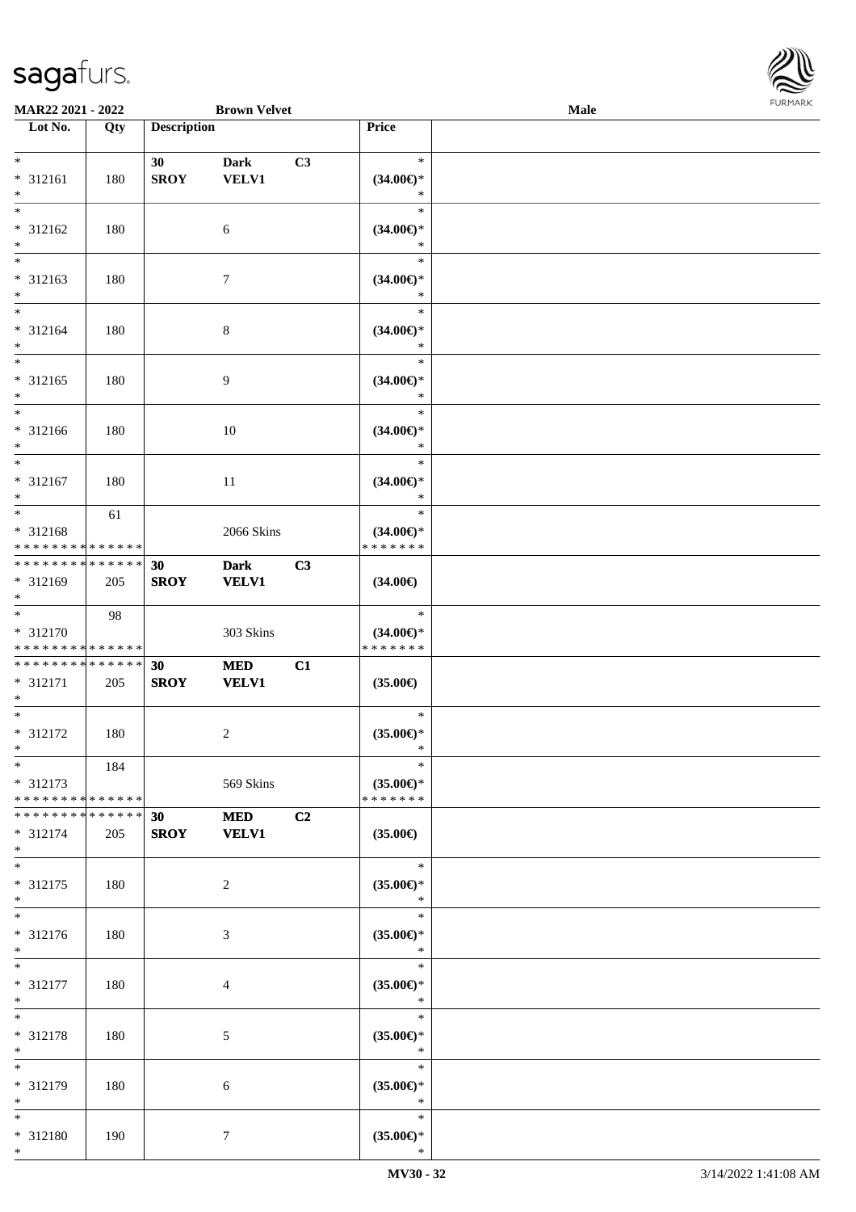| Lot No. | Qty | Description | | | Price | |
|---|---|---|---|---|---|---|
| * <br> * 312161 <br> * | 180 | 30 <br> SROY | Dark <br> VELV1 | C3 | * <br> (34.00€)* <br> * | |
| * <br> * 312162 <br> * | 180 | | 6 | | * <br> (34.00€)* <br> * | |
| * <br> * 312163 <br> * | 180 | | 7 | | * <br> (34.00€)* <br> * | |
| * <br> * 312164 <br> * | 180 | | 8 | | * <br> (34.00€)* <br> * | |
| * <br> * 312165 <br> * | 180 | | 9 | | * <br> (34.00€)* <br> * | |
| * <br> * 312166 <br> * | 180 | | 10 | | * <br> (34.00€)* <br> * | |
| * <br> * 312167 <br> * | 180 | | 11 | | * <br> (34.00€)* <br> * | |
| * <br> * 312168 <br> * * * * * * * * * * * * * * | 61 | | 2066 Skins | | * <br> (34.00€)* <br> * * * * * * * | |
| * * * * * * * * * * * * * * <br> * 312169 <br> * | 205 | 30 <br> SROY | Dark <br> VELV1 | C3 | (34.00€) | |
| * <br> * 312170 <br> * * * * * * * * * * * * * * | 98 | | 303 Skins | | * <br> (34.00€)* <br> * * * * * * * | |
| * * * * * * * * * * * * * * <br> * 312171 <br> * | 205 | 30 <br> SROY | MED <br> VELV1 | C1 | (35.00€) | |
| * <br> * 312172 <br> * | 180 | | 2 | | * <br> (35.00€)* <br> * | |
| * <br> * 312173 <br> * * * * * * * * * * * * * * | 184 | | 569 Skins | | * <br> (35.00€)* <br> * * * * * * * | |
| * * * * * * * * * * * * * * <br> * 312174 <br> * | 205 | 30 <br> SROY | MED <br> VELV1 | C2 | (35.00€) | |
| * <br> * 312175 <br> * | 180 | | 2 | | * <br> (35.00€)* <br> * | |
| * <br> * 312176 <br> * | 180 | | 3 | | * <br> (35.00€)* <br> * | |
| * <br> * 312177 <br> * | 180 | | 4 | | * <br> (35.00€)* <br> * | |
| * <br> * 312178 <br> * | 180 | | 5 | | * <br> (35.00€)* <br> * | |
| * <br> * 312179 <br> * | 180 | | 6 | | * <br> (35.00€)* <br> * | |
| * <br> * 312180 <br> * | 190 | | 7 | | * <br> (35.00€)* <br> * | |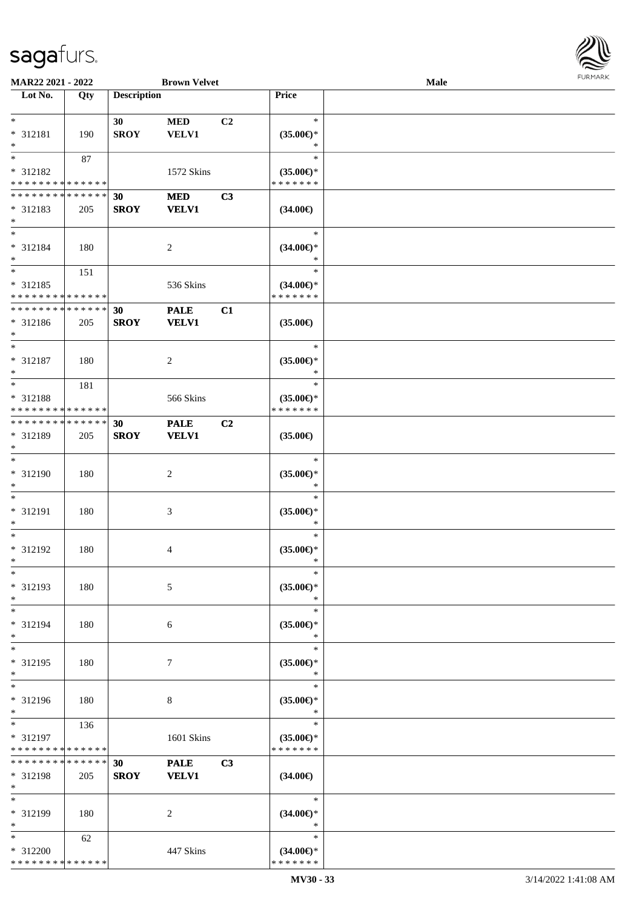**MAR22 2021 - 2022** **Brown Velvet** **Male**

| Lot No. | Qty | Description | | | Price | |
|---|---|---|---|---|---|---|
| *<br>* 312181<br>* | 190 | 30<br>SROY | MED<br>VELV1 | C2 | *<br>(35.00€)*<br>* | |
| *<br>* 312182<br>* * * * * * * * * * * * * * | 87 | | 1572 Skins | | *<br>(35.00€)*<br>* * * * * * * | |
| * * * * * * * * * * * * * *<br>* 312183<br>* | 205 | 30<br>SROY | MED<br>VELV1 | C3 | (34.00€) | |
| *<br>* 312184<br>* | 180 | | 2 | | *<br>(34.00€)*<br>* | |
| *<br>* 312185<br>* * * * * * * * * * * * * * | 151 | | 536 Skins | | *<br>(34.00€)*<br>* * * * * * * | |
| * * * * * * * * * * * * * *<br>* 312186<br>* | 205 | 30<br>SROY | PALE<br>VELV1 | C1 | (35.00€) | |
| *<br>* 312187<br>* | 180 | | 2 | | *<br>(35.00€)*<br>* | |
| *<br>* 312188<br>* * * * * * * * * * * * * * | 181 | | 566 Skins | | *<br>(35.00€)*<br>* * * * * * * | |
| * * * * * * * * * * * * * *<br>* 312189<br>* | 205 | 30<br>SROY | PALE<br>VELV1 | C2 | (35.00€) | |
| *<br>* 312190<br>* | 180 | | 2 | | *<br>(35.00€)*<br>* | |
| *<br>* 312191<br>* | 180 | | 3 | | *<br>(35.00€)*<br>* | |
| *<br>* 312192<br>* | 180 | | 4 | | *<br>(35.00€)*<br>* | |
| *<br>* 312193<br>* | 180 | | 5 | | *<br>(35.00€)*<br>* | |
| *<br>* 312194<br>* | 180 | | 6 | | *<br>(35.00€)*<br>* | |
| *<br>* 312195<br>* | 180 | | 7 | | *<br>(35.00€)*<br>* | |
| *<br>* 312196<br>* | 180 | | 8 | | *<br>(35.00€)*<br>* | |
| *<br>* 312197<br>* * * * * * * * * * * * * * | 136 | | 1601 Skins | | *<br>(35.00€)*<br>* * * * * * * | |
| * * * * * * * * * * * * * *<br>* 312198<br>* | 205 | 30<br>SROY | PALE<br>VELV1 | C3 | (34.00€) | |
| *<br>* 312199<br>* | 180 | | 2 | | *<br>(34.00€)*<br>* | |
| *<br>* 312200<br>* * * * * * * * * * * * * * | 62 | | 447 Skins | | *<br>(34.00€)*<br>* * * * * * * | |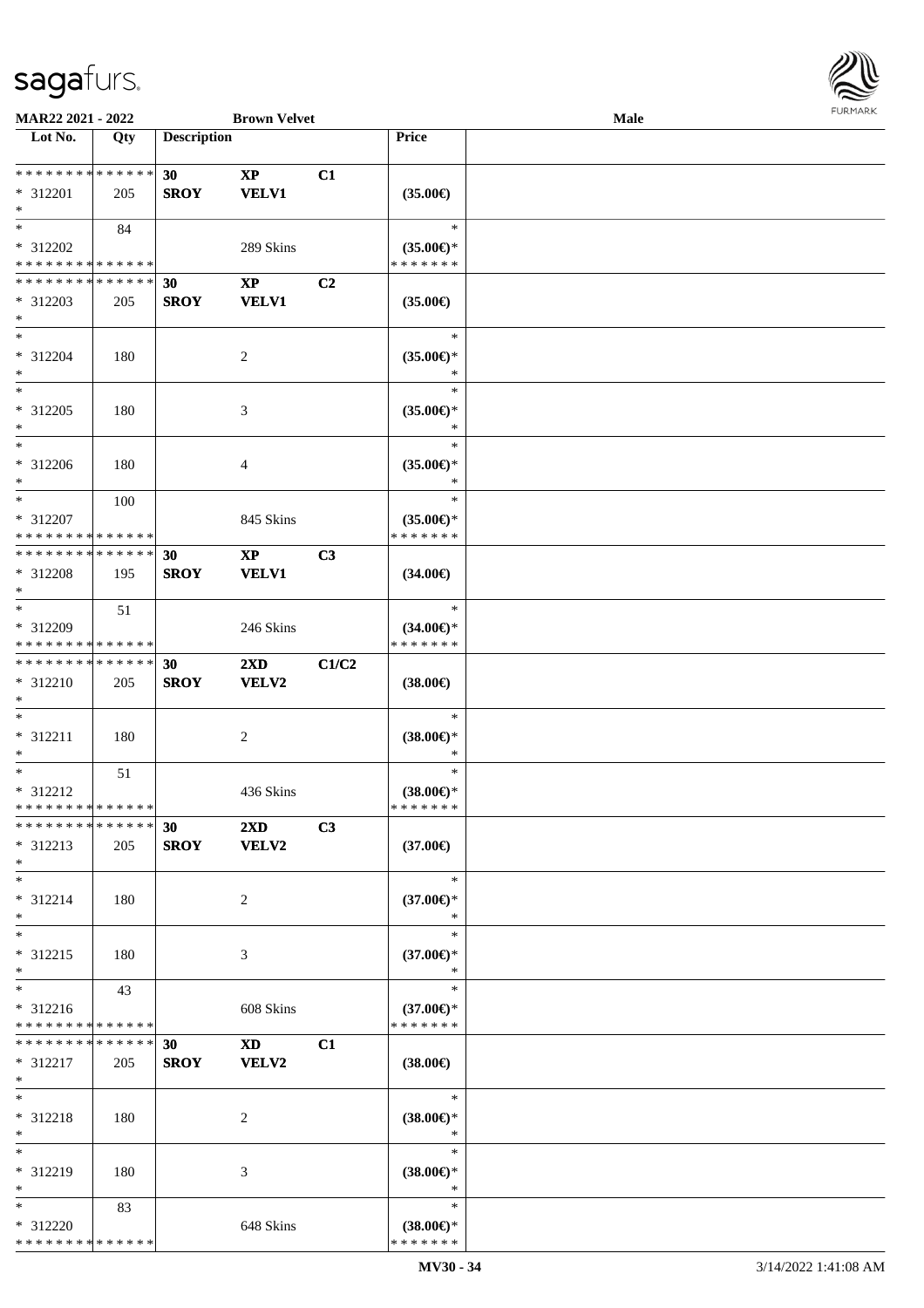MAR22 2021 - 2022 &nbsp;&nbsp;&nbsp; Brown Velvet &nbsp;&nbsp;&nbsp; Male

| Lot No. | Qty | Description | | | Price | |
|---|---|---|---|---|---|---|
| * * * * * * * * * * * * * * | | 30 | XP | C1 | | |
| * 312201 | 205 | SROY | VELV1 | | (35.00€) | |
| * | | | | | | |
| * | 84 | | | | * | |
| * 312202 | | | 289 Skins | | (35.00€)* | |
| * * * * * * * * * * * * * * | | | | | * * * * * * * | |
| * * * * * * * * * * * * * * | | 30 | XP | C2 | | |
| * 312203 | 205 | SROY | VELV1 | | (35.00€) | |
| * | | | | | | |
| * | | | | | * | |
| * 312204 | 180 | | 2 | | (35.00€)* | |
| * | | | | | * | |
| * | | | | | * | |
| * 312205 | 180 | | 3 | | (35.00€)* | |
| * | | | | | * | |
| * | | | | | * | |
| * 312206 | 180 | | 4 | | (35.00€)* | |
| * | | | | | * | |
| * | 100 | | | | * | |
| * 312207 | | | 845 Skins | | (35.00€)* | |
| * * * * * * * * * * * * * * | | | | | * * * * * * * | |
| * * * * * * * * * * * * * * | | 30 | XP | C3 | | |
| * 312208 | 195 | SROY | VELV1 | | (34.00€) | |
| * | | | | | | |
| * | 51 | | | | * | |
| * 312209 | | | 246 Skins | | (34.00€)* | |
| * * * * * * * * * * * * * * | | | | | * * * * * * * | |
| * * * * * * * * * * * * * * | | 30 | 2XD | C1/C2 | | |
| * 312210 | 205 | SROY | VELV2 | | (38.00€) | |
| * | | | | | | |
| * | | | | | * | |
| * 312211 | 180 | | 2 | | (38.00€)* | |
| * | | | | | * | |
| * | 51 | | | | * | |
| * 312212 | | | 436 Skins | | (38.00€)* | |
| * * * * * * * * * * * * * * | | | | | * * * * * * * | |
| * * * * * * * * * * * * * * | | 30 | 2XD | C3 | | |
| * 312213 | 205 | SROY | VELV2 | | (37.00€) | |
| * | | | | | | |
| * | | | | | * | |
| * 312214 | 180 | | 2 | | (37.00€)* | |
| * | | | | | * | |
| * | | | | | * | |
| * 312215 | 180 | | 3 | | (37.00€)* | |
| * | | | | | * | |
| * | 43 | | | | * | |
| * 312216 | | | 608 Skins | | (37.00€)* | |
| * * * * * * * * * * * * * * | | | | | * * * * * * * | |
| * * * * * * * * * * * * * * | | 30 | XD | C1 | | |
| * 312217 | 205 | SROY | VELV2 | | (38.00€) | |
| * | | | | | | |
| * | | | | | * | |
| * 312218 | 180 | | 2 | | (38.00€)* | |
| * | | | | | * | |
| * | | | | | * | |
| * 312219 | 180 | | 3 | | (38.00€)* | |
| * | | | | | * | |
| * | 83 | | | | * | |
| * 312220 | | | 648 Skins | | (38.00€)* | |
| * * * * * * * * * * * * * * | | | | | * * * * * * * | |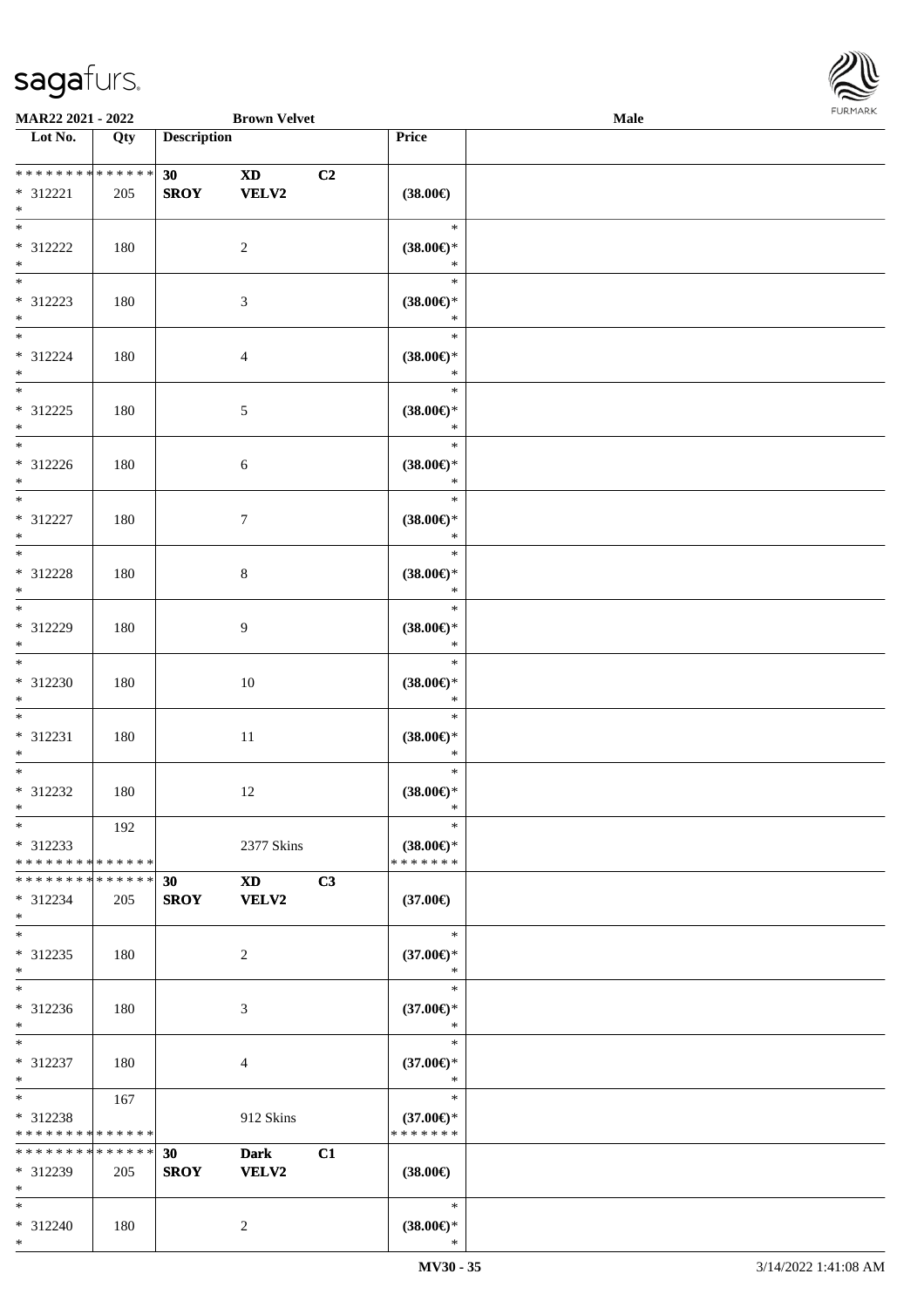**MAR22 2021 - 2022** **Brown Velvet** **Male**

| Lot No. | Qty | Description | | | Price | |
|---|---|---|---|---|---|---|
| * * * * * * * * * * * * * * | | 30 | XD | C2 | | |
| * 312221 | 205 | SROY | VELV2 | | (38.00€) | |
| * | | | | | | |
| * 312222 | 180 | | 2 | | (38.00€)* | |
| * 312223 | 180 | | 3 | | (38.00€)* | |
| * 312224 | 180 | | 4 | | (38.00€)* | |
| * 312225 | 180 | | 5 | | (38.00€)* | |
| * 312226 | 180 | | 6 | | (38.00€)* | |
| * 312227 | 180 | | 7 | | (38.00€)* | |
| * 312228 | 180 | | 8 | | (38.00€)* | |
| * 312229 | 180 | | 9 | | (38.00€)* | |
| * 312230 | 180 | | 10 | | (38.00€)* | |
| * 312231 | 180 | | 11 | | (38.00€)* | |
| * 312232 | 180 | | 12 | | (38.00€)* | |
| * 312233 | 192 | | 2377 Skins | | (38.00€)* | |
| * * * * * * * * * * * * * * | | | | | * * * * * * * | |
| * * * * * * * * * * * * * * | | 30 | XD | C3 | | |
| * 312234 | 205 | SROY | VELV2 | | (37.00€) | |
| * 312235 | 180 | | 2 | | (37.00€)* | |
| * 312236 | 180 | | 3 | | (37.00€)* | |
| * 312237 | 180 | | 4 | | (37.00€)* | |
| * 312238 | 167 | | 912 Skins | | (37.00€)* | |
| * * * * * * * * * * * * * * | | | | | * * * * * * * | |
| * * * * * * * * * * * * * * | | 30 | Dark | C1 | | |
| * 312239 | 205 | SROY | VELV2 | | (38.00€) | |
| * 312240 | 180 | | 2 | | (38.00€)* | |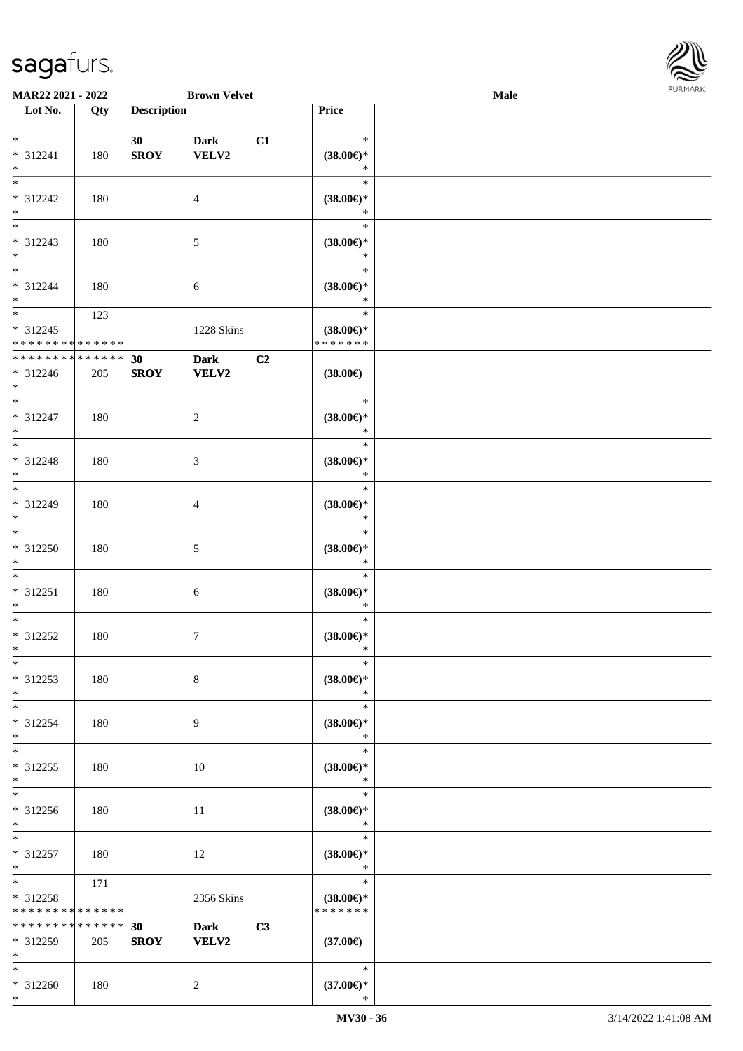**MAR22 2021 - 2022** **Brown Velvet** **Male**

| Lot No. | Qty | Description | | | Price | |
|---|---|---|---|---|---|---|
| * <br> * 312241 <br> * | 180 | 30 <br> **SROY** | **Dark** <br> **VELV2** | **C1** | * <br> **(38.00€)*** <br> * | |
| * <br> * 312242 <br> * | 180 | | 4 | | * <br> **(38.00€)*** <br> * | |
| * <br> * 312243 <br> * | 180 | | 5 | | * <br> **(38.00€)*** <br> * | |
| * <br> * 312244 <br> * | 180 | | 6 | | * <br> **(38.00€)*** <br> * | |
| * <br> * 312245 <br> * * * * * * * * * * * * * * | 123 | | 1228 Skins | | * <br> **(38.00€)*** <br> * * * * * * * | |
| * * * * * * * * * * * * * * <br> * 312246 <br> * | 205 | **30** <br> **SROY** | **Dark** <br> **VELV2** | **C2** | **(38.00€)** | |
| * <br> * 312247 <br> * | 180 | | 2 | | * <br> **(38.00€)*** <br> * | |
| * <br> * 312248 <br> * | 180 | | 3 | | * <br> **(38.00€)*** <br> * | |
| * <br> * 312249 <br> * | 180 | | 4 | | * <br> **(38.00€)*** <br> * | |
| * <br> * 312250 <br> * | 180 | | 5 | | * <br> **(38.00€)*** <br> * | |
| * <br> * 312251 <br> * | 180 | | 6 | | * <br> **(38.00€)*** <br> * | |
| * <br> * 312252 <br> * | 180 | | 7 | | * <br> **(38.00€)*** <br> * | |
| * <br> * 312253 <br> * | 180 | | 8 | | * <br> **(38.00€)*** <br> * | |
| * <br> * 312254 <br> * | 180 | | 9 | | * <br> **(38.00€)*** <br> * | |
| * <br> * 312255 <br> * | 180 | | 10 | | * <br> **(38.00€)*** <br> * | |
| * <br> * 312256 <br> * | 180 | | 11 | | * <br> **(38.00€)*** <br> * | |
| * <br> * 312257 <br> * | 180 | | 12 | | * <br> **(38.00€)*** <br> * | |
| * <br> * 312258 <br> * * * * * * * * * * * * * * | 171 | | 2356 Skins | | * <br> **(38.00€)*** <br> * * * * * * * | |
| * * * * * * * * * * * * * * <br> * 312259 <br> * | 205 | **30** <br> **SROY** | **Dark** <br> **VELV2** | **C3** | **(37.00€)** | |
| * <br> * 312260 <br> * | 180 | | 2 | | * <br> **(37.00€)*** <br> * | |

MV30 - 36 3/14/2022 1:41:08 AM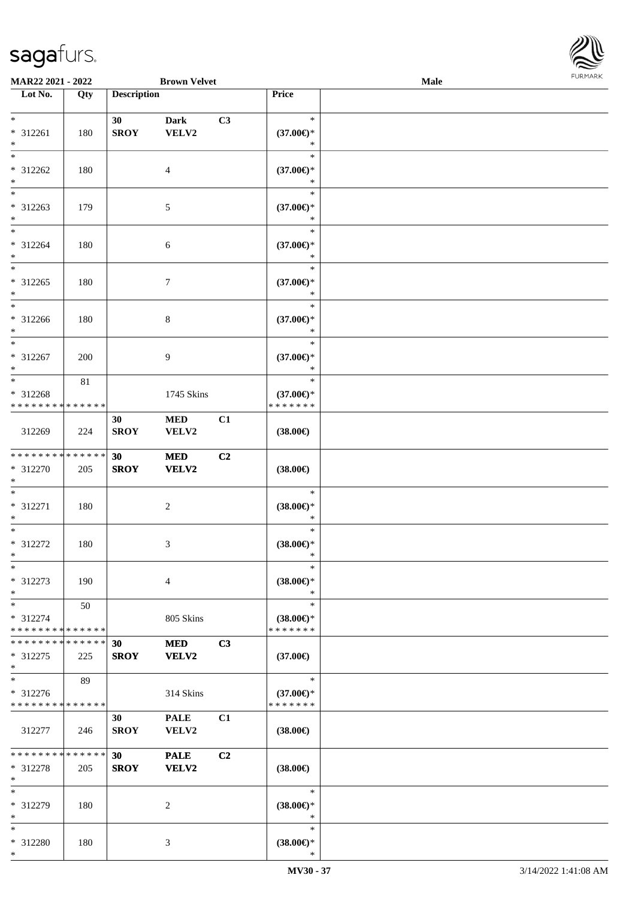MAR22 2021 - 2022 — Brown Velvet — Male

| Lot No. | Qty | Description | | | Price | |
|---|---|---|---|---|---|---|
| * <br> * 312261 <br> * | 180 | 30 <br> SROY | Dark <br> VELV2 | C3 | * <br> (37.00€)* <br> * | |
| * <br> * 312262 <br> * | 180 | | 4 | | * <br> (37.00€)* <br> * | |
| * <br> * 312263 <br> * | 179 | | 5 | | * <br> (37.00€)* <br> * | |
| * <br> * 312264 <br> * | 180 | | 6 | | * <br> (37.00€)* <br> * | |
| * <br> * 312265 <br> * | 180 | | 7 | | * <br> (37.00€)* <br> * | |
| * <br> * 312266 <br> * | 180 | | 8 | | * <br> (37.00€)* <br> * | |
| * <br> * 312267 <br> * | 200 | | 9 | | * <br> (37.00€)* <br> * | |
| * <br> * 312268 <br> * * * * * * * * * * * * * * | 81 | | 1745 Skins | | * <br> (37.00€)* <br> * * * * * * * | |
| 312269 | 224 | 30 <br> SROY | MED <br> VELV2 | C1 | (38.00€) | |
| * * * * * * * * * * * * * * <br> * 312270 <br> * | 205 | **30** <br> **SROY** | **MED** <br> **VELV2** | **C2** | (38.00€) | |
| * <br> * 312271 <br> * | 180 | | 2 | | * <br> (38.00€)* <br> * | |
| * <br> * 312272 <br> * | 180 | | 3 | | * <br> (38.00€)* <br> * | |
| * <br> * 312273 <br> * | 190 | | 4 | | * <br> (38.00€)* <br> * | |
| * <br> * 312274 <br> * * * * * * * * * * * * * * | 50 | | 805 Skins | | * <br> (38.00€)* <br> * * * * * * * | |
| * * * * * * * * * * * * * * <br> * 312275 <br> * | 225 | **30** <br> **SROY** | **MED** <br> **VELV2** | **C3** | (37.00€) | |
| * <br> * 312276 <br> * * * * * * * * * * * * * * | 89 | | 314 Skins | | * <br> (37.00€)* <br> * * * * * * * | |
| 312277 | 246 | 30 <br> SROY | PALE <br> VELV2 | C1 | (38.00€) | |
| * * * * * * * * * * * * * * <br> * 312278 <br> * | 205 | **30** <br> **SROY** | **PALE** <br> **VELV2** | **C2** | (38.00€) | |
| * <br> * 312279 <br> * | 180 | | 2 | | * <br> (38.00€)* <br> * | |
| * <br> * 312280 <br> * | 180 | | 3 | | * <br> (38.00€)* <br> * | |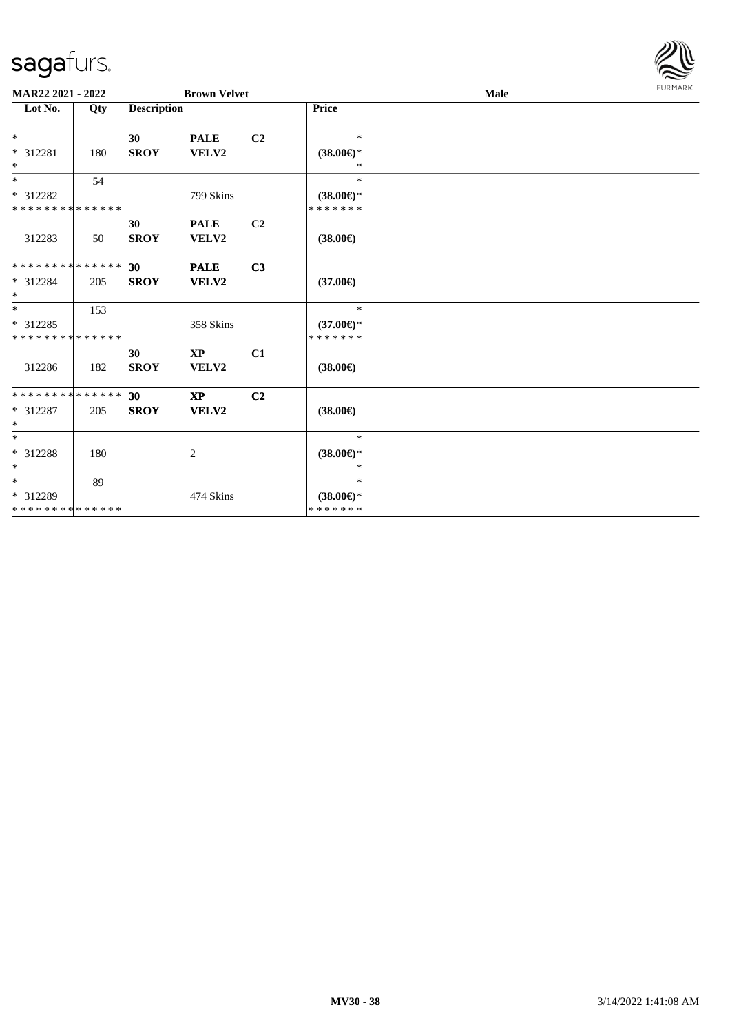**MAR22 2021 - 2022** **Brown Velvet** **Male**

| Lot No. | Qty | Description | | | Price | |
|---|---|---|---|---|---|---|
| * <br> * 312281 <br> * | 180 | **30** <br> **SROY** | **PALE** <br> **VELV2** | **C2** | * <br> **(38.00€)*** <br> * | |
| * <br> * 312282 <br> * * * * * * * * * * * * * * | 54 | | 799 Skins | | * <br> **(38.00€)*** <br> * * * * * * * | |
| 312283 | 50 | **30** <br> **SROY** | **PALE** <br> **VELV2** | **C2** | **(38.00€)** | |
| * * * * * * * * * * * * * * <br> * 312284 <br> * | 205 | **30** <br> **SROY** | **PALE** <br> **VELV2** | **C3** | **(37.00€)** | |
| * <br> * 312285 <br> * * * * * * * * * * * * * * | 153 | | 358 Skins | | * <br> **(37.00€)*** <br> * * * * * * * | |
| 312286 | 182 | **30** <br> **SROY** | **XP** <br> **VELV2** | **C1** | **(38.00€)** | |
| * * * * * * * * * * * * * * <br> * 312287 <br> * | 205 | **30** <br> **SROY** | **XP** <br> **VELV2** | **C2** | **(38.00€)** | |
| * <br> * 312288 <br> * | 180 | | 2 | | * <br> **(38.00€)*** <br> * | |
| * <br> * 312289 <br> * * * * * * * * * * * * * * | 89 | | 474 Skins | | * <br> **(38.00€)*** <br> * * * * * * * | |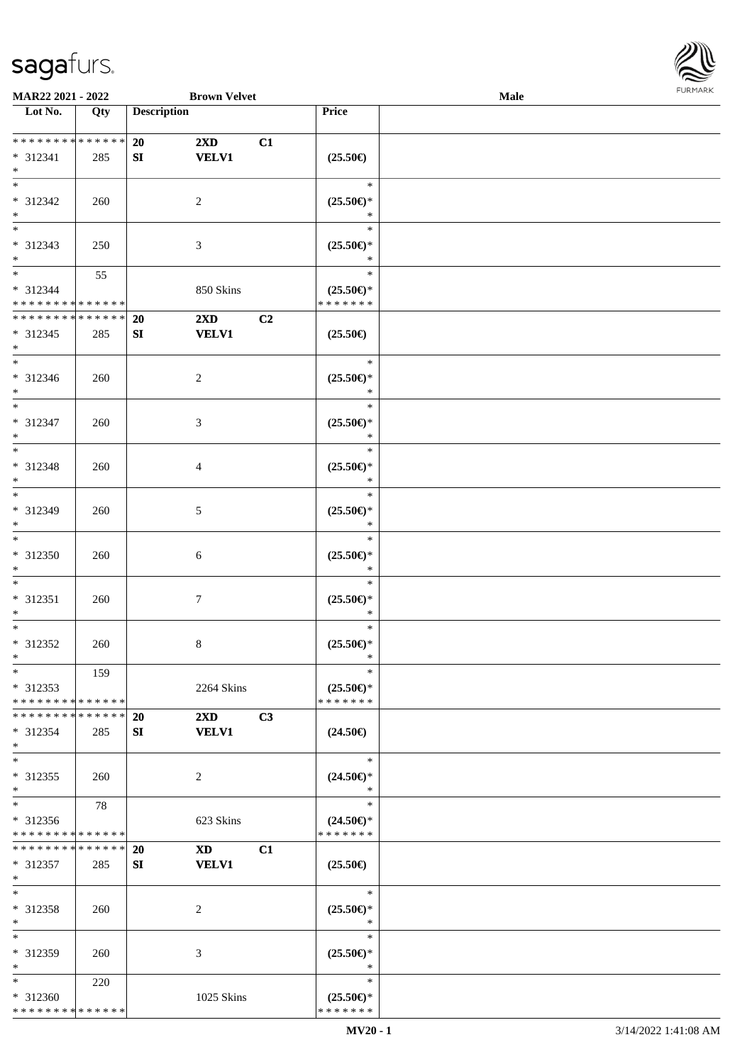| Lot No. | Qty | Description | | | Price |
|---|---|---|---|---|---|
| * * * * * * * * * * * * * * | | 20 | 2XD | C1 | |
| * 312341 | 285 | SI | VELV1 | | (25.50€) |
| * | | | | | |
| * | | | | | * |
| * 312342 | 260 | | 2 | | (25.50€)* |
| * | | | | | * |
| * | | | | | * |
| * 312343 | 250 | | 3 | | (25.50€)* |
| * | | | | | * |
| * | 55 | | | | * |
| * 312344 | | | 850 Skins | | (25.50€)* |
| * * * * * * * * * * * * * * | | | | | * * * * * * * |
| * * * * * * * * * * * * * * | | 20 | 2XD | C2 | |
| * 312345 | 285 | SI | VELV1 | | (25.50€) |
| * | | | | | |
| * | | | | | * |
| * 312346 | 260 | | 2 | | (25.50€)* |
| * | | | | | * |
| * | | | | | * |
| * 312347 | 260 | | 3 | | (25.50€)* |
| * | | | | | * |
| * | | | | | * |
| * 312348 | 260 | | 4 | | (25.50€)* |
| * | | | | | * |
| * | | | | | * |
| * 312349 | 260 | | 5 | | (25.50€)* |
| * | | | | | * |
| * | | | | | * |
| * 312350 | 260 | | 6 | | (25.50€)* |
| * | | | | | * |
| * | | | | | * |
| * 312351 | 260 | | 7 | | (25.50€)* |
| * | | | | | * |
| * | | | | | * |
| * 312352 | 260 | | 8 | | (25.50€)* |
| * | | | | | * |
| * | 159 | | | | * |
| * 312353 | | | 2264 Skins | | (25.50€)* |
| * * * * * * * * * * * * * * | | | | | * * * * * * * |
| * * * * * * * * * * * * * * | | 20 | 2XD | C3 | |
| * 312354 | 285 | SI | VELV1 | | (24.50€) |
| * | | | | | |
| * | | | | | * |
| * 312355 | 260 | | 2 | | (24.50€)* |
| * | | | | | * |
| * | 78 | | | | * |
| * 312356 | | | 623 Skins | | (24.50€)* |
| * * * * * * * * * * * * * * | | | | | * * * * * * * |
| * * * * * * * * * * * * * * | | 20 | XD | C1 | |
| * 312357 | 285 | SI | VELV1 | | (25.50€) |
| * | | | | | |
| * | | | | | * |
| * 312358 | 260 | | 2 | | (25.50€)* |
| * | | | | | * |
| * | | | | | * |
| * 312359 | 260 | | 3 | | (25.50€)* |
| * | | | | | * |
| * | 220 | | | | * |
| * 312360 | | | 1025 Skins | | (25.50€)* |
| * * * * * * * * * * * * * * | | | | | * * * * * * * |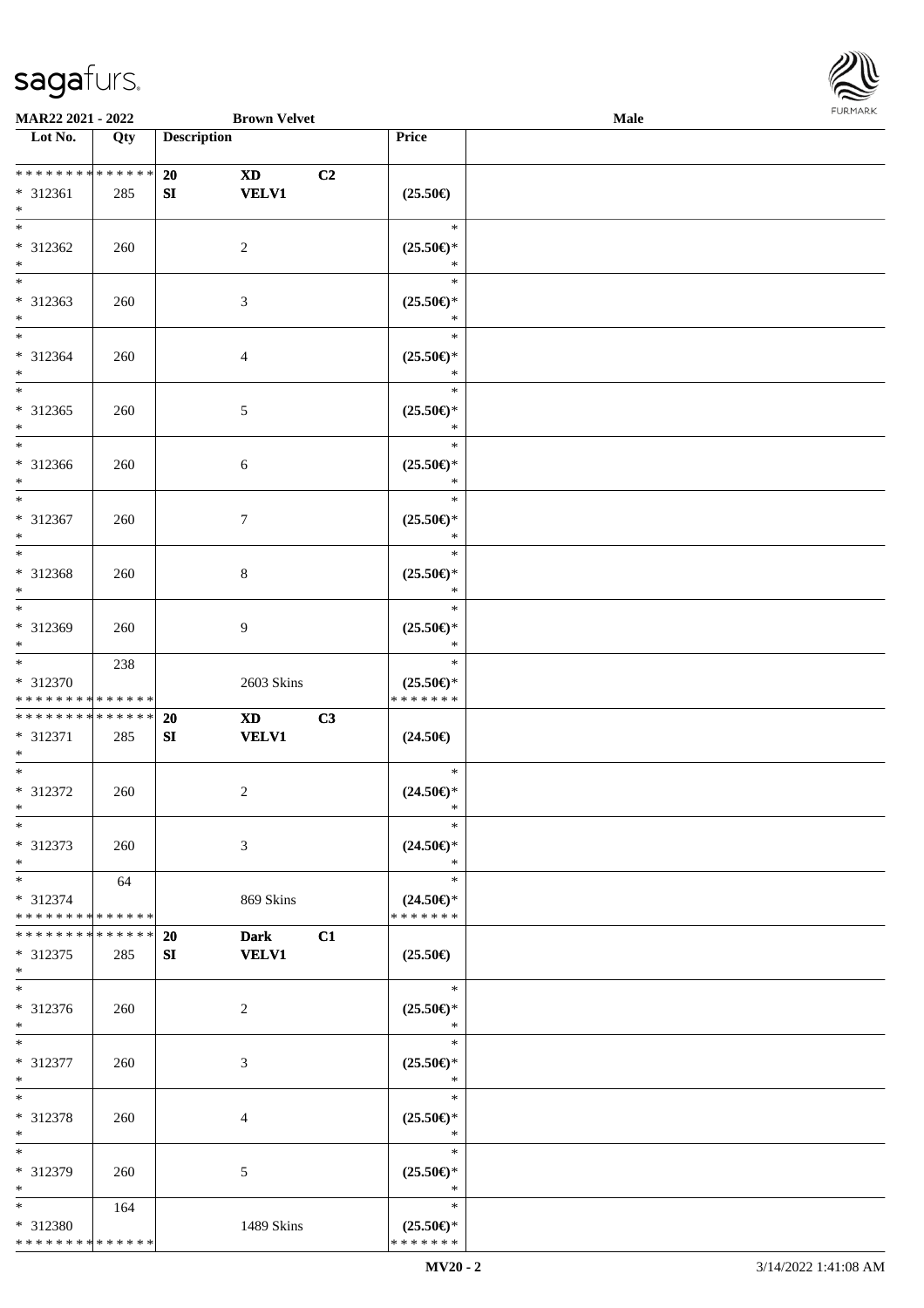**MAR22 2021 - 2022** — **Brown Velvet** — **Male**

| Lot No. | Qty | Description | | | Price | |
|---|---|---|---|---|---|---|
| * * * * * * * * * * * * * * | | 20 | XD | C2 | | |
| * 312361 | 285 | SI | VELV1 | | (25.50€) | |
| * | | | | | | |
| * 312362 | 260 | | 2 | | * (25.50€)* * | |
| * 312363 | 260 | | 3 | | * (25.50€)* * | |
| * 312364 | 260 | | 4 | | * (25.50€)* * | |
| * 312365 | 260 | | 5 | | * (25.50€)* * | |
| * 312366 | 260 | | 6 | | * (25.50€)* * | |
| * 312367 | 260 | | 7 | | * (25.50€)* * | |
| * 312368 | 260 | | 8 | | * (25.50€)* * | |
| * 312369 | 260 | | 9 | | * (25.50€)* * | |
| * 312370 | 238 | | 2603 Skins | | * (25.50€)* * * * * * * * | |
| * * * * * * * * * * * * * * | | 20 | XD | C3 | | |
| * 312371 | 285 | SI | VELV1 | | (24.50€) | |
| * 312372 | 260 | | 2 | | * (24.50€)* * | |
| * 312373 | 260 | | 3 | | * (24.50€)* * | |
| * 312374 | 64 | | 869 Skins | | * (24.50€)* * * * * * * * | |
| * * * * * * * * * * * * * * | | 20 | Dark | C1 | | |
| * 312375 | 285 | SI | VELV1 | | (25.50€) | |
| * 312376 | 260 | | 2 | | * (25.50€)* * | |
| * 312377 | 260 | | 3 | | * (25.50€)* * | |
| * 312378 | 260 | | 4 | | * (25.50€)* * | |
| * 312379 | 260 | | 5 | | * (25.50€)* * | |
| * 312380 | 164 | | 1489 Skins | | * (25.50€)* * * * * * * * | |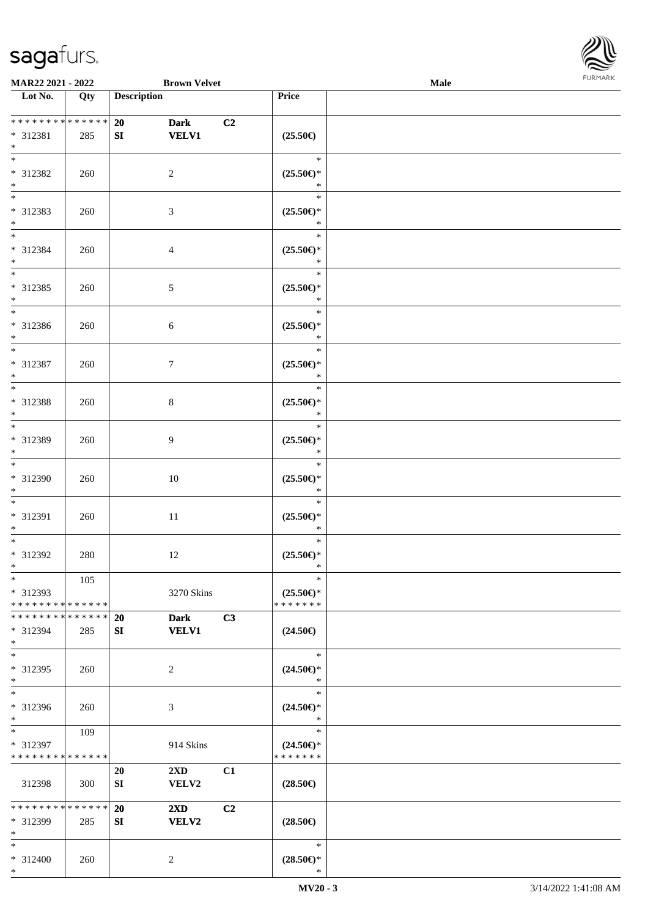MAR22 2021 - 2022 | Brown Velvet | Male

| Lot No. | Qty | Description | | | Price | |
|---|---|---|---|---|---|---|
| * * * * * * * * * * * * * * | | 20 | Dark | C2 | | |
| * 312381 | 285 | SI | VELV1 | | (25.50€) | |
| * | | | | | | |
| * | | | | | * | |
| * 312382 | 260 | | 2 | | (25.50€)* | |
| * | | | | | * | |
| * | | | | | * | |
| * 312383 | 260 | | 3 | | (25.50€)* | |
| * | | | | | * | |
| * | | | | | * | |
| * 312384 | 260 | | 4 | | (25.50€)* | |
| * | | | | | * | |
| * | | | | | * | |
| * 312385 | 260 | | 5 | | (25.50€)* | |
| * | | | | | * | |
| * | | | | | * | |
| * 312386 | 260 | | 6 | | (25.50€)* | |
| * | | | | | * | |
| * | | | | | * | |
| * 312387 | 260 | | 7 | | (25.50€)* | |
| * | | | | | * | |
| * | | | | | * | |
| * 312388 | 260 | | 8 | | (25.50€)* | |
| * | | | | | * | |
| * | | | | | * | |
| * 312389 | 260 | | 9 | | (25.50€)* | |
| * | | | | | * | |
| * | | | | | * | |
| * 312390 | 260 | | 10 | | (25.50€)* | |
| * | | | | | * | |
| * | | | | | * | |
| * 312391 | 260 | | 11 | | (25.50€)* | |
| * | | | | | * | |
| * | | | | | * | |
| * 312392 | 280 | | 12 | | (25.50€)* | |
| * | | | | | * | |
| * | 105 | | | | * | |
| * 312393 | | | 3270 Skins | | (25.50€)* | |
| * * * * * * * * * * * * * * | | | | | * * * * * * * | |
| * * * * * * * * * * * * * * | | 20 | Dark | C3 | | |
| * 312394 | 285 | SI | VELV1 | | (24.50€) | |
| * | | | | | | |
| * | | | | | * | |
| * 312395 | 260 | | 2 | | (24.50€)* | |
| * | | | | | * | |
| * | | | | | * | |
| * 312396 | 260 | | 3 | | (24.50€)* | |
| * | | | | | * | |
| * | 109 | | | | * | |
| * 312397 | | | 914 Skins | | (24.50€)* | |
| * * * * * * * * * * * * * * | | | | | * * * * * * * | |
| | | 20 | 2XD | C1 | | |
| 312398 | 300 | SI | VELV2 | | (28.50€) | |
| * * * * * * * * * * * * * * | | 20 | 2XD | C2 | | |
| * 312399 | 285 | SI | VELV2 | | (28.50€) | |
| * | | | | | | |
| * | | | | | * | |
| * 312400 | 260 | | 2 | | (28.50€)* | |
| * | | | | | * | |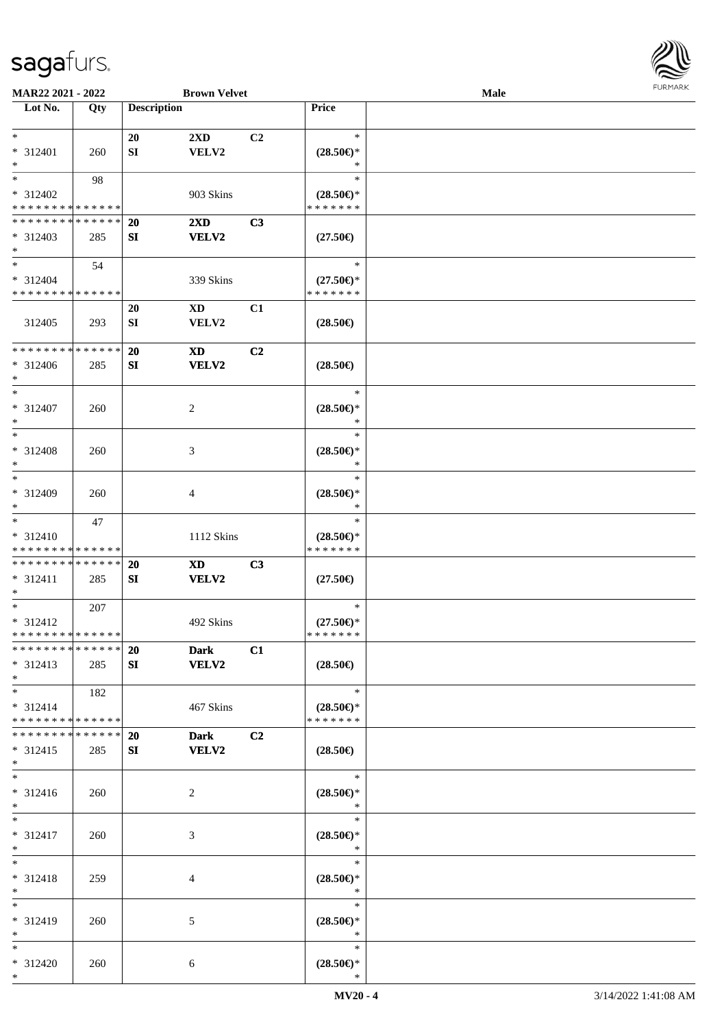MAR22 2021 - 2022 | Brown Velvet | Male

| Lot No. | Qty | Description | | | Price | |
|---|---|---|---|---|---|---|
| *<br>* 312401<br>* | 260 | 20<br>SI | 2XD<br>VELV2 | C2 | *<br>(28.50€)*<br>* | |
| *<br>* 312402<br>* * * * * * * * * * * * * * | 98 | | 903 Skins | | *<br>(28.50€)*<br>* * * * * * * | |
| * * * * * * * * * * * * * *<br>* 312403<br>* | 285 | 20<br>SI | 2XD<br>VELV2 | C3 | (27.50€) | |
| *<br>* 312404<br>* * * * * * * * * * * * * * | 54 | | 339 Skins | | *<br>(27.50€)*<br>* * * * * * * | |
| 312405 | 293 | 20<br>SI | XD<br>VELV2 | C1 | (28.50€) | |
| * * * * * * * * * * * * * *<br>* 312406<br>* | 285 | 20<br>SI | XD<br>VELV2 | C2 | (28.50€) | |
| *<br>* 312407<br>* | 260 | | 2 | | *<br>(28.50€)*<br>* | |
| *<br>* 312408<br>* | 260 | | 3 | | *<br>(28.50€)*<br>* | |
| *<br>* 312409<br>* | 260 | | 4 | | *<br>(28.50€)*<br>* | |
| *<br>* 312410<br>* * * * * * * * * * * * * * | 47 | | 1112 Skins | | *<br>(28.50€)*<br>* * * * * * * | |
| * * * * * * * * * * * * * *<br>* 312411<br>* | 285 | 20<br>SI | XD<br>VELV2 | C3 | (27.50€) | |
| *<br>* 312412<br>* * * * * * * * * * * * * * | 207 | | 492 Skins | | *<br>(27.50€)*<br>* * * * * * * | |
| * * * * * * * * * * * * * *<br>* 312413<br>* | 285 | 20<br>SI | Dark<br>VELV2 | C1 | (28.50€) | |
| *<br>* 312414<br>* * * * * * * * * * * * * * | 182 | | 467 Skins | | *<br>(28.50€)*<br>* * * * * * * | |
| * * * * * * * * * * * * * *<br>* 312415<br>* | 285 | 20<br>SI | Dark<br>VELV2 | C2 | (28.50€) | |
| *<br>* 312416<br>* | 260 | | 2 | | *<br>(28.50€)*<br>* | |
| *<br>* 312417<br>* | 260 | | 3 | | *<br>(28.50€)*<br>* | |
| *<br>* 312418<br>* | 259 | | 4 | | *<br>(28.50€)*<br>* | |
| *<br>* 312419<br>* | 260 | | 5 | | *<br>(28.50€)*<br>* | |
| *<br>* 312420<br>* | 260 | | 6 | | *<br>(28.50€)*<br>* | |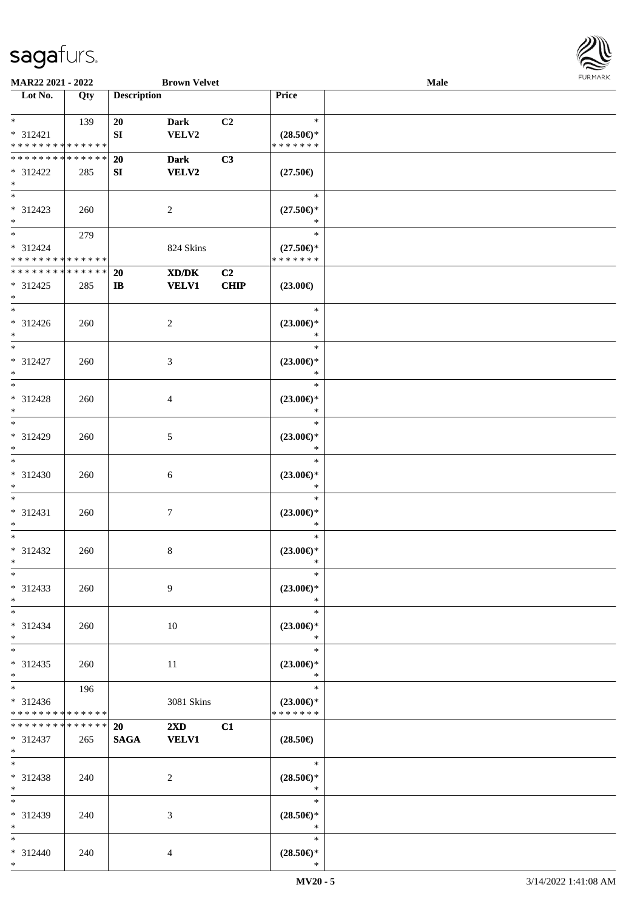**MAR22 2021 - 2022** **Brown Velvet** **Male**

| Lot No. | Qty | Description | | | Price |
|---|---|---|---|---|---|
| * <br> * 312421 <br> * * * * * * * * * * * * * * | 139 | 20 <br> SI | Dark <br> VELV2 | C2 | * <br> (28.50€)* <br> * * * * * * * |
| * * * * * * * * * * * * * * <br> * 312422 <br> * | 285 | **20** <br> **SI** | **Dark** <br> **VELV2** | **C3** | (27.50€) |
| * <br> * 312423 <br> * | 260 | | 2 | | * <br> (27.50€)* <br> * |
| * <br> * 312424 <br> * * * * * * * * * * * * * * | 279 | | 824 Skins | | * <br> (27.50€)* <br> * * * * * * * |
| * * * * * * * * * * * * * * <br> * 312425 <br> * | 285 | **20** <br> **IB** | **XD/DK** <br> **VELV1** | **C2** <br> **CHIP** | (23.00€) |
| * <br> * 312426 <br> * | 260 | | 2 | | * <br> (23.00€)* <br> * |
| * <br> * 312427 <br> * | 260 | | 3 | | * <br> (23.00€)* <br> * |
| * <br> * 312428 <br> * | 260 | | 4 | | * <br> (23.00€)* <br> * |
| * <br> * 312429 <br> * | 260 | | 5 | | * <br> (23.00€)* <br> * |
| * <br> * 312430 <br> * | 260 | | 6 | | * <br> (23.00€)* <br> * |
| * <br> * 312431 <br> * | 260 | | 7 | | * <br> (23.00€)* <br> * |
| * <br> * 312432 <br> * | 260 | | 8 | | * <br> (23.00€)* <br> * |
| * <br> * 312433 <br> * | 260 | | 9 | | * <br> (23.00€)* <br> * |
| * <br> * 312434 <br> * | 260 | | 10 | | * <br> (23.00€)* <br> * |
| * <br> * 312435 <br> * | 260 | | 11 | | * <br> (23.00€)* <br> * |
| * <br> * 312436 <br> * * * * * * * * * * * * * * | 196 | | 3081 Skins | | * <br> (23.00€)* <br> * * * * * * * |
| * * * * * * * * * * * * * * <br> * 312437 <br> * | 265 | **20** <br> **SAGA** | **2XD** <br> **VELV1** | **C1** | (28.50€) |
| * <br> * 312438 <br> * | 240 | | 2 | | * <br> (28.50€)* <br> * |
| * <br> * 312439 <br> * | 240 | | 3 | | * <br> (28.50€)* <br> * |
| * <br> * 312440 <br> * | 240 | | 4 | | * <br> (28.50€)* <br> * |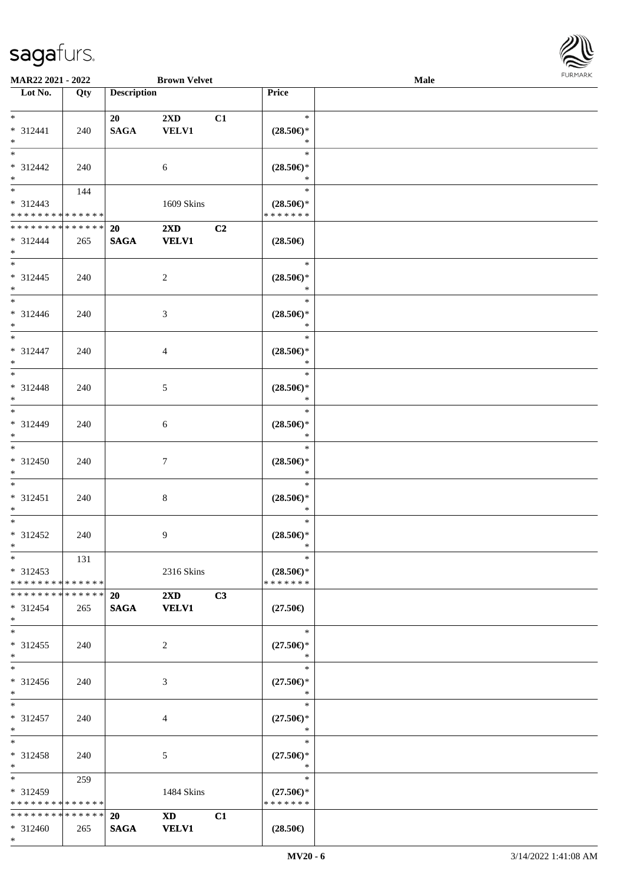MAR22 2021 - 2022 — Brown Velvet — Male

| Lot No. | Qty | Description | | | Price |
|---|---|---|---|---|---|
| * | | 20 | 2XD | C1 | * |
| * 312441 | 240 | SAGA | VELV1 | | (28.50€)* |
| * | | | | | * |
| * | | | | | * |
| * 312442 | 240 | | 6 | | (28.50€)* |
| * | | | | | * |
| * | 144 | | | | * |
| * 312443 | | | 1609 Skins | | (28.50€)* |
| * * * * * * * * * * * * * * | | | | | * * * * * * * |
| * * * * * * * * * * * * * * | | 20 | 2XD | C2 | |
| * 312444 | 265 | SAGA | VELV1 | | (28.50€) |
| * | | | | | |
| * | | | | | * |
| * 312445 | 240 | | 2 | | (28.50€)* |
| * | | | | | * |
| * | | | | | * |
| * 312446 | 240 | | 3 | | (28.50€)* |
| * | | | | | * |
| * | | | | | * |
| * 312447 | 240 | | 4 | | (28.50€)* |
| * | | | | | * |
| * | | | | | * |
| * 312448 | 240 | | 5 | | (28.50€)* |
| * | | | | | * |
| * | | | | | * |
| * 312449 | 240 | | 6 | | (28.50€)* |
| * | | | | | * |
| * | | | | | * |
| * 312450 | 240 | | 7 | | (28.50€)* |
| * | | | | | * |
| * | | | | | * |
| * 312451 | 240 | | 8 | | (28.50€)* |
| * | | | | | * |
| * | | | | | * |
| * 312452 | 240 | | 9 | | (28.50€)* |
| * | | | | | * |
| * | 131 | | | | * |
| * 312453 | | | 2316 Skins | | (28.50€)* |
| * * * * * * * * * * * * * * | | | | | * * * * * * * |
| * * * * * * * * * * * * * * | | 20 | 2XD | C3 | |
| * 312454 | 265 | SAGA | VELV1 | | (27.50€) |
| * | | | | | |
| * | | | | | * |
| * 312455 | 240 | | 2 | | (27.50€)* |
| * | | | | | * |
| * | | | | | * |
| * 312456 | 240 | | 3 | | (27.50€)* |
| * | | | | | * |
| * | | | | | * |
| * 312457 | 240 | | 4 | | (27.50€)* |
| * | | | | | * |
| * | | | | | * |
| * 312458 | 240 | | 5 | | (27.50€)* |
| * | | | | | * |
| * | 259 | | | | * |
| * 312459 | | | 1484 Skins | | (27.50€)* |
| * * * * * * * * * * * * * * | | | | | * * * * * * * |
| * * * * * * * * * * * * * * | | 20 | XD | C1 | |
| * 312460 | 265 | SAGA | VELV1 | | (28.50€) |
| * | | | | | |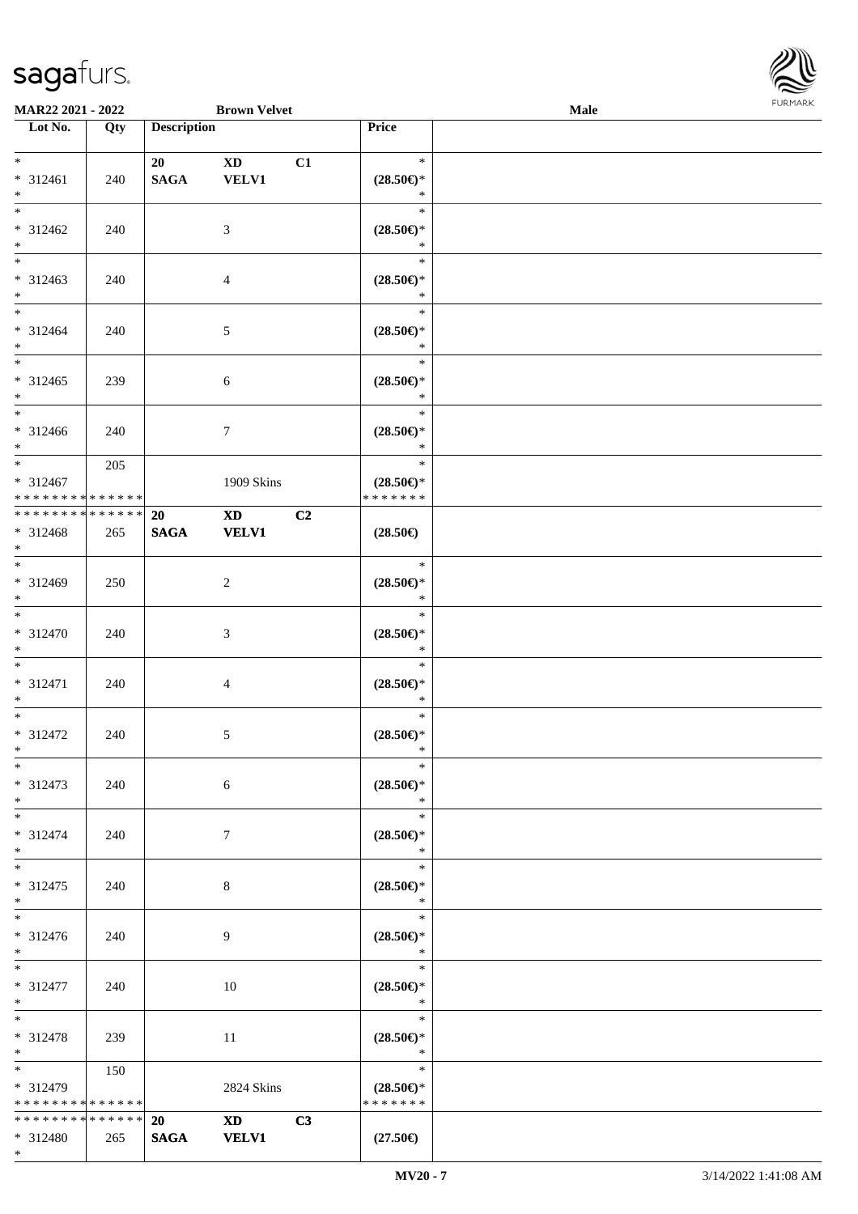MAR22 2021 - 2022 &nbsp;&nbsp;&nbsp; Brown Velvet &nbsp;&nbsp;&nbsp; Male

| Lot No. | Qty | Description | | | Price | |
|---|---|---|---|---|---|---|
| * | | 20 | XD | C1 | * | |
| * 312461 | 240 | SAGA | VELV1 | | (28.50€)* | |
| * | | | | | * | |
| * 312462 | 240 | | 3 | | (28.50€)* | |
| * 312463 | 240 | | 4 | | (28.50€)* | |
| * 312464 | 240 | | 5 | | (28.50€)* | |
| * 312465 | 239 | | 6 | | (28.50€)* | |
| * 312466 | 240 | | 7 | | (28.50€)* | |
| * | 205 | | | | * | |
| * 312467 | | | 1909 Skins | | (28.50€)* | |
| * * * * * * * * * * * * * * | | | | | * * * * * * * | |
| * * * * * * * * * * * * * * | | 20 | XD | C2 | | |
| * 312468 | 265 | SAGA | VELV1 | | (28.50€) | |
| * 312469 | 250 | | 2 | | (28.50€)* | |
| * 312470 | 240 | | 3 | | (28.50€)* | |
| * 312471 | 240 | | 4 | | (28.50€)* | |
| * 312472 | 240 | | 5 | | (28.50€)* | |
| * 312473 | 240 | | 6 | | (28.50€)* | |
| * 312474 | 240 | | 7 | | (28.50€)* | |
| * 312475 | 240 | | 8 | | (28.50€)* | |
| * 312476 | 240 | | 9 | | (28.50€)* | |
| * 312477 | 240 | | 10 | | (28.50€)* | |
| * 312478 | 239 | | 11 | | (28.50€)* | |
| * | 150 | | | | * | |
| * 312479 | | | 2824 Skins | | (28.50€)* | |
| * * * * * * * * * * * * * * | | | | | * * * * * * * | |
| * * * * * * * * * * * * * * | | 20 | XD | C3 | | |
| * 312480 | 265 | SAGA | VELV1 | | (27.50€) | |
| * | | | | | | |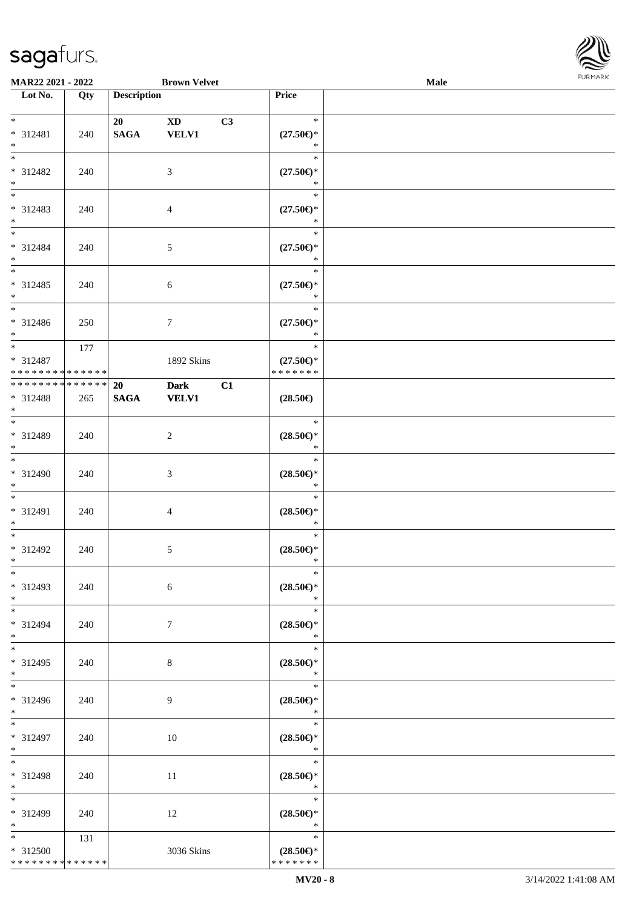| Lot No. | Qty | Description | | | Price |
|---|---|---|---|---|---|
| * * 312481 * | 240 | 20 SAGA | XD VELV1 | C3 | * (27.50€)* * |
| * * 312482 * | 240 | | 3 | | * (27.50€)* * |
| * * 312483 * | 240 | | 4 | | * (27.50€)* * |
| * * 312484 * | 240 | | 5 | | * (27.50€)* * |
| * * 312485 * | 240 | | 6 | | * (27.50€)* * |
| * * 312486 * | 250 | | 7 | | * (27.50€)* * |
| * * 312487 * * * * * * * * * * * * * * | 177 | | 1892 Skins | | * (27.50€)* * * * * * * * |
| * * * * * * * * * * * * * * 312488 * | 265 | 20 SAGA | Dark VELV1 | C1 | (28.50€) |
| * * 312489 * | 240 | | 2 | | * (28.50€)* * |
| * * 312490 * | 240 | | 3 | | * (28.50€)* * |
| * * 312491 * | 240 | | 4 | | * (28.50€)* * |
| * * 312492 * | 240 | | 5 | | * (28.50€)* * |
| * * 312493 * | 240 | | 6 | | * (28.50€)* * |
| * * 312494 * | 240 | | 7 | | * (28.50€)* * |
| * * 312495 * | 240 | | 8 | | * (28.50€)* * |
| * * 312496 * | 240 | | 9 | | * (28.50€)* * |
| * * 312497 * | 240 | | 10 | | * (28.50€)* * |
| * * 312498 * | 240 | | 11 | | * (28.50€)* * |
| * * 312499 * | 240 | | 12 | | * (28.50€)* * |
| * * 312500 * * * * * * * * * * * * * * | 131 | | 3036 Skins | | * (28.50€)* * * * * * * * |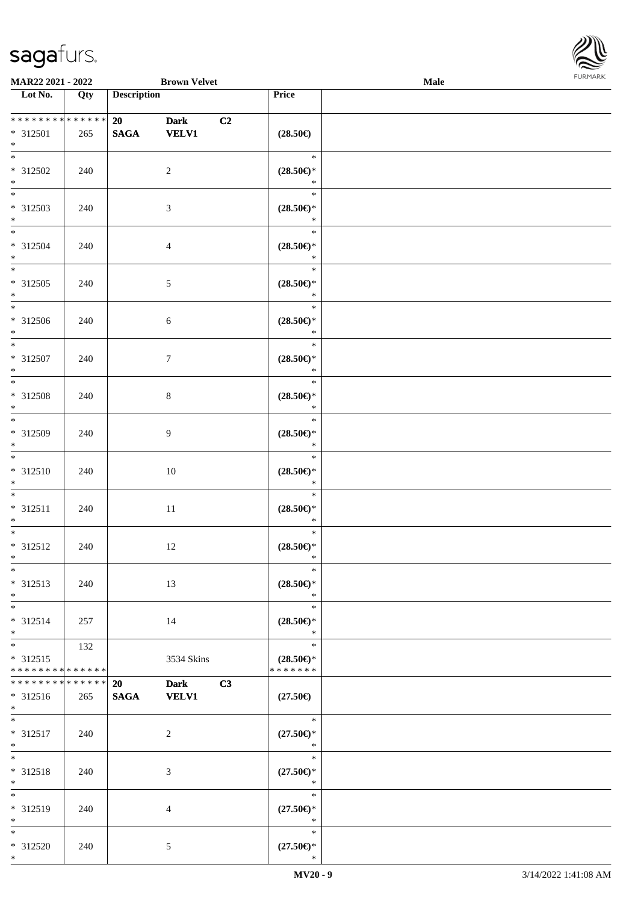**MAR22 2021 - 2022** **Brown Velvet** **Male**

| Lot No. | Qty | Description | | | Price | |
|---|---|---|---|---|---|---|
| * * * * * * * * * * * * * * | | **20** | **Dark** | **C2** | | |
| * 312501 | 265 | **SAGA** | **VELV1** | | **(28.50€)** | |
| * | | | | | | |
| * | | | | | * | |
| * 312502 | 240 | | 2 | | **(28.50€)*** | |
| * | | | | | * | |
| * | | | | | * | |
| * 312503 | 240 | | 3 | | **(28.50€)*** | |
| * | | | | | * | |
| * | | | | | * | |
| * 312504 | 240 | | 4 | | **(28.50€)*** | |
| * | | | | | * | |
| * | | | | | * | |
| * 312505 | 240 | | 5 | | **(28.50€)*** | |
| * | | | | | * | |
| * | | | | | * | |
| * 312506 | 240 | | 6 | | **(28.50€)*** | |
| * | | | | | * | |
| * | | | | | * | |
| * 312507 | 240 | | 7 | | **(28.50€)*** | |
| * | | | | | * | |
| * | | | | | * | |
| * 312508 | 240 | | 8 | | **(28.50€)*** | |
| * | | | | | * | |
| * | | | | | * | |
| * 312509 | 240 | | 9 | | **(28.50€)*** | |
| * | | | | | * | |
| * | | | | | * | |
| * 312510 | 240 | | 10 | | **(28.50€)*** | |
| * | | | | | * | |
| * | | | | | * | |
| * 312511 | 240 | | 11 | | **(28.50€)*** | |
| * | | | | | * | |
| * | | | | | * | |
| * 312512 | 240 | | 12 | | **(28.50€)*** | |
| * | | | | | * | |
| * | | | | | * | |
| * 312513 | 240 | | 13 | | **(28.50€)*** | |
| * | | | | | * | |
| * | | | | | * | |
| * 312514 | 257 | | 14 | | **(28.50€)*** | |
| * | | | | | * | |
| * | 132 | | | | * | |
| * 312515 | | | 3534 Skins | | **(28.50€)*** | |
| * * * * * * * * * * * * * * | | | | | * * * * * * * | |
| * * * * * * * * * * * * * * | | **20** | **Dark** | **C3** | | |
| * 312516 | 265 | **SAGA** | **VELV1** | | **(27.50€)** | |
| * | | | | | | |
| * | | | | | * | |
| * 312517 | 240 | | 2 | | **(27.50€)*** | |
| * | | | | | * | |
| * | | | | | * | |
| * 312518 | 240 | | 3 | | **(27.50€)*** | |
| * | | | | | * | |
| * | | | | | * | |
| * 312519 | 240 | | 4 | | **(27.50€)*** | |
| * | | | | | * | |
| * | | | | | * | |
| * 312520 | 240 | | 5 | | **(27.50€)*** | |
| * | | | | | * | |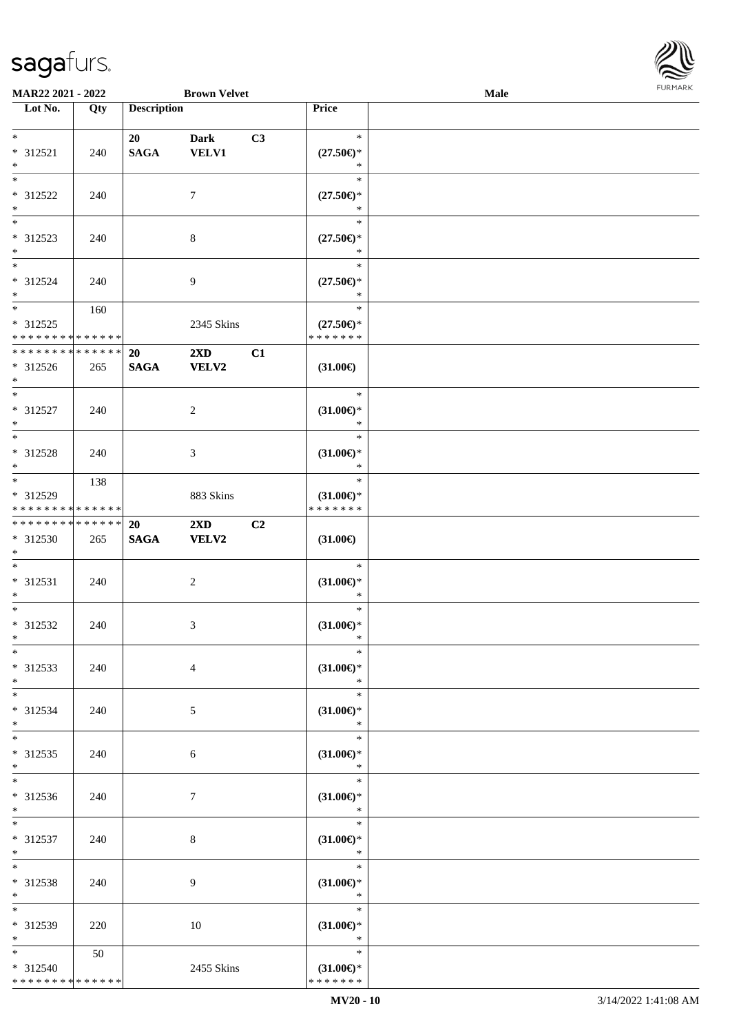| Lot No. | Qty | Description | | | Price | |
|---|---|---|---|---|---|---|
| * | | 20 | Dark | C3 | * | |
| * 312521 | 240 | SAGA | VELV1 | | (27.50€)* | |
| * | | | | | * | |
| * | | | | | * | |
| * 312522 | 240 | | 7 | | (27.50€)* | |
| * | | | | | * | |
| * | | | | | * | |
| * 312523 | 240 | | 8 | | (27.50€)* | |
| * | | | | | * | |
| * | | | | | * | |
| * 312524 | 240 | | 9 | | (27.50€)* | |
| * | | | | | * | |
| * | 160 | | | | * | |
| * 312525 | | | 2345 Skins | | (27.50€)* | |
| * * * * * * * * * * * * * * | | | | | * * * * * * * | |
| * * * * * * * * * * * * * * | | 20 | 2XD | C1 | | |
| * 312526 | 265 | SAGA | VELV2 | | (31.00€) | |
| * | | | | | | |
| * | | | | | * | |
| * 312527 | 240 | | 2 | | (31.00€)* | |
| * | | | | | * | |
| * | | | | | * | |
| * 312528 | 240 | | 3 | | (31.00€)* | |
| * | | | | | * | |
| * | 138 | | | | * | |
| * 312529 | | | 883 Skins | | (31.00€)* | |
| * * * * * * * * * * * * * * | | | | | * * * * * * * | |
| * * * * * * * * * * * * * * | | 20 | 2XD | C2 | | |
| * 312530 | 265 | SAGA | VELV2 | | (31.00€) | |
| * | | | | | | |
| * | | | | | * | |
| * 312531 | 240 | | 2 | | (31.00€)* | |
| * | | | | | * | |
| * | | | | | * | |
| * 312532 | 240 | | 3 | | (31.00€)* | |
| * | | | | | * | |
| * | | | | | * | |
| * 312533 | 240 | | 4 | | (31.00€)* | |
| * | | | | | * | |
| * | | | | | * | |
| * 312534 | 240 | | 5 | | (31.00€)* | |
| * | | | | | * | |
| * | | | | | * | |
| * 312535 | 240 | | 6 | | (31.00€)* | |
| * | | | | | * | |
| * | | | | | * | |
| * 312536 | 240 | | 7 | | (31.00€)* | |
| * | | | | | * | |
| * | | | | | * | |
| * 312537 | 240 | | 8 | | (31.00€)* | |
| * | | | | | * | |
| * | | | | | * | |
| * 312538 | 240 | | 9 | | (31.00€)* | |
| * | | | | | * | |
| * | | | | | * | |
| * 312539 | 220 | | 10 | | (31.00€)* | |
| * | | | | | * | |
| * | 50 | | | | * | |
| * 312540 | | | 2455 Skins | | (31.00€)* | |
| * * * * * * * * * * * * * * | | | | | * * * * * * * | |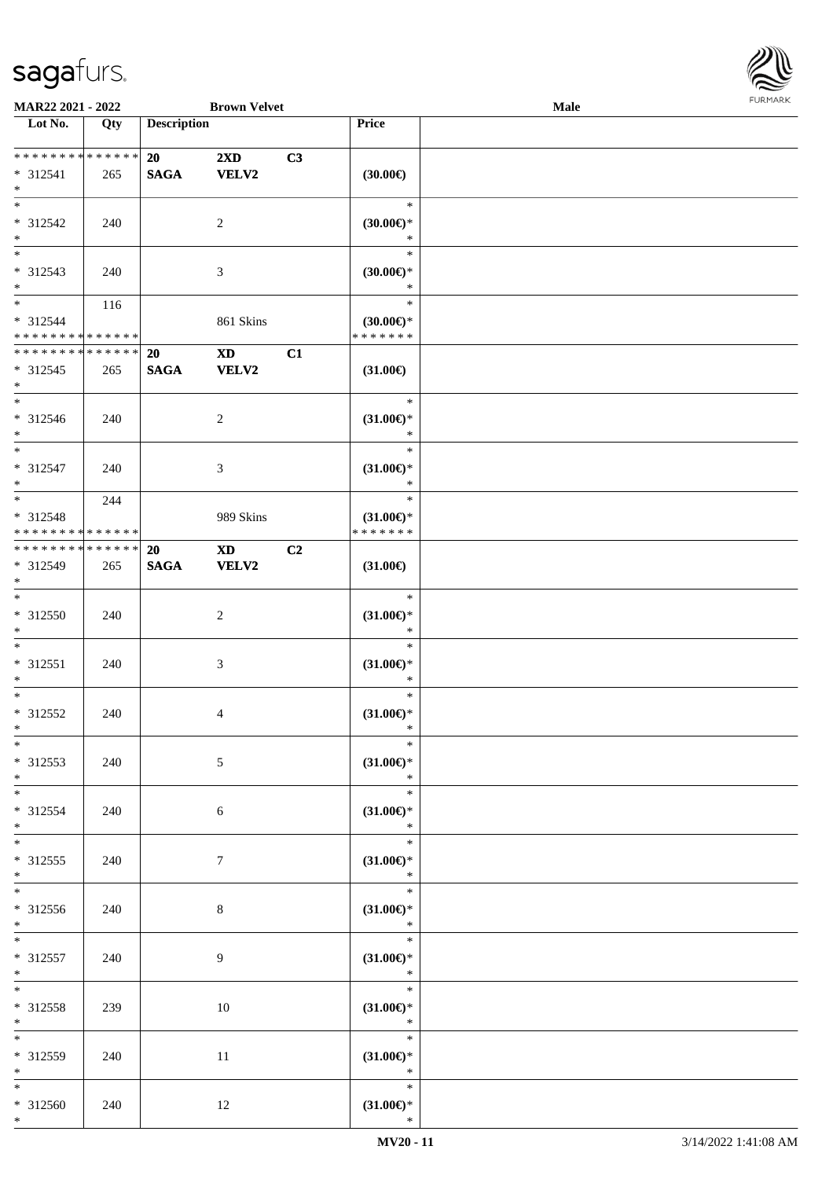| Lot No. | Qty | Description | | | Price | |
|---|---|---|---|---|---|---|
| * * * * * * * * * * * * * * | | 20 | 2XD | C3 | | |
| * 312541 | 265 | SAGA | VELV2 | | (30.00€) | |
| * | | | | | | |
| * | | | | | * | |
| * 312542 | 240 | | 2 | | (30.00€)* | |
| * | | | | | * | |
| * | | | | | * | |
| * 312543 | 240 | | 3 | | (30.00€)* | |
| * | | | | | * | |
| * | 116 | | | | * | |
| * 312544 | | | 861 Skins | | (30.00€)* | |
| * * * * * * * * * * * * * * | | | | | * * * * * * * | |
| * * * * * * * * * * * * * * | | 20 | XD | C1 | | |
| * 312545 | 265 | SAGA | VELV2 | | (31.00€) | |
| * | | | | | | |
| * | | | | | * | |
| * 312546 | 240 | | 2 | | (31.00€)* | |
| * | | | | | * | |
| * | | | | | * | |
| * 312547 | 240 | | 3 | | (31.00€)* | |
| * | | | | | * | |
| * | 244 | | | | * | |
| * 312548 | | | 989 Skins | | (31.00€)* | |
| * * * * * * * * * * * * * * | | | | | * * * * * * * | |
| * * * * * * * * * * * * * * | | 20 | XD | C2 | | |
| * 312549 | 265 | SAGA | VELV2 | | (31.00€) | |
| * | | | | | | |
| * | | | | | * | |
| * 312550 | 240 | | 2 | | (31.00€)* | |
| * | | | | | * | |
| * | | | | | * | |
| * 312551 | 240 | | 3 | | (31.00€)* | |
| * | | | | | * | |
| * | | | | | * | |
| * 312552 | 240 | | 4 | | (31.00€)* | |
| * | | | | | * | |
| * | | | | | * | |
| * 312553 | 240 | | 5 | | (31.00€)* | |
| * | | | | | * | |
| * | | | | | * | |
| * 312554 | 240 | | 6 | | (31.00€)* | |
| * | | | | | * | |
| * | | | | | * | |
| * 312555 | 240 | | 7 | | (31.00€)* | |
| * | | | | | * | |
| * | | | | | * | |
| * 312556 | 240 | | 8 | | (31.00€)* | |
| * | | | | | * | |
| * | | | | | * | |
| * 312557 | 240 | | 9 | | (31.00€)* | |
| * | | | | | * | |
| * | | | | | * | |
| * 312558 | 239 | | 10 | | (31.00€)* | |
| * | | | | | * | |
| * | | | | | * | |
| * 312559 | 240 | | 11 | | (31.00€)* | |
| * | | | | | * | |
| * | | | | | * | |
| * 312560 | 240 | | 12 | | (31.00€)* | |
| * | | | | | * | |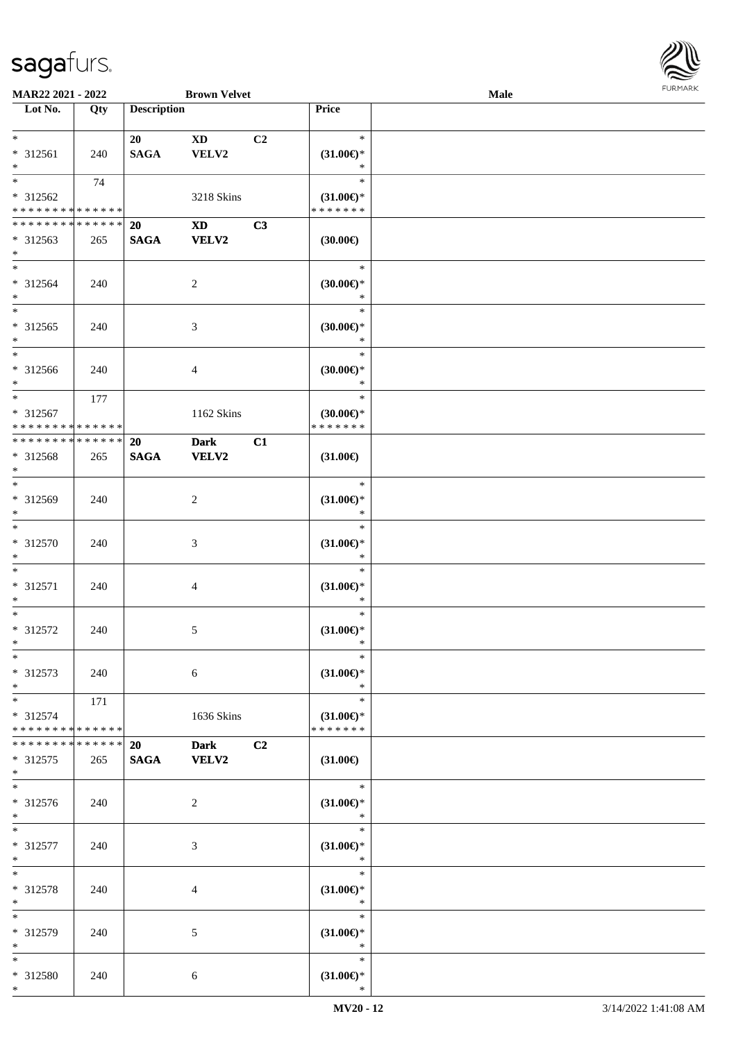MAR22 2021 - 2022 &nbsp;&nbsp;&nbsp;&nbsp; **Brown Velvet** &nbsp;&nbsp;&nbsp;&nbsp; **Male**

| Lot No. | Qty | Description | | | Price | |
|---|---|---|---|---|---|---|
| * <br> * 312561 <br> * | 240 | **20** <br> **SAGA** | **XD** <br> **VELV2** | **C2** | * <br> **(31.00€)*** <br> * | |
| * <br> * 312562 <br> * * * * * * * * * * * * * * | 74 | | 3218 Skins | | * <br> **(31.00€)*** <br> * * * * * * * | |
| * * * * * * * * * * * * * * <br> * 312563 <br> * | 265 | **20** <br> **SAGA** | **XD** <br> **VELV2** | **C3** | **(30.00€)** | |
| * <br> * 312564 <br> * | 240 | | 2 | | * <br> **(30.00€)*** <br> * | |
| * <br> * 312565 <br> * | 240 | | 3 | | * <br> **(30.00€)*** <br> * | |
| * <br> * 312566 <br> * | 240 | | 4 | | * <br> **(30.00€)*** <br> * | |
| * <br> * 312567 <br> * * * * * * * * * * * * * * | 177 | | 1162 Skins | | * <br> **(30.00€)*** <br> * * * * * * * | |
| * * * * * * * * * * * * * * <br> * 312568 <br> * | 265 | **20** <br> **SAGA** | **Dark** <br> **VELV2** | **C1** | **(31.00€)** | |
| * <br> * 312569 <br> * | 240 | | 2 | | * <br> **(31.00€)*** <br> * | |
| * <br> * 312570 <br> * | 240 | | 3 | | * <br> **(31.00€)*** <br> * | |
| * <br> * 312571 <br> * | 240 | | 4 | | * <br> **(31.00€)*** <br> * | |
| * <br> * 312572 <br> * | 240 | | 5 | | * <br> **(31.00€)*** <br> * | |
| * <br> * 312573 <br> * | 240 | | 6 | | * <br> **(31.00€)*** <br> * | |
| * <br> * 312574 <br> * * * * * * * * * * * * * * | 171 | | 1636 Skins | | * <br> **(31.00€)*** <br> * * * * * * * | |
| * * * * * * * * * * * * * * <br> * 312575 <br> * | 265 | **20** <br> **SAGA** | **Dark** <br> **VELV2** | **C2** | **(31.00€)** | |
| * <br> * 312576 <br> * | 240 | | 2 | | * <br> **(31.00€)*** <br> * | |
| * <br> * 312577 <br> * | 240 | | 3 | | * <br> **(31.00€)*** <br> * | |
| * <br> * 312578 <br> * | 240 | | 4 | | * <br> **(31.00€)*** <br> * | |
| * <br> * 312579 <br> * | 240 | | 5 | | * <br> **(31.00€)*** <br> * | |
| * <br> * 312580 <br> * | 240 | | 6 | | * <br> **(31.00€)*** <br> * | |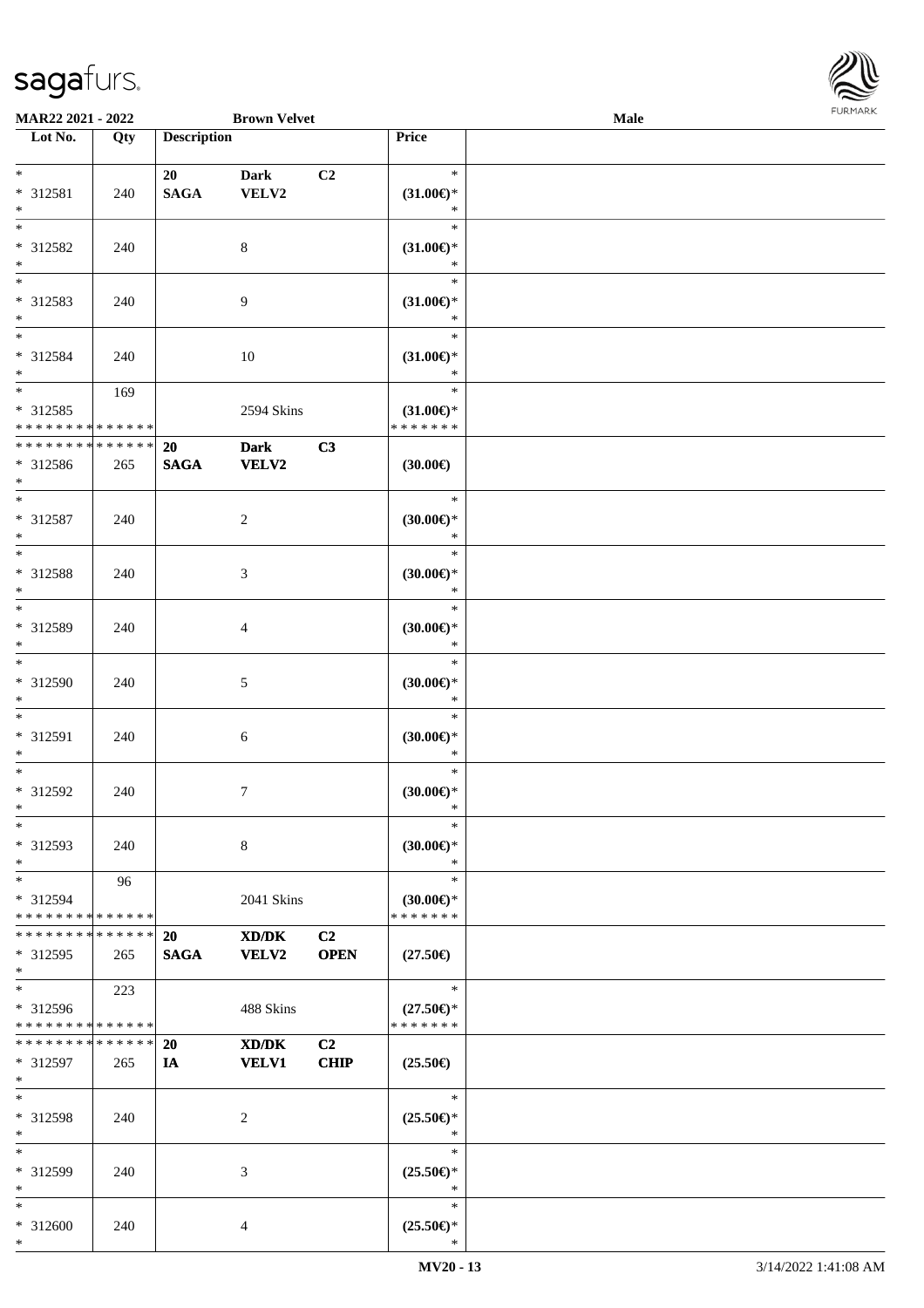**MAR22 2021 - 2022** **Brown Velvet** **Male**

| Lot No. | Qty | Description | | | Price | |
|---|---|---|---|---|---|---|
| *<br>* 312581<br>* | 240 | 20<br>SAGA | Dark<br>VELV2 | C2 | *<br>(31.00€)*<br>* | |
| *<br>* 312582<br>* | 240 | | 8 | | *<br>(31.00€)*<br>* | |
| *<br>* 312583<br>* | 240 | | 9 | | *<br>(31.00€)*<br>* | |
| *<br>* 312584<br>* | 240 | | 10 | | *<br>(31.00€)*<br>* | |
| *<br>* 312585<br>* * * * * * * * * * * * * * | 169 | | 2594 Skins | | *<br>(31.00€)*<br>* * * * * * * | |
| * * * * * * * * * * * * * *<br>* 312586<br>* | 265 | 20<br>SAGA | Dark<br>VELV2 | C3 | (30.00€) | |
| *<br>* 312587<br>* | 240 | | 2 | | *<br>(30.00€)*<br>* | |
| *<br>* 312588<br>* | 240 | | 3 | | *<br>(30.00€)*<br>* | |
| *<br>* 312589<br>* | 240 | | 4 | | *<br>(30.00€)*<br>* | |
| *<br>* 312590<br>* | 240 | | 5 | | *<br>(30.00€)*<br>* | |
| *<br>* 312591<br>* | 240 | | 6 | | *<br>(30.00€)*<br>* | |
| *<br>* 312592<br>* | 240 | | 7 | | *<br>(30.00€)*<br>* | |
| *<br>* 312593<br>* | 240 | | 8 | | *<br>(30.00€)*<br>* | |
| *<br>* 312594<br>* * * * * * * * * * * * * * | 96 | | 2041 Skins | | *<br>(30.00€)*<br>* * * * * * * | |
| * * * * * * * * * * * * * *<br>* 312595<br>* | 265 | 20<br>SAGA | XD/DK<br>VELV2 | C2<br>OPEN | (27.50€) | |
| *<br>* 312596<br>* * * * * * * * * * * * * * | 223 | | 488 Skins | | *<br>(27.50€)*<br>* * * * * * * | |
| * * * * * * * * * * * * * *<br>* 312597<br>* | 265 | 20<br>IA | XD/DK<br>VELV1 | C2<br>CHIP | (25.50€) | |
| *<br>* 312598<br>* | 240 | | 2 | | *<br>(25.50€)*<br>* | |
| *<br>* 312599<br>* | 240 | | 3 | | *<br>(25.50€)*<br>* | |
| *<br>* 312600<br>* | 240 | | 4 | | *<br>(25.50€)*<br>* | |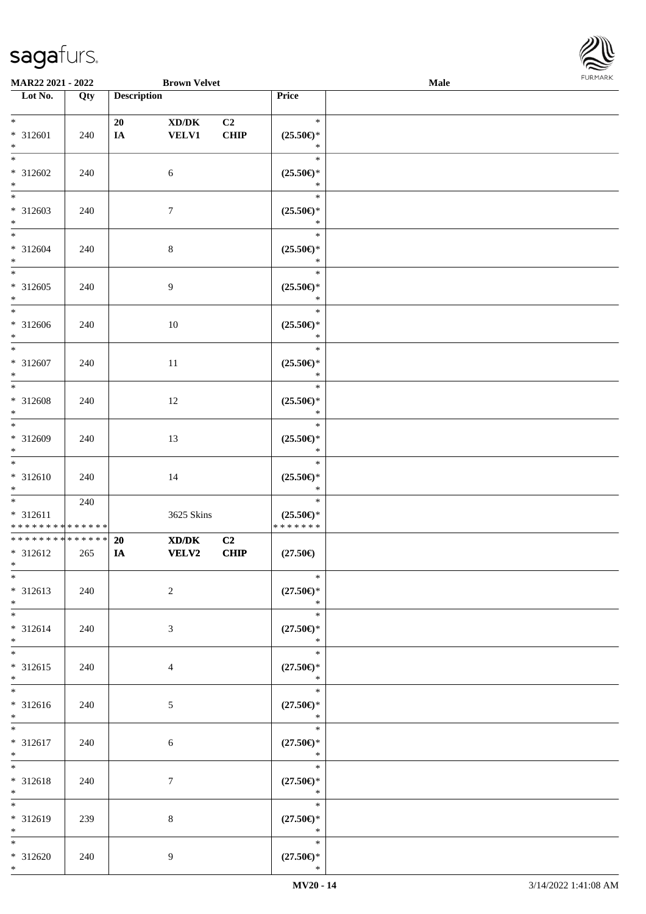**MAR22 2021 - 2022** | **Brown Velvet** | **Male**

| Lot No. | Qty | Description | | | Price | |
|---|---|---|---|---|---|---|
| * 312601 * | 240 | 20 IA | XD/DK VELV1 | C2 CHIP | * (25.50€)* * | |
| * 312602 * | 240 | | 6 | | * (25.50€)* * | |
| * 312603 * | 240 | | 7 | | * (25.50€)* * | |
| * 312604 * | 240 | | 8 | | * (25.50€)* * | |
| * 312605 * | 240 | | 9 | | * (25.50€)* * | |
| * 312606 * | 240 | | 10 | | * (25.50€)* * | |
| * 312607 * | 240 | | 11 | | * (25.50€)* * | |
| * 312608 * | 240 | | 12 | | * (25.50€)* * | |
| * 312609 * | 240 | | 13 | | * (25.50€)* * | |
| * 312610 * | 240 | | 14 | | * (25.50€)* * | |
| * 312611 * * * * * * * * * * * * * * | 240 | | 3625 Skins | | * (25.50€)* * * * * * * * | |
| * * * * * * * * * * * * * * 312612 * | 265 | 20 IA | XD/DK VELV2 | C2 CHIP | (27.50€) | |
| * 312613 * | 240 | | 2 | | * (27.50€)* * | |
| * 312614 * | 240 | | 3 | | * (27.50€)* * | |
| * 312615 * | 240 | | 4 | | * (27.50€)* * | |
| * 312616 * | 240 | | 5 | | * (27.50€)* * | |
| * 312617 * | 240 | | 6 | | * (27.50€)* * | |
| * 312618 * | 240 | | 7 | | * (27.50€)* * | |
| * 312619 * | 239 | | 8 | | * (27.50€)* * | |
| * 312620 * | 240 | | 9 | | * (27.50€)* * | |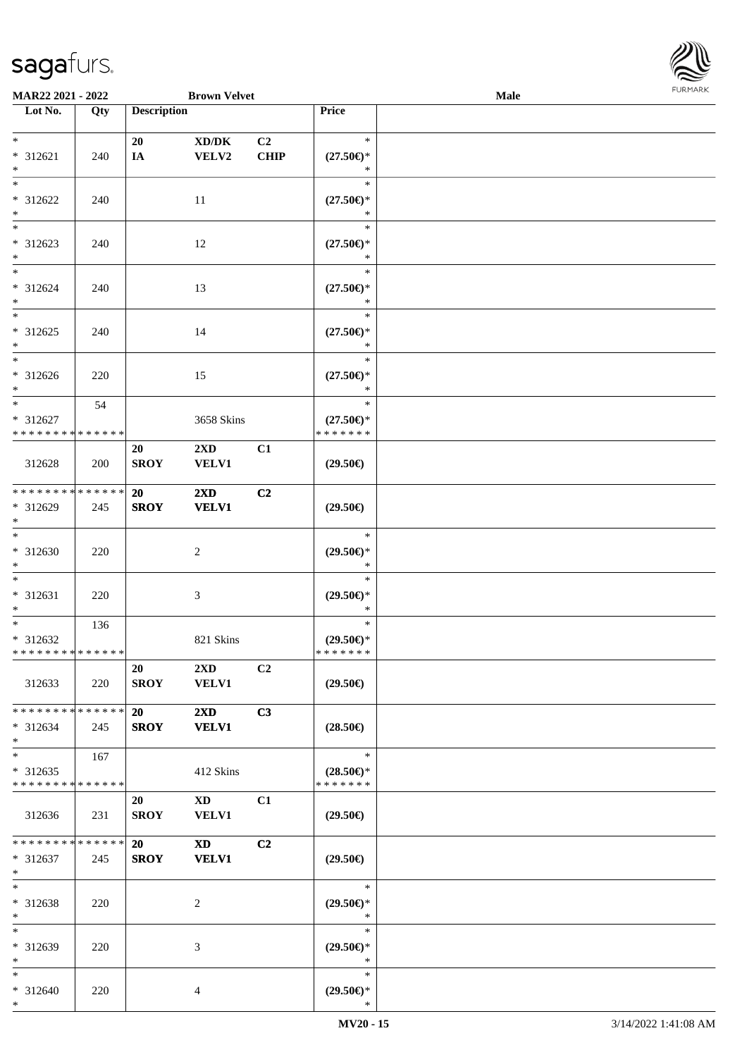**MAR22 2021 - 2022** **Brown Velvet** **Male**

| Lot No. | Qty | Description | | | Price | |
|---|---|---|---|---|---|---|
| * <br> * 312621 <br> * | 240 | 20 <br> IA | XD/DK <br> VELV2 | C2 <br> CHIP | * <br> (27.50€)* <br> * | |
| * <br> * 312622 <br> * | 240 | | 11 | | * <br> (27.50€)* <br> * | |
| * <br> * 312623 <br> * | 240 | | 12 | | * <br> (27.50€)* <br> * | |
| * <br> * 312624 <br> * | 240 | | 13 | | * <br> (27.50€)* <br> * | |
| * <br> * 312625 <br> * | 240 | | 14 | | * <br> (27.50€)* <br> * | |
| * <br> * 312626 <br> * | 220 | | 15 | | * <br> (27.50€)* <br> * | |
| * <br> * 312627 <br> * * * * * * * * * * * * * * | 54 | | 3658 Skins | | * <br> (27.50€)* <br> * * * * * * * | |
| 312628 | 200 | 20 <br> SROY | 2XD <br> VELV1 | C1 | (29.50€) | |
| * * * * * * * * * * * * * * <br> * 312629 <br> * | 245 | 20 <br> SROY | 2XD <br> VELV1 | C2 | (29.50€) | |
| * <br> * 312630 <br> * | 220 | | 2 | | * <br> (29.50€)* <br> * | |
| * <br> * 312631 <br> * | 220 | | 3 | | * <br> (29.50€)* <br> * | |
| * <br> * 312632 <br> * * * * * * * * * * * * * * | 136 | | 821 Skins | | * <br> (29.50€)* <br> * * * * * * * | |
| 312633 | 220 | 20 <br> SROY | 2XD <br> VELV1 | C2 | (29.50€) | |
| * * * * * * * * * * * * * * <br> * 312634 <br> * | 245 | 20 <br> SROY | 2XD <br> VELV1 | C3 | (28.50€) | |
| * <br> * 312635 <br> * * * * * * * * * * * * * * | 167 | | 412 Skins | | * <br> (28.50€)* <br> * * * * * * * | |
| 312636 | 231 | 20 <br> SROY | XD <br> VELV1 | C1 | (29.50€) | |
| * * * * * * * * * * * * * * <br> * 312637 <br> * | 245 | 20 <br> SROY | XD <br> VELV1 | C2 | (29.50€) | |
| * <br> * 312638 <br> * | 220 | | 2 | | * <br> (29.50€)* <br> * | |
| * <br> * 312639 <br> * | 220 | | 3 | | * <br> (29.50€)* <br> * | |
| * <br> * 312640 <br> * | 220 | | 4 | | * <br> (29.50€)* <br> * | |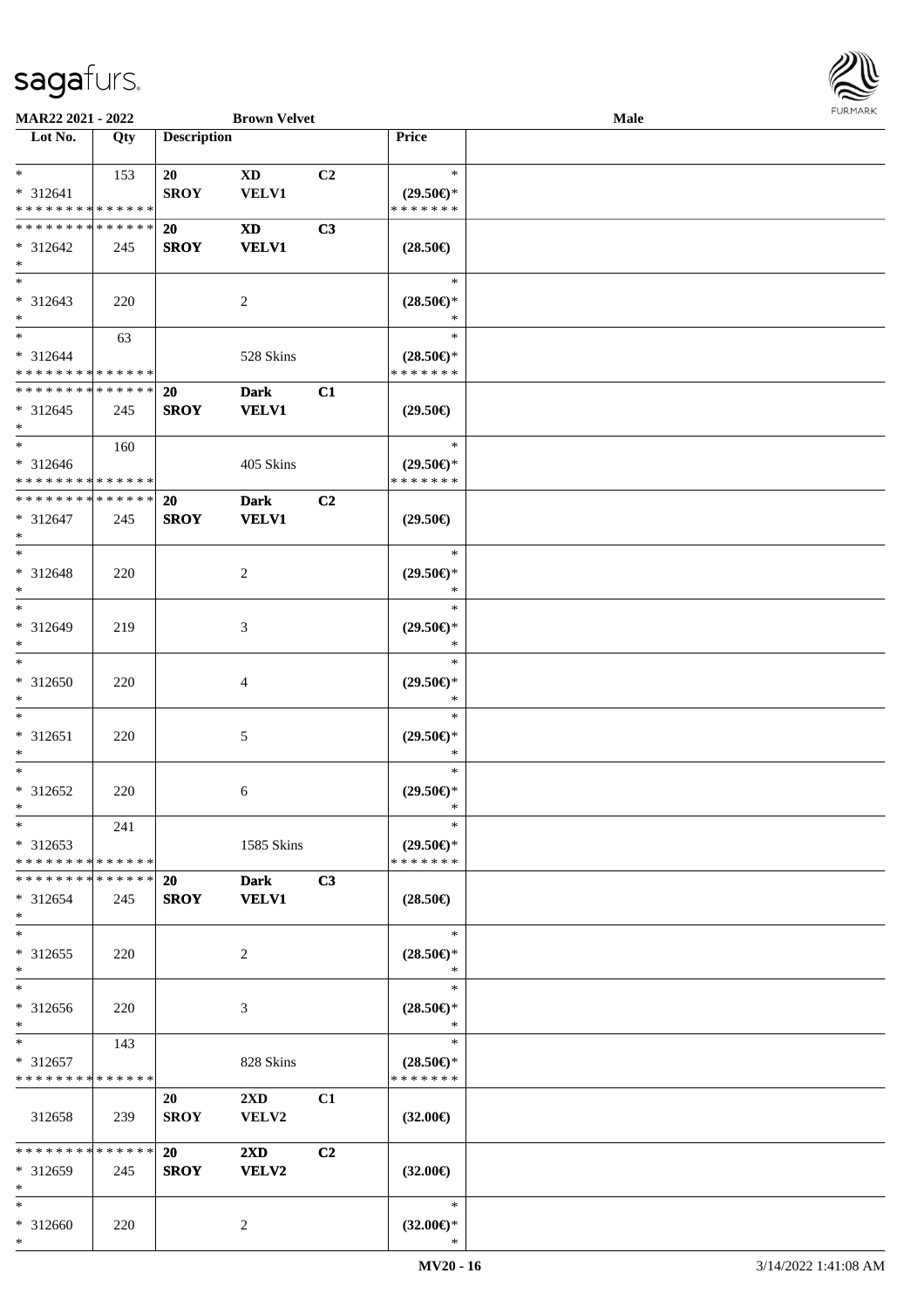MAR22 2021 - 2022 — Brown Velvet — Male

| Lot No. | Qty | Description | | | Price |
|---|---|---|---|---|---|
| * <br> * 312641 <br> * * * * * * * * * * * * * * | 153 | 20 SROY | XD VELV1 | C2 | * <br> (29.50€)* <br> * * * * * * * |
| * * * * * * * * * * * * * * <br> * 312642 <br> * | 245 | 20 SROY | XD VELV1 | C3 | (28.50€) |
| * <br> * 312643 <br> * | 220 | | 2 | | * <br> (28.50€)* <br> * |
| * <br> * 312644 <br> * * * * * * * * * * * * * * | 63 | | 528 Skins | | * <br> (28.50€)* <br> * * * * * * * |
| * * * * * * * * * * * * * * <br> * 312645 <br> * | 245 | 20 SROY | Dark VELV1 | C1 | (29.50€) |
| * <br> * 312646 <br> * * * * * * * * * * * * * * | 160 | | 405 Skins | | * <br> (29.50€)* <br> * * * * * * * |
| * * * * * * * * * * * * * * <br> * 312647 <br> * | 245 | 20 SROY | Dark VELV1 | C2 | (29.50€) |
| * <br> * 312648 <br> * | 220 | | 2 | | * <br> (29.50€)* <br> * |
| * <br> * 312649 <br> * | 219 | | 3 | | * <br> (29.50€)* <br> * |
| * <br> * 312650 <br> * | 220 | | 4 | | * <br> (29.50€)* <br> * |
| * <br> * 312651 <br> * | 220 | | 5 | | * <br> (29.50€)* <br> * |
| * <br> * 312652 <br> * | 220 | | 6 | | * <br> (29.50€)* <br> * |
| * <br> * 312653 <br> * * * * * * * * * * * * * * | 241 | | 1585 Skins | | * <br> (29.50€)* <br> * * * * * * * |
| * * * * * * * * * * * * * * <br> * 312654 <br> * | 245 | 20 SROY | Dark VELV1 | C3 | (28.50€) |
| * <br> * 312655 <br> * | 220 | | 2 | | * <br> (28.50€)* <br> * |
| * <br> * 312656 <br> * | 220 | | 3 | | * <br> (28.50€)* <br> * |
| * <br> * 312657 <br> * * * * * * * * * * * * * * | 143 | | 828 Skins | | * <br> (28.50€)* <br> * * * * * * * |
| 312658 | 239 | 20 SROY | 2XD VELV2 | C1 | (32.00€) |
| * * * * * * * * * * * * * * <br> * 312659 <br> * | 245 | 20 SROY | 2XD VELV2 | C2 | (32.00€) |
| * <br> * 312660 <br> * | 220 | | 2 | | * <br> (32.00€)* <br> * |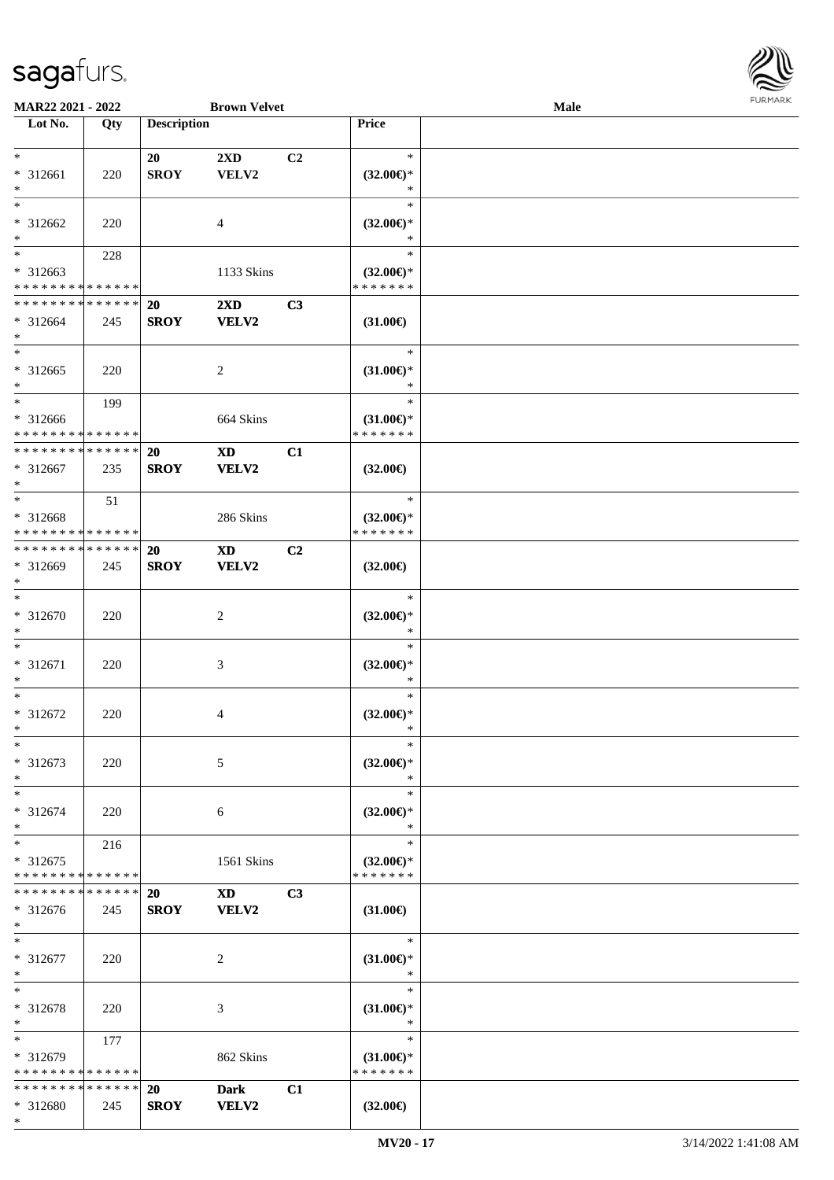| Lot No. | Qty | Description | | | Price | |
|---|---|---|---|---|---|---|
| * | | 20 | 2XD | C2 | * | |
| * 312661 | 220 | SROY | VELV2 | | (32.00€)* | |
| * | | | | | * | |
| * | | | | | * | |
| * 312662 | 220 | | 4 | | (32.00€)* | |
| * | | | | | * | |
| * | 228 | | | | * | |
| * 312663 | | | 1133 Skins | | (32.00€)* | |
| * * * * * * * * * * * * * * | | | | | * * * * * * * | |
| * * * * * * * * * * * * * * | | 20 | 2XD | C3 | | |
| * 312664 | 245 | SROY | VELV2 | | (31.00€) | |
| * | | | | | | |
| * | | | | | * | |
| * 312665 | 220 | | 2 | | (31.00€)* | |
| * | | | | | * | |
| * | 199 | | | | * | |
| * 312666 | | | 664 Skins | | (31.00€)* | |
| * * * * * * * * * * * * * * | | | | | * * * * * * * | |
| * * * * * * * * * * * * * * | | 20 | XD | C1 | | |
| * 312667 | 235 | SROY | VELV2 | | (32.00€) | |
| * | | | | | | |
| * | 51 | | | | * | |
| * 312668 | | | 286 Skins | | (32.00€)* | |
| * * * * * * * * * * * * * * | | | | | * * * * * * * | |
| * * * * * * * * * * * * * * | | 20 | XD | C2 | | |
| * 312669 | 245 | SROY | VELV2 | | (32.00€) | |
| * | | | | | | |
| * | | | | | * | |
| * 312670 | 220 | | 2 | | (32.00€)* | |
| * | | | | | * | |
| * | | | | | * | |
| * 312671 | 220 | | 3 | | (32.00€)* | |
| * | | | | | * | |
| * | | | | | * | |
| * 312672 | 220 | | 4 | | (32.00€)* | |
| * | | | | | * | |
| * | | | | | * | |
| * 312673 | 220 | | 5 | | (32.00€)* | |
| * | | | | | * | |
| * | | | | | * | |
| * 312674 | 220 | | 6 | | (32.00€)* | |
| * | | | | | * | |
| * | 216 | | | | * | |
| * 312675 | | | 1561 Skins | | (32.00€)* | |
| * * * * * * * * * * * * * * | | | | | * * * * * * * | |
| * * * * * * * * * * * * * * | | 20 | XD | C3 | | |
| * 312676 | 245 | SROY | VELV2 | | (31.00€) | |
| * | | | | | | |
| * | | | | | * | |
| * 312677 | 220 | | 2 | | (31.00€)* | |
| * | | | | | * | |
| * | | | | | * | |
| * 312678 | 220 | | 3 | | (31.00€)* | |
| * | | | | | * | |
| * | 177 | | | | * | |
| * 312679 | | | 862 Skins | | (31.00€)* | |
| * * * * * * * * * * * * * * | | | | | * * * * * * * | |
| * * * * * * * * * * * * * * | | 20 | Dark | C1 | | |
| * 312680 | 245 | SROY | VELV2 | | (32.00€) | |
| * | | | | | | |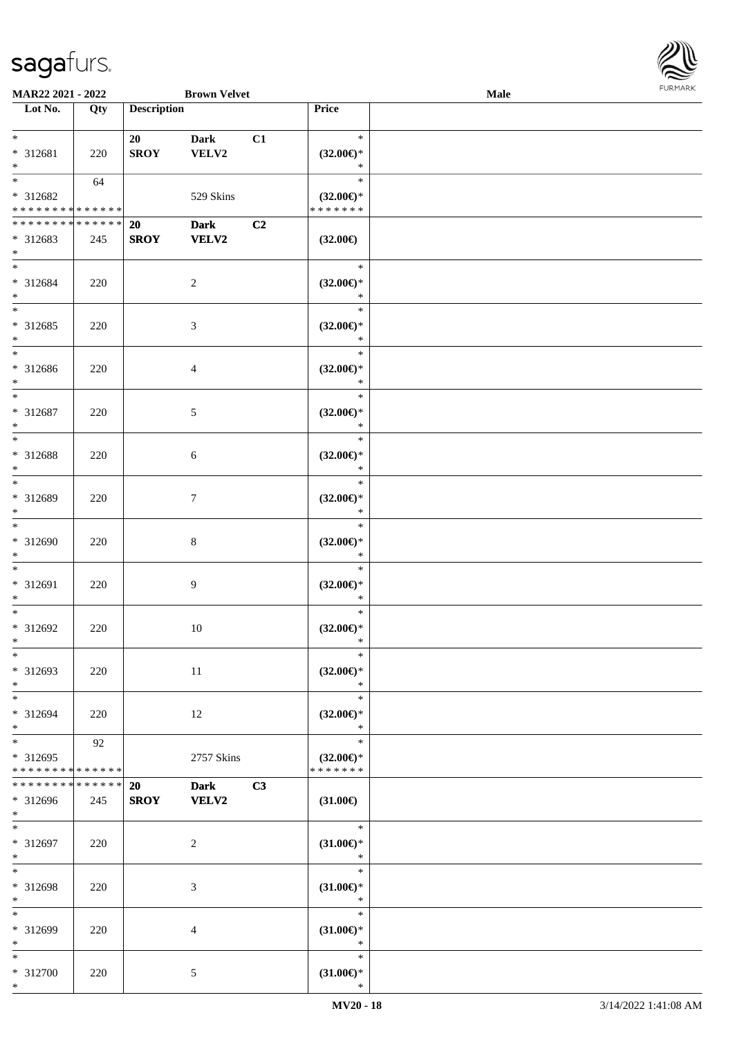**MAR22 2021 - 2022** **Brown Velvet** **Male**

| Lot No. | Qty | Description | | | Price | |
|---|---|---|---|---|---|---|
| * | | 20 | Dark | C1 | * | |
| * 312681 | 220 | SROY | VELV2 | | (32.00€)* | |
| * | | | | | * | |
| * | 64 | | | | * | |
| * 312682 | | | 529 Skins | | (32.00€)* | |
| * * * * * * * * * * * * * * | | | | | * * * * * * * | |
| * * * * * * * * * * * * * * | | 20 | Dark | C2 | | |
| * 312683 | 245 | SROY | VELV2 | | (32.00€) | |
| * | | | | | | |
| * | | | | | * | |
| * 312684 | 220 | | 2 | | (32.00€)* | |
| * | | | | | * | |
| * | | | | | * | |
| * 312685 | 220 | | 3 | | (32.00€)* | |
| * | | | | | * | |
| * | | | | | * | |
| * 312686 | 220 | | 4 | | (32.00€)* | |
| * | | | | | * | |
| * | | | | | * | |
| * 312687 | 220 | | 5 | | (32.00€)* | |
| * | | | | | * | |
| * | | | | | * | |
| * 312688 | 220 | | 6 | | (32.00€)* | |
| * | | | | | * | |
| * | | | | | * | |
| * 312689 | 220 | | 7 | | (32.00€)* | |
| * | | | | | * | |
| * | | | | | * | |
| * 312690 | 220 | | 8 | | (32.00€)* | |
| * | | | | | * | |
| * | | | | | * | |
| * 312691 | 220 | | 9 | | (32.00€)* | |
| * | | | | | * | |
| * | | | | | * | |
| * 312692 | 220 | | 10 | | (32.00€)* | |
| * | | | | | * | |
| * | | | | | * | |
| * 312693 | 220 | | 11 | | (32.00€)* | |
| * | | | | | * | |
| * | | | | | * | |
| * 312694 | 220 | | 12 | | (32.00€)* | |
| * | | | | | * | |
| * | 92 | | | | * | |
| * 312695 | | | 2757 Skins | | (32.00€)* | |
| * * * * * * * * * * * * * * | | | | | * * * * * * * | |
| * * * * * * * * * * * * * * | | 20 | Dark | C3 | | |
| * 312696 | 245 | SROY | VELV2 | | (31.00€) | |
| * | | | | | | |
| * | | | | | * | |
| * 312697 | 220 | | 2 | | (31.00€)* | |
| * | | | | | * | |
| * | | | | | * | |
| * 312698 | 220 | | 3 | | (31.00€)* | |
| * | | | | | * | |
| * | | | | | * | |
| * 312699 | 220 | | 4 | | (31.00€)* | |
| * | | | | | * | |
| * | | | | | * | |
| * 312700 | 220 | | 5 | | (31.00€)* | |
| * | | | | | * | |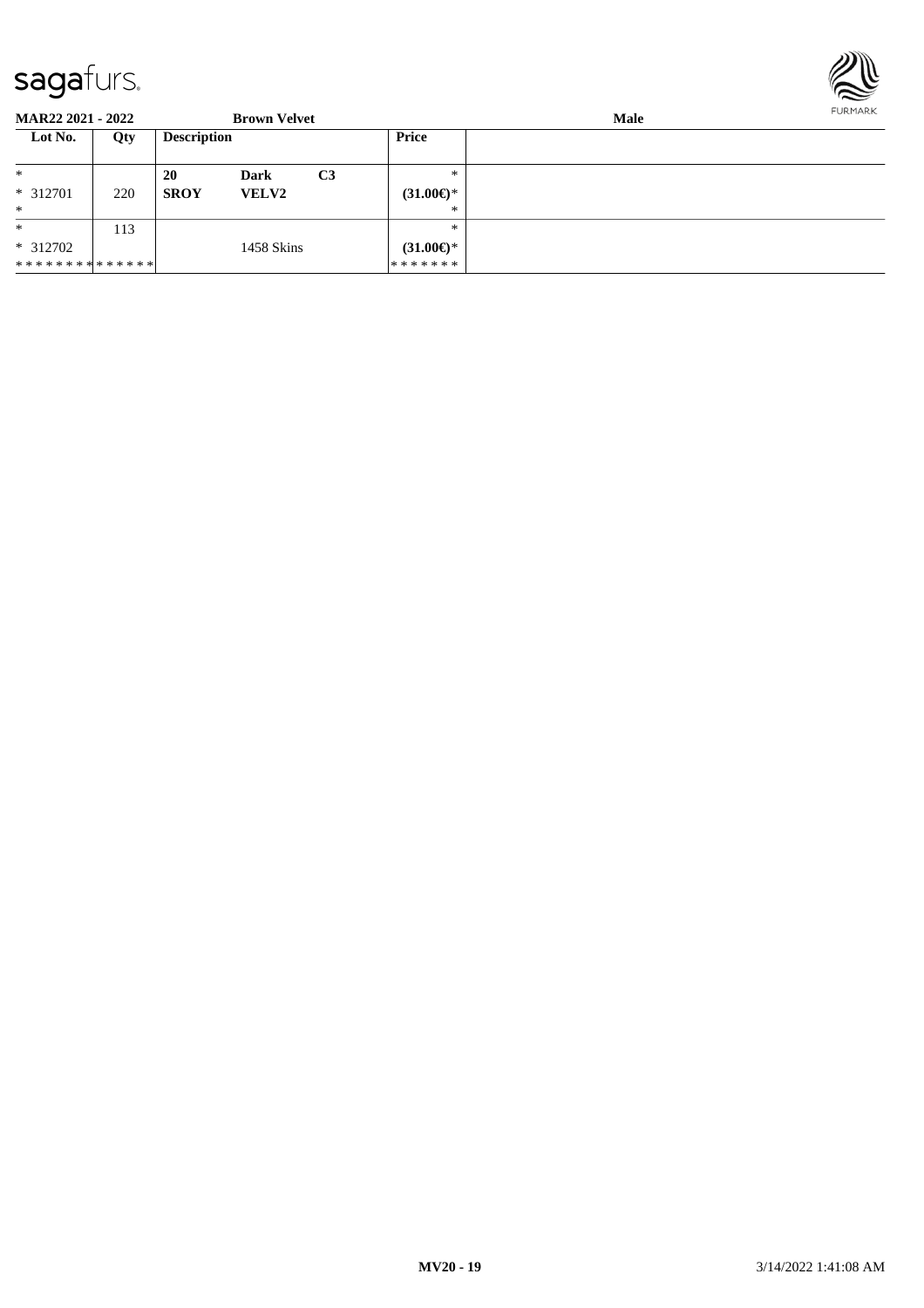**MAR22 2021 - 2022** **Brown Velvet** **Male**

| Lot No. | Qty | Description | | | Price |
|---|---|---|---|---|---|
| * | | **20** | **Dark** | **C3** | * |
| * 312701 | 220 | **SROY** | **VELV2** | | **(31.00€)*** |
| * | | | | | * |
| * | 113 | | | | * |
| * 312702 | | | 1458 Skins | | **(31.00€)*** |
| ************** | | | | | ******* |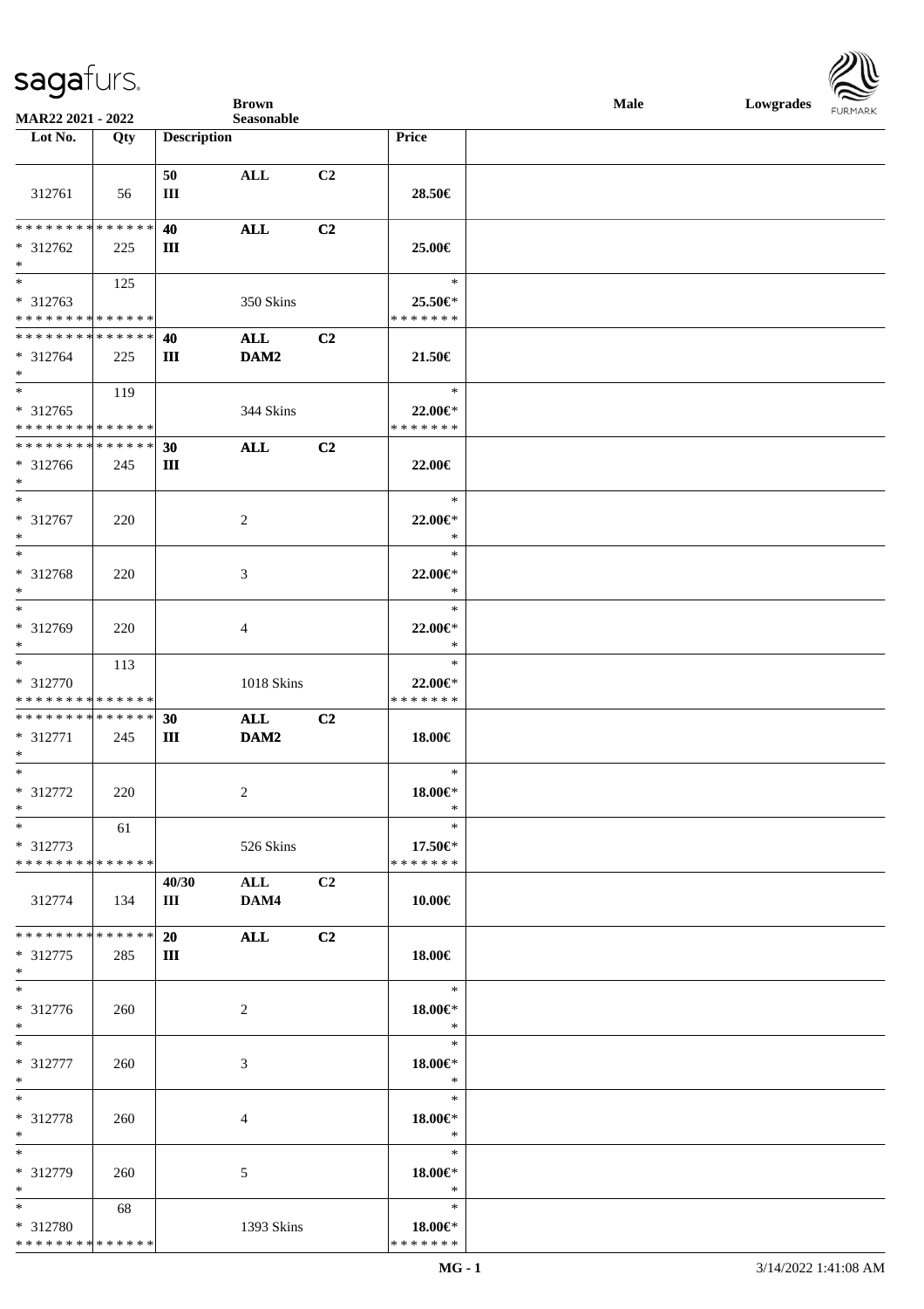**Brown** **Seasonable** **Male** **Lowgrades**

**MAR22 2021 - 2022**

| Lot No. | Qty | Description | | | Price |
|---|---|---|---|---|---|
| 312761 | 56 | 50 III | ALL | C2 | 28.50€ |
| * * * * * * * * * * * * * * <br> * 312762 <br> * | 225 | 40 III | ALL | C2 | 25.00€ |
| * <br> * 312763 <br> * * * * * * * * * * * * * * | 125 | | 350 Skins | | * <br> 25.50€* <br> * * * * * * * |
| * * * * * * * * * * * * * * <br> * 312764 <br> * | 225 | 40 III | ALL DAM2 | C2 | 21.50€ |
| * <br> * 312765 <br> * * * * * * * * * * * * * * | 119 | | 344 Skins | | * <br> 22.00€* <br> * * * * * * * |
| * * * * * * * * * * * * * * <br> * 312766 <br> * | 245 | 30 III | ALL | C2 | 22.00€ |
| * <br> * 312767 <br> * | 220 | | 2 | | * <br> 22.00€* <br> * |
| * <br> * 312768 <br> * | 220 | | 3 | | * <br> 22.00€* <br> * |
| * <br> * 312769 <br> * | 220 | | 4 | | * <br> 22.00€* <br> * |
| * <br> * 312770 <br> * * * * * * * * * * * * * * | 113 | | 1018 Skins | | * <br> 22.00€* <br> * * * * * * * |
| * * * * * * * * * * * * * * <br> * 312771 <br> * | 245 | 30 III | ALL DAM2 | C2 | 18.00€ |
| * <br> * 312772 <br> * | 220 | | 2 | | * <br> 18.00€* <br> * |
| * <br> * 312773 <br> * * * * * * * * * * * * * * | 61 | | 526 Skins | | * <br> 17.50€* <br> * * * * * * * |
| 312774 | 134 | 40/30 III | ALL DAM4 | C2 | 10.00€ |
| * * * * * * * * * * * * * * <br> * 312775 <br> * | 285 | 20 III | ALL | C2 | 18.00€ |
| * <br> * 312776 <br> * | 260 | | 2 | | * <br> 18.00€* <br> * |
| * <br> * 312777 <br> * | 260 | | 3 | | * <br> 18.00€* <br> * |
| * <br> * 312778 <br> * | 260 | | 4 | | * <br> 18.00€* <br> * |
| * <br> * 312779 <br> * | 260 | | 5 | | * <br> 18.00€* <br> * |
| * <br> * 312780 <br> * * * * * * * * * * * * * * | 68 | | 1393 Skins | | * <br> 18.00€* <br> * * * * * * * |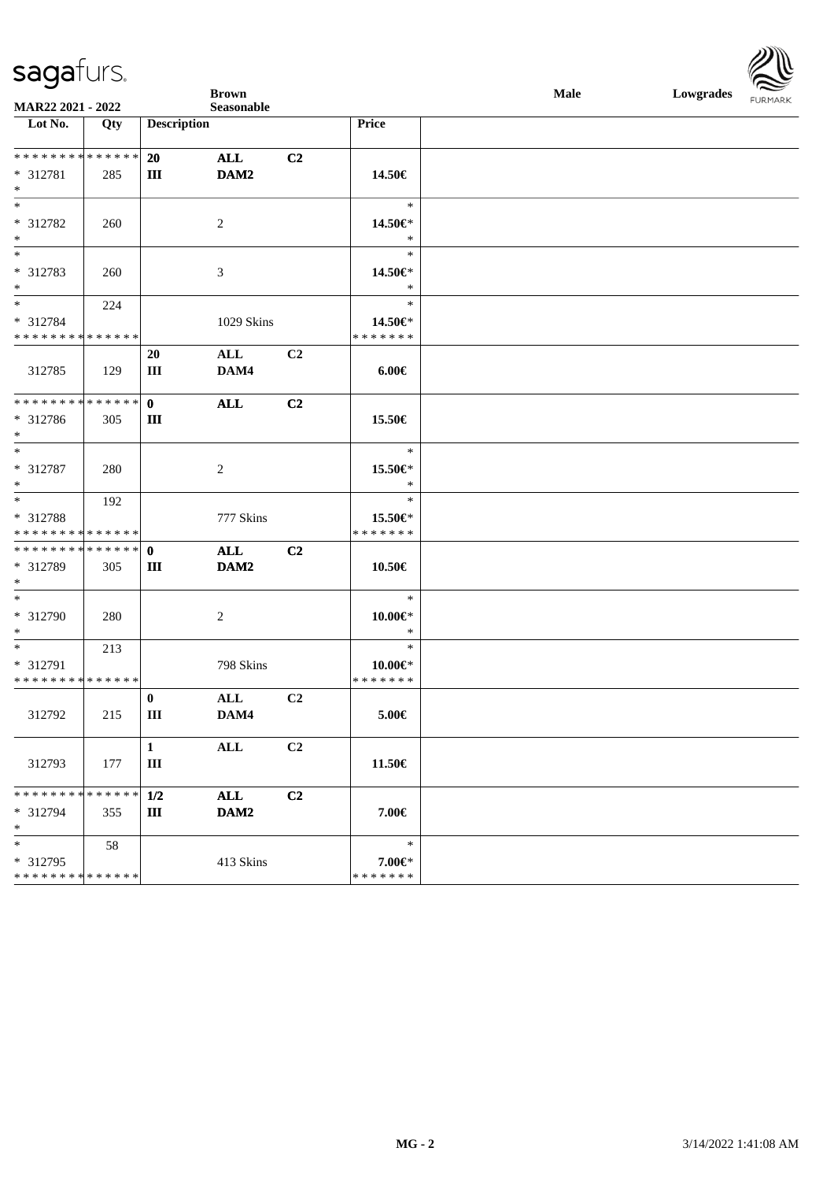Brown Seasonable — Male — Lowgrades

MAR22 2021 - 2022

| Lot No. | Qty | Description | | | Price |
|---|---|---|---|---|---|
| ************** | | 20 | ALL | C2 | |
| * 312781 | 285 | III | DAM2 | | 14.50€ |
| * | | | | | |
| * | | | | | * |
| * 312782 | 260 | | 2 | | 14.50€* |
| * | | | | | * |
| * | | | | | * |
| * 312783 | 260 | | 3 | | 14.50€* |
| * | | | | | * |
| * | 224 | | | | * |
| * 312784 | | | 1029 Skins | | 14.50€* |
| ************** | | | | | ******* |
| | | 20 | ALL | C2 | |
| 312785 | 129 | III | DAM4 | | 6.00€ |
| ************** | | 0 | ALL | C2 | |
| * 312786 | 305 | III | | | 15.50€ |
| * | | | | | |
| * | | | | | * |
| * 312787 | 280 | | 2 | | 15.50€* |
| * | | | | | * |
| * | 192 | | | | * |
| * 312788 | | | 777 Skins | | 15.50€* |
| ************** | | | | | ******* |
| ************** | | 0 | ALL | C2 | |
| * 312789 | 305 | III | DAM2 | | 10.50€ |
| * | | | | | |
| * | | | | | * |
| * 312790 | 280 | | 2 | | 10.00€* |
| * | | | | | * |
| * | 213 | | | | * |
| * 312791 | | | 798 Skins | | 10.00€* |
| ************** | | | | | ******* |
| | | 0 | ALL | C2 | |
| 312792 | 215 | III | DAM4 | | 5.00€ |
| | | 1 | ALL | C2 | |
| 312793 | 177 | III | | | 11.50€ |
| ************** | | 1/2 | ALL | C2 | |
| * 312794 | 355 | III | DAM2 | | 7.00€ |
| * | | | | | |
| * | 58 | | | | * |
| * 312795 | | | 413 Skins | | 7.00€* |
| ************** | | | | | ******* |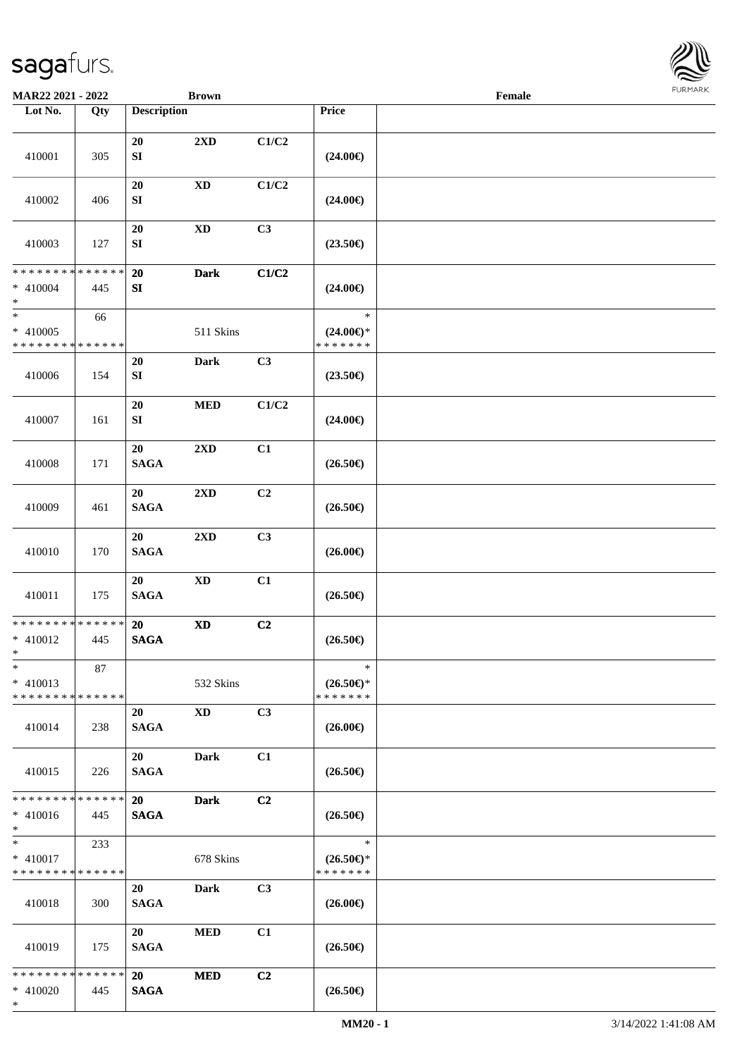MAR22 2021 - 2022 | Brown | Female

| Lot No. | Qty | Description | | | Price | |
|---|---|---|---|---|---|---|
| 410001 | 305 | 20 SI | 2XD | C1/C2 | (24.00€) | |
| 410002 | 406 | 20 SI | XD | C1/C2 | (24.00€) | |
| 410003 | 127 | 20 SI | XD | C3 | (23.50€) | |
| * * * * * * * * * * * * * * * 410004 * | 445 | 20 SI | Dark | C1/C2 | (24.00€) | |
| * * 410005 * * * * * * * * * * * * * * | 66 | | 511 Skins | | * (24.00€)* * * * * * * * | |
| 410006 | 154 | 20 SI | Dark | C3 | (23.50€) | |
| 410007 | 161 | 20 SI | MED | C1/C2 | (24.00€) | |
| 410008 | 171 | 20 SAGA | 2XD | C1 | (26.50€) | |
| 410009 | 461 | 20 SAGA | 2XD | C2 | (26.50€) | |
| 410010 | 170 | 20 SAGA | 2XD | C3 | (26.00€) | |
| 410011 | 175 | 20 SAGA | XD | C1 | (26.50€) | |
| * * * * * * * * * * * * * * * 410012 * | 445 | 20 SAGA | XD | C2 | (26.50€) | |
| * * 410013 * * * * * * * * * * * * * * | 87 | | 532 Skins | | * (26.50€)* * * * * * * * | |
| 410014 | 238 | 20 SAGA | XD | C3 | (26.00€) | |
| 410015 | 226 | 20 SAGA | Dark | C1 | (26.50€) | |
| * * * * * * * * * * * * * * * 410016 * | 445 | 20 SAGA | Dark | C2 | (26.50€) | |
| * * 410017 * * * * * * * * * * * * * * | 233 | | 678 Skins | | * (26.50€)* * * * * * * * | |
| 410018 | 300 | 20 SAGA | Dark | C3 | (26.00€) | |
| 410019 | 175 | 20 SAGA | MED | C1 | (26.50€) | |
| * * * * * * * * * * * * * * * 410020 * | 445 | 20 SAGA | MED | C2 | (26.50€) | |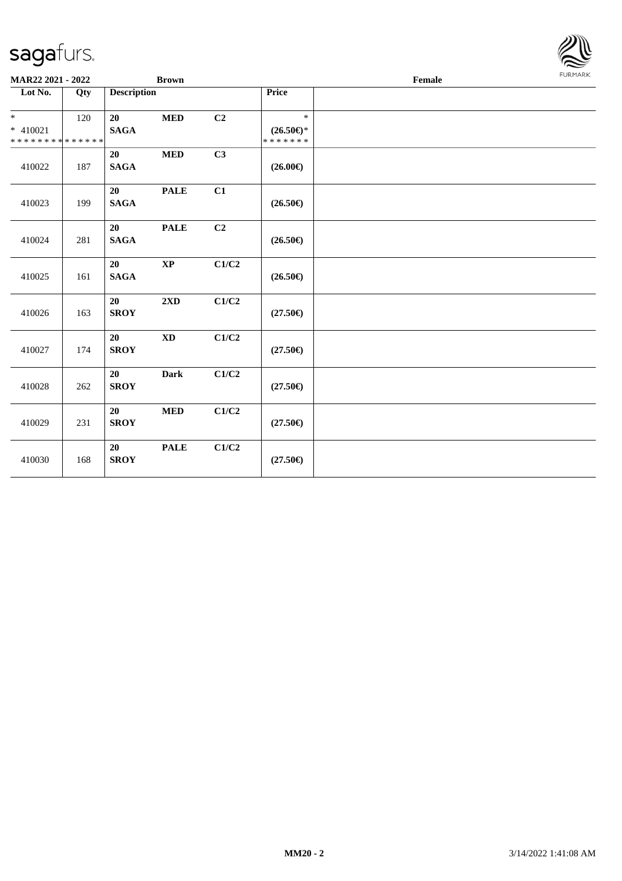MAR22 2021 - 2022 **Brown** **Female**

| Lot No. | Qty | Description | | | Price | |
|---|---|---|---|---|---|---|
| * <br> * 410021 <br> * * * * * * * * * * * * * * | 120 | **20** <br> **SAGA** | **MED** | **C2** | * <br> **(26.50€)*** <br> * * * * * * * | |
| 410022 | 187 | **20** <br> **SAGA** | **MED** | **C3** | **(26.00€)** | |
| 410023 | 199 | **20** <br> **SAGA** | **PALE** | **C1** | **(26.50€)** | |
| 410024 | 281 | **20** <br> **SAGA** | **PALE** | **C2** | **(26.50€)** | |
| 410025 | 161 | **20** <br> **SAGA** | **XP** | **C1/C2** | **(26.50€)** | |
| 410026 | 163 | **20** <br> **SROY** | **2XD** | **C1/C2** | **(27.50€)** | |
| 410027 | 174 | **20** <br> **SROY** | **XD** | **C1/C2** | **(27.50€)** | |
| 410028 | 262 | **20** <br> **SROY** | **Dark** | **C1/C2** | **(27.50€)** | |
| 410029 | 231 | **20** <br> **SROY** | **MED** | **C1/C2** | **(27.50€)** | |
| 410030 | 168 | **20** <br> **SROY** | **PALE** | **C1/C2** | **(27.50€)** | |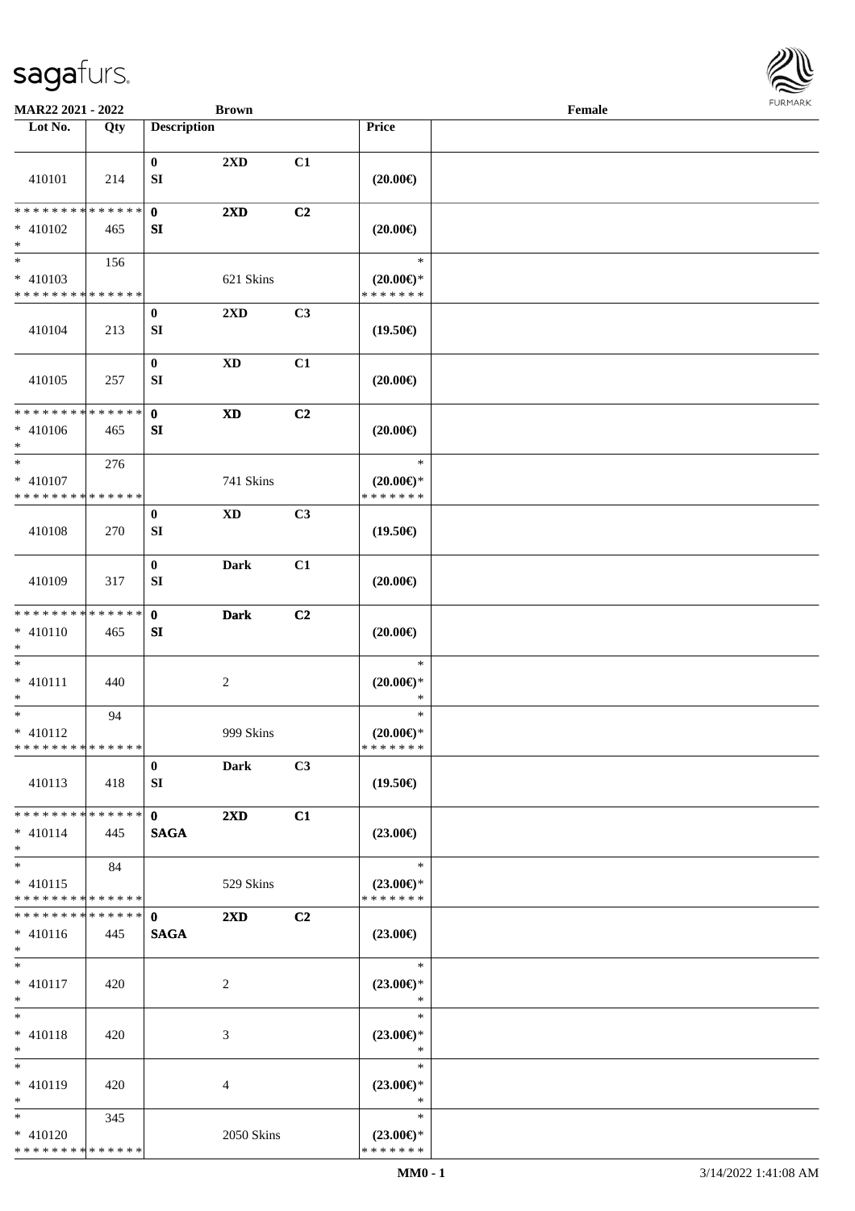MAR22 2021 - 2022 | Brown | Female

| Lot No. | Qty | Description | | | Price | |
|---|---|---|---|---|---|---|
| 410101 | 214 | 0 SI | 2XD | C1 | (20.00€) | |
| * * * * * * * * * * * * * * * 410102 * | 465 | 0 SI | 2XD | C2 | (20.00€) | |
| * * 410103 * * * * * * * * * * * * * * | 156 | | 621 Skins | | * (20.00€)* * * * * * * * | |
| 410104 | 213 | 0 SI | 2XD | C3 | (19.50€) | |
| 410105 | 257 | 0 SI | XD | C1 | (20.00€) | |
| * * * * * * * * * * * * * * * 410106 * | 465 | 0 SI | XD | C2 | (20.00€) | |
| * * 410107 * * * * * * * * * * * * * * | 276 | | 741 Skins | | * (20.00€)* * * * * * * * | |
| 410108 | 270 | 0 SI | XD | C3 | (19.50€) | |
| 410109 | 317 | 0 SI | Dark | C1 | (20.00€) | |
| * * * * * * * * * * * * * * * 410110 * | 465 | 0 SI | Dark | C2 | (20.00€) | |
| * * 410111 * | 440 | | 2 | | * (20.00€)* * | |
| * * 410112 * * * * * * * * * * * * * * | 94 | | 999 Skins | | * (20.00€)* * * * * * * * | |
| 410113 | 418 | 0 SI | Dark | C3 | (19.50€) | |
| * * * * * * * * * * * * * * * 410114 * | 445 | 0 SAGA | 2XD | C1 | (23.00€) | |
| * * 410115 * * * * * * * * * * * * * * | 84 | | 529 Skins | | * (23.00€)* * * * * * * * | |
| * * * * * * * * * * * * * * * 410116 * | 445 | 0 SAGA | 2XD | C2 | (23.00€) | |
| * * 410117 * | 420 | | 2 | | * (23.00€)* * | |
| * * 410118 * | 420 | | 3 | | * (23.00€)* * | |
| * * 410119 * | 420 | | 4 | | * (23.00€)* * | |
| * * 410120 * * * * * * * * * * * * * * | 345 | | 2050 Skins | | * (23.00€)* * * * * * * * | |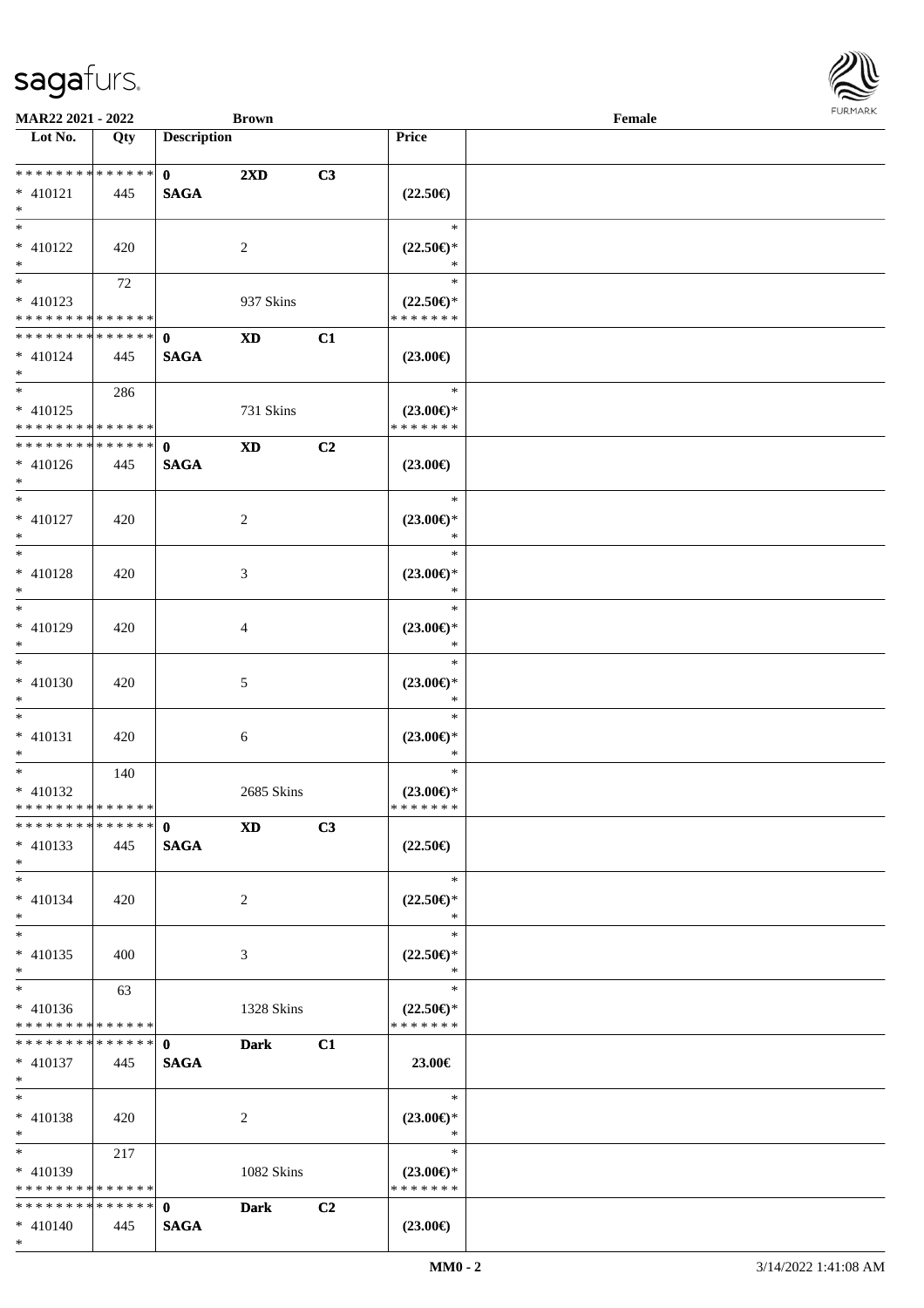| Lot No. | Qty | Description | | | Price | |
|---|---|---|---|---|---|---|
| * * * * * * * * * * * * * * | | 0 | 2XD | C3 | | |
| * 410121 | 445 | SAGA | | | (22.50€) | |
| * | | | | | | |
| * | | | | | * | |
| * 410122 | 420 | | 2 | | (22.50€)* | |
| * | | | | | * | |
| * | 72 | | | | * | |
| * 410123 | | | 937 Skins | | (22.50€)* | |
| * * * * * * * * * * * * * * | | | | | * * * * * * * | |
| * * * * * * * * * * * * * * | | 0 | XD | C1 | | |
| * 410124 | 445 | SAGA | | | (23.00€) | |
| * | | | | | | |
| * | 286 | | | | * | |
| * 410125 | | | 731 Skins | | (23.00€)* | |
| * * * * * * * * * * * * * * | | | | | * * * * * * * | |
| * * * * * * * * * * * * * * | | 0 | XD | C2 | | |
| * 410126 | 445 | SAGA | | | (23.00€) | |
| * | | | | | | |
| * | | | | | * | |
| * 410127 | 420 | | 2 | | (23.00€)* | |
| * | | | | | * | |
| * | | | | | * | |
| * 410128 | 420 | | 3 | | (23.00€)* | |
| * | | | | | * | |
| * | | | | | * | |
| * 410129 | 420 | | 4 | | (23.00€)* | |
| * | | | | | * | |
| * | | | | | * | |
| * 410130 | 420 | | 5 | | (23.00€)* | |
| * | | | | | * | |
| * | | | | | * | |
| * 410131 | 420 | | 6 | | (23.00€)* | |
| * | | | | | * | |
| * | 140 | | | | * | |
| * 410132 | | | 2685 Skins | | (23.00€)* | |
| * * * * * * * * * * * * * * | | | | | * * * * * * * | |
| * * * * * * * * * * * * * * | | 0 | XD | C3 | | |
| * 410133 | 445 | SAGA | | | (22.50€) | |
| * | | | | | | |
| * | | | | | * | |
| * 410134 | 420 | | 2 | | (22.50€)* | |
| * | | | | | * | |
| * | | | | | * | |
| * 410135 | 400 | | 3 | | (22.50€)* | |
| * | | | | | * | |
| * | 63 | | | | * | |
| * 410136 | | | 1328 Skins | | (22.50€)* | |
| * * * * * * * * * * * * * * | | | | | * * * * * * * | |
| * * * * * * * * * * * * * * | | 0 | Dark | C1 | | |
| * 410137 | 445 | SAGA | | | 23.00€ | |
| * | | | | | | |
| * | | | | | * | |
| * 410138 | 420 | | 2 | | (23.00€)* | |
| * | | | | | * | |
| * | 217 | | | | * | |
| * 410139 | | | 1082 Skins | | (23.00€)* | |
| * * * * * * * * * * * * * * | | | | | * * * * * * * | |
| * * * * * * * * * * * * * * | | 0 | Dark | C2 | | |
| * 410140 | 445 | SAGA | | | (23.00€) | |
| * | | | | | | |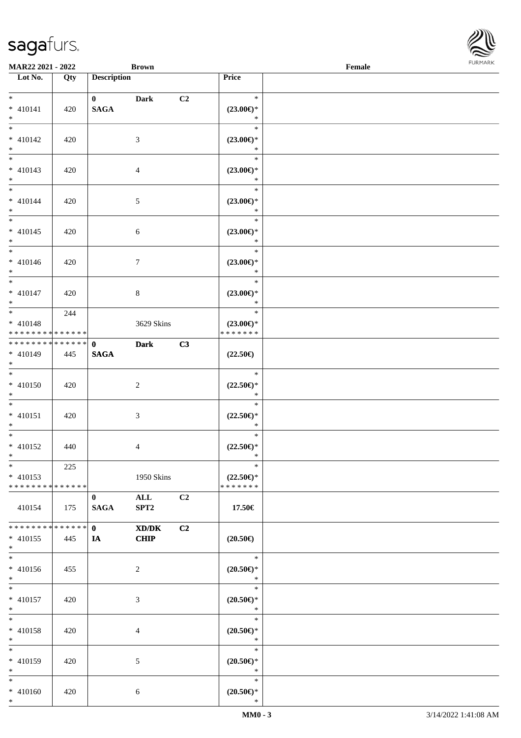MAR22 2021 - 2022 Brown Female

| Lot No. | Qty | Description | | | Price | |
|---|---|---|---|---|---|---|
| *<br>* 410141<br>* | 420 | 0<br>SAGA | Dark | C2 | *<br>(23.00€)*<br>* | |
| *<br>* 410142<br>* | 420 | | 3 | | *<br>(23.00€)*<br>* | |
| *<br>* 410143<br>* | 420 | | 4 | | *<br>(23.00€)*<br>* | |
| *<br>* 410144<br>* | 420 | | 5 | | *<br>(23.00€)*<br>* | |
| *<br>* 410145<br>* | 420 | | 6 | | *<br>(23.00€)*<br>* | |
| *<br>* 410146<br>* | 420 | | 7 | | *<br>(23.00€)*<br>* | |
| *<br>* 410147<br>* | 420 | | 8 | | *<br>(23.00€)*<br>* | |
| *<br>* 410148<br>************** | 244 | | 3629 Skins | | *<br>(23.00€)*<br>******* | |
| **************<br>* 410149<br>* | 445 | 0<br>SAGA | Dark | C3 | (22.50€) | |
| *<br>* 410150<br>* | 420 | | 2 | | *<br>(22.50€)*<br>* | |
| *<br>* 410151<br>* | 420 | | 3 | | *<br>(22.50€)*<br>* | |
| *<br>* 410152<br>* | 440 | | 4 | | *<br>(22.50€)*<br>* | |
| *<br>* 410153<br>************** | 225 | | 1950 Skins | | *<br>(22.50€)*<br>******* | |
| 410154 | 175 | 0<br>SAGA | ALL<br>SPT2 | C2 | 17.50€ | |
| **************<br>* 410155<br>* | 445 | 0<br>IA | XD/DK<br>CHIP | C2 | (20.50€) | |
| *<br>* 410156<br>* | 455 | | 2 | | *<br>(20.50€)*<br>* | |
| *<br>* 410157<br>* | 420 | | 3 | | *<br>(20.50€)*<br>* | |
| *<br>* 410158<br>* | 420 | | 4 | | *<br>(20.50€)*<br>* | |
| *<br>* 410159<br>* | 420 | | 5 | | *<br>(20.50€)*<br>* | |
| *<br>* 410160<br>* | 420 | | 6 | | *<br>(20.50€)*<br>* | |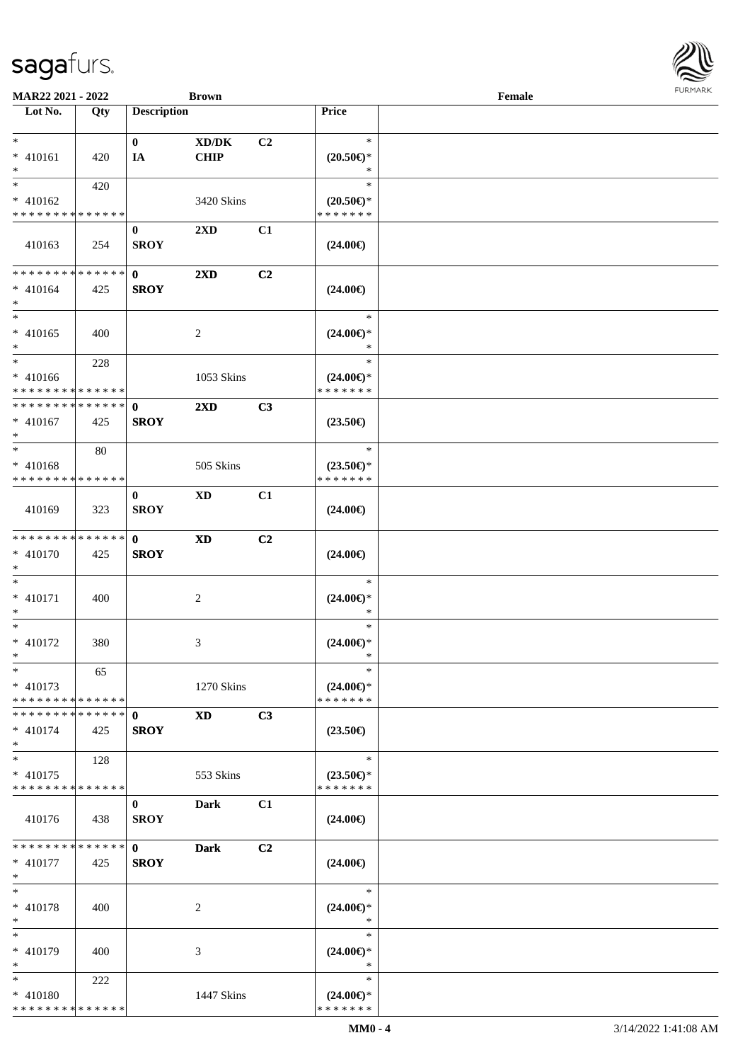MAR22 2021 - 2022 | Brown | Female

| Lot No. | Qty | Description | | | Price |
|---|---|---|---|---|---|
| * <br> * 410161 <br> * | 420 | 0 <br> IA | XD/DK <br> CHIP | C2 | * <br> (20.50€)* <br> * |
| * <br> * 410162 <br> * * * * * * * * * * * * * * | 420 | | 3420 Skins | | * <br> (20.50€)* <br> * * * * * * * |
| 410163 | 254 | 0 <br> SROY | 2XD | C1 | (24.00€) |
| * * * * * * * * * * * * * * <br> * 410164 <br> * | 425 | 0 <br> SROY | 2XD | C2 | (24.00€) |
| * <br> * 410165 <br> * | 400 | | 2 | | * <br> (24.00€)* <br> * |
| * <br> * 410166 <br> * * * * * * * * * * * * * * | 228 | | 1053 Skins | | * <br> (24.00€)* <br> * * * * * * * |
| * * * * * * * * * * * * * * <br> * 410167 <br> * | 425 | 0 <br> SROY | 2XD | C3 | (23.50€) |
| * <br> * 410168 <br> * * * * * * * * * * * * * * | 80 | | 505 Skins | | * <br> (23.50€)* <br> * * * * * * * |
| 410169 | 323 | 0 <br> SROY | XD | C1 | (24.00€) |
| * * * * * * * * * * * * * * <br> * 410170 <br> * | 425 | 0 <br> SROY | XD | C2 | (24.00€) |
| * <br> * 410171 <br> * | 400 | | 2 | | * <br> (24.00€)* <br> * |
| * <br> * 410172 <br> * | 380 | | 3 | | * <br> (24.00€)* <br> * |
| * <br> * 410173 <br> * * * * * * * * * * * * * * | 65 | | 1270 Skins | | * <br> (24.00€)* <br> * * * * * * * |
| * * * * * * * * * * * * * * <br> * 410174 <br> * | 425 | 0 <br> SROY | XD | C3 | (23.50€) |
| * <br> * 410175 <br> * * * * * * * * * * * * * * | 128 | | 553 Skins | | * <br> (23.50€)* <br> * * * * * * * |
| 410176 | 438 | 0 <br> SROY | Dark | C1 | (24.00€) |
| * * * * * * * * * * * * * * <br> * 410177 <br> * | 425 | 0 <br> SROY | Dark | C2 | (24.00€) |
| * <br> * 410178 <br> * | 400 | | 2 | | * <br> (24.00€)* <br> * |
| * <br> * 410179 <br> * | 400 | | 3 | | * <br> (24.00€)* <br> * |
| * <br> * 410180 <br> * * * * * * * * * * * * * * | 222 | | 1447 Skins | | * <br> (24.00€)* <br> * * * * * * * |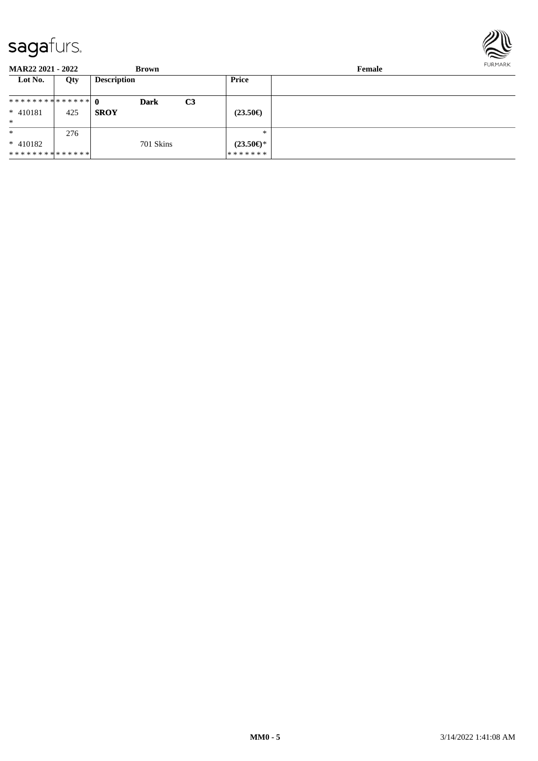**MAR22 2021 - 2022** **Brown** **Female**

| Lot No. | Qty | Description | | | Price | |
|---|---|---|---|---|---|---|
| ************** | | **0** | **Dark** | **C3** | | |
| * 410181 | 425 | **SROY** | | | **(23.50€)** | |
| * | | | | | | |
| * | 276 | | | | * | |
| * 410182 | | | 701 Skins | | **(23.50€)*** | |
| ************** | | | | | ******* | |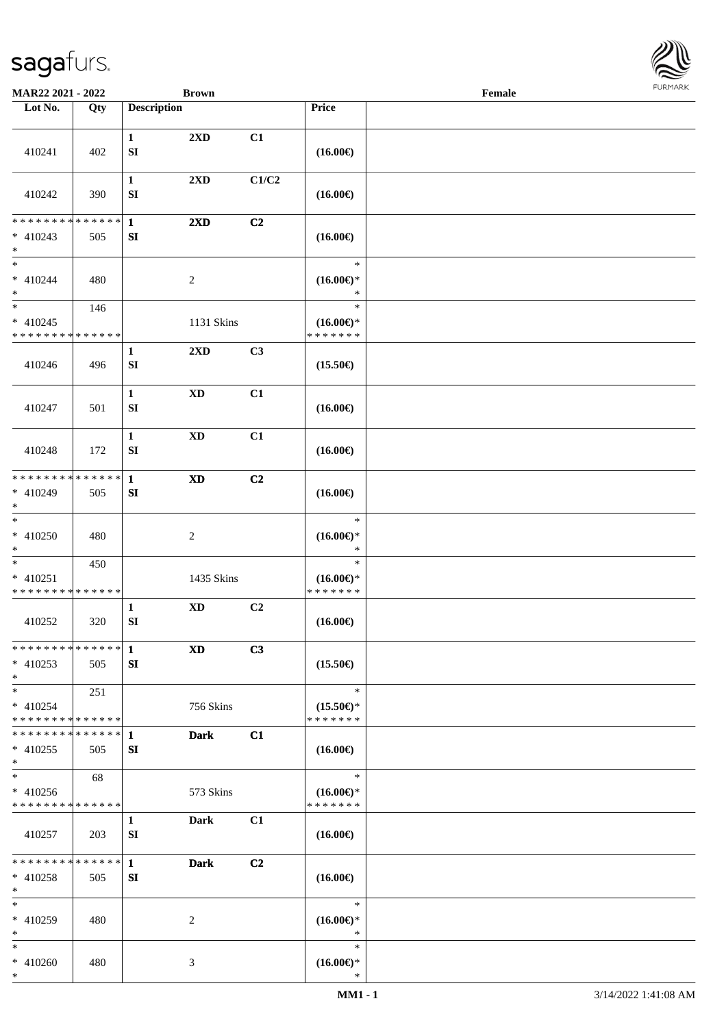MAR22 2021 - 2022 &nbsp;&nbsp;&nbsp;&nbsp; Brown &nbsp;&nbsp;&nbsp;&nbsp; Female

| Lot No. | Qty | Description | | | Price | |
|---|---|---|---|---|---|---|
| 410241 | 402 | 1 SI | 2XD | C1 | (16.00€) | |
| 410242 | 390 | 1 SI | 2XD | C1/C2 | (16.00€) | |
| * * * * * * * * * * * * * * * 410243 * | 505 | 1 SI | 2XD | C2 | (16.00€) | |
| * * 410244 * | 480 | | 2 | | * (16.00€)* * | |
| * * 410245 * * * * * * * * * * * * * * | 146 | | 1131 Skins | | * (16.00€)* * * * * * * * | |
| 410246 | 496 | 1 SI | 2XD | C3 | (15.50€) | |
| 410247 | 501 | 1 SI | XD | C1 | (16.00€) | |
| 410248 | 172 | 1 SI | XD | C1 | (16.00€) | |
| * * * * * * * * * * * * * * * 410249 * | 505 | 1 SI | XD | C2 | (16.00€) | |
| * * 410250 * | 480 | | 2 | | * (16.00€)* * | |
| * * 410251 * * * * * * * * * * * * * * | 450 | | 1435 Skins | | * (16.00€)* * * * * * * * | |
| 410252 | 320 | 1 SI | XD | C2 | (16.00€) | |
| * * * * * * * * * * * * * * * 410253 * | 505 | 1 SI | XD | C3 | (15.50€) | |
| * * 410254 * * * * * * * * * * * * * * | 251 | | 756 Skins | | * (15.50€)* * * * * * * * | |
| * * * * * * * * * * * * * * * 410255 * | 505 | 1 SI | Dark | C1 | (16.00€) | |
| * * 410256 * * * * * * * * * * * * * * | 68 | | 573 Skins | | * (16.00€)* * * * * * * * | |
| 410257 | 203 | 1 SI | Dark | C1 | (16.00€) | |
| * * * * * * * * * * * * * * * 410258 * | 505 | 1 SI | Dark | C2 | (16.00€) | |
| * * 410259 * | 480 | | 2 | | * (16.00€)* * | |
| * * 410260 * | 480 | | 3 | | * (16.00€)* * | |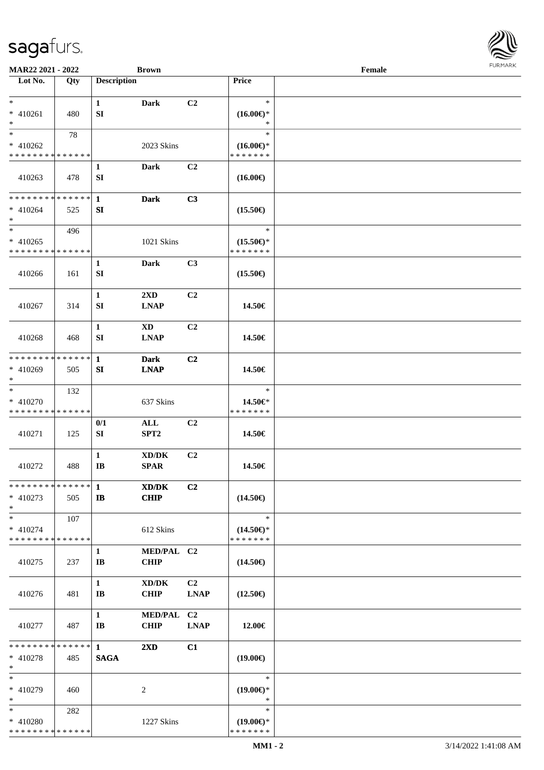MAR22 2021 - 2022 **Brown** **Female**

| Lot No. | Qty | Description | | | Price | |
|---|---|---|---|---|---|---|
| * <br> * 410261 <br> * | 480 | **1** <br> **SI** | **Dark** | **C2** | * <br> **(16.00€)*** <br> * | |
| * <br> * 410262 <br> * * * * * * * * * * * * * * | 78 | | 2023 Skins | | * <br> **(16.00€)*** <br> * * * * * * * | |
| 410263 | 478 | **1** <br> **SI** | **Dark** | **C2** | **(16.00€)** | |
| * * * * * * * * * * * * * * <br> * 410264 <br> * | 525 | **1** <br> **SI** | **Dark** | **C3** | **(15.50€)** | |
| * <br> * 410265 <br> * * * * * * * * * * * * * * | 496 | | 1021 Skins | | * <br> **(15.50€)*** <br> * * * * * * * | |
| 410266 | 161 | **1** <br> **SI** | **Dark** | **C3** | **(15.50€)** | |
| 410267 | 314 | **1** <br> **SI** | **2XD** <br> **LNAP** | **C2** | **14.50€** | |
| 410268 | 468 | **1** <br> **SI** | **XD** <br> **LNAP** | **C2** | **14.50€** | |
| * * * * * * * * * * * * * * <br> * 410269 <br> * | 505 | **1** <br> **SI** | **Dark** <br> **LNAP** | **C2** | **14.50€** | |
| * <br> * 410270 <br> * * * * * * * * * * * * * * | 132 | | 637 Skins | | * <br> **14.50€*** <br> * * * * * * * | |
| 410271 | 125 | **0/1** <br> **SI** | **ALL** <br> **SPT2** | **C2** | **14.50€** | |
| 410272 | 488 | **1** <br> **IB** | **XD/DK** <br> **SPAR** | **C2** | **14.50€** | |
| * * * * * * * * * * * * * * <br> * 410273 <br> * | 505 | **1** <br> **IB** | **XD/DK** <br> **CHIP** | **C2** | **(14.50€)** | |
| * <br> * 410274 <br> * * * * * * * * * * * * * * | 107 | | 612 Skins | | * <br> **(14.50€)*** <br> * * * * * * * | |
| 410275 | 237 | **1** <br> **IB** | **MED/PAL** <br> **CHIP** | **C2** | **(14.50€)** | |
| 410276 | 481 | **1** <br> **IB** | **XD/DK** <br> **CHIP** | **C2** <br> **LNAP** | **(12.50€)** | |
| 410277 | 487 | **1** <br> **IB** | **MED/PAL** <br> **CHIP** | **C2** <br> **LNAP** | **12.00€** | |
| * * * * * * * * * * * * * * <br> * 410278 <br> * | 485 | **1** <br> **SAGA** | **2XD** | **C1** | **(19.00€)** | |
| * <br> * 410279 <br> * | 460 | | 2 | | * <br> **(19.00€)*** <br> * | |
| * <br> * 410280 <br> * * * * * * * * * * * * * * | 282 | | 1227 Skins | | * <br> **(19.00€)*** <br> * * * * * * * | |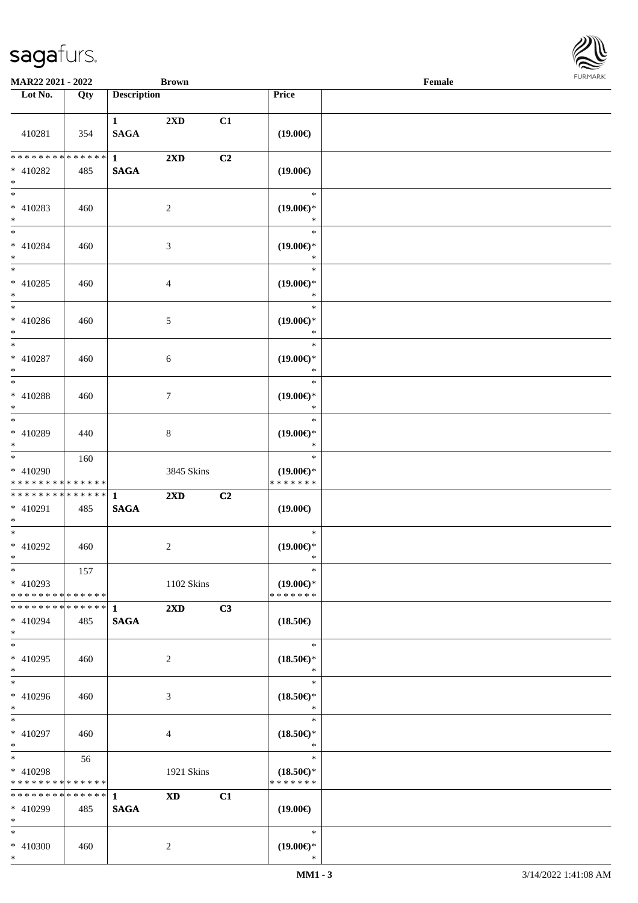MAR22 2021 - 2022 &nbsp;&nbsp;&nbsp; Brown &nbsp;&nbsp;&nbsp; Female

| Lot No. | Qty | Description | | | Price | |
|---|---|---|---|---|---|---|
| 410281 | 354 | 1 SAGA | 2XD | C1 | (19.00€) | |
| * * * * * * * * * * * * * * * 410282 * | 485 | 1 SAGA | 2XD | C2 | (19.00€) | |
| * * 410283 * | 460 | | 2 | | * (19.00€)* * | |
| * * 410284 * | 460 | | 3 | | * (19.00€)* * | |
| * * 410285 * | 460 | | 4 | | * (19.00€)* * | |
| * * 410286 * | 460 | | 5 | | * (19.00€)* * | |
| * * 410287 * | 460 | | 6 | | * (19.00€)* * | |
| * * 410288 * | 460 | | 7 | | * (19.00€)* * | |
| * * 410289 * | 440 | | 8 | | * (19.00€)* * | |
| * * 410290 * * * * * * * * * * * * * * | 160 | | 3845 Skins | | * (19.00€)* * * * * * * * | |
| * * * * * * * * * * * * * * * 410291 * | 485 | 1 SAGA | 2XD | C2 | (19.00€) | |
| * * 410292 * | 460 | | 2 | | * (19.00€)* * | |
| * * 410293 * * * * * * * * * * * * * * | 157 | | 1102 Skins | | * (19.00€)* * * * * * * * | |
| * * * * * * * * * * * * * * * 410294 * | 485 | 1 SAGA | 2XD | C3 | (18.50€) | |
| * * 410295 * | 460 | | 2 | | * (18.50€)* * | |
| * * 410296 * | 460 | | 3 | | * (18.50€)* * | |
| * * 410297 * | 460 | | 4 | | * (18.50€)* * | |
| * * 410298 * * * * * * * * * * * * * * | 56 | | 1921 Skins | | * (18.50€)* * * * * * * * | |
| * * * * * * * * * * * * * * * 410299 * | 485 | 1 SAGA | XD | C1 | (19.00€) | |
| * * 410300 * | 460 | | 2 | | * (19.00€)* * | |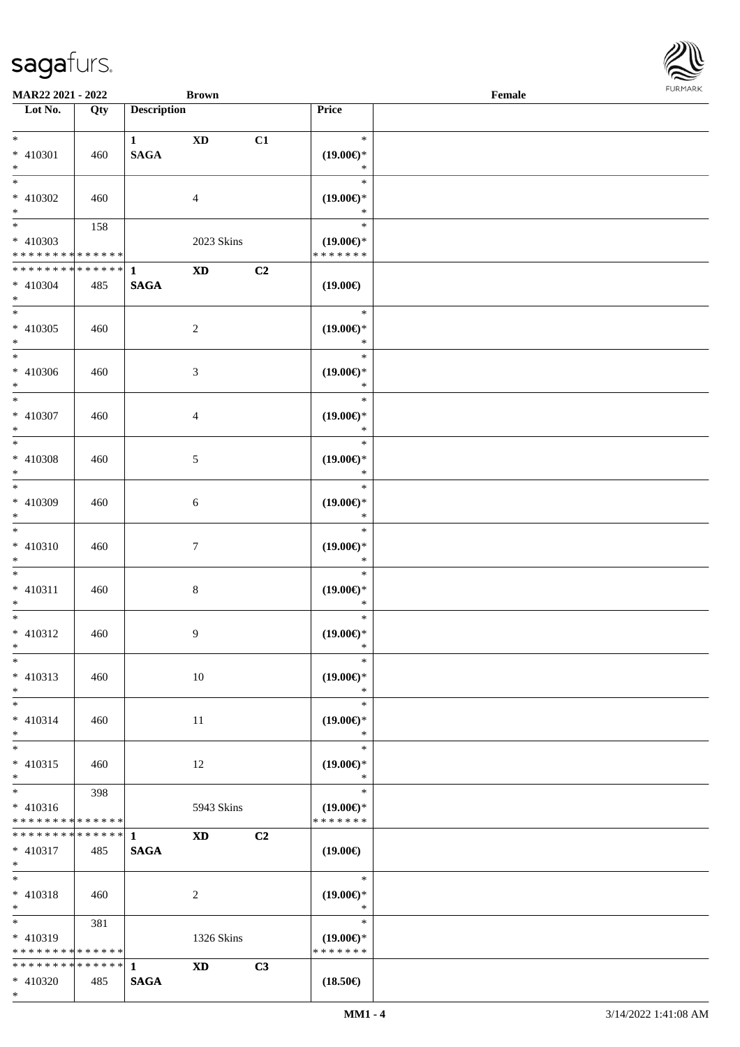MAR22 2021 - 2022 | Brown | Female

| Lot No. | Qty | Description | | | Price | |
|---|---|---|---|---|---|---|
| * | | 1 | XD | C1 | * | |
| * 410301 | 460 | SAGA | | | (19.00€)* | |
| * | | | | | * | |
| * | | | | | * | |
| * 410302 | 460 | | 4 | | (19.00€)* | |
| * | | | | | * | |
| * | 158 | | | | * | |
| * 410303 | | | 2023 Skins | | (19.00€)* | |
| * * * * * * * * * * * * * * | | | | | * * * * * * * | |
| * * * * * * * * * * * * * * | | 1 | XD | C2 | | |
| * 410304 | 485 | SAGA | | | (19.00€) | |
| * | | | | | | |
| * | | | | | * | |
| * 410305 | 460 | | 2 | | (19.00€)* | |
| * | | | | | * | |
| * | | | | | * | |
| * 410306 | 460 | | 3 | | (19.00€)* | |
| * | | | | | * | |
| * | | | | | * | |
| * 410307 | 460 | | 4 | | (19.00€)* | |
| * | | | | | * | |
| * | | | | | * | |
| * 410308 | 460 | | 5 | | (19.00€)* | |
| * | | | | | * | |
| * | | | | | * | |
| * 410309 | 460 | | 6 | | (19.00€)* | |
| * | | | | | * | |
| * | | | | | * | |
| * 410310 | 460 | | 7 | | (19.00€)* | |
| * | | | | | * | |
| * | | | | | * | |
| * 410311 | 460 | | 8 | | (19.00€)* | |
| * | | | | | * | |
| * | | | | | * | |
| * 410312 | 460 | | 9 | | (19.00€)* | |
| * | | | | | * | |
| * | | | | | * | |
| * 410313 | 460 | | 10 | | (19.00€)* | |
| * | | | | | * | |
| * | | | | | * | |
| * 410314 | 460 | | 11 | | (19.00€)* | |
| * | | | | | * | |
| * | | | | | * | |
| * 410315 | 460 | | 12 | | (19.00€)* | |
| * | | | | | * | |
| * | 398 | | | | * | |
| * 410316 | | | 5943 Skins | | (19.00€)* | |
| * * * * * * * * * * * * * * | | | | | * * * * * * * | |
| * * * * * * * * * * * * * * | | 1 | XD | C2 | | |
| * 410317 | 485 | SAGA | | | (19.00€) | |
| * | | | | | | |
| * | | | | | * | |
| * 410318 | 460 | | 2 | | (19.00€)* | |
| * | | | | | * | |
| * | 381 | | | | * | |
| * 410319 | | | 1326 Skins | | (19.00€)* | |
| * * * * * * * * * * * * * * | | | | | * * * * * * * | |
| * * * * * * * * * * * * * * | | 1 | XD | C3 | | |
| * 410320 | 485 | SAGA | | | (18.50€) | |
| * | | | | | | |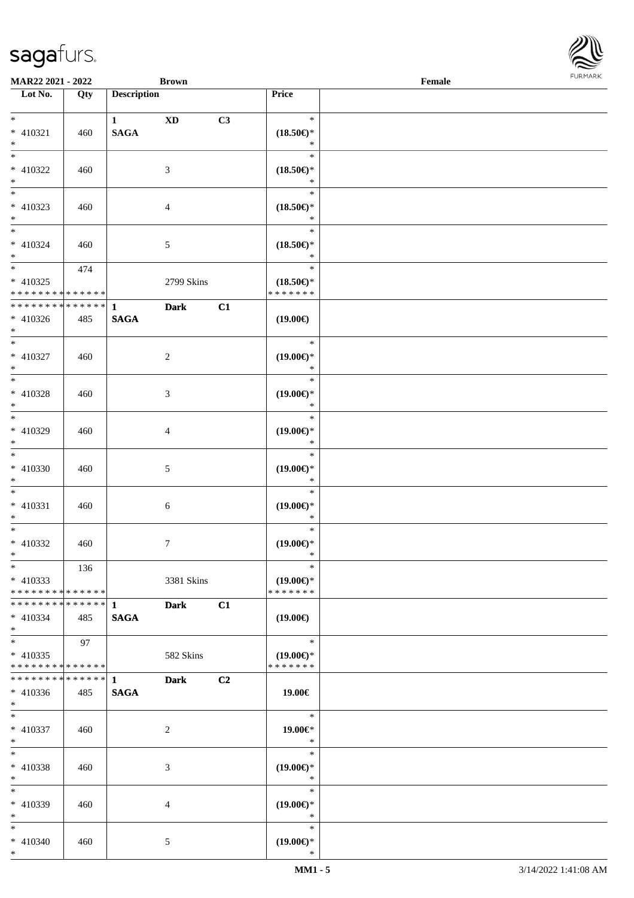| Lot No. | Qty | Description | | | Price | |
|---|---|---|---|---|---|---|
| * | | 1 | XD | C3 | * | |
| * 410321 | 460 | SAGA | | | (18.50€)* | |
| * | | | | | * | |
| * | | | | | * | |
| * 410322 | 460 | | 3 | | (18.50€)* | |
| * | | | | | * | |
| * | | | | | * | |
| * 410323 | 460 | | 4 | | (18.50€)* | |
| * | | | | | * | |
| * | | | | | * | |
| * 410324 | 460 | | 5 | | (18.50€)* | |
| * | | | | | * | |
| * | 474 | | | | * | |
| * 410325 | | | 2799 Skins | | (18.50€)* | |
| * * * * * * * * * * * * * * | | | | | * * * * * * * | |
| * * * * * * * * * * * * * * | | 1 | Dark | C1 | | |
| * 410326 | 485 | SAGA | | | (19.00€) | |
| * | | | | | | |
| * | | | | | * | |
| * 410327 | 460 | | 2 | | (19.00€)* | |
| * | | | | | * | |
| * | | | | | * | |
| * 410328 | 460 | | 3 | | (19.00€)* | |
| * | | | | | * | |
| * | | | | | * | |
| * 410329 | 460 | | 4 | | (19.00€)* | |
| * | | | | | * | |
| * | | | | | * | |
| * 410330 | 460 | | 5 | | (19.00€)* | |
| * | | | | | * | |
| * | | | | | * | |
| * 410331 | 460 | | 6 | | (19.00€)* | |
| * | | | | | * | |
| * | | | | | * | |
| * 410332 | 460 | | 7 | | (19.00€)* | |
| * | | | | | * | |
| * | 136 | | | | * | |
| * 410333 | | | 3381 Skins | | (19.00€)* | |
| * * * * * * * * * * * * * * | | | | | * * * * * * * | |
| * * * * * * * * * * * * * * | | 1 | Dark | C1 | | |
| * 410334 | 485 | SAGA | | | (19.00€) | |
| * | | | | | | |
| * | 97 | | | | * | |
| * 410335 | | | 582 Skins | | (19.00€)* | |
| * * * * * * * * * * * * * * | | | | | * * * * * * * | |
| * * * * * * * * * * * * * * | | 1 | Dark | C2 | | |
| * 410336 | 485 | SAGA | | | 19.00€ | |
| * | | | | | | |
| * | | | | | * | |
| * 410337 | 460 | | 2 | | 19.00€* | |
| * | | | | | * | |
| * | | | | | * | |
| * 410338 | 460 | | 3 | | (19.00€)* | |
| * | | | | | * | |
| * | | | | | * | |
| * 410339 | 460 | | 4 | | (19.00€)* | |
| * | | | | | * | |
| * | | | | | * | |
| * 410340 | 460 | | 5 | | (19.00€)* | |
| * | | | | | * | |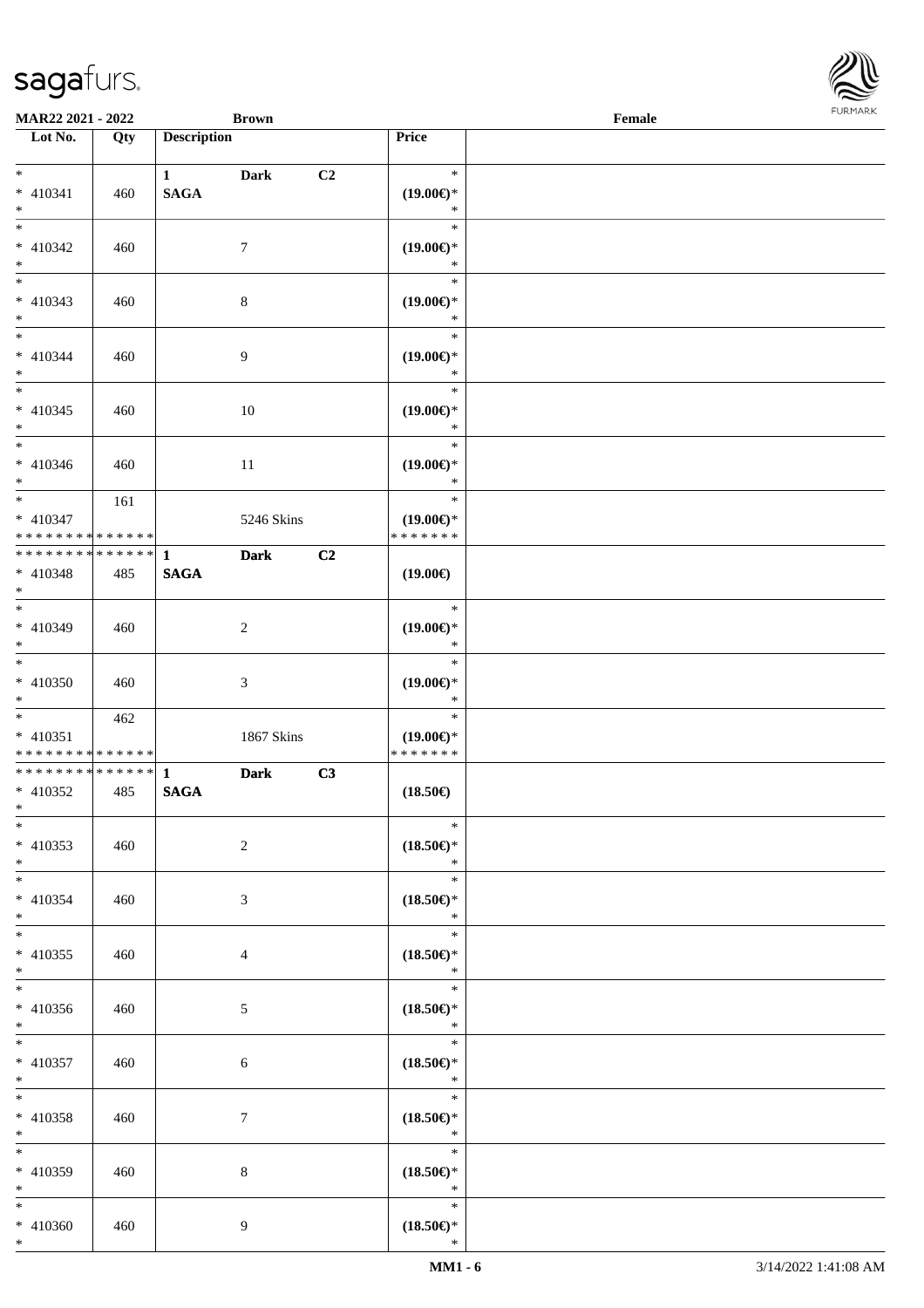**MAR22 2021 - 2022** **Brown** **Female**

| Lot No. | Qty | Description | Price | |
|---|---|---|---|---|
| *<br>* 410341<br>* | 460 | **1 Dark C2**<br>**SAGA** | *<br>**(19.00€)***<br>* | |
| *<br>* 410342<br>* | 460 | 7 | *<br>**(19.00€)***<br>* | |
| *<br>* 410343<br>* | 460 | 8 | *<br>**(19.00€)***<br>* | |
| *<br>* 410344<br>* | 460 | 9 | *<br>**(19.00€)***<br>* | |
| *<br>* 410345<br>* | 460 | 10 | *<br>**(19.00€)***<br>* | |
| *<br>* 410346<br>* | 460 | 11 | *<br>**(19.00€)***<br>* | |
| *<br>* 410347<br>* * * * * * * * * * * * * * | 161 | 5246 Skins | *<br>**(19.00€)***<br>* * * * * * * | |
| * * * * * * * * * * * * * *<br>* 410348<br>* | 485 | **1 Dark C2**<br>**SAGA** | **(19.00€)** | |
| *<br>* 410349<br>* | 460 | 2 | *<br>**(19.00€)***<br>* | |
| *<br>* 410350<br>* | 460 | 3 | *<br>**(19.00€)***<br>* | |
| *<br>* 410351<br>* * * * * * * * * * * * * * | 462 | 1867 Skins | *<br>**(19.00€)***<br>* * * * * * * | |
| * * * * * * * * * * * * * *<br>* 410352<br>* | 485 | **1 Dark C3**<br>**SAGA** | **(18.50€)** | |
| *<br>* 410353<br>* | 460 | 2 | *<br>**(18.50€)***<br>* | |
| *<br>* 410354<br>* | 460 | 3 | *<br>**(18.50€)***<br>* | |
| *<br>* 410355<br>* | 460 | 4 | *<br>**(18.50€)***<br>* | |
| *<br>* 410356<br>* | 460 | 5 | *<br>**(18.50€)***<br>* | |
| *<br>* 410357<br>* | 460 | 6 | *<br>**(18.50€)***<br>* | |
| *<br>* 410358<br>* | 460 | 7 | *<br>**(18.50€)***<br>* | |
| *<br>* 410359<br>* | 460 | 8 | *<br>**(18.50€)***<br>* | |
| *<br>* 410360<br>* | 460 | 9 | *<br>**(18.50€)***<br>* | |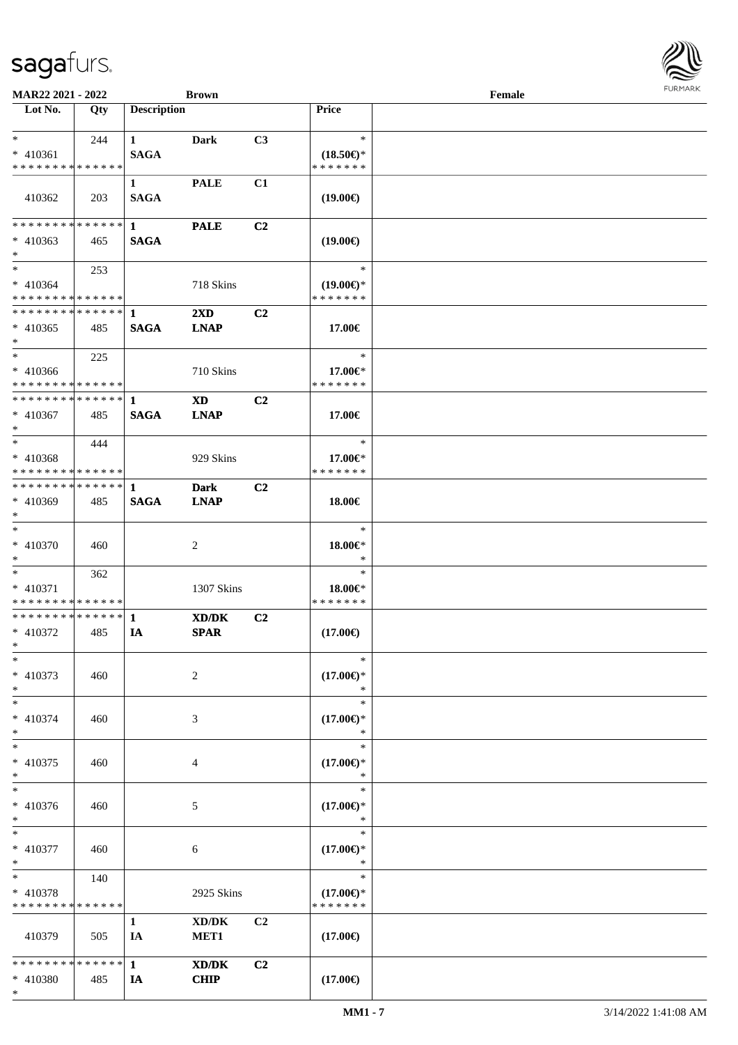MAR22 2021 - 2022 | Brown | Female

| Lot No. | Qty | Description | | | Price | |
|---|---|---|---|---|---|---|
| * | 244 | 1 | Dark | C3 | * | |
| * 410361 | | SAGA | | | (18.50€)* | |
| * * * * * * * * * * * * * * | | | | | * * * * * * * | |
| | | 1 | PALE | C1 | | |
| 410362 | 203 | SAGA | | | (19.00€) | |
| * * * * * * * * * * * * * * | | 1 | PALE | C2 | | |
| * 410363 | 465 | SAGA | | | (19.00€) | |
| * | | | | | | |
| * | 253 | | | | * | |
| * 410364 | | | 718 Skins | | (19.00€)* | |
| * * * * * * * * * * * * * * | | | | | * * * * * * * | |
| * * * * * * * * * * * * * * | | 1 | 2XD | C2 | | |
| * 410365 | 485 | SAGA | LNAP | | 17.00€ | |
| * | | | | | | |
| * | 225 | | | | * | |
| * 410366 | | | 710 Skins | | 17.00€* | |
| * * * * * * * * * * * * * * | | | | | * * * * * * * | |
| * * * * * * * * * * * * * * | | 1 | XD | C2 | | |
| * 410367 | 485 | SAGA | LNAP | | 17.00€ | |
| * | | | | | | |
| * | 444 | | | | * | |
| * 410368 | | | 929 Skins | | 17.00€* | |
| * * * * * * * * * * * * * * | | | | | * * * * * * * | |
| * * * * * * * * * * * * * * | | 1 | Dark | C2 | | |
| * 410369 | 485 | SAGA | LNAP | | 18.00€ | |
| * | | | | | | |
| * | | | | | * | |
| * 410370 | 460 | | 2 | | 18.00€* | |
| * | | | | | * | |
| * | 362 | | | | * | |
| * 410371 | | | 1307 Skins | | 18.00€* | |
| * * * * * * * * * * * * * * | | | | | * * * * * * * | |
| * * * * * * * * * * * * * * | | 1 | XD/DK | C2 | | |
| * 410372 | 485 | IA | SPAR | | (17.00€) | |
| * | | | | | | |
| * | | | | | * | |
| * 410373 | 460 | | 2 | | (17.00€)* | |
| * | | | | | * | |
| * | | | | | * | |
| * 410374 | 460 | | 3 | | (17.00€)* | |
| * | | | | | * | |
| * | | | | | * | |
| * 410375 | 460 | | 4 | | (17.00€)* | |
| * | | | | | * | |
| * | | | | | * | |
| * 410376 | 460 | | 5 | | (17.00€)* | |
| * | | | | | * | |
| * | | | | | * | |
| * 410377 | 460 | | 6 | | (17.00€)* | |
| * | | | | | * | |
| * | 140 | | | | * | |
| * 410378 | | | 2925 Skins | | (17.00€)* | |
| * * * * * * * * * * * * * * | | | | | * * * * * * * | |
| | | 1 | XD/DK | C2 | | |
| 410379 | 505 | IA | MET1 | | (17.00€) | |
| * * * * * * * * * * * * * * | | 1 | XD/DK | C2 | | |
| * 410380 | 485 | IA | CHIP | | (17.00€) | |
| * | | | | | | |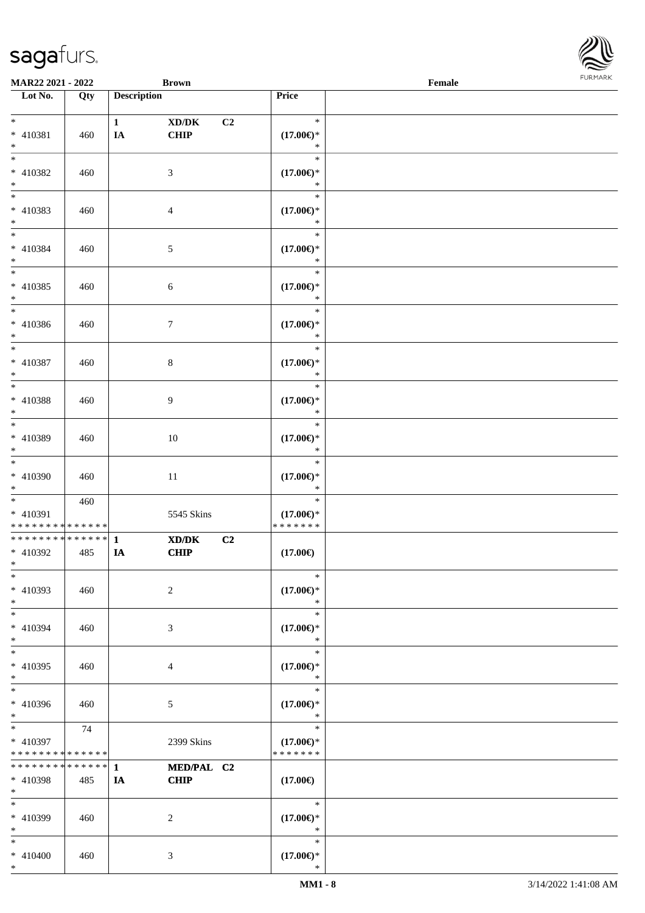**MAR22 2021 - 2022** **Brown** **Female**

| Lot No. | Qty | Description | | | Price | |
|---|---|---|---|---|---|---|
| * | | 1 | XD/DK | C2 | * | |
| * 410381 | 460 | IA | CHIP | | (17.00€)* | |
| * | | | | | * | |
| * 410382 | 460 | | 3 | | (17.00€)* | |
| * | | | | | * | |
| * 410383 | 460 | | 4 | | (17.00€)* | |
| * | | | | | * | |
| * 410384 | 460 | | 5 | | (17.00€)* | |
| * | | | | | * | |
| * 410385 | 460 | | 6 | | (17.00€)* | |
| * | | | | | * | |
| * 410386 | 460 | | 7 | | (17.00€)* | |
| * | | | | | * | |
| * 410387 | 460 | | 8 | | (17.00€)* | |
| * | | | | | * | |
| * 410388 | 460 | | 9 | | (17.00€)* | |
| * | | | | | * | |
| * 410389 | 460 | | 10 | | (17.00€)* | |
| * | | | | | * | |
| * 410390 | 460 | | 11 | | (17.00€)* | |
| * | 460 | | | | * | |
| * 410391 | | | 5545 Skins | | (17.00€)* | |
| * * * * * * * * * * * * * * | | | | | * * * * * * * | |
| * * * * * * * * * * * * * * | | 1 | XD/DK | C2 | | |
| * 410392 | 485 | IA | CHIP | | (17.00€) | |
| * | | | | | * | |
| * 410393 | 460 | | 2 | | (17.00€)* | |
| * | | | | | * | |
| * 410394 | 460 | | 3 | | (17.00€)* | |
| * | | | | | * | |
| * 410395 | 460 | | 4 | | (17.00€)* | |
| * | | | | | * | |
| * 410396 | 460 | | 5 | | (17.00€)* | |
| * | 74 | | | | * | |
| * 410397 | | | 2399 Skins | | (17.00€)* | |
| * * * * * * * * * * * * * * | | | | | * * * * * * * | |
| * * * * * * * * * * * * * * | | 1 | MED/PAL | C2 | | |
| * 410398 | 485 | IA | CHIP | | (17.00€) | |
| * | | | | | * | |
| * 410399 | 460 | | 2 | | (17.00€)* | |
| * | | | | | * | |
| * 410400 | 460 | | 3 | | (17.00€)* | |
| * | | | | | * | |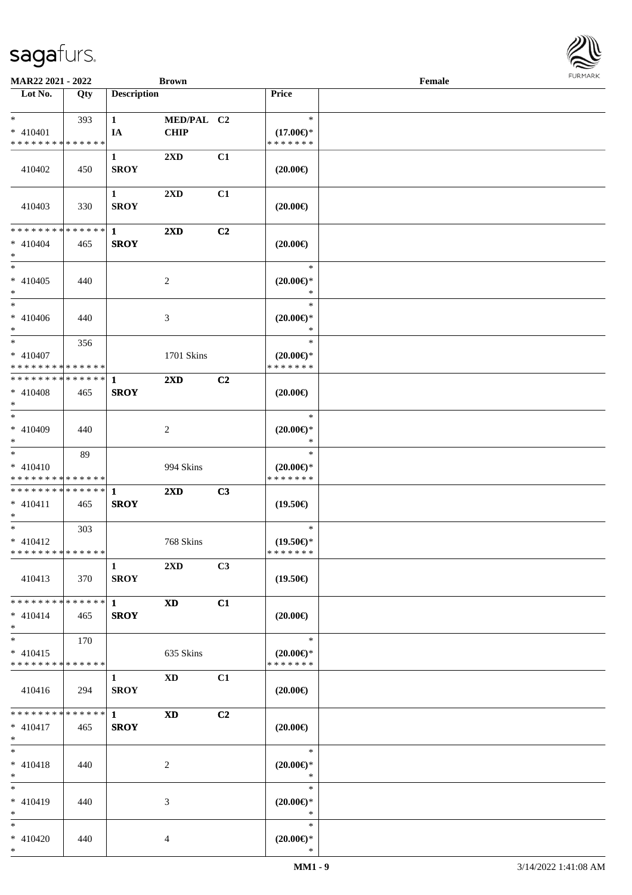MAR22 2021 - 2022 | Brown | Female

| Lot No. | Qty | Description | | | Price | |
|---|---|---|---|---|---|---|
| * | 393 | 1 | MED/PAL | C2 | * | |
| * 410401 | | IA | CHIP | | (17.00€)* | |
| * * * * * * * * * * * * * * | | | | | * * * * * * * | |
| 410402 | 450 | 1 SROY | 2XD | C1 | (20.00€) | |
| 410403 | 330 | 1 SROY | 2XD | C1 | (20.00€) | |
| * * * * * * * * * * * * * * | | 1 | 2XD | C2 | | |
| * 410404 | 465 | SROY | | | (20.00€) | |
| * | | | | | | |
| * | | | | | * | |
| * 410405 | 440 | | 2 | | (20.00€)* | |
| * | | | | | * | |
| * | | | | | * | |
| * 410406 | 440 | | 3 | | (20.00€)* | |
| * | | | | | * | |
| * | 356 | | | | * | |
| * 410407 | | | 1701 Skins | | (20.00€)* | |
| * * * * * * * * * * * * * * | | | | | * * * * * * * | |
| * * * * * * * * * * * * * * | | 1 | 2XD | C2 | | |
| * 410408 | 465 | SROY | | | (20.00€) | |
| * | | | | | | |
| * | | | | | * | |
| * 410409 | 440 | | 2 | | (20.00€)* | |
| * | | | | | * | |
| * | 89 | | | | * | |
| * 410410 | | | 994 Skins | | (20.00€)* | |
| * * * * * * * * * * * * * * | | | | | * * * * * * * | |
| * * * * * * * * * * * * * * | | 1 | 2XD | C3 | | |
| * 410411 | 465 | SROY | | | (19.50€) | |
| * | | | | | | |
| * | 303 | | | | * | |
| * 410412 | | | 768 Skins | | (19.50€)* | |
| * * * * * * * * * * * * * * | | | | | * * * * * * * | |
| 410413 | 370 | 1 SROY | 2XD | C3 | (19.50€) | |
| * * * * * * * * * * * * * * | | 1 | XD | C1 | | |
| * 410414 | 465 | SROY | | | (20.00€) | |
| * | | | | | | |
| * | 170 | | | | * | |
| * 410415 | | | 635 Skins | | (20.00€)* | |
| * * * * * * * * * * * * * * | | | | | * * * * * * * | |
| 410416 | 294 | 1 SROY | XD | C1 | (20.00€) | |
| * * * * * * * * * * * * * * | | 1 | XD | C2 | | |
| * 410417 | 465 | SROY | | | (20.00€) | |
| * | | | | | | |
| * | | | | | * | |
| * 410418 | 440 | | 2 | | (20.00€)* | |
| * | | | | | * | |
| * | | | | | * | |
| * 410419 | 440 | | 3 | | (20.00€)* | |
| * | | | | | * | |
| * | | | | | * | |
| * 410420 | 440 | | 4 | | (20.00€)* | |
| * | | | | | * | |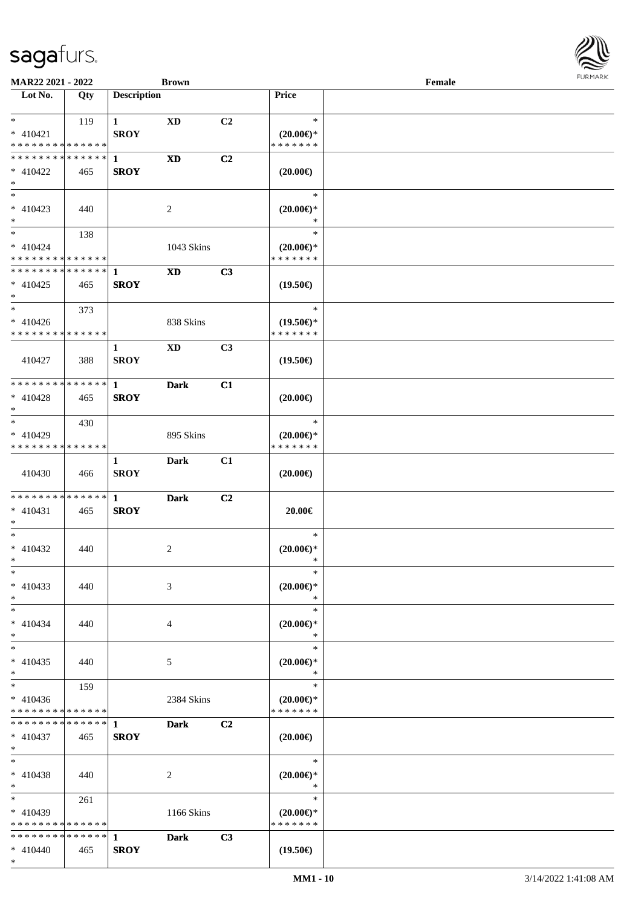MAR22 2021 - 2022 | Brown | Female

| Lot No. | Qty | Description | | | Price | |
|---|---|---|---|---|---|---|
| * | 119 | 1 | XD | C2 | * | |
| * 410421 | | SROY | | | (20.00€)* | |
| * * * * * * * * * * * * * * | | | | | * * * * * * * | |
| * * * * * * * * * * * * * * | | 1 | XD | C2 | | |
| * 410422 | 465 | SROY | | | (20.00€) | |
| * | | | | | | |
| * | | | | | * | |
| * 410423 | 440 | | 2 | | (20.00€)* | |
| * | | | | | * | |
| * | 138 | | | | * | |
| * 410424 | | | 1043 Skins | | (20.00€)* | |
| * * * * * * * * * * * * * * | | | | | * * * * * * * | |
| * * * * * * * * * * * * * * | | 1 | XD | C3 | | |
| * 410425 | 465 | SROY | | | (19.50€) | |
| * | | | | | | |
| * | 373 | | | | * | |
| * 410426 | | | 838 Skins | | (19.50€)* | |
| * * * * * * * * * * * * * * | | | | | * * * * * * * | |
| | | 1 | XD | C3 | | |
| 410427 | 388 | SROY | | | (19.50€) | |
| * * * * * * * * * * * * * * | | 1 | Dark | C1 | | |
| * 410428 | 465 | SROY | | | (20.00€) | |
| * | | | | | | |
| * | 430 | | | | * | |
| * 410429 | | | 895 Skins | | (20.00€)* | |
| * * * * * * * * * * * * * * | | | | | * * * * * * * | |
| | | 1 | Dark | C1 | | |
| 410430 | 466 | SROY | | | (20.00€) | |
| * * * * * * * * * * * * * * | | 1 | Dark | C2 | | |
| * 410431 | 465 | SROY | | | 20.00€ | |
| * | | | | | | |
| * | | | | | * | |
| * 410432 | 440 | | 2 | | (20.00€)* | |
| * | | | | | * | |
| * | | | | | * | |
| * 410433 | 440 | | 3 | | (20.00€)* | |
| * | | | | | * | |
| * | | | | | * | |
| * 410434 | 440 | | 4 | | (20.00€)* | |
| * | | | | | * | |
| * | | | | | * | |
| * 410435 | 440 | | 5 | | (20.00€)* | |
| * | | | | | * | |
| * | 159 | | | | * | |
| * 410436 | | | 2384 Skins | | (20.00€)* | |
| * * * * * * * * * * * * * * | | | | | * * * * * * * | |
| * * * * * * * * * * * * * * | | 1 | Dark | C2 | | |
| * 410437 | 465 | SROY | | | (20.00€) | |
| * | | | | | | |
| * | | | | | * | |
| * 410438 | 440 | | 2 | | (20.00€)* | |
| * | | | | | * | |
| * | 261 | | | | * | |
| * 410439 | | | 1166 Skins | | (20.00€)* | |
| * * * * * * * * * * * * * * | | | | | * * * * * * * | |
| * * * * * * * * * * * * * * | | 1 | Dark | C3 | | |
| * 410440 | 465 | SROY | | | (19.50€) | |
| * | | | | | | |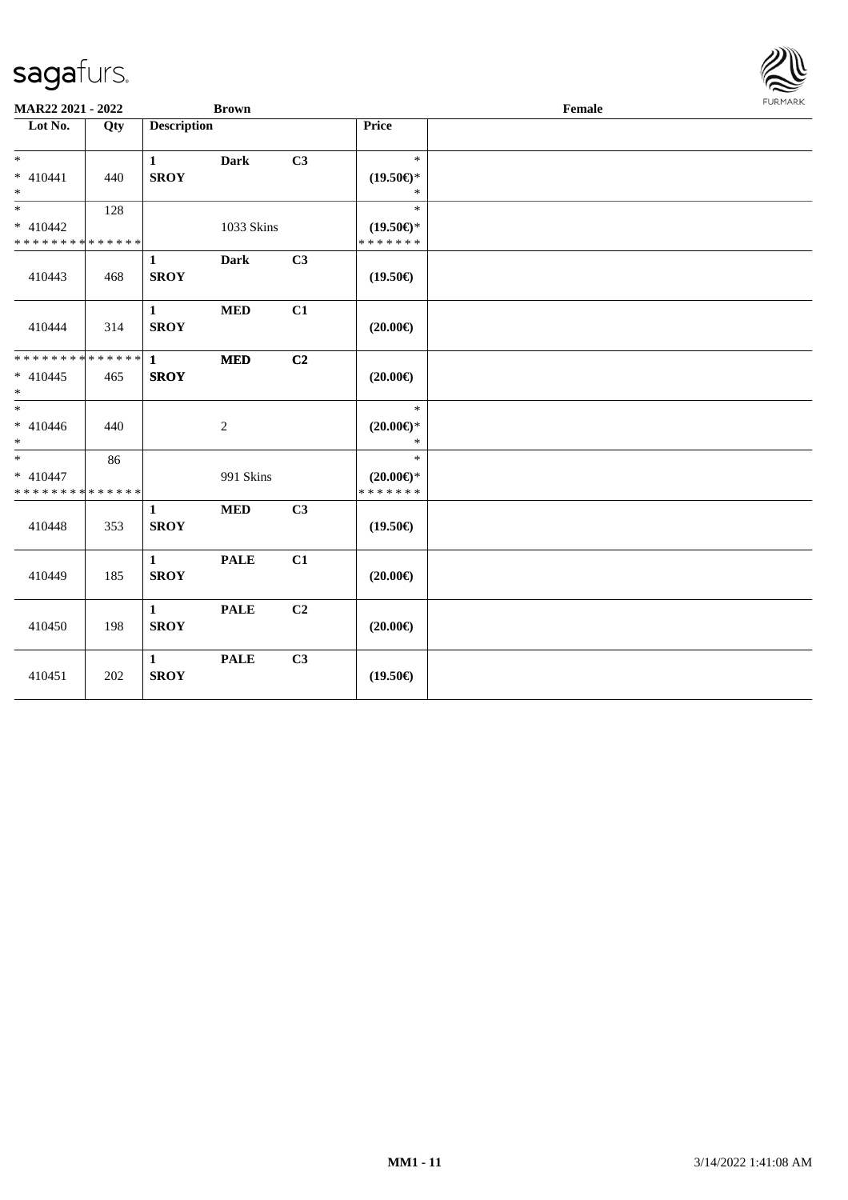sagafurs.

MAR22 2021 - 2022 | Brown | Female

| Lot No. | Qty | Description | | | Price | |
|---|---|---|---|---|---|---|
| *<br>* 410441<br>* | 440 | 1<br>SROY | Dark | C3 | *<br>(19.50€)*<br>* | |
| *<br>* 410442<br>* * * * * * * * * * * * * * | 128 | | 1033 Skins | | *<br>(19.50€)*<br>* * * * * * * | |
| 410443 | 468 | 1<br>SROY | Dark | C3 | (19.50€) | |
| 410444 | 314 | 1<br>SROY | MED | C1 | (20.00€) | |
| * * * * * * * * * * * * * *<br>* 410445<br>* | 465 | 1<br>SROY | MED | C2 | (20.00€) | |
| *<br>* 410446<br>* | 440 | | 2 | | *<br>(20.00€)*<br>* | |
| *<br>* 410447<br>* * * * * * * * * * * * * * | 86 | | 991 Skins | | *<br>(20.00€)*<br>* * * * * * * | |
| 410448 | 353 | 1<br>SROY | MED | C3 | (19.50€) | |
| 410449 | 185 | 1<br>SROY | PALE | C1 | (20.00€) | |
| 410450 | 198 | 1<br>SROY | PALE | C2 | (20.00€) | |
| 410451 | 202 | 1<br>SROY | PALE | C3 | (19.50€) | |

MM1 - 11 | 3/14/2022 1:41:08 AM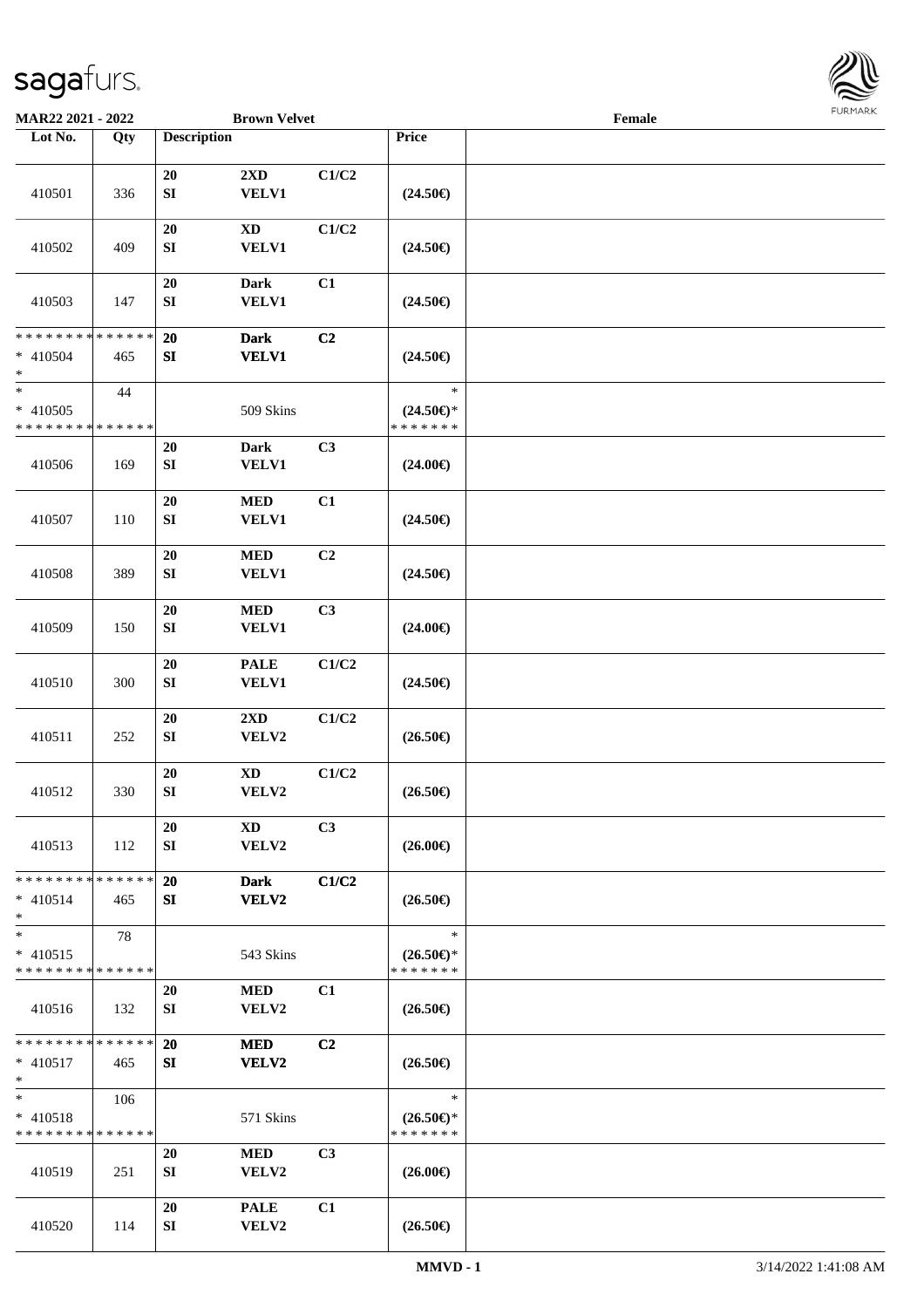MAR22 2021 - 2022 | Brown Velvet | Female

| Lot No. | Qty | Description | | | Price | |
|---|---|---|---|---|---|---|
| 410501 | 336 | 20 SI | 2XD VELV1 | C1/C2 | (24.50€) | |
| 410502 | 409 | 20 SI | XD VELV1 | C1/C2 | (24.50€) | |
| 410503 | 147 | 20 SI | Dark VELV1 | C1 | (24.50€) | |
| * * * * * * * * * * * * * * * 410504 * | 465 | 20 SI | Dark VELV1 | C2 | (24.50€) | |
| * * 410505 * * * * * * * * * * * * * * | 44 | | 509 Skins | | * (24.50€)* * * * * * * * | |
| 410506 | 169 | 20 SI | Dark VELV1 | C3 | (24.00€) | |
| 410507 | 110 | 20 SI | MED VELV1 | C1 | (24.50€) | |
| 410508 | 389 | 20 SI | MED VELV1 | C2 | (24.50€) | |
| 410509 | 150 | 20 SI | MED VELV1 | C3 | (24.00€) | |
| 410510 | 300 | 20 SI | PALE VELV1 | C1/C2 | (24.50€) | |
| 410511 | 252 | 20 SI | 2XD VELV2 | C1/C2 | (26.50€) | |
| 410512 | 330 | 20 SI | XD VELV2 | C1/C2 | (26.50€) | |
| 410513 | 112 | 20 SI | XD VELV2 | C3 | (26.00€) | |
| * * * * * * * * * * * * * * * 410514 * | 465 | 20 SI | Dark VELV2 | C1/C2 | (26.50€) | |
| * * 410515 * * * * * * * * * * * * * * | 78 | | 543 Skins | | * (26.50€)* * * * * * * * | |
| 410516 | 132 | 20 SI | MED VELV2 | C1 | (26.50€) | |
| * * * * * * * * * * * * * * * 410517 * | 465 | 20 SI | MED VELV2 | C2 | (26.50€) | |
| * * 410518 * * * * * * * * * * * * * * | 106 | | 571 Skins | | * (26.50€)* * * * * * * * | |
| 410519 | 251 | 20 SI | MED VELV2 | C3 | (26.00€) | |
| 410520 | 114 | 20 SI | PALE VELV2 | C1 | (26.50€) | |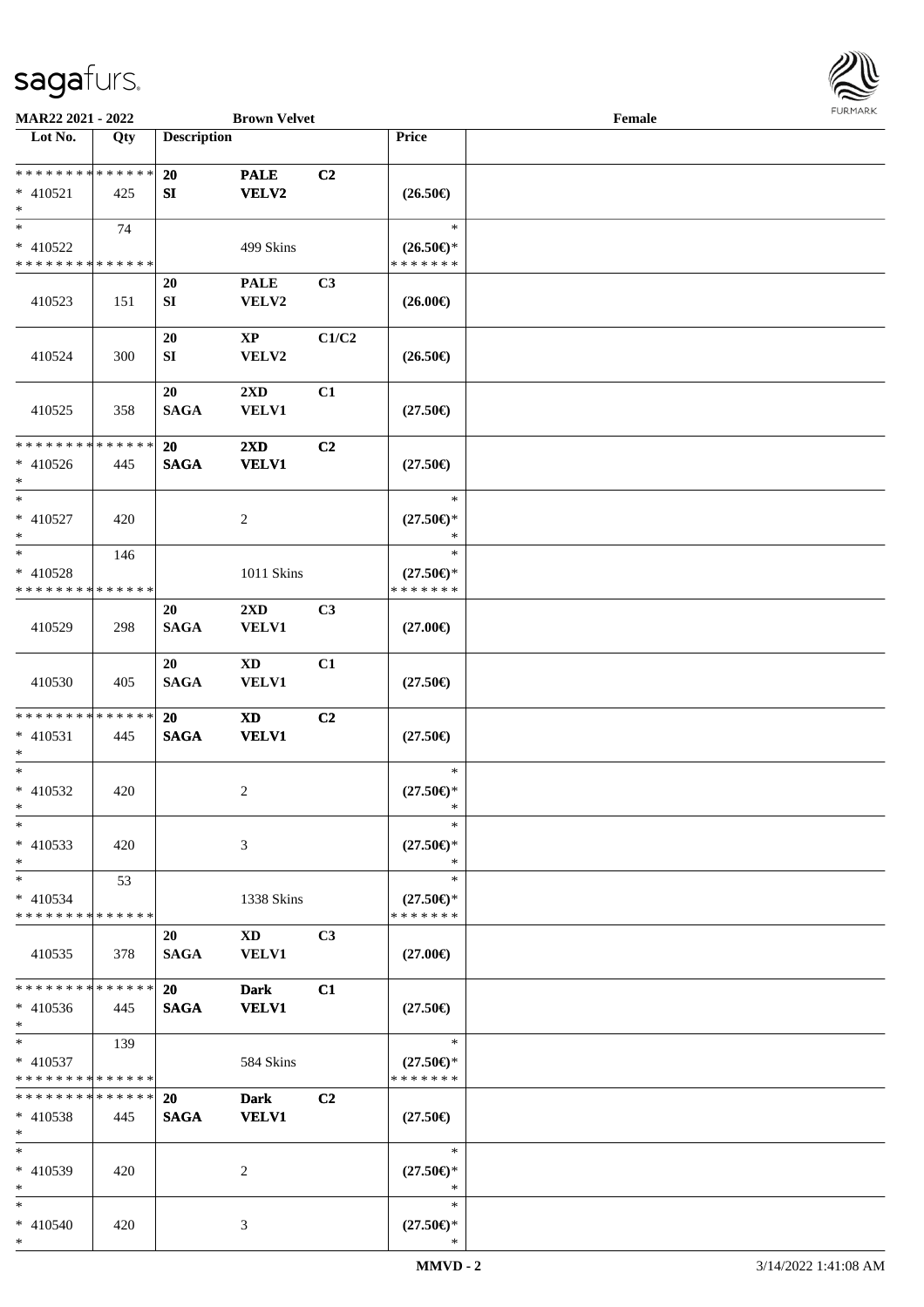MAR22 2021 - 2022 — Brown Velvet — Female

| Lot No. | Qty | Description | | | Price |
|---|---|---|---|---|---|
| * * * * * * * * * * * * * * | | 20 | PALE | C2 | |
| * 410521 | 425 | SI | VELV2 | | (26.50€) |
| * | | | | | |
| * | 74 | | | | * |
| * 410522 | | | 499 Skins | | (26.50€)* |
| * * * * * * * * * * * * * * | | | | | * * * * * * * |
| | | 20 | PALE | C3 | |
| 410523 | 151 | SI | VELV2 | | (26.00€) |
| | | 20 | XP | C1/C2 | |
| 410524 | 300 | SI | VELV2 | | (26.50€) |
| | | 20 | 2XD | C1 | |
| 410525 | 358 | SAGA | VELV1 | | (27.50€) |
| * * * * * * * * * * * * * * | | 20 | 2XD | C2 | |
| * 410526 | 445 | SAGA | VELV1 | | (27.50€) |
| * | | | | | |
| * | | | | | * |
| * 410527 | 420 | | 2 | | (27.50€)* |
| * | | | | | * |
| * | 146 | | | | * |
| * 410528 | | | 1011 Skins | | (27.50€)* |
| * * * * * * * * * * * * * * | | | | | * * * * * * * |
| | | 20 | 2XD | C3 | |
| 410529 | 298 | SAGA | VELV1 | | (27.00€) |
| | | 20 | XD | C1 | |
| 410530 | 405 | SAGA | VELV1 | | (27.50€) |
| * * * * * * * * * * * * * * | | 20 | XD | C2 | |
| * 410531 | 445 | SAGA | VELV1 | | (27.50€) |
| * | | | | | |
| * | | | | | * |
| * 410532 | 420 | | 2 | | (27.50€)* |
| * | | | | | * |
| * | | | | | * |
| * 410533 | 420 | | 3 | | (27.50€)* |
| * | | | | | * |
| * | 53 | | | | * |
| * 410534 | | | 1338 Skins | | (27.50€)* |
| * * * * * * * * * * * * * * | | | | | * * * * * * * |
| | | 20 | XD | C3 | |
| 410535 | 378 | SAGA | VELV1 | | (27.00€) |
| * * * * * * * * * * * * * * | | 20 | Dark | C1 | |
| * 410536 | 445 | SAGA | VELV1 | | (27.50€) |
| * | | | | | |
| * | 139 | | | | * |
| * 410537 | | | 584 Skins | | (27.50€)* |
| * * * * * * * * * * * * * * | | | | | * * * * * * * |
| * * * * * * * * * * * * * * | | 20 | Dark | C2 | |
| * 410538 | 445 | SAGA | VELV1 | | (27.50€) |
| * | | | | | |
| * | | | | | * |
| * 410539 | 420 | | 2 | | (27.50€)* |
| * | | | | | * |
| * | | | | | * |
| * 410540 | 420 | | 3 | | (27.50€)* |
| * | | | | | * |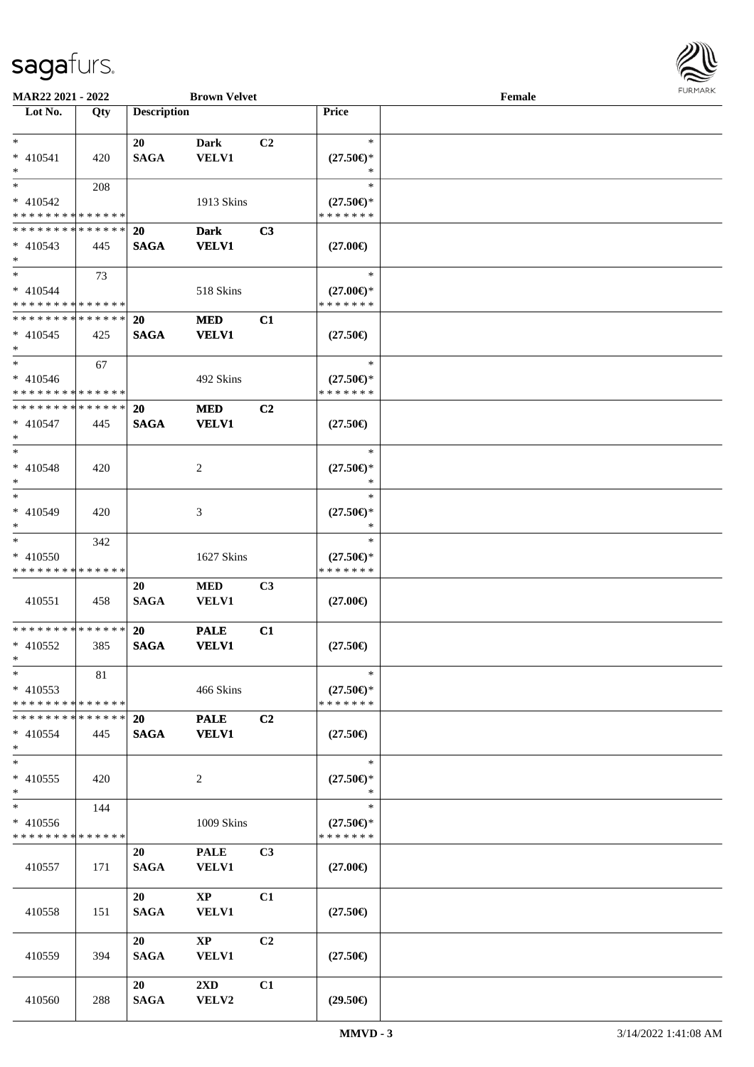MAR22 2021 - 2022 | Brown Velvet | Female

| Lot No. | Qty | Description | | | Price | |
|---|---|---|---|---|---|---|
| * | | 20 | Dark | C2 | * | |
| * 410541 | 420 | SAGA | VELV1 | | (27.50€)* | |
| * | | | | | * | |
| * | 208 | | | | * | |
| * 410542 | | | 1913 Skins | | (27.50€)* | |
| * * * * * * * * * * * * * * | | | | | * * * * * * * | |
| * * * * * * * * * * * * * * | | 20 | Dark | C3 | | |
| * 410543 | 445 | SAGA | VELV1 | | (27.00€) | |
| * | | | | | | |
| * | 73 | | | | * | |
| * 410544 | | | 518 Skins | | (27.00€)* | |
| * * * * * * * * * * * * * * | | | | | * * * * * * * | |
| * * * * * * * * * * * * * * | | 20 | MED | C1 | | |
| * 410545 | 425 | SAGA | VELV1 | | (27.50€) | |
| * | | | | | | |
| * | 67 | | | | * | |
| * 410546 | | | 492 Skins | | (27.50€)* | |
| * * * * * * * * * * * * * * | | | | | * * * * * * * | |
| * * * * * * * * * * * * * * | | 20 | MED | C2 | | |
| * 410547 | 445 | SAGA | VELV1 | | (27.50€) | |
| * | | | | | | |
| * | | | | | * | |
| * 410548 | 420 | | 2 | | (27.50€)* | |
| * | | | | | * | |
| * | | | | | * | |
| * 410549 | 420 | | 3 | | (27.50€)* | |
| * | | | | | * | |
| * | 342 | | | | * | |
| * 410550 | | | 1627 Skins | | (27.50€)* | |
| * * * * * * * * * * * * * * | | | | | * * * * * * * | |
| | | 20 | MED | C3 | | |
| 410551 | 458 | SAGA | VELV1 | | (27.00€) | |
| * * * * * * * * * * * * * * | | 20 | PALE | C1 | | |
| * 410552 | 385 | SAGA | VELV1 | | (27.50€) | |
| * | | | | | | |
| * | 81 | | | | * | |
| * 410553 | | | 466 Skins | | (27.50€)* | |
| * * * * * * * * * * * * * * | | | | | * * * * * * * | |
| * * * * * * * * * * * * * * | | 20 | PALE | C2 | | |
| * 410554 | 445 | SAGA | VELV1 | | (27.50€) | |
| * | | | | | | |
| * | | | | | * | |
| * 410555 | 420 | | 2 | | (27.50€)* | |
| * | | | | | * | |
| * | 144 | | | | * | |
| * 410556 | | | 1009 Skins | | (27.50€)* | |
| * * * * * * * * * * * * * * | | | | | * * * * * * * | |
| | | 20 | PALE | C3 | | |
| 410557 | 171 | SAGA | VELV1 | | (27.00€) | |
| | | 20 | XP | C1 | | |
| 410558 | 151 | SAGA | VELV1 | | (27.50€) | |
| | | 20 | XP | C2 | | |
| 410559 | 394 | SAGA | VELV1 | | (27.50€) | |
| | | 20 | 2XD | C1 | | |
| 410560 | 288 | SAGA | VELV2 | | (29.50€) | |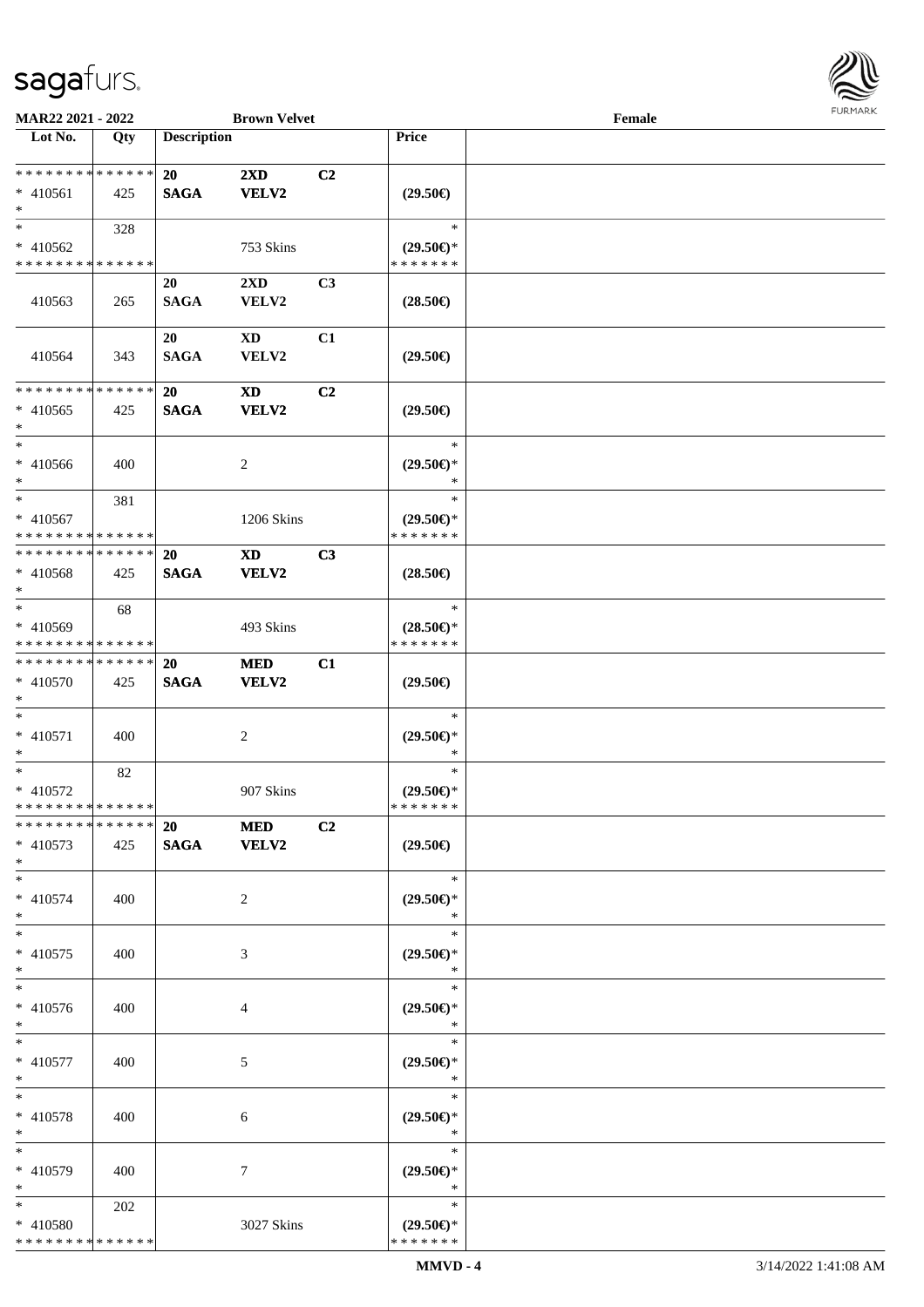**MAR22 2021 - 2022** **Brown Velvet** **Female**

| Lot No. | Qty | Description | | | Price | |
|---|---|---|---|---|---|---|
| * * * * * * * * * * * * * * | | **20** | **2XD** | **C2** | | |
| * 410561 | 425 | **SAGA** | **VELV2** | | **(29.50€)** | |
| * | | | | | | |
| * | 328 | | | | * | |
| * 410562 | | | 753 Skins | | **(29.50€)*** | |
| * * * * * * * * * * * * * * | | | | | * * * * * * * | |
| | | **20** | **2XD** | **C3** | | |
| 410563 | 265 | **SAGA** | **VELV2** | | **(28.50€)** | |
| | | **20** | **XD** | **C1** | | |
| 410564 | 343 | **SAGA** | **VELV2** | | **(29.50€)** | |
| * * * * * * * * * * * * * * | | **20** | **XD** | **C2** | | |
| * 410565 | 425 | **SAGA** | **VELV2** | | **(29.50€)** | |
| * | | | | | | |
| * | | | | | * | |
| * 410566 | 400 | | 2 | | **(29.50€)*** | |
| * | | | | | * | |
| * | 381 | | | | * | |
| * 410567 | | | 1206 Skins | | **(29.50€)*** | |
| * * * * * * * * * * * * * * | | | | | * * * * * * * | |
| * * * * * * * * * * * * * * | | **20** | **XD** | **C3** | | |
| * 410568 | 425 | **SAGA** | **VELV2** | | **(28.50€)** | |
| * | | | | | | |
| * | 68 | | | | * | |
| * 410569 | | | 493 Skins | | **(28.50€)*** | |
| * * * * * * * * * * * * * * | | | | | * * * * * * * | |
| * * * * * * * * * * * * * * | | **20** | **MED** | **C1** | | |
| * 410570 | 425 | **SAGA** | **VELV2** | | **(29.50€)** | |
| * | | | | | | |
| * | | | | | * | |
| * 410571 | 400 | | 2 | | **(29.50€)*** | |
| * | | | | | * | |
| * | 82 | | | | * | |
| * 410572 | | | 907 Skins | | **(29.50€)*** | |
| * * * * * * * * * * * * * * | | | | | * * * * * * * | |
| * * * * * * * * * * * * * * | | **20** | **MED** | **C2** | | |
| * 410573 | 425 | **SAGA** | **VELV2** | | **(29.50€)** | |
| * | | | | | | |
| * | | | | | * | |
| * 410574 | 400 | | 2 | | **(29.50€)*** | |
| * | | | | | * | |
| * | | | | | * | |
| * 410575 | 400 | | 3 | | **(29.50€)*** | |
| * | | | | | * | |
| * | | | | | * | |
| * 410576 | 400 | | 4 | | **(29.50€)*** | |
| * | | | | | * | |
| * | | | | | * | |
| * 410577 | 400 | | 5 | | **(29.50€)*** | |
| * | | | | | * | |
| * | | | | | * | |
| * 410578 | 400 | | 6 | | **(29.50€)*** | |
| * | | | | | * | |
| * | | | | | * | |
| * 410579 | 400 | | 7 | | **(29.50€)*** | |
| * | | | | | * | |
| * | 202 | | | | * | |
| * 410580 | | | 3027 Skins | | **(29.50€)*** | |
| * * * * * * * * * * * * * * | | | | | * * * * * * * | |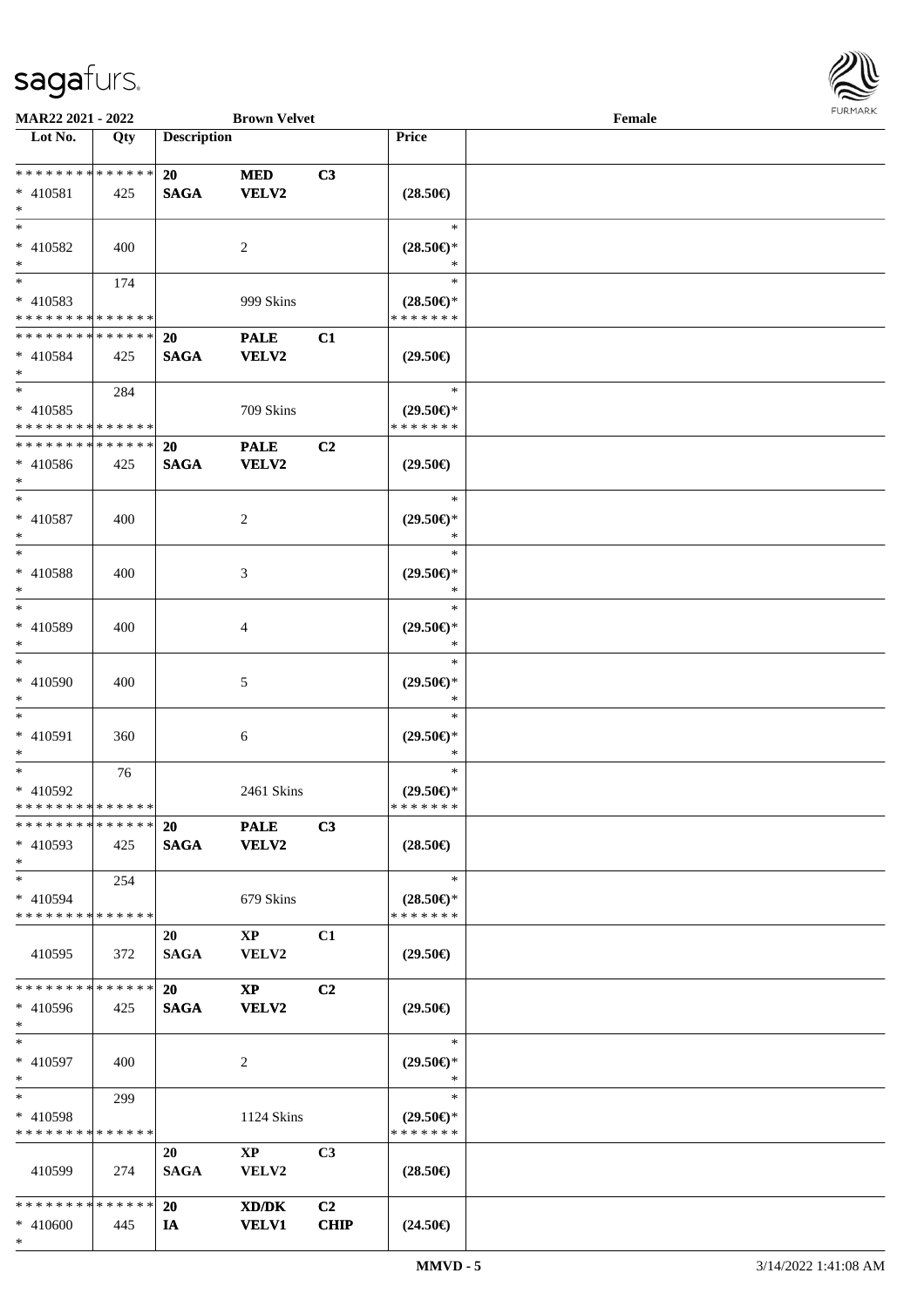| Lot No. | Qty | Description | | | Price | |
|---|---|---|---|---|---|---|
| ************** | | 20 | MED | C3 | | |
| * 410581 | 425 | SAGA | VELV2 | | (28.50€) | |
| * | | | | | | |
| * | | | | | * | |
| * 410582 | 400 | | 2 | | (28.50€)* | |
| * | | | | | * | |
| * | 174 | | | | * | |
| * 410583 | | | 999 Skins | | (28.50€)* | |
| ************** | | | | | ******* | |
| ************** | | 20 | PALE | C1 | | |
| * 410584 | 425 | SAGA | VELV2 | | (29.50€) | |
| * | | | | | | |
| * | 284 | | | | * | |
| * 410585 | | | 709 Skins | | (29.50€)* | |
| ************** | | | | | ******* | |
| ************** | | 20 | PALE | C2 | | |
| * 410586 | 425 | SAGA | VELV2 | | (29.50€) | |
| * | | | | | | |
| * | | | | | * | |
| * 410587 | 400 | | 2 | | (29.50€)* | |
| * | | | | | * | |
| * | | | | | * | |
| * 410588 | 400 | | 3 | | (29.50€)* | |
| * | | | | | * | |
| * | | | | | * | |
| * 410589 | 400 | | 4 | | (29.50€)* | |
| * | | | | | * | |
| * | | | | | * | |
| * 410590 | 400 | | 5 | | (29.50€)* | |
| * | | | | | * | |
| * | | | | | * | |
| * 410591 | 360 | | 6 | | (29.50€)* | |
| * | | | | | * | |
| * | 76 | | | | * | |
| * 410592 | | | 2461 Skins | | (29.50€)* | |
| ************** | | | | | ******* | |
| ************** | | 20 | PALE | C3 | | |
| * 410593 | 425 | SAGA | VELV2 | | (28.50€) | |
| * | | | | | | |
| * | 254 | | | | * | |
| * 410594 | | | 679 Skins | | (28.50€)* | |
| ************** | | | | | ******* | |
| | | 20 | XP | C1 | | |
| 410595 | 372 | SAGA | VELV2 | | (29.50€) | |
| ************** | | 20 | XP | C2 | | |
| * 410596 | 425 | SAGA | VELV2 | | (29.50€) | |
| * | | | | | | |
| * | | | | | * | |
| * 410597 | 400 | | 2 | | (29.50€)* | |
| * | | | | | * | |
| * | 299 | | | | * | |
| * 410598 | | | 1124 Skins | | (29.50€)* | |
| ************** | | | | | ******* | |
| | | 20 | XP | C3 | | |
| 410599 | 274 | SAGA | VELV2 | | (28.50€) | |
| ************** | | 20 | XD/DK | C2 | | |
| * 410600 | 445 | IA | VELV1 | CHIP | (24.50€) | |
| * | | | | | | |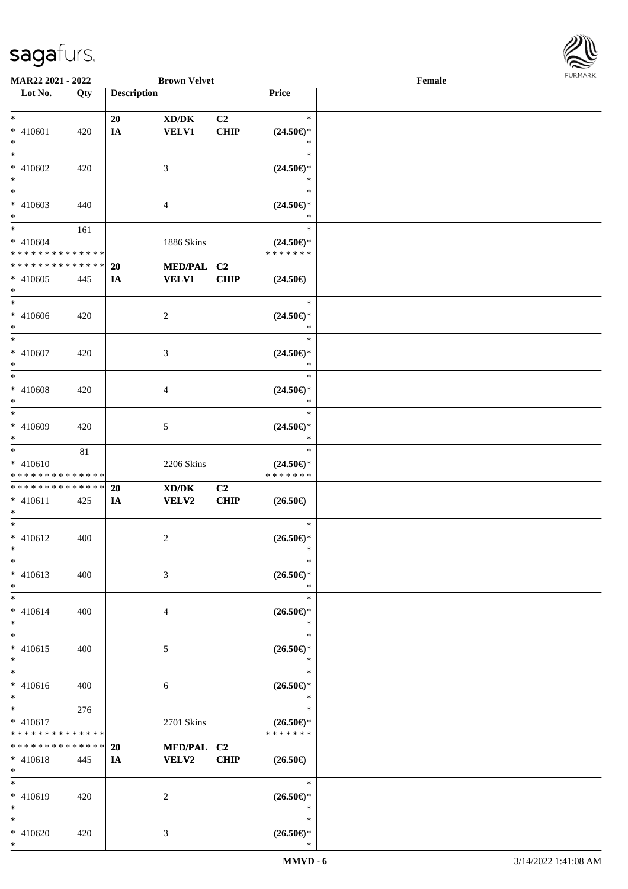| Lot No. | Qty | Description | | | Price | |
|---|---|---|---|---|---|---|
| * | | 20 | XD/DK | C2 | * | |
| * 410601 | 420 | IA | VELV1 | CHIP | (24.50€)* | |
| * | | | | | * | |
| * | | | | | * | |
| * 410602 | 420 | | 3 | | (24.50€)* | |
| * | | | | | * | |
| * | | | | | * | |
| * 410603 | 440 | | 4 | | (24.50€)* | |
| * | | | | | * | |
| * | 161 | | | | * | |
| * 410604 | | | 1886 Skins | | (24.50€)* | |
| * * * * * * * * * * * * * * | | | | | * * * * * * * | |
| * * * * * * * * * * * * * * | | 20 | MED/PAL | C2 | | |
| * 410605 | 445 | IA | VELV1 | CHIP | (24.50€) | |
| * | | | | | | |
| * | | | | | * | |
| * 410606 | 420 | | 2 | | (24.50€)* | |
| * | | | | | * | |
| * | | | | | * | |
| * 410607 | 420 | | 3 | | (24.50€)* | |
| * | | | | | * | |
| * | | | | | * | |
| * 410608 | 420 | | 4 | | (24.50€)* | |
| * | | | | | * | |
| * | | | | | * | |
| * 410609 | 420 | | 5 | | (24.50€)* | |
| * | | | | | * | |
| * | 81 | | | | * | |
| * 410610 | | | 2206 Skins | | (24.50€)* | |
| * * * * * * * * * * * * * * | | | | | * * * * * * * | |
| * * * * * * * * * * * * * * | | 20 | XD/DK | C2 | | |
| * 410611 | 425 | IA | VELV2 | CHIP | (26.50€) | |
| * | | | | | | |
| * | | | | | * | |
| * 410612 | 400 | | 2 | | (26.50€)* | |
| * | | | | | * | |
| * | | | | | * | |
| * 410613 | 400 | | 3 | | (26.50€)* | |
| * | | | | | * | |
| * | | | | | * | |
| * 410614 | 400 | | 4 | | (26.50€)* | |
| * | | | | | * | |
| * | | | | | * | |
| * 410615 | 400 | | 5 | | (26.50€)* | |
| * | | | | | * | |
| * | | | | | * | |
| * 410616 | 400 | | 6 | | (26.50€)* | |
| * | | | | | * | |
| * | 276 | | | | * | |
| * 410617 | | | 2701 Skins | | (26.50€)* | |
| * * * * * * * * * * * * * * | | | | | * * * * * * * | |
| * * * * * * * * * * * * * * | | 20 | MED/PAL | C2 | | |
| * 410618 | 445 | IA | VELV2 | CHIP | (26.50€) | |
| * | | | | | | |
| * | | | | | * | |
| * 410619 | 420 | | 2 | | (26.50€)* | |
| * | | | | | * | |
| * | | | | | * | |
| * 410620 | 420 | | 3 | | (26.50€)* | |
| * | | | | | * | |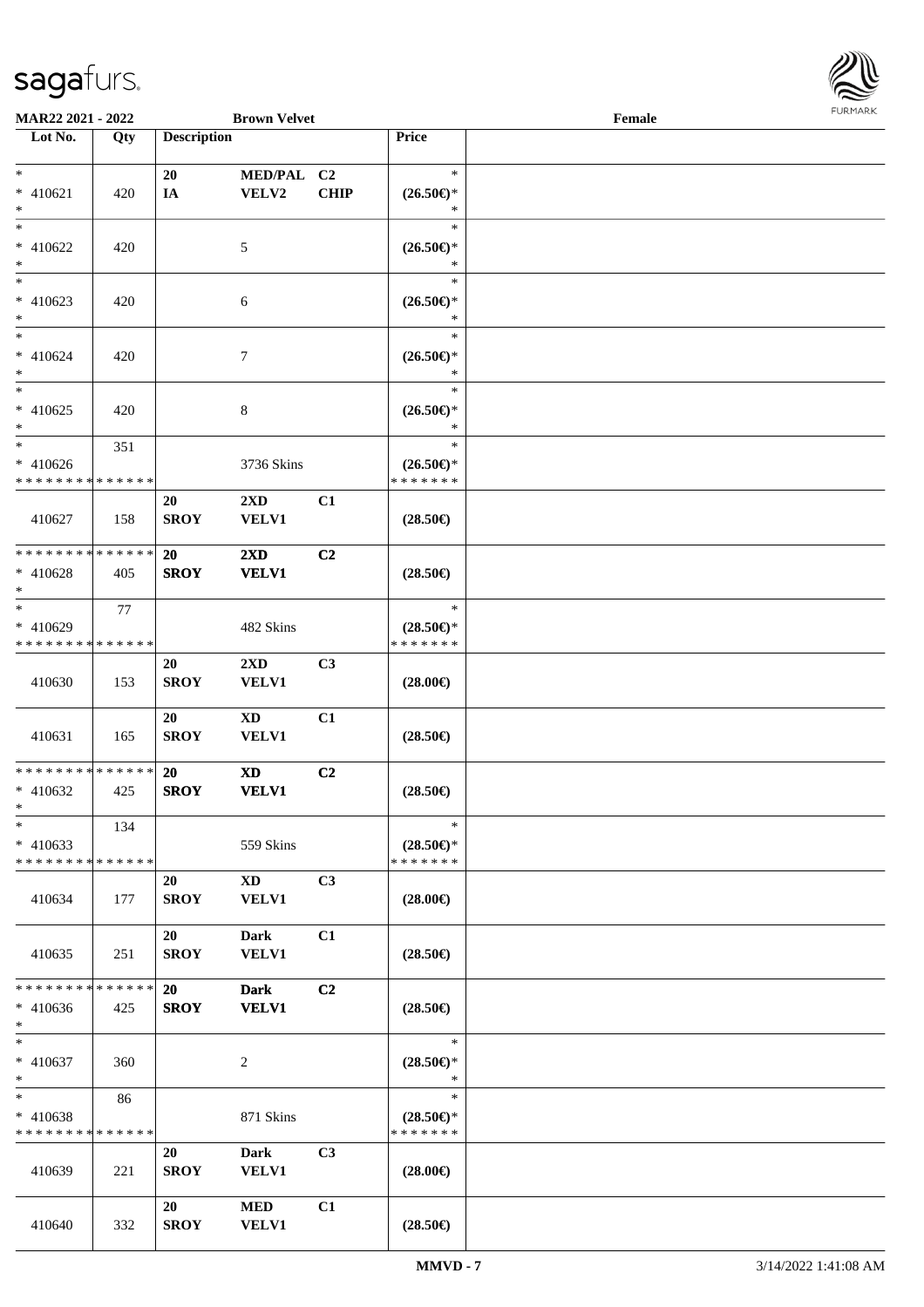**MAR22 2021 - 2022** **Brown Velvet** **Female**

| Lot No. | Qty | Description | | | Price | |
|---|---|---|---|---|---|---|
| * <br> * 410621 <br> * | 420 | 20 <br> IA | MED/PAL <br> VELV2 | C2 <br> CHIP | * <br> (26.50€)* <br> * | |
| * <br> * 410622 <br> * | 420 | | 5 | | * <br> (26.50€)* <br> * | |
| * <br> * 410623 <br> * | 420 | | 6 | | * <br> (26.50€)* <br> * | |
| * <br> * 410624 <br> * | 420 | | 7 | | * <br> (26.50€)* <br> * | |
| * <br> * 410625 <br> * | 420 | | 8 | | * <br> (26.50€)* <br> * | |
| * <br> * 410626 <br> * * * * * * * * * * * * * * | 351 | | 3736 Skins | | * <br> (26.50€)* <br> * * * * * * * | |
| 410627 | 158 | 20 <br> SROY | 2XD <br> VELV1 | C1 | (28.50€) | |
| * * * * * * * * * * * * * * <br> * 410628 <br> * | 405 | **20** <br> **SROY** | **2XD** <br> **VELV1** | **C2** | (28.50€) | |
| * <br> * 410629 <br> * * * * * * * * * * * * * * | 77 | | 482 Skins | | * <br> (28.50€)* <br> * * * * * * * | |
| 410630 | 153 | 20 <br> SROY | 2XD <br> VELV1 | C3 | (28.00€) | |
| 410631 | 165 | 20 <br> SROY | XD <br> VELV1 | C1 | (28.50€) | |
| * * * * * * * * * * * * * * <br> * 410632 <br> * | 425 | **20** <br> **SROY** | **XD** <br> **VELV1** | **C2** | (28.50€) | |
| * <br> * 410633 <br> * * * * * * * * * * * * * * | 134 | | 559 Skins | | * <br> (28.50€)* <br> * * * * * * * | |
| 410634 | 177 | 20 <br> SROY | XD <br> VELV1 | C3 | (28.00€) | |
| 410635 | 251 | 20 <br> SROY | Dark <br> VELV1 | C1 | (28.50€) | |
| * * * * * * * * * * * * * * <br> * 410636 <br> * | 425 | **20** <br> **SROY** | **Dark** <br> **VELV1** | **C2** | (28.50€) | |
| * <br> * 410637 <br> * | 360 | | 2 | | * <br> (28.50€)* <br> * | |
| * <br> * 410638 <br> * * * * * * * * * * * * * * | 86 | | 871 Skins | | * <br> (28.50€)* <br> * * * * * * * | |
| 410639 | 221 | 20 <br> SROY | Dark <br> VELV1 | C3 | (28.00€) | |
| 410640 | 332 | 20 <br> SROY | MED <br> VELV1 | C1 | (28.50€) | |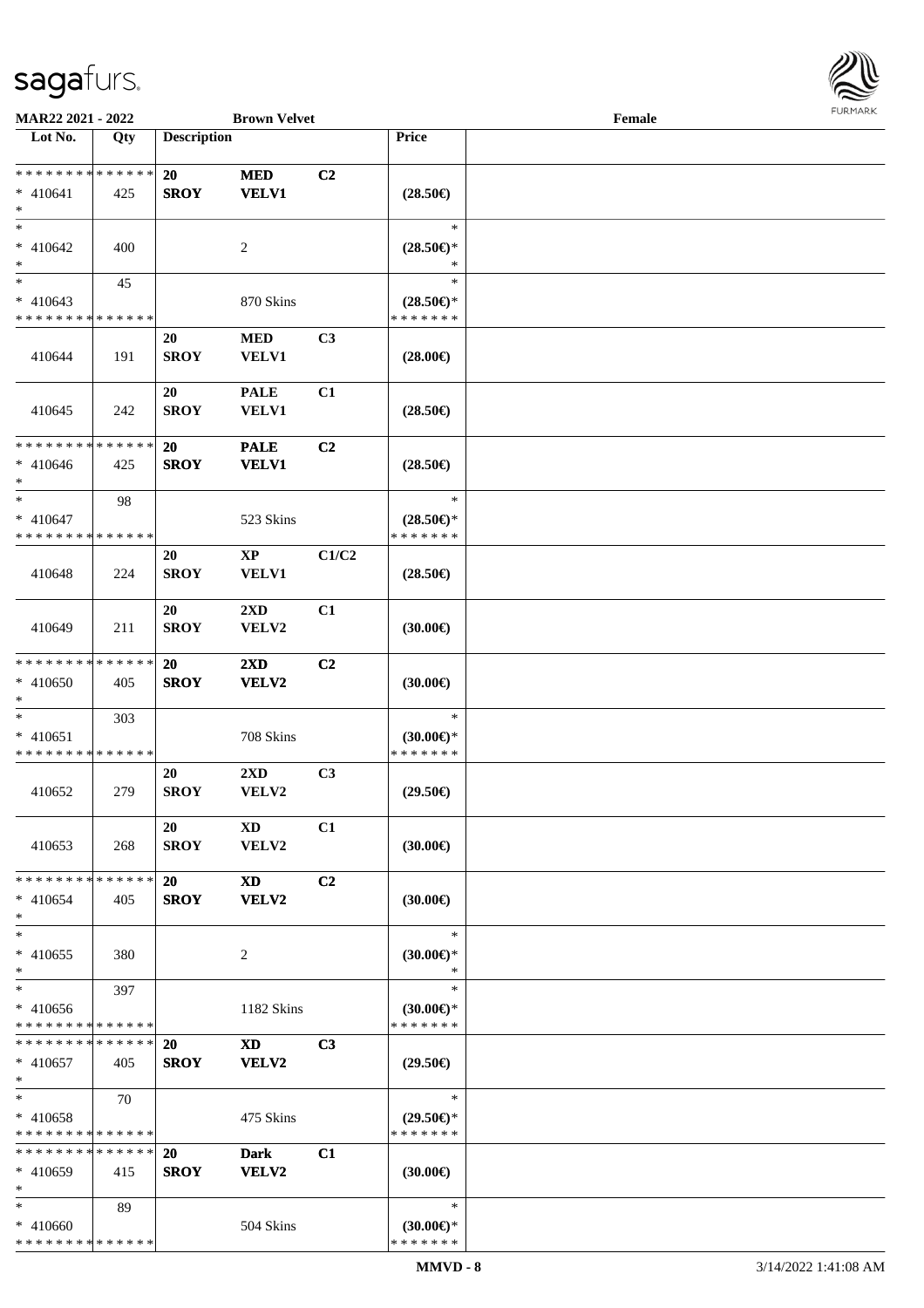**MAR22 2021 - 2022** **Brown Velvet** **Female**

| Lot No. | Qty | Description | | | Price | |
|---|---|---|---|---|---|---|
| * * * * * * * * * * * * * * * 410641 * | 425 | **20 SROY** | **MED VELV1** | **C2** | **(28.50€)** | |
| * * 410642 * | 400 | | 2 | | * **(28.50€)*** * | |
| * * 410643 * * * * * * * * * * * * * * | 45 | | 870 Skins | | * **(28.50€)*** * * * * * * * | |
| 410644 | 191 | **20 SROY** | **MED VELV1** | **C3** | **(28.00€)** | |
| 410645 | 242 | **20 SROY** | **PALE VELV1** | **C1** | **(28.50€)** | |
| * * * * * * * * * * * * * * * 410646 * | 425 | **20 SROY** | **PALE VELV1** | **C2** | **(28.50€)** | |
| * * 410647 * * * * * * * * * * * * * * | 98 | | 523 Skins | | * **(28.50€)*** * * * * * * * | |
| 410648 | 224 | **20 SROY** | **XP VELV1** | **C1/C2** | **(28.50€)** | |
| 410649 | 211 | **20 SROY** | **2XD VELV2** | **C1** | **(30.00€)** | |
| * * * * * * * * * * * * * * * 410650 * | 405 | **20 SROY** | **2XD VELV2** | **C2** | **(30.00€)** | |
| * * 410651 * * * * * * * * * * * * * * | 303 | | 708 Skins | | * **(30.00€)*** * * * * * * * | |
| 410652 | 279 | **20 SROY** | **2XD VELV2** | **C3** | **(29.50€)** | |
| 410653 | 268 | **20 SROY** | **XD VELV2** | **C1** | **(30.00€)** | |
| * * * * * * * * * * * * * * * 410654 * | 405 | **20 SROY** | **XD VELV2** | **C2** | **(30.00€)** | |
| * * 410655 * | 380 | | 2 | | * **(30.00€)*** * | |
| * * 410656 * * * * * * * * * * * * * * | 397 | | 1182 Skins | | * **(30.00€)*** * * * * * * * | |
| * * * * * * * * * * * * * * * 410657 * | 405 | **20 SROY** | **XD VELV2** | **C3** | **(29.50€)** | |
| * * 410658 * * * * * * * * * * * * * * | 70 | | 475 Skins | | * **(29.50€)*** * * * * * * * | |
| * * * * * * * * * * * * * * * 410659 * | 415 | **20 SROY** | **Dark VELV2** | **C1** | **(30.00€)** | |
| * * 410660 * * * * * * * * * * * * * * | 89 | | 504 Skins | | * **(30.00€)*** * * * * * * * | |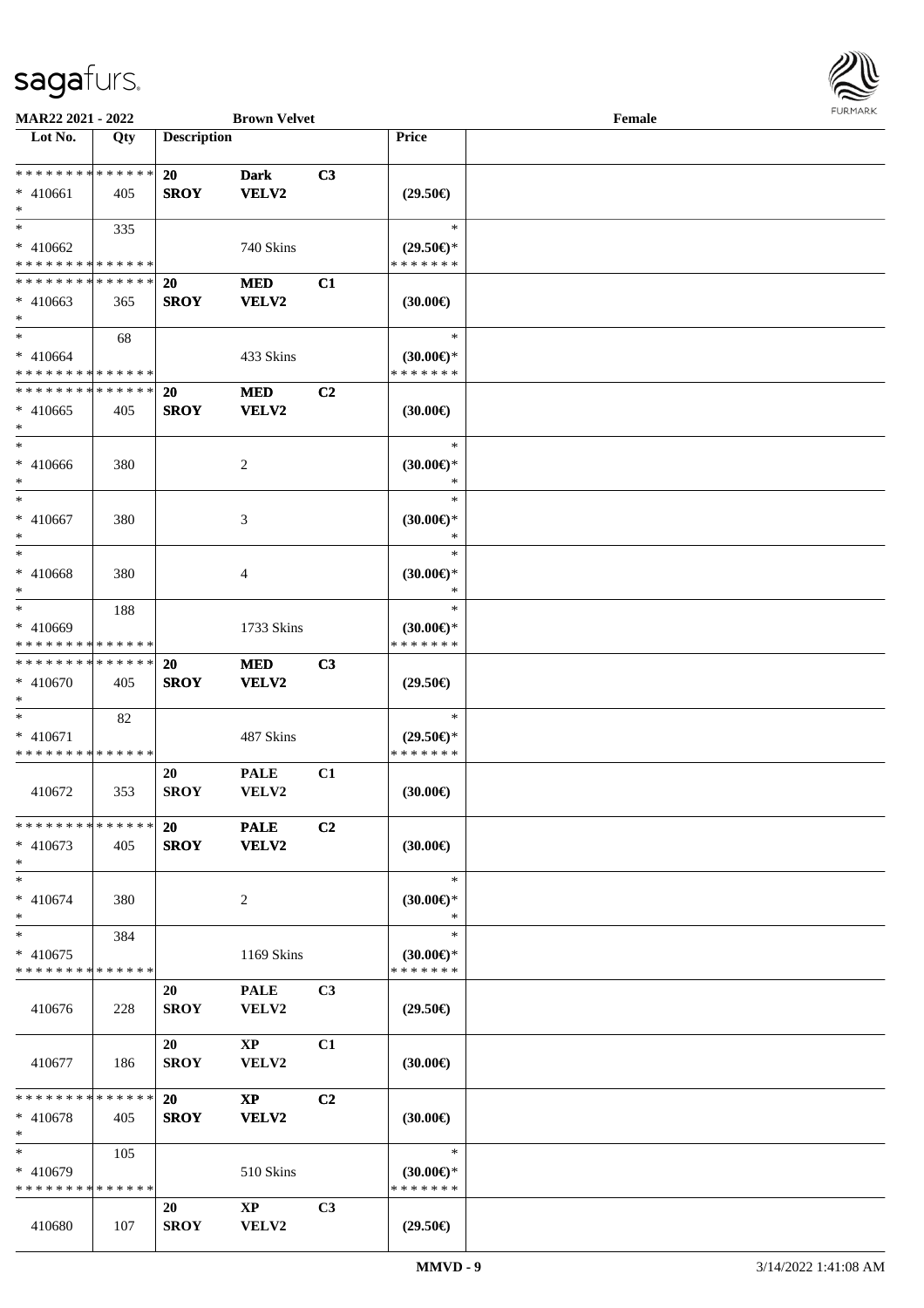MAR22 2021 - 2022 | Brown Velvet | Female

| Lot No. | Qty | Description | | | Price | |
|---|---|---|---|---|---|---|
| * * * * * * * * * * * * * * | | 20 | Dark | C3 | | |
| * 410661 | 405 | SROY | VELV2 | | (29.50€) | |
| * | | | | | | |
| * | 335 | | | | * | |
| * 410662 | | | 740 Skins | | (29.50€)* | |
| * * * * * * * * * * * * * * | | | | | * * * * * * * | |
| * * * * * * * * * * * * * * | | 20 | MED | C1 | | |
| * 410663 | 365 | SROY | VELV2 | | (30.00€) | |
| * | | | | | | |
| * | 68 | | | | * | |
| * 410664 | | | 433 Skins | | (30.00€)* | |
| * * * * * * * * * * * * * * | | | | | * * * * * * * | |
| * * * * * * * * * * * * * * | | 20 | MED | C2 | | |
| * 410665 | 405 | SROY | VELV2 | | (30.00€) | |
| * | | | | | | |
| * | | | | | * | |
| * 410666 | 380 | | 2 | | (30.00€)* | |
| * | | | | | * | |
| * | | | | | * | |
| * 410667 | 380 | | 3 | | (30.00€)* | |
| * | | | | | * | |
| * | | | | | * | |
| * 410668 | 380 | | 4 | | (30.00€)* | |
| * | | | | | * | |
| * | 188 | | | | * | |
| * 410669 | | | 1733 Skins | | (30.00€)* | |
| * * * * * * * * * * * * * * | | | | | * * * * * * * | |
| * * * * * * * * * * * * * * | | 20 | MED | C3 | | |
| * 410670 | 405 | SROY | VELV2 | | (29.50€) | |
| * | | | | | | |
| * | 82 | | | | * | |
| * 410671 | | | 487 Skins | | (29.50€)* | |
| * * * * * * * * * * * * * * | | | | | * * * * * * * | |
| | | 20 | PALE | C1 | | |
| 410672 | 353 | SROY | VELV2 | | (30.00€) | |
| * * * * * * * * * * * * * * | | 20 | PALE | C2 | | |
| * 410673 | 405 | SROY | VELV2 | | (30.00€) | |
| * | | | | | | |
| * | | | | | * | |
| * 410674 | 380 | | 2 | | (30.00€)* | |
| * | | | | | * | |
| * | 384 | | | | * | |
| * 410675 | | | 1169 Skins | | (30.00€)* | |
| * * * * * * * * * * * * * * | | | | | * * * * * * * | |
| | | 20 | PALE | C3 | | |
| 410676 | 228 | SROY | VELV2 | | (29.50€) | |
| | | 20 | XP | C1 | | |
| 410677 | 186 | SROY | VELV2 | | (30.00€) | |
| * * * * * * * * * * * * * * | | 20 | XP | C2 | | |
| * 410678 | 405 | SROY | VELV2 | | (30.00€) | |
| * | | | | | | |
| * | 105 | | | | * | |
| * 410679 | | | 510 Skins | | (30.00€)* | |
| * * * * * * * * * * * * * * | | | | | * * * * * * * | |
| | | 20 | XP | C3 | | |
| 410680 | 107 | SROY | VELV2 | | (29.50€) | |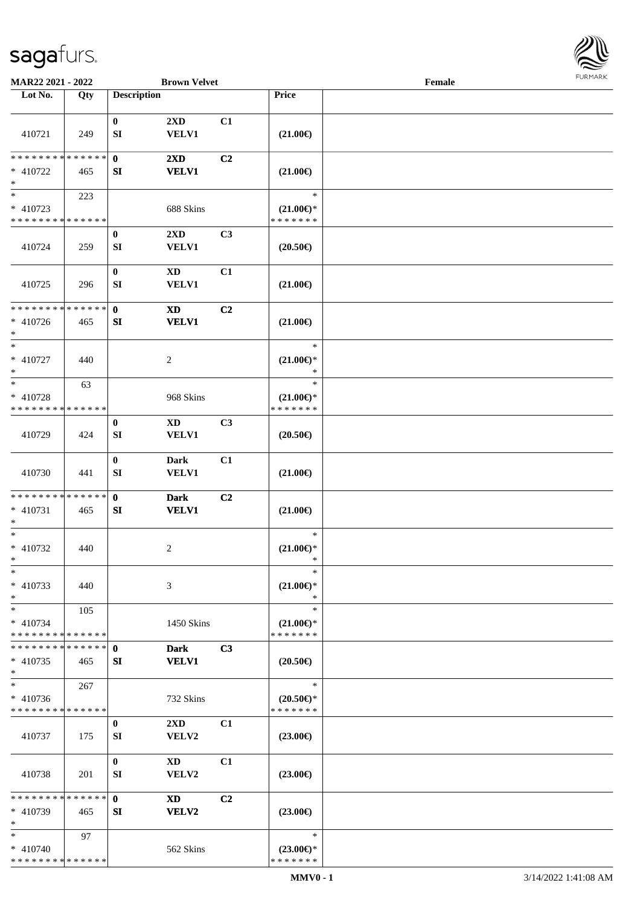MAR22 2021 - 2022 | Brown Velvet | Female

| Lot No. | Qty | Description | | | Price | |
|---|---|---|---|---|---|---|
| 410721 | 249 | 0 SI | 2XD VELV1 | C1 | (21.00€) | |
| * * * * * * * * * * * * * * * 410722 * | 465 | 0 SI | 2XD VELV1 | C2 | (21.00€) | |
| * * 410723 * * * * * * * * * * * * * * | 223 | | 688 Skins | | * (21.00€)* * * * * * * * | |
| 410724 | 259 | 0 SI | 2XD VELV1 | C3 | (20.50€) | |
| 410725 | 296 | 0 SI | XD VELV1 | C1 | (21.00€) | |
| * * * * * * * * * * * * * * * 410726 * | 465 | 0 SI | XD VELV1 | C2 | (21.00€) | |
| * * 410727 * | 440 | | 2 | | * (21.00€)* * | |
| * * 410728 * * * * * * * * * * * * * * | 63 | | 968 Skins | | * (21.00€)* * * * * * * * | |
| 410729 | 424 | 0 SI | XD VELV1 | C3 | (20.50€) | |
| 410730 | 441 | 0 SI | Dark VELV1 | C1 | (21.00€) | |
| * * * * * * * * * * * * * * * 410731 * | 465 | 0 SI | Dark VELV1 | C2 | (21.00€) | |
| * * 410732 * | 440 | | 2 | | * (21.00€)* * | |
| * * 410733 * | 440 | | 3 | | * (21.00€)* * | |
| * * 410734 * * * * * * * * * * * * * * | 105 | | 1450 Skins | | * (21.00€)* * * * * * * * | |
| * * * * * * * * * * * * * * * 410735 * | 465 | 0 SI | Dark VELV1 | C3 | (20.50€) | |
| * * 410736 * * * * * * * * * * * * * * | 267 | | 732 Skins | | * (20.50€)* * * * * * * * | |
| 410737 | 175 | 0 SI | 2XD VELV2 | C1 | (23.00€) | |
| 410738 | 201 | 0 SI | XD VELV2 | C1 | (23.00€) | |
| * * * * * * * * * * * * * * * 410739 * | 465 | 0 SI | XD VELV2 | C2 | (23.00€) | |
| * * 410740 * * * * * * * * * * * * * * | 97 | | 562 Skins | | * (23.00€)* * * * * * * * | |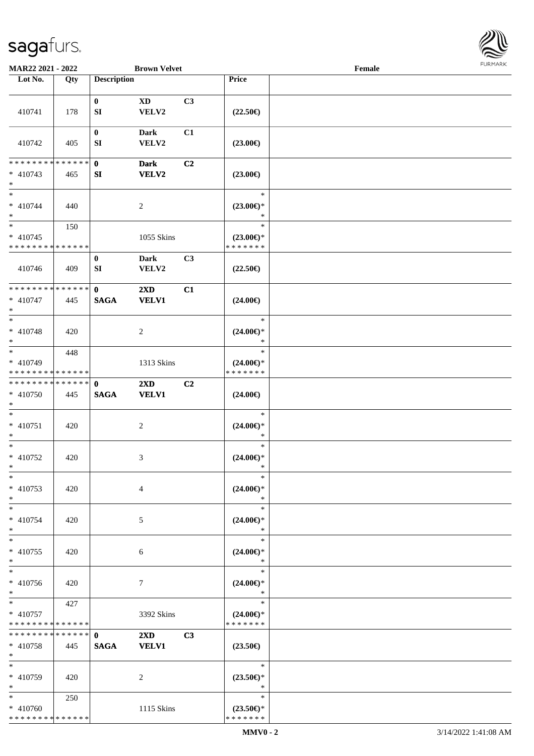MAR22 2021 - 2022 Brown Velvet Female

| Lot No. | Qty | Description | | | Price | |
|---|---|---|---|---|---|---|
| 410741 | 178 | 0<br>SI | XD<br>VELV2 | C3 | (22.50€) | |
| 410742 | 405 | 0<br>SI | Dark<br>VELV2 | C1 | (23.00€) | |
| * * * * * * * * * * * * * *<br>* 410743<br>* | 465 | 0<br>SI | Dark<br>VELV2 | C2 | (23.00€) | |
| *<br>* 410744<br>* | 440 | | 2 | | *<br>(23.00€)*<br>* | |
| *<br>* 410745<br>* * * * * * * * * * * * * * | 150 | | 1055 Skins | | *<br>(23.00€)*<br>* * * * * * * | |
| 410746 | 409 | 0<br>SI | Dark<br>VELV2 | C3 | (22.50€) | |
| * * * * * * * * * * * * * *<br>* 410747<br>* | 445 | 0<br>SAGA | 2XD<br>VELV1 | C1 | (24.00€) | |
| *<br>* 410748<br>* | 420 | | 2 | | *<br>(24.00€)*<br>* | |
| *<br>* 410749<br>* * * * * * * * * * * * * * | 448 | | 1313 Skins | | *<br>(24.00€)*<br>* * * * * * * | |
| * * * * * * * * * * * * * *<br>* 410750<br>* | 445 | 0<br>SAGA | 2XD<br>VELV1 | C2 | (24.00€) | |
| *<br>* 410751<br>* | 420 | | 2 | | *<br>(24.00€)*<br>* | |
| *<br>* 410752<br>* | 420 | | 3 | | *<br>(24.00€)*<br>* | |
| *<br>* 410753<br>* | 420 | | 4 | | *<br>(24.00€)*<br>* | |
| *<br>* 410754<br>* | 420 | | 5 | | *<br>(24.00€)*<br>* | |
| *<br>* 410755<br>* | 420 | | 6 | | *<br>(24.00€)*<br>* | |
| *<br>* 410756<br>* | 420 | | 7 | | *<br>(24.00€)*<br>* | |
| *<br>* 410757<br>* * * * * * * * * * * * * * | 427 | | 3392 Skins | | *<br>(24.00€)*<br>* * * * * * * | |
| * * * * * * * * * * * * * *<br>* 410758<br>* | 445 | 0<br>SAGA | 2XD<br>VELV1 | C3 | (23.50€) | |
| *<br>* 410759<br>* | 420 | | 2 | | *<br>(23.50€)*<br>* | |
| *<br>* 410760<br>* * * * * * * * * * * * * * | 250 | | 1115 Skins | | *<br>(23.50€)*<br>* * * * * * * | |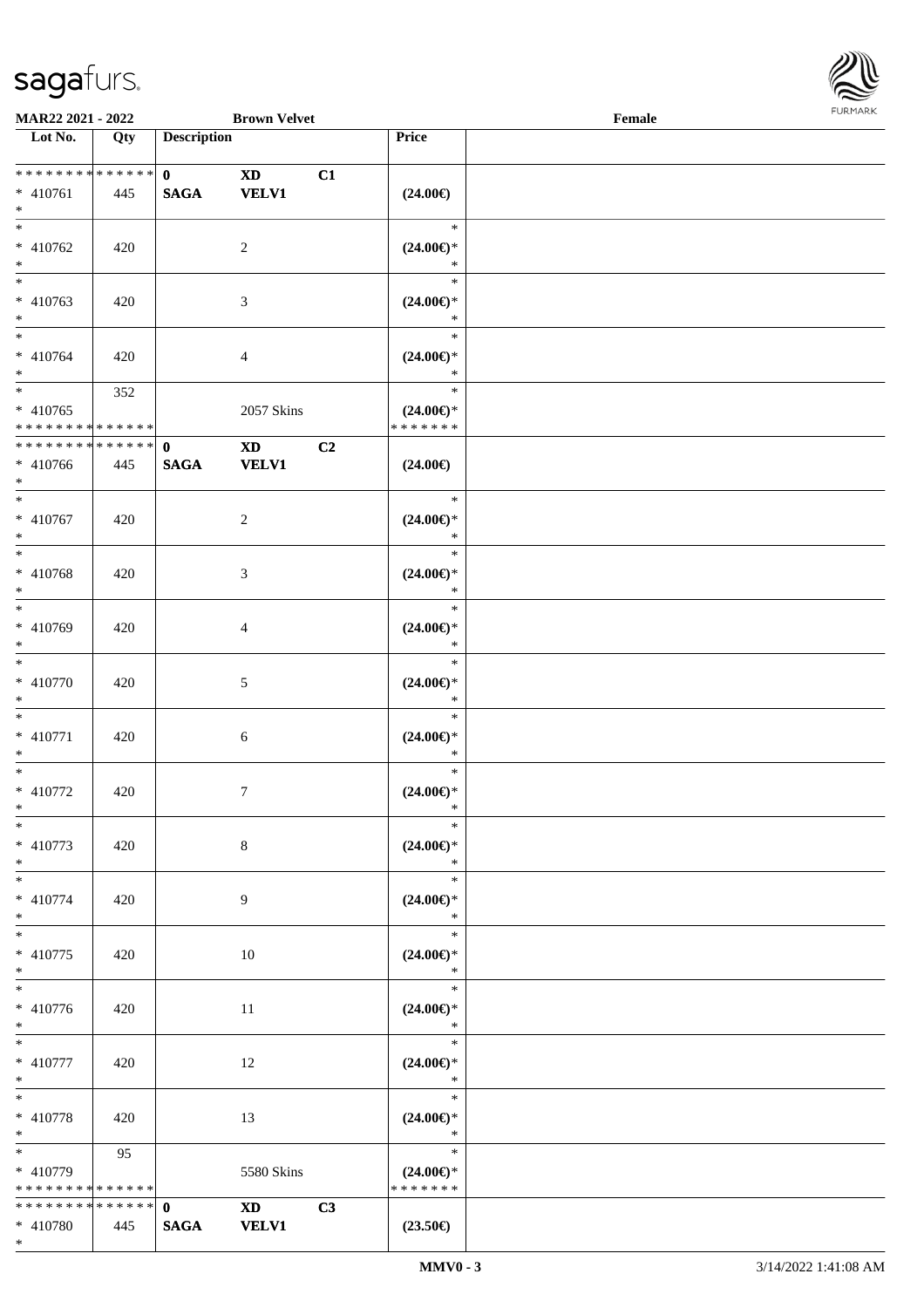| Lot No. | Qty | Description | | | Price | |
|---|---|---|---|---|---|---|
| * * * * * * * * * * * * * * | | 0 | XD | C1 | | |
| * 410761 | 445 | SAGA | VELV1 | | (24.00€) | |
| * | | | | | | |
| * | | | | | * | |
| * 410762 | 420 | | 2 | | (24.00€)* | |
| * | | | | | * | |
| * | | | | | * | |
| * 410763 | 420 | | 3 | | (24.00€)* | |
| * | | | | | * | |
| * | | | | | * | |
| * 410764 | 420 | | 4 | | (24.00€)* | |
| * | | | | | * | |
| * | 352 | | | | * | |
| * 410765 | | | 2057 Skins | | (24.00€)* | |
| * * * * * * * * * * * * * * | | | | | * * * * * * * | |
| * * * * * * * * * * * * * * | | 0 | XD | C2 | | |
| * 410766 | 445 | SAGA | VELV1 | | (24.00€) | |
| * | | | | | | |
| * | | | | | * | |
| * 410767 | 420 | | 2 | | (24.00€)* | |
| * | | | | | * | |
| * | | | | | * | |
| * 410768 | 420 | | 3 | | (24.00€)* | |
| * | | | | | * | |
| * | | | | | * | |
| * 410769 | 420 | | 4 | | (24.00€)* | |
| * | | | | | * | |
| * | | | | | * | |
| * 410770 | 420 | | 5 | | (24.00€)* | |
| * | | | | | * | |
| * | | | | | * | |
| * 410771 | 420 | | 6 | | (24.00€)* | |
| * | | | | | * | |
| * | | | | | * | |
| * 410772 | 420 | | 7 | | (24.00€)* | |
| * | | | | | * | |
| * | | | | | * | |
| * 410773 | 420 | | 8 | | (24.00€)* | |
| * | | | | | * | |
| * | | | | | * | |
| * 410774 | 420 | | 9 | | (24.00€)* | |
| * | | | | | * | |
| * | | | | | * | |
| * 410775 | 420 | | 10 | | (24.00€)* | |
| * | | | | | * | |
| * | | | | | * | |
| * 410776 | 420 | | 11 | | (24.00€)* | |
| * | | | | | * | |
| * | | | | | * | |
| * 410777 | 420 | | 12 | | (24.00€)* | |
| * | | | | | * | |
| * | | | | | * | |
| * 410778 | 420 | | 13 | | (24.00€)* | |
| * | | | | | * | |
| * | 95 | | | | * | |
| * 410779 | | | 5580 Skins | | (24.00€)* | |
| * * * * * * * * * * * * * * | | | | | * * * * * * * | |
| * * * * * * * * * * * * * * | | 0 | XD | C3 | | |
| * 410780 | 445 | SAGA | VELV1 | | (23.50€) | |
| * | | | | | | |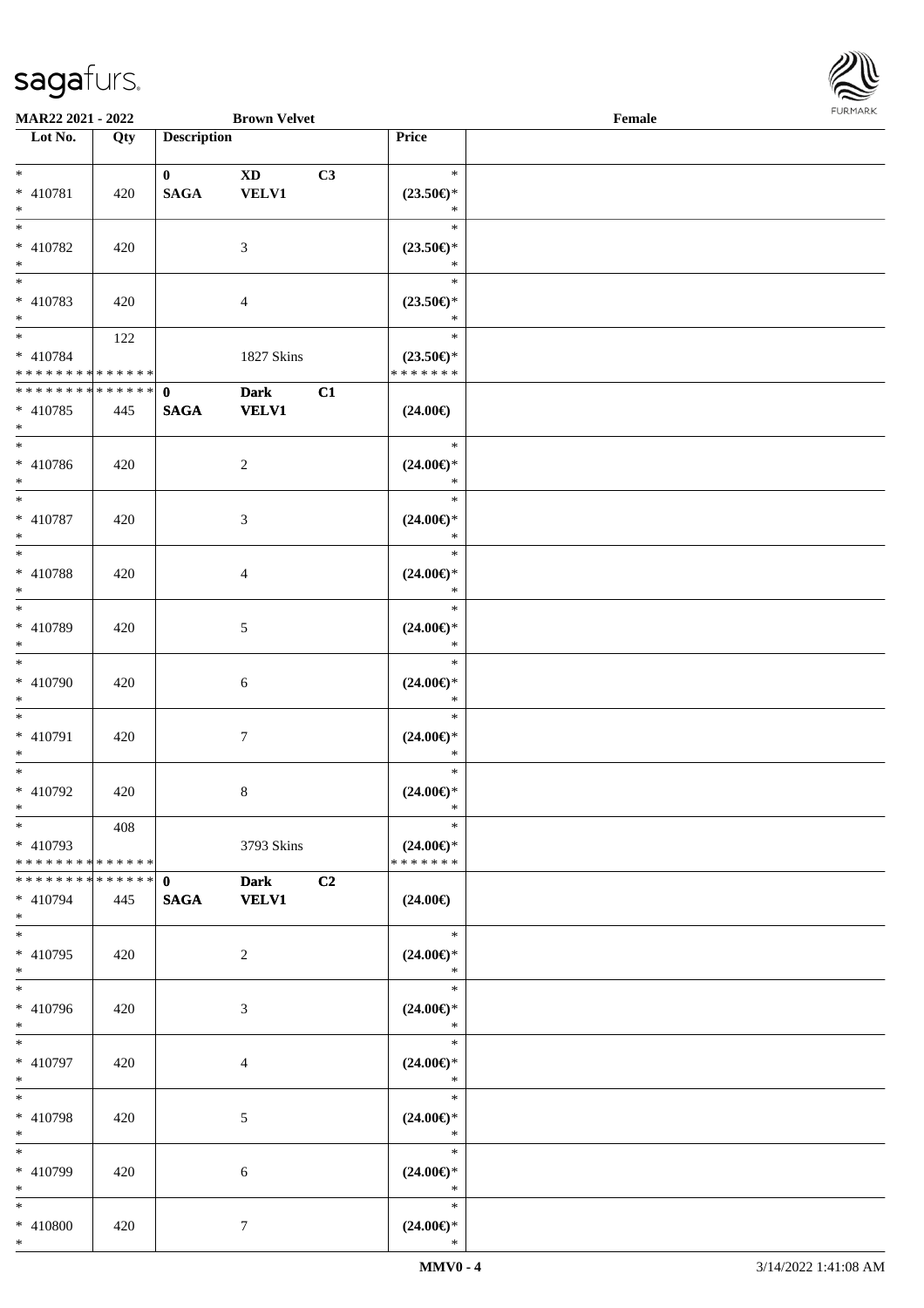MAR22 2021 - 2022 Brown Velvet Female

| Lot No. | Qty | Description | | | Price | |
|---|---|---|---|---|---|---|
| * <br> * 410781 <br> * | 420 | 0 <br> **SAGA** | **XD** <br> **VELV1** | **C3** | * <br> **(23.50€)*** <br> * | |
| * <br> * 410782 <br> * | 420 | | 3 | | * <br> **(23.50€)*** <br> * | |
| * <br> * 410783 <br> * | 420 | | 4 | | * <br> **(23.50€)*** <br> * | |
| * <br> * 410784 <br> * * * * * * * * * * * * * * | 122 | | 1827 Skins | | * <br> **(23.50€)*** <br> * * * * * * * | |
| * * * * * * * * * * * * * * <br> * 410785 <br> * | 445 | 0 <br> **SAGA** | **Dark** <br> **VELV1** | **C1** | **(24.00€)** | |
| * <br> * 410786 <br> * | 420 | | 2 | | * <br> **(24.00€)*** <br> * | |
| * <br> * 410787 <br> * | 420 | | 3 | | * <br> **(24.00€)*** <br> * | |
| * <br> * 410788 <br> * | 420 | | 4 | | * <br> **(24.00€)*** <br> * | |
| * <br> * 410789 <br> * | 420 | | 5 | | * <br> **(24.00€)*** <br> * | |
| * <br> * 410790 <br> * | 420 | | 6 | | * <br> **(24.00€)*** <br> * | |
| * <br> * 410791 <br> * | 420 | | 7 | | * <br> **(24.00€)*** <br> * | |
| * <br> * 410792 <br> * | 420 | | 8 | | * <br> **(24.00€)*** <br> * | |
| * <br> * 410793 <br> * * * * * * * * * * * * * * | 408 | | 3793 Skins | | * <br> **(24.00€)*** <br> * * * * * * * | |
| * * * * * * * * * * * * * * <br> * 410794 <br> * | 445 | 0 <br> **SAGA** | **Dark** <br> **VELV1** | **C2** | **(24.00€)** | |
| * <br> * 410795 <br> * | 420 | | 2 | | * <br> **(24.00€)*** <br> * | |
| * <br> * 410796 <br> * | 420 | | 3 | | * <br> **(24.00€)*** <br> * | |
| * <br> * 410797 <br> * | 420 | | 4 | | * <br> **(24.00€)*** <br> * | |
| * <br> * 410798 <br> * | 420 | | 5 | | * <br> **(24.00€)*** <br> * | |
| * <br> * 410799 <br> * | 420 | | 6 | | * <br> **(24.00€)*** <br> * | |
| * <br> * 410800 <br> * | 420 | | 7 | | * <br> **(24.00€)*** <br> * | |

MMV0 - 4 3/14/2022 1:41:08 AM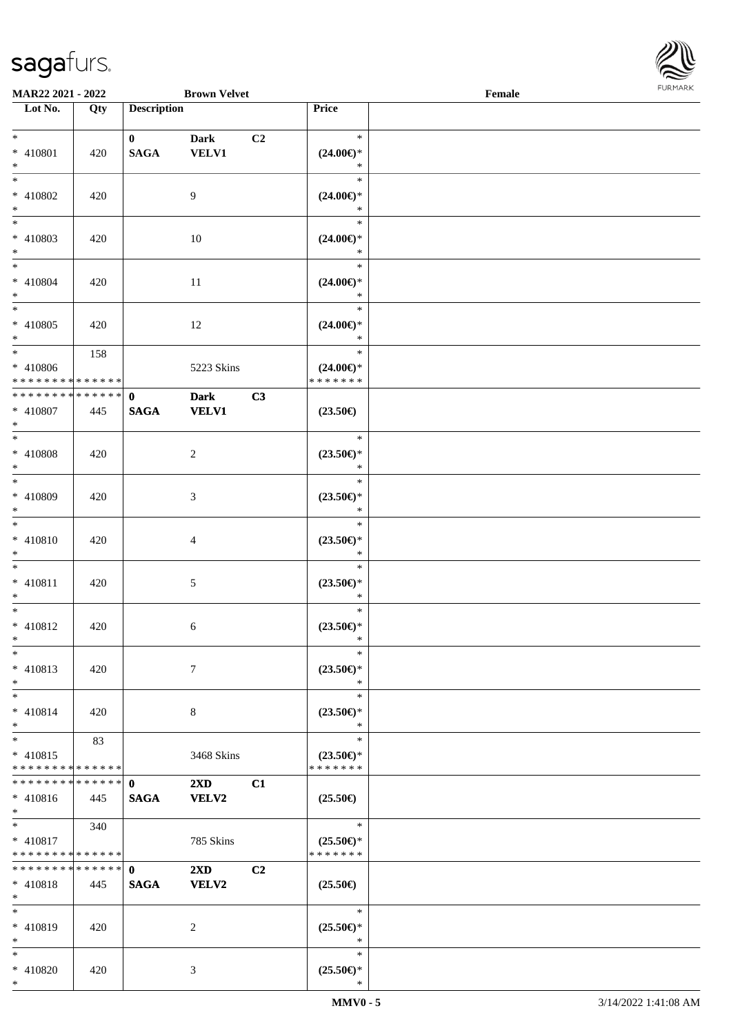**MAR22 2021 - 2022** **Brown Velvet** **Female**

| Lot No. | Qty | Description | | | Price | |
|---|---|---|---|---|---|---|
| * | | **0** | **Dark** | **C2** | * | |
| * 410801 | 420 | **SAGA** | **VELV1** | | **(24.00€)*** | |
| * | | | | | * | |
| * | | | | | * | |
| * 410802 | 420 | | 9 | | **(24.00€)*** | |
| * | | | | | * | |
| * | | | | | * | |
| * 410803 | 420 | | 10 | | **(24.00€)*** | |
| * | | | | | * | |
| * | | | | | * | |
| * 410804 | 420 | | 11 | | **(24.00€)*** | |
| * | | | | | * | |
| * | | | | | * | |
| * 410805 | 420 | | 12 | | **(24.00€)*** | |
| * | | | | | * | |
| * | 158 | | | | * | |
| * 410806 | | | 5223 Skins | | **(24.00€)*** | |
| * * * * * * * * * * * * * * | | | | | * * * * * * * | |
| * * * * * * * * * * * * * * | | **0** | **Dark** | **C3** | | |
| * 410807 | 445 | **SAGA** | **VELV1** | | **(23.50€)** | |
| * | | | | | | |
| * | | | | | * | |
| * 410808 | 420 | | 2 | | **(23.50€)*** | |
| * | | | | | * | |
| * | | | | | * | |
| * 410809 | 420 | | 3 | | **(23.50€)*** | |
| * | | | | | * | |
| * | | | | | * | |
| * 410810 | 420 | | 4 | | **(23.50€)*** | |
| * | | | | | * | |
| * | | | | | * | |
| * 410811 | 420 | | 5 | | **(23.50€)*** | |
| * | | | | | * | |
| * | | | | | * | |
| * 410812 | 420 | | 6 | | **(23.50€)*** | |
| * | | | | | * | |
| * | | | | | * | |
| * 410813 | 420 | | 7 | | **(23.50€)*** | |
| * | | | | | * | |
| * | | | | | * | |
| * 410814 | 420 | | 8 | | **(23.50€)*** | |
| * | | | | | * | |
| * | 83 | | | | * | |
| * 410815 | | | 3468 Skins | | **(23.50€)*** | |
| * * * * * * * * * * * * * * | | | | | * * * * * * * | |
| * * * * * * * * * * * * * * | | **0** | **2XD** | **C1** | | |
| * 410816 | 445 | **SAGA** | **VELV2** | | **(25.50€)** | |
| * | | | | | | |
| * | 340 | | | | * | |
| * 410817 | | | 785 Skins | | **(25.50€)*** | |
| * * * * * * * * * * * * * * | | | | | * * * * * * * | |
| * * * * * * * * * * * * * * | | **0** | **2XD** | **C2** | | |
| * 410818 | 445 | **SAGA** | **VELV2** | | **(25.50€)** | |
| * | | | | | | |
| * | | | | | * | |
| * 410819 | 420 | | 2 | | **(25.50€)*** | |
| * | | | | | * | |
| * | | | | | * | |
| * 410820 | 420 | | 3 | | **(25.50€)*** | |
| * | | | | | * | |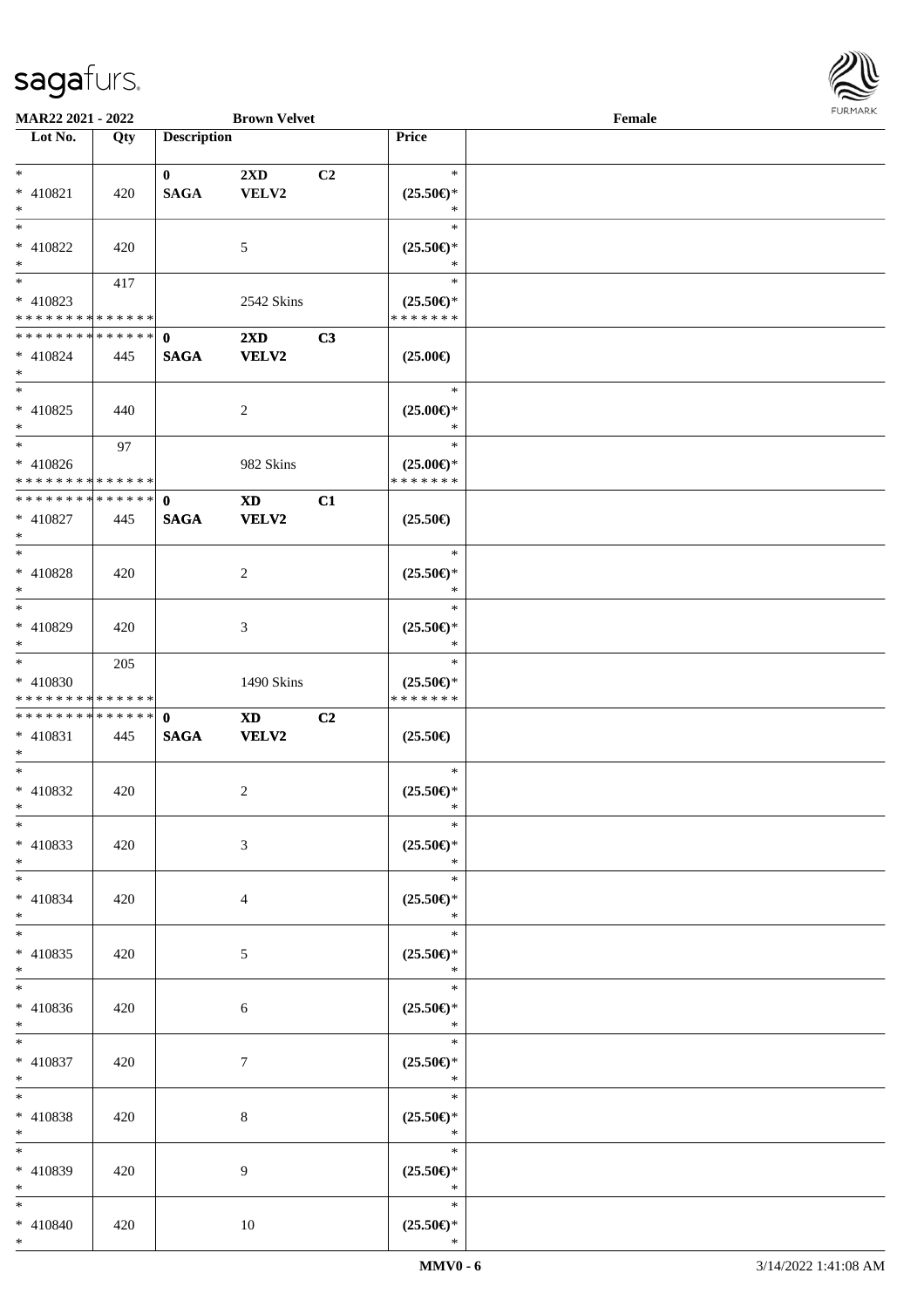MAR22 2021 - 2022 &nbsp;&nbsp;&nbsp;&nbsp; Brown Velvet &nbsp;&nbsp;&nbsp;&nbsp; Female

| Lot No. | Qty | Description | | | Price | |
|---|---|---|---|---|---|---|
| *<br>* 410821<br>* | 420 | 0<br>SAGA | 2XD<br>VELV2 | C2 | *<br>(25.50€)*<br>* | |
| *<br>* 410822<br>* | 420 | | 5 | | *<br>(25.50€)*<br>* | |
| *<br>* 410823<br>* * * * * * * * * * * * * * | 417 | | 2542 Skins | | *<br>(25.50€)*<br>* * * * * * * | |
| * * * * * * * * * * * * * *<br>* 410824<br>* | 445 | 0<br>SAGA | 2XD<br>VELV2 | C3 | (25.00€) | |
| *<br>* 410825<br>* | 440 | | 2 | | *<br>(25.00€)*<br>* | |
| *<br>* 410826<br>* * * * * * * * * * * * * * | 97 | | 982 Skins | | *<br>(25.00€)*<br>* * * * * * * | |
| * * * * * * * * * * * * * *<br>* 410827<br>* | 445 | 0<br>SAGA | XD<br>VELV2 | C1 | (25.50€) | |
| *<br>* 410828<br>* | 420 | | 2 | | *<br>(25.50€)*<br>* | |
| *<br>* 410829<br>* | 420 | | 3 | | *<br>(25.50€)*<br>* | |
| *<br>* 410830<br>* * * * * * * * * * * * * * | 205 | | 1490 Skins | | *<br>(25.50€)*<br>* * * * * * * | |
| * * * * * * * * * * * * * *<br>* 410831<br>* | 445 | 0<br>SAGA | XD<br>VELV2 | C2 | (25.50€) | |
| *<br>* 410832<br>* | 420 | | 2 | | *<br>(25.50€)*<br>* | |
| *<br>* 410833<br>* | 420 | | 3 | | *<br>(25.50€)*<br>* | |
| *<br>* 410834<br>* | 420 | | 4 | | *<br>(25.50€)*<br>* | |
| *<br>* 410835<br>* | 420 | | 5 | | *<br>(25.50€)*<br>* | |
| *<br>* 410836<br>* | 420 | | 6 | | *<br>(25.50€)*<br>* | |
| *<br>* 410837<br>* | 420 | | 7 | | *<br>(25.50€)*<br>* | |
| *<br>* 410838<br>* | 420 | | 8 | | *<br>(25.50€)*<br>* | |
| *<br>* 410839<br>* | 420 | | 9 | | *<br>(25.50€)*<br>* | |
| *<br>* 410840<br>* | 420 | | 10 | | *<br>(25.50€)*<br>* | |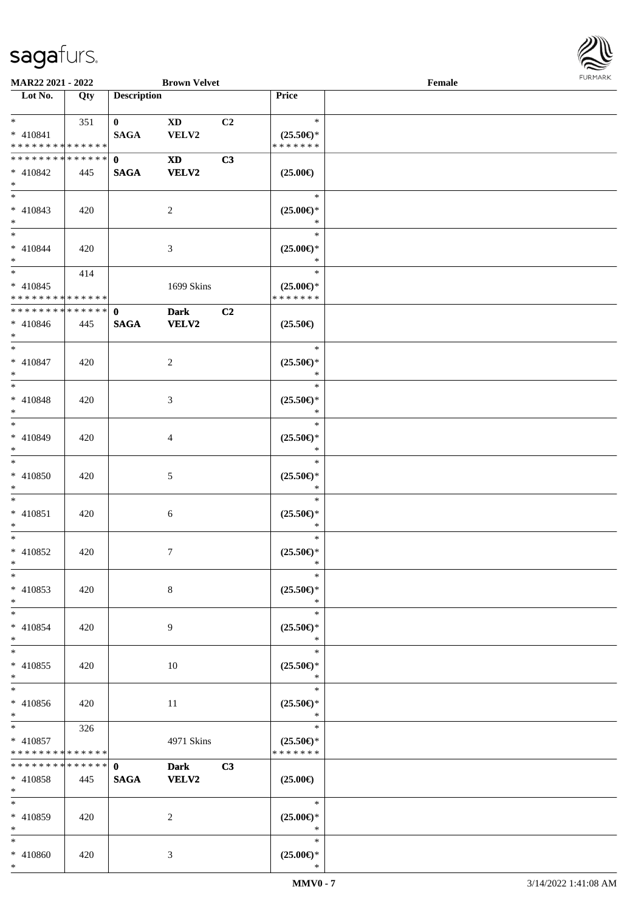**MAR22 2021 - 2022** **Brown Velvet** **Female**

| Lot No. | Qty | Description | | | Price | |
|---|---|---|---|---|---|---|
| * <br> * 410841 <br> * * * * * * * * * * * * * * | 351 | 0 <br> SAGA | XD <br> VELV2 | C2 | * <br> (25.50€)* <br> * * * * * * * | |
| * * * * * * * * * * * * * * <br> * 410842 <br> * | 445 | 0 <br> SAGA | XD <br> VELV2 | C3 | (25.00€) | |
| * <br> * 410843 <br> * | 420 | | 2 | | * <br> (25.00€)* <br> * | |
| * <br> * 410844 <br> * | 420 | | 3 | | * <br> (25.00€)* <br> * | |
| * <br> * 410845 <br> * * * * * * * * * * * * * * | 414 | | 1699 Skins | | * <br> (25.00€)* <br> * * * * * * * | |
| * * * * * * * * * * * * * * <br> * 410846 <br> * | 445 | 0 <br> SAGA | Dark <br> VELV2 | C2 | (25.50€) | |
| * <br> * 410847 <br> * | 420 | | 2 | | * <br> (25.50€)* <br> * | |
| * <br> * 410848 <br> * | 420 | | 3 | | * <br> (25.50€)* <br> * | |
| * <br> * 410849 <br> * | 420 | | 4 | | * <br> (25.50€)* <br> * | |
| * <br> * 410850 <br> * | 420 | | 5 | | * <br> (25.50€)* <br> * | |
| * <br> * 410851 <br> * | 420 | | 6 | | * <br> (25.50€)* <br> * | |
| * <br> * 410852 <br> * | 420 | | 7 | | * <br> (25.50€)* <br> * | |
| * <br> * 410853 <br> * | 420 | | 8 | | * <br> (25.50€)* <br> * | |
| * <br> * 410854 <br> * | 420 | | 9 | | * <br> (25.50€)* <br> * | |
| * <br> * 410855 <br> * | 420 | | 10 | | * <br> (25.50€)* <br> * | |
| * <br> * 410856 <br> * | 420 | | 11 | | * <br> (25.50€)* <br> * | |
| * <br> * 410857 <br> * * * * * * * * * * * * * * | 326 | | 4971 Skins | | * <br> (25.50€)* <br> * * * * * * * | |
| * * * * * * * * * * * * * * <br> * 410858 <br> * | 445 | 0 <br> SAGA | Dark <br> VELV2 | C3 | (25.00€) | |
| * <br> * 410859 <br> * | 420 | | 2 | | * <br> (25.00€)* <br> * | |
| * <br> * 410860 <br> * | 420 | | 3 | | * <br> (25.00€)* <br> * | |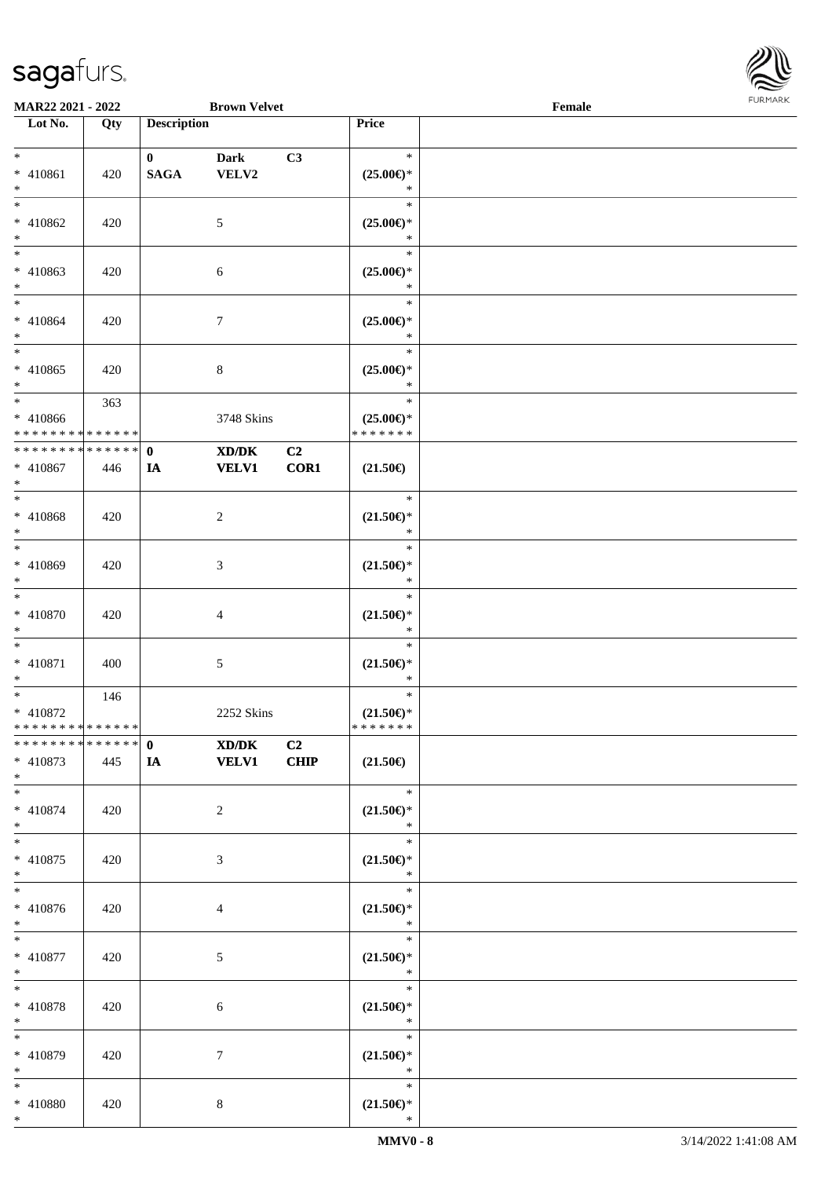MAR22 2021 - 2022 | Brown Velvet | Female

| Lot No. | Qty | Description | | | Price | |
|---|---|---|---|---|---|---|
| * <br> * 410861 <br> * | 420 | 0 <br> **SAGA** | **Dark** <br> **VELV2** | **C3** | * <br> **(25.00€)*** <br> * | |
| * <br> * 410862 <br> * | 420 | | 5 | | * <br> **(25.00€)*** <br> * | |
| * <br> * 410863 <br> * | 420 | | 6 | | * <br> **(25.00€)*** <br> * | |
| * <br> * 410864 <br> * | 420 | | 7 | | * <br> **(25.00€)*** <br> * | |
| * <br> * 410865 <br> * | 420 | | 8 | | * <br> **(25.00€)*** <br> * | |
| * <br> * 410866 <br> * * * * * * * * * * * * * * | 363 | | 3748 Skins | | * <br> **(25.00€)*** <br> * * * * * * * | |
| * * * * * * * * * * * * * * <br> * 410867 <br> * | 446 | **0** <br> **IA** | **XD/DK** <br> **VELV1** | **C2** <br> **COR1** | **(21.50€)** | |
| * <br> * 410868 <br> * | 420 | | 2 | | * <br> **(21.50€)*** <br> * | |
| * <br> * 410869 <br> * | 420 | | 3 | | * <br> **(21.50€)*** <br> * | |
| * <br> * 410870 <br> * | 420 | | 4 | | * <br> **(21.50€)*** <br> * | |
| * <br> * 410871 <br> * | 400 | | 5 | | * <br> **(21.50€)*** <br> * | |
| * <br> * 410872 <br> * * * * * * * * * * * * * * | 146 | | 2252 Skins | | * <br> **(21.50€)*** <br> * * * * * * * | |
| * * * * * * * * * * * * * * <br> * 410873 <br> * | 445 | **0** <br> **IA** | **XD/DK** <br> **VELV1** | **C2** <br> **CHIP** | **(21.50€)** | |
| * <br> * 410874 <br> * | 420 | | 2 | | * <br> **(21.50€)*** <br> * | |
| * <br> * 410875 <br> * | 420 | | 3 | | * <br> **(21.50€)*** <br> * | |
| * <br> * 410876 <br> * | 420 | | 4 | | * <br> **(21.50€)*** <br> * | |
| * <br> * 410877 <br> * | 420 | | 5 | | * <br> **(21.50€)*** <br> * | |
| * <br> * 410878 <br> * | 420 | | 6 | | * <br> **(21.50€)*** <br> * | |
| * <br> * 410879 <br> * | 420 | | 7 | | * <br> **(21.50€)*** <br> * | |
| * <br> * 410880 <br> * | 420 | | 8 | | * <br> **(21.50€)*** <br> * | |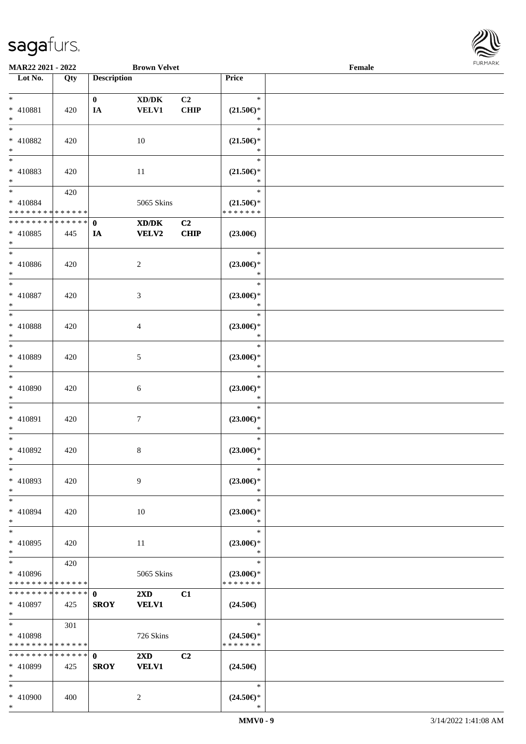| Lot No. | Qty | Description | | | Price | |
|---|---|---|---|---|---|---|
| *<br>* 410881<br>* | 420 | 0<br>IA | XD/DK<br>VELV1 | C2<br>CHIP | *<br>(21.50€)*<br>* | |
| *<br>* 410882<br>* | 420 | | 10 | | *<br>(21.50€)*<br>* | |
| *<br>* 410883<br>* | 420 | | 11 | | *<br>(21.50€)*<br>* | |
| *<br>* 410884<br>* * * * * * * * * * * * * * | 420 | | 5065 Skins | | *<br>(21.50€)*<br>* * * * * * * | |
| * * * * * * * * * * * * * *<br>* 410885<br>* | 445 | 0<br>IA | XD/DK<br>VELV2 | C2<br>CHIP | (23.00€) | |
| *<br>* 410886<br>* | 420 | | 2 | | *<br>(23.00€)*<br>* | |
| *<br>* 410887<br>* | 420 | | 3 | | *<br>(23.00€)*<br>* | |
| *<br>* 410888<br>* | 420 | | 4 | | *<br>(23.00€)*<br>* | |
| *<br>* 410889<br>* | 420 | | 5 | | *<br>(23.00€)*<br>* | |
| *<br>* 410890<br>* | 420 | | 6 | | *<br>(23.00€)*<br>* | |
| *<br>* 410891<br>* | 420 | | 7 | | *<br>(23.00€)*<br>* | |
| *<br>* 410892<br>* | 420 | | 8 | | *<br>(23.00€)*<br>* | |
| *<br>* 410893<br>* | 420 | | 9 | | *<br>(23.00€)*<br>* | |
| *<br>* 410894<br>* | 420 | | 10 | | *<br>(23.00€)*<br>* | |
| *<br>* 410895<br>* | 420 | | 11 | | *<br>(23.00€)*<br>* | |
| *<br>* 410896<br>* * * * * * * * * * * * * * | 420 | | 5065 Skins | | *<br>(23.00€)*<br>* * * * * * * | |
| * * * * * * * * * * * * * *<br>* 410897<br>* | 425 | 0<br>SROY | 2XD<br>VELV1 | C1 | (24.50€) | |
| *<br>* 410898<br>* * * * * * * * * * * * * * | 301 | | 726 Skins | | *<br>(24.50€)*<br>* * * * * * * | |
| * * * * * * * * * * * * * *<br>* 410899<br>* | 425 | 0<br>SROY | 2XD<br>VELV1 | C2 | (24.50€) | |
| *<br>* 410900<br>* | 400 | | 2 | | *<br>(24.50€)*<br>* | |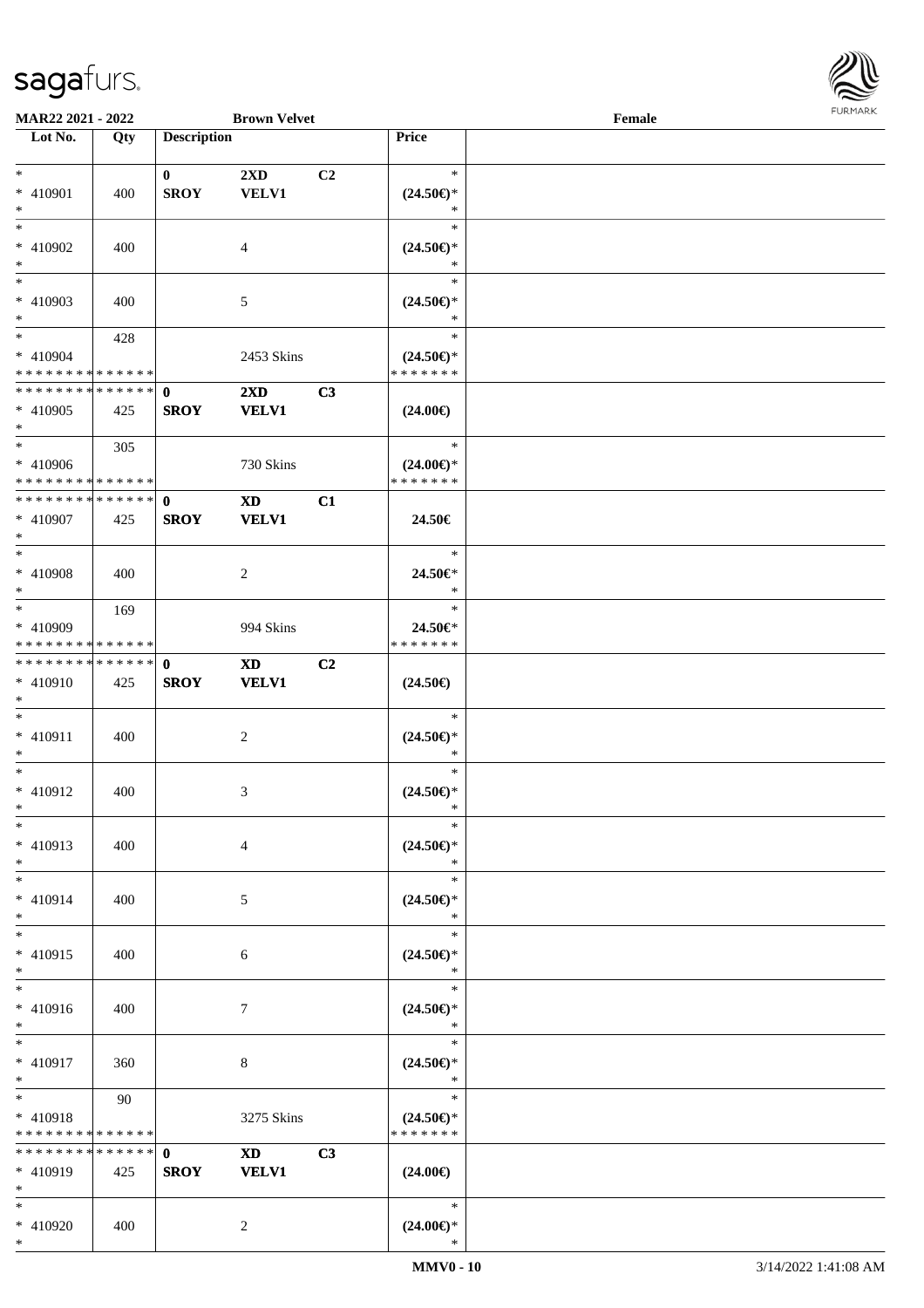**MAR22 2021 - 2022** **Brown Velvet** **Female**

| Lot No. | Qty | Description | | | Price | |
|---|---|---|---|---|---|---|
| * <br> * 410901 <br> * | 400 | **0** <br> **SROY** | **2XD** <br> **VELV1** | **C2** | * <br> **(24.50€)*** <br> * | |
| * <br> * 410902 <br> * | 400 | | 4 | | * <br> **(24.50€)*** <br> * | |
| * <br> * 410903 <br> * | 400 | | 5 | | * <br> **(24.50€)*** <br> * | |
| * <br> * 410904 <br> * * * * * * * * * * * * * * | 428 | | 2453 Skins | | * <br> **(24.50€)*** <br> * * * * * * * | |
| * * * * * * * * * * * * * * <br> * 410905 <br> * | 425 | **0** <br> **SROY** | **2XD** <br> **VELV1** | **C3** | **(24.00€)** | |
| * <br> * 410906 <br> * * * * * * * * * * * * * * | 305 | | 730 Skins | | * <br> **(24.00€)*** <br> * * * * * * * | |
| * * * * * * * * * * * * * * <br> * 410907 <br> * | 425 | **0** <br> **SROY** | **XD** <br> **VELV1** | **C1** | **24.50€** | |
| * <br> * 410908 <br> * | 400 | | 2 | | * <br> **24.50€*** <br> * | |
| * <br> * 410909 <br> * * * * * * * * * * * * * * | 169 | | 994 Skins | | * <br> **24.50€*** <br> * * * * * * * | |
| * * * * * * * * * * * * * * <br> * 410910 <br> * | 425 | **0** <br> **SROY** | **XD** <br> **VELV1** | **C2** | **(24.50€)** | |
| * <br> * 410911 <br> * | 400 | | 2 | | * <br> **(24.50€)*** <br> * | |
| * <br> * 410912 <br> * | 400 | | 3 | | * <br> **(24.50€)*** <br> * | |
| * <br> * 410913 <br> * | 400 | | 4 | | * <br> **(24.50€)*** <br> * | |
| * <br> * 410914 <br> * | 400 | | 5 | | * <br> **(24.50€)*** <br> * | |
| * <br> * 410915 <br> * | 400 | | 6 | | * <br> **(24.50€)*** <br> * | |
| * <br> * 410916 <br> * | 400 | | 7 | | * <br> **(24.50€)*** <br> * | |
| * <br> * 410917 <br> * | 360 | | 8 | | * <br> **(24.50€)*** <br> * | |
| * <br> * 410918 <br> * * * * * * * * * * * * * * | 90 | | 3275 Skins | | * <br> **(24.50€)*** <br> * * * * * * * | |
| * * * * * * * * * * * * * * <br> * 410919 <br> * | 425 | **0** <br> **SROY** | **XD** <br> **VELV1** | **C3** | **(24.00€)** | |
| * <br> * 410920 <br> * | 400 | | 2 | | * <br> **(24.00€)*** <br> * | |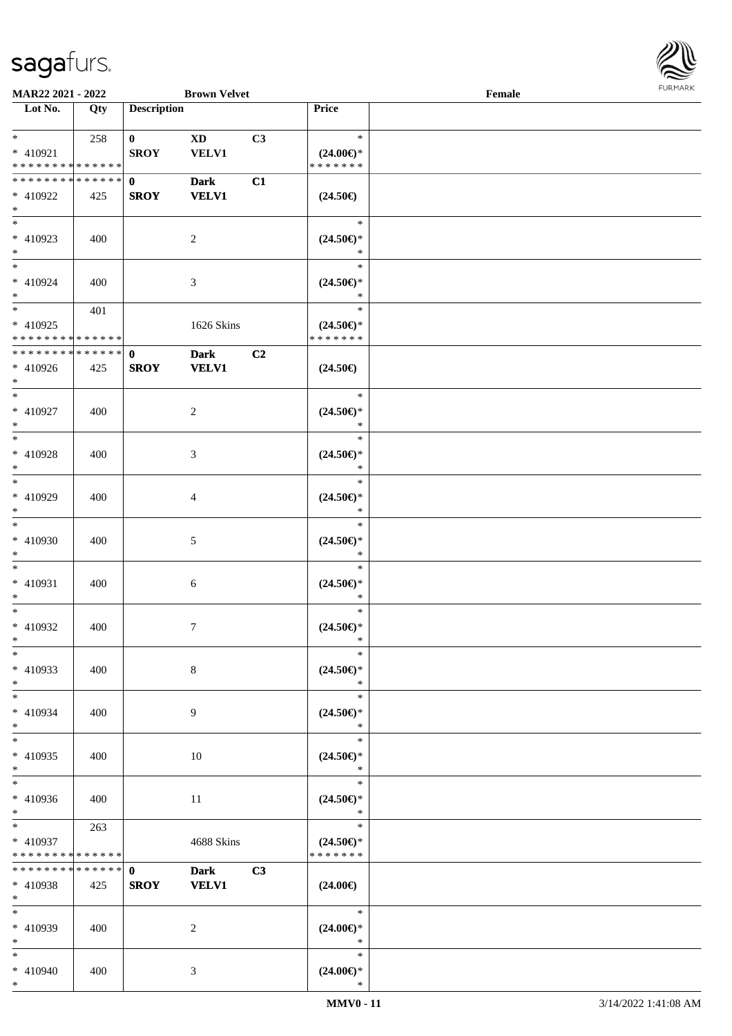**MAR22 2021 - 2022** **Brown Velvet** **Female**

| Lot No. | Qty | Description | | | Price | |
|---|---|---|---|---|---|---|
| * | 258 | 0 | XD | C3 | * | |
| * 410921 | | SROY | VELV1 | | (24.00€)* | |
| * * * * * * * * * * * * * * | | | | | * * * * * * * | |
| * * * * * * * * * * * * * * | | 0 | Dark | C1 | | |
| * 410922 | 425 | SROY | VELV1 | | (24.50€) | |
| * | | | | | | |
| * | | | | | * | |
| * 410923 | 400 | | 2 | | (24.50€)* | |
| * | | | | | * | |
| * | | | | | * | |
| * 410924 | 400 | | 3 | | (24.50€)* | |
| * | | | | | * | |
| * | 401 | | | | * | |
| * 410925 | | | 1626 Skins | | (24.50€)* | |
| * * * * * * * * * * * * * * | | | | | * * * * * * * | |
| * * * * * * * * * * * * * * | | 0 | Dark | C2 | | |
| * 410926 | 425 | SROY | VELV1 | | (24.50€) | |
| * | | | | | | |
| * | | | | | * | |
| * 410927 | 400 | | 2 | | (24.50€)* | |
| * | | | | | * | |
| * | | | | | * | |
| * 410928 | 400 | | 3 | | (24.50€)* | |
| * | | | | | * | |
| * | | | | | * | |
| * 410929 | 400 | | 4 | | (24.50€)* | |
| * | | | | | * | |
| * | | | | | * | |
| * 410930 | 400 | | 5 | | (24.50€)* | |
| * | | | | | * | |
| * | | | | | * | |
| * 410931 | 400 | | 6 | | (24.50€)* | |
| * | | | | | * | |
| * | | | | | * | |
| * 410932 | 400 | | 7 | | (24.50€)* | |
| * | | | | | * | |
| * | | | | | * | |
| * 410933 | 400 | | 8 | | (24.50€)* | |
| * | | | | | * | |
| * | | | | | * | |
| * 410934 | 400 | | 9 | | (24.50€)* | |
| * | | | | | * | |
| * | | | | | * | |
| * 410935 | 400 | | 10 | | (24.50€)* | |
| * | | | | | * | |
| * | | | | | * | |
| * 410936 | 400 | | 11 | | (24.50€)* | |
| * | | | | | * | |
| * | 263 | | | | * | |
| * 410937 | | | 4688 Skins | | (24.50€)* | |
| * * * * * * * * * * * * * * | | | | | * * * * * * * | |
| * * * * * * * * * * * * * * | | 0 | Dark | C3 | | |
| * 410938 | 425 | SROY | VELV1 | | (24.00€) | |
| * | | | | | | |
| * | | | | | * | |
| * 410939 | 400 | | 2 | | (24.00€)* | |
| * | | | | | * | |
| * | | | | | * | |
| * 410940 | 400 | | 3 | | (24.00€)* | |
| * | | | | | * | |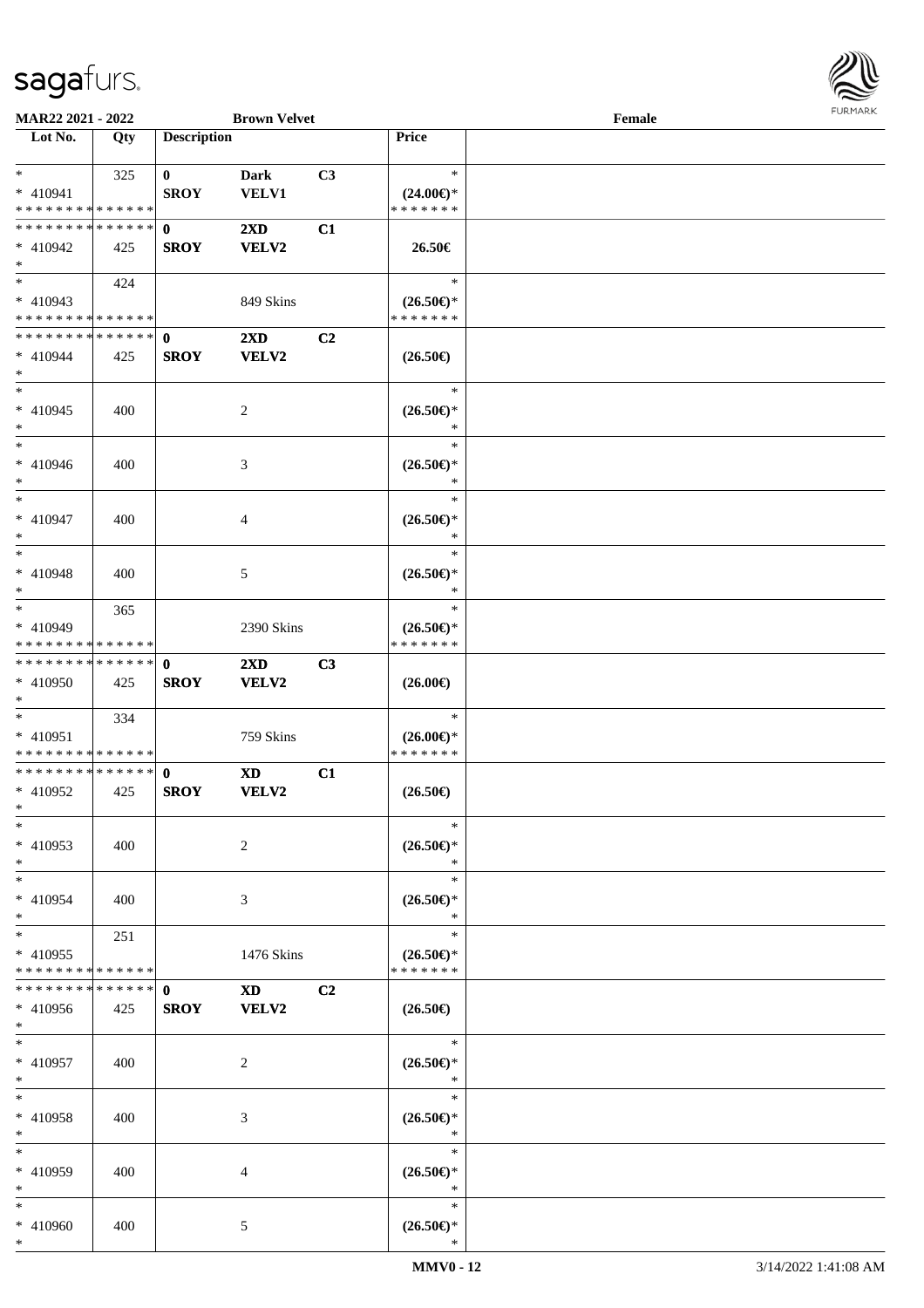**MAR22 2021 - 2022** **Brown Velvet** **Female**

| Lot No. | Qty | Description | | | Price | |
|---|---|---|---|---|---|---|
| * | 325 | **0** | **Dark** | **C3** | * | |
| * 410941 | | **SROY** | **VELV1** | | **(24.00€)*** | |
| * * * * * * * * * * * * * * | | | | | * * * * * * * | |
| * * * * * * * * * * * * * * | | **0** | **2XD** | **C1** | | |
| * 410942 | 425 | **SROY** | **VELV2** | | **26.50€** | |
| * | | | | | | |
| * | 424 | | | | * | |
| * 410943 | | | 849 Skins | | **(26.50€)*** | |
| * * * * * * * * * * * * * * | | | | | * * * * * * * | |
| * * * * * * * * * * * * * * | | **0** | **2XD** | **C2** | | |
| * 410944 | 425 | **SROY** | **VELV2** | | **(26.50€)** | |
| * | | | | | | |
| * | | | | | * | |
| * 410945 | 400 | | 2 | | **(26.50€)*** | |
| * | | | | | * | |
| * | | | | | * | |
| * 410946 | 400 | | 3 | | **(26.50€)*** | |
| * | | | | | * | |
| * | | | | | * | |
| * 410947 | 400 | | 4 | | **(26.50€)*** | |
| * | | | | | * | |
| * | | | | | * | |
| * 410948 | 400 | | 5 | | **(26.50€)*** | |
| * | | | | | * | |
| * | 365 | | | | * | |
| * 410949 | | | 2390 Skins | | **(26.50€)*** | |
| * * * * * * * * * * * * * * | | | | | * * * * * * * | |
| * * * * * * * * * * * * * * | | **0** | **2XD** | **C3** | | |
| * 410950 | 425 | **SROY** | **VELV2** | | **(26.00€)** | |
| * | | | | | | |
| * | 334 | | | | * | |
| * 410951 | | | 759 Skins | | **(26.00€)*** | |
| * * * * * * * * * * * * * * | | | | | * * * * * * * | |
| * * * * * * * * * * * * * * | | **0** | **XD** | **C1** | | |
| * 410952 | 425 | **SROY** | **VELV2** | | **(26.50€)** | |
| * | | | | | | |
| * | | | | | * | |
| * 410953 | 400 | | 2 | | **(26.50€)*** | |
| * | | | | | * | |
| * | | | | | * | |
| * 410954 | 400 | | 3 | | **(26.50€)*** | |
| * | | | | | * | |
| * | 251 | | | | * | |
| * 410955 | | | 1476 Skins | | **(26.50€)*** | |
| * * * * * * * * * * * * * * | | | | | * * * * * * * | |
| * * * * * * * * * * * * * * | | **0** | **XD** | **C2** | | |
| * 410956 | 425 | **SROY** | **VELV2** | | **(26.50€)** | |
| * | | | | | | |
| * | | | | | * | |
| * 410957 | 400 | | 2 | | **(26.50€)*** | |
| * | | | | | * | |
| * | | | | | * | |
| * 410958 | 400 | | 3 | | **(26.50€)*** | |
| * | | | | | * | |
| * | | | | | * | |
| * 410959 | 400 | | 4 | | **(26.50€)*** | |
| * | | | | | * | |
| * | | | | | * | |
| * 410960 | 400 | | 5 | | **(26.50€)*** | |
| * | | | | | * | |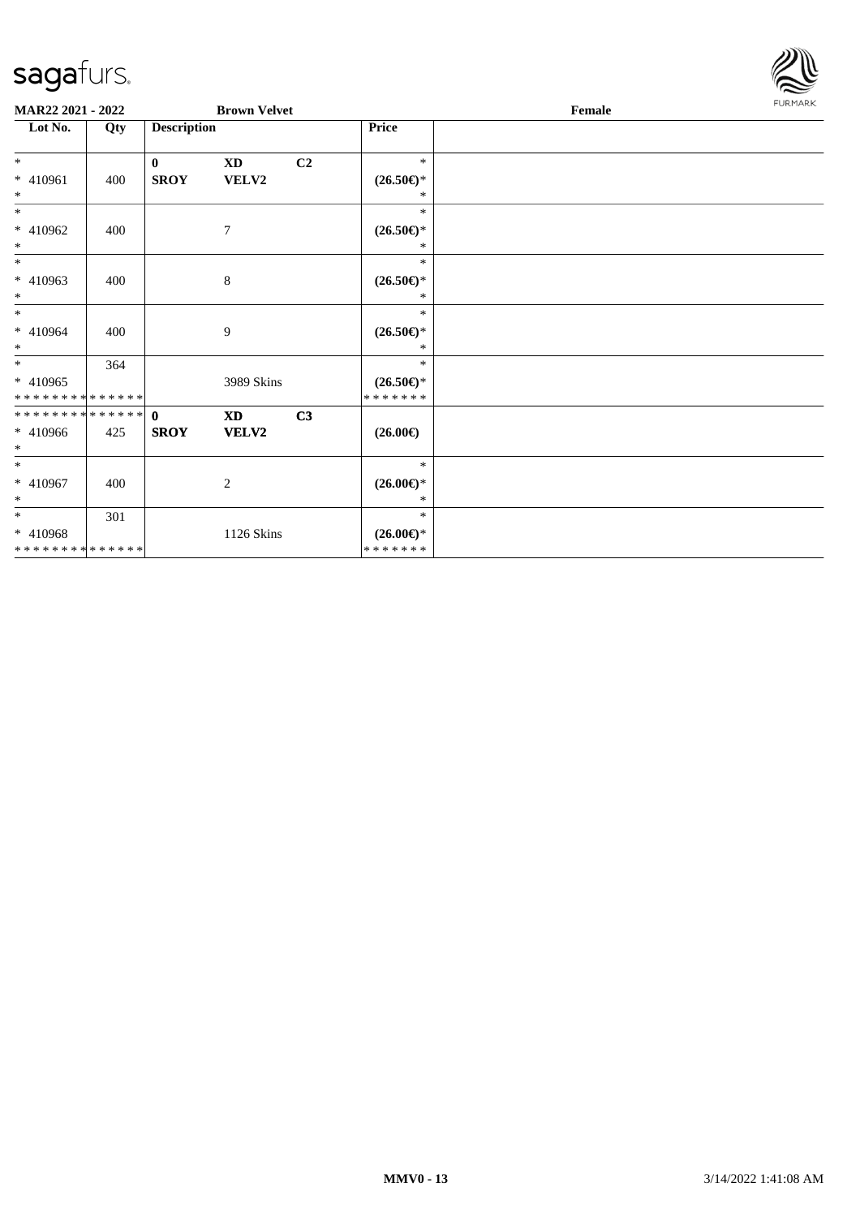**MAR22 2021 - 2022** **Brown Velvet** **Female**

| Lot No. | Qty | Description | | | Price | |
|---|---|---|---|---|---|---|
| * <br> * 410961 <br> * | 400 | **0** <br> **SROY** | **XD** <br> **VELV2** | **C2** | * <br> **(26.50€)*** <br> * | |
| * <br> * 410962 <br> * | 400 | | 7 | | * <br> **(26.50€)*** <br> * | |
| * <br> * 410963 <br> * | 400 | | 8 | | * <br> **(26.50€)*** <br> * | |
| * <br> * 410964 <br> * | 400 | | 9 | | * <br> **(26.50€)*** <br> * | |
| * <br> * 410965 <br> ************** | 364 | | 3989 Skins | | * <br> **(26.50€)*** <br> ******* | |
| ************** <br> * 410966 <br> * | 425 | **0** <br> **SROY** | **XD** <br> **VELV2** | **C3** | **(26.00€)** | |
| * <br> * 410967 <br> * | 400 | | 2 | | * <br> **(26.00€)*** <br> * | |
| * <br> * 410968 <br> ************** | 301 | | 1126 Skins | | * <br> **(26.00€)*** <br> ******* | |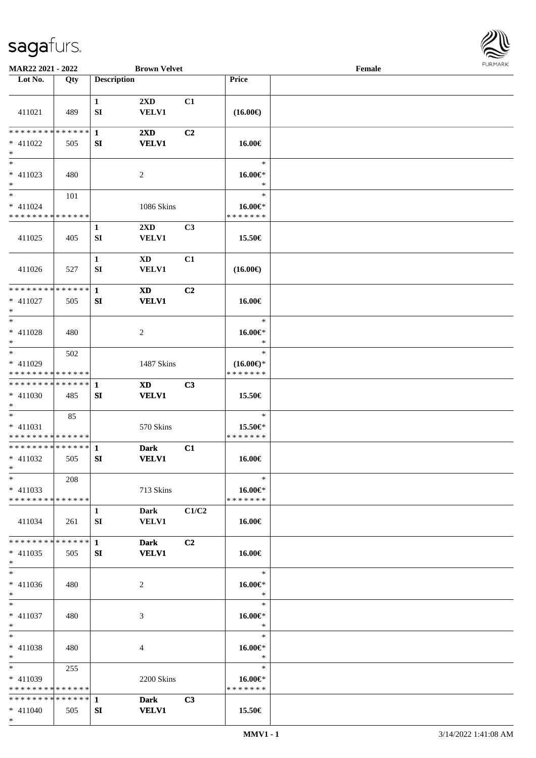**MAR22 2021 - 2022** **Brown Velvet** **Female**

| Lot No. | Qty | Description | | | Price | |
|---|---|---|---|---|---|---|
| 411021 | 489 | 1<br>SI | 2XD<br>VELV1 | C1 | (16.00€) | |
| * * * * * * * * * * * * * *<br>* 411022<br>* | 505 | **1**<br>**SI** | **2XD**<br>**VELV1** | **C2** | 16.00€ | |
| *<br>* 411023<br>* | 480 | | 2 | | *<br>16.00€*<br>* | |
| *<br>* 411024<br>* * * * * * * * * * * * * * | 101 | | 1086 Skins | | *<br>16.00€*<br>* * * * * * * | |
| 411025 | 405 | 1<br>SI | 2XD<br>VELV1 | C3 | 15.50€ | |
| 411026 | 527 | 1<br>SI | XD<br>VELV1 | C1 | (16.00€) | |
| * * * * * * * * * * * * * *<br>* 411027<br>* | 505 | **1**<br>**SI** | **XD**<br>**VELV1** | **C2** | 16.00€ | |
| *<br>* 411028<br>* | 480 | | 2 | | *<br>16.00€*<br>* | |
| *<br>* 411029<br>* * * * * * * * * * * * * * | 502 | | 1487 Skins | | *<br>(16.00€)*<br>* * * * * * * | |
| * * * * * * * * * * * * * *<br>* 411030<br>* | 485 | **1**<br>**SI** | **XD**<br>**VELV1** | **C3** | 15.50€ | |
| *<br>* 411031<br>* * * * * * * * * * * * * * | 85 | | 570 Skins | | *<br>15.50€*<br>* * * * * * * | |
| * * * * * * * * * * * * * *<br>* 411032<br>* | 505 | **1**<br>**SI** | **Dark**<br>**VELV1** | **C1** | 16.00€ | |
| *<br>* 411033<br>* * * * * * * * * * * * * * | 208 | | 713 Skins | | *<br>16.00€*<br>* * * * * * * | |
| 411034 | 261 | 1<br>SI | Dark<br>VELV1 | C1/C2 | 16.00€ | |
| * * * * * * * * * * * * * *<br>* 411035<br>* | 505 | **1**<br>**SI** | **Dark**<br>**VELV1** | **C2** | 16.00€ | |
| *<br>* 411036<br>* | 480 | | 2 | | *<br>16.00€*<br>* | |
| *<br>* 411037<br>* | 480 | | 3 | | *<br>16.00€*<br>* | |
| *<br>* 411038<br>* | 480 | | 4 | | *<br>16.00€*<br>* | |
| *<br>* 411039<br>* * * * * * * * * * * * * * | 255 | | 2200 Skins | | *<br>16.00€*<br>* * * * * * * | |
| * * * * * * * * * * * * * *<br>* 411040<br>* | 505 | **1**<br>**SI** | **Dark**<br>**VELV1** | **C3** | 15.50€ | |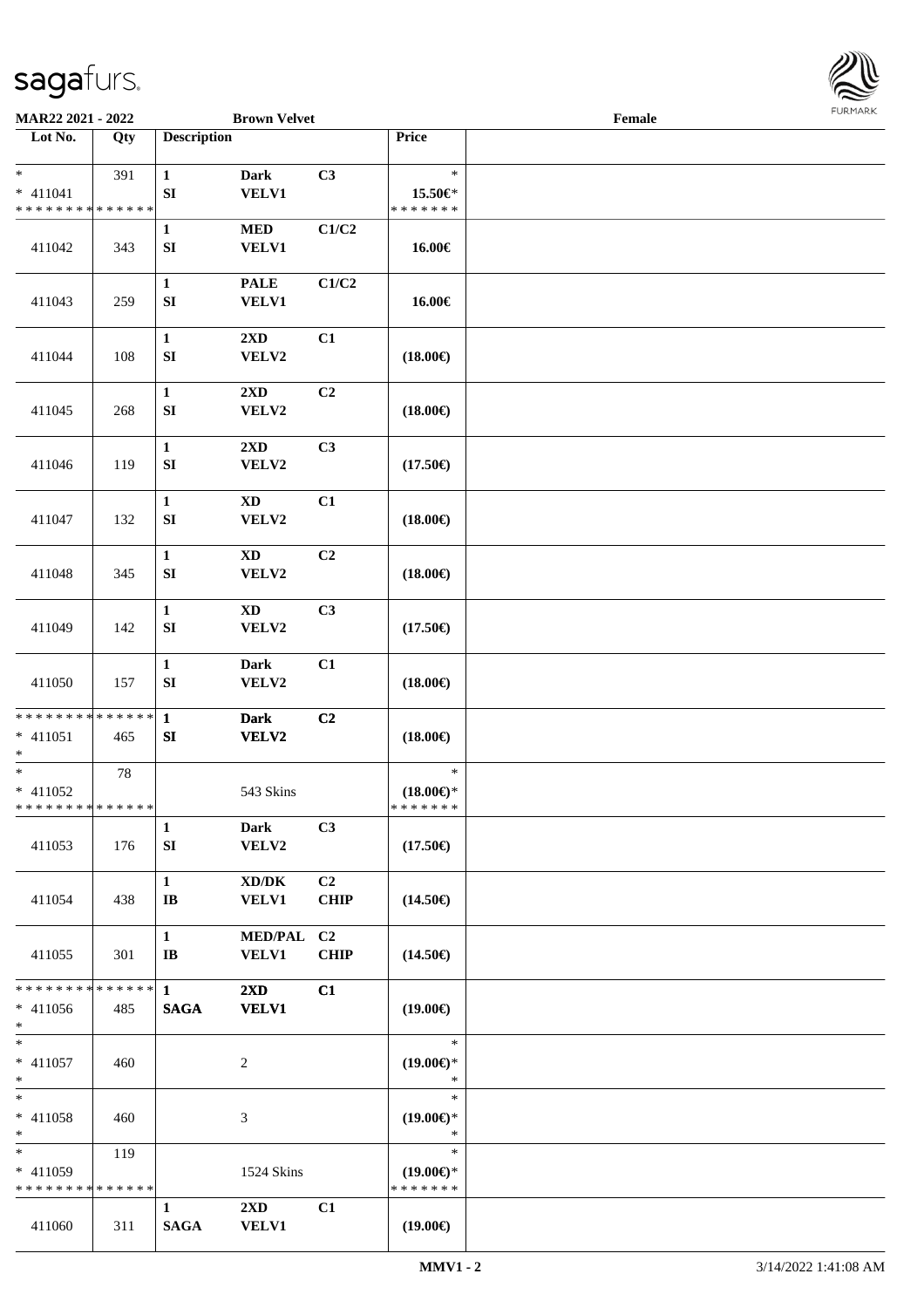**MAR22 2021 - 2022** **Brown Velvet** **Female**

| Lot No. | Qty | Description | | | Price | |
|---|---|---|---|---|---|---|
| * | 391 | **1** | **Dark** | **C3** | * | |
| * 411041 | | **SI** | **VELV1** | | 15.50€* | |
| * * * * * * * * * * * * * * | | | | | * * * * * * * | |
| 411042 | 343 | **1** **SI** | **MED** **VELV1** | **C1/C2** | **16.00€** | |
| 411043 | 259 | **1** **SI** | **PALE** **VELV1** | **C1/C2** | **16.00€** | |
| 411044 | 108 | **1** **SI** | **2XD** **VELV2** | **C1** | **(18.00€)** | |
| 411045 | 268 | **1** **SI** | **2XD** **VELV2** | **C2** | **(18.00€)** | |
| 411046 | 119 | **1** **SI** | **2XD** **VELV2** | **C3** | **(17.50€)** | |
| 411047 | 132 | **1** **SI** | **XD** **VELV2** | **C1** | **(18.00€)** | |
| 411048 | 345 | **1** **SI** | **XD** **VELV2** | **C2** | **(18.00€)** | |
| 411049 | 142 | **1** **SI** | **XD** **VELV2** | **C3** | **(17.50€)** | |
| 411050 | 157 | **1** **SI** | **Dark** **VELV2** | **C1** | **(18.00€)** | |
| * * * * * * * * * * * * * * | | **1** | **Dark** | **C2** | | |
| * 411051 | 465 | **SI** | **VELV2** | | **(18.00€)** | |
| * | | | | | | |
| * | 78 | | | | * | |
| * 411052 | | | 543 Skins | | **(18.00€)*** | |
| * * * * * * * * * * * * * * | | | | | * * * * * * * | |
| 411053 | 176 | **1** **SI** | **Dark** **VELV2** | **C3** | **(17.50€)** | |
| 411054 | 438 | **1** **IB** | **XD/DK** **VELV1** | **C2** **CHIP** | **(14.50€)** | |
| 411055 | 301 | **1** **IB** | **MED/PAL** **VELV1** | **C2** **CHIP** | **(14.50€)** | |
| * * * * * * * * * * * * * * | | **1** | **2XD** | **C1** | | |
| * 411056 | 485 | **SAGA** | **VELV1** | | **(19.00€)** | |
| * | | | | | | |
| * | | | | | * | |
| * 411057 | 460 | | 2 | | **(19.00€)*** | |
| * | | | | | * | |
| * | | | | | * | |
| * 411058 | 460 | | 3 | | **(19.00€)*** | |
| * | | | | | * | |
| * | 119 | | | | * | |
| * 411059 | | | 1524 Skins | | **(19.00€)*** | |
| * * * * * * * * * * * * * * | | | | | * * * * * * * | |
| 411060 | 311 | **1** **SAGA** | **2XD** **VELV1** | **C1** | **(19.00€)** | |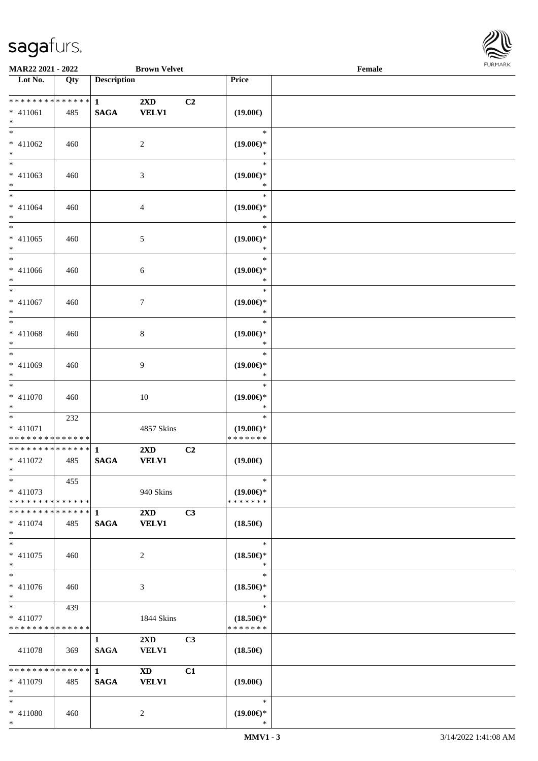**MAR22 2021 - 2022** **Brown Velvet** **Female**

| Lot No. | Qty | Description | | | Price | |
|---|---|---|---|---|---|---|
| * * * * * * * * * * * * * * | | **1** | **2XD** | **C2** | | |
| * 411061 | 485 | **SAGA** | **VELV1** | | **(19.00€)** | |
| * | | | | | | |
| * | | | | | * | |
| * 411062 | 460 | | 2 | | **(19.00€)*** | |
| * | | | | | * | |
| * | | | | | * | |
| * 411063 | 460 | | 3 | | **(19.00€)*** | |
| * | | | | | * | |
| * | | | | | * | |
| * 411064 | 460 | | 4 | | **(19.00€)*** | |
| * | | | | | * | |
| * | | | | | * | |
| * 411065 | 460 | | 5 | | **(19.00€)*** | |
| * | | | | | * | |
| * | | | | | * | |
| * 411066 | 460 | | 6 | | **(19.00€)*** | |
| * | | | | | * | |
| * | | | | | * | |
| * 411067 | 460 | | 7 | | **(19.00€)*** | |
| * | | | | | * | |
| * | | | | | * | |
| * 411068 | 460 | | 8 | | **(19.00€)*** | |
| * | | | | | * | |
| * | | | | | * | |
| * 411069 | 460 | | 9 | | **(19.00€)*** | |
| * | | | | | * | |
| * | | | | | * | |
| * 411070 | 460 | | 10 | | **(19.00€)*** | |
| * | | | | | * | |
| * | 232 | | | | * | |
| * 411071 | | | 4857 Skins | | **(19.00€)*** | |
| * * * * * * * * * * * * * * | | | | | * * * * * * * | |
| * * * * * * * * * * * * * * | | **1** | **2XD** | **C2** | | |
| * 411072 | 485 | **SAGA** | **VELV1** | | **(19.00€)** | |
| * | | | | | | |
| * | 455 | | | | * | |
| * 411073 | | | 940 Skins | | **(19.00€)*** | |
| * * * * * * * * * * * * * * | | | | | * * * * * * * | |
| * * * * * * * * * * * * * * | | **1** | **2XD** | **C3** | | |
| * 411074 | 485 | **SAGA** | **VELV1** | | **(18.50€)** | |
| * | | | | | | |
| * | | | | | * | |
| * 411075 | 460 | | 2 | | **(18.50€)*** | |
| * | | | | | * | |
| * | | | | | * | |
| * 411076 | 460 | | 3 | | **(18.50€)*** | |
| * | | | | | * | |
| * | 439 | | | | * | |
| * 411077 | | | 1844 Skins | | **(18.50€)*** | |
| * * * * * * * * * * * * * * | | | | | * * * * * * * | |
| | | **1** | **2XD** | **C3** | | |
| 411078 | 369 | **SAGA** | **VELV1** | | **(18.50€)** | |
| * * * * * * * * * * * * * * | | **1** | **XD** | **C1** | | |
| * 411079 | 485 | **SAGA** | **VELV1** | | **(19.00€)** | |
| * | | | | | | |
| * | | | | | * | |
| * 411080 | 460 | | 2 | | **(19.00€)*** | |
| * | | | | | * | |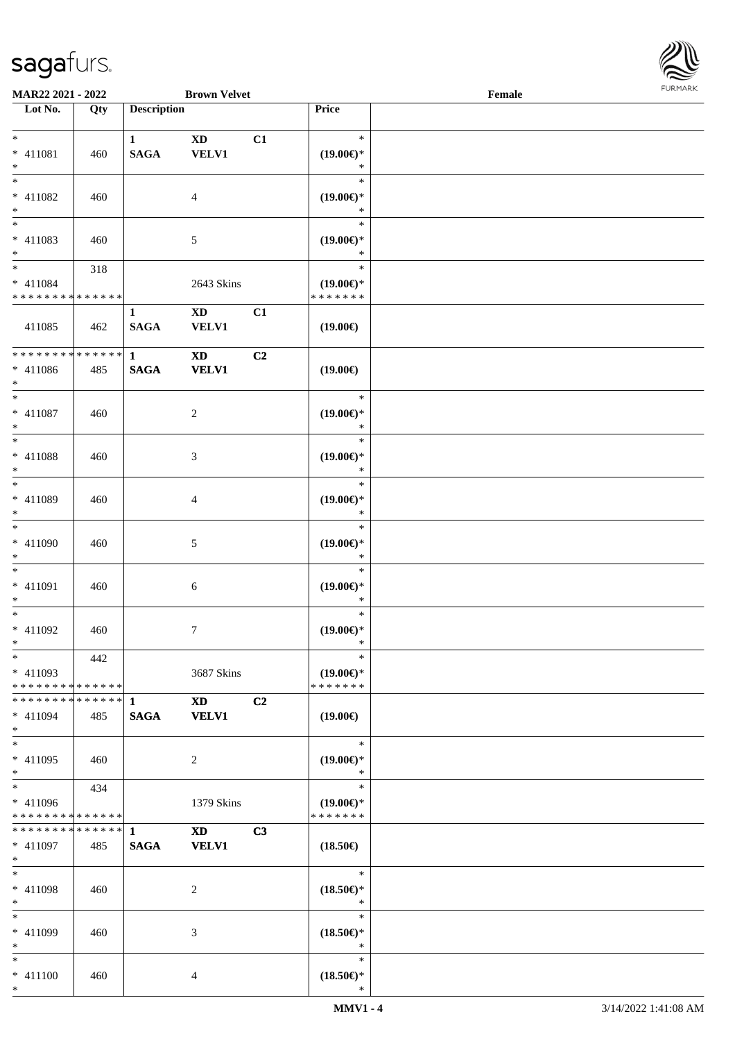**MAR22 2021 - 2022** **Brown Velvet** **Female**

| Lot No. | Qty | Description | | | Price |
|---|---|---|---|---|---|
| * <br> * 411081 <br> * | 460 | 1 <br> SAGA | XD <br> VELV1 | C1 | * <br> (19.00€)* <br> * |
| * <br> * 411082 <br> * | 460 | | 4 | | * <br> (19.00€)* <br> * |
| * <br> * 411083 <br> * | 460 | | 5 | | * <br> (19.00€)* <br> * |
| * <br> * 411084 <br> * * * * * * * * * * * * * * | 318 | | 2643 Skins | | * <br> (19.00€)* <br> * * * * * * * |
| 411085 | 462 | 1 <br> SAGA | XD <br> VELV1 | C1 | (19.00€) |
| * * * * * * * * * * * * * * <br> * 411086 <br> * | 485 | 1 <br> SAGA | XD <br> VELV1 | C2 | (19.00€) |
| * <br> * 411087 <br> * | 460 | | 2 | | * <br> (19.00€)* <br> * |
| * <br> * 411088 <br> * | 460 | | 3 | | * <br> (19.00€)* <br> * |
| * <br> * 411089 <br> * | 460 | | 4 | | * <br> (19.00€)* <br> * |
| * <br> * 411090 <br> * | 460 | | 5 | | * <br> (19.00€)* <br> * |
| * <br> * 411091 <br> * | 460 | | 6 | | * <br> (19.00€)* <br> * |
| * <br> * 411092 <br> * | 460 | | 7 | | * <br> (19.00€)* <br> * |
| * <br> * 411093 <br> * * * * * * * * * * * * * * | 442 | | 3687 Skins | | * <br> (19.00€)* <br> * * * * * * * |
| * * * * * * * * * * * * * * <br> * 411094 <br> * | 485 | 1 <br> SAGA | XD <br> VELV1 | C2 | (19.00€) |
| * <br> * 411095 <br> * | 460 | | 2 | | * <br> (19.00€)* <br> * |
| * <br> * 411096 <br> * * * * * * * * * * * * * * | 434 | | 1379 Skins | | * <br> (19.00€)* <br> * * * * * * * |
| * * * * * * * * * * * * * * <br> * 411097 <br> * | 485 | 1 <br> SAGA | XD <br> VELV1 | C3 | (18.50€) |
| * <br> * 411098 <br> * | 460 | | 2 | | * <br> (18.50€)* <br> * |
| * <br> * 411099 <br> * | 460 | | 3 | | * <br> (18.50€)* <br> * |
| * <br> * 411100 <br> * | 460 | | 4 | | * <br> (18.50€)* <br> * |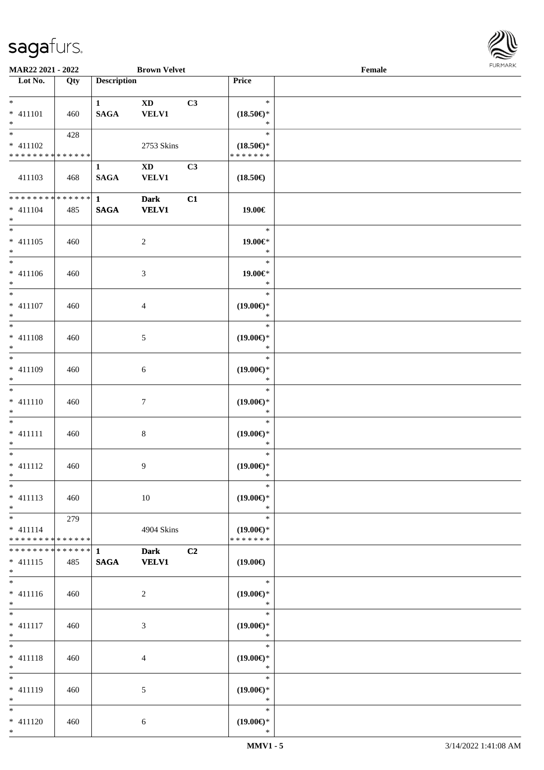MAR22 2021 - 2022 | Brown Velvet | Female

| Lot No. | Qty | Description | | | Price | |
|---|---|---|---|---|---|---|
| * <br> * 411101 <br> * | 460 | 1 <br> SAGA | XD <br> VELV1 | C3 | * <br> (18.50€)* <br> * | |
| * <br> * 411102 <br> * * * * * * * * * * * * * * | 428 | | 2753 Skins | | * <br> (18.50€)* <br> * * * * * * * | |
| 411103 | 468 | 1 <br> SAGA | XD <br> VELV1 | C3 | (18.50€) | |
| * * * * * * * * * * * * * * <br> * 411104 <br> * | 485 | 1 <br> SAGA | Dark <br> VELV1 | C1 | 19.00€ | |
| * <br> * 411105 <br> * | 460 | | 2 | | * <br> 19.00€* <br> * | |
| * <br> * 411106 <br> * | 460 | | 3 | | * <br> 19.00€* <br> * | |
| * <br> * 411107 <br> * | 460 | | 4 | | * <br> (19.00€)* <br> * | |
| * <br> * 411108 <br> * | 460 | | 5 | | * <br> (19.00€)* <br> * | |
| * <br> * 411109 <br> * | 460 | | 6 | | * <br> (19.00€)* <br> * | |
| * <br> * 411110 <br> * | 460 | | 7 | | * <br> (19.00€)* <br> * | |
| * <br> * 411111 <br> * | 460 | | 8 | | * <br> (19.00€)* <br> * | |
| * <br> * 411112 <br> * | 460 | | 9 | | * <br> (19.00€)* <br> * | |
| * <br> * 411113 <br> * | 460 | | 10 | | * <br> (19.00€)* <br> * | |
| * <br> * 411114 <br> * * * * * * * * * * * * * * | 279 | | 4904 Skins | | * <br> (19.00€)* <br> * * * * * * * | |
| * * * * * * * * * * * * * * <br> * 411115 <br> * | 485 | 1 <br> SAGA | Dark <br> VELV1 | C2 | (19.00€) | |
| * <br> * 411116 <br> * | 460 | | 2 | | * <br> (19.00€)* <br> * | |
| * <br> * 411117 <br> * | 460 | | 3 | | * <br> (19.00€)* <br> * | |
| * <br> * 411118 <br> * | 460 | | 4 | | * <br> (19.00€)* <br> * | |
| * <br> * 411119 <br> * | 460 | | 5 | | * <br> (19.00€)* <br> * | |
| * <br> * 411120 <br> * | 460 | | 6 | | * <br> (19.00€)* <br> * | |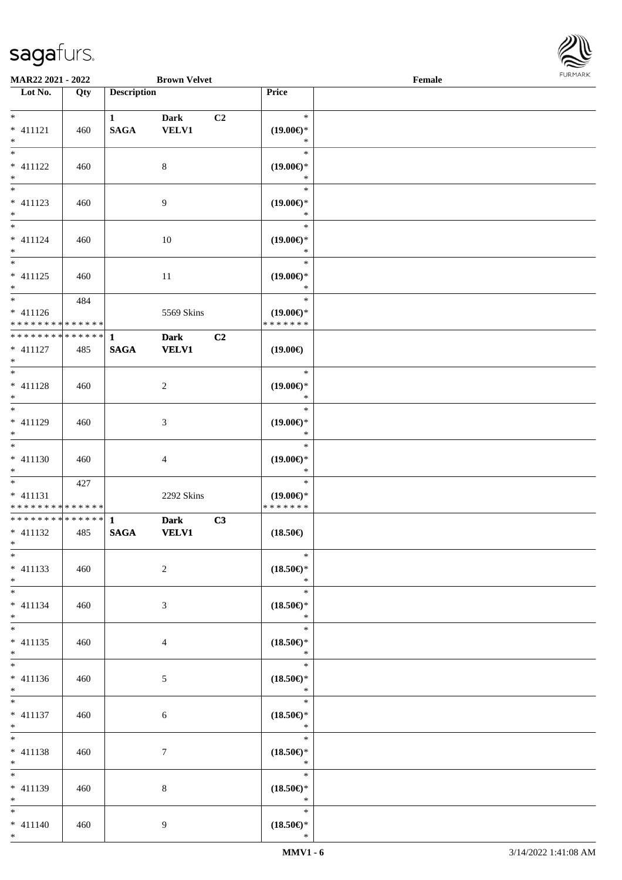MAR22 2021 - 2022 Brown Velvet Female

| Lot No. | Qty | Description | | | Price | |
|---|---|---|---|---|---|---|
| * <br> * 411121 <br> * | 460 | 1 <br> SAGA | Dark <br> VELV1 | C2 | * <br> (19.00€)* <br> * | |
| * <br> * 411122 <br> * | 460 | | 8 | | * <br> (19.00€)* <br> * | |
| * <br> * 411123 <br> * | 460 | | 9 | | * <br> (19.00€)* <br> * | |
| * <br> * 411124 <br> * | 460 | | 10 | | * <br> (19.00€)* <br> * | |
| * <br> * 411125 <br> * | 460 | | 11 | | * <br> (19.00€)* <br> * | |
| * <br> * 411126 <br> * * * * * * * * * * * * * * | 484 | | 5569 Skins | | * <br> (19.00€)* <br> * * * * * * * | |
| * * * * * * * * * * * * * * <br> * 411127 <br> * | 485 | 1 <br> SAGA | Dark <br> VELV1 | C2 | (19.00€) | |
| * <br> * 411128 <br> * | 460 | | 2 | | * <br> (19.00€)* <br> * | |
| * <br> * 411129 <br> * | 460 | | 3 | | * <br> (19.00€)* <br> * | |
| * <br> * 411130 <br> * | 460 | | 4 | | * <br> (19.00€)* <br> * | |
| * <br> * 411131 <br> * * * * * * * * * * * * * * | 427 | | 2292 Skins | | * <br> (19.00€)* <br> * * * * * * * | |
| * * * * * * * * * * * * * * <br> * 411132 <br> * | 485 | 1 <br> SAGA | Dark <br> VELV1 | C3 | (18.50€) | |
| * <br> * 411133 <br> * | 460 | | 2 | | * <br> (18.50€)* <br> * | |
| * <br> * 411134 <br> * | 460 | | 3 | | * <br> (18.50€)* <br> * | |
| * <br> * 411135 <br> * | 460 | | 4 | | * <br> (18.50€)* <br> * | |
| * <br> * 411136 <br> * | 460 | | 5 | | * <br> (18.50€)* <br> * | |
| * <br> * 411137 <br> * | 460 | | 6 | | * <br> (18.50€)* <br> * | |
| * <br> * 411138 <br> * | 460 | | 7 | | * <br> (18.50€)* <br> * | |
| * <br> * 411139 <br> * | 460 | | 8 | | * <br> (18.50€)* <br> * | |
| * <br> * 411140 <br> * | 460 | | 9 | | * <br> (18.50€)* <br> * | |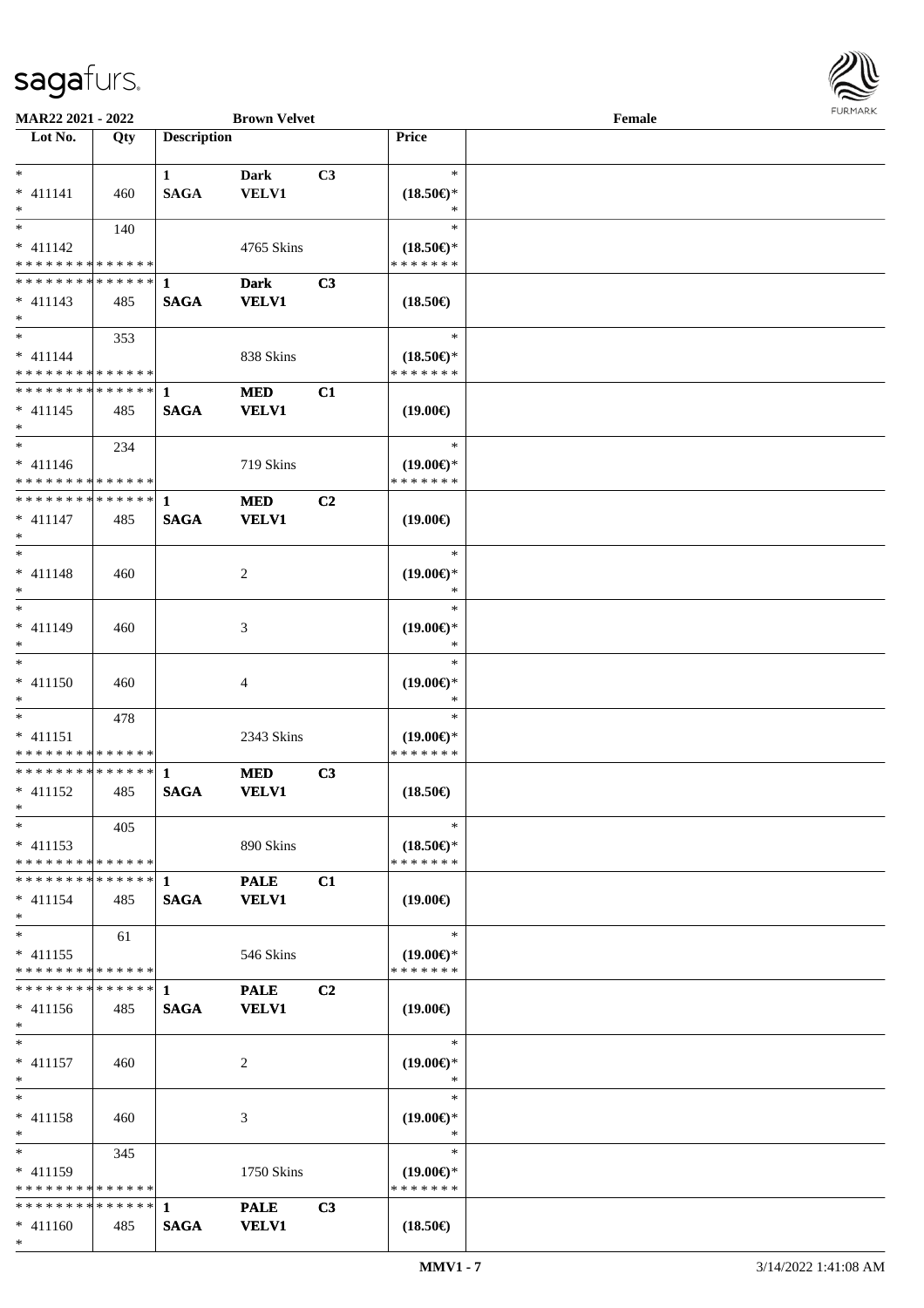MAR22 2021 - 2022 | Brown Velvet | Female

| Lot No. | Qty | Description | | | Price | |
|---|---|---|---|---|---|---|
| * <br> * 411141 <br> * | 460 | 1 <br> SAGA | Dark <br> VELV1 | C3 | * <br> (18.50€)* <br> * | |
| * <br> * 411142 <br> * * * * * * * * * * * * * * | 140 | | 4765 Skins | | * <br> (18.50€)* <br> * * * * * * * | |
| * * * * * * * * * * * * * * <br> * 411143 <br> * | 485 | 1 <br> SAGA | Dark <br> VELV1 | C3 | (18.50€) | |
| * <br> * 411144 <br> * * * * * * * * * * * * * * | 353 | | 838 Skins | | * <br> (18.50€)* <br> * * * * * * * | |
| * * * * * * * * * * * * * * <br> * 411145 <br> * | 485 | 1 <br> SAGA | MED <br> VELV1 | C1 | (19.00€) | |
| * <br> * 411146 <br> * * * * * * * * * * * * * * | 234 | | 719 Skins | | * <br> (19.00€)* <br> * * * * * * * | |
| * * * * * * * * * * * * * * <br> * 411147 <br> * | 485 | 1 <br> SAGA | MED <br> VELV1 | C2 | (19.00€) | |
| * <br> * 411148 <br> * | 460 | | 2 | | * <br> (19.00€)* <br> * | |
| * <br> * 411149 <br> * | 460 | | 3 | | * <br> (19.00€)* <br> * | |
| * <br> * 411150 <br> * | 460 | | 4 | | * <br> (19.00€)* <br> * | |
| * <br> * 411151 <br> * * * * * * * * * * * * * * | 478 | | 2343 Skins | | * <br> (19.00€)* <br> * * * * * * * | |
| * * * * * * * * * * * * * * <br> * 411152 <br> * | 485 | 1 <br> SAGA | MED <br> VELV1 | C3 | (18.50€) | |
| * <br> * 411153 <br> * * * * * * * * * * * * * * | 405 | | 890 Skins | | * <br> (18.50€)* <br> * * * * * * * | |
| * * * * * * * * * * * * * * <br> * 411154 <br> * | 485 | 1 <br> SAGA | PALE <br> VELV1 | C1 | (19.00€) | |
| * <br> * 411155 <br> * * * * * * * * * * * * * * | 61 | | 546 Skins | | * <br> (19.00€)* <br> * * * * * * * | |
| * * * * * * * * * * * * * * <br> * 411156 <br> * | 485 | 1 <br> SAGA | PALE <br> VELV1 | C2 | (19.00€) | |
| * <br> * 411157 <br> * | 460 | | 2 | | * <br> (19.00€)* <br> * | |
| * <br> * 411158 <br> * | 460 | | 3 | | * <br> (19.00€)* <br> * | |
| * <br> * 411159 <br> * * * * * * * * * * * * * * | 345 | | 1750 Skins | | * <br> (19.00€)* <br> * * * * * * * | |
| * * * * * * * * * * * * * * <br> * 411160 <br> * | 485 | 1 <br> SAGA | PALE <br> VELV1 | C3 | (18.50€) | |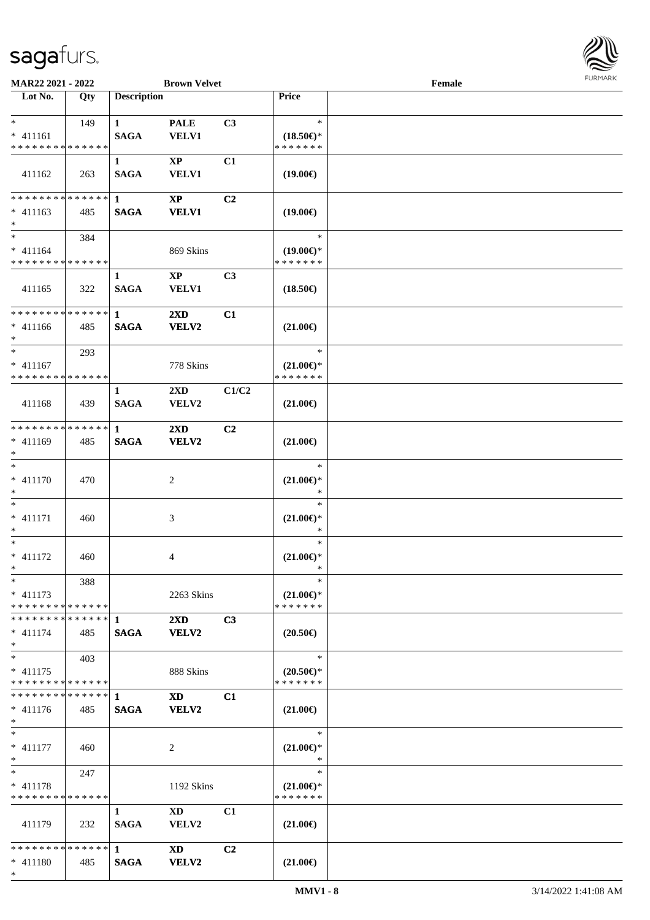MAR22 2021 - 2022 **Brown Velvet** Female

| Lot No. | Qty | Description | | | Price | |
|---|---|---|---|---|---|---|
| * | 149 | 1 | PALE | C3 | * | |
| * 411161 | | SAGA | VELV1 | | (18.50€)* | |
| * * * * * * * * * * * * * * | | | | | * * * * * * * | |
| | | 1 | XP | C1 | | |
| 411162 | 263 | SAGA | VELV1 | | (19.00€) | |
| * * * * * * * * * * * * * * | | 1 | XP | C2 | | |
| * 411163 | 485 | SAGA | VELV1 | | (19.00€) | |
| * | | | | | | |
| * | 384 | | | | * | |
| * 411164 | | | 869 Skins | | (19.00€)* | |
| * * * * * * * * * * * * * * | | | | | * * * * * * * | |
| | | 1 | XP | C3 | | |
| 411165 | 322 | SAGA | VELV1 | | (18.50€) | |
| * * * * * * * * * * * * * * | | 1 | 2XD | C1 | | |
| * 411166 | 485 | SAGA | VELV2 | | (21.00€) | |
| * | | | | | | |
| * | 293 | | | | * | |
| * 411167 | | | 778 Skins | | (21.00€)* | |
| * * * * * * * * * * * * * * | | | | | * * * * * * * | |
| | | 1 | 2XD | C1/C2 | | |
| 411168 | 439 | SAGA | VELV2 | | (21.00€) | |
| * * * * * * * * * * * * * * | | 1 | 2XD | C2 | | |
| * 411169 | 485 | SAGA | VELV2 | | (21.00€) | |
| * | | | | | | |
| * | | | | | * | |
| * 411170 | 470 | | 2 | | (21.00€)* | |
| * | | | | | * | |
| * | | | | | * | |
| * 411171 | 460 | | 3 | | (21.00€)* | |
| * | | | | | * | |
| * | | | | | * | |
| * 411172 | 460 | | 4 | | (21.00€)* | |
| * | | | | | * | |
| * | 388 | | | | * | |
| * 411173 | | | 2263 Skins | | (21.00€)* | |
| * * * * * * * * * * * * * * | | | | | * * * * * * * | |
| * * * * * * * * * * * * * * | | 1 | 2XD | C3 | | |
| * 411174 | 485 | SAGA | VELV2 | | (20.50€) | |
| * | | | | | | |
| * | 403 | | | | * | |
| * 411175 | | | 888 Skins | | (20.50€)* | |
| * * * * * * * * * * * * * * | | | | | * * * * * * * | |
| * * * * * * * * * * * * * * | | 1 | XD | C1 | | |
| * 411176 | 485 | SAGA | VELV2 | | (21.00€) | |
| * | | | | | | |
| * | | | | | * | |
| * 411177 | 460 | | 2 | | (21.00€)* | |
| * | | | | | * | |
| * | 247 | | | | * | |
| * 411178 | | | 1192 Skins | | (21.00€)* | |
| * * * * * * * * * * * * * * | | | | | * * * * * * * | |
| | | 1 | XD | C1 | | |
| 411179 | 232 | SAGA | VELV2 | | (21.00€) | |
| * * * * * * * * * * * * * * | | 1 | XD | C2 | | |
| * 411180 | 485 | SAGA | VELV2 | | (21.00€) | |
| * | | | | | | |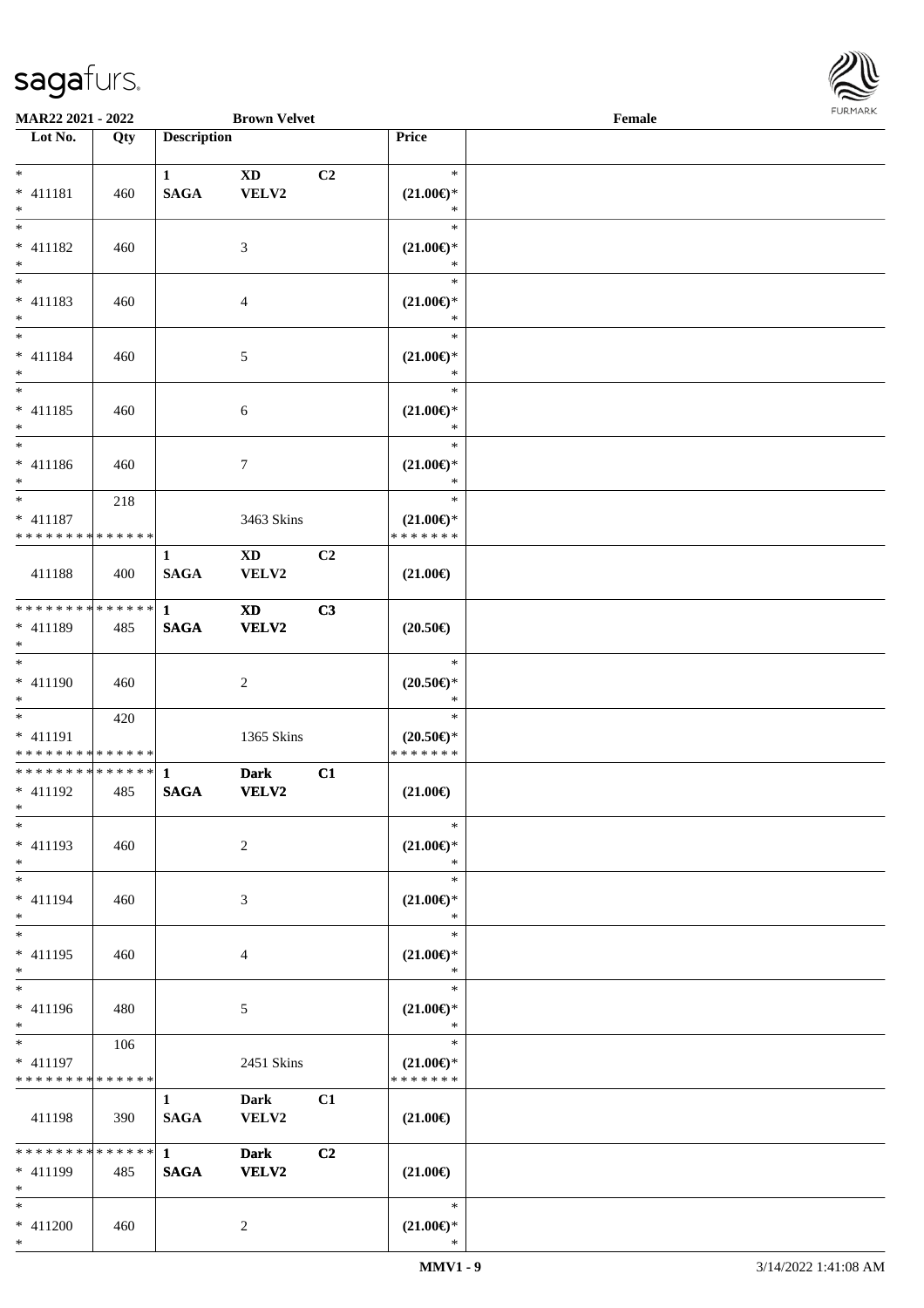**MAR22 2021 - 2022** **Brown Velvet** **Female**

| Lot No. | Qty | Description | | | Price | |
|---|---|---|---|---|---|---|
| * | | 1 | XD | C2 | * | |
| * 411181 | 460 | SAGA | VELV2 | | (21.00€)* | |
| * | | | | | * | |
| * | | | | | * | |
| * 411182 | 460 | | 3 | | (21.00€)* | |
| * | | | | | * | |
| * | | | | | * | |
| * 411183 | 460 | | 4 | | (21.00€)* | |
| * | | | | | * | |
| * | | | | | * | |
| * 411184 | 460 | | 5 | | (21.00€)* | |
| * | | | | | * | |
| * | | | | | * | |
| * 411185 | 460 | | 6 | | (21.00€)* | |
| * | | | | | * | |
| * | | | | | * | |
| * 411186 | 460 | | 7 | | (21.00€)* | |
| * | | | | | * | |
| * | 218 | | | | * | |
| * 411187 | | | 3463 Skins | | (21.00€)* | |
| * * * * * * * * * * * * * * | | | | | * * * * * * * | |
| | | 1 | XD | C2 | | |
| 411188 | 400 | SAGA | VELV2 | | (21.00€) | |
| * * * * * * * * * * * * * * | | 1 | XD | C3 | | |
| * 411189 | 485 | SAGA | VELV2 | | (20.50€) | |
| * | | | | | | |
| * | | | | | * | |
| * 411190 | 460 | | 2 | | (20.50€)* | |
| * | | | | | * | |
| * | 420 | | | | * | |
| * 411191 | | | 1365 Skins | | (20.50€)* | |
| * * * * * * * * * * * * * * | | | | | * * * * * * * | |
| * * * * * * * * * * * * * * | | 1 | Dark | C1 | | |
| * 411192 | 485 | SAGA | VELV2 | | (21.00€) | |
| * | | | | | | |
| * | | | | | * | |
| * 411193 | 460 | | 2 | | (21.00€)* | |
| * | | | | | * | |
| * | | | | | * | |
| * 411194 | 460 | | 3 | | (21.00€)* | |
| * | | | | | * | |
| * | | | | | * | |
| * 411195 | 460 | | 4 | | (21.00€)* | |
| * | | | | | * | |
| * | | | | | * | |
| * 411196 | 480 | | 5 | | (21.00€)* | |
| * | | | | | * | |
| * | 106 | | | | * | |
| * 411197 | | | 2451 Skins | | (21.00€)* | |
| * * * * * * * * * * * * * * | | | | | * * * * * * * | |
| | | 1 | Dark | C1 | | |
| 411198 | 390 | SAGA | VELV2 | | (21.00€) | |
| * * * * * * * * * * * * * * | | 1 | Dark | C2 | | |
| * 411199 | 485 | SAGA | VELV2 | | (21.00€) | |
| * | | | | | | |
| * | | | | | * | |
| * 411200 | 460 | | 2 | | (21.00€)* | |
| * | | | | | * | |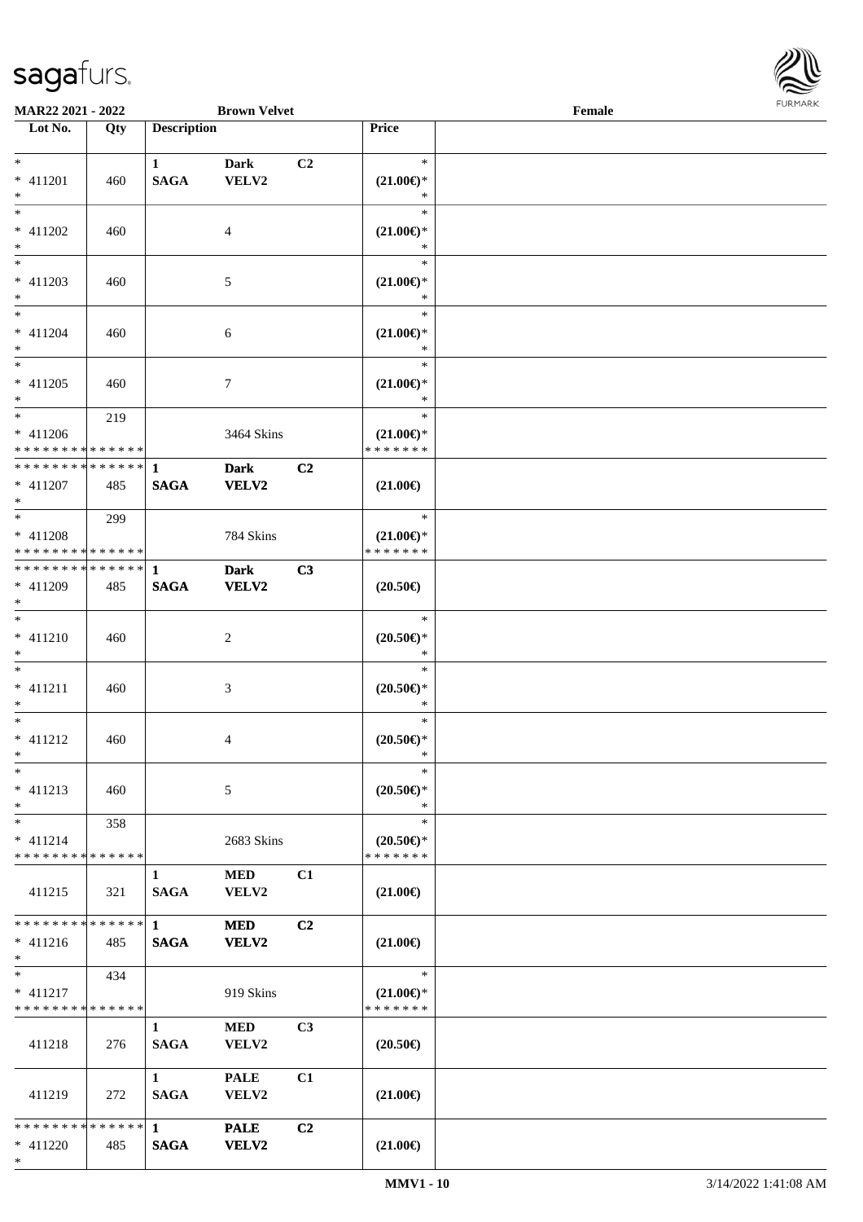**MAR22 2021 - 2022** **Brown Velvet** **Female**

| Lot No. | Qty | Description | | | Price | |
|---|---|---|---|---|---|---|
| * | | 1 | Dark | C2 | * | |
| * 411201 | 460 | SAGA | VELV2 | | (21.00€)* | |
| * | | | | | * | |
| * | | | | | * | |
| * 411202 | 460 | | 4 | | (21.00€)* | |
| * | | | | | * | |
| * | | | | | * | |
| * 411203 | 460 | | 5 | | (21.00€)* | |
| * | | | | | * | |
| * | | | | | * | |
| * 411204 | 460 | | 6 | | (21.00€)* | |
| * | | | | | * | |
| * | | | | | * | |
| * 411205 | 460 | | 7 | | (21.00€)* | |
| * | | | | | * | |
| * | 219 | | | | * | |
| * 411206 | | | 3464 Skins | | (21.00€)* | |
| * * * * * * * * * * * * * * | | | | | * * * * * * * | |
| * * * * * * * * * * * * * * | | 1 | Dark | C2 | | |
| * 411207 | 485 | SAGA | VELV2 | | (21.00€) | |
| * | | | | | | |
| * | 299 | | | | * | |
| * 411208 | | | 784 Skins | | (21.00€)* | |
| * * * * * * * * * * * * * * | | | | | * * * * * * * | |
| * * * * * * * * * * * * * * | | 1 | Dark | C3 | | |
| * 411209 | 485 | SAGA | VELV2 | | (20.50€) | |
| * | | | | | | |
| * | | | | | * | |
| * 411210 | 460 | | 2 | | (20.50€)* | |
| * | | | | | * | |
| * | | | | | * | |
| * 411211 | 460 | | 3 | | (20.50€)* | |
| * | | | | | * | |
| * | | | | | * | |
| * 411212 | 460 | | 4 | | (20.50€)* | |
| * | | | | | * | |
| * | | | | | * | |
| * 411213 | 460 | | 5 | | (20.50€)* | |
| * | | | | | * | |
| * | 358 | | | | * | |
| * 411214 | | | 2683 Skins | | (20.50€)* | |
| * * * * * * * * * * * * * * | | | | | * * * * * * * | |
| | | 1 | MED | C1 | | |
| 411215 | 321 | SAGA | VELV2 | | (21.00€) | |
| * * * * * * * * * * * * * * | | 1 | MED | C2 | | |
| * 411216 | 485 | SAGA | VELV2 | | (21.00€) | |
| * | | | | | | |
| * | 434 | | | | * | |
| * 411217 | | | 919 Skins | | (21.00€)* | |
| * * * * * * * * * * * * * * | | | | | * * * * * * * | |
| | | 1 | MED | C3 | | |
| 411218 | 276 | SAGA | VELV2 | | (20.50€) | |
| | | 1 | PALE | C1 | | |
| 411219 | 272 | SAGA | VELV2 | | (21.00€) | |
| * * * * * * * * * * * * * * | | 1 | PALE | C2 | | |
| * 411220 | 485 | SAGA | VELV2 | | (21.00€) | |
| * | | | | | | |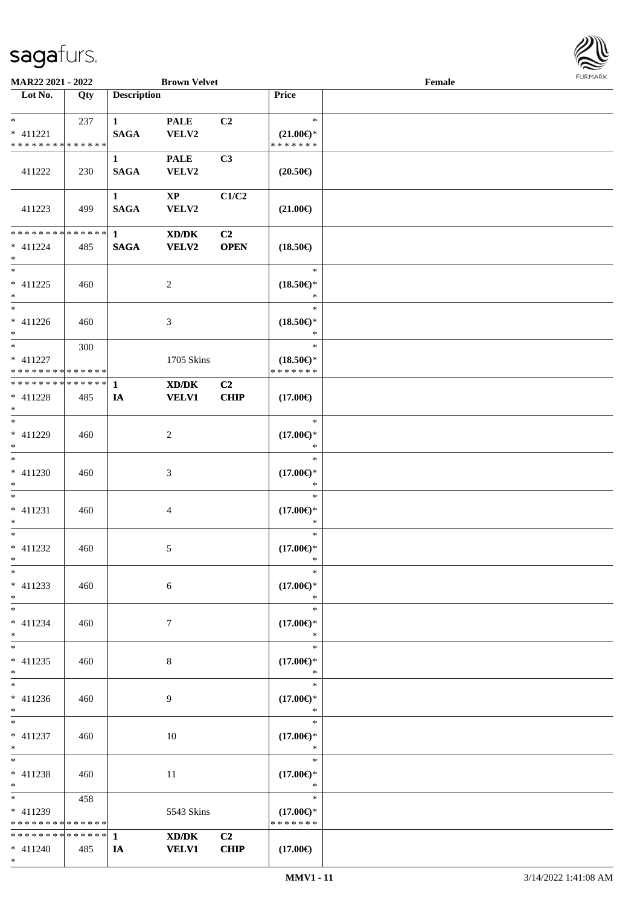MAR22 2021 - 2022 **Brown Velvet** **Female**

| Lot No. | Qty | Description | | | Price | |
|---|---|---|---|---|---|---|
| *<br>* 411221<br>* * * * * * * * * * * * * * | 237 | **1**<br>**SAGA** | **PALE**<br>**VELV2** | **C2** | *<br>**(21.00€)***<br>* * * * * * * | |
| 411222 | 230 | **1**<br>**SAGA** | **PALE**<br>**VELV2** | **C3** | **(20.50€)** | |
| 411223 | 499 | **1**<br>**SAGA** | **XP**<br>**VELV2** | **C1/C2** | **(21.00€)** | |
| * * * * * * * * * * * * * *<br>* 411224<br>* | 485 | **1**<br>**SAGA** | **XD/DK**<br>**VELV2** | **C2**<br>**OPEN** | **(18.50€)** | |
| *<br>* 411225<br>* | 460 | | 2 | | *<br>**(18.50€)***<br>* | |
| *<br>* 411226<br>* | 460 | | 3 | | *<br>**(18.50€)***<br>* | |
| *<br>* 411227<br>* * * * * * * * * * * * * * | 300 | | 1705 Skins | | *<br>**(18.50€)***<br>* * * * * * * | |
| * * * * * * * * * * * * * *<br>* 411228<br>* | 485 | **1**<br>**IA** | **XD/DK**<br>**VELV1** | **C2**<br>**CHIP** | **(17.00€)** | |
| *<br>* 411229<br>* | 460 | | 2 | | *<br>**(17.00€)***<br>* | |
| *<br>* 411230<br>* | 460 | | 3 | | *<br>**(17.00€)***<br>* | |
| *<br>* 411231<br>* | 460 | | 4 | | *<br>**(17.00€)***<br>* | |
| *<br>* 411232<br>* | 460 | | 5 | | *<br>**(17.00€)***<br>* | |
| *<br>* 411233<br>* | 460 | | 6 | | *<br>**(17.00€)***<br>* | |
| *<br>* 411234<br>* | 460 | | 7 | | *<br>**(17.00€)***<br>* | |
| *<br>* 411235<br>* | 460 | | 8 | | *<br>**(17.00€)***<br>* | |
| *<br>* 411236<br>* | 460 | | 9 | | *<br>**(17.00€)***<br>* | |
| *<br>* 411237<br>* | 460 | | 10 | | *<br>**(17.00€)***<br>* | |
| *<br>* 411238<br>* | 460 | | 11 | | *<br>**(17.00€)***<br>* | |
| *<br>* 411239<br>* * * * * * * * * * * * * * | 458 | | 5543 Skins | | *<br>**(17.00€)***<br>* * * * * * * | |
| * * * * * * * * * * * * * *<br>* 411240<br>* | 485 | **1**<br>**IA** | **XD/DK**<br>**VELV1** | **C2**<br>**CHIP** | **(17.00€)** | |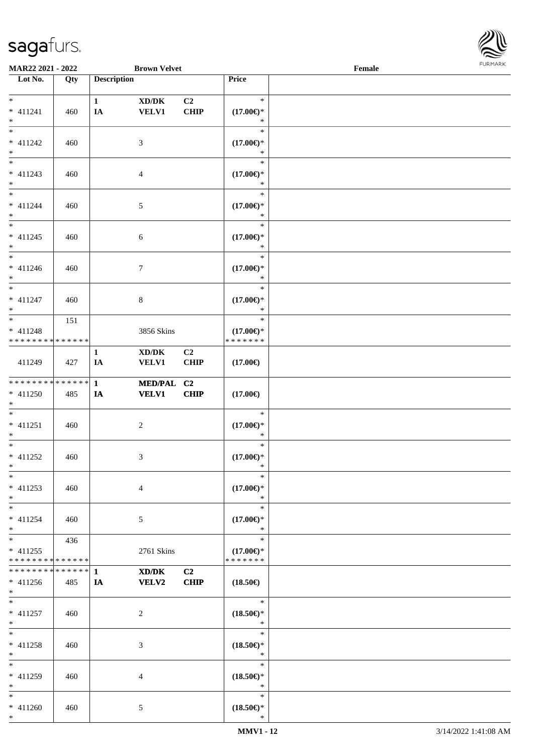MAR22 2021 - 2022 **Brown Velvet** Female

| Lot No. | Qty | Description | | | Price | |
|---|---|---|---|---|---|---|
| * <br> * 411241 <br> * | 460 | 1 <br> IA | XD/DK <br> VELV1 | C2 <br> CHIP | * <br> (17.00€)* <br> * | |
| * <br> * 411242 <br> * | 460 | | 3 | | * <br> (17.00€)* <br> * | |
| * <br> * 411243 <br> * | 460 | | 4 | | * <br> (17.00€)* <br> * | |
| * <br> * 411244 <br> * | 460 | | 5 | | * <br> (17.00€)* <br> * | |
| * <br> * 411245 <br> * | 460 | | 6 | | * <br> (17.00€)* <br> * | |
| * <br> * 411246 <br> * | 460 | | 7 | | * <br> (17.00€)* <br> * | |
| * <br> * 411247 <br> * | 460 | | 8 | | * <br> (17.00€)* <br> * | |
| * <br> * 411248 <br> * * * * * * * * * * * * * * | 151 | | 3856 Skins | | * <br> (17.00€)* <br> * * * * * * * | |
| 411249 | 427 | 1 <br> IA | XD/DK <br> VELV1 | C2 <br> CHIP | (17.00€) | |
| * * * * * * * * * * * * * * <br> * 411250 <br> * | 485 | 1 <br> IA | **MED/PAL** <br> **VELV1** | **C2** <br> **CHIP** | (17.00€) | |
| * <br> * 411251 <br> * | 460 | | 2 | | * <br> (17.00€)* <br> * | |
| * <br> * 411252 <br> * | 460 | | 3 | | * <br> (17.00€)* <br> * | |
| * <br> * 411253 <br> * | 460 | | 4 | | * <br> (17.00€)* <br> * | |
| * <br> * 411254 <br> * | 460 | | 5 | | * <br> (17.00€)* <br> * | |
| * <br> * 411255 <br> * * * * * * * * * * * * * * | 436 | | 2761 Skins | | * <br> (17.00€)* <br> * * * * * * * | |
| * * * * * * * * * * * * * * <br> * 411256 <br> * | 485 | 1 <br> IA | **XD/DK** <br> **VELV2** | **C2** <br> **CHIP** | (18.50€) | |
| * <br> * 411257 <br> * | 460 | | 2 | | * <br> (18.50€)* <br> * | |
| * <br> * 411258 <br> * | 460 | | 3 | | * <br> (18.50€)* <br> * | |
| * <br> * 411259 <br> * | 460 | | 4 | | * <br> (18.50€)* <br> * | |
| * <br> * 411260 <br> * | 460 | | 5 | | * <br> (18.50€)* <br> * | |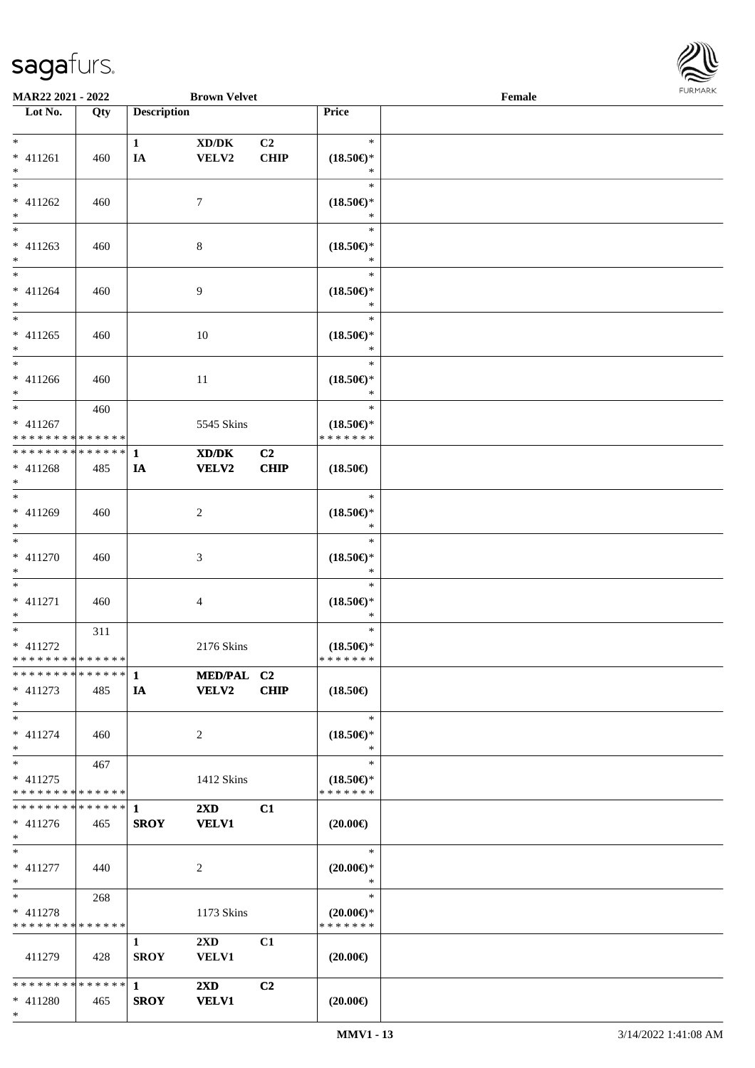MAR22 2021 - 2022 | Brown Velvet | Female

| Lot No. | Qty | Description | | | Price | |
|---|---|---|---|---|---|---|
| * <br> * 411261 <br> * | 460 | 1 <br> IA | XD/DK <br> VELV2 | C2 <br> CHIP | * <br> (18.50€)* <br> * | |
| * <br> * 411262 <br> * | 460 | | 7 | | * <br> (18.50€)* <br> * | |
| * <br> * 411263 <br> * | 460 | | 8 | | * <br> (18.50€)* <br> * | |
| * <br> * 411264 <br> * | 460 | | 9 | | * <br> (18.50€)* <br> * | |
| * <br> * 411265 <br> * | 460 | | 10 | | * <br> (18.50€)* <br> * | |
| * <br> * 411266 <br> * | 460 | | 11 | | * <br> (18.50€)* <br> * | |
| * <br> * 411267 <br> * * * * * * * * * * * * * * | 460 | | 5545 Skins | | * <br> (18.50€)* <br> * * * * * * * | |
| * * * * * * * * * * * * * * <br> * 411268 <br> * | 485 | 1 <br> IA | XD/DK <br> VELV2 | C2 <br> CHIP | (18.50€) | |
| * <br> * 411269 <br> * | 460 | | 2 | | * <br> (18.50€)* <br> * | |
| * <br> * 411270 <br> * | 460 | | 3 | | * <br> (18.50€)* <br> * | |
| * <br> * 411271 <br> * | 460 | | 4 | | * <br> (18.50€)* <br> * | |
| * <br> * 411272 <br> * * * * * * * * * * * * * * | 311 | | 2176 Skins | | * <br> (18.50€)* <br> * * * * * * * | |
| * * * * * * * * * * * * * * <br> * 411273 <br> * | 485 | 1 <br> IA | MED/PAL <br> VELV2 | C2 <br> CHIP | (18.50€) | |
| * <br> * 411274 <br> * | 460 | | 2 | | * <br> (18.50€)* <br> * | |
| * <br> * 411275 <br> * * * * * * * * * * * * * * | 467 | | 1412 Skins | | * <br> (18.50€)* <br> * * * * * * * | |
| * * * * * * * * * * * * * * <br> * 411276 <br> * | 465 | 1 <br> SROY | 2XD <br> VELV1 | C1 | (20.00€) | |
| * <br> * 411277 <br> * | 440 | | 2 | | * <br> (20.00€)* <br> * | |
| * <br> * 411278 <br> * * * * * * * * * * * * * * | 268 | | 1173 Skins | | * <br> (20.00€)* <br> * * * * * * * | |
| 411279 | 428 | 1 <br> SROY | 2XD <br> VELV1 | C1 | (20.00€) | |
| * * * * * * * * * * * * * * <br> * 411280 <br> * | 465 | 1 <br> SROY | 2XD <br> VELV1 | C2 | (20.00€) | |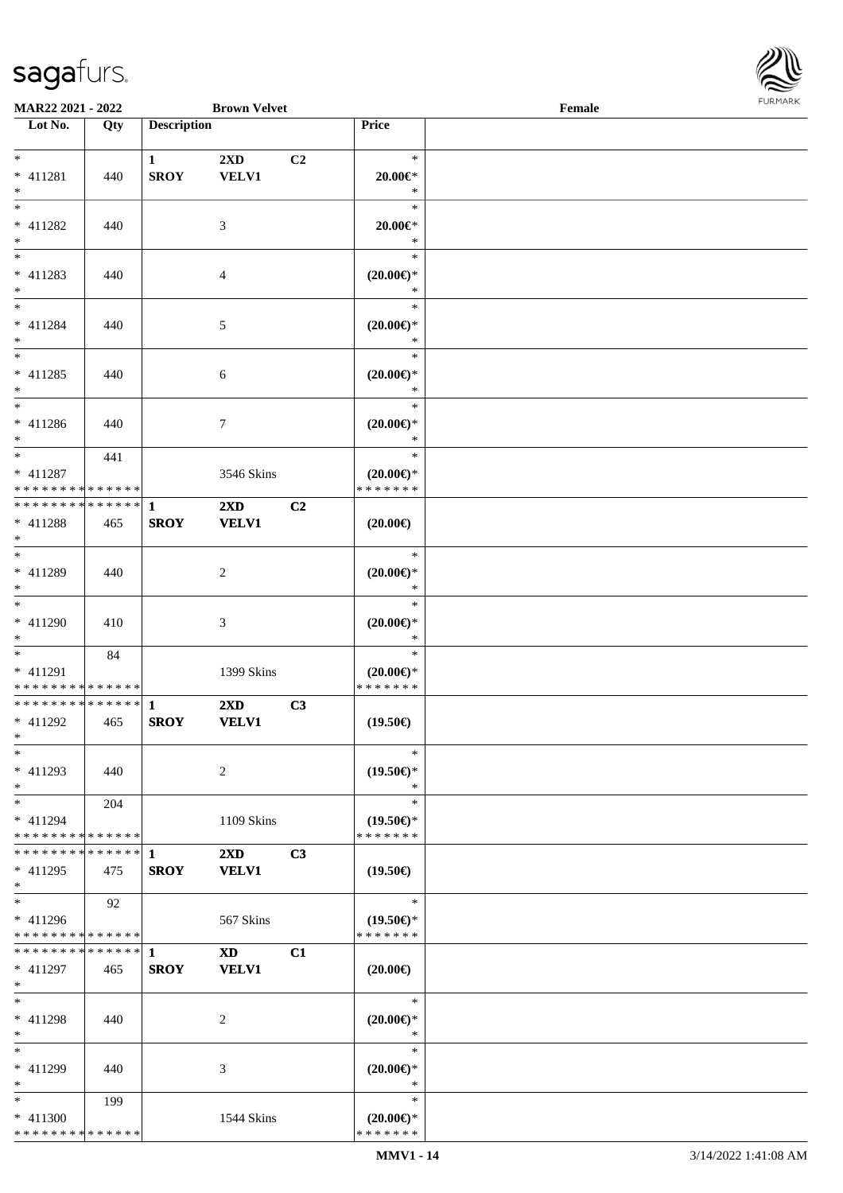**MAR22 2021 - 2022** **Brown Velvet** **Female**

| Lot No. | Qty | Description | | | Price | |
|---|---|---|---|---|---|---|
| *<br>* 411281<br>* | 440 | 1<br>SROY | 2XD<br>VELV1 | C2 | *<br>20.00€*<br>* | |
| *<br>* 411282<br>* | 440 | | 3 | | *<br>20.00€*<br>* | |
| *<br>* 411283<br>* | 440 | | 4 | | *<br>(20.00€)*<br>* | |
| *<br>* 411284<br>* | 440 | | 5 | | *<br>(20.00€)*<br>* | |
| *<br>* 411285<br>* | 440 | | 6 | | *<br>(20.00€)*<br>* | |
| *<br>* 411286<br>* | 440 | | 7 | | *<br>(20.00€)*<br>* | |
| *<br>* 411287<br>* * * * * * * * * * * * * * | 441 | | 3546 Skins | | *<br>(20.00€)*<br>* * * * * * * | |
| * * * * * * * * * * * * * *<br>* 411288<br>* | 465 | 1<br>SROY | 2XD<br>VELV1 | C2 | (20.00€) | |
| *<br>* 411289<br>* | 440 | | 2 | | *<br>(20.00€)*<br>* | |
| *<br>* 411290<br>* | 410 | | 3 | | *<br>(20.00€)*<br>* | |
| *<br>* 411291<br>* * * * * * * * * * * * * * | 84 | | 1399 Skins | | *<br>(20.00€)*<br>* * * * * * * | |
| * * * * * * * * * * * * * *<br>* 411292<br>* | 465 | 1<br>SROY | 2XD<br>VELV1 | C3 | (19.50€) | |
| *<br>* 411293<br>* | 440 | | 2 | | *<br>(19.50€)*<br>* | |
| *<br>* 411294<br>* * * * * * * * * * * * * * | 204 | | 1109 Skins | | *<br>(19.50€)*<br>* * * * * * * | |
| * * * * * * * * * * * * * *<br>* 411295<br>* | 475 | 1<br>SROY | 2XD<br>VELV1 | C3 | (19.50€) | |
| *<br>* 411296<br>* * * * * * * * * * * * * * | 92 | | 567 Skins | | *<br>(19.50€)*<br>* * * * * * * | |
| * * * * * * * * * * * * * *<br>* 411297<br>* | 465 | 1<br>SROY | XD<br>VELV1 | C1 | (20.00€) | |
| *<br>* 411298<br>* | 440 | | 2 | | *<br>(20.00€)*<br>* | |
| *<br>* 411299<br>* | 440 | | 3 | | *<br>(20.00€)*<br>* | |
| *<br>* 411300<br>* * * * * * * * * * * * * * | 199 | | 1544 Skins | | *<br>(20.00€)*<br>* * * * * * * | |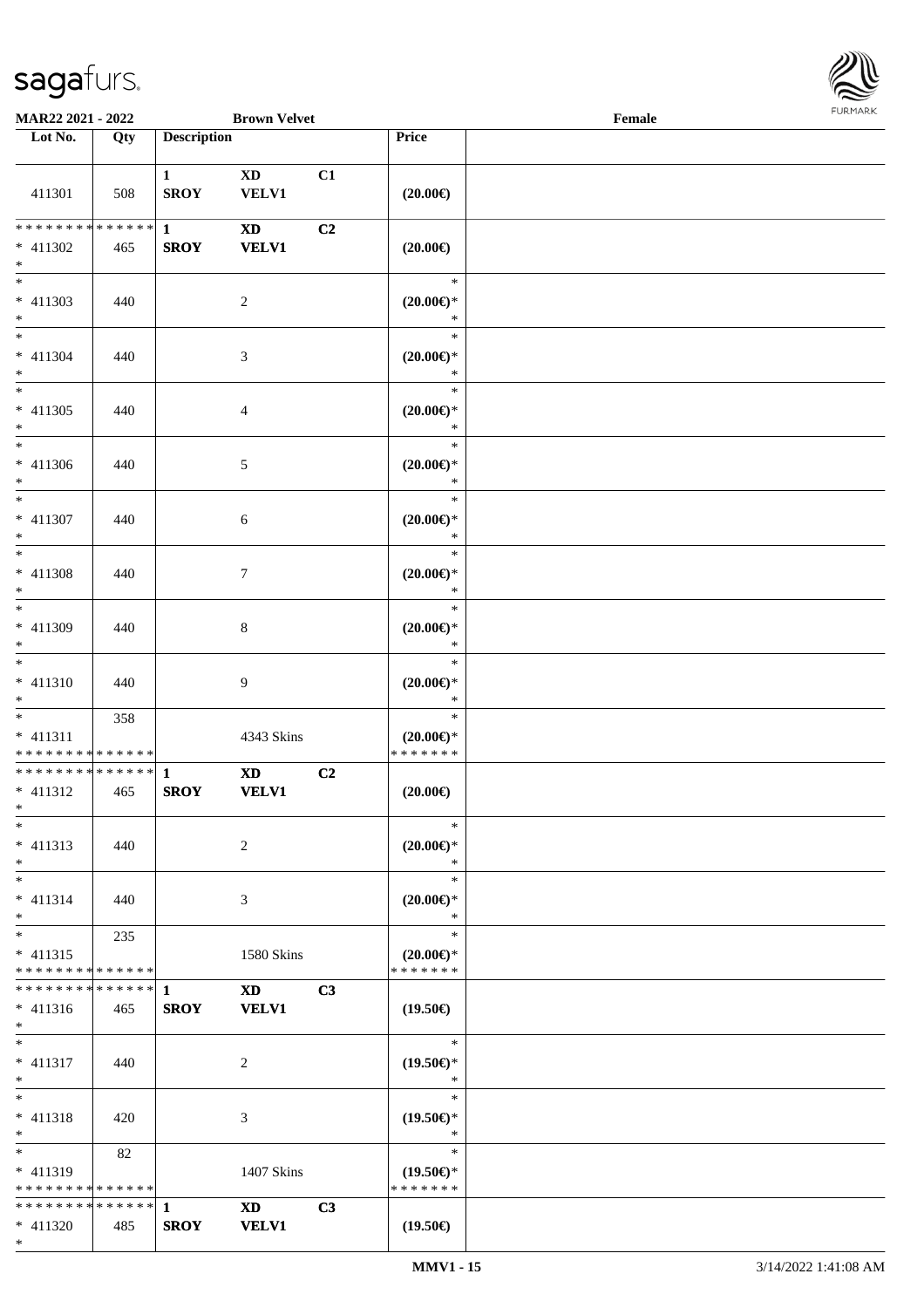| Lot No. | Qty | Description | | | Price | |
|---|---|---|---|---|---|---|
| 411301 | 508 | 1 SROY | XD VELV1 | C1 | (20.00€) | |
| * * * * * * * * * * * * * * * 411302 * | 465 | 1 SROY | XD VELV1 | C2 | (20.00€) | |
| * * 411303 * | 440 | | 2 | | * (20.00€)* * | |
| * * 411304 * | 440 | | 3 | | * (20.00€)* * | |
| * * 411305 * | 440 | | 4 | | * (20.00€)* * | |
| * * 411306 * | 440 | | 5 | | * (20.00€)* * | |
| * * 411307 * | 440 | | 6 | | * (20.00€)* * | |
| * * 411308 * | 440 | | 7 | | * (20.00€)* * | |
| * * 411309 * | 440 | | 8 | | * (20.00€)* * | |
| * * 411310 * | 440 | | 9 | | * (20.00€)* * | |
| * * 411311 * * * * * * * * * * * * * * | 358 | | 4343 Skins | | * (20.00€)* * * * * * * * | |
| * * * * * * * * * * * * * * * 411312 * | 465 | 1 SROY | XD VELV1 | C2 | (20.00€) | |
| * * 411313 * | 440 | | 2 | | * (20.00€)* * | |
| * * 411314 * | 440 | | 3 | | * (20.00€)* * | |
| * * 411315 * * * * * * * * * * * * * * | 235 | | 1580 Skins | | * (20.00€)* * * * * * * * | |
| * * * * * * * * * * * * * * * 411316 * | 465 | 1 SROY | XD VELV1 | C3 | (19.50€) | |
| * * 411317 * | 440 | | 2 | | * (19.50€)* * | |
| * * 411318 * | 420 | | 3 | | * (19.50€)* * | |
| * * 411319 * * * * * * * * * * * * * * | 82 | | 1407 Skins | | * (19.50€)* * * * * * * * | |
| * * * * * * * * * * * * * * * 411320 * | 485 | 1 SROY | XD VELV1 | C3 | (19.50€) | |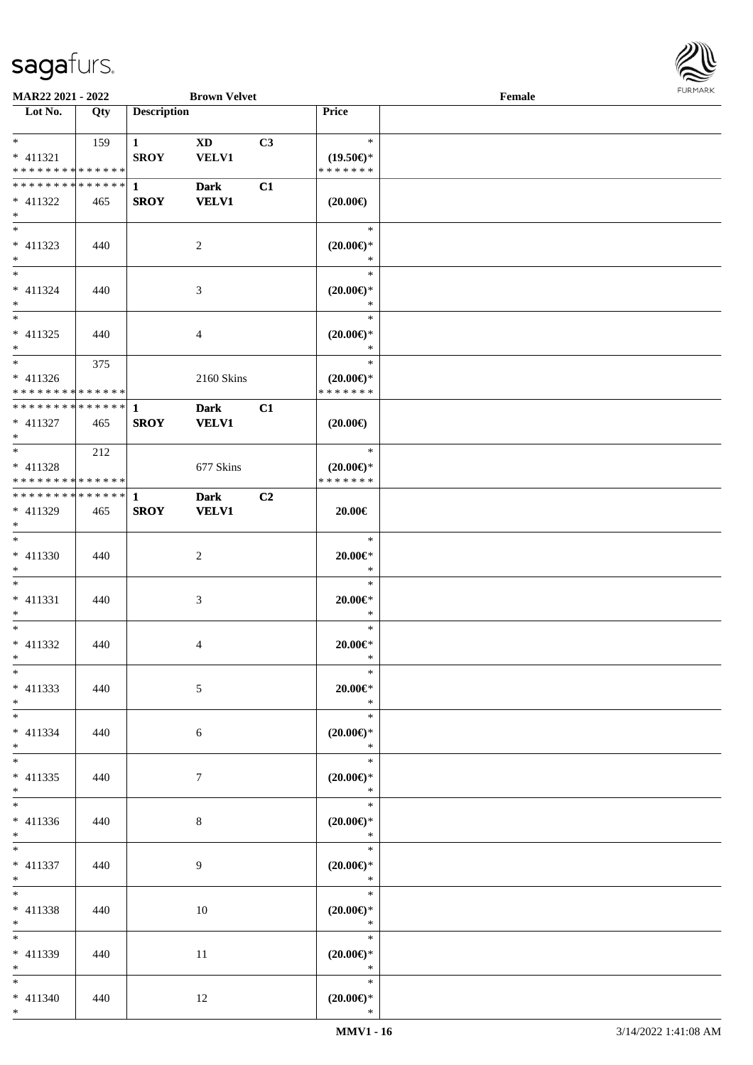**MAR22 2021 - 2022** **Brown Velvet** **Female**

| Lot No. | Qty | Description | | | Price | |
|---|---|---|---|---|---|---|
| * | 159 | 1 | XD | C3 | * | |
| * 411321 | | SROY | VELV1 | | (19.50€)* | |
| * * * * * * * * * * * * * * | | | | | * * * * * * * | |
| * * * * * * * * * * * * * * | | 1 | Dark | C1 | | |
| * 411322 | 465 | SROY | VELV1 | | (20.00€) | |
| * | | | | | | |
| * | | | | | * | |
| * 411323 | 440 | | 2 | | (20.00€)* | |
| * | | | | | * | |
| * | | | | | * | |
| * 411324 | 440 | | 3 | | (20.00€)* | |
| * | | | | | * | |
| * | | | | | * | |
| * 411325 | 440 | | 4 | | (20.00€)* | |
| * | | | | | * | |
| * | 375 | | | | * | |
| * 411326 | | | 2160 Skins | | (20.00€)* | |
| * * * * * * * * * * * * * * | | | | | * * * * * * * | |
| * * * * * * * * * * * * * * | | 1 | Dark | C1 | | |
| * 411327 | 465 | SROY | VELV1 | | (20.00€) | |
| * | | | | | | |
| * | 212 | | | | * | |
| * 411328 | | | 677 Skins | | (20.00€)* | |
| * * * * * * * * * * * * * * | | | | | * * * * * * * | |
| * * * * * * * * * * * * * * | | 1 | Dark | C2 | | |
| * 411329 | 465 | SROY | VELV1 | | 20.00€ | |
| * | | | | | | |
| * | | | | | * | |
| * 411330 | 440 | | 2 | | 20.00€* | |
| * | | | | | * | |
| * | | | | | * | |
| * 411331 | 440 | | 3 | | 20.00€* | |
| * | | | | | * | |
| * | | | | | * | |
| * 411332 | 440 | | 4 | | 20.00€* | |
| * | | | | | * | |
| * | | | | | * | |
| * 411333 | 440 | | 5 | | 20.00€* | |
| * | | | | | * | |
| * | | | | | * | |
| * 411334 | 440 | | 6 | | (20.00€)* | |
| * | | | | | * | |
| * | | | | | * | |
| * 411335 | 440 | | 7 | | (20.00€)* | |
| * | | | | | * | |
| * | | | | | * | |
| * 411336 | 440 | | 8 | | (20.00€)* | |
| * | | | | | * | |
| * | | | | | * | |
| * 411337 | 440 | | 9 | | (20.00€)* | |
| * | | | | | * | |
| * | | | | | * | |
| * 411338 | 440 | | 10 | | (20.00€)* | |
| * | | | | | * | |
| * | | | | | * | |
| * 411339 | 440 | | 11 | | (20.00€)* | |
| * | | | | | * | |
| * | | | | | * | |
| * 411340 | 440 | | 12 | | (20.00€)* | |
| * | | | | | * | |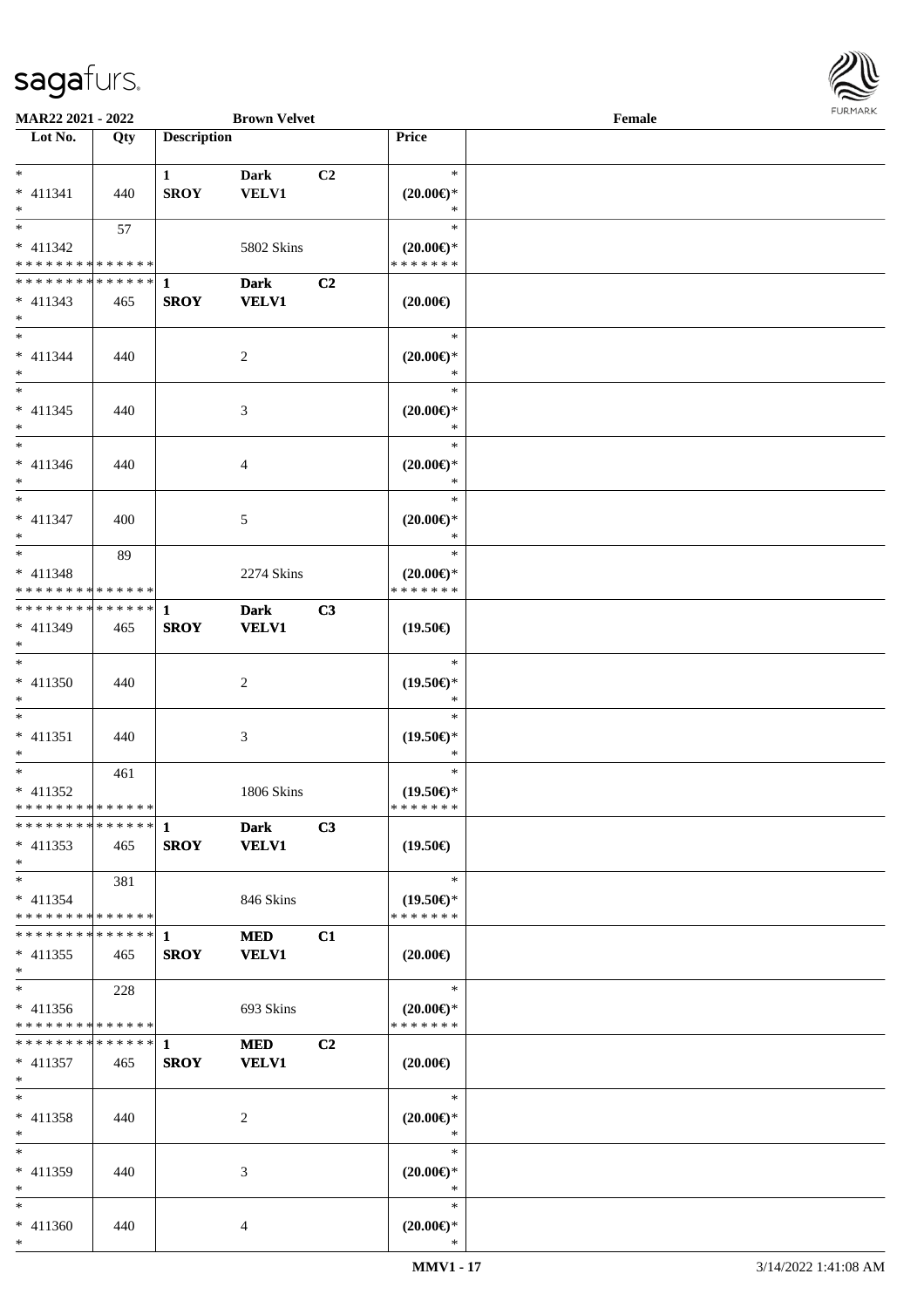**MAR22 2021 - 2022** **Brown Velvet** **Female**

| Lot No. | Qty | Description | | | Price | |
|---|---|---|---|---|---|---|
| * <br> * 411341 <br> * | 440 | 1 <br> SROY | Dark <br> VELV1 | C2 | * <br> (20.00€)* <br> * | |
| * <br> * 411342 <br> * * * * * * * * * * * * * * | 57 | | 5802 Skins | | * <br> (20.00€)* <br> * * * * * * * | |
| * * * * * * * * * * * * * * <br> * 411343 <br> * | 465 | 1 <br> SROY | Dark <br> VELV1 | C2 | (20.00€) | |
| * <br> * 411344 <br> * | 440 | | 2 | | * <br> (20.00€)* <br> * | |
| * <br> * 411345 <br> * | 440 | | 3 | | * <br> (20.00€)* <br> * | |
| * <br> * 411346 <br> * | 440 | | 4 | | * <br> (20.00€)* <br> * | |
| * <br> * 411347 <br> * | 400 | | 5 | | * <br> (20.00€)* <br> * | |
| * <br> * 411348 <br> * * * * * * * * * * * * * * | 89 | | 2274 Skins | | * <br> (20.00€)* <br> * * * * * * * | |
| * * * * * * * * * * * * * * <br> * 411349 <br> * | 465 | 1 <br> SROY | Dark <br> VELV1 | C3 | (19.50€) | |
| * <br> * 411350 <br> * | 440 | | 2 | | * <br> (19.50€)* <br> * | |
| * <br> * 411351 <br> * | 440 | | 3 | | * <br> (19.50€)* <br> * | |
| * <br> * 411352 <br> * * * * * * * * * * * * * * | 461 | | 1806 Skins | | * <br> (19.50€)* <br> * * * * * * * | |
| * * * * * * * * * * * * * * <br> * 411353 <br> * | 465 | 1 <br> SROY | Dark <br> VELV1 | C3 | (19.50€) | |
| * <br> * 411354 <br> * * * * * * * * * * * * * * | 381 | | 846 Skins | | * <br> (19.50€)* <br> * * * * * * * | |
| * * * * * * * * * * * * * * <br> * 411355 <br> * | 465 | 1 <br> SROY | MED <br> VELV1 | C1 | (20.00€) | |
| * <br> * 411356 <br> * * * * * * * * * * * * * * | 228 | | 693 Skins | | * <br> (20.00€)* <br> * * * * * * * | |
| * * * * * * * * * * * * * * <br> * 411357 <br> * | 465 | 1 <br> SROY | MED <br> VELV1 | C2 | (20.00€) | |
| * <br> * 411358 <br> * | 440 | | 2 | | * <br> (20.00€)* <br> * | |
| * <br> * 411359 <br> * | 440 | | 3 | | * <br> (20.00€)* <br> * | |
| * <br> * 411360 <br> * | 440 | | 4 | | * <br> (20.00€)* <br> * | |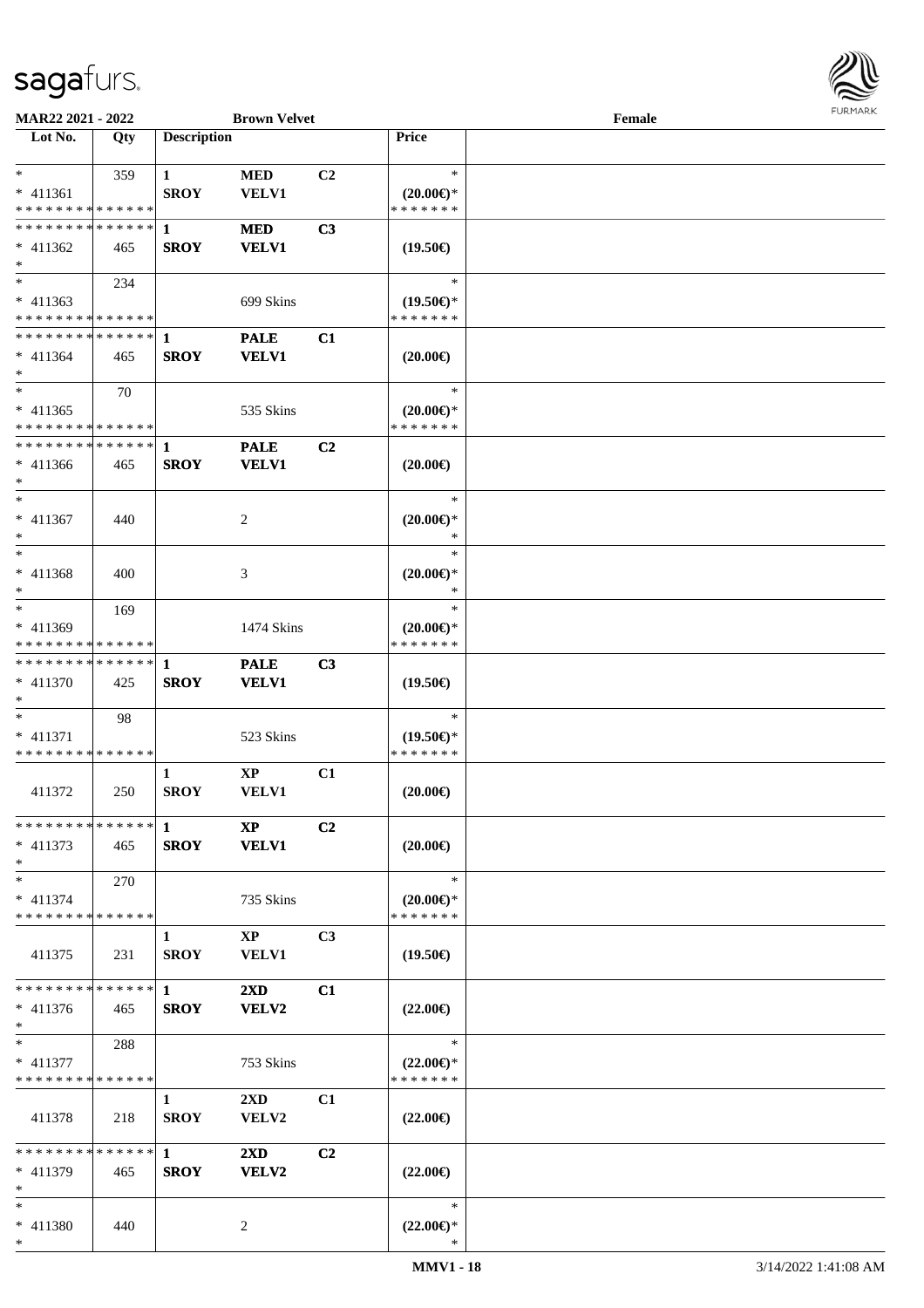MAR22 2021 - 2022 **Brown Velvet** **Female**

| Lot No. | Qty | Description | | | Price | |
|---|---|---|---|---|---|---|
| * | 359 | **1** | **MED** | **C2** | * | |
| * 411361 | | **SROY** | **VELV1** | | **(20.00€)*** | |
| * * * * * * * * * * * * * * | | | | | * * * * * * * | |
| * * * * * * * * * * * * * * | | **1** | **MED** | **C3** | | |
| * 411362 | 465 | **SROY** | **VELV1** | | **(19.50€)** | |
| * | | | | | | |
| * | 234 | | | | * | |
| * 411363 | | | 699 Skins | | **(19.50€)*** | |
| * * * * * * * * * * * * * * | | | | | * * * * * * * | |
| * * * * * * * * * * * * * * | | **1** | **PALE** | **C1** | | |
| * 411364 | 465 | **SROY** | **VELV1** | | **(20.00€)** | |
| * | | | | | | |
| * | 70 | | | | * | |
| * 411365 | | | 535 Skins | | **(20.00€)*** | |
| * * * * * * * * * * * * * * | | | | | * * * * * * * | |
| * * * * * * * * * * * * * * | | **1** | **PALE** | **C2** | | |
| * 411366 | 465 | **SROY** | **VELV1** | | **(20.00€)** | |
| * | | | | | | |
| * | | | | | * | |
| * 411367 | 440 | | 2 | | **(20.00€)*** | |
| * | | | | | * | |
| * | | | | | * | |
| * 411368 | 400 | | 3 | | **(20.00€)*** | |
| * | | | | | * | |
| * | 169 | | | | * | |
| * 411369 | | | 1474 Skins | | **(20.00€)*** | |
| * * * * * * * * * * * * * * | | | | | * * * * * * * | |
| * * * * * * * * * * * * * * | | **1** | **PALE** | **C3** | | |
| * 411370 | 425 | **SROY** | **VELV1** | | **(19.50€)** | |
| * | | | | | | |
| * | 98 | | | | * | |
| * 411371 | | | 523 Skins | | **(19.50€)*** | |
| * * * * * * * * * * * * * * | | | | | * * * * * * * | |
| | | **1** | **XP** | **C1** | | |
| 411372 | 250 | **SROY** | **VELV1** | | **(20.00€)** | |
| * * * * * * * * * * * * * * | | **1** | **XP** | **C2** | | |
| * 411373 | 465 | **SROY** | **VELV1** | | **(20.00€)** | |
| * | | | | | | |
| * | 270 | | | | * | |
| * 411374 | | | 735 Skins | | **(20.00€)*** | |
| * * * * * * * * * * * * * * | | | | | * * * * * * * | |
| | | **1** | **XP** | **C3** | | |
| 411375 | 231 | **SROY** | **VELV1** | | **(19.50€)** | |
| * * * * * * * * * * * * * * | | **1** | **2XD** | **C1** | | |
| * 411376 | 465 | **SROY** | **VELV2** | | **(22.00€)** | |
| * | | | | | | |
| * | 288 | | | | * | |
| * 411377 | | | 753 Skins | | **(22.00€)*** | |
| * * * * * * * * * * * * * * | | | | | * * * * * * * | |
| | | **1** | **2XD** | **C1** | | |
| 411378 | 218 | **SROY** | **VELV2** | | **(22.00€)** | |
| * * * * * * * * * * * * * * | | **1** | **2XD** | **C2** | | |
| * 411379 | 465 | **SROY** | **VELV2** | | **(22.00€)** | |
| * | | | | | | |
| * | | | | | * | |
| * 411380 | 440 | | 2 | | **(22.00€)*** | |
| * | | | | | * | |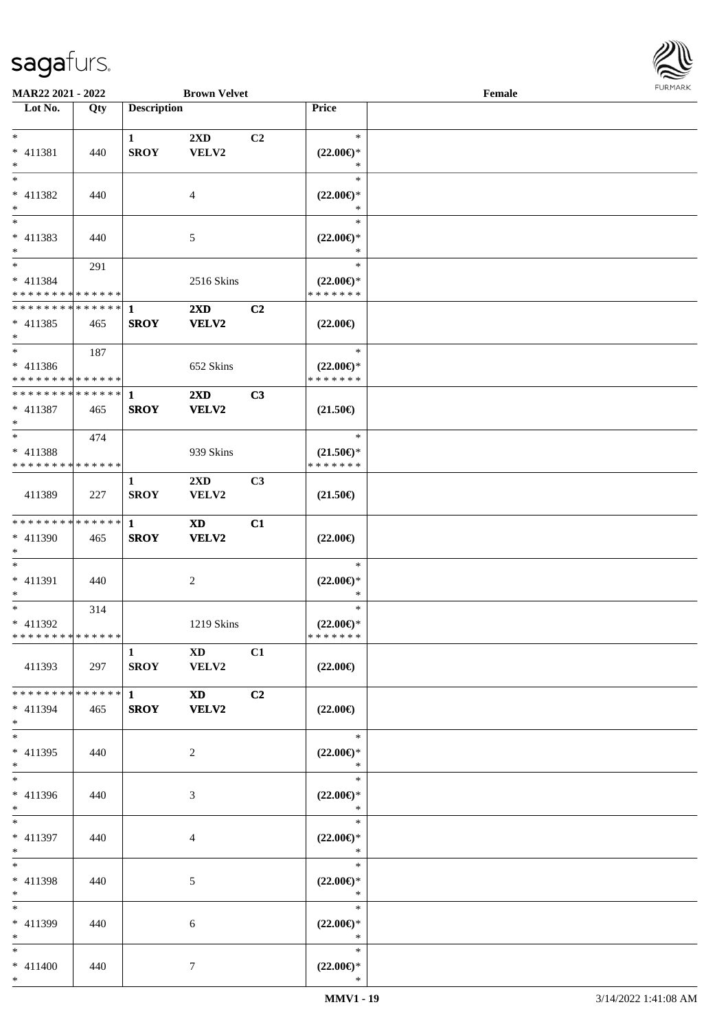MAR22 2021 - 2022 Brown Velvet Female

| Lot No. | Qty | Description | | | Price |
|---|---|---|---|---|---|
| * <br> * 411381 <br> * | 440 | 1 <br> SROY | 2XD <br> VELV2 | C2 | * <br> (22.00€)* <br> * |
| * <br> * 411382 <br> * | 440 | | 4 | | * <br> (22.00€)* <br> * |
| * <br> * 411383 <br> * | 440 | | 5 | | * <br> (22.00€)* <br> * |
| * <br> * 411384 <br> * * * * * * * * * * * * * * | 291 | | 2516 Skins | | * <br> (22.00€)* <br> * * * * * * * |
| * * * * * * * * * * * * * * <br> * 411385 <br> * | 465 | 1 <br> **SROY** | **2XD** <br> **VELV2** | **C2** | **(22.00€)** |
| * <br> * 411386 <br> * * * * * * * * * * * * * * | 187 | | 652 Skins | | * <br> (22.00€)* <br> * * * * * * * |
| * * * * * * * * * * * * * * <br> * 411387 <br> * | 465 | 1 <br> **SROY** | **2XD** <br> **VELV2** | **C3** | **(21.50€)** |
| * <br> * 411388 <br> * * * * * * * * * * * * * * | 474 | | 939 Skins | | * <br> (21.50€)* <br> * * * * * * * |
| 411389 | 227 | 1 <br> SROY | 2XD <br> VELV2 | C3 | (21.50€) |
| * * * * * * * * * * * * * * <br> * 411390 <br> * | 465 | 1 <br> **SROY** | **XD** <br> **VELV2** | **C1** | **(22.00€)** |
| * <br> * 411391 <br> * | 440 | | 2 | | * <br> (22.00€)* <br> * |
| * <br> * 411392 <br> * * * * * * * * * * * * * * | 314 | | 1219 Skins | | * <br> (22.00€)* <br> * * * * * * * |
| 411393 | 297 | 1 <br> SROY | XD <br> VELV2 | C1 | (22.00€) |
| * * * * * * * * * * * * * * <br> * 411394 <br> * | 465 | 1 <br> **SROY** | **XD** <br> **VELV2** | **C2** | **(22.00€)** |
| * <br> * 411395 <br> * | 440 | | 2 | | * <br> (22.00€)* <br> * |
| * <br> * 411396 <br> * | 440 | | 3 | | * <br> (22.00€)* <br> * |
| * <br> * 411397 <br> * | 440 | | 4 | | * <br> (22.00€)* <br> * |
| * <br> * 411398 <br> * | 440 | | 5 | | * <br> (22.00€)* <br> * |
| * <br> * 411399 <br> * | 440 | | 6 | | * <br> (22.00€)* <br> * |
| * <br> * 411400 <br> * | 440 | | 7 | | * <br> (22.00€)* <br> * |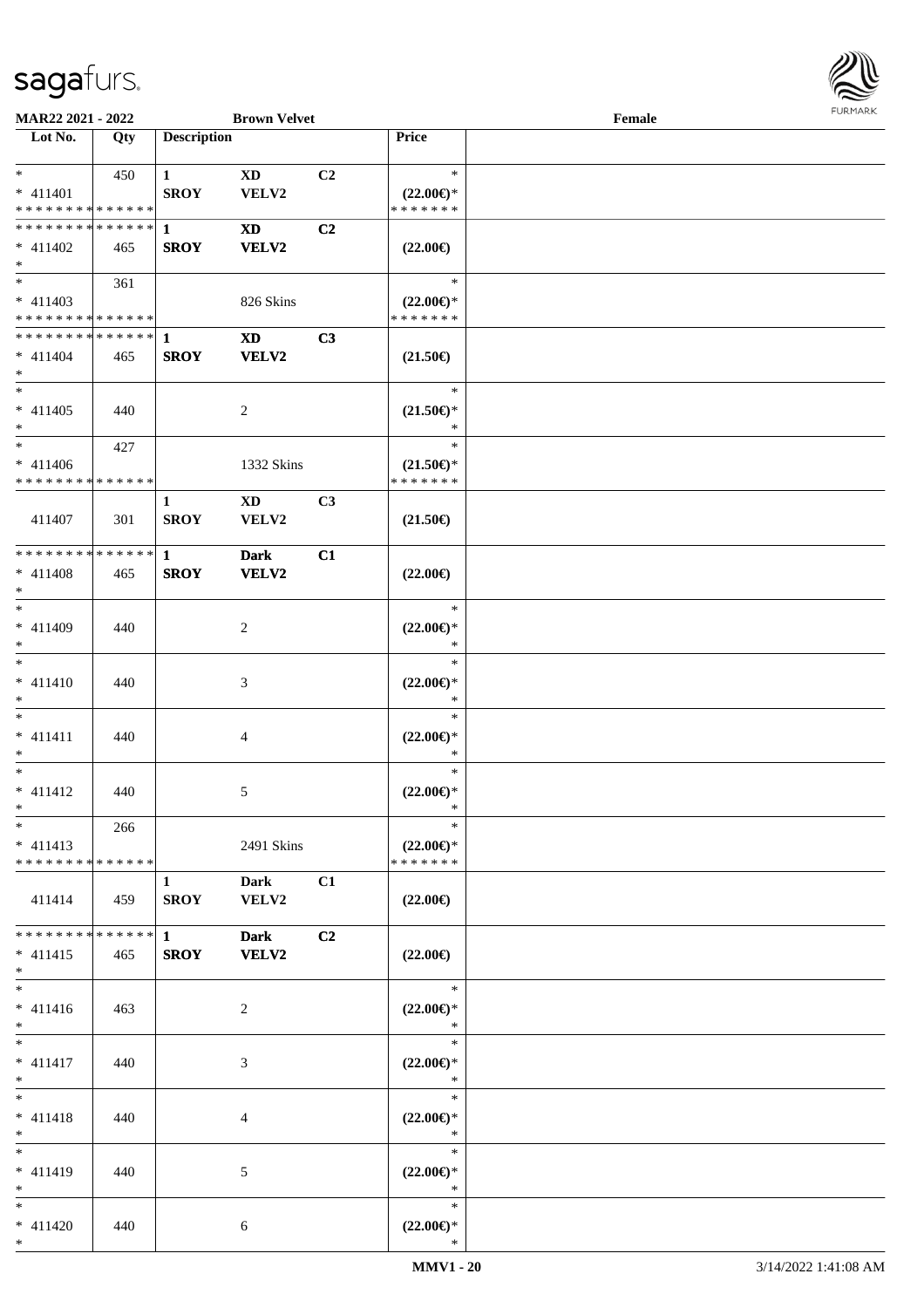MAR22 2021 - 2022 | Brown Velvet | Female

| Lot No. | Qty | Description | | | Price | |
|---|---|---|---|---|---|---|
| * <br> * 411401 <br> * * * * * * * * * * * * * * | 450 | 1 <br> SROY | XD <br> VELV2 | C2 | * <br> (22.00€)* <br> * * * * * * * | |
| * * * * * * * * * * * * * * <br> * 411402 <br> * | 465 | 1 <br> SROY | XD <br> VELV2 | C2 | (22.00€) | |
| * <br> * 411403 <br> * * * * * * * * * * * * * * | 361 | | 826 Skins | | * <br> (22.00€)* <br> * * * * * * * | |
| * * * * * * * * * * * * * * <br> * 411404 <br> * | 465 | 1 <br> SROY | XD <br> VELV2 | C3 | (21.50€) | |
| * <br> * 411405 <br> * | 440 | | 2 | | * <br> (21.50€)* <br> * | |
| * <br> * 411406 <br> * * * * * * * * * * * * * * | 427 | | 1332 Skins | | * <br> (21.50€)* <br> * * * * * * * | |
| 411407 | 301 | 1 <br> SROY | XD <br> VELV2 | C3 | (21.50€) | |
| * * * * * * * * * * * * * * <br> * 411408 <br> * | 465 | 1 <br> SROY | Dark <br> VELV2 | C1 | (22.00€) | |
| * <br> * 411409 <br> * | 440 | | 2 | | * <br> (22.00€)* <br> * | |
| * <br> * 411410 <br> * | 440 | | 3 | | * <br> (22.00€)* <br> * | |
| * <br> * 411411 <br> * | 440 | | 4 | | * <br> (22.00€)* <br> * | |
| * <br> * 411412 <br> * | 440 | | 5 | | * <br> (22.00€)* <br> * | |
| * <br> * 411413 <br> * * * * * * * * * * * * * * | 266 | | 2491 Skins | | * <br> (22.00€)* <br> * * * * * * * | |
| 411414 | 459 | 1 <br> SROY | Dark <br> VELV2 | C1 | (22.00€) | |
| * * * * * * * * * * * * * * <br> * 411415 <br> * | 465 | 1 <br> SROY | Dark <br> VELV2 | C2 | (22.00€) | |
| * <br> * 411416 <br> * | 463 | | 2 | | * <br> (22.00€)* <br> * | |
| * <br> * 411417 <br> * | 440 | | 3 | | * <br> (22.00€)* <br> * | |
| * <br> * 411418 <br> * | 440 | | 4 | | * <br> (22.00€)* <br> * | |
| * <br> * 411419 <br> * | 440 | | 5 | | * <br> (22.00€)* <br> * | |
| * <br> * 411420 <br> * | 440 | | 6 | | * <br> (22.00€)* <br> * | |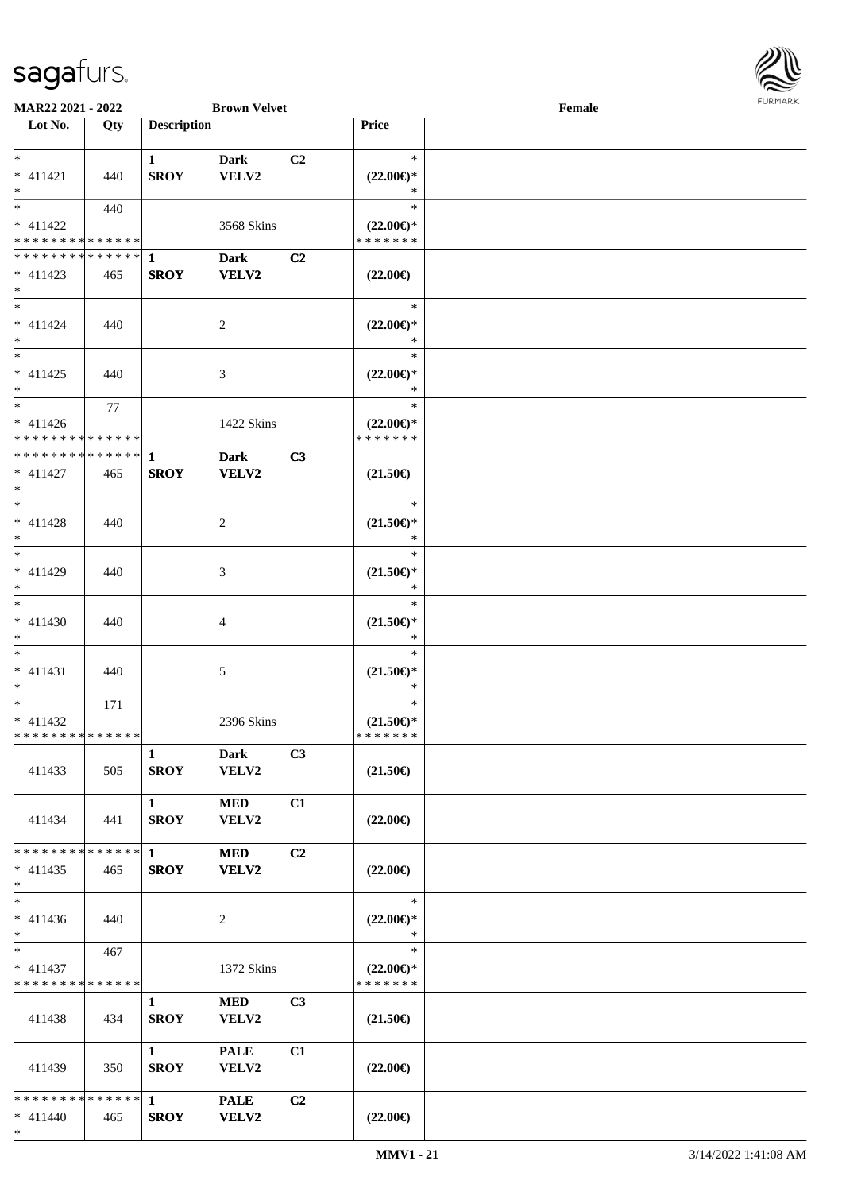**MAR22 2021 - 2022** **Brown Velvet** **Female**

| Lot No. | Qty | Description | | | Price | |
|---|---|---|---|---|---|---|
| * <br> * 411421 <br> * | 440 | 1 <br> SROY | Dark <br> VELV2 | C2 | * <br> (22.00€)* <br> * | |
| * <br> * 411422 <br> * * * * * * * * * * * * * * | 440 | | 3568 Skins | | * <br> (22.00€)* <br> * * * * * * * | |
| * * * * * * * * * * * * * * <br> * 411423 <br> * | 465 | 1 <br> SROY | Dark <br> VELV2 | C2 | (22.00€) | |
| * <br> * 411424 <br> * | 440 | | 2 | | * <br> (22.00€)* <br> * | |
| * <br> * 411425 <br> * | 440 | | 3 | | * <br> (22.00€)* <br> * | |
| * <br> * 411426 <br> * * * * * * * * * * * * * * | 77 | | 1422 Skins | | * <br> (22.00€)* <br> * * * * * * * | |
| * * * * * * * * * * * * * * <br> * 411427 <br> * | 465 | 1 <br> SROY | Dark <br> VELV2 | C3 | (21.50€) | |
| * <br> * 411428 <br> * | 440 | | 2 | | * <br> (21.50€)* <br> * | |
| * <br> * 411429 <br> * | 440 | | 3 | | * <br> (21.50€)* <br> * | |
| * <br> * 411430 <br> * | 440 | | 4 | | * <br> (21.50€)* <br> * | |
| * <br> * 411431 <br> * | 440 | | 5 | | * <br> (21.50€)* <br> * | |
| * <br> * 411432 <br> * * * * * * * * * * * * * * | 171 | | 2396 Skins | | * <br> (21.50€)* <br> * * * * * * * | |
| 411433 | 505 | 1 <br> SROY | Dark <br> VELV2 | C3 | (21.50€) | |
| 411434 | 441 | 1 <br> SROY | MED <br> VELV2 | C1 | (22.00€) | |
| * * * * * * * * * * * * * * <br> * 411435 <br> * | 465 | 1 <br> SROY | MED <br> VELV2 | C2 | (22.00€) | |
| * <br> * 411436 <br> * | 440 | | 2 | | * <br> (22.00€)* <br> * | |
| * <br> * 411437 <br> * * * * * * * * * * * * * * | 467 | | 1372 Skins | | * <br> (22.00€)* <br> * * * * * * * | |
| 411438 | 434 | 1 <br> SROY | MED <br> VELV2 | C3 | (21.50€) | |
| 411439 | 350 | 1 <br> SROY | PALE <br> VELV2 | C1 | (22.00€) | |
| * * * * * * * * * * * * * * <br> * 411440 <br> * | 465 | 1 <br> SROY | PALE <br> VELV2 | C2 | (22.00€) | |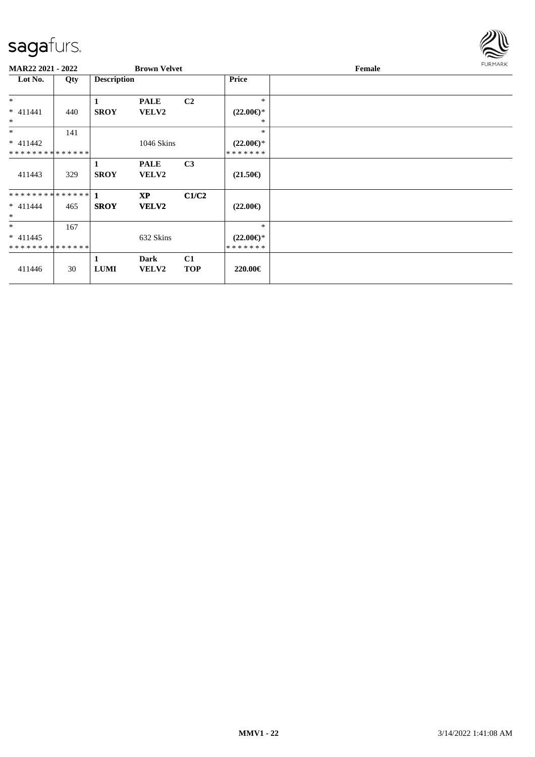**MAR22 2021 - 2022** **Brown Velvet** **Female**

| Lot No. | Qty | Description | | | Price | |
|---|---|---|---|---|---|---|
| *<br>* 411441<br>* | 440 | **1**<br>**SROY** | **PALE**<br>**VELV2** | **C2** | *<br>**(22.00€)***<br>* | |
| *<br>* 411442<br>* * * * * * * * * * * * * * | 141 | | 1046 Skins | | *<br>**(22.00€)***<br>* * * * * * * | |
| 411443 | 329 | **1**<br>**SROY** | **PALE**<br>**VELV2** | **C3** | **(21.50€)** | |
| * * * * * * * * * * * * * *<br>* 411444<br>* | 465 | **1**<br>**SROY** | **XP**<br>**VELV2** | **C1/C2** | **(22.00€)** | |
| *<br>* 411445<br>* * * * * * * * * * * * * * | 167 | | 632 Skins | | *<br>**(22.00€)***<br>* * * * * * * | |
| 411446 | 30 | **1**<br>**LUMI** | **Dark**<br>**VELV2** | **C1**<br>**TOP** | **220.00€** | |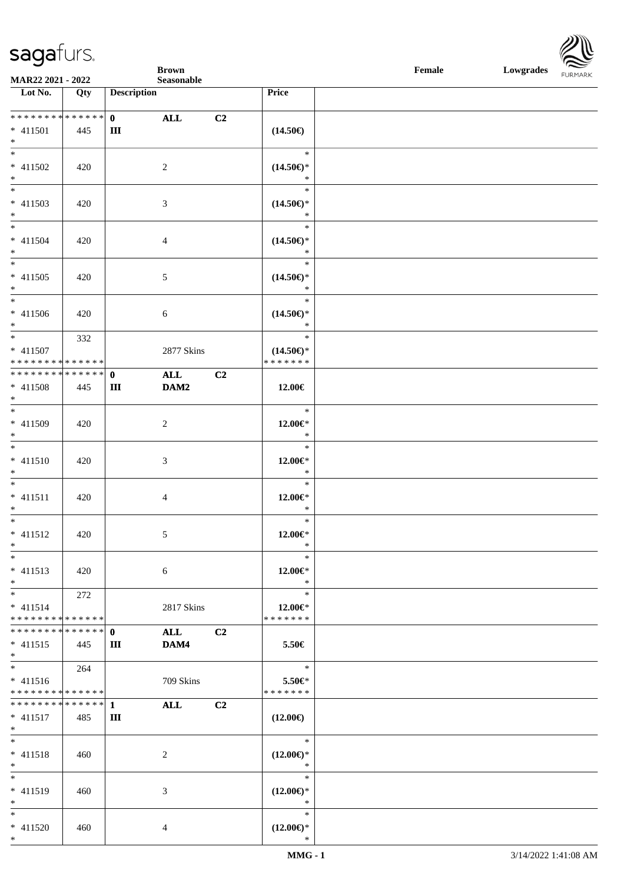| Lot No. | Qty | Description | | | Price |
|---|---|---|---|---|---|
| * * * * * * * * * * * * * * | | 0 | ALL | C2 | |
| * 411501 | 445 | III | | | (14.50€) |
| * | | | | | |
| * 411502 | 420 | | 2 | | * (14.50€)* * |
| * 411503 | 420 | | 3 | | * (14.50€)* * |
| * 411504 | 420 | | 4 | | * (14.50€)* * |
| * 411505 | 420 | | 5 | | * (14.50€)* * |
| * 411506 | 420 | | 6 | | * (14.50€)* * |
| * 411507 | 332 | | 2877 Skins | | * (14.50€)* * * * * * * * |
| * * * * * * * * * * * * * * | | 0 | ALL | C2 | |
| * 411508 | 445 | III | DAM2 | | 12.00€ |
| * 411509 | 420 | | 2 | | * 12.00€* * |
| * 411510 | 420 | | 3 | | * 12.00€* * |
| * 411511 | 420 | | 4 | | * 12.00€* * |
| * 411512 | 420 | | 5 | | * 12.00€* * |
| * 411513 | 420 | | 6 | | * 12.00€* * |
| * 411514 | 272 | | 2817 Skins | | * 12.00€* * * * * * * * |
| * * * * * * * * * * * * * * | | 0 | ALL | C2 | |
| * 411515 | 445 | III | DAM4 | | 5.50€ |
| * 411516 | 264 | | 709 Skins | | * 5.50€* * * * * * * * |
| * * * * * * * * * * * * * * | | 1 | ALL | C2 | |
| * 411517 | 485 | III | | | (12.00€) |
| * 411518 | 460 | | 2 | | * (12.00€)* * |
| * 411519 | 460 | | 3 | | * (12.00€)* * |
| * 411520 | 460 | | 4 | | * (12.00€)* * |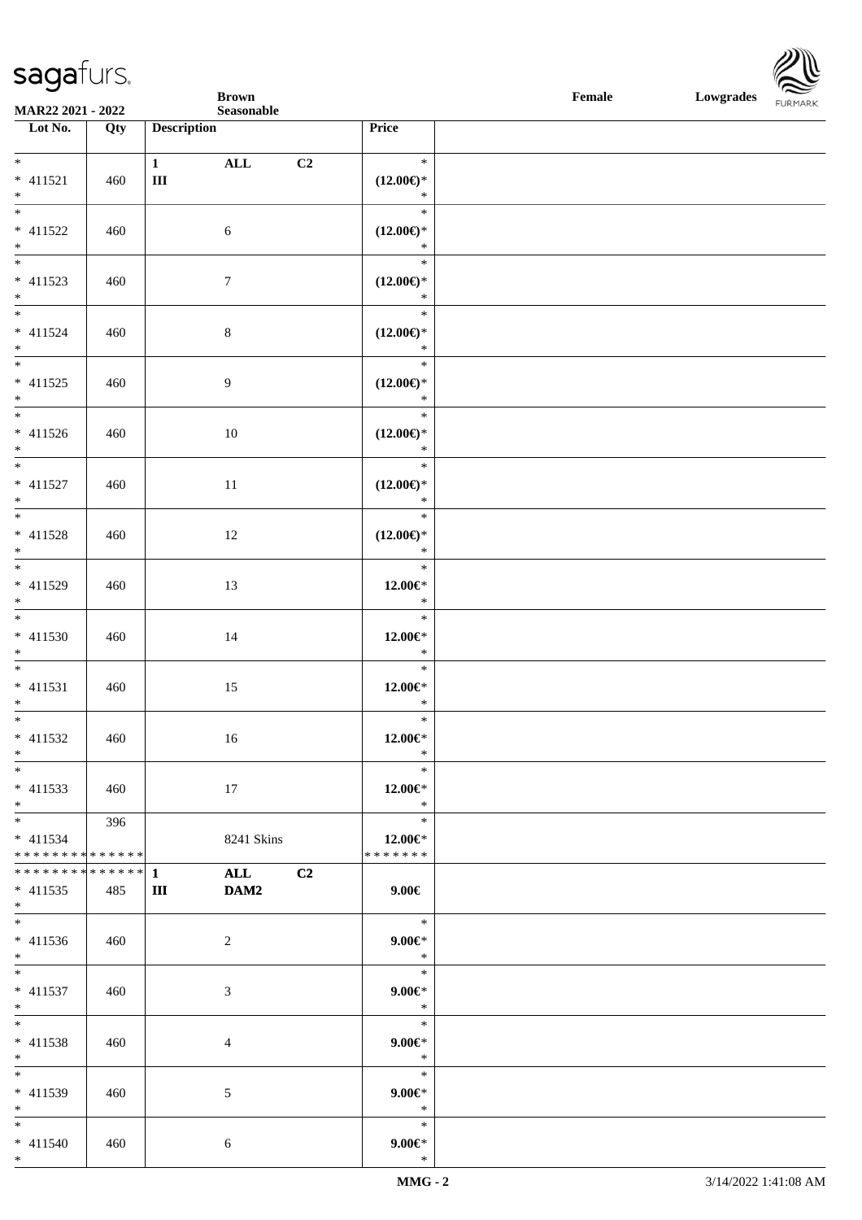**Brown**
**Seasonable**

**MAR22 2021 - 2022**

**Female** **Lowgrades**

| Lot No. | Qty | Description | | | Price |
|---|---|---|---|---|---|
| * 411521 * | 460 | 1 III | ALL | C2 | * (12.00€)* * |
| * 411522 * | 460 | | 6 | | * (12.00€)* * |
| * 411523 * | 460 | | 7 | | * (12.00€)* * |
| * 411524 * | 460 | | 8 | | * (12.00€)* * |
| * 411525 * | 460 | | 9 | | * (12.00€)* * |
| * 411526 * | 460 | | 10 | | * (12.00€)* * |
| * 411527 * | 460 | | 11 | | * (12.00€)* * |
| * 411528 * | 460 | | 12 | | * (12.00€)* * |
| * 411529 * | 460 | | 13 | | * 12.00€* * |
| * 411530 * | 460 | | 14 | | * 12.00€* * |
| * 411531 * | 460 | | 15 | | * 12.00€* * |
| * 411532 * | 460 | | 16 | | * 12.00€* * |
| * 411533 * | 460 | | 17 | | * 12.00€* * |
| * 411534 * * * * * * * * * * * * * * | 396 | | 8241 Skins | | * 12.00€* * * * * * * * |
| * * * * * * * * * * * * * * 411535 * | 485 | 1 III | ALL DAM2 | C2 | 9.00€ |
| * 411536 * | 460 | | 2 | | * 9.00€* * |
| * 411537 * | 460 | | 3 | | * 9.00€* * |
| * 411538 * | 460 | | 4 | | * 9.00€* * |
| * 411539 * | 460 | | 5 | | * 9.00€* * |
| * 411540 * | 460 | | 6 | | * 9.00€* * |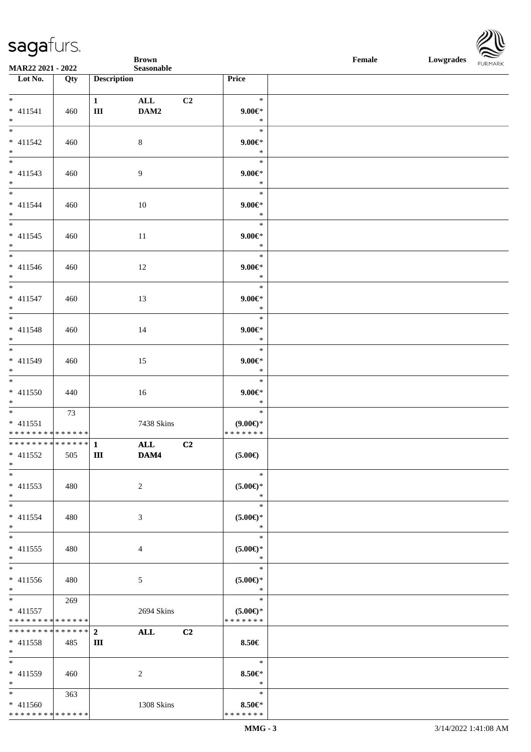**Brown** **Seasonable** **Female** **Lowgrades**

**MAR22 2021 - 2022**

| Lot No. | Qty | Description | | | Price |
|---|---|---|---|---|---|
| * 411541 * | 460 | 1 III | ALL DAM2 | C2 | * 9.00€* * |
| * 411542 * | 460 | | 8 | | * 9.00€* * |
| * 411543 * | 460 | | 9 | | * 9.00€* * |
| * 411544 * | 460 | | 10 | | * 9.00€* * |
| * 411545 * | 460 | | 11 | | * 9.00€* * |
| * 411546 * | 460 | | 12 | | * 9.00€* * |
| * 411547 * | 460 | | 13 | | * 9.00€* * |
| * 411548 * | 460 | | 14 | | * 9.00€* * |
| * 411549 * | 460 | | 15 | | * 9.00€* * |
| * 411550 * | 440 | | 16 | | * 9.00€* * |
| * 411551 * * * * * * * * * * * * * * | 73 | | 7438 Skins | | * (9.00€)* * * * * * * * |
| * * * * * * * * * * * * * * 411552 * | 505 | 1 III | ALL DAM4 | C2 | (5.00€) |
| * 411553 * | 480 | | 2 | | * (5.00€)* * |
| * 411554 * | 480 | | 3 | | * (5.00€)* * |
| * 411555 * | 480 | | 4 | | * (5.00€)* * |
| * 411556 * | 480 | | 5 | | * (5.00€)* * |
| * 411557 * * * * * * * * * * * * * * | 269 | | 2694 Skins | | * (5.00€)* * * * * * * * |
| * * * * * * * * * * * * * * 411558 * | 485 | 2 III | ALL | C2 | 8.50€ |
| * 411559 * | 460 | | 2 | | * 8.50€* * |
| * 411560 * * * * * * * * * * * * * * | 363 | | 1308 Skins | | * 8.50€* * * * * * * * |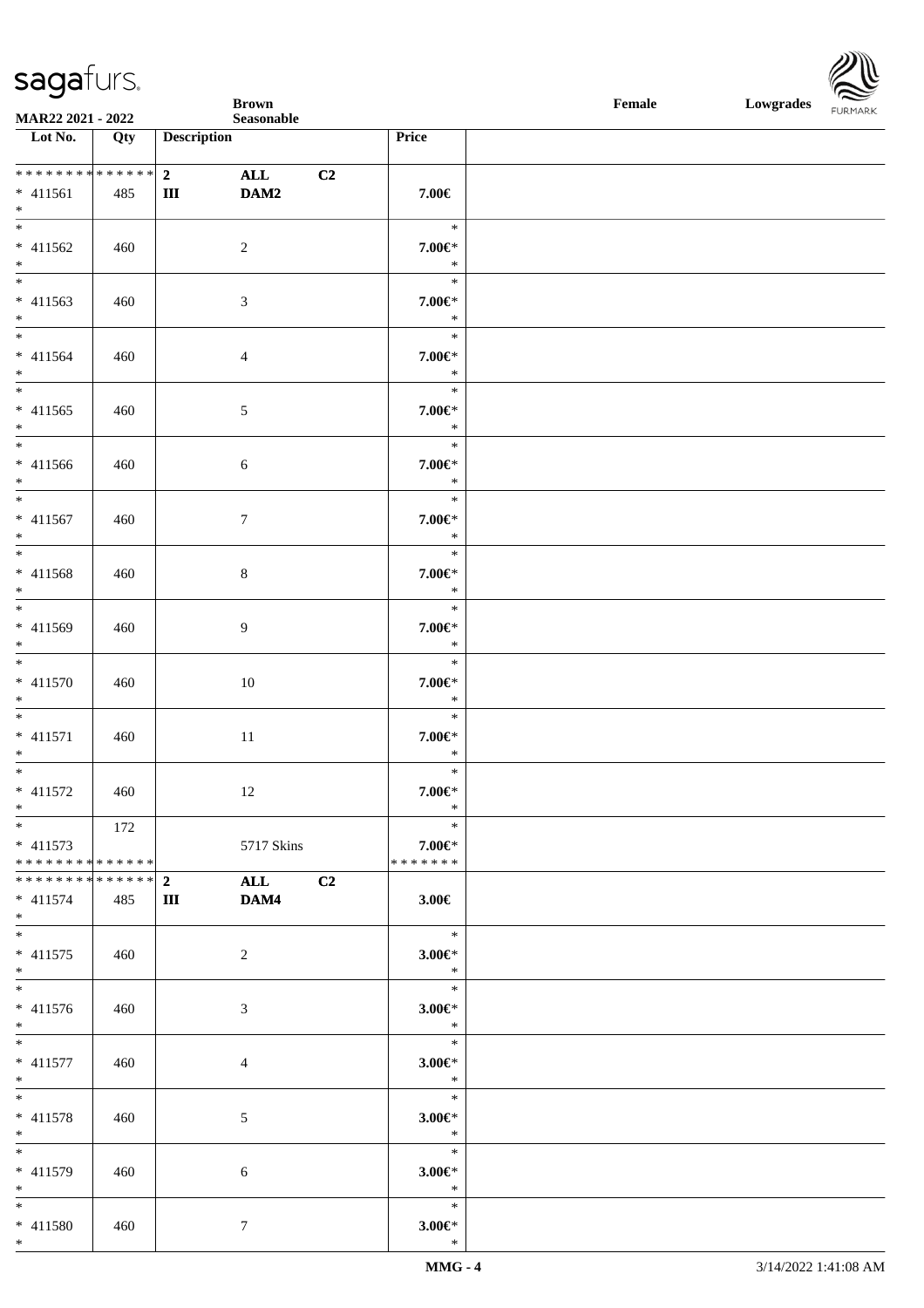| Lot No. | Qty | Description | | | Price |
|---|---|---|---|---|---|
| ************** | | 2 | ALL | C2 | |
| * 411561 | 485 | III | DAM2 | | 7.00€ |
| * | | | | | |
| * | | | | | * |
| * 411562 | 460 | | 2 | | 7.00€* |
| * | | | | | * |
| * | | | | | * |
| * 411563 | 460 | | 3 | | 7.00€* |
| * | | | | | * |
| * | | | | | * |
| * 411564 | 460 | | 4 | | 7.00€* |
| * | | | | | * |
| * | | | | | * |
| * 411565 | 460 | | 5 | | 7.00€* |
| * | | | | | * |
| * | | | | | * |
| * 411566 | 460 | | 6 | | 7.00€* |
| * | | | | | * |
| * | | | | | * |
| * 411567 | 460 | | 7 | | 7.00€* |
| * | | | | | * |
| * | | | | | * |
| * 411568 | 460 | | 8 | | 7.00€* |
| * | | | | | * |
| * | | | | | * |
| * 411569 | 460 | | 9 | | 7.00€* |
| * | | | | | * |
| * | | | | | * |
| * 411570 | 460 | | 10 | | 7.00€* |
| * | | | | | * |
| * | | | | | * |
| * 411571 | 460 | | 11 | | 7.00€* |
| * | | | | | * |
| * | | | | | * |
| * 411572 | 460 | | 12 | | 7.00€* |
| * | | | | | * |
| * | 172 | | | | * |
| * 411573 | | | 5717 Skins | | 7.00€* |
| ************** | | | | | ******* |
| ************** | | 2 | ALL | C2 | |
| * 411574 | 485 | III | DAM4 | | 3.00€ |
| * | | | | | |
| * | | | | | * |
| * 411575 | 460 | | 2 | | 3.00€* |
| * | | | | | * |
| * | | | | | * |
| * 411576 | 460 | | 3 | | 3.00€* |
| * | | | | | * |
| * | | | | | * |
| * 411577 | 460 | | 4 | | 3.00€* |
| * | | | | | * |
| * | | | | | * |
| * 411578 | 460 | | 5 | | 3.00€* |
| * | | | | | * |
| * | | | | | * |
| * 411579 | 460 | | 6 | | 3.00€* |
| * | | | | | * |
| * | | | | | * |
| * 411580 | 460 | | 7 | | 3.00€* |
| * | | | | | * |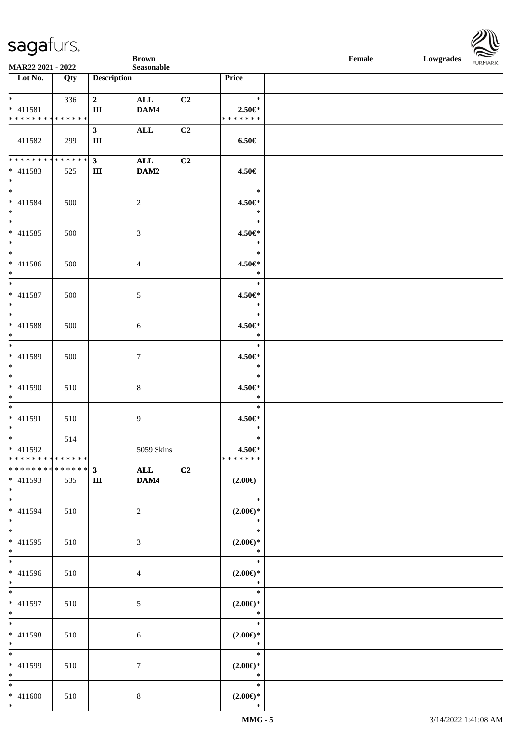| Lot No. | Qty | Description | | | Price |
|---|---|---|---|---|---|
| * | 336 | 2 | ALL | C2 | * |
| * 411581 | | III | DAM4 | | 2.50€* |
| * * * * * * * * * * * * * * | | | | | * * * * * * * |
| | | 3 | ALL | C2 | |
| 411582 | 299 | III | | | 6.50€ |
| * * * * * * * * * * * * * * | | 3 | ALL | C2 | |
| * 411583 | 525 | III | DAM2 | | 4.50€ |
| * | | | | | |
| * | | | | | * |
| * 411584 | 500 | | 2 | | 4.50€* |
| * | | | | | * |
| * | | | | | * |
| * 411585 | 500 | | 3 | | 4.50€* |
| * | | | | | * |
| * | | | | | * |
| * 411586 | 500 | | 4 | | 4.50€* |
| * | | | | | * |
| * | | | | | * |
| * 411587 | 500 | | 5 | | 4.50€* |
| * | | | | | * |
| * | | | | | * |
| * 411588 | 500 | | 6 | | 4.50€* |
| * | | | | | * |
| * | | | | | * |
| * 411589 | 500 | | 7 | | 4.50€* |
| * | | | | | * |
| * | | | | | * |
| * 411590 | 510 | | 8 | | 4.50€* |
| * | | | | | * |
| * | | | | | * |
| * 411591 | 510 | | 9 | | 4.50€* |
| * | | | | | * |
| * | 514 | | | | * |
| * 411592 | | | 5059 Skins | | 4.50€* |
| * * * * * * * * * * * * * * | | | | | * * * * * * * |
| * * * * * * * * * * * * * * | | 3 | ALL | C2 | |
| * 411593 | 535 | III | DAM4 | | (2.00€) |
| * | | | | | |
| * | | | | | * |
| * 411594 | 510 | | 2 | | (2.00€)* |
| * | | | | | * |
| * | | | | | * |
| * 411595 | 510 | | 3 | | (2.00€)* |
| * | | | | | * |
| * | | | | | * |
| * 411596 | 510 | | 4 | | (2.00€)* |
| * | | | | | * |
| * | | | | | * |
| * 411597 | 510 | | 5 | | (2.00€)* |
| * | | | | | * |
| * | | | | | * |
| * 411598 | 510 | | 6 | | (2.00€)* |
| * | | | | | * |
| * | | | | | * |
| * 411599 | 510 | | 7 | | (2.00€)* |
| * | | | | | * |
| * | | | | | * |
| * 411600 | 510 | | 8 | | (2.00€)* |
| * | | | | | * |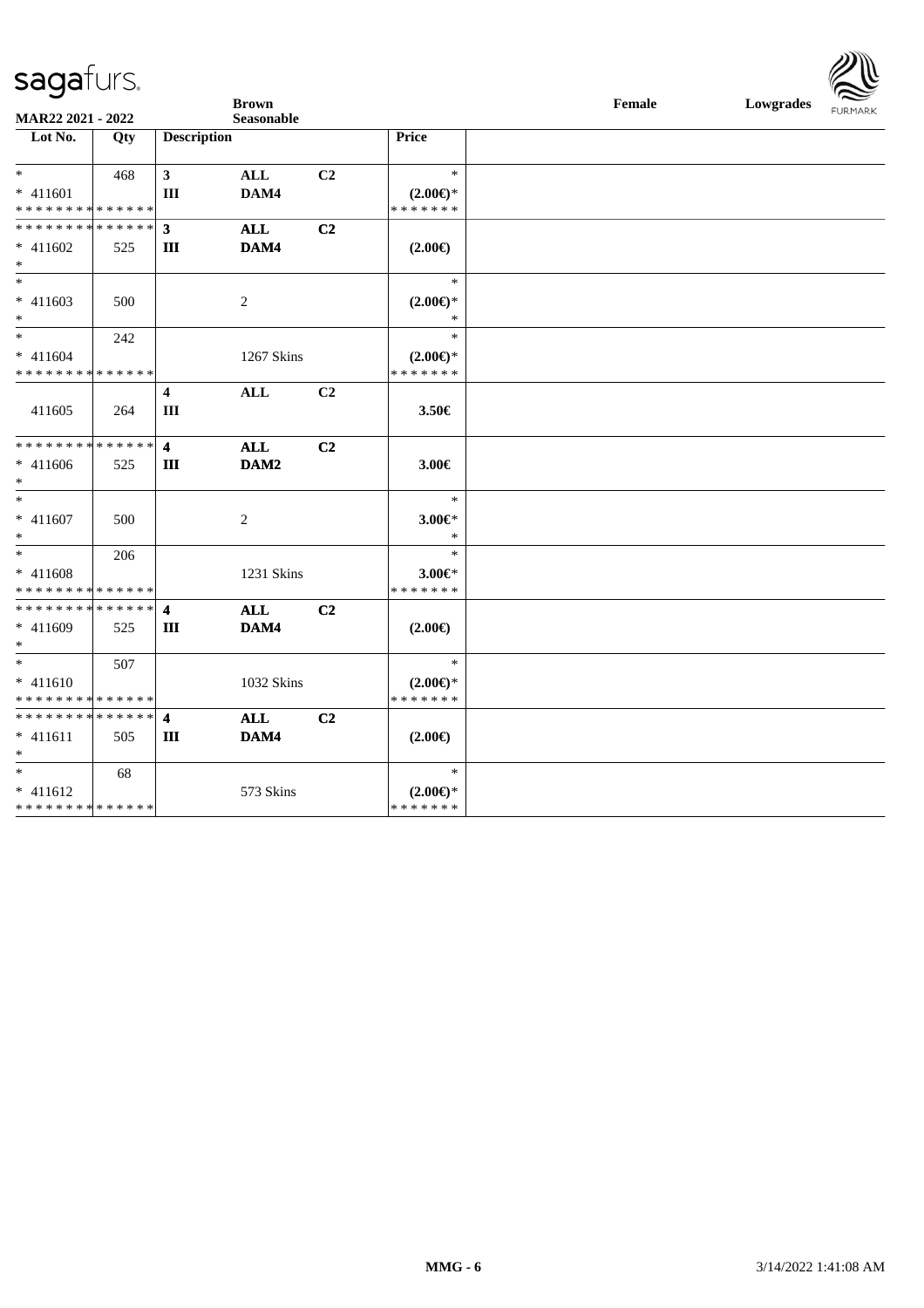**Brown**
**Seasonable**

**Female** **Lowgrades**

| Lot No. | Qty | Description | | | Price |
|---|---|---|---|---|---|
| * <br> * 411601 <br> * * * * * * * * * * * * * * | 468 | 3 <br> III | ALL <br> DAM4 | C2 | * <br> (2.00€)* <br> * * * * * * * |
| * * * * * * * * * * * * * * <br> * 411602 <br> * | 525 | 3 <br> III | ALL <br> DAM4 | C2 | (2.00€) |
| * <br> * 411603 <br> * | 500 | | 2 | | * <br> (2.00€)* <br> * |
| * <br> * 411604 <br> * * * * * * * * * * * * * * | 242 | | 1267 Skins | | * <br> (2.00€)* <br> * * * * * * * |
| 411605 | 264 | 4 <br> III | ALL | C2 | 3.50€ |
| * * * * * * * * * * * * * * <br> * 411606 <br> * | 525 | 4 <br> III | ALL <br> DAM2 | C2 | 3.00€ |
| * <br> * 411607 <br> * | 500 | | 2 | | * <br> 3.00€* <br> * |
| * <br> * 411608 <br> * * * * * * * * * * * * * * | 206 | | 1231 Skins | | * <br> 3.00€* <br> * * * * * * * |
| * * * * * * * * * * * * * * <br> * 411609 <br> * | 525 | 4 <br> III | ALL <br> DAM4 | C2 | (2.00€) |
| * <br> * 411610 <br> * * * * * * * * * * * * * * | 507 | | 1032 Skins | | * <br> (2.00€)* <br> * * * * * * * |
| * * * * * * * * * * * * * * <br> * 411611 <br> * | 505 | 4 <br> III | ALL <br> DAM4 | C2 | (2.00€) |
| * <br> * 411612 <br> * * * * * * * * * * * * * * | 68 | | 573 Skins | | * <br> (2.00€)* <br> * * * * * * * |